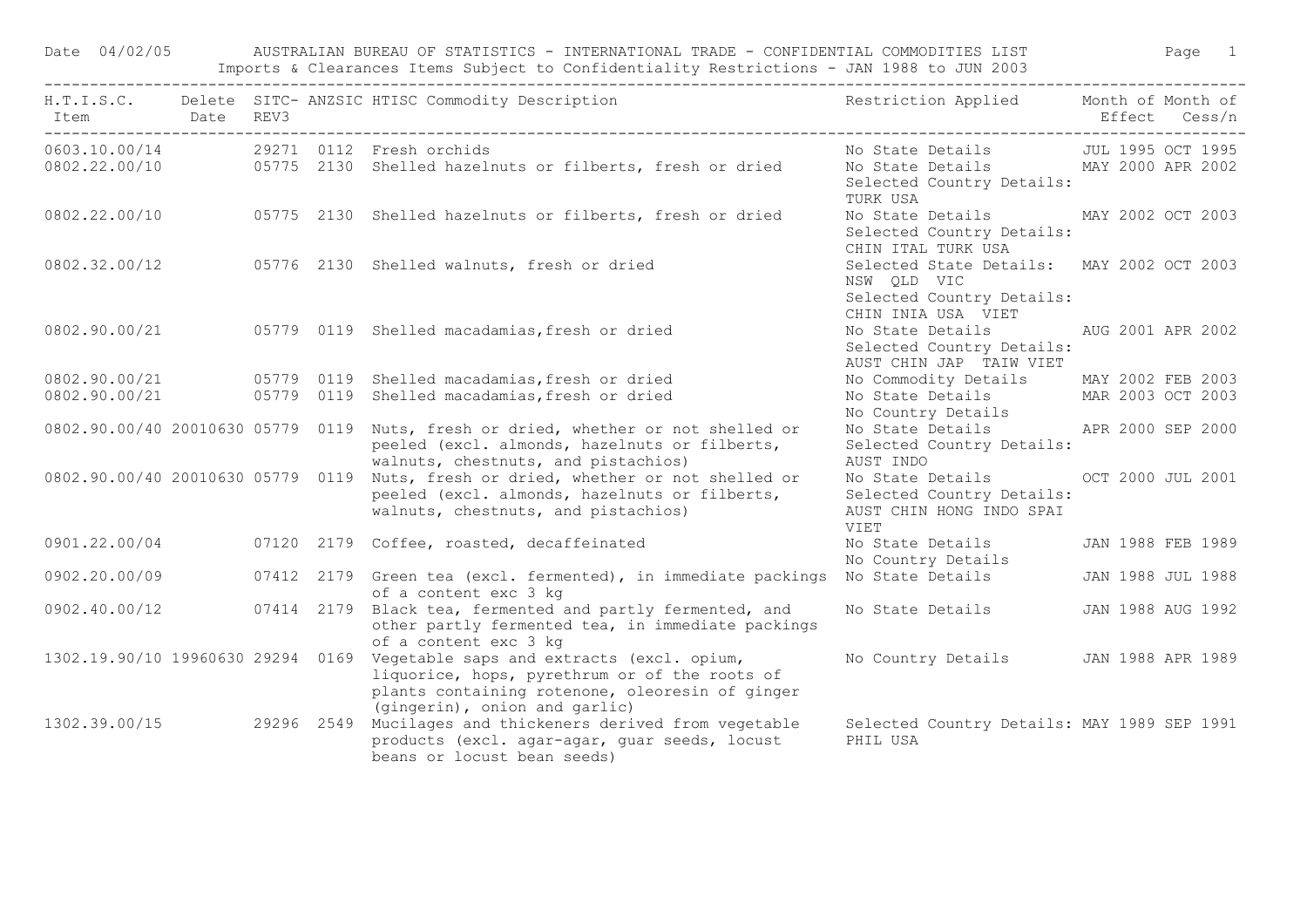Date 04/02/05 AUSTRALIAN BUREAU OF STATISTICS - INTERNATIONAL TRADE - CONFIDENTIAL COMMODITIES LIST

Imports & Clearances Items Subject to Confidentiality Restrictions - JAN 1988 to JUN 2003

| H.T.I.S.C. Item | Delete Date | SITC-REV3 | ANZSIC | HTISC Commodity Description | Restriction Applied | Month of Effect | Month of Cess/n |
|---|---|---|---|---|---|---|---|
| 0603.10.00/14 | | 29271 | 0112 | Fresh orchids | No State Details | JUL 1995 | OCT 1995 |
| 0802.22.00/10 | | 05775 | 2130 | Shelled hazelnuts or filberts, fresh or dried | No State Details Selected Country Details: TURK USA | MAY 2000 | APR 2002 |
| 0802.22.00/10 | | 05775 | 2130 | Shelled hazelnuts or filberts, fresh or dried | No State Details Selected Country Details: CHIN ITAL TURK USA | MAY 2002 | OCT 2003 |
| 0802.32.00/12 | | 05776 | 2130 | Shelled walnuts, fresh or dried | Selected State Details: NSW QLD VIC Selected Country Details: CHIN INIA USA VIET | MAY 2002 | OCT 2003 |
| 0802.90.00/21 | | 05779 | 0119 | Shelled macadamias,fresh or dried | No State Details Selected Country Details: AUST CHIN JAP TAIW VIET | AUG 2001 | APR 2002 |
| 0802.90.00/21 | | 05779 | 0119 | Shelled macadamias,fresh or dried | No Commodity Details | MAY 2002 | FEB 2003 |
| 0802.90.00/21 | | 05779 | 0119 | Shelled macadamias,fresh or dried | No State Details No Country Details | MAR 2003 | OCT 2003 |
| 0802.90.00/40 | 20010630 | 05779 | 0119 | Nuts, fresh or dried, whether or not shelled or peeled (excl. almonds, hazelnuts or filberts, walnuts, chestnuts, and pistachios) | No State Details Selected Country Details: AUST INDO | APR 2000 | SEP 2000 |
| 0802.90.00/40 | 20010630 | 05779 | 0119 | Nuts, fresh or dried, whether or not shelled or peeled (excl. almonds, hazelnuts or filberts, walnuts, chestnuts, and pistachios) | No State Details Selected Country Details: AUST CHIN HONG INDO SPAI VIET | OCT 2000 | JUL 2001 |
| 0901.22.00/04 | | 07120 | 2179 | Coffee, roasted, decaffeinated | No State Details No Country Details | JAN 1988 | FEB 1989 |
| 0902.20.00/09 | | 07412 | 2179 | Green tea (excl. fermented), in immediate packings of a content exc 3 kg | No State Details | JAN 1988 | JUL 1988 |
| 0902.40.00/12 | | 07414 | 2179 | Black tea, fermented and partly fermented, and other partly fermented tea, in immediate packings of a content exc 3 kg | No State Details | JAN 1988 | AUG 1992 |
| 1302.19.90/10 | 19960630 | 29294 | 0169 | Vegetable saps and extracts (excl. opium, liquorice, hops, pyrethrum or of the roots of plants containing rotenone, oleoresin of ginger (gingerin), onion and garlic) | No Country Details | JAN 1988 | APR 1989 |
| 1302.39.00/15 | | 29296 | 2549 | Mucilages and thickeners derived from vegetable products (excl. agar-agar, guar seeds, locust beans or locust bean seeds) | Selected Country Details: PHIL USA | MAY 1989 | SEP 1991 |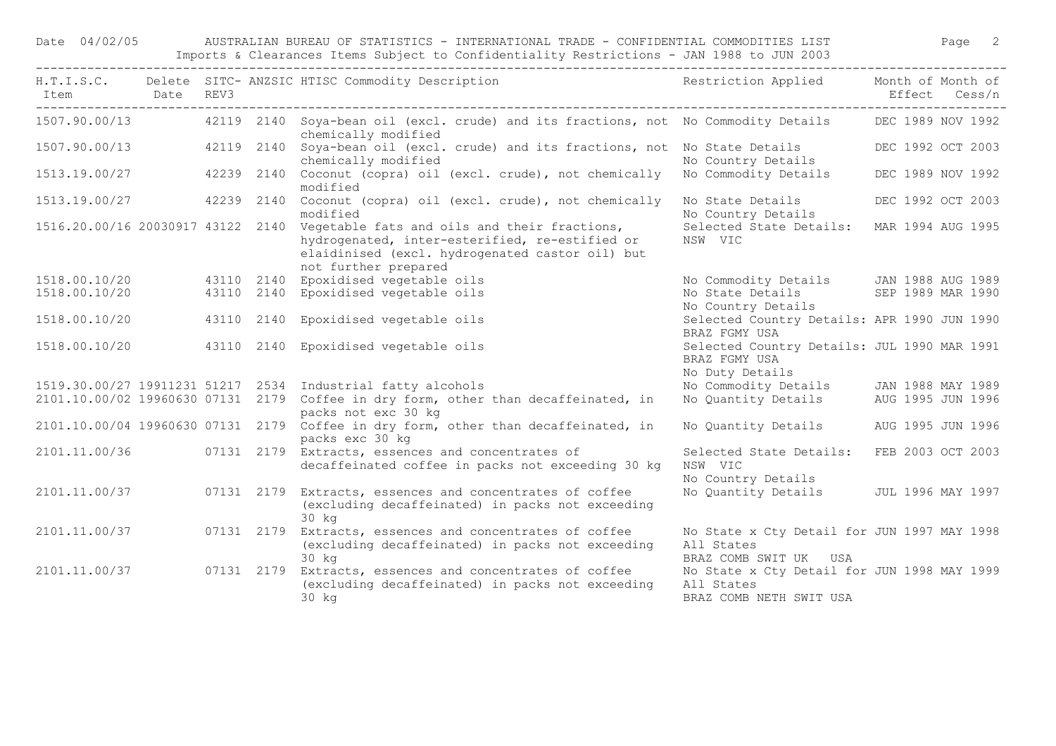Date 04/02/05 AUSTRALIAN BUREAU OF STATISTICS - INTERNATIONAL TRADE - CONFIDENTIAL COMMODITIES LIST

Imports & Clearances Items Subject to Confidentiality Restrictions - JAN 1988 to JUN 2003

| H.T.I.S.C. Item | Delete Date | SITC-REV3 | ANZSIC | HTISC Commodity Description | Restriction Applied | Month of Effect | Month of Cess/n |
|---|---|---|---|---|---|---|---|
| 1507.90.00/13 | | 42119 | 2140 | Soya-bean oil (excl. crude) and its fractions, not chemically modified | No Commodity Details | DEC 1989 | NOV 1992 |
| 1507.90.00/13 | | 42119 | 2140 | Soya-bean oil (excl. crude) and its fractions, not chemically modified | No State Details No Country Details | DEC 1992 | OCT 2003 |
| 1513.19.00/27 | | 42239 | 2140 | Coconut (copra) oil (excl. crude), not chemically modified | No Commodity Details | DEC 1989 | NOV 1992 |
| 1513.19.00/27 | | 42239 | 2140 | Coconut (copra) oil (excl. crude), not chemically modified | No State Details No Country Details | DEC 1992 | OCT 2003 |
| 1516.20.00/16 | 20030917 | 43122 | 2140 | Vegetable fats and oils and their fractions, hydrogenated, inter-esterified, re-estified or elaidinised (excl. hydrogenated castor oil) but not further prepared | Selected State Details: NSW VIC | MAR 1994 | AUG 1995 |
| 1518.00.10/20 | | 43110 | 2140 | Epoxidised vegetable oils | No Commodity Details | JAN 1988 | AUG 1989 |
| 1518.00.10/20 | | 43110 | 2140 | Epoxidised vegetable oils | No State Details No Country Details | SEP 1989 | MAR 1990 |
| 1518.00.10/20 | | 43110 | 2140 | Epoxidised vegetable oils | Selected Country Details: BRAZ FGMY USA | APR 1990 | JUN 1990 |
| 1518.00.10/20 | | 43110 | 2140 | Epoxidised vegetable oils | Selected Country Details: BRAZ FGMY USA No Duty Details | JUL 1990 | MAR 1991 |
| 1519.30.00/27 | 19911231 | 51217 | 2534 | Industrial fatty alcohols | No Commodity Details | JAN 1988 | MAY 1989 |
| 2101.10.00/02 | 19960630 | 07131 | 2179 | Coffee in dry form, other than decaffeinated, in packs not exc 30 kg | No Quantity Details | AUG 1995 | JUN 1996 |
| 2101.10.00/04 | 19960630 | 07131 | 2179 | Coffee in dry form, other than decaffeinated, in packs exc 30 kg | No Quantity Details | AUG 1995 | JUN 1996 |
| 2101.11.00/36 | | 07131 | 2179 | Extracts, essences and concentrates of decaffeinated coffee in packs not exceeding 30 kg | Selected State Details: NSW VIC No Country Details | FEB 2003 | OCT 2003 |
| 2101.11.00/37 | | 07131 | 2179 | Extracts, essences and concentrates of coffee (excluding decaffeinated) in packs not exceeding 30 kg | No Quantity Details | JUL 1996 | MAY 1997 |
| 2101.11.00/37 | | 07131 | 2179 | Extracts, essences and concentrates of coffee (excluding decaffeinated) in packs not exceeding 30 kg | No State x Cty Detail for All States BRAZ COMB SWIT UK USA | JUN 1997 | MAY 1998 |
| 2101.11.00/37 | | 07131 | 2179 | Extracts, essences and concentrates of coffee (excluding decaffeinated) in packs not exceeding 30 kg | No State x Cty Detail for All States BRAZ COMB NETH SWIT USA | JUN 1998 | MAY 1999 |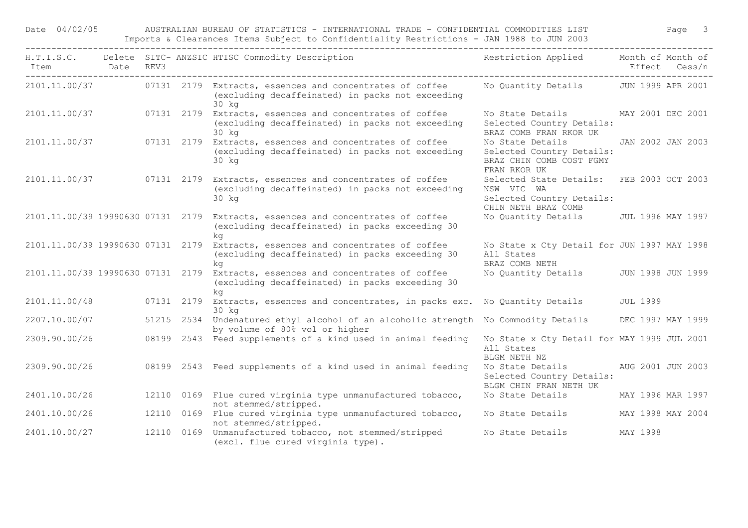| H.T.I.S.C. Item | Delete Date | SITC-REV3 | ANZSIC | HTISC Commodity Description | Restriction Applied | Month of Effect | Month of Cess/n |
|---|---|---|---|---|---|---|---|
| 2101.11.00/37 | | 07131 | 2179 | Extracts, essences and concentrates of coffee (excluding decaffeinated) in packs not exceeding 30 kg | No Quantity Details | JUN 1999 | APR 2001 |
| 2101.11.00/37 | | 07131 | 2179 | Extracts, essences and concentrates of coffee (excluding decaffeinated) in packs not exceeding 30 kg | No State Details Selected Country Details: BRAZ COMB FRAN RKOR UK | MAY 2001 | DEC 2001 |
| 2101.11.00/37 | | 07131 | 2179 | Extracts, essences and concentrates of coffee (excluding decaffeinated) in packs not exceeding 30 kg | No State Details Selected Country Details: BRAZ CHIN COMB COST FGMY FRAN RKOR UK | JAN 2002 | JAN 2003 |
| 2101.11.00/37 | | 07131 | 2179 | Extracts, essences and concentrates of coffee (excluding decaffeinated) in packs not exceeding 30 kg | Selected State Details: NSW VIC WA Selected Country Details: CHIN NETH BRAZ COMB | FEB 2003 | OCT 2003 |
| 2101.11.00/39 | 19990630 | 07131 | 2179 | Extracts, essences and concentrates of coffee (excluding decaffeinated) in packs exceeding 30 kg | No Quantity Details | JUL 1996 | MAY 1997 |
| 2101.11.00/39 | 19990630 | 07131 | 2179 | Extracts, essences and concentrates of coffee (excluding decaffeinated) in packs exceeding 30 kg | No State x Cty Detail for All States BRAZ COMB NETH | JUN 1997 | MAY 1998 |
| 2101.11.00/39 | 19990630 | 07131 | 2179 | Extracts, essences and concentrates of coffee (excluding decaffeinated) in packs exceeding 30 kg | No Quantity Details | JUN 1998 | JUN 1999 |
| 2101.11.00/48 | | 07131 | 2179 | Extracts, essences and concentrates, in packs exc. 30 kg | No Quantity Details | JUL 1999 | |
| 2207.10.00/07 | | 51215 | 2534 | Undenatured ethyl alcohol of an alcoholic strength by volume of 80% vol or higher | No Commodity Details | DEC 1997 | MAY 1999 |
| 2309.90.00/26 | | 08199 | 2543 | Feed supplements of a kind used in animal feeding | No State x Cty Detail for All States BLGM NETH NZ | MAY 1999 | JUL 2001 |
| 2309.90.00/26 | | 08199 | 2543 | Feed supplements of a kind used in animal feeding | No State Details Selected Country Details: BLGM CHIN FRAN NETH UK | AUG 2001 | JUN 2003 |
| 2401.10.00/26 | | 12110 | 0169 | Flue cured virginia type unmanufactured tobacco, not stemmed/stripped. | No State Details | MAY 1996 | MAR 1997 |
| 2401.10.00/26 | | 12110 | 0169 | Flue cured virginia type unmanufactured tobacco, not stemmed/stripped. | No State Details | MAY 1998 | MAY 2004 |
| 2401.10.00/27 | | 12110 | 0169 | Unmanufactured tobacco, not stemmed/stripped (excl. flue cured virginia type). | No State Details | MAY 1998 | |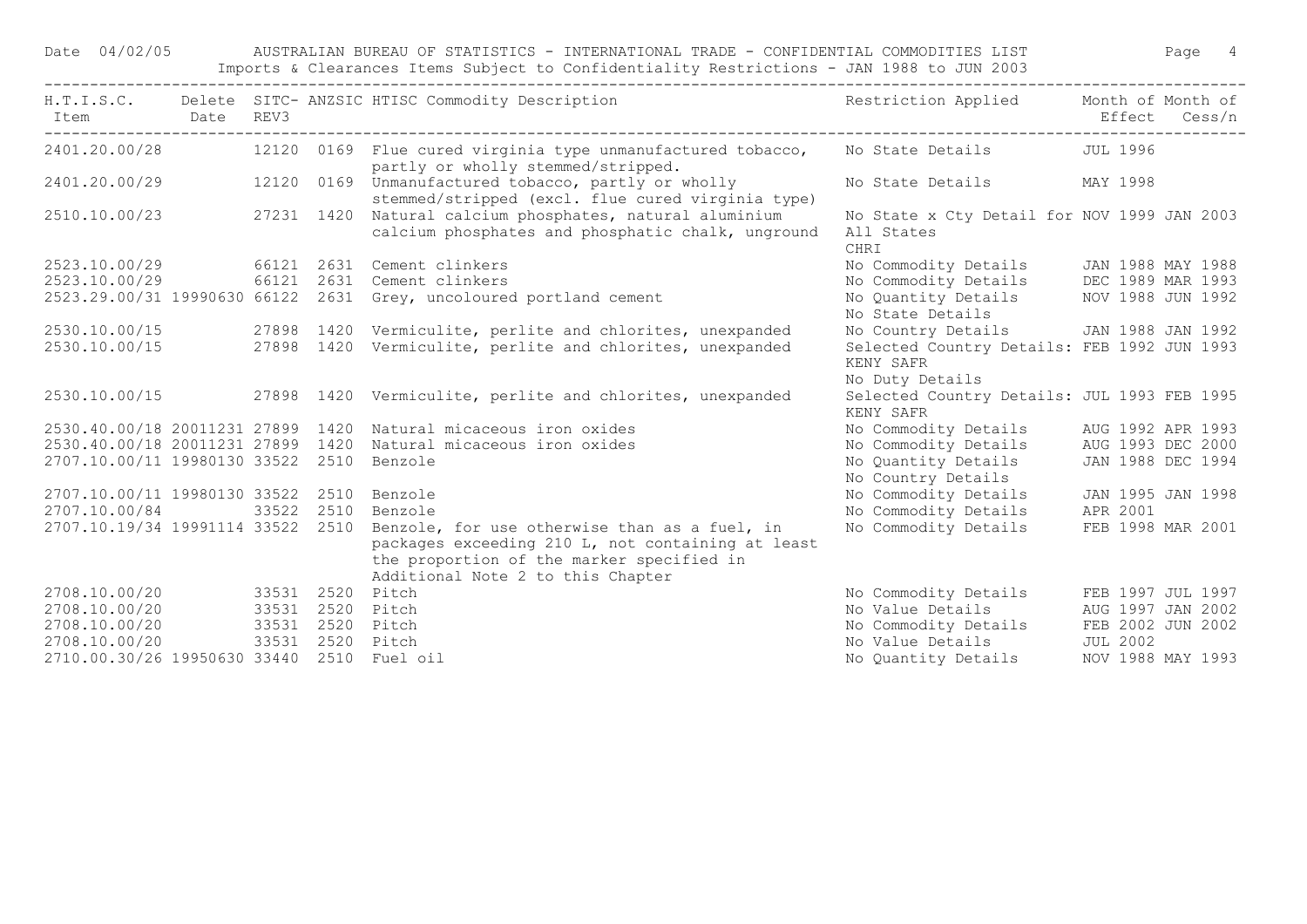| H.T.I.S.C. Item | Delete Date | SITC-REV3 | ANZSIC | HTISC Commodity Description | Restriction Applied | Month of Effect | Month of Cess/n |
|---|---|---|---|---|---|---|---|
| 2401.20.00/28 | | 12120 | 0169 | Flue cured virginia type unmanufactured tobacco, partly or wholly stemmed/stripped. | No State Details | JUL 1996 | |
| 2401.20.00/29 | | 12120 | 0169 | Unmanufactured tobacco, partly or wholly stemmed/stripped (excl. flue cured virginia type) | No State Details | MAY 1998 | |
| 2510.10.00/23 | | 27231 | 1420 | Natural calcium phosphates, natural aluminium calcium phosphates and phosphatic chalk, unground | No State x Cty Detail for All States CHRI | NOV 1999 | JAN 2003 |
| 2523.10.00/29 | | 66121 | 2631 | Cement clinkers | No Commodity Details | JAN 1988 | MAY 1988 |
| 2523.10.00/29 | | 66121 | 2631 | Cement clinkers | No Commodity Details | DEC 1989 | MAR 1993 |
| 2523.29.00/31 | 19990630 | 66122 | 2631 | Grey, uncoloured portland cement | No Quantity Details No State Details | NOV 1988 | JUN 1992 |
| 2530.10.00/15 | | 27898 | 1420 | Vermiculite, perlite and chlorites, unexpanded | No Country Details | JAN 1988 | JAN 1992 |
| 2530.10.00/15 | | 27898 | 1420 | Vermiculite, perlite and chlorites, unexpanded | Selected Country Details: KENY SAFR No Duty Details | FEB 1992 | JUN 1993 |
| 2530.10.00/15 | | 27898 | 1420 | Vermiculite, perlite and chlorites, unexpanded | Selected Country Details: KENY SAFR | JUL 1993 | FEB 1995 |
| 2530.40.00/18 | 20011231 | 27899 | 1420 | Natural micaceous iron oxides | No Commodity Details | AUG 1992 | APR 1993 |
| 2530.40.00/18 | 20011231 | 27899 | 1420 | Natural micaceous iron oxides | No Commodity Details | AUG 1993 | DEC 2000 |
| 2707.10.00/11 | 19980130 | 33522 | 2510 | Benzole | No Quantity Details No Country Details | JAN 1988 | DEC 1994 |
| 2707.10.00/11 | 19980130 | 33522 | 2510 | Benzole | No Commodity Details | JAN 1995 | JAN 1998 |
| 2707.10.00/84 | | 33522 | 2510 | Benzole | No Commodity Details | APR 2001 | |
| 2707.10.19/34 | 19991114 | 33522 | 2510 | Benzole, for use otherwise than as a fuel, in packages exceeding 210 L, not containing at least the proportion of the marker specified in Additional Note 2 to this Chapter | No Commodity Details | FEB 1998 | MAR 2001 |
| 2708.10.00/20 | | 33531 | 2520 | Pitch | No Commodity Details | FEB 1997 | JUL 1997 |
| 2708.10.00/20 | | 33531 | 2520 | Pitch | No Value Details | AUG 1997 | JAN 2002 |
| 2708.10.00/20 | | 33531 | 2520 | Pitch | No Commodity Details | FEB 2002 | JUN 2002 |
| 2708.10.00/20 | | 33531 | 2520 | Pitch | No Value Details | JUL 2002 | |
| 2710.00.30/26 | 19950630 | 33440 | 2510 | Fuel oil | No Quantity Details | NOV 1988 | MAY 1993 |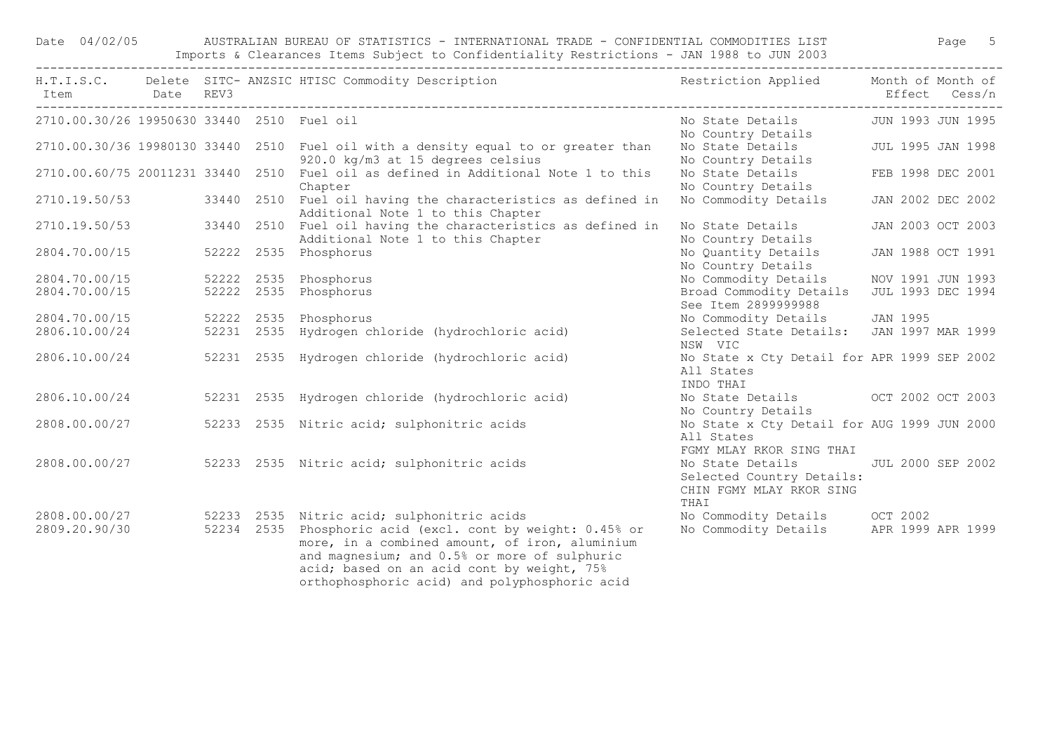# AUSTRALIAN BUREAU OF STATISTICS - INTERNATIONAL TRADE - CONFIDENTIAL COMMODITIES LIST

Imports & Clearances Items Subject to Confidentiality Restrictions - JAN 1988 to JUN 2003

Date 04/02/05

| H.T.I.S.C. Item | Delete Date | SITC-REV3 | ANZSIC | HTISC Commodity Description | Restriction Applied | Month of Effect | Month of Cess/n |
|---|---|---|---|---|---|---|---|
| 2710.00.30/26 | 19950630 | 33440 | 2510 | Fuel oil | No State Details<br>No Country Details | JUN 1993 | JUN 1995 |
| 2710.00.30/36 | 19980130 | 33440 | 2510 | Fuel oil with a density equal to or greater than 920.0 kg/m3 at 15 degrees celsius | No State Details<br>No Country Details | JUL 1995 | JAN 1998 |
| 2710.00.60/75 | 20011231 | 33440 | 2510 | Fuel oil as defined in Additional Note 1 to this Chapter | No State Details<br>No Country Details | FEB 1998 | DEC 2001 |
| 2710.19.50/53 | | 33440 | 2510 | Fuel oil having the characteristics as defined in Additional Note 1 to this Chapter | No Commodity Details | JAN 2002 | DEC 2002 |
| 2710.19.50/53 | | 33440 | 2510 | Fuel oil having the characteristics as defined in Additional Note 1 to this Chapter | No State Details<br>No Country Details | JAN 2003 | OCT 2003 |
| 2804.70.00/15 | | 52222 | 2535 | Phosphorus | No Quantity Details<br>No Country Details | JAN 1988 | OCT 1991 |
| 2804.70.00/15 | | 52222 | 2535 | Phosphorus | No Commodity Details | NOV 1991 | JUN 1993 |
| 2804.70.00/15 | | 52222 | 2535 | Phosphorus | Broad Commodity Details<br>See Item 2899999988 | JUL 1993 | DEC 1994 |
| 2804.70.00/15 | | 52222 | 2535 | Phosphorus | No Commodity Details | JAN 1995 | |
| 2806.10.00/24 | | 52231 | 2535 | Hydrogen chloride (hydrochloric acid) | Selected State Details:<br>NSW VIC | JAN 1997 | MAR 1999 |
| 2806.10.00/24 | | 52231 | 2535 | Hydrogen chloride (hydrochloric acid) | No State x Cty Detail for<br>All States<br>INDO THAI | APR 1999 | SEP 2002 |
| 2806.10.00/24 | | 52231 | 2535 | Hydrogen chloride (hydrochloric acid) | No State Details<br>No Country Details | OCT 2002 | OCT 2003 |
| 2808.00.00/27 | | 52233 | 2535 | Nitric acid; sulphonitric acids | No State x Cty Detail for<br>All States<br>FGMY MLAY RKOR SING THAI | AUG 1999 | JUN 2000 |
| 2808.00.00/27 | | 52233 | 2535 | Nitric acid; sulphonitric acids | No State Details<br>Selected Country Details:<br>CHIN FGMY MLAY RKOR SING THAI | JUL 2000 | SEP 2002 |
| 2808.00.00/27 | | 52233 | 2535 | Nitric acid; sulphonitric acids | No Commodity Details | OCT 2002 | |
| 2809.20.90/30 | | 52234 | 2535 | Phosphoric acid (excl. cont by weight: 0.45% or more, in a combined amount, of iron, aluminium and magnesium; and 0.5% or more of sulphuric acid; based on an acid cont by weight, 75% orthophosphoric acid) and polyphosphoric acid | No Commodity Details | APR 1999 | APR 1999 |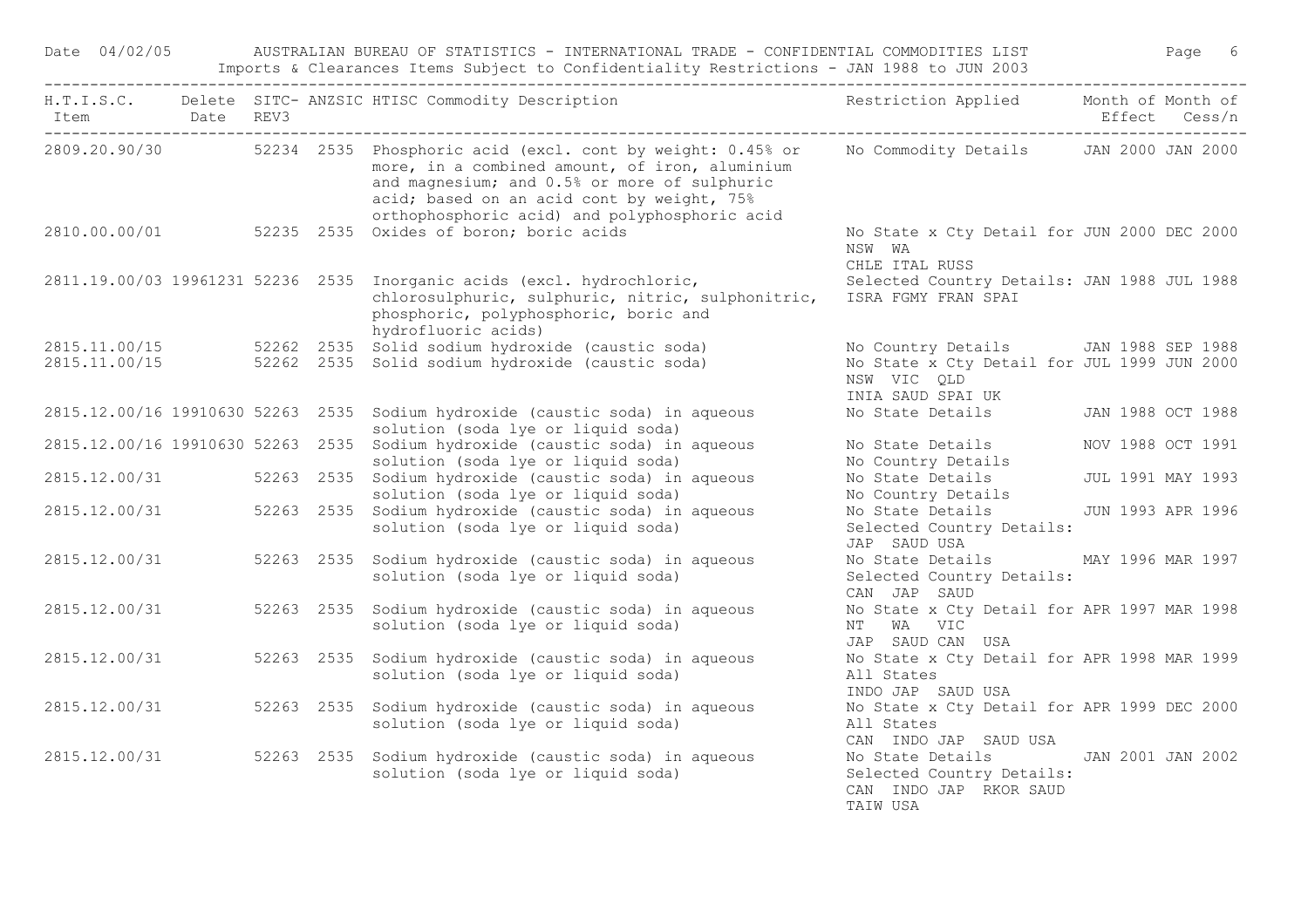Date 04/02/05 AUSTRALIAN BUREAU OF STATISTICS - INTERNATIONAL TRADE - CONFIDENTIAL COMMODITIES LIST

Imports & Clearances Items Subject to Confidentiality Restrictions - JAN 1988 to JUN 2003

| H.T.I.S.C. Item | Delete Date | SITC-REV3 | ANZSIC | HTISC Commodity Description | Restriction Applied | Month of Effect | Month of Cess/n |
|---|---|---|---|---|---|---|---|
| 2809.20.90/30 | | 52234 | 2535 | Phosphoric acid (excl. cont by weight: 0.45% or more, in a combined amount, of iron, aluminium and magnesium; and 0.5% or more of sulphuric acid; based on an acid cont by weight, 75% orthophosphoric acid) and polyphosphoric acid | No Commodity Details | JAN 2000 | JAN 2000 |
| 2810.00.00/01 | | 52235 | 2535 | Oxides of boron; boric acids | No State x Cty Detail for NSW WA CHLE ITAL RUSS | JUN 2000 | DEC 2000 |
| 2811.19.00/03 | 19961231 | 52236 | 2535 | Inorganic acids (excl. hydrochloric, chlorosulphuric, sulphuric, nitric, sulphonitric, phosphoric, polyphosphoric, boric and hydrofluoric acids) | Selected Country Details: ISRA FGMY FRAN SPAI | JAN 1988 | JUL 1988 |
| 2815.11.00/15 | | 52262 | 2535 | Solid sodium hydroxide (caustic soda) | No Country Details | JAN 1988 | SEP 1988 |
| 2815.11.00/15 | | 52262 | 2535 | Solid sodium hydroxide (caustic soda) | No State x Cty Detail for NSW VIC QLD INIA SAUD SPAI UK | JUL 1999 | JUN 2000 |
| 2815.12.00/16 | 19910630 | 52263 | 2535 | Sodium hydroxide (caustic soda) in aqueous solution (soda lye or liquid soda) | No State Details | JAN 1988 | OCT 1988 |
| 2815.12.00/16 | 19910630 | 52263 | 2535 | Sodium hydroxide (caustic soda) in aqueous solution (soda lye or liquid soda) | No State Details No Country Details | NOV 1988 | OCT 1991 |
| 2815.12.00/31 | | 52263 | 2535 | Sodium hydroxide (caustic soda) in aqueous solution (soda lye or liquid soda) | No State Details No Country Details | JUL 1991 | MAY 1993 |
| 2815.12.00/31 | | 52263 | 2535 | Sodium hydroxide (caustic soda) in aqueous solution (soda lye or liquid soda) | No State Details Selected Country Details: JAP SAUD USA | JUN 1993 | APR 1996 |
| 2815.12.00/31 | | 52263 | 2535 | Sodium hydroxide (caustic soda) in aqueous solution (soda lye or liquid soda) | No State Details Selected Country Details: CAN JAP SAUD | MAY 1996 | MAR 1997 |
| 2815.12.00/31 | | 52263 | 2535 | Sodium hydroxide (caustic soda) in aqueous solution (soda lye or liquid soda) | No State x Cty Detail for NT WA VIC JAP SAUD CAN USA | APR 1997 | MAR 1998 |
| 2815.12.00/31 | | 52263 | 2535 | Sodium hydroxide (caustic soda) in aqueous solution (soda lye or liquid soda) | No State x Cty Detail for All States INDO JAP SAUD USA | APR 1998 | MAR 1999 |
| 2815.12.00/31 | | 52263 | 2535 | Sodium hydroxide (caustic soda) in aqueous solution (soda lye or liquid soda) | No State x Cty Detail for All States CAN INDO JAP SAUD USA | APR 1999 | DEC 2000 |
| 2815.12.00/31 | | 52263 | 2535 | Sodium hydroxide (caustic soda) in aqueous solution (soda lye or liquid soda) | No State Details Selected Country Details: CAN INDO JAP RKOR SAUD TAIW USA | JAN 2001 | JAN 2002 |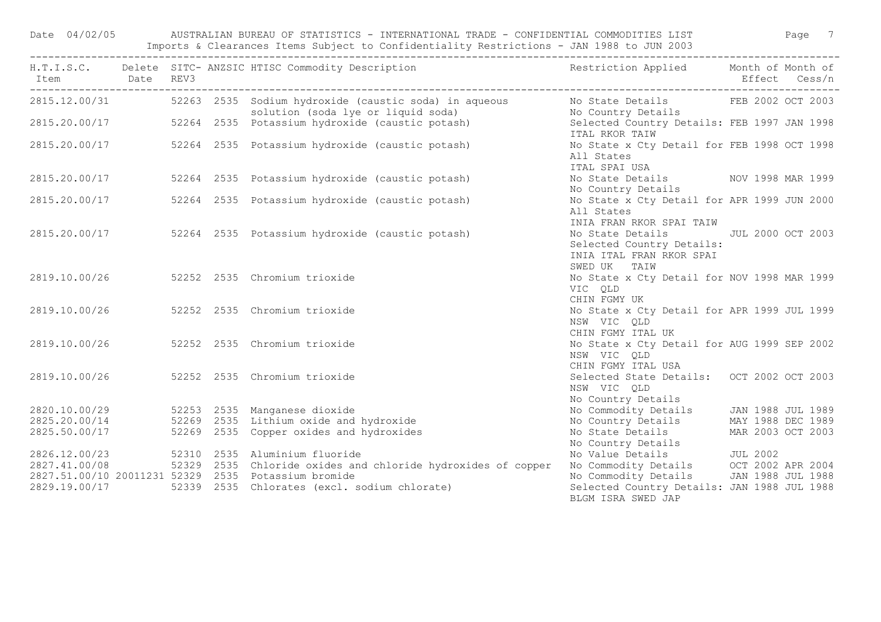Date 04/02/05 AUSTRALIAN BUREAU OF STATISTICS - INTERNATIONAL TRADE - CONFIDENTIAL COMMODITIES LIST

Imports & Clearances Items Subject to Confidentiality Restrictions - JAN 1988 to JUN 2003

| H.T.I.S.C. Item | Delete Date | SITC-REV3 | ANZSIC | HTISC Commodity Description | Restriction Applied | Month of Effect | Month of Cess/n |
|---|---|---|---|---|---|---|---|
| 2815.12.00/31 | | 52263 | 2535 | Sodium hydroxide (caustic soda) in aqueous solution (soda lye or liquid soda) | No State Details<br>No Country Details | FEB 2002 | OCT 2003 |
| 2815.20.00/17 | | 52264 | 2535 | Potassium hydroxide (caustic potash) | Selected Country Details:<br>ITAL RKOR TAIW | FEB 1997 | JAN 1998 |
| 2815.20.00/17 | | 52264 | 2535 | Potassium hydroxide (caustic potash) | No State x Cty Detail for<br>All States<br>ITAL SPAI USA | FEB 1998 | OCT 1998 |
| 2815.20.00/17 | | 52264 | 2535 | Potassium hydroxide (caustic potash) | No State Details<br>No Country Details | NOV 1998 | MAR 1999 |
| 2815.20.00/17 | | 52264 | 2535 | Potassium hydroxide (caustic potash) | No State x Cty Detail for<br>All States<br>INIA FRAN RKOR SPAI TAIW | APR 1999 | JUN 2000 |
| 2815.20.00/17 | | 52264 | 2535 | Potassium hydroxide (caustic potash) | No State Details<br>Selected Country Details:<br>INIA ITAL FRAN RKOR SPAI<br>SWED UK TAIW | JUL 2000 | OCT 2003 |
| 2819.10.00/26 | | 52252 | 2535 | Chromium trioxide | No State x Cty Detail for<br>VIC QLD<br>CHIN FGMY UK | NOV 1998 | MAR 1999 |
| 2819.10.00/26 | | 52252 | 2535 | Chromium trioxide | No State x Cty Detail for<br>NSW VIC QLD<br>CHIN FGMY ITAL UK | APR 1999 | JUL 1999 |
| 2819.10.00/26 | | 52252 | 2535 | Chromium trioxide | No State x Cty Detail for<br>NSW VIC QLD<br>CHIN FGMY ITAL USA | AUG 1999 | SEP 2002 |
| 2819.10.00/26 | | 52252 | 2535 | Chromium trioxide | Selected State Details:<br>NSW VIC QLD<br>No Country Details | OCT 2002 | OCT 2003 |
| 2820.10.00/29 | | 52253 | 2535 | Manganese dioxide | No Commodity Details | JAN 1988 | JUL 1989 |
| 2825.20.00/14 | | 52269 | 2535 | Lithium oxide and hydroxide | No Country Details | MAY 1988 | DEC 1989 |
| 2825.50.00/17 | | 52269 | 2535 | Copper oxides and hydroxides | No State Details<br>No Country Details | MAR 2003 | OCT 2003 |
| 2826.12.00/23 | | 52310 | 2535 | Aluminium fluoride | No Value Details | JUL 2002 | |
| 2827.41.00/08 | | 52329 | 2535 | Chloride oxides and chloride hydroxides of copper | No Commodity Details | OCT 2002 | APR 2004 |
| 2827.51.00/10 | 20011231 | 52329 | 2535 | Potassium bromide | No Commodity Details | JAN 1988 | JUL 1988 |
| 2829.19.00/17 | | 52339 | 2535 | Chlorates (excl. sodium chlorate) | Selected Country Details:<br>BLGM ISRA SWED JAP | JAN 1988 | JUL 1988 |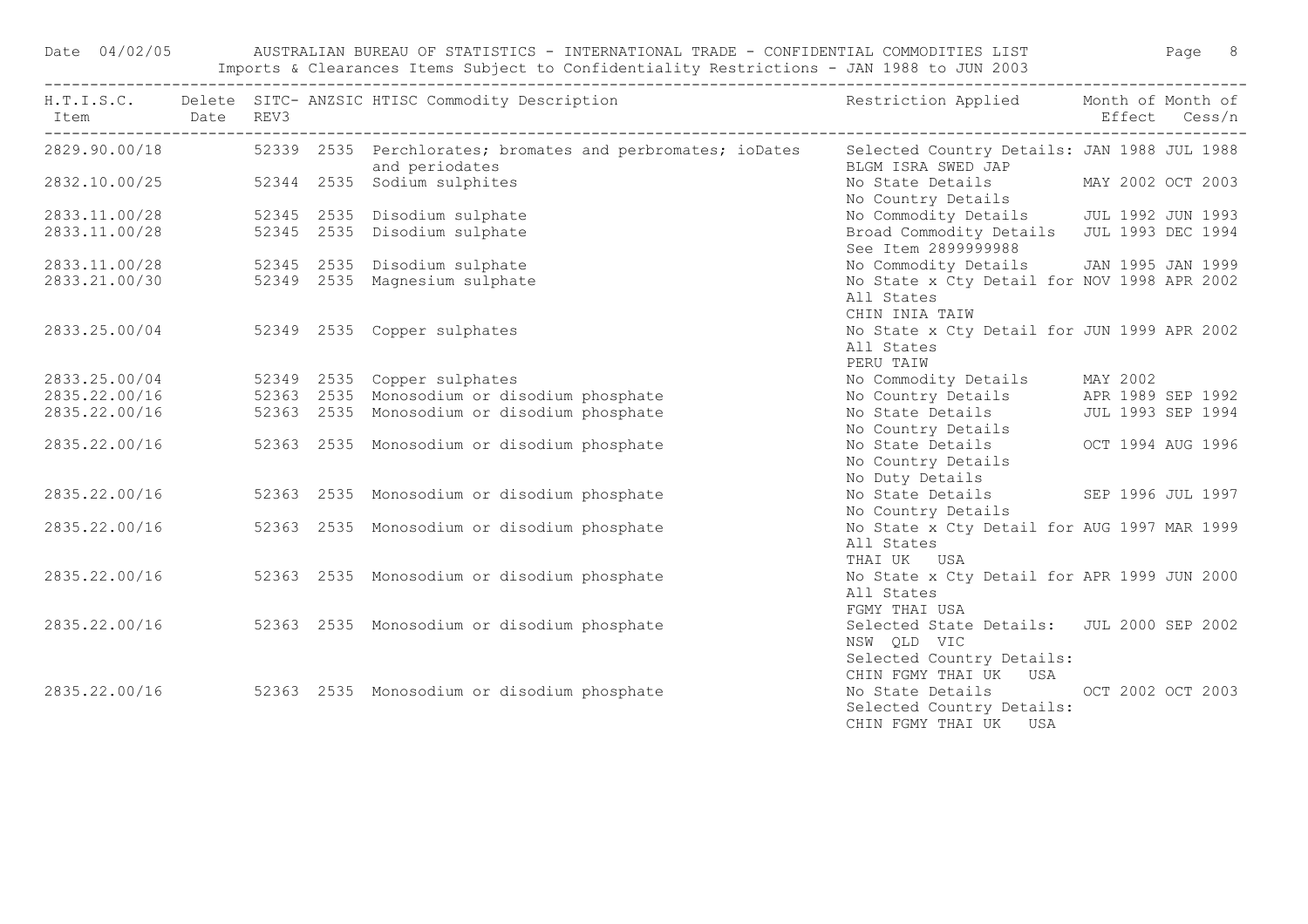Date 04/02/05 AUSTRALIAN BUREAU OF STATISTICS - INTERNATIONAL TRADE - CONFIDENTIAL COMMODITIES LIST

Imports & Clearances Items Subject to Confidentiality Restrictions - JAN 1988 to JUN 2003

| H.T.I.S.C. Item | Delete Date | SITC-REV3 | ANZSIC | HTISC Commodity Description | Restriction Applied | Month of Effect | Month of Cess/n |
|---|---|---|---|---|---|---|---|
| 2829.90.00/18 | | 52339 | 2535 | Perchlorates; bromates and perbromates; ioDates and periodates | Selected Country Details: BLGM ISRA SWED JAP | JAN 1988 | JUL 1988 |
| 2832.10.00/25 | | 52344 | 2535 | Sodium sulphites | No State Details No Country Details | MAY 2002 | OCT 2003 |
| 2833.11.00/28 | | 52345 | 2535 | Disodium sulphate | No Commodity Details | JUL 1992 | JUN 1993 |
| 2833.11.00/28 | | 52345 | 2535 | Disodium sulphate | Broad Commodity Details See Item 2899999988 | JUL 1993 | DEC 1994 |
| 2833.11.00/28 | | 52345 | 2535 | Disodium sulphate | No Commodity Details | JAN 1995 | JAN 1999 |
| 2833.21.00/30 | | 52349 | 2535 | Magnesium sulphate | No State x Cty Detail for All States CHIN INIA TAIW | NOV 1998 | APR 2002 |
| 2833.25.00/04 | | 52349 | 2535 | Copper sulphates | No State x Cty Detail for All States PERU TAIW | JUN 1999 | APR 2002 |
| 2833.25.00/04 | | 52349 | 2535 | Copper sulphates | No Commodity Details | MAY 2002 | |
| 2835.22.00/16 | | 52363 | 2535 | Monosodium or disodium phosphate | No Country Details | APR 1989 | SEP 1992 |
| 2835.22.00/16 | | 52363 | 2535 | Monosodium or disodium phosphate | No State Details No Country Details | JUL 1993 | SEP 1994 |
| 2835.22.00/16 | | 52363 | 2535 | Monosodium or disodium phosphate | No State Details No Country Details No Duty Details | OCT 1994 | AUG 1996 |
| 2835.22.00/16 | | 52363 | 2535 | Monosodium or disodium phosphate | No State Details No Country Details | SEP 1996 | JUL 1997 |
| 2835.22.00/16 | | 52363 | 2535 | Monosodium or disodium phosphate | No State x Cty Detail for All States THAI UK USA | AUG 1997 | MAR 1999 |
| 2835.22.00/16 | | 52363 | 2535 | Monosodium or disodium phosphate | No State x Cty Detail for All States FGMY THAI USA | APR 1999 | JUN 2000 |
| 2835.22.00/16 | | 52363 | 2535 | Monosodium or disodium phosphate | Selected State Details: NSW QLD VIC Selected Country Details: CHIN FGMY THAI UK USA | JUL 2000 | SEP 2002 |
| 2835.22.00/16 | | 52363 | 2535 | Monosodium or disodium phosphate | No State Details Selected Country Details: CHIN FGMY THAI UK USA | OCT 2002 | OCT 2003 |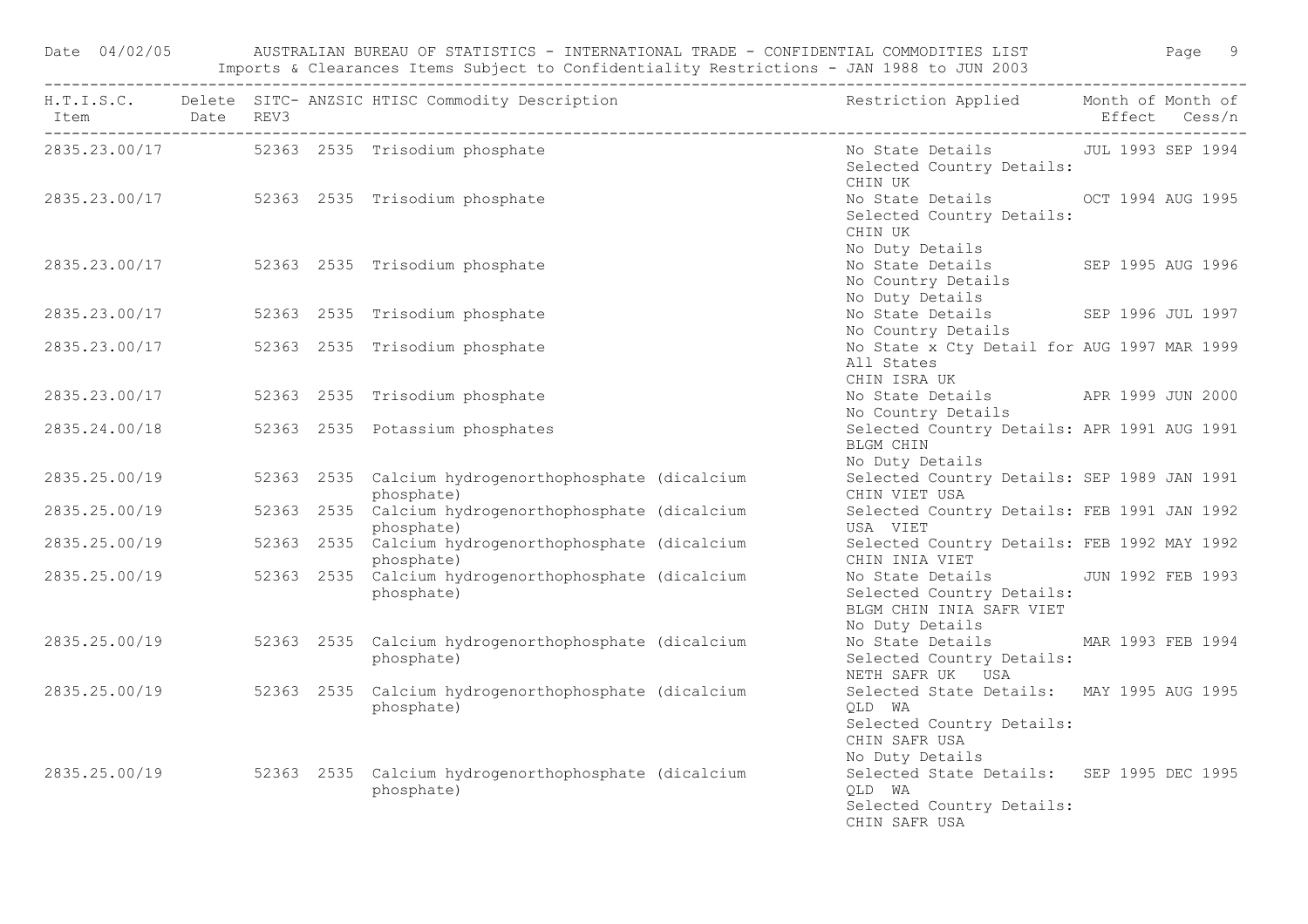| H.T.I.S.C. Item | Delete Date | SITC-REV3 | ANZSIC | HTISC Commodity Description | Restriction Applied | Month of Effect | Month of Cess/n |
|---|---|---|---|---|---|---|---|
| 2835.23.00/17 | | 52363 | 2535 | Trisodium phosphate | No State Details<br>Selected Country Details:<br>CHIN UK | JUL 1993 | SEP 1994 |
| 2835.23.00/17 | | 52363 | 2535 | Trisodium phosphate | No State Details<br>Selected Country Details:<br>CHIN UK<br>No Duty Details | OCT 1994 | AUG 1995 |
| 2835.23.00/17 | | 52363 | 2535 | Trisodium phosphate | No State Details<br>No Country Details<br>No Duty Details | SEP 1995 | AUG 1996 |
| 2835.23.00/17 | | 52363 | 2535 | Trisodium phosphate | No State Details<br>No Country Details | SEP 1996 | JUL 1997 |
| 2835.23.00/17 | | 52363 | 2535 | Trisodium phosphate | No State x Cty Detail for<br>All States<br>CHIN ISRA UK | AUG 1997 | MAR 1999 |
| 2835.23.00/17 | | 52363 | 2535 | Trisodium phosphate | No State Details<br>No Country Details | APR 1999 | JUN 2000 |
| 2835.24.00/18 | | 52363 | 2535 | Potassium phosphates | Selected Country Details:<br>BLGM CHIN<br>No Duty Details | APR 1991 | AUG 1991 |
| 2835.25.00/19 | | 52363 | 2535 | Calcium hydrogenorthophosphate (dicalcium phosphate) | Selected Country Details:<br>CHIN VIET USA | SEP 1989 | JAN 1991 |
| 2835.25.00/19 | | 52363 | 2535 | Calcium hydrogenorthophosphate (dicalcium phosphate) | Selected Country Details:<br>USA VIET | FEB 1991 | JAN 1992 |
| 2835.25.00/19 | | 52363 | 2535 | Calcium hydrogenorthophosphate (dicalcium phosphate) | Selected Country Details:<br>CHIN INIA VIET | FEB 1992 | MAY 1992 |
| 2835.25.00/19 | | 52363 | 2535 | Calcium hydrogenorthophosphate (dicalcium phosphate) | No State Details<br>Selected Country Details:<br>BLGM CHIN INIA SAFR VIET<br>No Duty Details | JUN 1992 | FEB 1993 |
| 2835.25.00/19 | | 52363 | 2535 | Calcium hydrogenorthophosphate (dicalcium phosphate) | No State Details<br>Selected Country Details:<br>NETH SAFR UK USA | MAR 1993 | FEB 1994 |
| 2835.25.00/19 | | 52363 | 2535 | Calcium hydrogenorthophosphate (dicalcium phosphate) | Selected State Details:<br>QLD WA<br>Selected Country Details:<br>CHIN SAFR USA<br>No Duty Details | MAY 1995 | AUG 1995 |
| 2835.25.00/19 | | 52363 | 2535 | Calcium hydrogenorthophosphate (dicalcium phosphate) | Selected State Details:<br>QLD WA<br>Selected Country Details:<br>CHIN SAFR USA | SEP 1995 | DEC 1995 |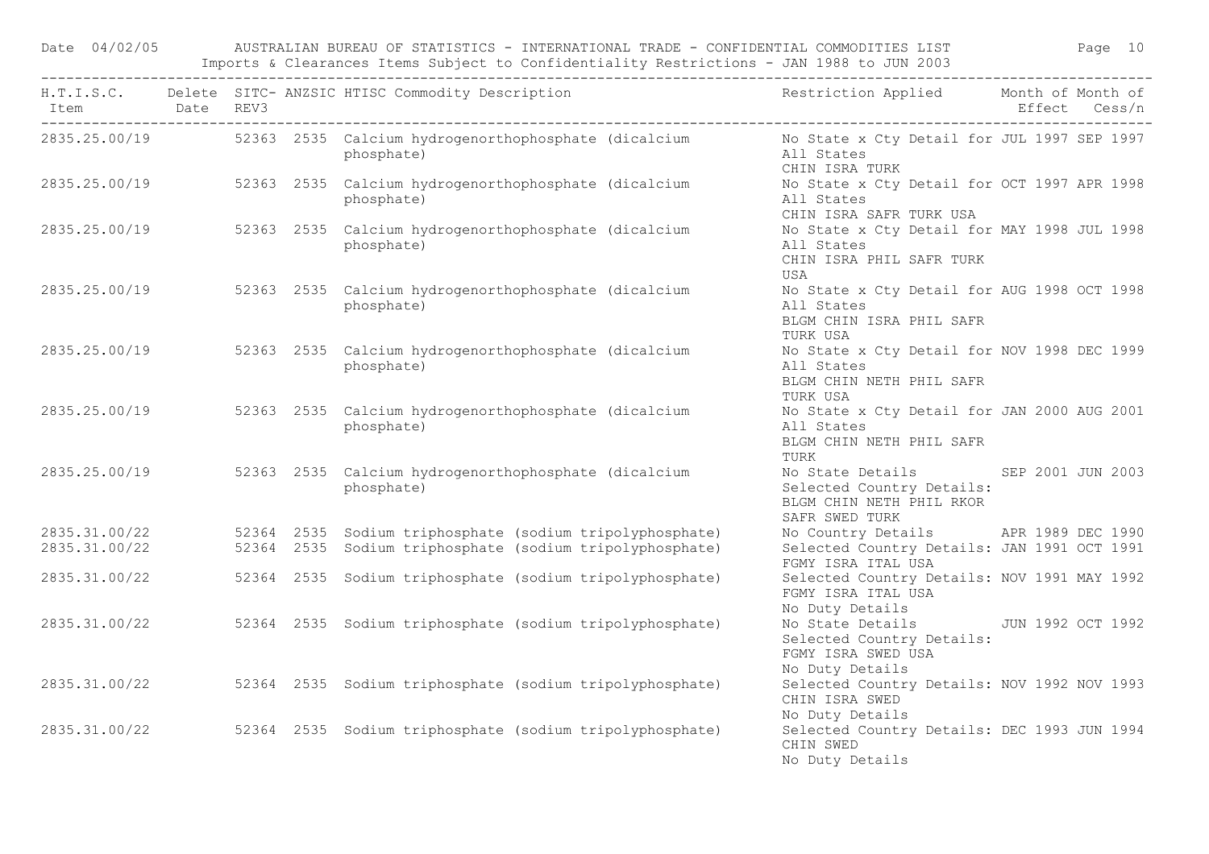| H.T.I.S.C. Item | Delete Date | SITC-REV3 | ANZSIC | HTISC Commodity Description | Restriction Applied | Month of Effect | Month of Cess/n |
|---|---|---|---|---|---|---|---|
| 2835.25.00/19 | | 52363 | 2535 | Calcium hydrogenorthophosphate (dicalcium phosphate) | No State x Cty Detail for All States CHIN ISRA TURK | JUL 1997 | SEP 1997 |
| 2835.25.00/19 | | 52363 | 2535 | Calcium hydrogenorthophosphate (dicalcium phosphate) | No State x Cty Detail for All States CHIN ISRA SAFR TURK USA | OCT 1997 | APR 1998 |
| 2835.25.00/19 | | 52363 | 2535 | Calcium hydrogenorthophosphate (dicalcium phosphate) | No State x Cty Detail for All States CHIN ISRA PHIL SAFR TURK USA | MAY 1998 | JUL 1998 |
| 2835.25.00/19 | | 52363 | 2535 | Calcium hydrogenorthophosphate (dicalcium phosphate) | No State x Cty Detail for All States BLGM CHIN ISRA PHIL SAFR TURK USA | AUG 1998 | OCT 1998 |
| 2835.25.00/19 | | 52363 | 2535 | Calcium hydrogenorthophosphate (dicalcium phosphate) | No State x Cty Detail for All States BLGM CHIN NETH PHIL SAFR TURK USA | NOV 1998 | DEC 1999 |
| 2835.25.00/19 | | 52363 | 2535 | Calcium hydrogenorthophosphate (dicalcium phosphate) | No State x Cty Detail for All States BLGM CHIN NETH PHIL SAFR TURK | JAN 2000 | AUG 2001 |
| 2835.25.00/19 | | 52363 | 2535 | Calcium hydrogenorthophosphate (dicalcium phosphate) | No State Details Selected Country Details: BLGM CHIN NETH PHIL RKOR SAFR SWED TURK | SEP 2001 | JUN 2003 |
| 2835.31.00/22 | | 52364 | 2535 | Sodium triphosphate (sodium tripolyphosphate) | No Country Details | APR 1989 | DEC 1990 |
| 2835.31.00/22 | | 52364 | 2535 | Sodium triphosphate (sodium tripolyphosphate) | Selected Country Details: FGMY ISRA ITAL USA | JAN 1991 | OCT 1991 |
| 2835.31.00/22 | | 52364 | 2535 | Sodium triphosphate (sodium tripolyphosphate) | Selected Country Details: FGMY ISRA ITAL USA No Duty Details | NOV 1991 | MAY 1992 |
| 2835.31.00/22 | | 52364 | 2535 | Sodium triphosphate (sodium tripolyphosphate) | No State Details Selected Country Details: FGMY ISRA SWED USA No Duty Details | JUN 1992 | OCT 1992 |
| 2835.31.00/22 | | 52364 | 2535 | Sodium triphosphate (sodium tripolyphosphate) | Selected Country Details: CHIN ISRA SWED No Duty Details | NOV 1992 | NOV 1993 |
| 2835.31.00/22 | | 52364 | 2535 | Sodium triphosphate (sodium tripolyphosphate) | Selected Country Details: CHIN SWED No Duty Details | DEC 1993 | JUN 1994 |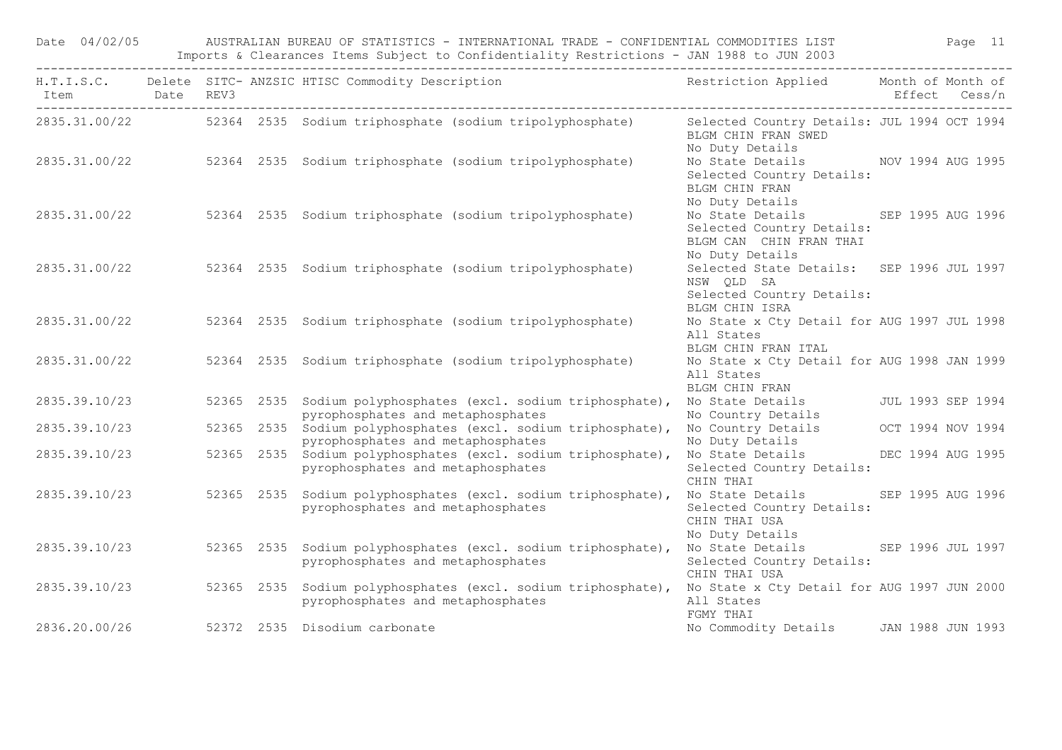Date 04/02/05 AUSTRALIAN BUREAU OF STATISTICS - INTERNATIONAL TRADE - CONFIDENTIAL COMMODITIES LIST

Imports & Clearances Items Subject to Confidentiality Restrictions - JAN 1988 to JUN 2003

| H.T.I.S.C. Item | Delete Date | SITC-REV3 | ANZSIC | HTISC Commodity Description | Restriction Applied | Month of Effect | Month of Cess/n |
|---|---|---|---|---|---|---|---|
| 2835.31.00/22 | | 52364 | 2535 | Sodium triphosphate (sodium tripolyphosphate) | Selected Country Details: BLGM CHIN FRAN SWED No Duty Details | JUL 1994 | OCT 1994 |
| 2835.31.00/22 | | 52364 | 2535 | Sodium triphosphate (sodium tripolyphosphate) | No State Details Selected Country Details: BLGM CHIN FRAN No Duty Details | NOV 1994 | AUG 1995 |
| 2835.31.00/22 | | 52364 | 2535 | Sodium triphosphate (sodium tripolyphosphate) | No State Details Selected Country Details: BLGM CAN CHIN FRAN THAI No Duty Details | SEP 1995 | AUG 1996 |
| 2835.31.00/22 | | 52364 | 2535 | Sodium triphosphate (sodium tripolyphosphate) | Selected State Details: NSW QLD SA Selected Country Details: BLGM CHIN ISRA | SEP 1996 | JUL 1997 |
| 2835.31.00/22 | | 52364 | 2535 | Sodium triphosphate (sodium tripolyphosphate) | No State x Cty Detail for All States BLGM CHIN FRAN ITAL | AUG 1997 | JUL 1998 |
| 2835.31.00/22 | | 52364 | 2535 | Sodium triphosphate (sodium tripolyphosphate) | No State x Cty Detail for All States BLGM CHIN FRAN | AUG 1998 | JAN 1999 |
| 2835.39.10/23 | | 52365 | 2535 | Sodium polyphosphates (excl. sodium triphosphate), pyrophosphates and metaphosphates | No State Details No Country Details | JUL 1993 | SEP 1994 |
| 2835.39.10/23 | | 52365 | 2535 | Sodium polyphosphates (excl. sodium triphosphate), pyrophosphates and metaphosphates | No Country Details No Duty Details | OCT 1994 | NOV 1994 |
| 2835.39.10/23 | | 52365 | 2535 | Sodium polyphosphates (excl. sodium triphosphate), pyrophosphates and metaphosphates | No State Details Selected Country Details: CHIN THAI | DEC 1994 | AUG 1995 |
| 2835.39.10/23 | | 52365 | 2535 | Sodium polyphosphates (excl. sodium triphosphate), pyrophosphates and metaphosphates | No State Details Selected Country Details: CHIN THAI USA No Duty Details | SEP 1995 | AUG 1996 |
| 2835.39.10/23 | | 52365 | 2535 | Sodium polyphosphates (excl. sodium triphosphate), pyrophosphates and metaphosphates | No State Details Selected Country Details: CHIN THAI USA | SEP 1996 | JUL 1997 |
| 2835.39.10/23 | | 52365 | 2535 | Sodium polyphosphates (excl. sodium triphosphate), pyrophosphates and metaphosphates | No State x Cty Detail for All States FGMY THAI | AUG 1997 | JUN 2000 |
| 2836.20.00/26 | | 52372 | 2535 | Disodium carbonate | No Commodity Details | JAN 1988 | JUN 1993 |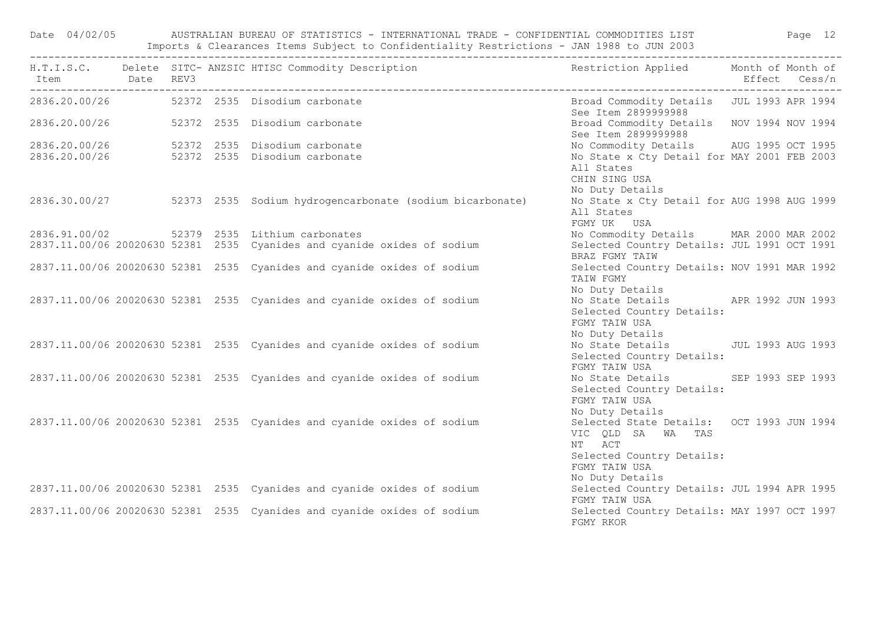| H.T.I.S.C. Item | Delete Date | SITC-REV3 | ANZSIC | HTISC Commodity Description | Restriction Applied | Month of Effect | Month of Cess/n |
|---|---|---|---|---|---|---|---|
| 2836.20.00/26 | | 52372 | 2535 | Disodium carbonate | Broad Commodity Details See Item 2899999988 | JUL 1993 | APR 1994 |
| 2836.20.00/26 | | 52372 | 2535 | Disodium carbonate | Broad Commodity Details See Item 2899999988 | NOV 1994 | NOV 1994 |
| 2836.20.00/26 | | 52372 | 2535 | Disodium carbonate | No Commodity Details | AUG 1995 | OCT 1995 |
| 2836.20.00/26 | | 52372 | 2535 | Disodium carbonate | No State x Cty Detail for All States CHIN SING USA No Duty Details | MAY 2001 | FEB 2003 |
| 2836.30.00/27 | | 52373 | 2535 | Sodium hydrogencarbonate (sodium bicarbonate) | No State x Cty Detail for All States FGMY UK USA | AUG 1998 | AUG 1999 |
| 2836.91.00/02 | | 52379 | 2535 | Lithium carbonates | No Commodity Details | MAR 2000 | MAR 2002 |
| 2837.11.00/06 | 20020630 | 52381 | 2535 | Cyanides and cyanide oxides of sodium | Selected Country Details: BRAZ FGMY TAIW | JUL 1991 | OCT 1991 |
| 2837.11.00/06 | 20020630 | 52381 | 2535 | Cyanides and cyanide oxides of sodium | Selected Country Details: TAIW FGMY No Duty Details | NOV 1991 | MAR 1992 |
| 2837.11.00/06 | 20020630 | 52381 | 2535 | Cyanides and cyanide oxides of sodium | No State Details Selected Country Details: FGMY TAIW USA No Duty Details | APR 1992 | JUN 1993 |
| 2837.11.00/06 | 20020630 | 52381 | 2535 | Cyanides and cyanide oxides of sodium | No State Details Selected Country Details: FGMY TAIW USA | JUL 1993 | AUG 1993 |
| 2837.11.00/06 | 20020630 | 52381 | 2535 | Cyanides and cyanide oxides of sodium | No State Details Selected Country Details: FGMY TAIW USA No Duty Details | SEP 1993 | SEP 1993 |
| 2837.11.00/06 | 20020630 | 52381 | 2535 | Cyanides and cyanide oxides of sodium | Selected State Details: VIC QLD SA WA TAS NT ACT Selected Country Details: FGMY TAIW USA No Duty Details | OCT 1993 | JUN 1994 |
| 2837.11.00/06 | 20020630 | 52381 | 2535 | Cyanides and cyanide oxides of sodium | Selected Country Details: FGMY TAIW USA | JUL 1994 | APR 1995 |
| 2837.11.00/06 | 20020630 | 52381 | 2535 | Cyanides and cyanide oxides of sodium | Selected Country Details: FGMY RKOR | MAY 1997 | OCT 1997 |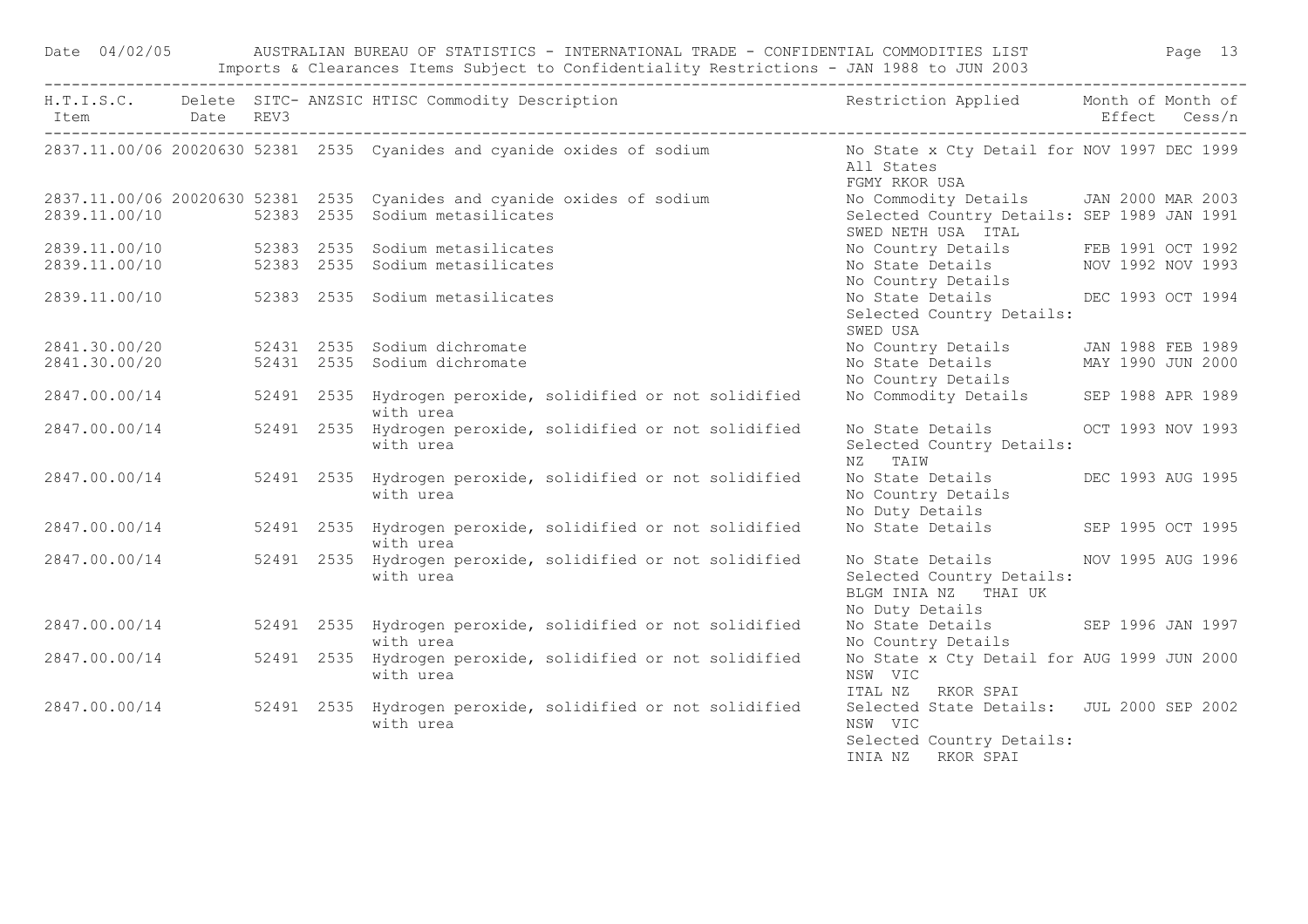Date 04/02/05 AUSTRALIAN BUREAU OF STATISTICS - INTERNATIONAL TRADE - CONFIDENTIAL COMMODITIES LIST

Imports & Clearances Items Subject to Confidentiality Restrictions - JAN 1988 to JUN 2003

| H.T.I.S.C. Item | Delete Date | SITC-REV3 | ANZSIC | HTISC Commodity Description | Restriction Applied | Month of Effect | Month of Cess/n |
|---|---|---|---|---|---|---|---|
| 2837.11.00/06 | 20020630 | 52381 | 2535 | Cyanides and cyanide oxides of sodium | No State x Cty Detail for All States FGMY RKOR USA | NOV 1997 | DEC 1999 |
| 2837.11.00/06 | 20020630 | 52381 | 2535 | Cyanides and cyanide oxides of sodium | No Commodity Details | JAN 2000 | MAR 2003 |
| 2839.11.00/10 | | 52383 | 2535 | Sodium metasilicates | Selected Country Details: SWED NETH USA ITAL | SEP 1989 | JAN 1991 |
| 2839.11.00/10 | | 52383 | 2535 | Sodium metasilicates | No Country Details | FEB 1991 | OCT 1992 |
| 2839.11.00/10 | | 52383 | 2535 | Sodium metasilicates | No State Details No Country Details | NOV 1992 | NOV 1993 |
| 2839.11.00/10 | | 52383 | 2535 | Sodium metasilicates | No State Details Selected Country Details: SWED USA | DEC 1993 | OCT 1994 |
| 2841.30.00/20 | | 52431 | 2535 | Sodium dichromate | No Country Details | JAN 1988 | FEB 1989 |
| 2841.30.00/20 | | 52431 | 2535 | Sodium dichromate | No State Details No Country Details | MAY 1990 | JUN 2000 |
| 2847.00.00/14 | | 52491 | 2535 | Hydrogen peroxide, solidified or not solidified with urea | No Commodity Details | SEP 1988 | APR 1989 |
| 2847.00.00/14 | | 52491 | 2535 | Hydrogen peroxide, solidified or not solidified with urea | No State Details Selected Country Details: NZ TAIW | OCT 1993 | NOV 1993 |
| 2847.00.00/14 | | 52491 | 2535 | Hydrogen peroxide, solidified or not solidified with urea | No State Details No Country Details No Duty Details | DEC 1993 | AUG 1995 |
| 2847.00.00/14 | | 52491 | 2535 | Hydrogen peroxide, solidified or not solidified with urea | No State Details | SEP 1995 | OCT 1995 |
| 2847.00.00/14 | | 52491 | 2535 | Hydrogen peroxide, solidified or not solidified with urea | No State Details Selected Country Details: BLGM INIA NZ THAI UK No Duty Details | NOV 1995 | AUG 1996 |
| 2847.00.00/14 | | 52491 | 2535 | Hydrogen peroxide, solidified or not solidified with urea | No State Details No Country Details | SEP 1996 | JAN 1997 |
| 2847.00.00/14 | | 52491 | 2535 | Hydrogen peroxide, solidified or not solidified with urea | No State x Cty Detail for NSW VIC ITAL NZ RKOR SPAI | AUG 1999 | JUN 2000 |
| 2847.00.00/14 | | 52491 | 2535 | Hydrogen peroxide, solidified or not solidified with urea | Selected State Details: NSW VIC Selected Country Details: INIA NZ RKOR SPAI | JUL 2000 | SEP 2002 |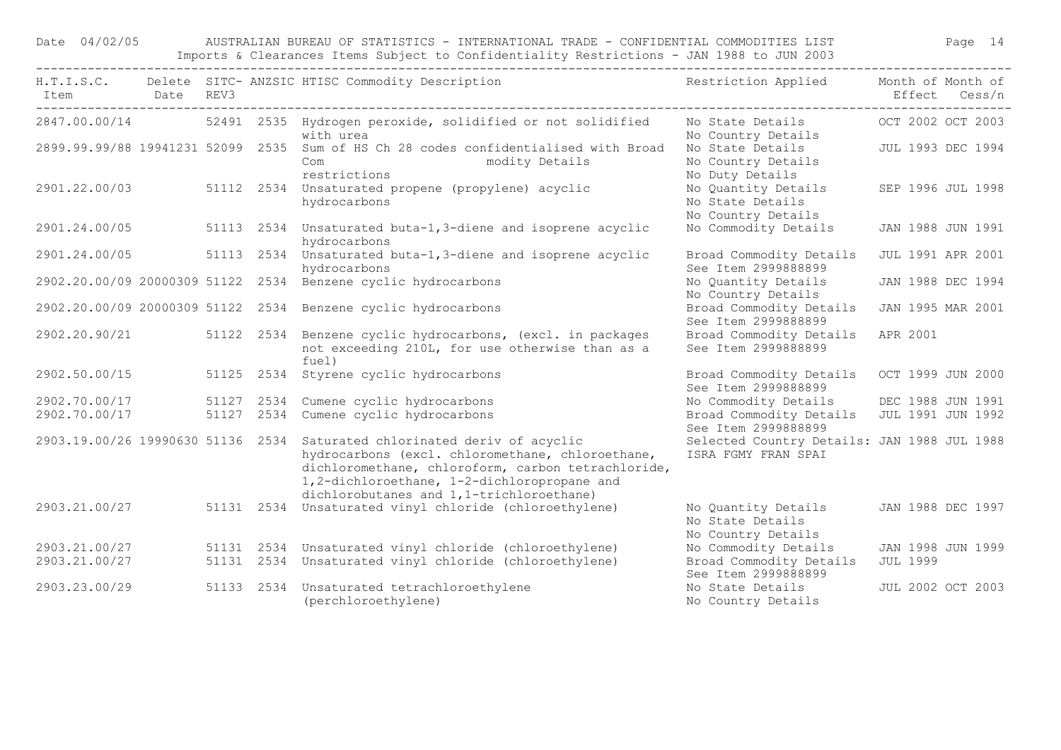Date 04/02/05 AUSTRALIAN BUREAU OF STATISTICS - INTERNATIONAL TRADE - CONFIDENTIAL COMMODITIES LIST

Imports & Clearances Items Subject to Confidentiality Restrictions - JAN 1988 to JUN 2003

| H.T.I.S.C. Item | Delete Date | SITC-REV3 | ANZSIC | HTISC Commodity Description | Restriction Applied | Month of Effect | Month of Cess/n |
|---|---|---|---|---|---|---|---|
| 2847.00.00/14 | | 52491 | 2535 | Hydrogen peroxide, solidified or not solidified with urea | No State Details<br>No Country Details | OCT 2002 | OCT 2003 |
| 2899.99.99/88 | 19941231 | 52099 | 2535 | Sum of HS Ch 28 codes confidentialised with Broad Com modity Details restrictions | No State Details<br>No Country Details<br>No Duty Details | JUL 1993 | DEC 1994 |
| 2901.22.00/03 | | 51112 | 2534 | Unsaturated propene (propylene) acyclic hydrocarbons | No Quantity Details<br>No State Details<br>No Country Details | SEP 1996 | JUL 1998 |
| 2901.24.00/05 | | 51113 | 2534 | Unsaturated buta-1,3-diene and isoprene acyclic hydrocarbons | No Commodity Details | JAN 1988 | JUN 1991 |
| 2901.24.00/05 | | 51113 | 2534 | Unsaturated buta-1,3-diene and isoprene acyclic hydrocarbons | Broad Commodity Details<br>See Item 2999888899 | JUL 1991 | APR 2001 |
| 2902.20.00/09 | 20000309 | 51122 | 2534 | Benzene cyclic hydrocarbons | No Quantity Details<br>No Country Details | JAN 1988 | DEC 1994 |
| 2902.20.00/09 | 20000309 | 51122 | 2534 | Benzene cyclic hydrocarbons | Broad Commodity Details<br>See Item 2999888899 | JAN 1995 | MAR 2001 |
| 2902.20.90/21 | | 51122 | 2534 | Benzene cyclic hydrocarbons, (excl. in packages not exceeding 210L, for use otherwise than as a fuel) | Broad Commodity Details<br>See Item 2999888899 | APR 2001 | |
| 2902.50.00/15 | | 51125 | 2534 | Styrene cyclic hydrocarbons | Broad Commodity Details<br>See Item 2999888899 | OCT 1999 | JUN 2000 |
| 2902.70.00/17 | | 51127 | 2534 | Cumene cyclic hydrocarbons | No Commodity Details | DEC 1988 | JUN 1991 |
| 2902.70.00/17 | | 51127 | 2534 | Cumene cyclic hydrocarbons | Broad Commodity Details<br>See Item 2999888899 | JUL 1991 | JUN 1992 |
| 2903.19.00/26 | 19990630 | 51136 | 2534 | Saturated chlorinated deriv of acyclic hydrocarbons (excl. chloromethane, chloroethane, dichloromethane, chloroform, carbon tetrachloride, 1,2-dichloroethane, 1-2-dichloropropane and dichlorobutanes and 1,1-trichloroethane) | Selected Country Details:<br>ISRA FGMY FRAN SPAI | JAN 1988 | JUL 1988 |
| 2903.21.00/27 | | 51131 | 2534 | Unsaturated vinyl chloride (chloroethylene) | No Quantity Details<br>No State Details<br>No Country Details | JAN 1988 | DEC 1997 |
| 2903.21.00/27 | | 51131 | 2534 | Unsaturated vinyl chloride (chloroethylene) | No Commodity Details | JAN 1998 | JUN 1999 |
| 2903.21.00/27 | | 51131 | 2534 | Unsaturated vinyl chloride (chloroethylene) | Broad Commodity Details<br>See Item 2999888899 | JUL 1999 | |
| 2903.23.00/29 | | 51133 | 2534 | Unsaturated tetrachloroethylene (perchloroethylene) | No State Details<br>No Country Details | JUL 2002 | OCT 2003 |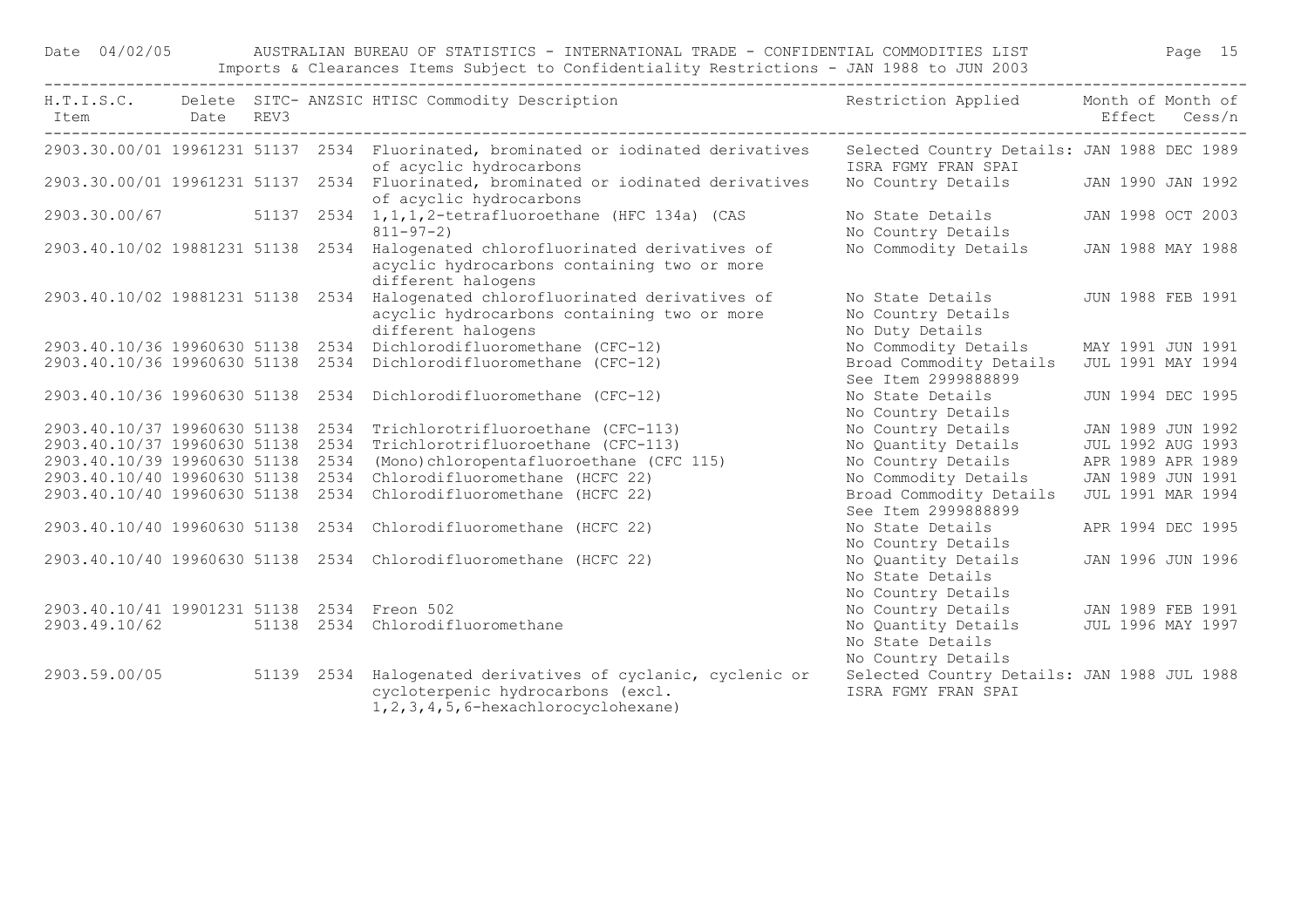Imports & Clearances Items Subject to Confidentiality Restrictions - JAN 1988 to JUN 2003

| H.T.I.S.C. Item | Delete Date | SITC-REV3 | ANZSIC | HTISC Commodity Description | Restriction Applied | Month of Effect | Month of Cess/n |
|---|---|---|---|---|---|---|---|
| 2903.30.00/01 | 19961231 | 51137 | 2534 | Fluorinated, brominated or iodinated derivatives of acyclic hydrocarbons | Selected Country Details: ISRA FGMY FRAN SPAI | JAN 1988 | DEC 1989 |
| 2903.30.00/01 | 19961231 | 51137 | 2534 | Fluorinated, brominated or iodinated derivatives of acyclic hydrocarbons | No Country Details | JAN 1990 | JAN 1992 |
| 2903.30.00/67 | | 51137 | 2534 | 1,1,1,2-tetrafluoroethane (HFC 134a) (CAS 811-97-2) | No State Details<br>No Country Details | JAN 1998 | OCT 2003 |
| 2903.40.10/02 | 19881231 | 51138 | 2534 | Halogenated chlorofluorinated derivatives of acyclic hydrocarbons containing two or more different halogens | No Commodity Details | JAN 1988 | MAY 1988 |
| 2903.40.10/02 | 19881231 | 51138 | 2534 | Halogenated chlorofluorinated derivatives of acyclic hydrocarbons containing two or more different halogens | No State Details<br>No Country Details<br>No Duty Details | JUN 1988 | FEB 1991 |
| 2903.40.10/36 | 19960630 | 51138 | 2534 | Dichlorodifluoromethane (CFC-12) | No Commodity Details | MAY 1991 | JUN 1991 |
| 2903.40.10/36 | 19960630 | 51138 | 2534 | Dichlorodifluoromethane (CFC-12) | Broad Commodity Details<br>See Item 2999888899 | JUL 1991 | MAY 1994 |
| 2903.40.10/36 | 19960630 | 51138 | 2534 | Dichlorodifluoromethane (CFC-12) | No State Details<br>No Country Details | JUN 1994 | DEC 1995 |
| 2903.40.10/37 | 19960630 | 51138 | 2534 | Trichlorotrifluoroethane (CFC-113) | No Country Details | JAN 1989 | JUN 1992 |
| 2903.40.10/37 | 19960630 | 51138 | 2534 | Trichlorotrifluoroethane (CFC-113) | No Quantity Details | JUL 1992 | AUG 1993 |
| 2903.40.10/39 | 19960630 | 51138 | 2534 | (Mono)chloropentafluoroethane (CFC 115) | No Country Details | APR 1989 | APR 1989 |
| 2903.40.10/40 | 19960630 | 51138 | 2534 | Chlorodifluoromethane (HCFC 22) | No Commodity Details | JAN 1989 | JUN 1991 |
| 2903.40.10/40 | 19960630 | 51138 | 2534 | Chlorodifluoromethane (HCFC 22) | Broad Commodity Details<br>See Item 2999888899 | JUL 1991 | MAR 1994 |
| 2903.40.10/40 | 19960630 | 51138 | 2534 | Chlorodifluoromethane (HCFC 22) | No State Details<br>No Country Details | APR 1994 | DEC 1995 |
| 2903.40.10/40 | 19960630 | 51138 | 2534 | Chlorodifluoromethane (HCFC 22) | No Quantity Details<br>No State Details<br>No Country Details | JAN 1996 | JUN 1996 |
| 2903.40.10/41 | 19901231 | 51138 | 2534 | Freon 502 | No Country Details | JAN 1989 | FEB 1991 |
| 2903.49.10/62 | | 51138 | 2534 | Chlorodifluoromethane | No Quantity Details<br>No State Details<br>No Country Details | JUL 1996 | MAY 1997 |
| 2903.59.00/05 | | 51139 | 2534 | Halogenated derivatives of cyclanic, cyclenic or cycloterpenic hydrocarbons (excl. 1,2,3,4,5,6-hexachlorocyclohexane) | Selected Country Details: ISRA FGMY FRAN SPAI | JAN 1988 | JUL 1988 |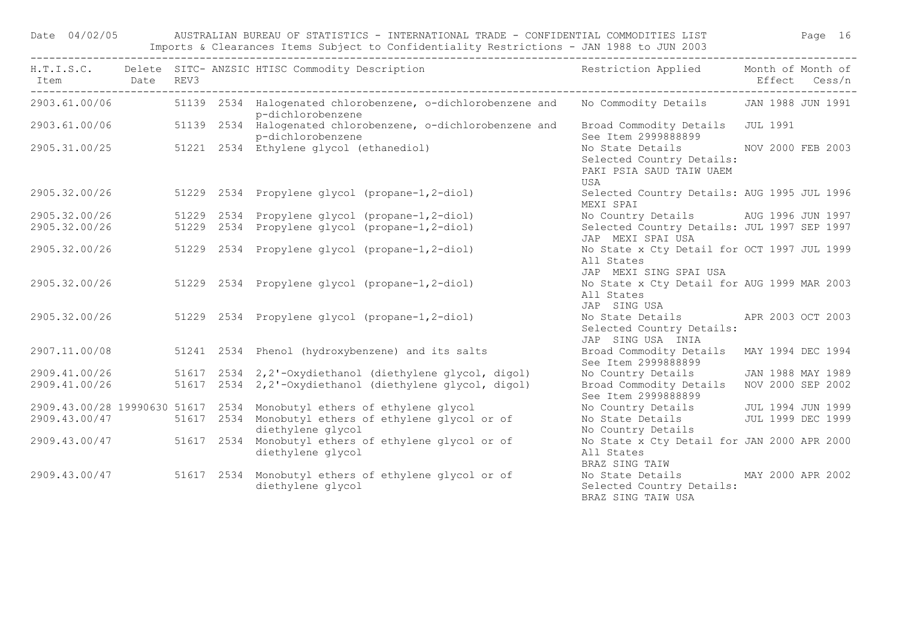| H.T.I.S.C. Item | Delete Date | SITC- REV3 | ANZSIC | HTISC Commodity Description | Restriction Applied | Month of Effect | Month of Cess/n |
|---|---|---|---|---|---|---|---|
| 2903.61.00/06 | | 51139 | 2534 | Halogenated chlorobenzene, o-dichlorobenzene and p-dichlorobenzene | No Commodity Details | JAN 1988 | JUN 1991 |
| 2903.61.00/06 | | 51139 | 2534 | Halogenated chlorobenzene, o-dichlorobenzene and p-dichlorobenzene | Broad Commodity Details See Item 2999888899 | JUL 1991 | |
| 2905.31.00/25 | | 51221 | 2534 | Ethylene glycol (ethanediol) | No State Details Selected Country Details: PAKI PSIA SAUD TAIW UAEM USA | NOV 2000 | FEB 2003 |
| 2905.32.00/26 | | 51229 | 2534 | Propylene glycol (propane-1,2-diol) | Selected Country Details: MEXI SPAI | AUG 1995 | JUL 1996 |
| 2905.32.00/26 | | 51229 | 2534 | Propylene glycol (propane-1,2-diol) | No Country Details | AUG 1996 | JUN 1997 |
| 2905.32.00/26 | | 51229 | 2534 | Propylene glycol (propane-1,2-diol) | Selected Country Details: JAP MEXI SPAI USA | JUL 1997 | SEP 1997 |
| 2905.32.00/26 | | 51229 | 2534 | Propylene glycol (propane-1,2-diol) | No State x Cty Detail for All States JAP MEXI SING SPAI USA | OCT 1997 | JUL 1999 |
| 2905.32.00/26 | | 51229 | 2534 | Propylene glycol (propane-1,2-diol) | No State x Cty Detail for All States JAP SING USA | AUG 1999 | MAR 2003 |
| 2905.32.00/26 | | 51229 | 2534 | Propylene glycol (propane-1,2-diol) | No State Details Selected Country Details: JAP SING USA INIA | APR 2003 | OCT 2003 |
| 2907.11.00/08 | | 51241 | 2534 | Phenol (hydroxybenzene) and its salts | Broad Commodity Details See Item 2999888899 | MAY 1994 | DEC 1994 |
| 2909.41.00/26 | | 51617 | 2534 | 2,2'-Oxydiethanol (diethylene glycol, digol) | No Country Details | JAN 1988 | MAY 1989 |
| 2909.41.00/26 | | 51617 | 2534 | 2,2'-Oxydiethanol (diethylene glycol, digol) | Broad Commodity Details See Item 2999888899 | NOV 2000 | SEP 2002 |
| 2909.43.00/28 | 19990630 | 51617 | 2534 | Monobutyl ethers of ethylene glycol | No Country Details | JUL 1994 | JUN 1999 |
| 2909.43.00/47 | | 51617 | 2534 | Monobutyl ethers of ethylene glycol or of diethylene glycol | No State Details No Country Details | JUL 1999 | DEC 1999 |
| 2909.43.00/47 | | 51617 | 2534 | Monobutyl ethers of ethylene glycol or of diethylene glycol | No State x Cty Detail for All States BRAZ SING TAIW | JAN 2000 | APR 2000 |
| 2909.43.00/47 | | 51617 | 2534 | Monobutyl ethers of ethylene glycol or of diethylene glycol | No State Details Selected Country Details: BRAZ SING TAIW USA | MAY 2000 | APR 2002 |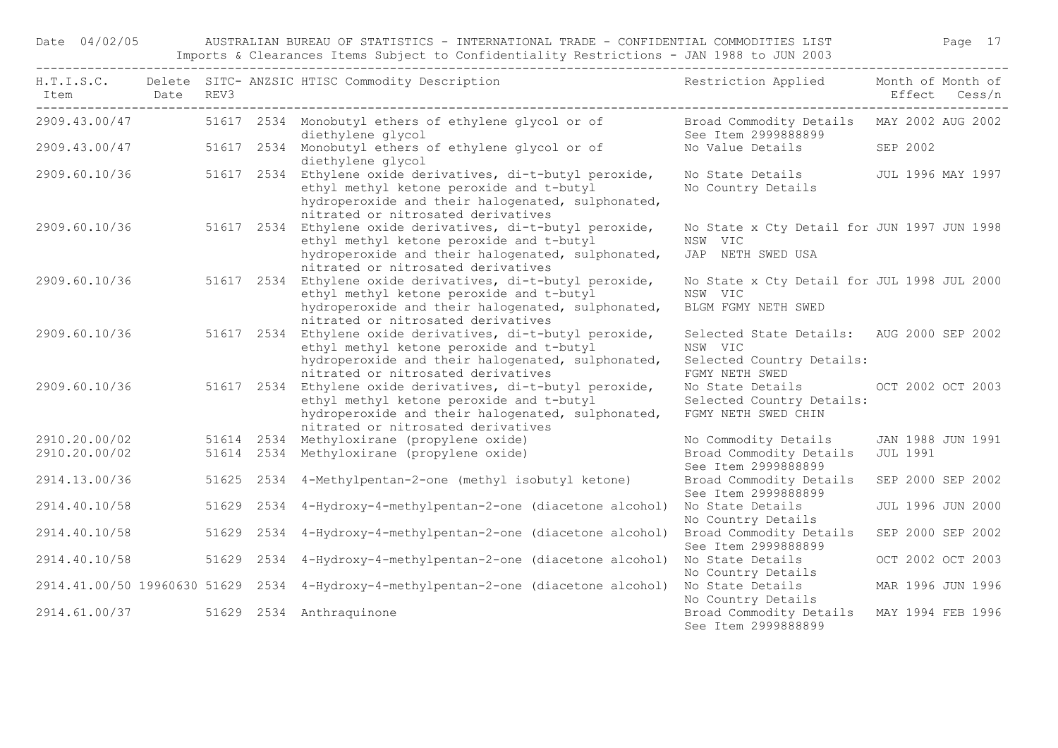| H.T.I.S.C. Item | Delete Date | SITC-REV3 | ANZSIC | HTISC Commodity Description | Restriction Applied | Month of Effect | Month of Cess/n |
|---|---|---|---|---|---|---|---|
| 2909.43.00/47 | | 51617 | 2534 | Monobutyl ethers of ethylene glycol or of diethylene glycol | Broad Commodity Details See Item 2999888899 | MAY 2002 | AUG 2002 |
| 2909.43.00/47 | | 51617 | 2534 | Monobutyl ethers of ethylene glycol or of diethylene glycol | No Value Details | SEP 2002 | |
| 2909.60.10/36 | | 51617 | 2534 | Ethylene oxide derivatives, di-t-butyl peroxide, ethyl methyl ketone peroxide and t-butyl hydroperoxide and their halogenated, sulphonated, nitrated or nitrosated derivatives | No State Details No Country Details | JUL 1996 | MAY 1997 |
| 2909.60.10/36 | | 51617 | 2534 | Ethylene oxide derivatives, di-t-butyl peroxide, ethyl methyl ketone peroxide and t-butyl hydroperoxide and their halogenated, sulphonated, nitrated or nitrosated derivatives | No State x Cty Detail for NSW VIC JAP NETH SWED USA | JUN 1997 | JUN 1998 |
| 2909.60.10/36 | | 51617 | 2534 | Ethylene oxide derivatives, di-t-butyl peroxide, ethyl methyl ketone peroxide and t-butyl hydroperoxide and their halogenated, sulphonated, nitrated or nitrosated derivatives | No State x Cty Detail for NSW VIC BLGM FGMY NETH SWED | JUL 1998 | JUL 2000 |
| 2909.60.10/36 | | 51617 | 2534 | Ethylene oxide derivatives, di-t-butyl peroxide, ethyl methyl ketone peroxide and t-butyl hydroperoxide and their halogenated, sulphonated, nitrated or nitrosated derivatives | Selected State Details: NSW VIC Selected Country Details: FGMY NETH SWED | AUG 2000 | SEP 2002 |
| 2909.60.10/36 | | 51617 | 2534 | Ethylene oxide derivatives, di-t-butyl peroxide, ethyl methyl ketone peroxide and t-butyl hydroperoxide and their halogenated, sulphonated, nitrated or nitrosated derivatives | No State Details Selected Country Details: FGMY NETH SWED CHIN | OCT 2002 | OCT 2003 |
| 2910.20.00/02 | | 51614 | 2534 | Methyloxirane (propylene oxide) | No Commodity Details | JAN 1988 | JUN 1991 |
| 2910.20.00/02 | | 51614 | 2534 | Methyloxirane (propylene oxide) | Broad Commodity Details See Item 2999888899 | JUL 1991 | |
| 2914.13.00/36 | | 51625 | 2534 | 4-Methylpentan-2-one (methyl isobutyl ketone) | Broad Commodity Details See Item 2999888899 | SEP 2000 | SEP 2002 |
| 2914.40.10/58 | | 51629 | 2534 | 4-Hydroxy-4-methylpentan-2-one (diacetone alcohol) | No State Details No Country Details | JUL 1996 | JUN 2000 |
| 2914.40.10/58 | | 51629 | 2534 | 4-Hydroxy-4-methylpentan-2-one (diacetone alcohol) | Broad Commodity Details See Item 2999888899 | SEP 2000 | SEP 2002 |
| 2914.40.10/58 | | 51629 | 2534 | 4-Hydroxy-4-methylpentan-2-one (diacetone alcohol) | No State Details No Country Details | OCT 2002 | OCT 2003 |
| 2914.41.00/50 | 19960630 | 51629 | 2534 | 4-Hydroxy-4-methylpentan-2-one (diacetone alcohol) | No State Details No Country Details | MAR 1996 | JUN 1996 |
| 2914.61.00/37 | | 51629 | 2534 | Anthraquinone | Broad Commodity Details See Item 2999888899 | MAY 1994 | FEB 1996 |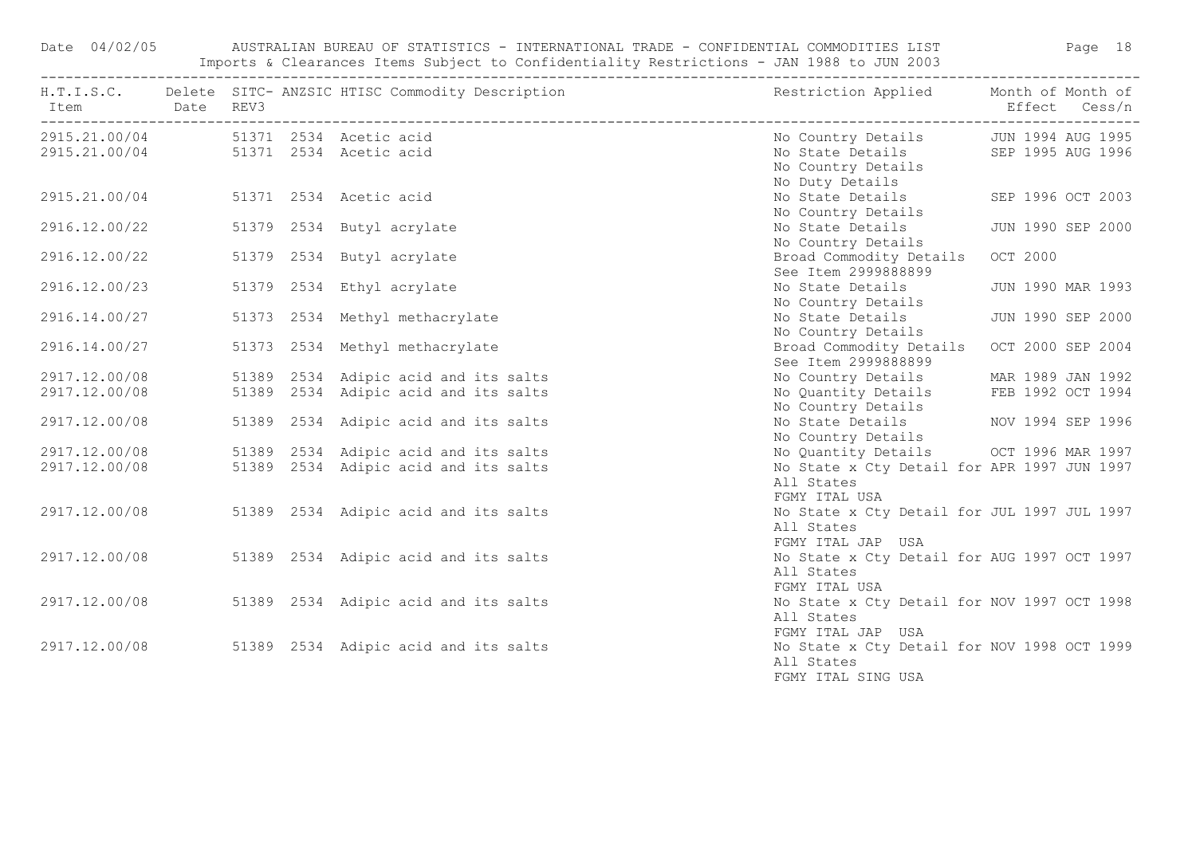Date 04/02/05 AUSTRALIAN BUREAU OF STATISTICS - INTERNATIONAL TRADE - CONFIDENTIAL COMMODITIES LIST

Imports & Clearances Items Subject to Confidentiality Restrictions - JAN 1988 to JUN 2003

| H.T.I.S.C. Item | Delete Date | SITC-REV3 | ANZSIC | HTISC Commodity Description | Restriction Applied | Month of Effect | Month of Cess/n |
|---|---|---|---|---|---|---|---|
| 2915.21.00/04 | | 51371 | 2534 | Acetic acid | No Country Details | JUN 1994 | AUG 1995 |
| 2915.21.00/04 | | 51371 | 2534 | Acetic acid | No State Details<br>No Country Details<br>No Duty Details | SEP 1995 | AUG 1996 |
| 2915.21.00/04 | | 51371 | 2534 | Acetic acid | No State Details<br>No Country Details | SEP 1996 | OCT 2003 |
| 2916.12.00/22 | | 51379 | 2534 | Butyl acrylate | No State Details<br>No Country Details | JUN 1990 | SEP 2000 |
| 2916.12.00/22 | | 51379 | 2534 | Butyl acrylate | Broad Commodity Details<br>See Item 2999888899 | OCT 2000 | |
| 2916.12.00/23 | | 51379 | 2534 | Ethyl acrylate | No State Details<br>No Country Details | JUN 1990 | MAR 1993 |
| 2916.14.00/27 | | 51373 | 2534 | Methyl methacrylate | No State Details<br>No Country Details | JUN 1990 | SEP 2000 |
| 2916.14.00/27 | | 51373 | 2534 | Methyl methacrylate | Broad Commodity Details<br>See Item 2999888899 | OCT 2000 | SEP 2004 |
| 2917.12.00/08 | | 51389 | 2534 | Adipic acid and its salts | No Country Details | MAR 1989 | JAN 1992 |
| 2917.12.00/08 | | 51389 | 2534 | Adipic acid and its salts | No Quantity Details<br>No Country Details | FEB 1992 | OCT 1994 |
| 2917.12.00/08 | | 51389 | 2534 | Adipic acid and its salts | No State Details<br>No Country Details | NOV 1994 | SEP 1996 |
| 2917.12.00/08 | | 51389 | 2534 | Adipic acid and its salts | No Quantity Details | OCT 1996 | MAR 1997 |
| 2917.12.00/08 | | 51389 | 2534 | Adipic acid and its salts | No State x Cty Detail for<br>All States<br>FGMY ITAL USA | APR 1997 | JUN 1997 |
| 2917.12.00/08 | | 51389 | 2534 | Adipic acid and its salts | No State x Cty Detail for<br>All States<br>FGMY ITAL JAP USA | JUL 1997 | JUL 1997 |
| 2917.12.00/08 | | 51389 | 2534 | Adipic acid and its salts | No State x Cty Detail for<br>All States<br>FGMY ITAL USA | AUG 1997 | OCT 1997 |
| 2917.12.00/08 | | 51389 | 2534 | Adipic acid and its salts | No State x Cty Detail for<br>All States<br>FGMY ITAL JAP USA | NOV 1997 | OCT 1998 |
| 2917.12.00/08 | | 51389 | 2534 | Adipic acid and its salts | No State x Cty Detail for<br>All States<br>FGMY ITAL SING USA | NOV 1998 | OCT 1999 |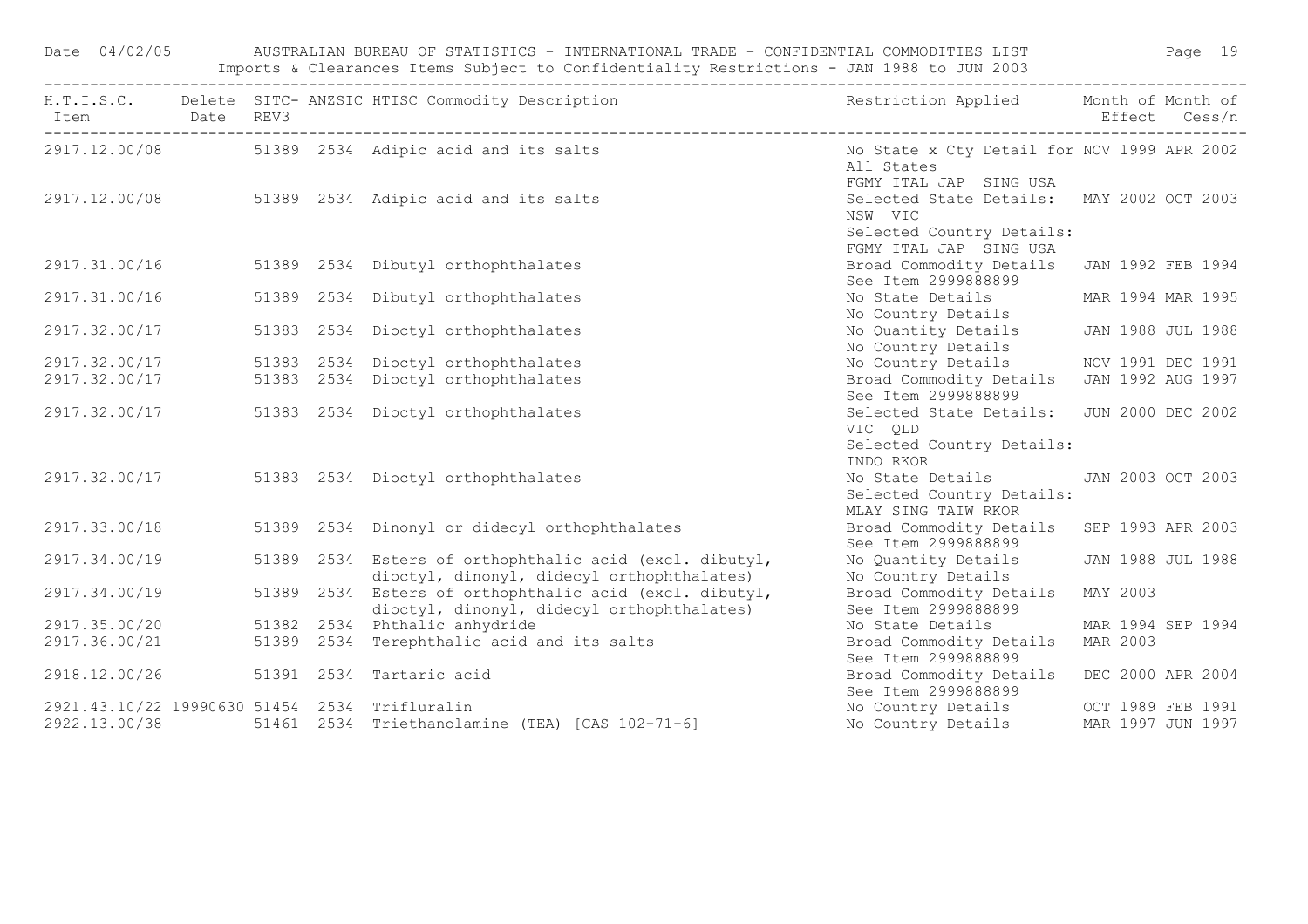Date 04/02/05 AUSTRALIAN BUREAU OF STATISTICS - INTERNATIONAL TRADE - CONFIDENTIAL COMMODITIES LIST

Imports & Clearances Items Subject to Confidentiality Restrictions - JAN 1988 to JUN 2003

| H.T.I.S.C. Item | Delete Date | SITC-REV3 | ANZSIC | HTISC Commodity Description | Restriction Applied | Month of Effect | Month of Cess/n |
|---|---|---|---|---|---|---|---|
| 2917.12.00/08 | | 51389 | 2534 | Adipic acid and its salts | No State x Cty Detail for All States FGMY ITAL JAP SING USA | NOV 1999 | APR 2002 |
| 2917.12.00/08 | | 51389 | 2534 | Adipic acid and its salts | Selected State Details: NSW VIC Selected Country Details: FGMY ITAL JAP SING USA | MAY 2002 | OCT 2003 |
| 2917.31.00/16 | | 51389 | 2534 | Dibutyl orthophthalates | Broad Commodity Details See Item 2999888899 | JAN 1992 | FEB 1994 |
| 2917.31.00/16 | | 51389 | 2534 | Dibutyl orthophthalates | No State Details No Country Details | MAR 1994 | MAR 1995 |
| 2917.32.00/17 | | 51383 | 2534 | Dioctyl orthophthalates | No Quantity Details No Country Details | JAN 1988 | JUL 1988 |
| 2917.32.00/17 | | 51383 | 2534 | Dioctyl orthophthalates | No Country Details | NOV 1991 | DEC 1991 |
| 2917.32.00/17 | | 51383 | 2534 | Dioctyl orthophthalates | Broad Commodity Details See Item 2999888899 | JAN 1992 | AUG 1997 |
| 2917.32.00/17 | | 51383 | 2534 | Dioctyl orthophthalates | Selected State Details: VIC QLD Selected Country Details: INDO RKOR | JUN 2000 | DEC 2002 |
| 2917.32.00/17 | | 51383 | 2534 | Dioctyl orthophthalates | No State Details Selected Country Details: MLAY SING TAIW RKOR | JAN 2003 | OCT 2003 |
| 2917.33.00/18 | | 51389 | 2534 | Dinonyl or didecyl orthophthalates | Broad Commodity Details See Item 2999888899 | SEP 1993 | APR 2003 |
| 2917.34.00/19 | | 51389 | 2534 | Esters of orthophthalic acid (excl. dibutyl, dioctyl, dinonyl, didecyl orthophthalates) | No Quantity Details No Country Details | JAN 1988 | JUL 1988 |
| 2917.34.00/19 | | 51389 | 2534 | Esters of orthophthalic acid (excl. dibutyl, dioctyl, dinonyl, didecyl orthophthalates) | Broad Commodity Details See Item 2999888899 | MAY 2003 | |
| 2917.35.00/20 | | 51382 | 2534 | Phthalic anhydride | No State Details | MAR 1994 | SEP 1994 |
| 2917.36.00/21 | | 51389 | 2534 | Terephthalic acid and its salts | Broad Commodity Details See Item 2999888899 | MAR 2003 | |
| 2918.12.00/26 | | 51391 | 2534 | Tartaric acid | Broad Commodity Details See Item 2999888899 | DEC 2000 | APR 2004 |
| 2921.43.10/22 | 19990630 | 51454 | 2534 | Trifluralin | No Country Details | OCT 1989 | FEB 1991 |
| 2922.13.00/38 | | 51461 | 2534 | Triethanolamine (TEA) [CAS 102-71-6] | No Country Details | MAR 1997 | JUN 1997 |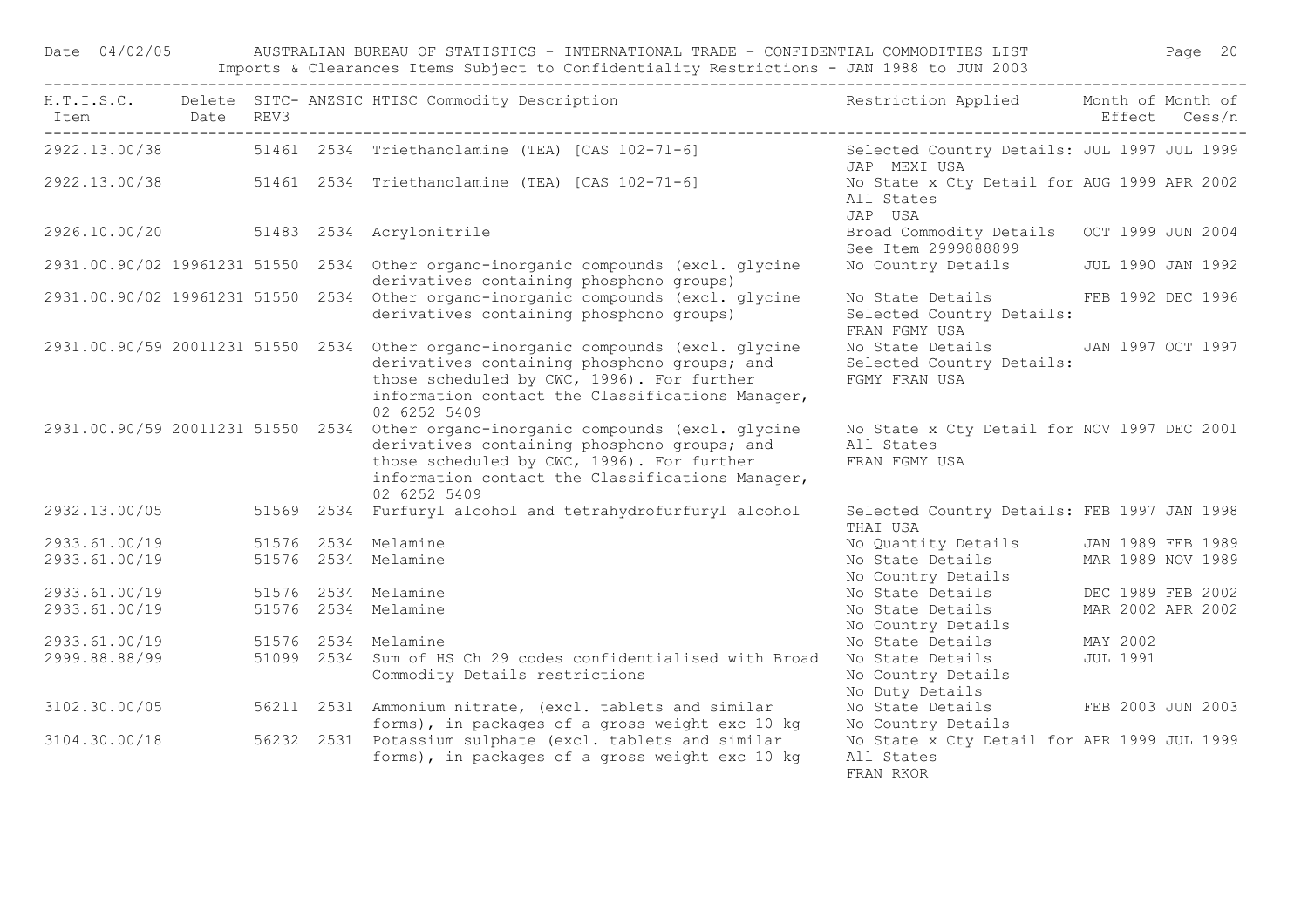Date 04/02/05 AUSTRALIAN BUREAU OF STATISTICS - INTERNATIONAL TRADE - CONFIDENTIAL COMMODITIES LIST

Imports & Clearances Items Subject to Confidentiality Restrictions - JAN 1988 to JUN 2003

| H.T.I.S.C. Item | Delete Date | SITC-REV3 | ANZSIC | HTISC Commodity Description | Restriction Applied | Month of Effect | Month of Cess/n |
|---|---|---|---|---|---|---|---|
| 2922.13.00/38 | | 51461 | 2534 | Triethanolamine (TEA) [CAS 102-71-6] | Selected Country Details: JAP MEXI USA | JUL 1997 | JUL 1999 |
| 2922.13.00/38 | | 51461 | 2534 | Triethanolamine (TEA) [CAS 102-71-6] | No State x Cty Detail for All States JAP USA | AUG 1999 | APR 2002 |
| 2926.10.00/20 | | 51483 | 2534 | Acrylonitrile | Broad Commodity Details See Item 2999888899 | OCT 1999 | JUN 2004 |
| 2931.00.90/02 | 19961231 | 51550 | 2534 | Other organo-inorganic compounds (excl. glycine derivatives containing phosphono groups) | No Country Details | JUL 1990 | JAN 1992 |
| 2931.00.90/02 | 19961231 | 51550 | 2534 | Other organo-inorganic compounds (excl. glycine derivatives containing phosphono groups) | No State Details Selected Country Details: FRAN FGMY USA | FEB 1992 | DEC 1996 |
| 2931.00.90/59 | 20011231 | 51550 | 2534 | Other organo-inorganic compounds (excl. glycine derivatives containing phosphono groups; and those scheduled by CWC, 1996). For further information contact the Classifications Manager, 02 6252 5409 | No State Details Selected Country Details: FGMY FRAN USA | JAN 1997 | OCT 1997 |
| 2931.00.90/59 | 20011231 | 51550 | 2534 | Other organo-inorganic compounds (excl. glycine derivatives containing phosphono groups; and those scheduled by CWC, 1996). For further information contact the Classifications Manager, 02 6252 5409 | No State x Cty Detail for All States FRAN FGMY USA | NOV 1997 | DEC 2001 |
| 2932.13.00/05 | | 51569 | 2534 | Furfuryl alcohol and tetrahydrofurfuryl alcohol | Selected Country Details: THAI USA | FEB 1997 | JAN 1998 |
| 2933.61.00/19 | | 51576 | 2534 | Melamine | No Quantity Details | JAN 1989 | FEB 1989 |
| 2933.61.00/19 | | 51576 | 2534 | Melamine | No State Details No Country Details | MAR 1989 | NOV 1989 |
| 2933.61.00/19 | | 51576 | 2534 | Melamine | No State Details | DEC 1989 | FEB 2002 |
| 2933.61.00/19 | | 51576 | 2534 | Melamine | No State Details No Country Details | MAR 2002 | APR 2002 |
| 2933.61.00/19 | | 51576 | 2534 | Melamine | No State Details | MAY 2002 | |
| 2999.88.88/99 | | 51099 | 2534 | Sum of HS Ch 29 codes confidentialised with Broad Commodity Details restrictions | No State Details No Country Details No Duty Details | JUL 1991 | |
| 3102.30.00/05 | | 56211 | 2531 | Ammonium nitrate, (excl. tablets and similar forms), in packages of a gross weight exc 10 kg | No State Details No Country Details | FEB 2003 | JUN 2003 |
| 3104.30.00/18 | | 56232 | 2531 | Potassium sulphate (excl. tablets and similar forms), in packages of a gross weight exc 10 kg | No State x Cty Detail for All States FRAN RKOR | APR 1999 | JUL 1999 |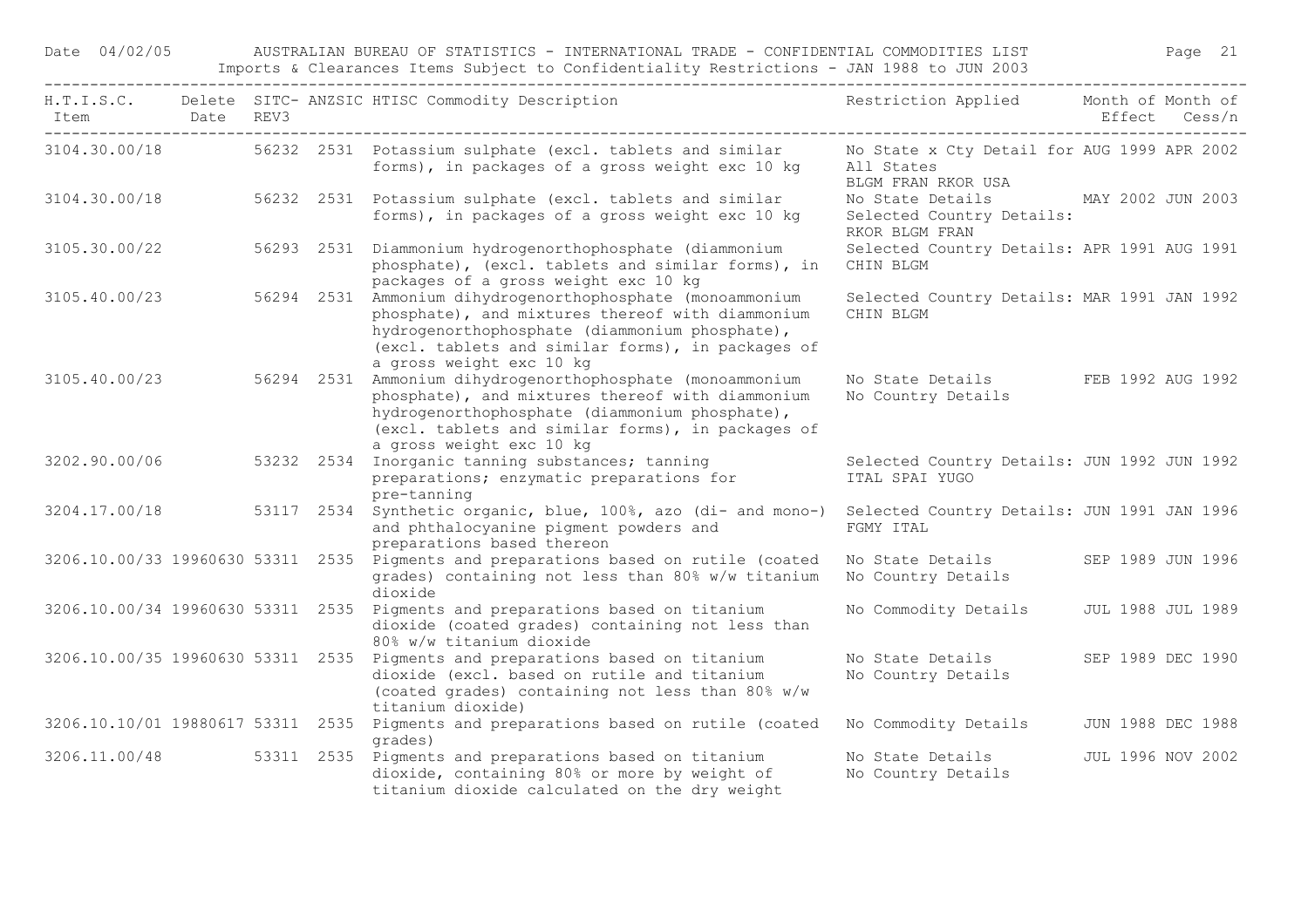| H.T.I.S.C. Item | Delete Date | SITC-REV3 | ANZSIC | HTISC Commodity Description | Restriction Applied | Month of Effect | Month of Cess/n |
|---|---|---|---|---|---|---|---|
| 3104.30.00/18 | | 56232 | 2531 | Potassium sulphate (excl. tablets and similar forms), in packages of a gross weight exc 10 kg | No State x Cty Detail for All States BLGM FRAN RKOR USA | AUG 1999 | APR 2002 |
| 3104.30.00/18 | | 56232 | 2531 | Potassium sulphate (excl. tablets and similar forms), in packages of a gross weight exc 10 kg | No State Details Selected Country Details: RKOR BLGM FRAN | MAY 2002 | JUN 2003 |
| 3105.30.00/22 | | 56293 | 2531 | Diammonium hydrogenorthophosphate (diammonium phosphate), (excl. tablets and similar forms), in packages of a gross weight exc 10 kg | Selected Country Details: CHIN BLGM | APR 1991 | AUG 1991 |
| 3105.40.00/23 | | 56294 | 2531 | Ammonium dihydrogenorthophosphate (monoammonium phosphate), and mixtures thereof with diammonium hydrogenorthophosphate (diammonium phosphate), (excl. tablets and similar forms), in packages of a gross weight exc 10 kg | Selected Country Details: CHIN BLGM | MAR 1991 | JAN 1992 |
| 3105.40.00/23 | | 56294 | 2531 | Ammonium dihydrogenorthophosphate (monoammonium phosphate), and mixtures thereof with diammonium hydrogenorthophosphate (diammonium phosphate), (excl. tablets and similar forms), in packages of a gross weight exc 10 kg | No State Details No Country Details | FEB 1992 | AUG 1992 |
| 3202.90.00/06 | | 53232 | 2534 | Inorganic tanning substances; tanning preparations; enzymatic preparations for pre-tanning | Selected Country Details: ITAL SPAI YUGO | JUN 1992 | JUN 1992 |
| 3204.17.00/18 | | 53117 | 2534 | Synthetic organic, blue, 100%, azo (di- and mono-) and phthalocyanine pigment powders and preparations based thereon | Selected Country Details: FGMY ITAL | JUN 1991 | JAN 1996 |
| 3206.10.00/33 | 19960630 | 53311 | 2535 | Pigments and preparations based on rutile (coated grades) containing not less than 80% w/w titanium dioxide | No State Details No Country Details | SEP 1989 | JUN 1996 |
| 3206.10.00/34 | 19960630 | 53311 | 2535 | Pigments and preparations based on titanium dioxide (coated grades) containing not less than 80% w/w titanium dioxide | No Commodity Details | JUL 1988 | JUL 1989 |
| 3206.10.00/35 | 19960630 | 53311 | 2535 | Pigments and preparations based on titanium dioxide (excl. based on rutile and titanium (coated grades) containing not less than 80% w/w titanium dioxide) | No State Details No Country Details | SEP 1989 | DEC 1990 |
| 3206.10.10/01 | 19880617 | 53311 | 2535 | Pigments and preparations based on rutile (coated grades) | No Commodity Details | JUN 1988 | DEC 1988 |
| 3206.11.00/48 | | 53311 | 2535 | Pigments and preparations based on titanium dioxide, containing 80% or more by weight of titanium dioxide calculated on the dry weight | No State Details No Country Details | JUL 1996 | NOV 2002 |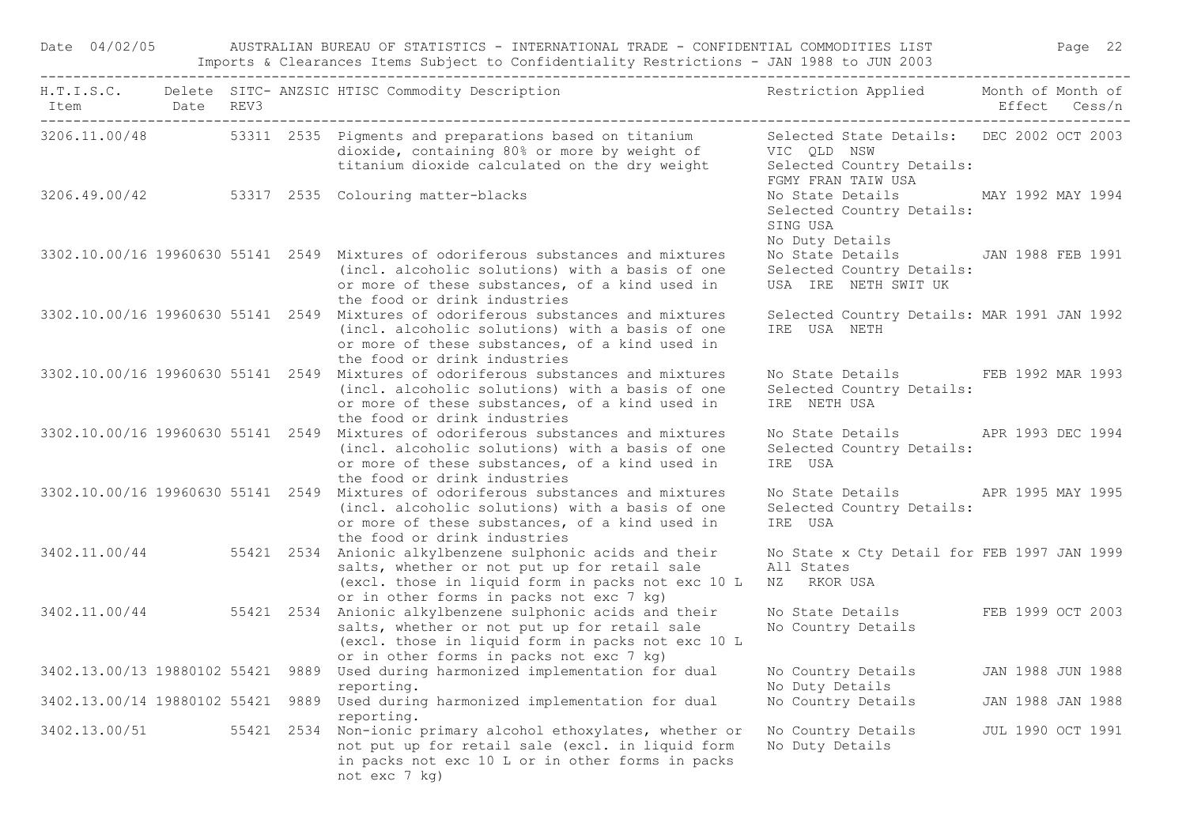| H.T.I.S.C. Item | Delete Date | SITC-REV3 | ANZSIC | HTISC Commodity Description | Restriction Applied | Month of Effect | Month of Cess/n |
|---|---|---|---|---|---|---|---|
| 3206.11.00/48 | | 53311 | 2535 | Pigments and preparations based on titanium dioxide, containing 80% or more by weight of titanium dioxide calculated on the dry weight | Selected State Details: VIC QLD NSW Selected Country Details: FGMY FRAN TAIW USA | DEC 2002 | OCT 2003 |
| 3206.49.00/42 | | 53317 | 2535 | Colouring matter-blacks | No State Details Selected Country Details: SING USA No Duty Details | MAY 1992 | MAY 1994 |
| 3302.10.00/16 | 19960630 | 55141 | 2549 | Mixtures of odoriferous substances and mixtures (incl. alcoholic solutions) with a basis of one or more of these substances, of a kind used in the food or drink industries | No State Details Selected Country Details: USA IRE NETH SWIT UK | JAN 1988 | FEB 1991 |
| 3302.10.00/16 | 19960630 | 55141 | 2549 | Mixtures of odoriferous substances and mixtures (incl. alcoholic solutions) with a basis of one or more of these substances, of a kind used in the food or drink industries | Selected Country Details: IRE USA NETH | MAR 1991 | JAN 1992 |
| 3302.10.00/16 | 19960630 | 55141 | 2549 | Mixtures of odoriferous substances and mixtures (incl. alcoholic solutions) with a basis of one or more of these substances, of a kind used in the food or drink industries | No State Details Selected Country Details: IRE NETH USA | FEB 1992 | MAR 1993 |
| 3302.10.00/16 | 19960630 | 55141 | 2549 | Mixtures of odoriferous substances and mixtures (incl. alcoholic solutions) with a basis of one or more of these substances, of a kind used in the food or drink industries | No State Details Selected Country Details: IRE USA | APR 1993 | DEC 1994 |
| 3302.10.00/16 | 19960630 | 55141 | 2549 | Mixtures of odoriferous substances and mixtures (incl. alcoholic solutions) with a basis of one or more of these substances, of a kind used in the food or drink industries | No State Details Selected Country Details: IRE USA | APR 1995 | MAY 1995 |
| 3402.11.00/44 | | 55421 | 2534 | Anionic alkylbenzene sulphonic acids and their salts, whether or not put up for retail sale (excl. those in liquid form in packs not exc 10 L or in other forms in packs not exc 7 kg) | No State x Cty Detail for All States NZ RKOR USA | FEB 1997 | JAN 1999 |
| 3402.11.00/44 | | 55421 | 2534 | Anionic alkylbenzene sulphonic acids and their salts, whether or not put up for retail sale (excl. those in liquid form in packs not exc 10 L or in other forms in packs not exc 7 kg) | No State Details No Country Details | FEB 1999 | OCT 2003 |
| 3402.13.00/13 | 19880102 | 55421 | 9889 | Used during harmonized implementation for dual reporting. | No Country Details No Duty Details | JAN 1988 | JUN 1988 |
| 3402.13.00/14 | 19880102 | 55421 | 9889 | Used during harmonized implementation for dual reporting. | No Country Details | JAN 1988 | JAN 1988 |
| 3402.13.00/51 | | 55421 | 2534 | Non-ionic primary alcohol ethoxylates, whether or not put up for retail sale (excl. in liquid form in packs not exc 10 L or in other forms in packs not exc 7 kg) | No Country Details No Duty Details | JUL 1990 | OCT 1991 |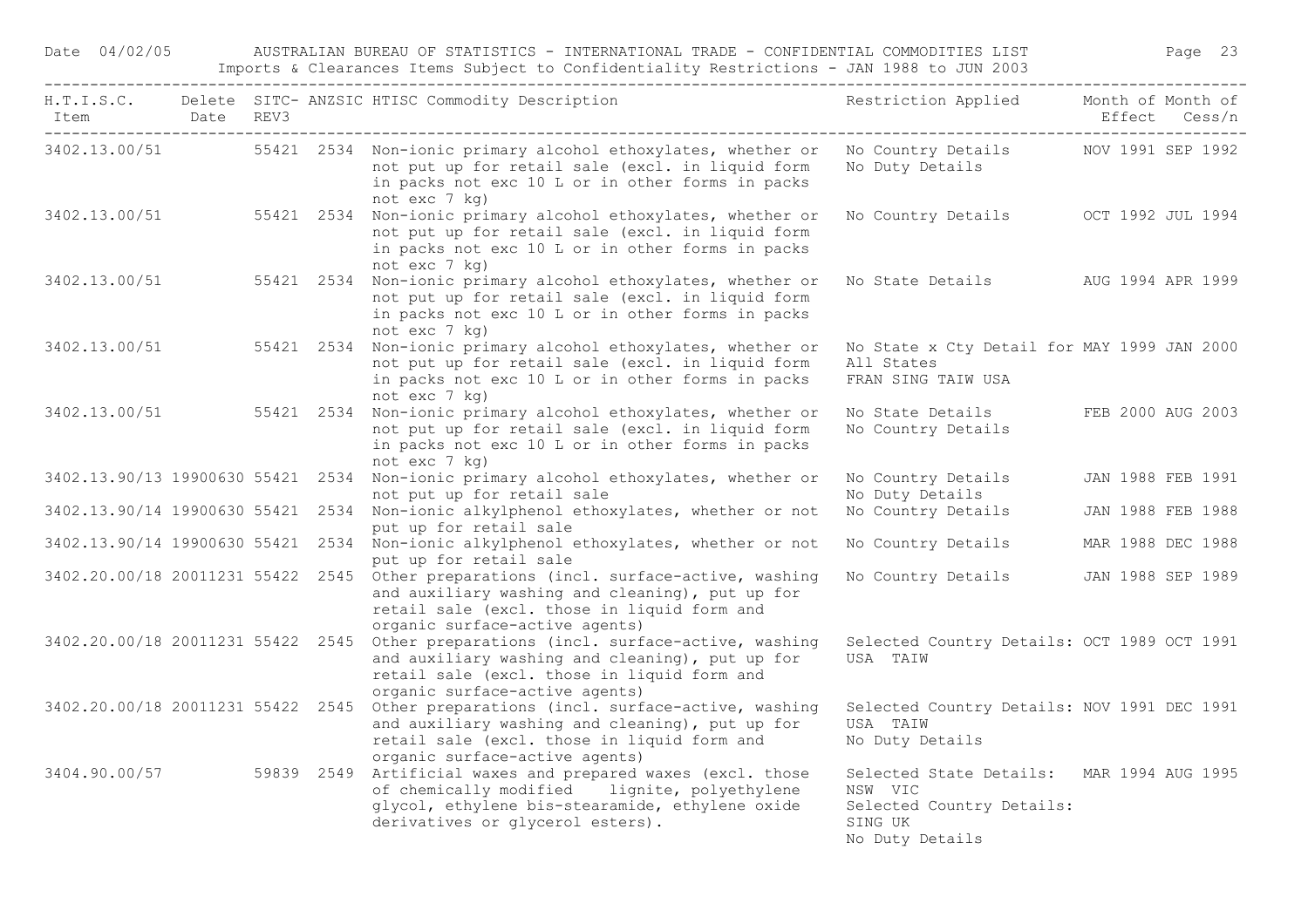| H.T.I.S.C. Item | Delete Date | SITC-REV3 | ANZSIC | HTISC Commodity Description | Restriction Applied | Month of Effect | Month of Cess/n |
|---|---|---|---|---|---|---|---|
| 3402.13.00/51 | | 55421 | 2534 | Non-ionic primary alcohol ethoxylates, whether or not put up for retail sale (excl. in liquid form in packs not exc 10 L or in other forms in packs not exc 7 kg) | No Country Details<br>No Duty Details | NOV 1991 | SEP 1992 |
| 3402.13.00/51 | | 55421 | 2534 | Non-ionic primary alcohol ethoxylates, whether or not put up for retail sale (excl. in liquid form in packs not exc 10 L or in other forms in packs not exc 7 kg) | No Country Details | OCT 1992 | JUL 1994 |
| 3402.13.00/51 | | 55421 | 2534 | Non-ionic primary alcohol ethoxylates, whether or not put up for retail sale (excl. in liquid form in packs not exc 10 L or in other forms in packs not exc 7 kg) | No State Details | AUG 1994 | APR 1999 |
| 3402.13.00/51 | | 55421 | 2534 | Non-ionic primary alcohol ethoxylates, whether or not put up for retail sale (excl. in liquid form in packs not exc 10 L or in other forms in packs not exc 7 kg) | No State x Cty Detail for All States<br>FRAN SING TAIW USA | MAY 1999 | JAN 2000 |
| 3402.13.00/51 | | 55421 | 2534 | Non-ionic primary alcohol ethoxylates, whether or not put up for retail sale (excl. in liquid form in packs not exc 10 L or in other forms in packs not exc 7 kg) | No State Details<br>No Country Details | FEB 2000 | AUG 2003 |
| 3402.13.90/13 | 19900630 | 55421 | 2534 | Non-ionic primary alcohol ethoxylates, whether or not put up for retail sale | No Country Details<br>No Duty Details | JAN 1988 | FEB 1991 |
| 3402.13.90/14 | 19900630 | 55421 | 2534 | Non-ionic alkylphenol ethoxylates, whether or not put up for retail sale | No Country Details | JAN 1988 | FEB 1988 |
| 3402.13.90/14 | 19900630 | 55421 | 2534 | Non-ionic alkylphenol ethoxylates, whether or not put up for retail sale | No Country Details | MAR 1988 | DEC 1988 |
| 3402.20.00/18 | 20011231 | 55422 | 2545 | Other preparations (incl. surface-active, washing and auxiliary washing and cleaning), put up for retail sale (excl. those in liquid form and organic surface-active agents) | No Country Details | JAN 1988 | SEP 1989 |
| 3402.20.00/18 | 20011231 | 55422 | 2545 | Other preparations (incl. surface-active, washing and auxiliary washing and cleaning), put up for retail sale (excl. those in liquid form and organic surface-active agents) | Selected Country Details:<br>USA TAIW | OCT 1989 | OCT 1991 |
| 3402.20.00/18 | 20011231 | 55422 | 2545 | Other preparations (incl. surface-active, washing and auxiliary washing and cleaning), put up for retail sale (excl. those in liquid form and organic surface-active agents) | Selected Country Details:<br>USA TAIW<br>No Duty Details | NOV 1991 | DEC 1991 |
| 3404.90.00/57 | | 59839 | 2549 | Artificial waxes and prepared waxes (excl. those of chemically modified lignite, polyethylene glycol, ethylene bis-stearamide, ethylene oxide derivatives or glycerol esters). | Selected State Details:<br>NSW VIC<br>Selected Country Details:<br>SING UK<br>No Duty Details | MAR 1994 | AUG 1995 |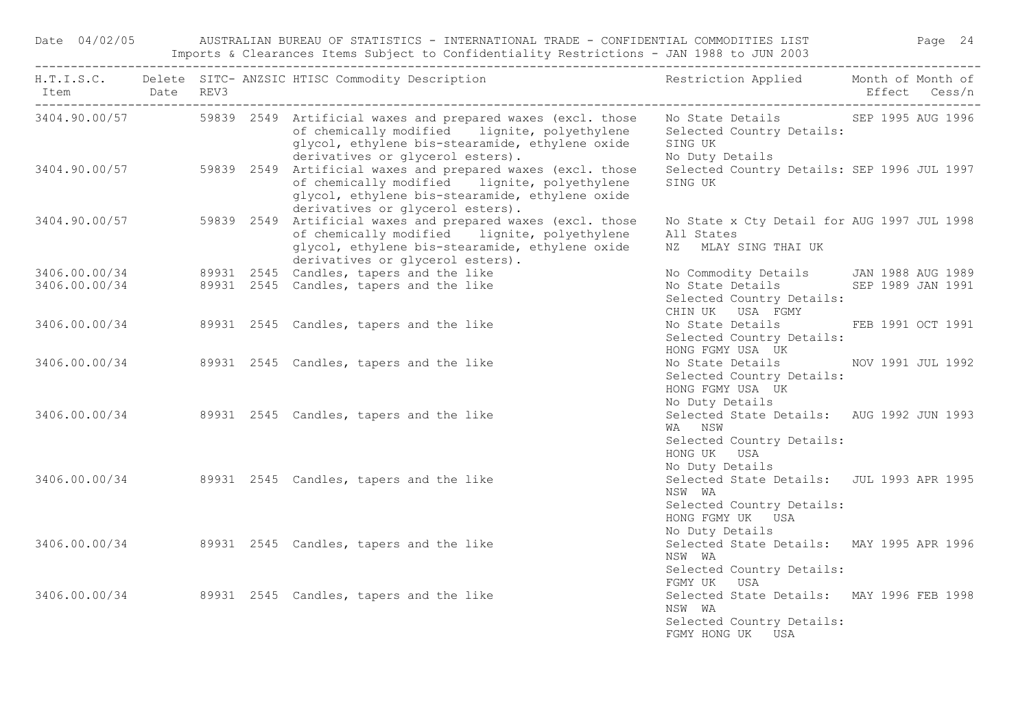| H.T.I.S.C. Item | Delete Date | SITC-REV3 | ANZSIC | HTISC Commodity Description | Restriction Applied | Month of Effect | Month of Cess/n |
|---|---|---|---|---|---|---|---|
| 3404.90.00/57 | | 59839 | 2549 | Artificial waxes and prepared waxes (excl. those of chemically modified lignite, polyethylene glycol, ethylene bis-stearamide, ethylene oxide derivatives or glycerol esters). | No State Details<br>Selected Country Details:<br>SING UK<br>No Duty Details | SEP 1995 | AUG 1996 |
| 3404.90.00/57 | | 59839 | 2549 | Artificial waxes and prepared waxes (excl. those of chemically modified lignite, polyethylene glycol, ethylene bis-stearamide, ethylene oxide derivatives or glycerol esters). | Selected Country Details:<br>SING UK | SEP 1996 | JUL 1997 |
| 3404.90.00/57 | | 59839 | 2549 | Artificial waxes and prepared waxes (excl. those of chemically modified lignite, polyethylene glycol, ethylene bis-stearamide, ethylene oxide derivatives or glycerol esters). | No State x Cty Detail for<br>All States<br>NZ MLAY SING THAI UK | AUG 1997 | JUL 1998 |
| 3406.00.00/34 | | 89931 | 2545 | Candles, tapers and the like | No Commodity Details | JAN 1988 | AUG 1989 |
| 3406.00.00/34 | | 89931 | 2545 | Candles, tapers and the like | No State Details<br>Selected Country Details:<br>CHIN UK USA FGMY | SEP 1989 | JAN 1991 |
| 3406.00.00/34 | | 89931 | 2545 | Candles, tapers and the like | No State Details<br>Selected Country Details:<br>HONG FGMY USA UK | FEB 1991 | OCT 1991 |
| 3406.00.00/34 | | 89931 | 2545 | Candles, tapers and the like | No State Details<br>Selected Country Details:<br>HONG FGMY USA UK<br>No Duty Details | NOV 1991 | JUL 1992 |
| 3406.00.00/34 | | 89931 | 2545 | Candles, tapers and the like | Selected State Details:<br>WA NSW<br>Selected Country Details:<br>HONG UK USA<br>No Duty Details | AUG 1992 | JUN 1993 |
| 3406.00.00/34 | | 89931 | 2545 | Candles, tapers and the like | Selected State Details:<br>NSW WA<br>Selected Country Details:<br>HONG FGMY UK USA<br>No Duty Details | JUL 1993 | APR 1995 |
| 3406.00.00/34 | | 89931 | 2545 | Candles, tapers and the like | Selected State Details:<br>NSW WA<br>Selected Country Details:<br>FGMY UK USA | MAY 1995 | APR 1996 |
| 3406.00.00/34 | | 89931 | 2545 | Candles, tapers and the like | Selected State Details:<br>NSW WA<br>Selected Country Details:<br>FGMY HONG UK USA | MAY 1996 | FEB 1998 |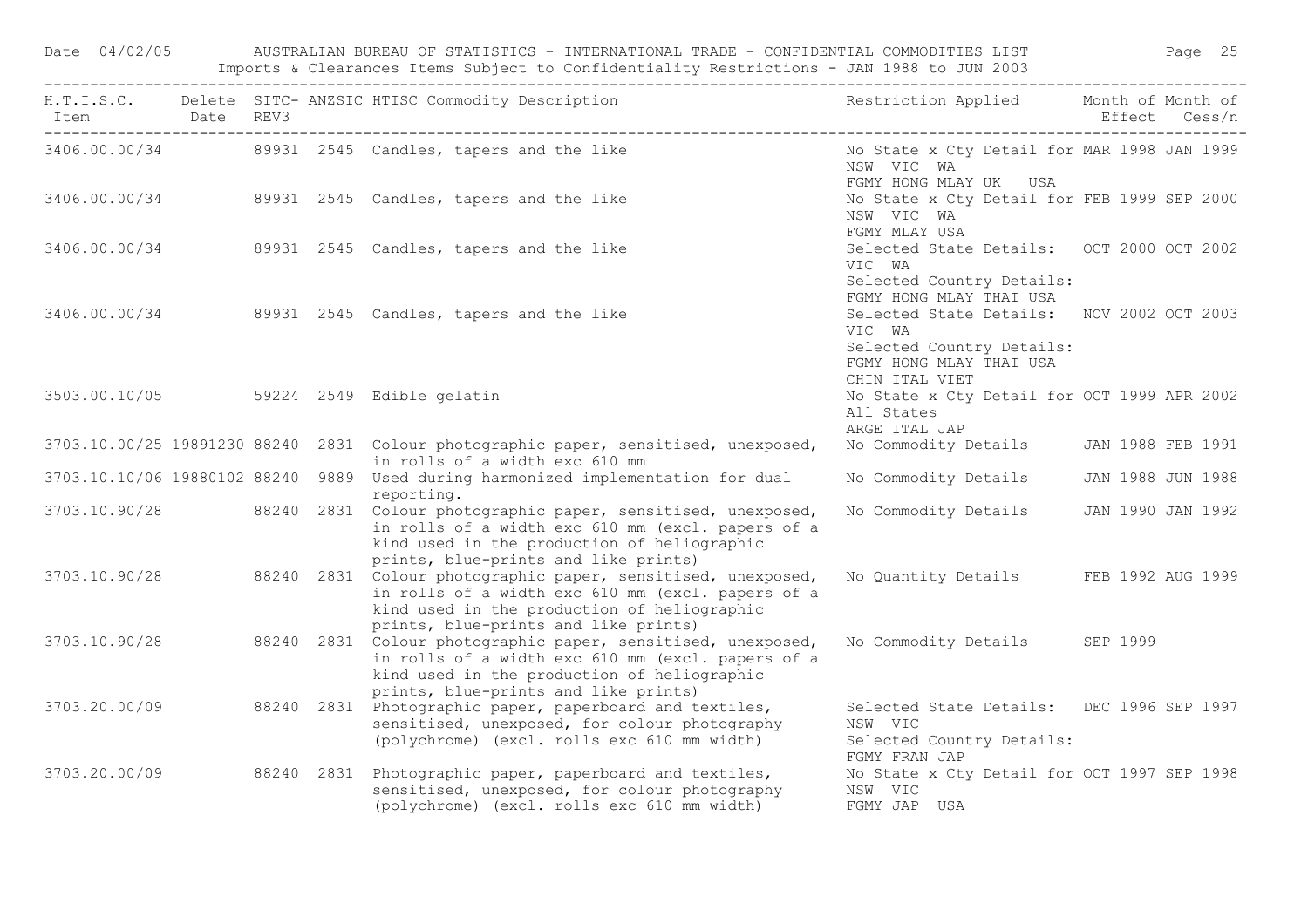| H.T.I.S.C. Item | Delete Date | SITC-REV3 | ANZSIC | HTISC Commodity Description | Restriction Applied | Month of Effect | Month of Cess/n |
|---|---|---|---|---|---|---|---|
| 3406.00.00/34 | | 89931 | 2545 | Candles, tapers and the like | No State x Cty Detail for NSW VIC WA FGMY HONG MLAY UK USA | MAR 1998 | JAN 1999 |
| 3406.00.00/34 | | 89931 | 2545 | Candles, tapers and the like | No State x Cty Detail for NSW VIC WA FGMY MLAY USA | FEB 1999 | SEP 2000 |
| 3406.00.00/34 | | 89931 | 2545 | Candles, tapers and the like | Selected State Details: VIC WA Selected Country Details: FGMY HONG MLAY THAI USA | OCT 2000 | OCT 2002 |
| 3406.00.00/34 | | 89931 | 2545 | Candles, tapers and the like | Selected State Details: VIC WA Selected Country Details: FGMY HONG MLAY THAI USA CHIN ITAL VIET | NOV 2002 | OCT 2003 |
| 3503.00.10/05 | | 59224 | 2549 | Edible gelatin | No State x Cty Detail for All States ARGE ITAL JAP | OCT 1999 | APR 2002 |
| 3703.10.00/25 | 19891230 | 88240 | 2831 | Colour photographic paper, sensitised, unexposed, in rolls of a width exc 610 mm | No Commodity Details | JAN 1988 | FEB 1991 |
| 3703.10.10/06 | 19880102 | 88240 | 9889 | Used during harmonized implementation for dual reporting. | No Commodity Details | JAN 1988 | JUN 1988 |
| 3703.10.90/28 | | 88240 | 2831 | Colour photographic paper, sensitised, unexposed, in rolls of a width exc 610 mm (excl. papers of a kind used in the production of heliographic prints, blue-prints and like prints) | No Commodity Details | JAN 1990 | JAN 1992 |
| 3703.10.90/28 | | 88240 | 2831 | Colour photographic paper, sensitised, unexposed, in rolls of a width exc 610 mm (excl. papers of a kind used in the production of heliographic prints, blue-prints and like prints) | No Quantity Details | FEB 1992 | AUG 1999 |
| 3703.10.90/28 | | 88240 | 2831 | Colour photographic paper, sensitised, unexposed, in rolls of a width exc 610 mm (excl. papers of a kind used in the production of heliographic prints, blue-prints and like prints) | No Commodity Details | SEP 1999 | |
| 3703.20.00/09 | | 88240 | 2831 | Photographic paper, paperboard and textiles, sensitised, unexposed, for colour photography (polychrome) (excl. rolls exc 610 mm width) | Selected State Details: NSW VIC Selected Country Details: FGMY FRAN JAP | DEC 1996 | SEP 1997 |
| 3703.20.00/09 | | 88240 | 2831 | Photographic paper, paperboard and textiles, sensitised, unexposed, for colour photography (polychrome) (excl. rolls exc 610 mm width) | No State x Cty Detail for NSW VIC FGMY JAP USA | OCT 1997 | SEP 1998 |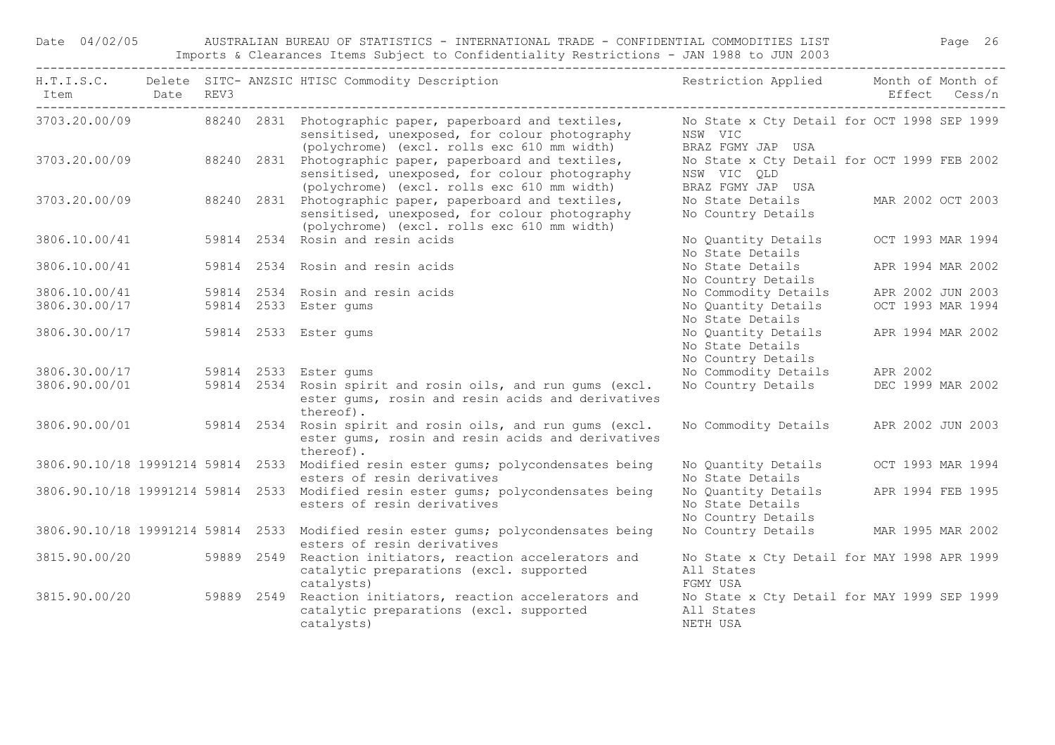Date 04/02/05 AUSTRALIAN BUREAU OF STATISTICS - INTERNATIONAL TRADE - CONFIDENTIAL COMMODITIES LIST

Imports & Clearances Items Subject to Confidentiality Restrictions - JAN 1988 to JUN 2003

| H.T.I.S.C. Item | Delete Date | SITC-REV3 | ANZSIC | HTISC Commodity Description | Restriction Applied | Month of Effect | Month of Cess/n |
|---|---|---|---|---|---|---|---|
| 3703.20.00/09 | | 88240 | 2831 | Photographic paper, paperboard and textiles, sensitised, unexposed, for colour photography (polychrome) (excl. rolls exc 610 mm width) | No State x Cty Detail for NSW VIC BRAZ FGMY JAP USA | OCT 1998 | SEP 1999 |
| 3703.20.00/09 | | 88240 | 2831 | Photographic paper, paperboard and textiles, sensitised, unexposed, for colour photography (polychrome) (excl. rolls exc 610 mm width) | No State x Cty Detail for NSW VIC QLD BRAZ FGMY JAP USA | OCT 1999 | FEB 2002 |
| 3703.20.00/09 | | 88240 | 2831 | Photographic paper, paperboard and textiles, sensitised, unexposed, for colour photography (polychrome) (excl. rolls exc 610 mm width) | No State Details No Country Details | MAR 2002 | OCT 2003 |
| 3806.10.00/41 | | 59814 | 2534 | Rosin and resin acids | No Quantity Details No State Details | OCT 1993 | MAR 1994 |
| 3806.10.00/41 | | 59814 | 2534 | Rosin and resin acids | No State Details No Country Details | APR 1994 | MAR 2002 |
| 3806.10.00/41 | | 59814 | 2534 | Rosin and resin acids | No Commodity Details | APR 2002 | JUN 2003 |
| 3806.30.00/17 | | 59814 | 2533 | Ester gums | No Quantity Details No State Details | OCT 1993 | MAR 1994 |
| 3806.30.00/17 | | 59814 | 2533 | Ester gums | No Quantity Details No State Details No Country Details | APR 1994 | MAR 2002 |
| 3806.30.00/17 | | 59814 | 2533 | Ester gums | No Commodity Details | APR 2002 | |
| 3806.90.00/01 | | 59814 | 2534 | Rosin spirit and rosin oils, and run gums (excl. ester gums, rosin and resin acids and derivatives thereof). | No Country Details | DEC 1999 | MAR 2002 |
| 3806.90.00/01 | | 59814 | 2534 | Rosin spirit and rosin oils, and run gums (excl. ester gums, rosin and resin acids and derivatives thereof). | No Commodity Details | APR 2002 | JUN 2003 |
| 3806.90.10/18 | 19991214 | 59814 | 2533 | Modified resin ester gums; polycondensates being esters of resin derivatives | No Quantity Details No State Details | OCT 1993 | MAR 1994 |
| 3806.90.10/18 | 19991214 | 59814 | 2533 | Modified resin ester gums; polycondensates being esters of resin derivatives | No Quantity Details No State Details No Country Details | APR 1994 | FEB 1995 |
| 3806.90.10/18 | 19991214 | 59814 | 2533 | Modified resin ester gums; polycondensates being esters of resin derivatives | No Country Details | MAR 1995 | MAR 2002 |
| 3815.90.00/20 | | 59889 | 2549 | Reaction initiators, reaction accelerators and catalytic preparations (excl. supported catalysts) | No State x Cty Detail for All States FGMY USA | MAY 1998 | APR 1999 |
| 3815.90.00/20 | | 59889 | 2549 | Reaction initiators, reaction accelerators and catalytic preparations (excl. supported catalysts) | No State x Cty Detail for All States NETH USA | MAY 1999 | SEP 1999 |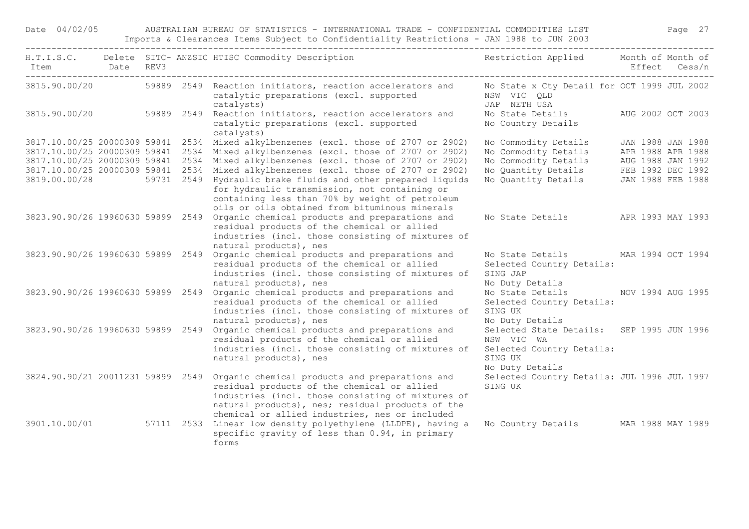| H.T.I.S.C. Item | Delete Date | SITC- REV3 | ANZSIC | HTISC Commodity Description | Restriction Applied | Month of Effect | Month of Cess/n |
|---|---|---|---|---|---|---|---|
| 3815.90.00/20 | | 59889 | 2549 | Reaction initiators, reaction accelerators and catalytic preparations (excl. supported catalysts) | No State x Cty Detail for NSW VIC QLD JAP NETH USA | OCT 1999 | JUL 2002 |
| 3815.90.00/20 | | 59889 | 2549 | Reaction initiators, reaction accelerators and catalytic preparations (excl. supported catalysts) | No State Details No Country Details | AUG 2002 | OCT 2003 |
| 3817.10.00/25 | 20000309 | 59841 | 2534 | Mixed alkylbenzenes (excl. those of 2707 or 2902) | No Commodity Details | JAN 1988 | JAN 1988 |
| 3817.10.00/25 | 20000309 | 59841 | 2534 | Mixed alkylbenzenes (excl. those of 2707 or 2902) | No Commodity Details | APR 1988 | APR 1988 |
| 3817.10.00/25 | 20000309 | 59841 | 2534 | Mixed alkylbenzenes (excl. those of 2707 or 2902) | No Commodity Details | AUG 1988 | JAN 1992 |
| 3817.10.00/25 | 20000309 | 59841 | 2534 | Mixed alkylbenzenes (excl. those of 2707 or 2902) | No Quantity Details | FEB 1992 | DEC 1992 |
| 3819.00.00/28 | | 59731 | 2549 | Hydraulic brake fluids and other prepared liquids for hydraulic transmission, not containing or containing less than 70% by weight of petroleum oils or oils obtained from bituminous minerals | No Quantity Details | JAN 1988 | FEB 1988 |
| 3823.90.90/26 | 19960630 | 59899 | 2549 | Organic chemical products and preparations and residual products of the chemical or allied industries (incl. those consisting of mixtures of natural products), nes | No State Details | APR 1993 | MAY 1993 |
| 3823.90.90/26 | 19960630 | 59899 | 2549 | Organic chemical products and preparations and residual products of the chemical or allied industries (incl. those consisting of mixtures of natural products), nes | No State Details Selected Country Details: SING JAP No Duty Details | MAR 1994 | OCT 1994 |
| 3823.90.90/26 | 19960630 | 59899 | 2549 | Organic chemical products and preparations and residual products of the chemical or allied industries (incl. those consisting of mixtures of natural products), nes | No State Details Selected Country Details: SING UK No Duty Details | NOV 1994 | AUG 1995 |
| 3823.90.90/26 | 19960630 | 59899 | 2549 | Organic chemical products and preparations and residual products of the chemical or allied industries (incl. those consisting of mixtures of natural products), nes | Selected State Details: NSW VIC WA Selected Country Details: SING UK No Duty Details | SEP 1995 | JUN 1996 |
| 3824.90.90/21 | 20011231 | 59899 | 2549 | Organic chemical products and preparations and residual products of the chemical or allied industries (incl. those consisting of mixtures of natural products), nes; residual products of the chemical or allied industries, nes or included | Selected Country Details: SING UK | JUL 1996 | JUL 1997 |
| 3901.10.00/01 | | 57111 | 2533 | Linear low density polyethylene (LLDPE), having a specific gravity of less than 0.94, in primary forms | No Country Details | MAR 1988 | MAY 1989 |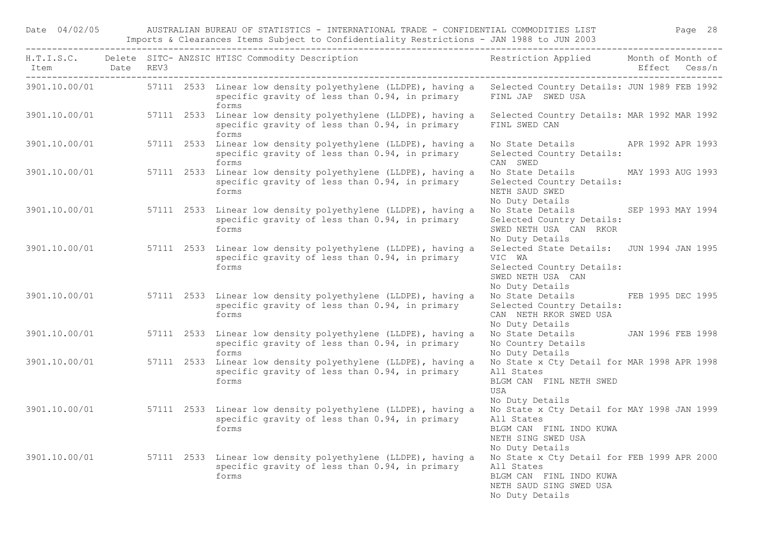Date 04/02/05 AUSTRALIAN BUREAU OF STATISTICS - INTERNATIONAL TRADE - CONFIDENTIAL COMMODITIES LIST

Imports & Clearances Items Subject to Confidentiality Restrictions - JAN 1988 to JUN 2003

| H.T.I.S.C. Item | Delete Date | SITC- REV3 | ANZSIC | HTISC Commodity Description | Restriction Applied | Month of Effect | Month of Cess/n |
|---|---|---|---|---|---|---|---|
| 3901.10.00/01 | | 57111 | 2533 | Linear low density polyethylene (LLDPE), having a specific gravity of less than 0.94, in primary forms | Selected Country Details: FINL JAP SWED USA | JUN 1989 | FEB 1992 |
| 3901.10.00/01 | | 57111 | 2533 | Linear low density polyethylene (LLDPE), having a specific gravity of less than 0.94, in primary forms | Selected Country Details: FINL SWED CAN | MAR 1992 | MAR 1992 |
| 3901.10.00/01 | | 57111 | 2533 | Linear low density polyethylene (LLDPE), having a specific gravity of less than 0.94, in primary forms | No State Details Selected Country Details: CAN SWED | APR 1992 | APR 1993 |
| 3901.10.00/01 | | 57111 | 2533 | Linear low density polyethylene (LLDPE), having a specific gravity of less than 0.94, in primary forms | No State Details Selected Country Details: NETH SAUD SWED No Duty Details | MAY 1993 | AUG 1993 |
| 3901.10.00/01 | | 57111 | 2533 | Linear low density polyethylene (LLDPE), having a specific gravity of less than 0.94, in primary forms | No State Details Selected Country Details: SWED NETH USA CAN RKOR No Duty Details | SEP 1993 | MAY 1994 |
| 3901.10.00/01 | | 57111 | 2533 | Linear low density polyethylene (LLDPE), having a specific gravity of less than 0.94, in primary forms | Selected State Details: VIC WA Selected Country Details: SWED NETH USA CAN No Duty Details | JUN 1994 | JAN 1995 |
| 3901.10.00/01 | | 57111 | 2533 | Linear low density polyethylene (LLDPE), having a specific gravity of less than 0.94, in primary forms | No State Details Selected Country Details: CAN NETH RKOR SWED USA No Duty Details | FEB 1995 | DEC 1995 |
| 3901.10.00/01 | | 57111 | 2533 | Linear low density polyethylene (LLDPE), having a specific gravity of less than 0.94, in primary forms | No State Details No Country Details No Duty Details | JAN 1996 | FEB 1998 |
| 3901.10.00/01 | | 57111 | 2533 | Linear low density polyethylene (LLDPE), having a specific gravity of less than 0.94, in primary forms | No State x Cty Detail for All States BLGM CAN FINL NETH SWED USA No Duty Details | MAR 1998 | APR 1998 |
| 3901.10.00/01 | | 57111 | 2533 | Linear low density polyethylene (LLDPE), having a specific gravity of less than 0.94, in primary forms | No State x Cty Detail for All States BLGM CAN FINL INDO KUWA NETH SING SWED USA No Duty Details | MAY 1998 | JAN 1999 |
| 3901.10.00/01 | | 57111 | 2533 | Linear low density polyethylene (LLDPE), having a specific gravity of less than 0.94, in primary forms | No State x Cty Detail for All States BLGM CAN FINL INDO KUWA NETH SAUD SING SWED USA No Duty Details | FEB 1999 | APR 2000 |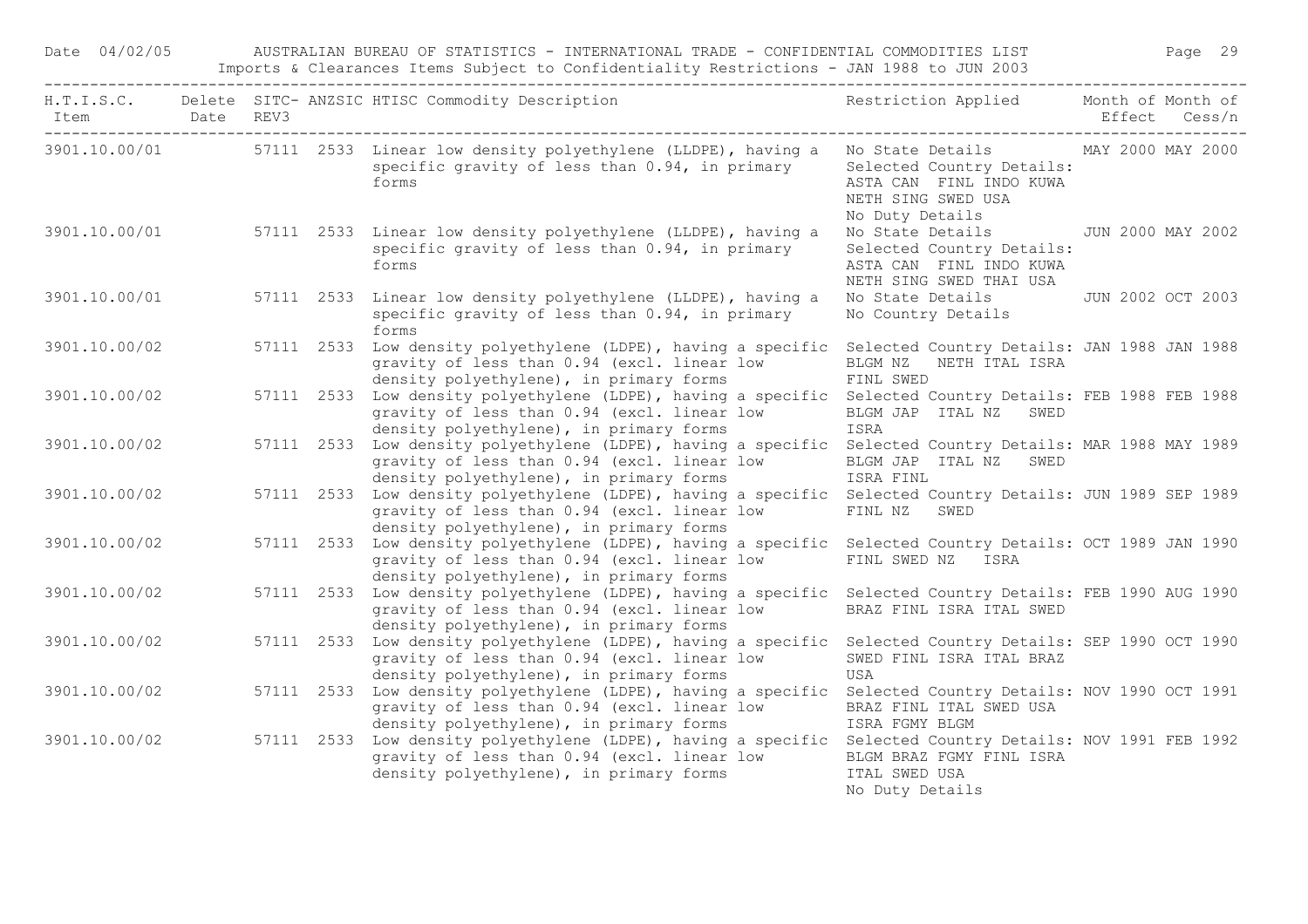Date 04/02/05 AUSTRALIAN BUREAU OF STATISTICS - INTERNATIONAL TRADE - CONFIDENTIAL COMMODITIES LIST

Imports & Clearances Items Subject to Confidentiality Restrictions - JAN 1988 to JUN 2003

| H.T.I.S.C. Item | Delete Date | SITC- REV3 | ANZSIC | HTISC Commodity Description | Restriction Applied | Month of Effect | Month of Cess/n |
|---|---|---|---|---|---|---|---|
| 3901.10.00/01 | | 57111 | 2533 | Linear low density polyethylene (LLDPE), having a specific gravity of less than 0.94, in primary forms | No State Details Selected Country Details: ASTA CAN FINL INDO KUWA NETH SING SWED USA No Duty Details | MAY 2000 | MAY 2000 |
| 3901.10.00/01 | | 57111 | 2533 | Linear low density polyethylene (LLDPE), having a specific gravity of less than 0.94, in primary forms | No State Details Selected Country Details: ASTA CAN FINL INDO KUWA NETH SING SWED THAI USA | JUN 2000 | MAY 2002 |
| 3901.10.00/01 | | 57111 | 2533 | Linear low density polyethylene (LLDPE), having a specific gravity of less than 0.94, in primary forms | No State Details No Country Details | JUN 2002 | OCT 2003 |
| 3901.10.00/02 | | 57111 | 2533 | Low density polyethylene (LDPE), having a specific gravity of less than 0.94 (excl. linear low density polyethylene), in primary forms | Selected Country Details: BLGM NZ NETH ITAL ISRA FINL SWED | JAN 1988 | JAN 1988 |
| 3901.10.00/02 | | 57111 | 2533 | Low density polyethylene (LDPE), having a specific gravity of less than 0.94 (excl. linear low density polyethylene), in primary forms | Selected Country Details: BLGM JAP ITAL NZ SWED ISRA | FEB 1988 | FEB 1988 |
| 3901.10.00/02 | | 57111 | 2533 | Low density polyethylene (LDPE), having a specific gravity of less than 0.94 (excl. linear low density polyethylene), in primary forms | Selected Country Details: BLGM JAP ITAL NZ SWED ISRA FINL | MAR 1988 | MAY 1989 |
| 3901.10.00/02 | | 57111 | 2533 | Low density polyethylene (LDPE), having a specific gravity of less than 0.94 (excl. linear low density polyethylene), in primary forms | Selected Country Details: FINL NZ SWED | JUN 1989 | SEP 1989 |
| 3901.10.00/02 | | 57111 | 2533 | Low density polyethylene (LDPE), having a specific gravity of less than 0.94 (excl. linear low density polyethylene), in primary forms | Selected Country Details: FINL SWED NZ ISRA | OCT 1989 | JAN 1990 |
| 3901.10.00/02 | | 57111 | 2533 | Low density polyethylene (LDPE), having a specific gravity of less than 0.94 (excl. linear low density polyethylene), in primary forms | Selected Country Details: BRAZ FINL ISRA ITAL SWED | FEB 1990 | AUG 1990 |
| 3901.10.00/02 | | 57111 | 2533 | Low density polyethylene (LDPE), having a specific gravity of less than 0.94 (excl. linear low density polyethylene), in primary forms | Selected Country Details: SWED FINL ISRA ITAL BRAZ USA | SEP 1990 | OCT 1990 |
| 3901.10.00/02 | | 57111 | 2533 | Low density polyethylene (LDPE), having a specific gravity of less than 0.94 (excl. linear low density polyethylene), in primary forms | Selected Country Details: BRAZ FINL ITAL SWED USA ISRA FGMY BLGM | NOV 1990 | OCT 1991 |
| 3901.10.00/02 | | 57111 | 2533 | Low density polyethylene (LDPE), having a specific gravity of less than 0.94 (excl. linear low density polyethylene), in primary forms | Selected Country Details: BLGM BRAZ FGMY FINL ISRA ITAL SWED USA No Duty Details | NOV 1991 | FEB 1992 |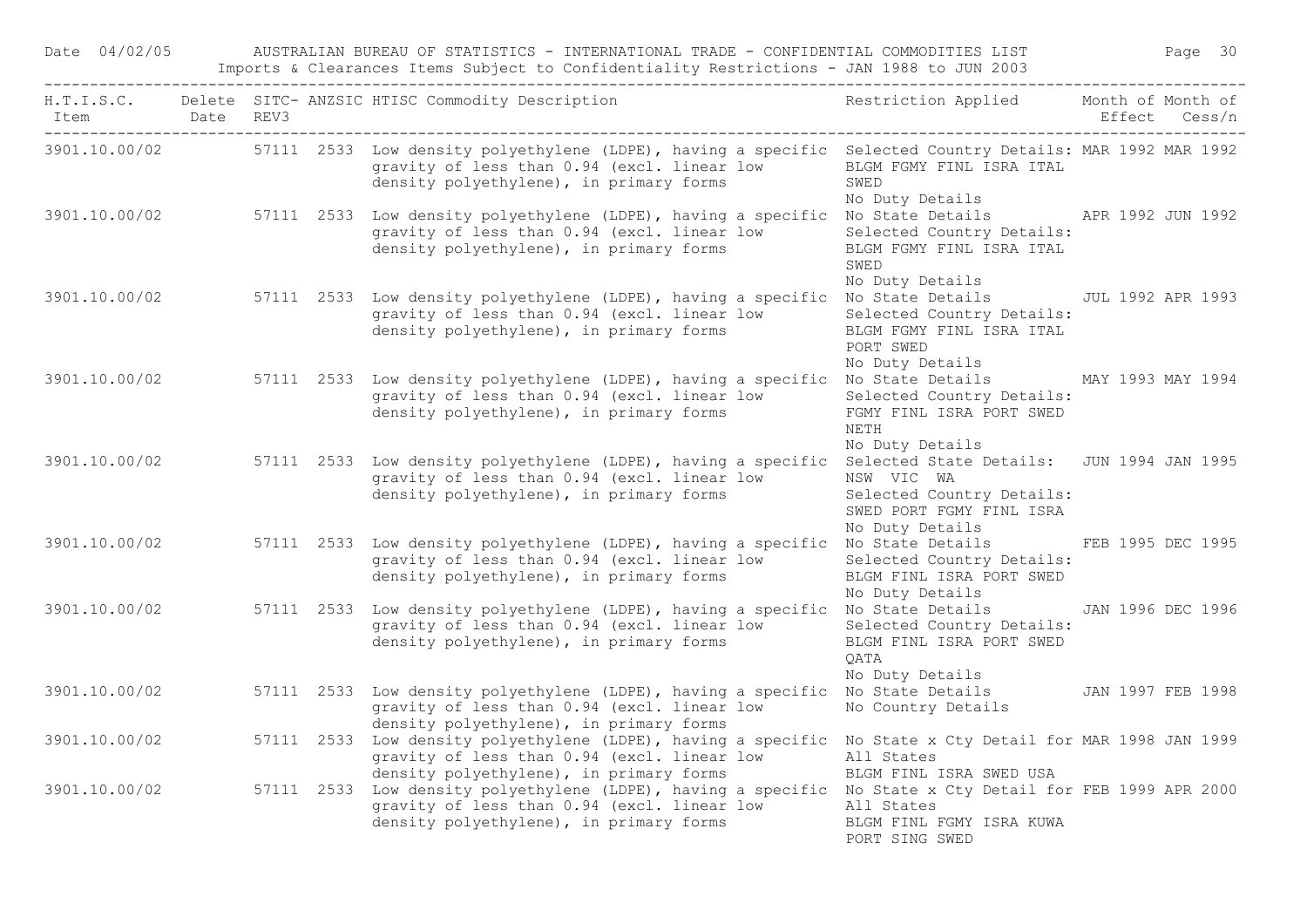Date 04/02/05 AUSTRALIAN BUREAU OF STATISTICS - INTERNATIONAL TRADE - CONFIDENTIAL COMMODITIES LIST

Imports & Clearances Items Subject to Confidentiality Restrictions - JAN 1988 to JUN 2003

| H.T.I.S.C. Item | Delete Date | SITC- REV3 | ANZSIC | HTISC Commodity Description | Restriction Applied | Month of Effect | Month of Cess/n |
|---|---|---|---|---|---|---|---|
| 3901.10.00/02 | | 57111 | 2533 | Low density polyethylene (LDPE), having a specific gravity of less than 0.94 (excl. linear low density polyethylene), in primary forms | Selected Country Details: BLGM FGMY FINL ISRA ITAL SWED<br>No Duty Details | MAR 1992 | MAR 1992 |
| 3901.10.00/02 | | 57111 | 2533 | Low density polyethylene (LDPE), having a specific gravity of less than 0.94 (excl. linear low density polyethylene), in primary forms | No State Details<br>Selected Country Details: BLGM FGMY FINL ISRA ITAL SWED<br>No Duty Details | APR 1992 | JUN 1992 |
| 3901.10.00/02 | | 57111 | 2533 | Low density polyethylene (LDPE), having a specific gravity of less than 0.94 (excl. linear low density polyethylene), in primary forms | No State Details<br>Selected Country Details: BLGM FGMY FINL ISRA ITAL PORT SWED<br>No Duty Details | JUL 1992 | APR 1993 |
| 3901.10.00/02 | | 57111 | 2533 | Low density polyethylene (LDPE), having a specific gravity of less than 0.94 (excl. linear low density polyethylene), in primary forms | No State Details<br>Selected Country Details: FGMY FINL ISRA PORT SWED NETH<br>No Duty Details | MAY 1993 | MAY 1994 |
| 3901.10.00/02 | | 57111 | 2533 | Low density polyethylene (LDPE), having a specific gravity of less than 0.94 (excl. linear low density polyethylene), in primary forms | Selected State Details: NSW VIC WA<br>Selected Country Details: SWED PORT FGMY FINL ISRA<br>No Duty Details | JUN 1994 | JAN 1995 |
| 3901.10.00/02 | | 57111 | 2533 | Low density polyethylene (LDPE), having a specific gravity of less than 0.94 (excl. linear low density polyethylene), in primary forms | No State Details<br>Selected Country Details: BLGM FINL ISRA PORT SWED<br>No Duty Details | FEB 1995 | DEC 1995 |
| 3901.10.00/02 | | 57111 | 2533 | Low density polyethylene (LDPE), having a specific gravity of less than 0.94 (excl. linear low density polyethylene), in primary forms | No State Details<br>Selected Country Details: BLGM FINL ISRA PORT SWED QATA<br>No Duty Details | JAN 1996 | DEC 1996 |
| 3901.10.00/02 | | 57111 | 2533 | Low density polyethylene (LDPE), having a specific gravity of less than 0.94 (excl. linear low density polyethylene), in primary forms | No State Details<br>No Country Details | JAN 1997 | FEB 1998 |
| 3901.10.00/02 | | 57111 | 2533 | Low density polyethylene (LDPE), having a specific gravity of less than 0.94 (excl. linear low density polyethylene), in primary forms | No State x Cty Detail for All States<br>BLGM FINL ISRA SWED USA | MAR 1998 | JAN 1999 |
| 3901.10.00/02 | | 57111 | 2533 | Low density polyethylene (LDPE), having a specific gravity of less than 0.94 (excl. linear low density polyethylene), in primary forms | No State x Cty Detail for All States<br>BLGM FINL FGMY ISRA KUWA PORT SING SWED | FEB 1999 | APR 2000 |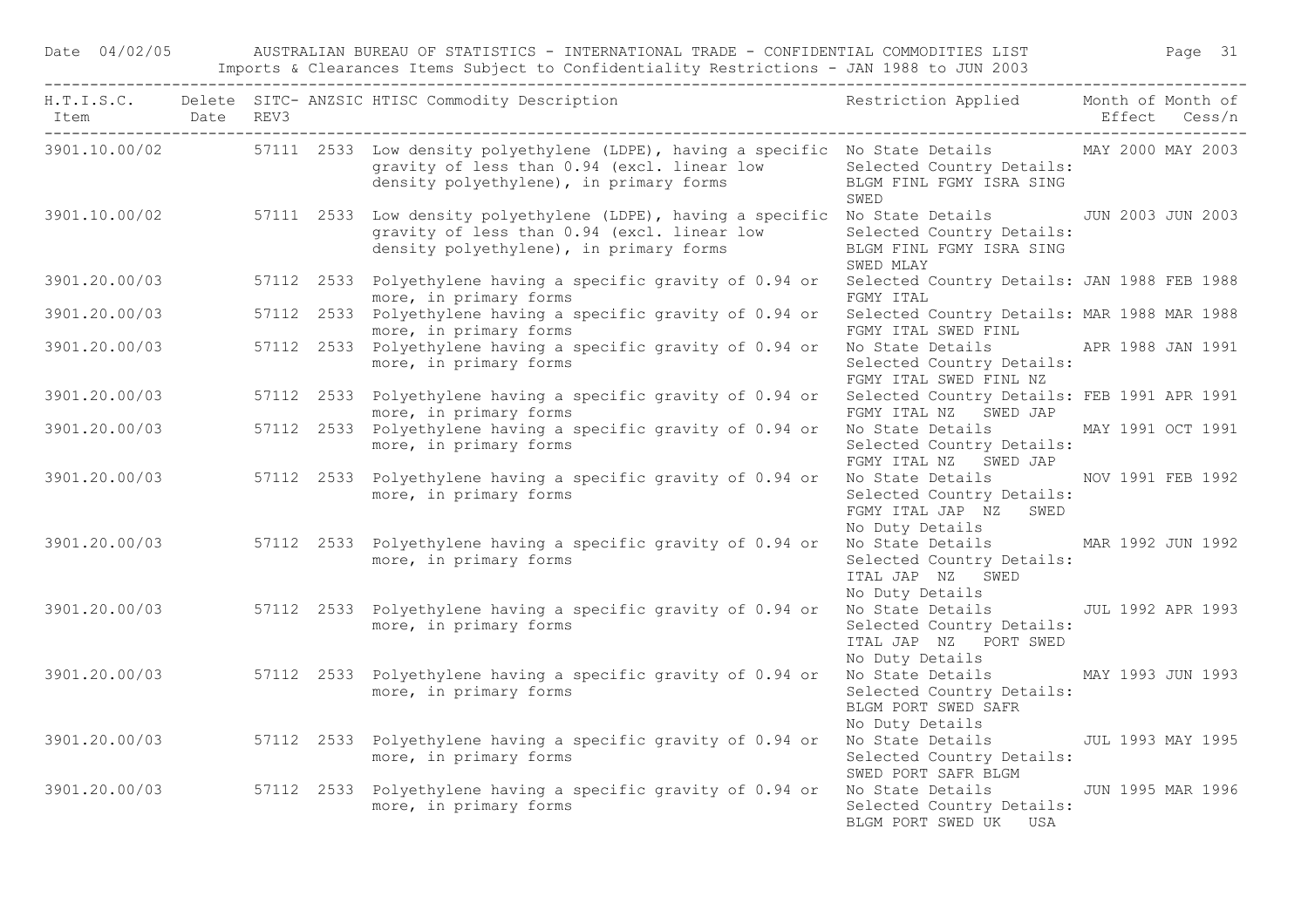| H.T.I.S.C. Item | Delete Date | SITC-REV3 | ANZSIC | HTISC Commodity Description | Restriction Applied | Month of Effect | Month of Cess/n |
|---|---|---|---|---|---|---|---|
| 3901.10.00/02 | | 57111 | 2533 | Low density polyethylene (LDPE), having a specific gravity of less than 0.94 (excl. linear low density polyethylene), in primary forms | No State Details Selected Country Details: BLGM FINL FGMY ISRA SING SWED | MAY 2000 | MAY 2003 |
| 3901.10.00/02 | | 57111 | 2533 | Low density polyethylene (LDPE), having a specific gravity of less than 0.94 (excl. linear low density polyethylene), in primary forms | No State Details Selected Country Details: BLGM FINL FGMY ISRA SING SWED MLAY | JUN 2003 | JUN 2003 |
| 3901.20.00/03 | | 57112 | 2533 | Polyethylene having a specific gravity of 0.94 or more, in primary forms | Selected Country Details: FGMY ITAL | JAN 1988 | FEB 1988 |
| 3901.20.00/03 | | 57112 | 2533 | Polyethylene having a specific gravity of 0.94 or more, in primary forms | Selected Country Details: FGMY ITAL SWED FINL | MAR 1988 | MAR 1988 |
| 3901.20.00/03 | | 57112 | 2533 | Polyethylene having a specific gravity of 0.94 or more, in primary forms | No State Details Selected Country Details: FGMY ITAL SWED FINL NZ | APR 1988 | JAN 1991 |
| 3901.20.00/03 | | 57112 | 2533 | Polyethylene having a specific gravity of 0.94 or more, in primary forms | Selected Country Details: FGMY ITAL NZ SWED JAP | FEB 1991 | APR 1991 |
| 3901.20.00/03 | | 57112 | 2533 | Polyethylene having a specific gravity of 0.94 or more, in primary forms | No State Details Selected Country Details: FGMY ITAL NZ SWED JAP | MAY 1991 | OCT 1991 |
| 3901.20.00/03 | | 57112 | 2533 | Polyethylene having a specific gravity of 0.94 or more, in primary forms | No State Details Selected Country Details: FGMY ITAL JAP NZ SWED No Duty Details | NOV 1991 | FEB 1992 |
| 3901.20.00/03 | | 57112 | 2533 | Polyethylene having a specific gravity of 0.94 or more, in primary forms | No State Details Selected Country Details: ITAL JAP NZ SWED No Duty Details | MAR 1992 | JUN 1992 |
| 3901.20.00/03 | | 57112 | 2533 | Polyethylene having a specific gravity of 0.94 or more, in primary forms | No State Details Selected Country Details: ITAL JAP NZ PORT SWED No Duty Details | JUL 1992 | APR 1993 |
| 3901.20.00/03 | | 57112 | 2533 | Polyethylene having a specific gravity of 0.94 or more, in primary forms | No State Details Selected Country Details: BLGM PORT SWED SAFR No Duty Details | MAY 1993 | JUN 1993 |
| 3901.20.00/03 | | 57112 | 2533 | Polyethylene having a specific gravity of 0.94 or more, in primary forms | No State Details Selected Country Details: SWED PORT SAFR BLGM | JUL 1993 | MAY 1995 |
| 3901.20.00/03 | | 57112 | 2533 | Polyethylene having a specific gravity of 0.94 or more, in primary forms | No State Details Selected Country Details: BLGM PORT SWED UK USA | JUN 1995 | MAR 1996 |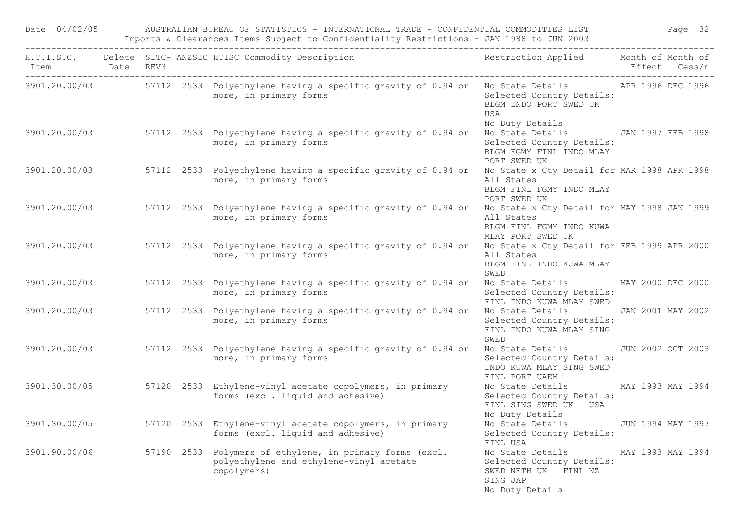Date 04/02/05 AUSTRALIAN BUREAU OF STATISTICS - INTERNATIONAL TRADE - CONFIDENTIAL COMMODITIES LIST

Imports & Clearances Items Subject to Confidentiality Restrictions - JAN 1988 to JUN 2003

| H.T.I.S.C. Item | Delete Date | SITC- REV3 | ANZSIC | HTISC Commodity Description | Restriction Applied | Month of Effect | Month of Cess/n |
|---|---|---|---|---|---|---|---|
| 3901.20.00/03 | | 57112 | 2533 | Polyethylene having a specific gravity of 0.94 or more, in primary forms | No State Details Selected Country Details: BLGM INDO PORT SWED UK USA No Duty Details | APR 1996 | DEC 1996 |
| 3901.20.00/03 | | 57112 | 2533 | Polyethylene having a specific gravity of 0.94 or more, in primary forms | No State Details Selected Country Details: BLGM FGMY FINL INDO MLAY PORT SWED UK | JAN 1997 | FEB 1998 |
| 3901.20.00/03 | | 57112 | 2533 | Polyethylene having a specific gravity of 0.94 or more, in primary forms | No State x Cty Detail for All States BLGM FINL FGMY INDO MLAY PORT SWED UK | MAR 1998 | APR 1998 |
| 3901.20.00/03 | | 57112 | 2533 | Polyethylene having a specific gravity of 0.94 or more, in primary forms | No State x Cty Detail for All States BLGM FINL FGMY INDO KUWA MLAY PORT SWED UK | MAY 1998 | JAN 1999 |
| 3901.20.00/03 | | 57112 | 2533 | Polyethylene having a specific gravity of 0.94 or more, in primary forms | No State x Cty Detail for All States BLGM FINL INDO KUWA MLAY SWED | FEB 1999 | APR 2000 |
| 3901.20.00/03 | | 57112 | 2533 | Polyethylene having a specific gravity of 0.94 or more, in primary forms | No State Details Selected Country Details: FINL INDO KUWA MLAY SWED | MAY 2000 | DEC 2000 |
| 3901.20.00/03 | | 57112 | 2533 | Polyethylene having a specific gravity of 0.94 or more, in primary forms | No State Details Selected Country Details: FINL INDO KUWA MLAY SING SWED | JAN 2001 | MAY 2002 |
| 3901.20.00/03 | | 57112 | 2533 | Polyethylene having a specific gravity of 0.94 or more, in primary forms | No State Details Selected Country Details: INDO KUWA MLAY SING SWED FINL PORT UAEM | JUN 2002 | OCT 2003 |
| 3901.30.00/05 | | 57120 | 2533 | Ethylene-vinyl acetate copolymers, in primary forms (excl. liquid and adhesive) | No State Details Selected Country Details: FINL SING SWED UK USA No Duty Details | MAY 1993 | MAY 1994 |
| 3901.30.00/05 | | 57120 | 2533 | Ethylene-vinyl acetate copolymers, in primary forms (excl. liquid and adhesive) | No State Details Selected Country Details: FINL USA | JUN 1994 | MAY 1997 |
| 3901.90.00/06 | | 57190 | 2533 | Polymers of ethylene, in primary forms (excl. polyethylene and ethylene-vinyl acetate copolymers) | No State Details Selected Country Details: SWED NETH UK FINL NZ SING JAP No Duty Details | MAY 1993 | MAY 1994 |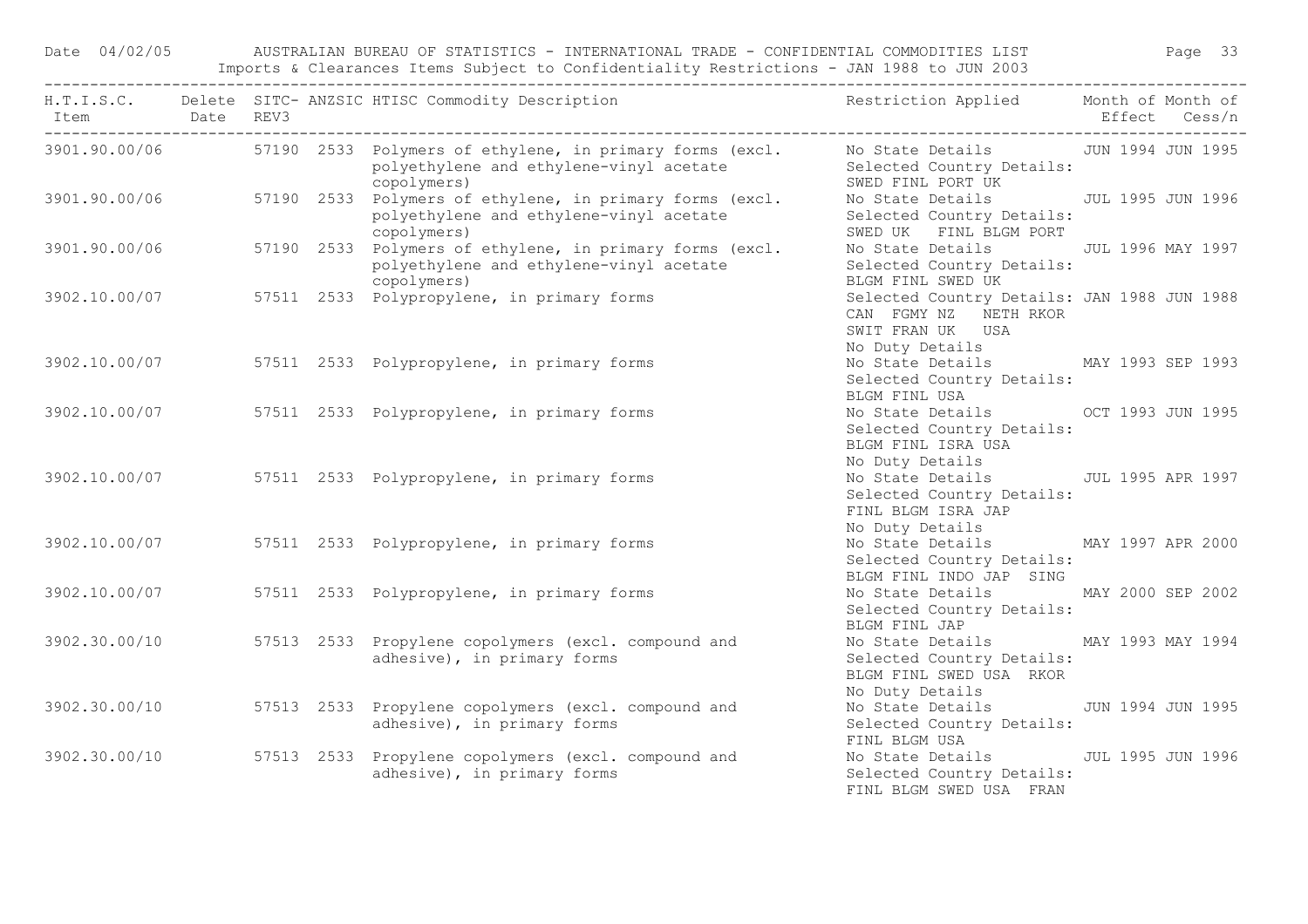| H.T.I.S.C. Item | Delete Date | SITC- REV3 | ANZSIC | HTISC Commodity Description | Restriction Applied | Month of Effect | Month of Cess/n |
|---|---|---|---|---|---|---|---|
| 3901.90.00/06 | | 57190 | 2533 | Polymers of ethylene, in primary forms (excl. polyethylene and ethylene-vinyl acetate copolymers) | No State Details Selected Country Details: SWED FINL PORT UK | JUN 1994 | JUN 1995 |
| 3901.90.00/06 | | 57190 | 2533 | Polymers of ethylene, in primary forms (excl. polyethylene and ethylene-vinyl acetate copolymers) | No State Details Selected Country Details: SWED UK FINL BLGM PORT | JUL 1995 | JUN 1996 |
| 3901.90.00/06 | | 57190 | 2533 | Polymers of ethylene, in primary forms (excl. polyethylene and ethylene-vinyl acetate copolymers) | No State Details Selected Country Details: BLGM FINL SWED UK | JUL 1996 | MAY 1997 |
| 3902.10.00/07 | | 57511 | 2533 | Polypropylene, in primary forms | Selected Country Details: CAN FGMY NZ NETH RKOR SWIT FRAN UK USA No Duty Details | JAN 1988 | JUN 1988 |
| 3902.10.00/07 | | 57511 | 2533 | Polypropylene, in primary forms | No State Details Selected Country Details: BLGM FINL USA | MAY 1993 | SEP 1993 |
| 3902.10.00/07 | | 57511 | 2533 | Polypropylene, in primary forms | No State Details Selected Country Details: BLGM FINL ISRA USA No Duty Details | OCT 1993 | JUN 1995 |
| 3902.10.00/07 | | 57511 | 2533 | Polypropylene, in primary forms | No State Details Selected Country Details: FINL BLGM ISRA JAP No Duty Details | JUL 1995 | APR 1997 |
| 3902.10.00/07 | | 57511 | 2533 | Polypropylene, in primary forms | No State Details Selected Country Details: BLGM FINL INDO JAP SING | MAY 1997 | APR 2000 |
| 3902.10.00/07 | | 57511 | 2533 | Polypropylene, in primary forms | No State Details Selected Country Details: BLGM FINL JAP | MAY 2000 | SEP 2002 |
| 3902.30.00/10 | | 57513 | 2533 | Propylene copolymers (excl. compound and adhesive), in primary forms | No State Details Selected Country Details: BLGM FINL SWED USA RKOR No Duty Details | MAY 1993 | MAY 1994 |
| 3902.30.00/10 | | 57513 | 2533 | Propylene copolymers (excl. compound and adhesive), in primary forms | No State Details Selected Country Details: FINL BLGM USA | JUN 1994 | JUN 1995 |
| 3902.30.00/10 | | 57513 | 2533 | Propylene copolymers (excl. compound and adhesive), in primary forms | No State Details Selected Country Details: FINL BLGM SWED USA FRAN | JUL 1995 | JUN 1996 |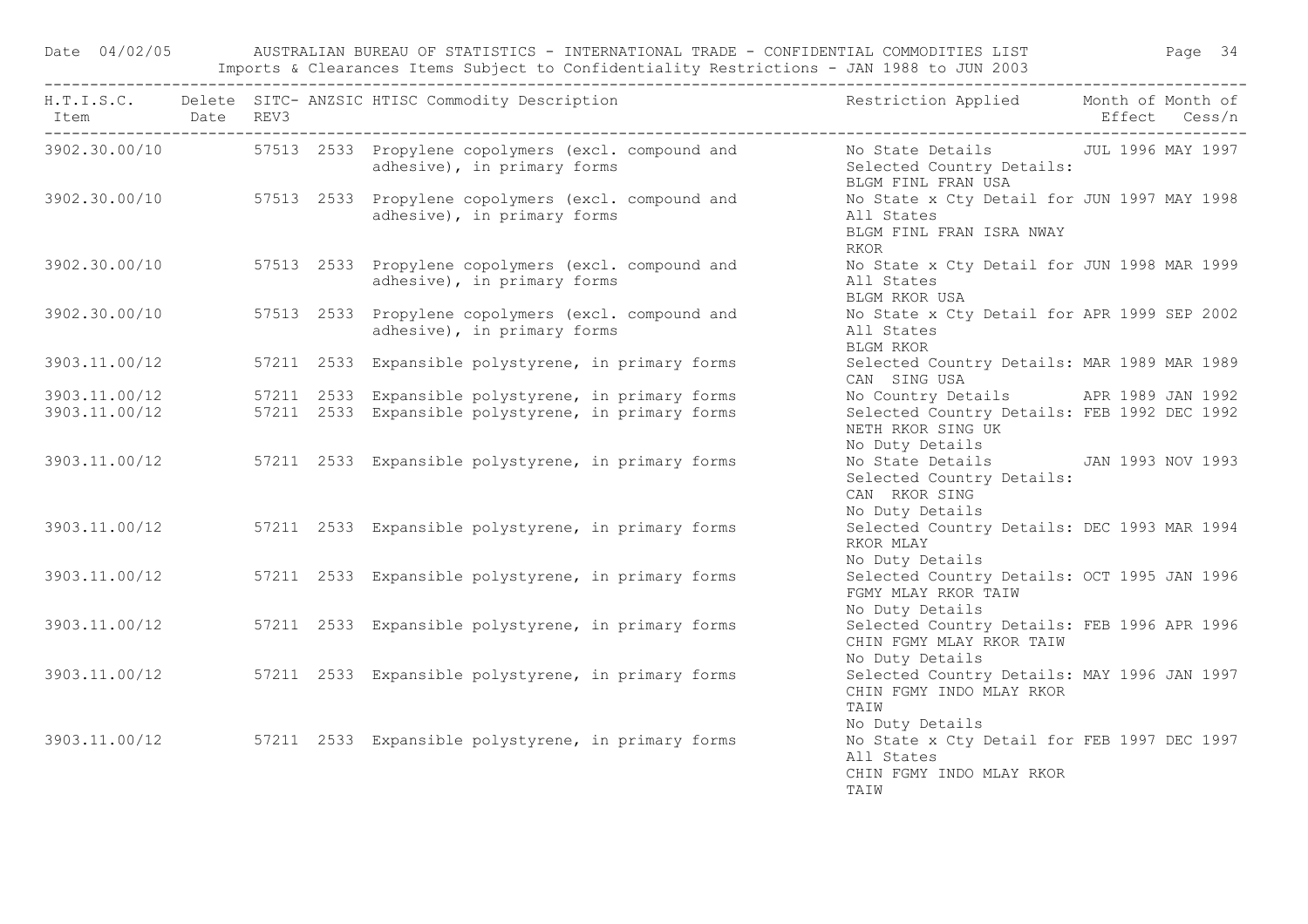| H.T.I.S.C. Item | Delete Date | SITC- REV3 | ANZSIC | HTISC Commodity Description | Restriction Applied | Month of Effect | Month of Cess/n |
|---|---|---|---|---|---|---|---|
| 3902.30.00/10 | | 57513 | 2533 | Propylene copolymers (excl. compound and adhesive), in primary forms | No State Details Selected Country Details: BLGM FINL FRAN USA | JUL 1996 | MAY 1997 |
| 3902.30.00/10 | | 57513 | 2533 | Propylene copolymers (excl. compound and adhesive), in primary forms | No State x Cty Detail for All States BLGM FINL FRAN ISRA NWAY RKOR | JUN 1997 | MAY 1998 |
| 3902.30.00/10 | | 57513 | 2533 | Propylene copolymers (excl. compound and adhesive), in primary forms | No State x Cty Detail for All States BLGM RKOR USA | JUN 1998 | MAR 1999 |
| 3902.30.00/10 | | 57513 | 2533 | Propylene copolymers (excl. compound and adhesive), in primary forms | No State x Cty Detail for All States BLGM RKOR | APR 1999 | SEP 2002 |
| 3903.11.00/12 | | 57211 | 2533 | Expansible polystyrene, in primary forms | Selected Country Details: CAN SING USA | MAR 1989 | MAR 1989 |
| 3903.11.00/12 | | 57211 | 2533 | Expansible polystyrene, in primary forms | No Country Details | APR 1989 | JAN 1992 |
| 3903.11.00/12 | | 57211 | 2533 | Expansible polystyrene, in primary forms | Selected Country Details: NETH RKOR SING UK No Duty Details | FEB 1992 | DEC 1992 |
| 3903.11.00/12 | | 57211 | 2533 | Expansible polystyrene, in primary forms | No State Details Selected Country Details: CAN RKOR SING No Duty Details | JAN 1993 | NOV 1993 |
| 3903.11.00/12 | | 57211 | 2533 | Expansible polystyrene, in primary forms | Selected Country Details: RKOR MLAY No Duty Details | DEC 1993 | MAR 1994 |
| 3903.11.00/12 | | 57211 | 2533 | Expansible polystyrene, in primary forms | Selected Country Details: FGMY MLAY RKOR TAIW No Duty Details | OCT 1995 | JAN 1996 |
| 3903.11.00/12 | | 57211 | 2533 | Expansible polystyrene, in primary forms | Selected Country Details: CHIN FGMY MLAY RKOR TAIW No Duty Details | FEB 1996 | APR 1996 |
| 3903.11.00/12 | | 57211 | 2533 | Expansible polystyrene, in primary forms | Selected Country Details: CHIN FGMY INDO MLAY RKOR TAIW No Duty Details | MAY 1996 | JAN 1997 |
| 3903.11.00/12 | | 57211 | 2533 | Expansible polystyrene, in primary forms | No State x Cty Detail for All States CHIN FGMY INDO MLAY RKOR TAIW | FEB 1997 | DEC 1997 |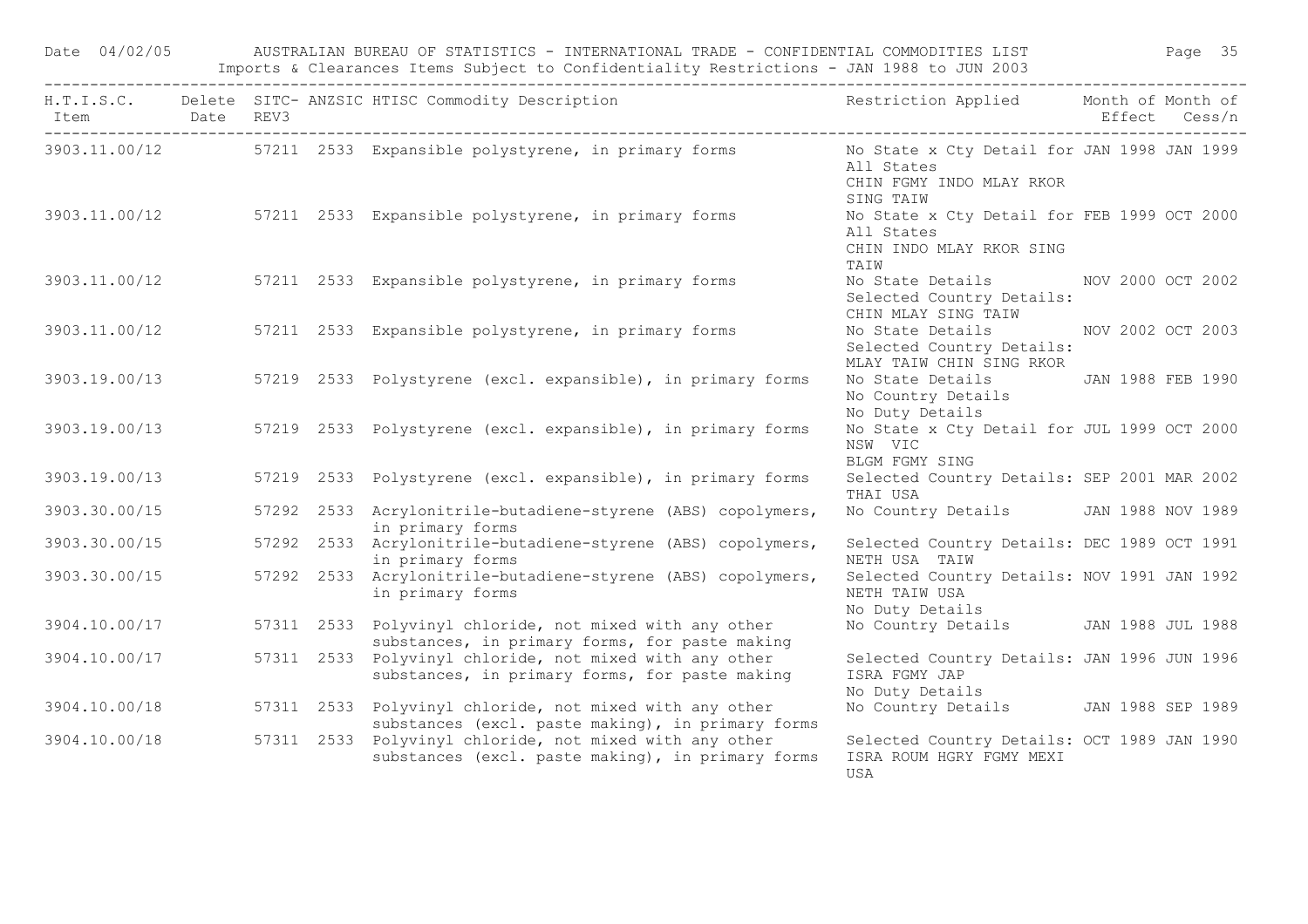| H.T.I.S.C. Item | Delete Date | SITC- REV3 | ANZSIC | HTISC Commodity Description | Restriction Applied | Month of Effect | Month of Cess/n |
|---|---|---|---|---|---|---|---|
| 3903.11.00/12 | | 57211 | 2533 | Expansible polystyrene, in primary forms | No State x Cty Detail for All States CHIN FGMY INDO MLAY RKOR SING TAIW | JAN 1998 | JAN 1999 |
| 3903.11.00/12 | | 57211 | 2533 | Expansible polystyrene, in primary forms | No State x Cty Detail for All States CHIN INDO MLAY RKOR SING TAIW | FEB 1999 | OCT 2000 |
| 3903.11.00/12 | | 57211 | 2533 | Expansible polystyrene, in primary forms | No State Details Selected Country Details: CHIN MLAY SING TAIW | NOV 2000 | OCT 2002 |
| 3903.11.00/12 | | 57211 | 2533 | Expansible polystyrene, in primary forms | No State Details Selected Country Details: MLAY TAIW CHIN SING RKOR | NOV 2002 | OCT 2003 |
| 3903.19.00/13 | | 57219 | 2533 | Polystyrene (excl. expansible), in primary forms | No State Details No Country Details No Duty Details | JAN 1988 | FEB 1990 |
| 3903.19.00/13 | | 57219 | 2533 | Polystyrene (excl. expansible), in primary forms | No State x Cty Detail for NSW VIC BLGM FGMY SING | JUL 1999 | OCT 2000 |
| 3903.19.00/13 | | 57219 | 2533 | Polystyrene (excl. expansible), in primary forms | Selected Country Details: THAI USA | SEP 2001 | MAR 2002 |
| 3903.30.00/15 | | 57292 | 2533 | Acrylonitrile-butadiene-styrene (ABS) copolymers, in primary forms | No Country Details | JAN 1988 | NOV 1989 |
| 3903.30.00/15 | | 57292 | 2533 | Acrylonitrile-butadiene-styrene (ABS) copolymers, in primary forms | Selected Country Details: NETH USA TAIW | DEC 1989 | OCT 1991 |
| 3903.30.00/15 | | 57292 | 2533 | Acrylonitrile-butadiene-styrene (ABS) copolymers, in primary forms | Selected Country Details: NETH TAIW USA No Duty Details | NOV 1991 | JAN 1992 |
| 3904.10.00/17 | | 57311 | 2533 | Polyvinyl chloride, not mixed with any other substances, in primary forms, for paste making | No Country Details | JAN 1988 | JUL 1988 |
| 3904.10.00/17 | | 57311 | 2533 | Polyvinyl chloride, not mixed with any other substances, in primary forms, for paste making | Selected Country Details: ISRA FGMY JAP No Duty Details | JAN 1996 | JUN 1996 |
| 3904.10.00/18 | | 57311 | 2533 | Polyvinyl chloride, not mixed with any other substances (excl. paste making), in primary forms | No Country Details | JAN 1988 | SEP 1989 |
| 3904.10.00/18 | | 57311 | 2533 | Polyvinyl chloride, not mixed with any other substances (excl. paste making), in primary forms | Selected Country Details: ISRA ROUM HGRY FGMY MEXI USA | OCT 1989 | JAN 1990 |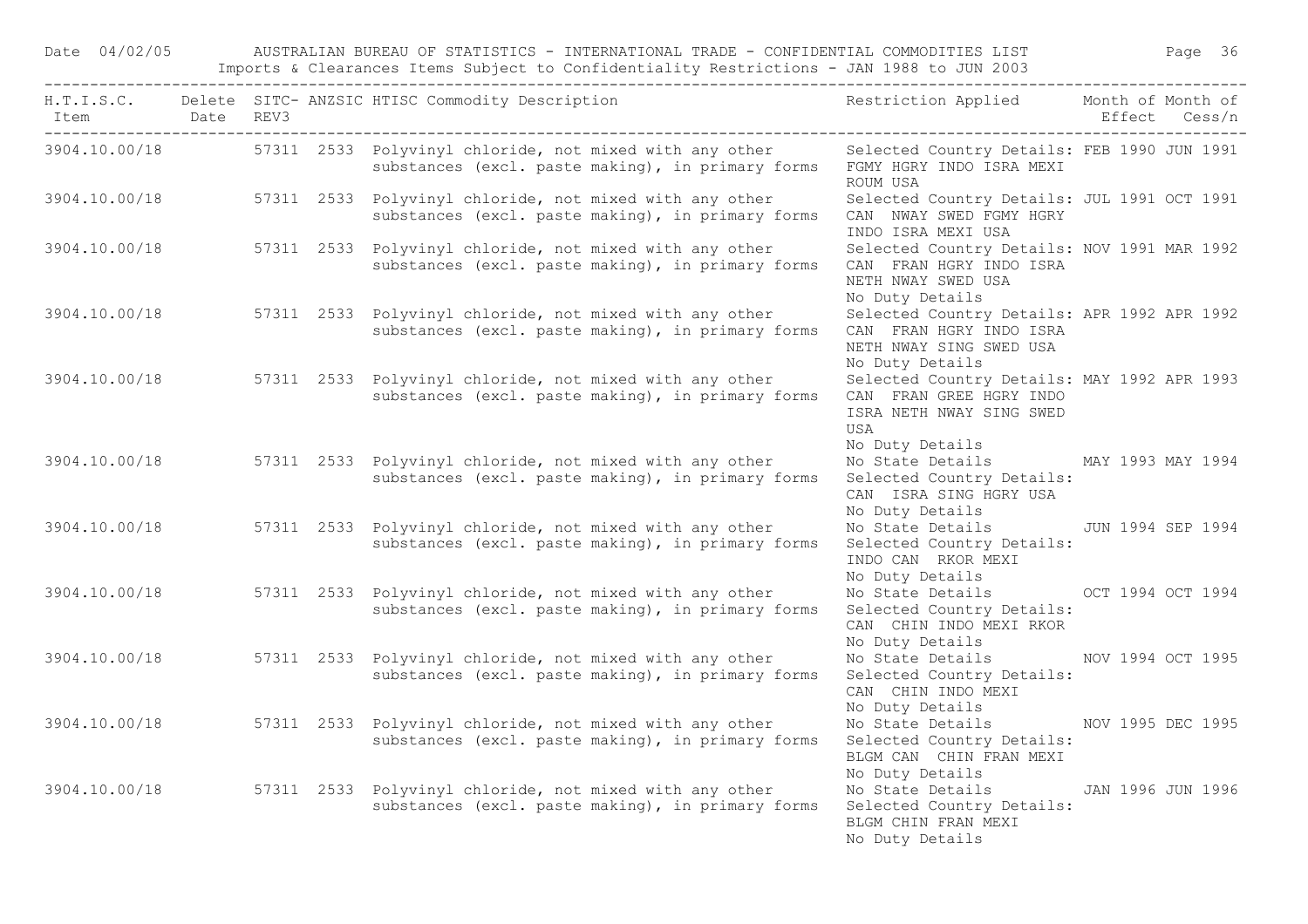| H.T.I.S.C. Item | Delete Date | SITC- REV3 | ANZSIC | HTISC Commodity Description | Restriction Applied | Month of Effect | Month of Cess/n |
|---|---|---|---|---|---|---|---|
| 3904.10.00/18 | | 57311 | 2533 | Polyvinyl chloride, not mixed with any other substances (excl. paste making), in primary forms | Selected Country Details: FGMY HGRY INDO ISRA MEXI ROUM USA | FEB 1990 | JUN 1991 |
| 3904.10.00/18 | | 57311 | 2533 | Polyvinyl chloride, not mixed with any other substances (excl. paste making), in primary forms | Selected Country Details: CAN NWAY SWED FGMY HGRY INDO ISRA MEXI USA | JUL 1991 | OCT 1991 |
| 3904.10.00/18 | | 57311 | 2533 | Polyvinyl chloride, not mixed with any other substances (excl. paste making), in primary forms | Selected Country Details: CAN FRAN HGRY INDO ISRA NETH NWAY SWED USA No Duty Details | NOV 1991 | MAR 1992 |
| 3904.10.00/18 | | 57311 | 2533 | Polyvinyl chloride, not mixed with any other substances (excl. paste making), in primary forms | Selected Country Details: CAN FRAN HGRY INDO ISRA NETH NWAY SING SWED USA No Duty Details | APR 1992 | APR 1992 |
| 3904.10.00/18 | | 57311 | 2533 | Polyvinyl chloride, not mixed with any other substances (excl. paste making), in primary forms | Selected Country Details: CAN FRAN GREE HGRY INDO ISRA NETH NWAY SING SWED USA No Duty Details | MAY 1992 | APR 1993 |
| 3904.10.00/18 | | 57311 | 2533 | Polyvinyl chloride, not mixed with any other substances (excl. paste making), in primary forms | No State Details Selected Country Details: CAN ISRA SING HGRY USA No Duty Details | MAY 1993 | MAY 1994 |
| 3904.10.00/18 | | 57311 | 2533 | Polyvinyl chloride, not mixed with any other substances (excl. paste making), in primary forms | No State Details Selected Country Details: INDO CAN RKOR MEXI No Duty Details | JUN 1994 | SEP 1994 |
| 3904.10.00/18 | | 57311 | 2533 | Polyvinyl chloride, not mixed with any other substances (excl. paste making), in primary forms | No State Details Selected Country Details: CAN CHIN INDO MEXI RKOR No Duty Details | OCT 1994 | OCT 1994 |
| 3904.10.00/18 | | 57311 | 2533 | Polyvinyl chloride, not mixed with any other substances (excl. paste making), in primary forms | No State Details Selected Country Details: CAN CHIN INDO MEXI No Duty Details | NOV 1994 | OCT 1995 |
| 3904.10.00/18 | | 57311 | 2533 | Polyvinyl chloride, not mixed with any other substances (excl. paste making), in primary forms | No State Details Selected Country Details: BLGM CAN CHIN FRAN MEXI No Duty Details | NOV 1995 | DEC 1995 |
| 3904.10.00/18 | | 57311 | 2533 | Polyvinyl chloride, not mixed with any other substances (excl. paste making), in primary forms | No State Details Selected Country Details: BLGM CHIN FRAN MEXI No Duty Details | JAN 1996 | JUN 1996 |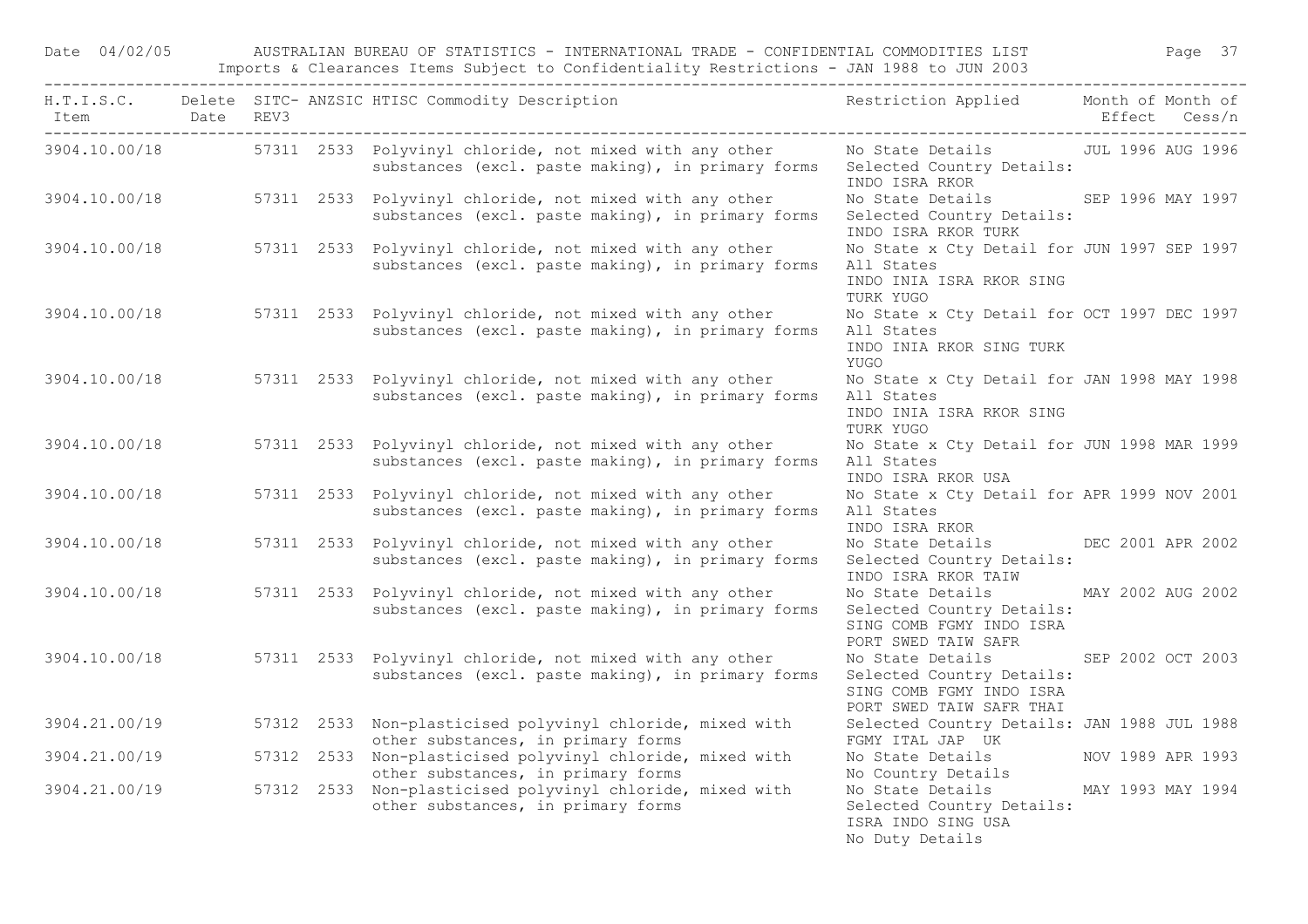| H.T.I.S.C. Item | Delete Date | SITC-REV3 | ANZSIC | HTISC Commodity Description | Restriction Applied | Month of Effect | Month of Cess/n |
|---|---|---|---|---|---|---|---|
| 3904.10.00/18 | | 57311 | 2533 | Polyvinyl chloride, not mixed with any other substances (excl. paste making), in primary forms | No State Details Selected Country Details: INDO ISRA RKOR | JUL 1996 | AUG 1996 |
| 3904.10.00/18 | | 57311 | 2533 | Polyvinyl chloride, not mixed with any other substances (excl. paste making), in primary forms | No State Details Selected Country Details: INDO ISRA RKOR TURK | SEP 1996 | MAY 1997 |
| 3904.10.00/18 | | 57311 | 2533 | Polyvinyl chloride, not mixed with any other substances (excl. paste making), in primary forms | No State x Cty Detail for All States INDO INIA ISRA RKOR SING TURK YUGO | JUN 1997 | SEP 1997 |
| 3904.10.00/18 | | 57311 | 2533 | Polyvinyl chloride, not mixed with any other substances (excl. paste making), in primary forms | No State x Cty Detail for All States INDO INIA RKOR SING TURK YUGO | OCT 1997 | DEC 1997 |
| 3904.10.00/18 | | 57311 | 2533 | Polyvinyl chloride, not mixed with any other substances (excl. paste making), in primary forms | No State x Cty Detail for All States INDO INIA ISRA RKOR SING TURK YUGO | JAN 1998 | MAY 1998 |
| 3904.10.00/18 | | 57311 | 2533 | Polyvinyl chloride, not mixed with any other substances (excl. paste making), in primary forms | No State x Cty Detail for All States INDO ISRA RKOR USA | JUN 1998 | MAR 1999 |
| 3904.10.00/18 | | 57311 | 2533 | Polyvinyl chloride, not mixed with any other substances (excl. paste making), in primary forms | No State x Cty Detail for All States INDO ISRA RKOR | APR 1999 | NOV 2001 |
| 3904.10.00/18 | | 57311 | 2533 | Polyvinyl chloride, not mixed with any other substances (excl. paste making), in primary forms | No State Details Selected Country Details: INDO ISRA RKOR TAIW | DEC 2001 | APR 2002 |
| 3904.10.00/18 | | 57311 | 2533 | Polyvinyl chloride, not mixed with any other substances (excl. paste making), in primary forms | No State Details Selected Country Details: SING COMB FGMY INDO ISRA PORT SWED TAIW SAFR | MAY 2002 | AUG 2002 |
| 3904.10.00/18 | | 57311 | 2533 | Polyvinyl chloride, not mixed with any other substances (excl. paste making), in primary forms | No State Details Selected Country Details: SING COMB FGMY INDO ISRA PORT SWED TAIW SAFR THAI | SEP 2002 | OCT 2003 |
| 3904.21.00/19 | | 57312 | 2533 | Non-plasticised polyvinyl chloride, mixed with other substances, in primary forms | Selected Country Details: FGMY ITAL JAP UK | JAN 1988 | JUL 1988 |
| 3904.21.00/19 | | 57312 | 2533 | Non-plasticised polyvinyl chloride, mixed with other substances, in primary forms | No State Details No Country Details | NOV 1989 | APR 1993 |
| 3904.21.00/19 | | 57312 | 2533 | Non-plasticised polyvinyl chloride, mixed with other substances, in primary forms | No State Details Selected Country Details: ISRA INDO SING USA No Duty Details | MAY 1993 | MAY 1994 |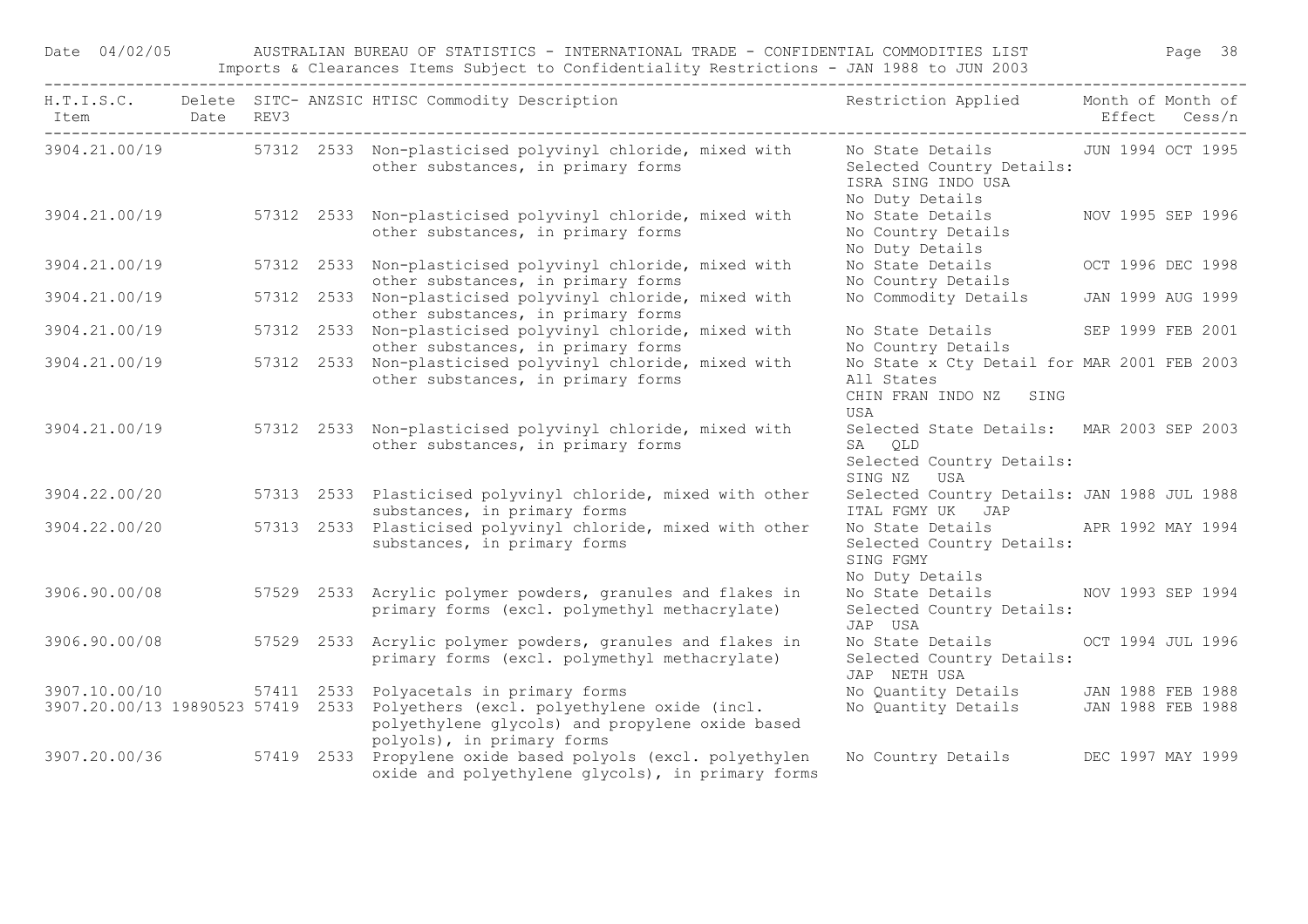| H.T.I.S.C. Item | Delete Date | SITC-REV3 | ANZSIC | HTISC Commodity Description | Restriction Applied | Month of Effect | Month of Cess/n |
|---|---|---|---|---|---|---|---|
| 3904.21.00/19 | | 57312 | 2533 | Non-plasticised polyvinyl chloride, mixed with other substances, in primary forms | No State Details Selected Country Details: ISRA SING INDO USA No Duty Details | JUN 1994 | OCT 1995 |
| 3904.21.00/19 | | 57312 | 2533 | Non-plasticised polyvinyl chloride, mixed with other substances, in primary forms | No State Details No Country Details No Duty Details | NOV 1995 | SEP 1996 |
| 3904.21.00/19 | | 57312 | 2533 | Non-plasticised polyvinyl chloride, mixed with other substances, in primary forms | No State Details No Country Details | OCT 1996 | DEC 1998 |
| 3904.21.00/19 | | 57312 | 2533 | Non-plasticised polyvinyl chloride, mixed with other substances, in primary forms | No Commodity Details | JAN 1999 | AUG 1999 |
| 3904.21.00/19 | | 57312 | 2533 | Non-plasticised polyvinyl chloride, mixed with other substances, in primary forms | No State Details No Country Details | SEP 1999 | FEB 2001 |
| 3904.21.00/19 | | 57312 | 2533 | Non-plasticised polyvinyl chloride, mixed with other substances, in primary forms | No State x Cty Detail for All States CHIN FRAN INDO NZ SING USA | MAR 2001 | FEB 2003 |
| 3904.21.00/19 | | 57312 | 2533 | Non-plasticised polyvinyl chloride, mixed with other substances, in primary forms | Selected State Details: SA QLD Selected Country Details: SING NZ USA | MAR 2003 | SEP 2003 |
| 3904.22.00/20 | | 57313 | 2533 | Plasticised polyvinyl chloride, mixed with other substances, in primary forms | Selected Country Details: ITAL FGMY UK JAP | JAN 1988 | JUL 1988 |
| 3904.22.00/20 | | 57313 | 2533 | Plasticised polyvinyl chloride, mixed with other substances, in primary forms | No State Details Selected Country Details: SING FGMY No Duty Details | APR 1992 | MAY 1994 |
| 3906.90.00/08 | | 57529 | 2533 | Acrylic polymer powders, granules and flakes in primary forms (excl. polymethyl methacrylate) | No State Details Selected Country Details: JAP USA | NOV 1993 | SEP 1994 |
| 3906.90.00/08 | | 57529 | 2533 | Acrylic polymer powders, granules and flakes in primary forms (excl. polymethyl methacrylate) | No State Details Selected Country Details: JAP NETH USA | OCT 1994 | JUL 1996 |
| 3907.10.00/10 | | 57411 | 2533 | Polyacetals in primary forms | No Quantity Details | JAN 1988 | FEB 1988 |
| 3907.20.00/13 | 19890523 | 57419 | 2533 | Polyethers (excl. polyethylene oxide (incl. polyethylene glycols) and propylene oxide based polyols), in primary forms | No Quantity Details | JAN 1988 | FEB 1988 |
| 3907.20.00/36 | | 57419 | 2533 | Propylene oxide based polyols (excl. polyethylen oxide and polyethylene glycols), in primary forms | No Country Details | DEC 1997 | MAY 1999 |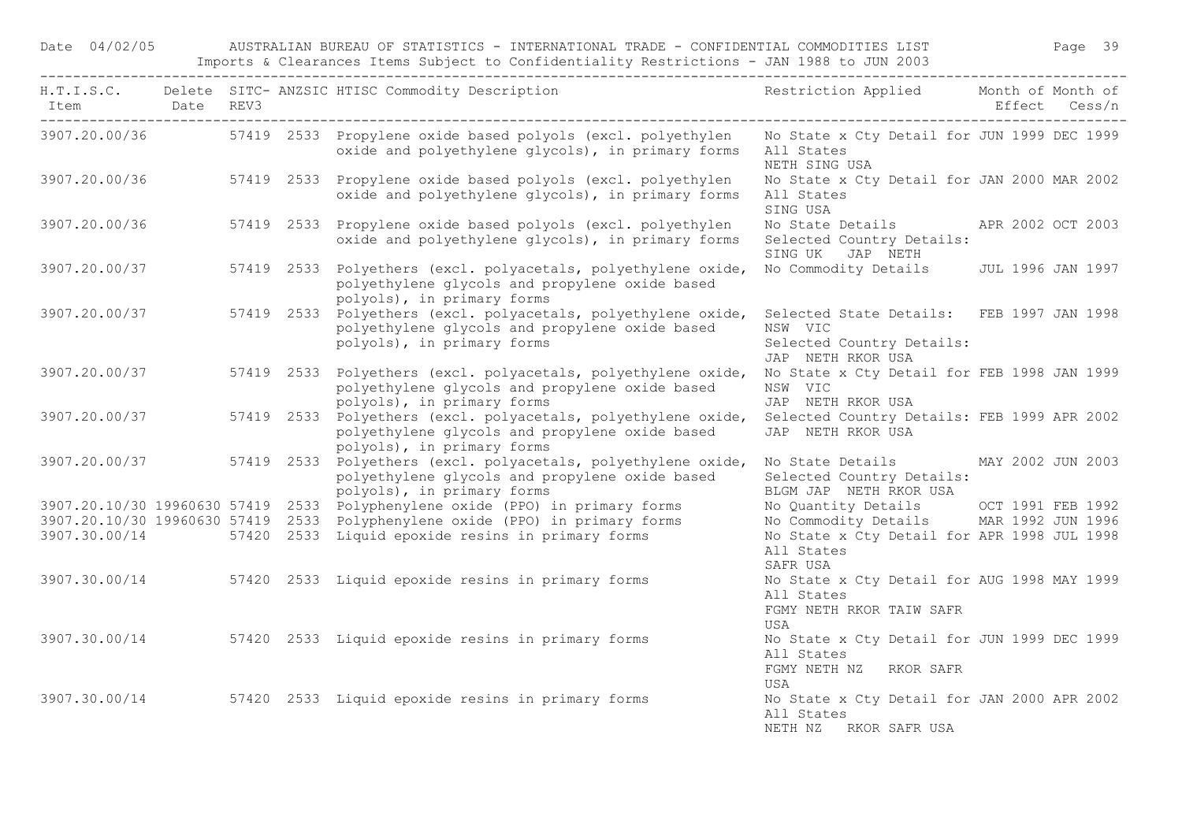| H.T.I.S.C. Item | Delete Date | SITC- REV3 | ANZSIC | HTISC Commodity Description | Restriction Applied | Month of Effect | Month of Cess/n |
|---|---|---|---|---|---|---|---|
| 3907.20.00/36 | | 57419 | 2533 | Propylene oxide based polyols (excl. polyethylen oxide and polyethylene glycols), in primary forms | No State x Cty Detail for All States NETH SING USA | JUN 1999 | DEC 1999 |
| 3907.20.00/36 | | 57419 | 2533 | Propylene oxide based polyols (excl. polyethylen oxide and polyethylene glycols), in primary forms | No State x Cty Detail for All States SING USA | JAN 2000 | MAR 2002 |
| 3907.20.00/36 | | 57419 | 2533 | Propylene oxide based polyols (excl. polyethylen oxide and polyethylene glycols), in primary forms | No State Details Selected Country Details: SING UK JAP NETH | APR 2002 | OCT 2003 |
| 3907.20.00/37 | | 57419 | 2533 | Polyethers (excl. polyacetals, polyethylene oxide, polyethylene glycols and propylene oxide based polyols), in primary forms | No Commodity Details | JUL 1996 | JAN 1997 |
| 3907.20.00/37 | | 57419 | 2533 | Polyethers (excl. polyacetals, polyethylene oxide, polyethylene glycols and propylene oxide based polyols), in primary forms | Selected State Details: NSW VIC Selected Country Details: JAP NETH RKOR USA | FEB 1997 | JAN 1998 |
| 3907.20.00/37 | | 57419 | 2533 | Polyethers (excl. polyacetals, polyethylene oxide, polyethylene glycols and propylene oxide based polyols), in primary forms | No State x Cty Detail for NSW VIC JAP NETH RKOR USA | FEB 1998 | JAN 1999 |
| 3907.20.00/37 | | 57419 | 2533 | Polyethers (excl. polyacetals, polyethylene oxide, polyethylene glycols and propylene oxide based polyols), in primary forms | Selected Country Details: JAP NETH RKOR USA | FEB 1999 | APR 2002 |
| 3907.20.00/37 | | 57419 | 2533 | Polyethers (excl. polyacetals, polyethylene oxide, polyethylene glycols and propylene oxide based polyols), in primary forms | No State Details Selected Country Details: BLGM JAP NETH RKOR USA | MAY 2002 | JUN 2003 |
| 3907.20.10/30 | 19960630 | 57419 | 2533 | Polyphenylene oxide (PPO) in primary forms | No Quantity Details | OCT 1991 | FEB 1992 |
| 3907.20.10/30 | 19960630 | 57419 | 2533 | Polyphenylene oxide (PPO) in primary forms | No Commodity Details | MAR 1992 | JUN 1996 |
| 3907.30.00/14 | | 57420 | 2533 | Liquid epoxide resins in primary forms | No State x Cty Detail for All States SAFR USA | APR 1998 | JUL 1998 |
| 3907.30.00/14 | | 57420 | 2533 | Liquid epoxide resins in primary forms | No State x Cty Detail for All States FGMY NETH RKOR TAIW SAFR USA | AUG 1998 | MAY 1999 |
| 3907.30.00/14 | | 57420 | 2533 | Liquid epoxide resins in primary forms | No State x Cty Detail for All States FGMY NETH NZ RKOR SAFR USA | JUN 1999 | DEC 1999 |
| 3907.30.00/14 | | 57420 | 2533 | Liquid epoxide resins in primary forms | No State x Cty Detail for All States NETH NZ RKOR SAFR USA | JAN 2000 | APR 2002 |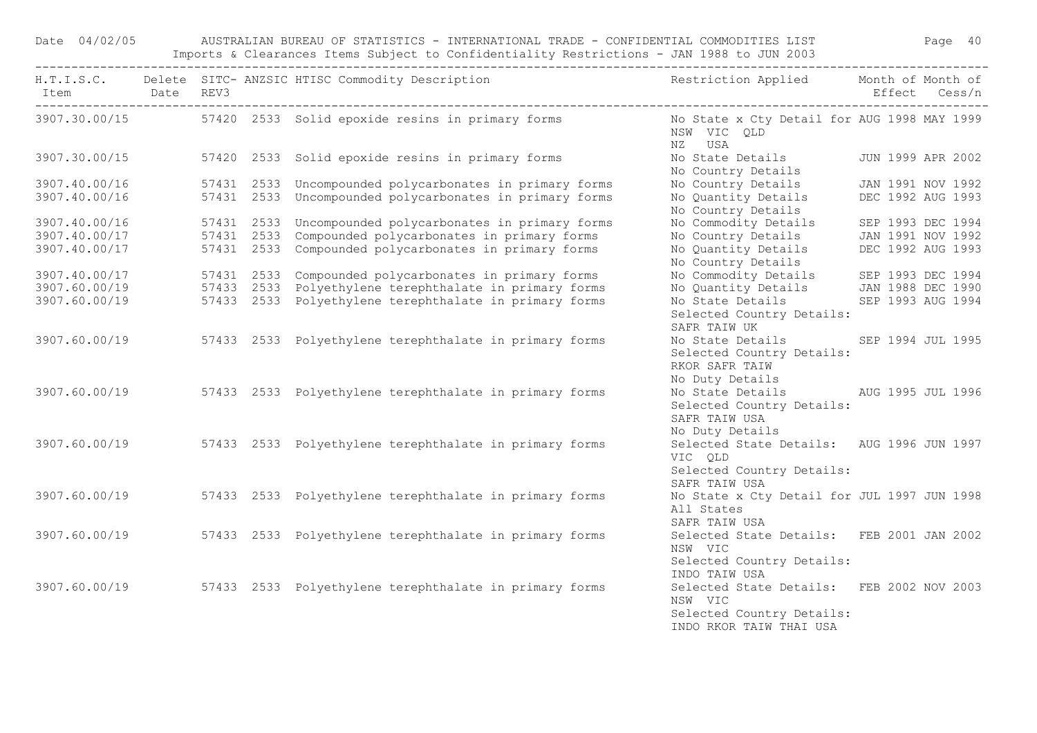| H.T.I.S.C. Item | Delete Date | SITC-REV3 | ANZSIC | HTISC Commodity Description | Restriction Applied | Month of Effect | Month of Cess/n |
|---|---|---|---|---|---|---|---|
| 3907.30.00/15 | | 57420 | 2533 | Solid epoxide resins in primary forms | No State x Cty Detail for NSW VIC QLD NZ USA | AUG 1998 | MAY 1999 |
| 3907.30.00/15 | | 57420 | 2533 | Solid epoxide resins in primary forms | No State Details No Country Details | JUN 1999 | APR 2002 |
| 3907.40.00/16 | | 57431 | 2533 | Uncompounded polycarbonates in primary forms | No Country Details | JAN 1991 | NOV 1992 |
| 3907.40.00/16 | | 57431 | 2533 | Uncompounded polycarbonates in primary forms | No Quantity Details No Country Details | DEC 1992 | AUG 1993 |
| 3907.40.00/16 | | 57431 | 2533 | Uncompounded polycarbonates in primary forms | No Commodity Details | SEP 1993 | DEC 1994 |
| 3907.40.00/17 | | 57431 | 2533 | Compounded polycarbonates in primary forms | No Country Details | JAN 1991 | NOV 1992 |
| 3907.40.00/17 | | 57431 | 2533 | Compounded polycarbonates in primary forms | No Quantity Details No Country Details | DEC 1992 | AUG 1993 |
| 3907.40.00/17 | | 57431 | 2533 | Compounded polycarbonates in primary forms | No Commodity Details | SEP 1993 | DEC 1994 |
| 3907.60.00/19 | | 57433 | 2533 | Polyethylene terephthalate in primary forms | No Quantity Details | JAN 1988 | DEC 1990 |
| 3907.60.00/19 | | 57433 | 2533 | Polyethylene terephthalate in primary forms | No State Details Selected Country Details: SAFR TAIW UK | SEP 1993 | AUG 1994 |
| 3907.60.00/19 | | 57433 | 2533 | Polyethylene terephthalate in primary forms | No State Details Selected Country Details: RKOR SAFR TAIW No Duty Details | SEP 1994 | JUL 1995 |
| 3907.60.00/19 | | 57433 | 2533 | Polyethylene terephthalate in primary forms | No State Details Selected Country Details: SAFR TAIW USA No Duty Details | AUG 1995 | JUL 1996 |
| 3907.60.00/19 | | 57433 | 2533 | Polyethylene terephthalate in primary forms | Selected State Details: VIC QLD Selected Country Details: SAFR TAIW USA | AUG 1996 | JUN 1997 |
| 3907.60.00/19 | | 57433 | 2533 | Polyethylene terephthalate in primary forms | No State x Cty Detail for All States SAFR TAIW USA | JUL 1997 | JUN 1998 |
| 3907.60.00/19 | | 57433 | 2533 | Polyethylene terephthalate in primary forms | Selected State Details: NSW VIC Selected Country Details: INDO TAIW USA | FEB 2001 | JAN 2002 |
| 3907.60.00/19 | | 57433 | 2533 | Polyethylene terephthalate in primary forms | Selected State Details: NSW VIC Selected Country Details: INDO RKOR TAIW THAI USA | FEB 2002 | NOV 2003 |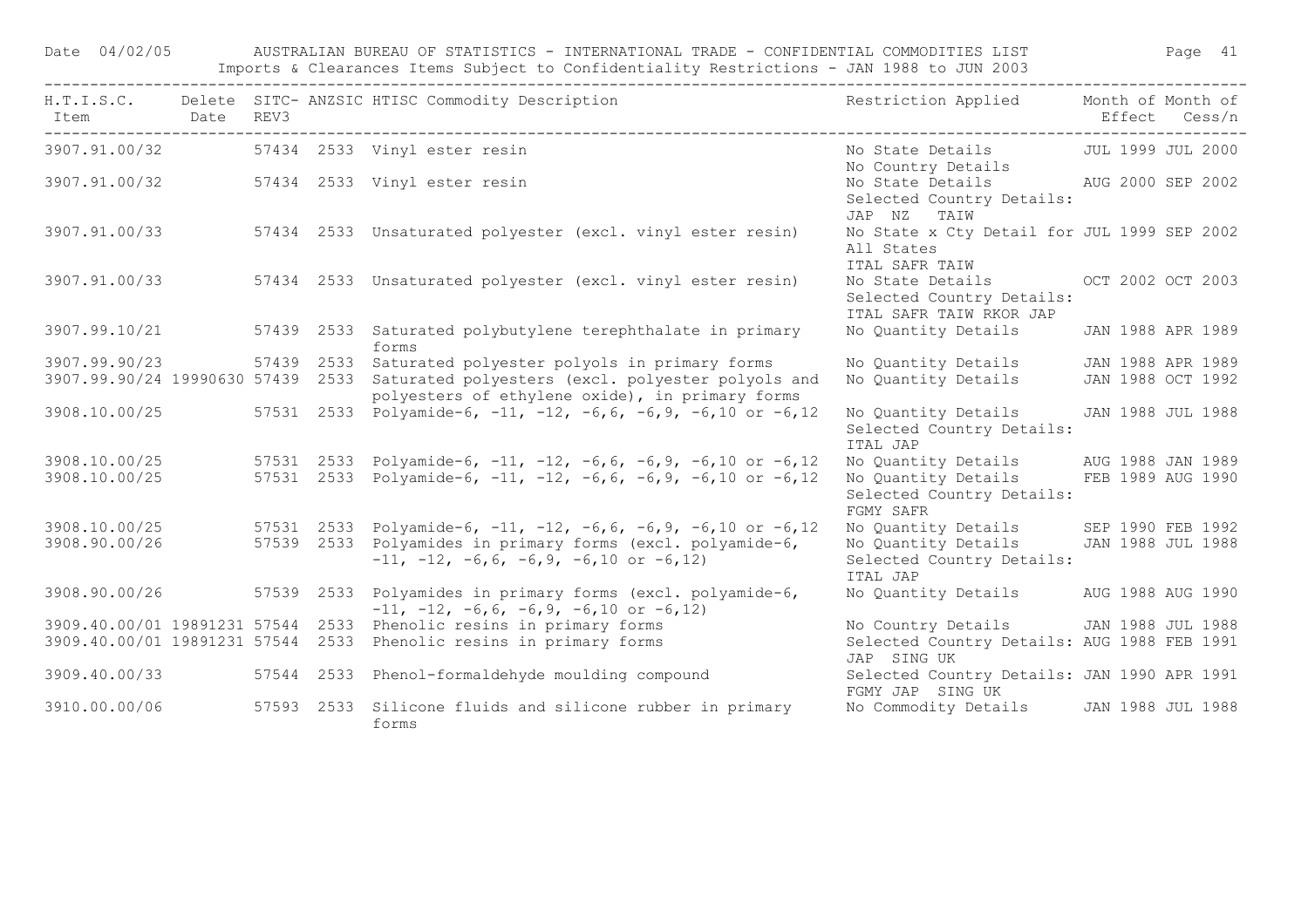| H.T.I.S.C. Item | Delete Date | SITC-REV3 | ANZSIC | HTISC Commodity Description | Restriction Applied | Month of Effect | Month of Cess/n |
|---|---|---|---|---|---|---|---|
| 3907.91.00/32 | | 57434 | 2533 | Vinyl ester resin | No State Details No Country Details | JUL 1999 | JUL 2000 |
| 3907.91.00/32 | | 57434 | 2533 | Vinyl ester resin | No State Details Selected Country Details: JAP NZ TAIW | AUG 2000 | SEP 2002 |
| 3907.91.00/33 | | 57434 | 2533 | Unsaturated polyester (excl. vinyl ester resin) | No State x Cty Detail for All States ITAL SAFR TAIW | JUL 1999 | SEP 2002 |
| 3907.91.00/33 | | 57434 | 2533 | Unsaturated polyester (excl. vinyl ester resin) | No State Details Selected Country Details: ITAL SAFR TAIW RKOR JAP | OCT 2002 | OCT 2003 |
| 3907.99.10/21 | | 57439 | 2533 | Saturated polybutylene terephthalate in primary forms | No Quantity Details | JAN 1988 | APR 1989 |
| 3907.99.90/23 | | 57439 | 2533 | Saturated polyester polyols in primary forms | No Quantity Details | JAN 1988 | APR 1989 |
| 3907.99.90/24 | 19990630 | 57439 | 2533 | Saturated polyesters (excl. polyester polyols and polyesters of ethylene oxide), in primary forms | No Quantity Details | JAN 1988 | OCT 1992 |
| 3908.10.00/25 | | 57531 | 2533 | Polyamide-6, -11, -12, -6,6, -6,9, -6,10 or -6,12 | No Quantity Details Selected Country Details: ITAL JAP | JAN 1988 | JUL 1988 |
| 3908.10.00/25 | | 57531 | 2533 | Polyamide-6, -11, -12, -6,6, -6,9, -6,10 or -6,12 | No Quantity Details | AUG 1988 | JAN 1989 |
| 3908.10.00/25 | | 57531 | 2533 | Polyamide-6, -11, -12, -6,6, -6,9, -6,10 or -6,12 | No Quantity Details Selected Country Details: FGMY SAFR | FEB 1989 | AUG 1990 |
| 3908.10.00/25 | | 57531 | 2533 | Polyamide-6, -11, -12, -6,6, -6,9, -6,10 or -6,12 | No Quantity Details | SEP 1990 | FEB 1992 |
| 3908.90.00/26 | | 57539 | 2533 | Polyamides in primary forms (excl. polyamide-6, -11, -12, -6,6, -6,9, -6,10 or -6,12) | No Quantity Details Selected Country Details: ITAL JAP | JAN 1988 | JUL 1988 |
| 3908.90.00/26 | | 57539 | 2533 | Polyamides in primary forms (excl. polyamide-6, -11, -12, -6,6, -6,9, -6,10 or -6,12) | No Quantity Details | AUG 1988 | AUG 1990 |
| 3909.40.00/01 | 19891231 | 57544 | 2533 | Phenolic resins in primary forms | No Country Details | JAN 1988 | JUL 1988 |
| 3909.40.00/01 | 19891231 | 57544 | 2533 | Phenolic resins in primary forms | Selected Country Details: JAP SING UK | AUG 1988 | FEB 1991 |
| 3909.40.00/33 | | 57544 | 2533 | Phenol-formaldehyde moulding compound | Selected Country Details: FGMY JAP SING UK | JAN 1990 | APR 1991 |
| 3910.00.00/06 | | 57593 | 2533 | Silicone fluids and silicone rubber in primary forms | No Commodity Details | JAN 1988 | JUL 1988 |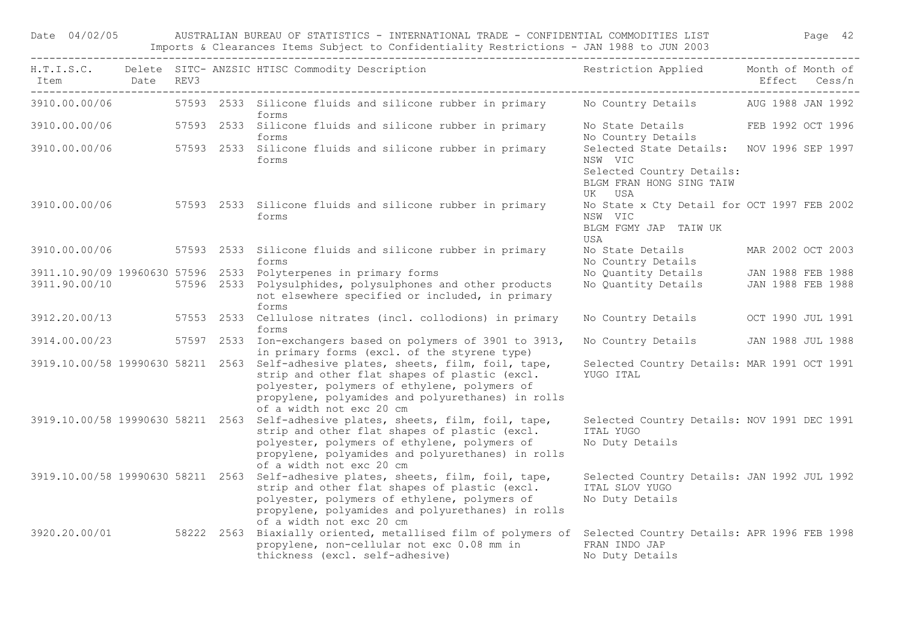| H.T.I.S.C. Item | Delete Date | SITC- REV3 | ANZSIC | HTISC Commodity Description | Restriction Applied | Month of Effect | Month of Cess/n |
|---|---|---|---|---|---|---|---|
| 3910.00.00/06 | | 57593 | 2533 | Silicone fluids and silicone rubber in primary forms | No Country Details | AUG 1988 | JAN 1992 |
| 3910.00.00/06 | | 57593 | 2533 | Silicone fluids and silicone rubber in primary forms | No State Details No Country Details | FEB 1992 | OCT 1996 |
| 3910.00.00/06 | | 57593 | 2533 | Silicone fluids and silicone rubber in primary forms | Selected State Details: NSW VIC Selected Country Details: BLGM FRAN HONG SING TAIW UK USA | NOV 1996 | SEP 1997 |
| 3910.00.00/06 | | 57593 | 2533 | Silicone fluids and silicone rubber in primary forms | No State x Cty Detail for NSW VIC BLGM FGMY JAP TAIW UK USA | OCT 1997 | FEB 2002 |
| 3910.00.00/06 | | 57593 | 2533 | Silicone fluids and silicone rubber in primary forms | No State Details No Country Details | MAR 2002 | OCT 2003 |
| 3911.10.90/09 | 19960630 | 57596 | 2533 | Polyterpenes in primary forms | No Quantity Details | JAN 1988 | FEB 1988 |
| 3911.90.00/10 | | 57596 | 2533 | Polysulphides, polysulphones and other products not elsewhere specified or included, in primary forms | No Quantity Details | JAN 1988 | FEB 1988 |
| 3912.20.00/13 | | 57553 | 2533 | Cellulose nitrates (incl. collodions) in primary forms | No Country Details | OCT 1990 | JUL 1991 |
| 3914.00.00/23 | | 57597 | 2533 | Ion-exchangers based on polymers of 3901 to 3913, in primary forms (excl. of the styrene type) | No Country Details | JAN 1988 | JUL 1988 |
| 3919.10.00/58 | 19990630 | 58211 | 2563 | Self-adhesive plates, sheets, film, foil, tape, strip and other flat shapes of plastic (excl. polyester, polymers of ethylene, polymers of propylene, polyamides and polyurethanes) in rolls of a width not exc 20 cm | Selected Country Details: YUGO ITAL | MAR 1991 | OCT 1991 |
| 3919.10.00/58 | 19990630 | 58211 | 2563 | Self-adhesive plates, sheets, film, foil, tape, strip and other flat shapes of plastic (excl. polyester, polymers of ethylene, polymers of propylene, polyamides and polyurethanes) in rolls of a width not exc 20 cm | Selected Country Details: ITAL YUGO No Duty Details | NOV 1991 | DEC 1991 |
| 3919.10.00/58 | 19990630 | 58211 | 2563 | Self-adhesive plates, sheets, film, foil, tape, strip and other flat shapes of plastic (excl. polyester, polymers of ethylene, polymers of propylene, polyamides and polyurethanes) in rolls of a width not exc 20 cm | Selected Country Details: ITAL SLOV YUGO No Duty Details | JAN 1992 | JUL 1992 |
| 3920.20.00/01 | | 58222 | 2563 | Biaxially oriented, metallised film of polymers of propylene, non-cellular not exc 0.08 mm in thickness (excl. self-adhesive) | Selected Country Details: FRAN INDO JAP No Duty Details | APR 1996 | FEB 1998 |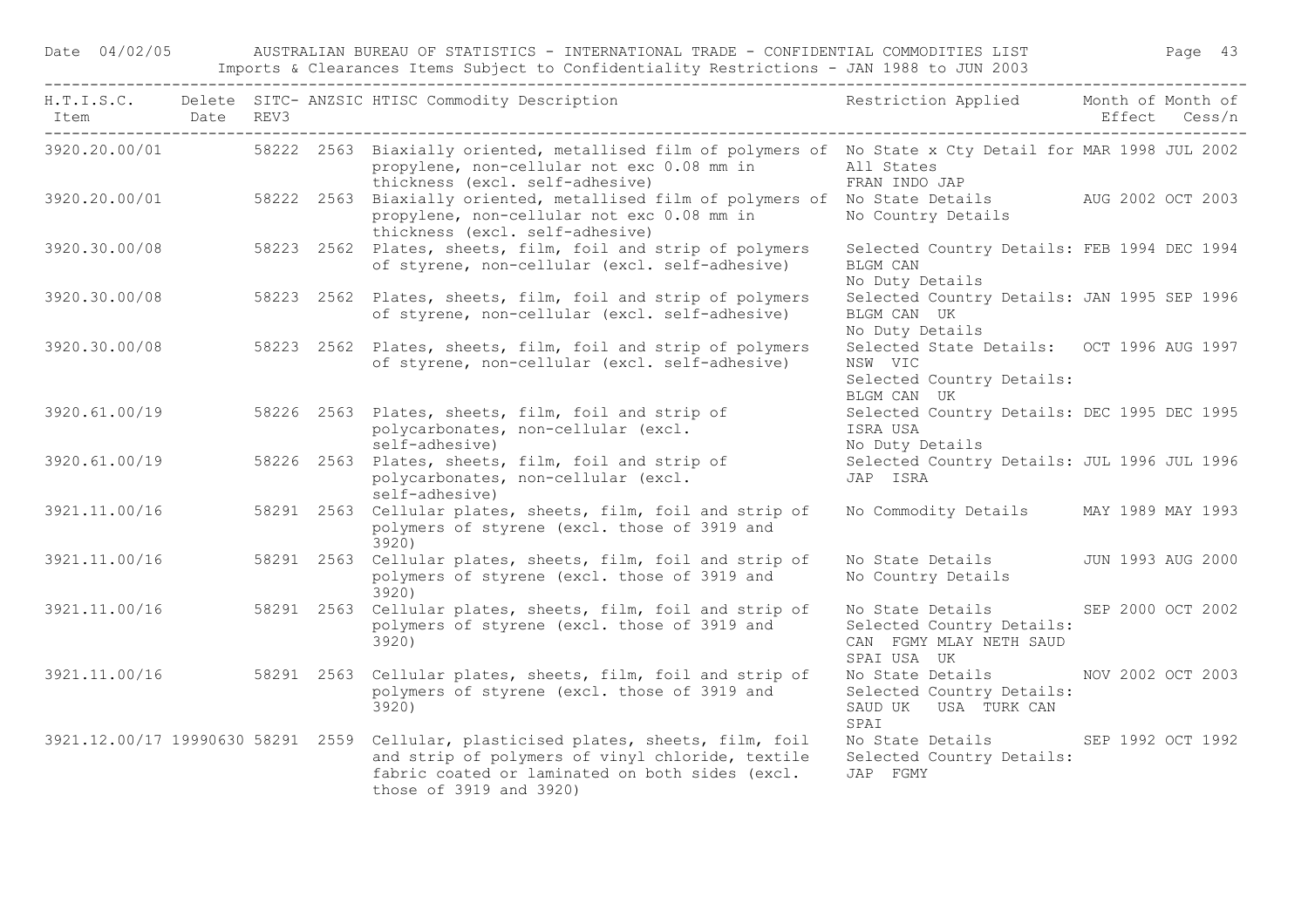| H.T.I.S.C. Item | Delete Date | SITC- REV3 | ANZSIC | HTISC Commodity Description | Restriction Applied | Month of Effect | Month of Cess/n |
|---|---|---|---|---|---|---|---|
| 3920.20.00/01 | | 58222 | 2563 | Biaxially oriented, metallised film of polymers of propylene, non-cellular not exc 0.08 mm in thickness (excl. self-adhesive) | No State x Cty Detail for All States FRAN INDO JAP | MAR 1998 | JUL 2002 |
| 3920.20.00/01 | | 58222 | 2563 | Biaxially oriented, metallised film of polymers of propylene, non-cellular not exc 0.08 mm in thickness (excl. self-adhesive) | No State Details No Country Details | AUG 2002 | OCT 2003 |
| 3920.30.00/08 | | 58223 | 2562 | Plates, sheets, film, foil and strip of polymers of styrene, non-cellular (excl. self-adhesive) | Selected Country Details: BLGM CAN No Duty Details | FEB 1994 | DEC 1994 |
| 3920.30.00/08 | | 58223 | 2562 | Plates, sheets, film, foil and strip of polymers of styrene, non-cellular (excl. self-adhesive) | Selected Country Details: BLGM CAN UK No Duty Details | JAN 1995 | SEP 1996 |
| 3920.30.00/08 | | 58223 | 2562 | Plates, sheets, film, foil and strip of polymers of styrene, non-cellular (excl. self-adhesive) | Selected State Details: NSW VIC Selected Country Details: BLGM CAN UK | OCT 1996 | AUG 1997 |
| 3920.61.00/19 | | 58226 | 2563 | Plates, sheets, film, foil and strip of polycarbonates, non-cellular (excl. self-adhesive) | Selected Country Details: ISRA USA No Duty Details | DEC 1995 | DEC 1995 |
| 3920.61.00/19 | | 58226 | 2563 | Plates, sheets, film, foil and strip of polycarbonates, non-cellular (excl. self-adhesive) | Selected Country Details: JAP ISRA | JUL 1996 | JUL 1996 |
| 3921.11.00/16 | | 58291 | 2563 | Cellular plates, sheets, film, foil and strip of polymers of styrene (excl. those of 3919 and 3920) | No Commodity Details | MAY 1989 | MAY 1993 |
| 3921.11.00/16 | | 58291 | 2563 | Cellular plates, sheets, film, foil and strip of polymers of styrene (excl. those of 3919 and 3920) | No State Details No Country Details | JUN 1993 | AUG 2000 |
| 3921.11.00/16 | | 58291 | 2563 | Cellular plates, sheets, film, foil and strip of polymers of styrene (excl. those of 3919 and 3920) | No State Details Selected Country Details: CAN FGMY MLAY NETH SAUD SPAI USA UK | SEP 2000 | OCT 2002 |
| 3921.11.00/16 | | 58291 | 2563 | Cellular plates, sheets, film, foil and strip of polymers of styrene (excl. those of 3919 and 3920) | No State Details Selected Country Details: SAUD UK USA TURK CAN SPAI | NOV 2002 | OCT 2003 |
| 3921.12.00/17 | 19990630 | 58291 | 2559 | Cellular, plasticised plates, sheets, film, foil and strip of polymers of vinyl chloride, textile fabric coated or laminated on both sides (excl. those of 3919 and 3920) | No State Details Selected Country Details: JAP FGMY | SEP 1992 | OCT 1992 |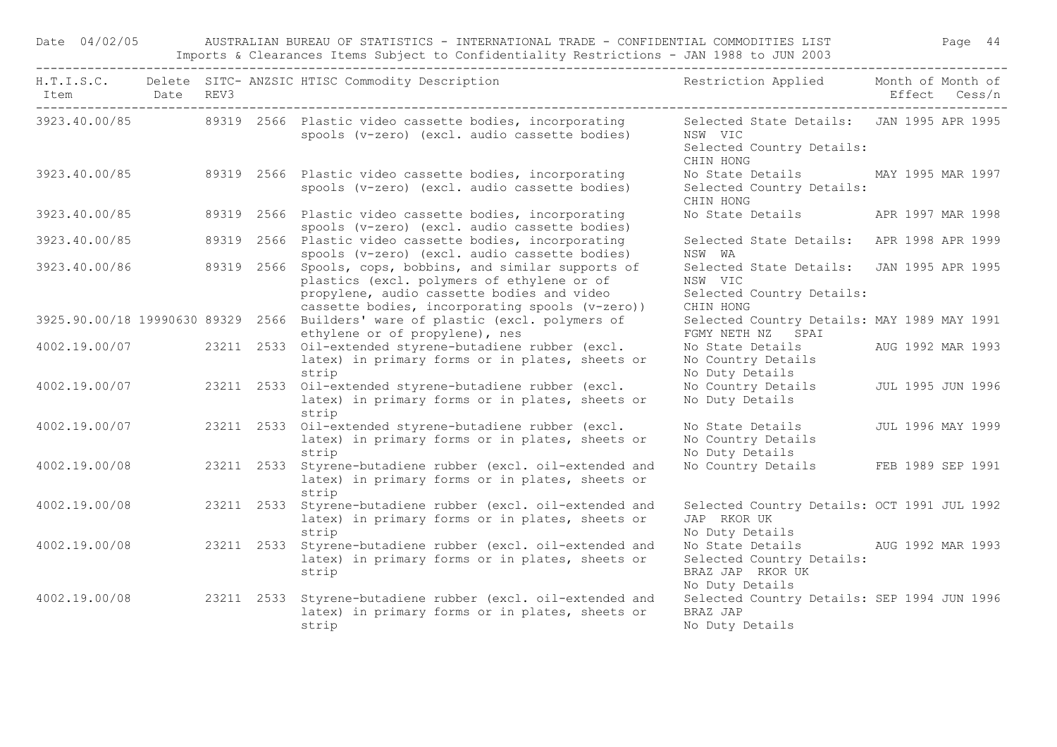| H.T.I.S.C. Item | Delete Date | SITC-REV3 | ANZSIC | HTISC Commodity Description | Restriction Applied | Month of Effect | Month of Cess/n |
|---|---|---|---|---|---|---|---|
| 3923.40.00/85 | | 89319 | 2566 | Plastic video cassette bodies, incorporating spools (v-zero) (excl. audio cassette bodies) | Selected State Details: NSW VIC Selected Country Details: CHIN HONG | JAN 1995 | APR 1995 |
| 3923.40.00/85 | | 89319 | 2566 | Plastic video cassette bodies, incorporating spools (v-zero) (excl. audio cassette bodies) | No State Details Selected Country Details: CHIN HONG | MAY 1995 | MAR 1997 |
| 3923.40.00/85 | | 89319 | 2566 | Plastic video cassette bodies, incorporating spools (v-zero) (excl. audio cassette bodies) | No State Details | APR 1997 | MAR 1998 |
| 3923.40.00/85 | | 89319 | 2566 | Plastic video cassette bodies, incorporating spools (v-zero) (excl. audio cassette bodies) | Selected State Details: NSW WA | APR 1998 | APR 1999 |
| 3923.40.00/86 | | 89319 | 2566 | Spools, cops, bobbins, and similar supports of plastics (excl. polymers of ethylene or of propylene, audio cassette bodies and video cassette bodies, incorporating spools (v-zero)) | Selected State Details: NSW VIC Selected Country Details: CHIN HONG | JAN 1995 | APR 1995 |
| 3925.90.00/18 | 19990630 | 89329 | 2566 | Builders' ware of plastic (excl. polymers of ethylene or of propylene), nes | Selected Country Details: FGMY NETH NZ SPAI | MAY 1989 | MAY 1991 |
| 4002.19.00/07 | | 23211 | 2533 | Oil-extended styrene-butadiene rubber (excl. latex) in primary forms or in plates, sheets or strip | No State Details No Country Details No Duty Details | AUG 1992 | MAR 1993 |
| 4002.19.00/07 | | 23211 | 2533 | Oil-extended styrene-butadiene rubber (excl. latex) in primary forms or in plates, sheets or strip | No Country Details No Duty Details | JUL 1995 | JUN 1996 |
| 4002.19.00/07 | | 23211 | 2533 | Oil-extended styrene-butadiene rubber (excl. latex) in primary forms or in plates, sheets or strip | No State Details No Country Details No Duty Details | JUL 1996 | MAY 1999 |
| 4002.19.00/08 | | 23211 | 2533 | Styrene-butadiene rubber (excl. oil-extended and latex) in primary forms or in plates, sheets or strip | No Country Details | FEB 1989 | SEP 1991 |
| 4002.19.00/08 | | 23211 | 2533 | Styrene-butadiene rubber (excl. oil-extended and latex) in primary forms or in plates, sheets or strip | Selected Country Details: JAP RKOR UK No Duty Details | OCT 1991 | JUL 1992 |
| 4002.19.00/08 | | 23211 | 2533 | Styrene-butadiene rubber (excl. oil-extended and latex) in primary forms or in plates, sheets or strip | No State Details Selected Country Details: BRAZ JAP RKOR UK No Duty Details | AUG 1992 | MAR 1993 |
| 4002.19.00/08 | | 23211 | 2533 | Styrene-butadiene rubber (excl. oil-extended and latex) in primary forms or in plates, sheets or strip | Selected Country Details: BRAZ JAP No Duty Details | SEP 1994 | JUN 1996 |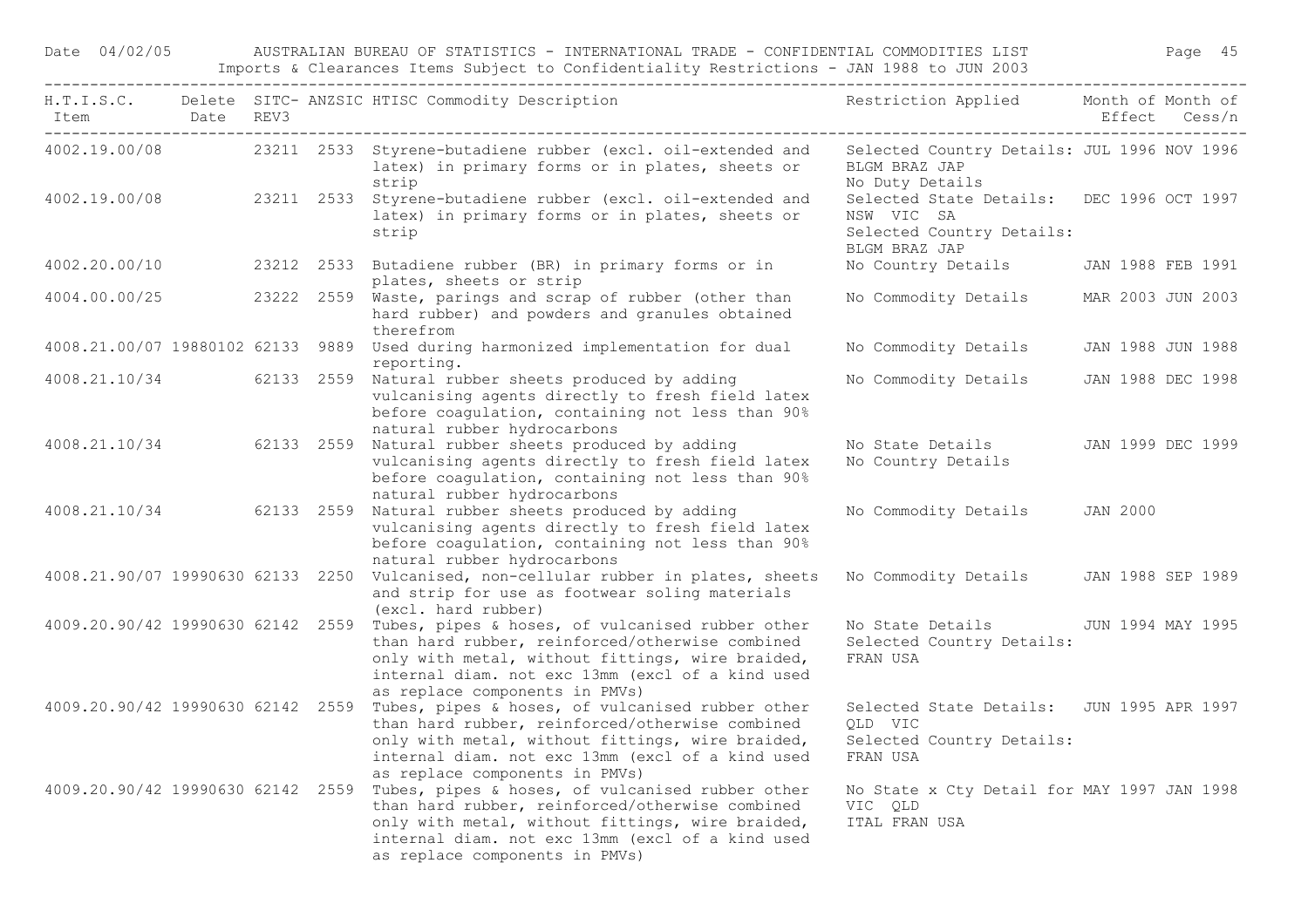Date 04/02/05 AUSTRALIAN BUREAU OF STATISTICS - INTERNATIONAL TRADE - CONFIDENTIAL COMMODITIES LIST

Imports & Clearances Items Subject to Confidentiality Restrictions - JAN 1988 to JUN 2003

| H.T.I.S.C. Item | Delete Date | SITC- REV3 | ANZSIC | HTISC Commodity Description | Restriction Applied | Month of Effect | Month of Cess/n |
|---|---|---|---|---|---|---|---|
| 4002.19.00/08 | | 23211 | 2533 | Styrene-butadiene rubber (excl. oil-extended and latex) in primary forms or in plates, sheets or strip | Selected Country Details: BLGM BRAZ JAP No Duty Details | JUL 1996 | NOV 1996 |
| 4002.19.00/08 | | 23211 | 2533 | Styrene-butadiene rubber (excl. oil-extended and latex) in primary forms or in plates, sheets or strip | Selected State Details: NSW VIC SA Selected Country Details: BLGM BRAZ JAP | DEC 1996 | OCT 1997 |
| 4002.20.00/10 | | 23212 | 2533 | Butadiene rubber (BR) in primary forms or in plates, sheets or strip | No Country Details | JAN 1988 | FEB 1991 |
| 4004.00.00/25 | | 23222 | 2559 | Waste, parings and scrap of rubber (other than hard rubber) and powders and granules obtained therefrom | No Commodity Details | MAR 2003 | JUN 2003 |
| 4008.21.00/07 | 19880102 | 62133 | 9889 | Used during harmonized implementation for dual reporting. | No Commodity Details | JAN 1988 | JUN 1988 |
| 4008.21.10/34 | | 62133 | 2559 | Natural rubber sheets produced by adding vulcanising agents directly to fresh field latex before coagulation, containing not less than 90% natural rubber hydrocarbons | No Commodity Details | JAN 1988 | DEC 1998 |
| 4008.21.10/34 | | 62133 | 2559 | Natural rubber sheets produced by adding vulcanising agents directly to fresh field latex before coagulation, containing not less than 90% natural rubber hydrocarbons | No State Details No Country Details | JAN 1999 | DEC 1999 |
| 4008.21.10/34 | | 62133 | 2559 | Natural rubber sheets produced by adding vulcanising agents directly to fresh field latex before coagulation, containing not less than 90% natural rubber hydrocarbons | No Commodity Details | JAN 2000 | |
| 4008.21.90/07 | 19990630 | 62133 | 2250 | Vulcanised, non-cellular rubber in plates, sheets and strip for use as footwear soling materials (excl. hard rubber) | No Commodity Details | JAN 1988 | SEP 1989 |
| 4009.20.90/42 | 19990630 | 62142 | 2559 | Tubes, pipes & hoses, of vulcanised rubber other than hard rubber, reinforced/otherwise combined only with metal, without fittings, wire braided, internal diam. not exc 13mm (excl of a kind used as replace components in PMVs) | No State Details Selected Country Details: FRAN USA | JUN 1994 | MAY 1995 |
| 4009.20.90/42 | 19990630 | 62142 | 2559 | Tubes, pipes & hoses, of vulcanised rubber other than hard rubber, reinforced/otherwise combined only with metal, without fittings, wire braided, internal diam. not exc 13mm (excl of a kind used as replace components in PMVs) | Selected State Details: QLD VIC Selected Country Details: FRAN USA | JUN 1995 | APR 1997 |
| 4009.20.90/42 | 19990630 | 62142 | 2559 | Tubes, pipes & hoses, of vulcanised rubber other than hard rubber, reinforced/otherwise combined only with metal, without fittings, wire braided, internal diam. not exc 13mm (excl of a kind used as replace components in PMVs) | No State x Cty Detail for VIC QLD ITAL FRAN USA | MAY 1997 | JAN 1998 |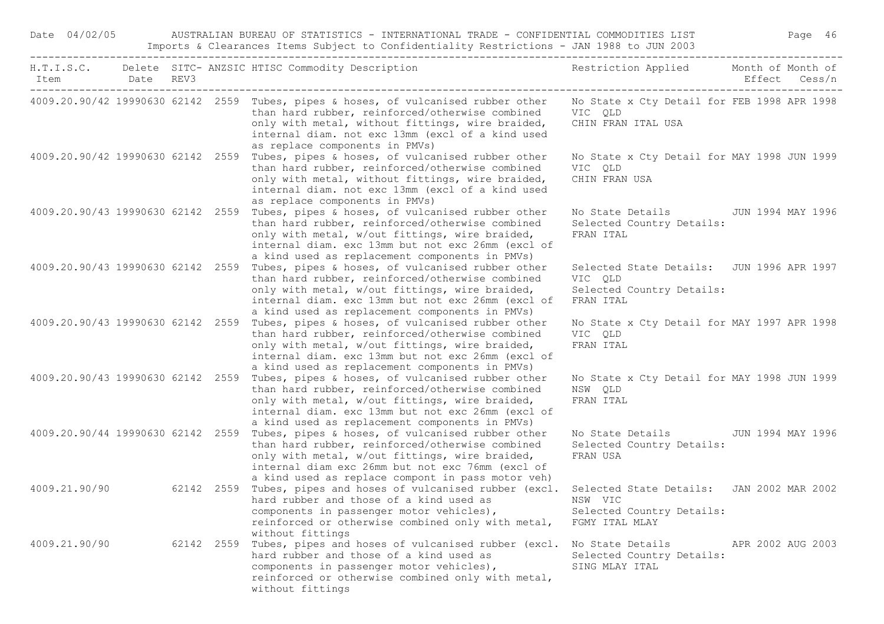| H.T.I.S.C. Item | Delete Date | SITC-REV3 | ANZSIC | HTISC Commodity Description | Restriction Applied | Month of Effect | Month of Cess/n |
|---|---|---|---|---|---|---|---|
| 4009.20.90/42 | 19990630 | 62142 | 2559 | Tubes, pipes & hoses, of vulcanised rubber other than hard rubber, reinforced/otherwise combined only with metal, without fittings, wire braided, internal diam. not exc 13mm (excl of a kind used as replace components in PMVs) | No State x Cty Detail for VIC QLD CHIN FRAN ITAL USA | FEB 1998 | APR 1998 |
| 4009.20.90/42 | 19990630 | 62142 | 2559 | Tubes, pipes & hoses, of vulcanised rubber other than hard rubber, reinforced/otherwise combined only with metal, without fittings, wire braided, internal diam. not exc 13mm (excl of a kind used as replace components in PMVs) | No State x Cty Detail for VIC QLD CHIN FRAN USA | MAY 1998 | JUN 1999 |
| 4009.20.90/43 | 19990630 | 62142 | 2559 | Tubes, pipes & hoses, of vulcanised rubber other than hard rubber, reinforced/otherwise combined only with metal, w/out fittings, wire braided, internal diam. exc 13mm but not exc 26mm (excl of a kind used as replacement components in PMVs) | No State Details Selected Country Details: FRAN ITAL | JUN 1994 | MAY 1996 |
| 4009.20.90/43 | 19990630 | 62142 | 2559 | Tubes, pipes & hoses, of vulcanised rubber other than hard rubber, reinforced/otherwise combined only with metal, w/out fittings, wire braided, internal diam. exc 13mm but not exc 26mm (excl of a kind used as replacement components in PMVs) | Selected State Details: VIC QLD Selected Country Details: FRAN ITAL | JUN 1996 | APR 1997 |
| 4009.20.90/43 | 19990630 | 62142 | 2559 | Tubes, pipes & hoses, of vulcanised rubber other than hard rubber, reinforced/otherwise combined only with metal, w/out fittings, wire braided, internal diam. exc 13mm but not exc 26mm (excl of a kind used as replacement components in PMVs) | No State x Cty Detail for VIC QLD FRAN ITAL | MAY 1997 | APR 1998 |
| 4009.20.90/43 | 19990630 | 62142 | 2559 | Tubes, pipes & hoses, of vulcanised rubber other than hard rubber, reinforced/otherwise combined only with metal, w/out fittings, wire braided, internal diam. exc 13mm but not exc 26mm (excl of a kind used as replacement components in PMVs) | No State x Cty Detail for NSW QLD FRAN ITAL | MAY 1998 | JUN 1999 |
| 4009.20.90/44 | 19990630 | 62142 | 2559 | Tubes, pipes & hoses, of vulcanised rubber other than hard rubber, reinforced/otherwise combined only with metal, w/out fittings, wire braided, internal diam exc 26mm but not exc 76mm (excl of a kind used as replace compont in pass motor veh) | No State Details Selected Country Details: FRAN USA | JUN 1994 | MAY 1996 |
| 4009.21.90/90 | | 62142 | 2559 | Tubes, pipes and hoses of vulcanised rubber (excl. hard rubber and those of a kind used as components in passenger motor vehicles), reinforced or otherwise combined only with metal, without fittings | Selected State Details: NSW VIC Selected Country Details: FGMY ITAL MLAY | JAN 2002 | MAR 2002 |
| 4009.21.90/90 | | 62142 | 2559 | Tubes, pipes and hoses of vulcanised rubber (excl. hard rubber and those of a kind used as components in passenger motor vehicles), reinforced or otherwise combined only with metal, without fittings | No State Details Selected Country Details: SING MLAY ITAL | APR 2002 | AUG 2003 |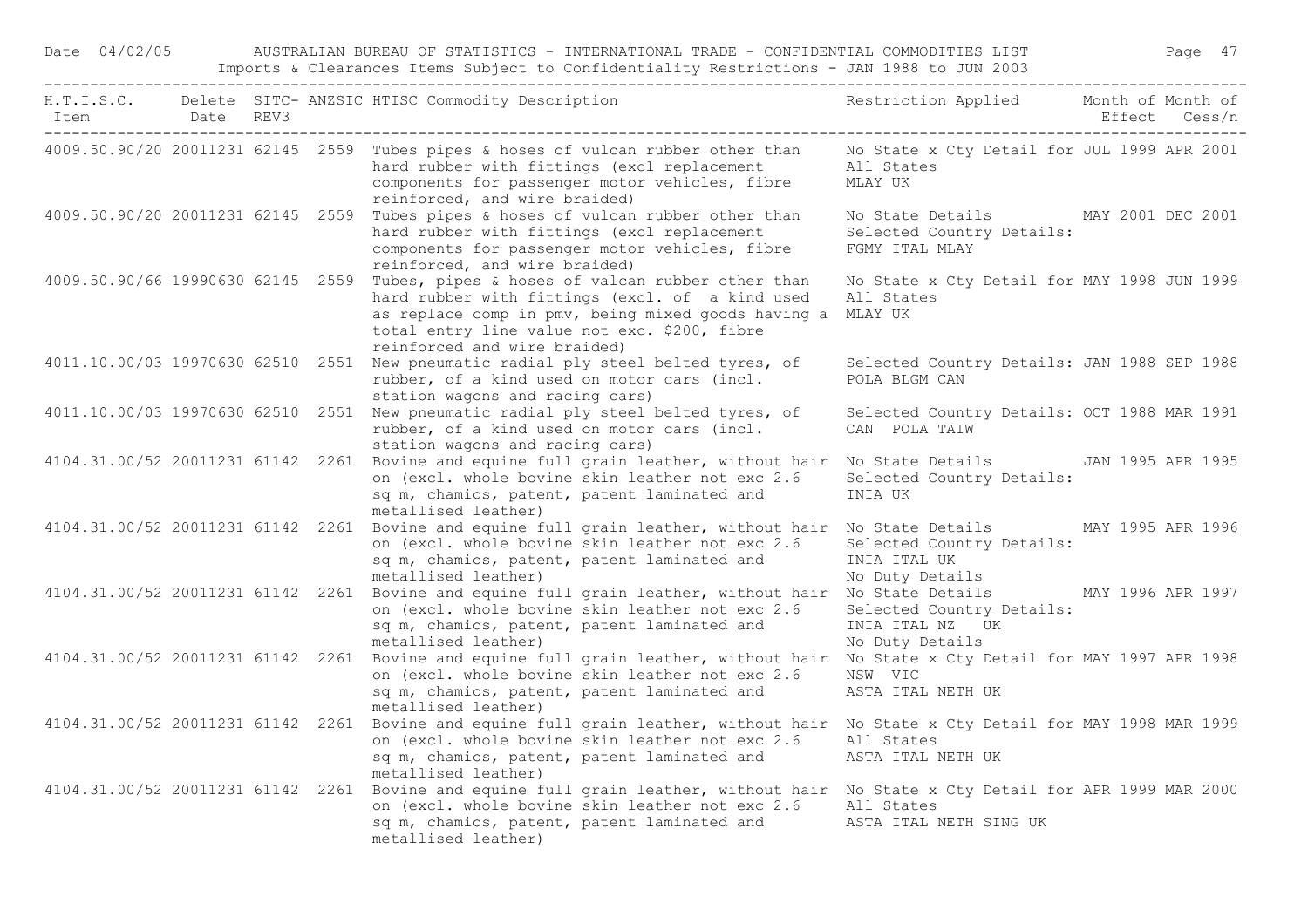| H.T.I.S.C. Item | Delete Date | SITC-REV3 | ANZSIC | HTISC Commodity Description | Restriction Applied | Month of Effect | Month of Cess/n |
|---|---|---|---|---|---|---|---|
| 4009.50.90/20 | 20011231 | 62145 | 2559 | Tubes pipes & hoses of vulcan rubber other than hard rubber with fittings (excl replacement components for passenger motor vehicles, fibre reinforced, and wire braided) | No State x Cty Detail for All States MLAY UK | JUL 1999 | APR 2001 |
| 4009.50.90/20 | 20011231 | 62145 | 2559 | Tubes pipes & hoses of vulcan rubber other than hard rubber with fittings (excl replacement components for passenger motor vehicles, fibre reinforced, and wire braided) | No State Details Selected Country Details: FGMY ITAL MLAY | MAY 2001 | DEC 2001 |
| 4009.50.90/66 | 19990630 | 62145 | 2559 | Tubes, pipes & hoses of valcan rubber other than hard rubber with fittings (excl. of a kind used as replace comp in pmv, being mixed goods having a total entry line value not exc. $200, fibre reinforced and wire braided) | No State x Cty Detail for All States MLAY UK | MAY 1998 | JUN 1999 |
| 4011.10.00/03 | 19970630 | 62510 | 2551 | New pneumatic radial ply steel belted tyres, of rubber, of a kind used on motor cars (incl. station wagons and racing cars) | Selected Country Details: POLA BLGM CAN | JAN 1988 | SEP 1988 |
| 4011.10.00/03 | 19970630 | 62510 | 2551 | New pneumatic radial ply steel belted tyres, of rubber, of a kind used on motor cars (incl. station wagons and racing cars) | Selected Country Details: CAN POLA TAIW | OCT 1988 | MAR 1991 |
| 4104.31.00/52 | 20011231 | 61142 | 2261 | Bovine and equine full grain leather, without hair on (excl. whole bovine skin leather not exc 2.6 sq m, chamios, patent, patent laminated and metallised leather) | No State Details Selected Country Details: INIA UK | JAN 1995 | APR 1995 |
| 4104.31.00/52 | 20011231 | 61142 | 2261 | Bovine and equine full grain leather, without hair on (excl. whole bovine skin leather not exc 2.6 sq m, chamios, patent, patent laminated and metallised leather) | No State Details Selected Country Details: INIA ITAL UK No Duty Details | MAY 1995 | APR 1996 |
| 4104.31.00/52 | 20011231 | 61142 | 2261 | Bovine and equine full grain leather, without hair on (excl. whole bovine skin leather not exc 2.6 sq m, chamios, patent, patent laminated and metallised leather) | No State Details Selected Country Details: INIA ITAL NZ UK No Duty Details | MAY 1996 | APR 1997 |
| 4104.31.00/52 | 20011231 | 61142 | 2261 | Bovine and equine full grain leather, without hair on (excl. whole bovine skin leather not exc 2.6 sq m, chamios, patent, patent laminated and metallised leather) | No State x Cty Detail for NSW VIC ASTA ITAL NETH UK | MAY 1997 | APR 1998 |
| 4104.31.00/52 | 20011231 | 61142 | 2261 | Bovine and equine full grain leather, without hair on (excl. whole bovine skin leather not exc 2.6 sq m, chamios, patent, patent laminated and metallised leather) | No State x Cty Detail for All States ASTA ITAL NETH UK | MAY 1998 | MAR 1999 |
| 4104.31.00/52 | 20011231 | 61142 | 2261 | Bovine and equine full grain leather, without hair on (excl. whole bovine skin leather not exc 2.6 sq m, chamios, patent, patent laminated and metallised leather) | No State x Cty Detail for All States ASTA ITAL NETH SING UK | APR 1999 | MAR 2000 |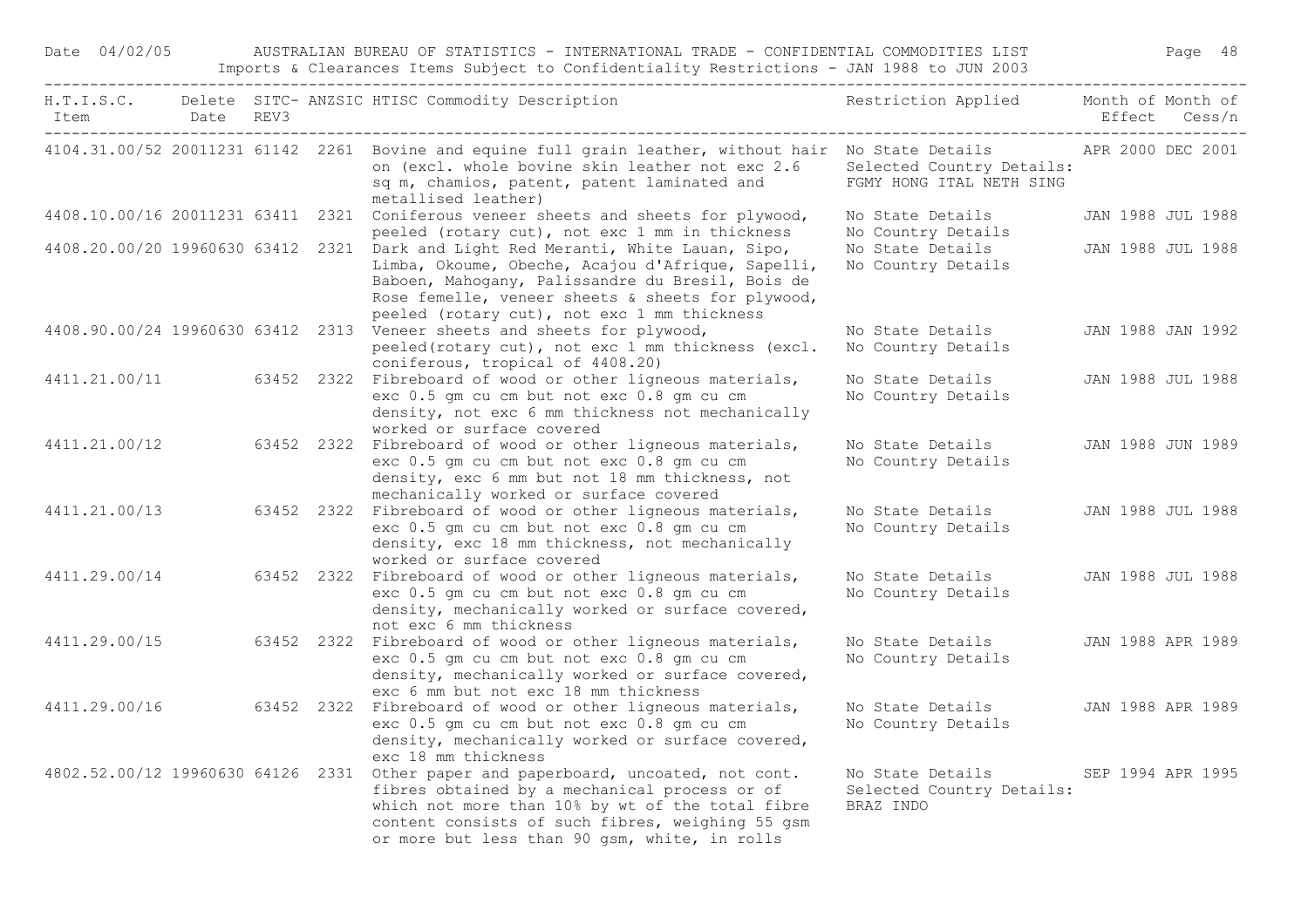| H.T.I.S.C. Item | Delete Date | SITC- REV3 | ANZSIC | HTISC Commodity Description | Restriction Applied | Month of Effect | Month of Cess/n |
|---|---|---|---|---|---|---|---|
| 4104.31.00/52 | 20011231 | 61142 | 2261 | Bovine and equine full grain leather, without hair on (excl. whole bovine skin leather not exc 2.6 sq m, chamios, patent, patent laminated and metallised leather) | No State Details Selected Country Details: FGMY HONG ITAL NETH SING | APR 2000 | DEC 2001 |
| 4408.10.00/16 | 20011231 | 63411 | 2321 | Coniferous veneer sheets and sheets for plywood, peeled (rotary cut), not exc 1 mm in thickness | No State Details No Country Details | JAN 1988 | JUL 1988 |
| 4408.20.00/20 | 19960630 | 63412 | 2321 | Dark and Light Red Meranti, White Lauan, Sipo, Limba, Okoume, Obeche, Acajou d'Afrique, Sapelli, Baboen, Mahogany, Palissandre du Bresil, Bois de Rose femelle, veneer sheets & sheets for plywood, peeled (rotary cut), not exc 1 mm thickness | No State Details No Country Details | JAN 1988 | JUL 1988 |
| 4408.90.00/24 | 19960630 | 63412 | 2313 | Veneer sheets and sheets for plywood, peeled(rotary cut), not exc 1 mm thickness (excl. coniferous, tropical of 4408.20) | No State Details No Country Details | JAN 1988 | JAN 1992 |
| 4411.21.00/11 | | 63452 | 2322 | Fibreboard of wood or other ligneous materials, exc 0.5 gm cu cm but not exc 0.8 gm cu cm density, not exc 6 mm thickness not mechanically worked or surface covered | No State Details No Country Details | JAN 1988 | JUL 1988 |
| 4411.21.00/12 | | 63452 | 2322 | Fibreboard of wood or other ligneous materials, exc 0.5 gm cu cm but not exc 0.8 gm cu cm density, exc 6 mm but not 18 mm thickness, not mechanically worked or surface covered | No State Details No Country Details | JAN 1988 | JUN 1989 |
| 4411.21.00/13 | | 63452 | 2322 | Fibreboard of wood or other ligneous materials, exc 0.5 gm cu cm but not exc 0.8 gm cu cm density, exc 18 mm thickness, not mechanically worked or surface covered | No State Details No Country Details | JAN 1988 | JUL 1988 |
| 4411.29.00/14 | | 63452 | 2322 | Fibreboard of wood or other ligneous materials, exc 0.5 gm cu cm but not exc 0.8 gm cu cm density, mechanically worked or surface covered, not exc 6 mm thickness | No State Details No Country Details | JAN 1988 | JUL 1988 |
| 4411.29.00/15 | | 63452 | 2322 | Fibreboard of wood or other ligneous materials, exc 0.5 gm cu cm but not exc 0.8 gm cu cm density, mechanically worked or surface covered, exc 6 mm but not exc 18 mm thickness | No State Details No Country Details | JAN 1988 | APR 1989 |
| 4411.29.00/16 | | 63452 | 2322 | Fibreboard of wood or other ligneous materials, exc 0.5 gm cu cm but not exc 0.8 gm cu cm density, mechanically worked or surface covered, exc 18 mm thickness | No State Details No Country Details | JAN 1988 | APR 1989 |
| 4802.52.00/12 | 19960630 | 64126 | 2331 | Other paper and paperboard, uncoated, not cont. fibres obtained by a mechanical process or of which not more than 10% by wt of the total fibre content consists of such fibres, weighing 55 gsm or more but less than 90 gsm, white, in rolls | No State Details Selected Country Details: BRAZ INDO | SEP 1994 | APR 1995 |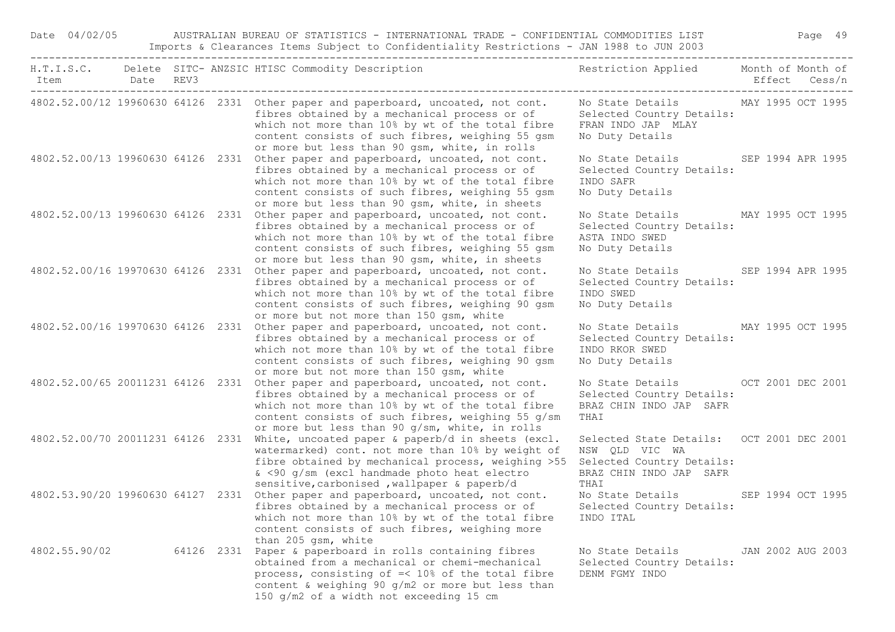| H.T.I.S.C. Item | Delete Date | SITC-REV3 | ANZSIC | HTISC Commodity Description | Restriction Applied | Month of Effect | Month of Cess/n |
|---|---|---|---|---|---|---|---|
| 4802.52.00/12 | 19960630 | 64126 | 2331 | Other paper and paperboard, uncoated, not cont. fibres obtained by a mechanical process or of which not more than 10% by wt of the total fibre content consists of such fibres, weighing 55 gsm or more but less than 90 gsm, white, in rolls | No State Details Selected Country Details: FRAN INDO JAP MLAY No Duty Details | MAY 1995 | OCT 1995 |
| 4802.52.00/13 | 19960630 | 64126 | 2331 | Other paper and paperboard, uncoated, not cont. fibres obtained by a mechanical process or of which not more than 10% by wt of the total fibre content consists of such fibres, weighing 55 gsm or more but less than 90 gsm, white, in sheets | No State Details Selected Country Details: INDO SAFR No Duty Details | SEP 1994 | APR 1995 |
| 4802.52.00/13 | 19960630 | 64126 | 2331 | Other paper and paperboard, uncoated, not cont. fibres obtained by a mechanical process or of which not more than 10% by wt of the total fibre content consists of such fibres, weighing 55 gsm or more but less than 90 gsm, white, in sheets | No State Details Selected Country Details: ASTA INDO SWED No Duty Details | MAY 1995 | OCT 1995 |
| 4802.52.00/16 | 19970630 | 64126 | 2331 | Other paper and paperboard, uncoated, not cont. fibres obtained by a mechanical process or of which not more than 10% by wt of the total fibre content consists of such fibres, weighing 90 gsm or more but not more than 150 gsm, white | No State Details Selected Country Details: INDO SWED No Duty Details | SEP 1994 | APR 1995 |
| 4802.52.00/16 | 19970630 | 64126 | 2331 | Other paper and paperboard, uncoated, not cont. fibres obtained by a mechanical process or of which not more than 10% by wt of the total fibre content consists of such fibres, weighing 90 gsm or more but not more than 150 gsm, white | No State Details Selected Country Details: INDO RKOR SWED No Duty Details | MAY 1995 | OCT 1995 |
| 4802.52.00/65 | 20011231 | 64126 | 2331 | Other paper and paperboard, uncoated, not cont. fibres obtained by a mechanical process or of which not more than 10% by wt of the total fibre content consists of such fibres, weighing 55 g/sm or more but less than 90 g/sm, white, in rolls | No State Details Selected Country Details: BRAZ CHIN INDO JAP SAFR THAI | OCT 2001 | DEC 2001 |
| 4802.52.00/70 | 20011231 | 64126 | 2331 | White, uncoated paper & paperb/d in sheets (excl. watermarked) cont. not more than 10% by weight of fibre obtained by mechanical process, weighing >55 & <90 g/sm (excl handmade photo heat electro sensitive,carbonised ,wallpaper & paperb/d | Selected State Details: NSW QLD VIC WA Selected Country Details: BRAZ CHIN INDO JAP SAFR THAI | OCT 2001 | DEC 2001 |
| 4802.53.90/20 | 19960630 | 64127 | 2331 | Other paper and paperboard, uncoated, not cont. fibres obtained by a mechanical process or of which not more than 10% by wt of the total fibre content consists of such fibres, weighing more than 205 gsm, white | No State Details Selected Country Details: INDO ITAL | SEP 1994 | OCT 1995 |
| 4802.55.90/02 | | 64126 | 2331 | Paper & paperboard in rolls containing fibres obtained from a mechanical or chemi-mechanical process, consisting of =< 10% of the total fibre content & weighing 90 g/m2 or more but less than 150 g/m2 of a width not exceeding 15 cm | No State Details Selected Country Details: DENM FGMY INDO | JAN 2002 | AUG 2003 |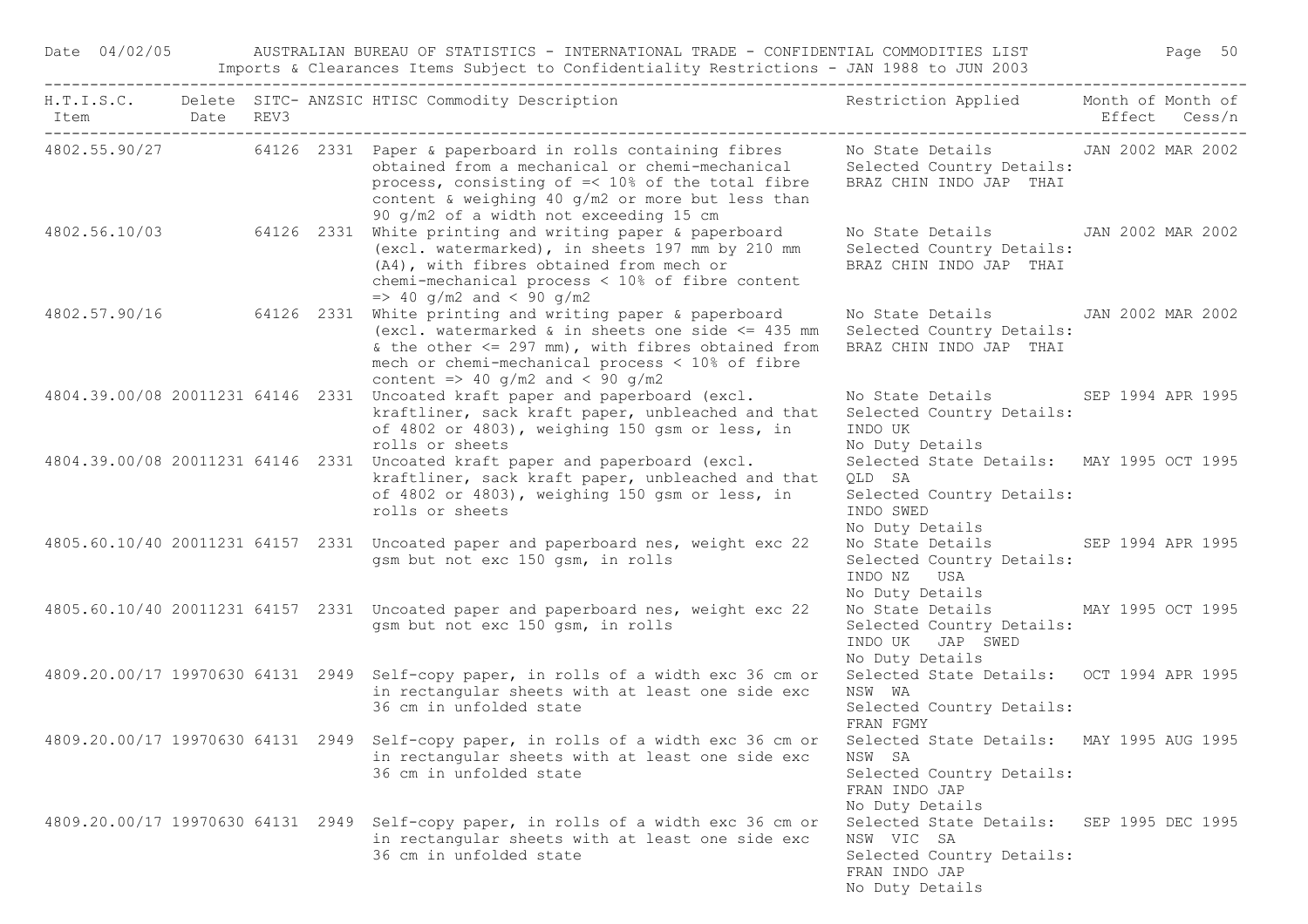| H.T.I.S.C. Item | Delete Date | SITC-REV3 | ANZSIC | HTISC Commodity Description | Restriction Applied | Month of Effect | Month of Cess/n |
|---|---|---|---|---|---|---|---|
| 4802.55.90/27 | | 64126 | 2331 | Paper & paperboard in rolls containing fibres obtained from a mechanical or chemi-mechanical process, consisting of =< 10% of the total fibre content & weighing 40 g/m2 or more but less than 90 g/m2 of a width not exceeding 15 cm | No State Details Selected Country Details: BRAZ CHIN INDO JAP THAI | JAN 2002 | MAR 2002 |
| 4802.56.10/03 | | 64126 | 2331 | White printing and writing paper & paperboard (excl. watermarked), in sheets 197 mm by 210 mm (A4), with fibres obtained from mech or chemi-mechanical process < 10% of fibre content => 40 g/m2 and < 90 g/m2 | No State Details Selected Country Details: BRAZ CHIN INDO JAP THAI | JAN 2002 | MAR 2002 |
| 4802.57.90/16 | | 64126 | 2331 | White printing and writing paper & paperboard (excl. watermarked & in sheets one side <= 435 mm & the other <= 297 mm), with fibres obtained from mech or chemi-mechanical process < 10% of fibre content => 40 g/m2 and < 90 g/m2 | No State Details Selected Country Details: BRAZ CHIN INDO JAP THAI | JAN 2002 | MAR 2002 |
| 4804.39.00/08 | 20011231 | 64146 | 2331 | Uncoated kraft paper and paperboard (excl. kraftliner, sack kraft paper, unbleached and that of 4802 or 4803), weighing 150 gsm or less, in rolls or sheets | No State Details Selected Country Details: INDO UK No Duty Details | SEP 1994 | APR 1995 |
| 4804.39.00/08 | 20011231 | 64146 | 2331 | Uncoated kraft paper and paperboard (excl. kraftliner, sack kraft paper, unbleached and that of 4802 or 4803), weighing 150 gsm or less, in rolls or sheets | Selected State Details: QLD SA Selected Country Details: INDO SWED No Duty Details | MAY 1995 | OCT 1995 |
| 4805.60.10/40 | 20011231 | 64157 | 2331 | Uncoated paper and paperboard nes, weight exc 22 gsm but not exc 150 gsm, in rolls | No State Details Selected Country Details: INDO NZ USA No Duty Details | SEP 1994 | APR 1995 |
| 4805.60.10/40 | 20011231 | 64157 | 2331 | Uncoated paper and paperboard nes, weight exc 22 gsm but not exc 150 gsm, in rolls | No State Details Selected Country Details: INDO UK JAP SWED No Duty Details | MAY 1995 | OCT 1995 |
| 4809.20.00/17 | 19970630 | 64131 | 2949 | Self-copy paper, in rolls of a width exc 36 cm or in rectangular sheets with at least one side exc 36 cm in unfolded state | Selected State Details: NSW WA Selected Country Details: FRAN FGMY | OCT 1994 | APR 1995 |
| 4809.20.00/17 | 19970630 | 64131 | 2949 | Self-copy paper, in rolls of a width exc 36 cm or in rectangular sheets with at least one side exc 36 cm in unfolded state | Selected State Details: NSW SA Selected Country Details: FRAN INDO JAP No Duty Details | MAY 1995 | AUG 1995 |
| 4809.20.00/17 | 19970630 | 64131 | 2949 | Self-copy paper, in rolls of a width exc 36 cm or in rectangular sheets with at least one side exc 36 cm in unfolded state | Selected State Details: NSW VIC SA Selected Country Details: FRAN INDO JAP No Duty Details | SEP 1995 | DEC 1995 |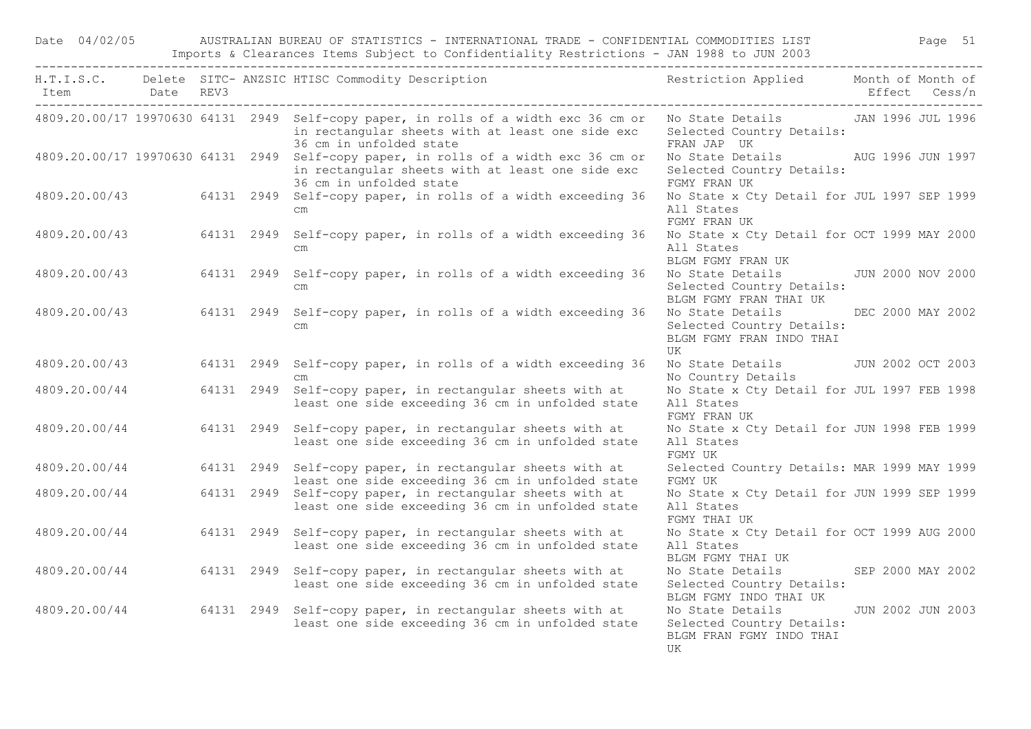Date 04/02/05 AUSTRALIAN BUREAU OF STATISTICS - INTERNATIONAL TRADE - CONFIDENTIAL COMMODITIES LIST

Imports & Clearances Items Subject to Confidentiality Restrictions - JAN 1988 to JUN 2003

| H.T.I.S.C. Item | Delete Date | SITC-REV3 | ANZSIC | HTISC Commodity Description | Restriction Applied | Month of Effect | Month of Cess/n |
|---|---|---|---|---|---|---|---|
| 4809.20.00/17 | 19970630 | 64131 | 2949 | Self-copy paper, in rolls of a width exc 36 cm or in rectangular sheets with at least one side exc 36 cm in unfolded state | No State Details Selected Country Details: FRAN JAP UK | JAN 1996 | JUL 1996 |
| 4809.20.00/17 | 19970630 | 64131 | 2949 | Self-copy paper, in rolls of a width exc 36 cm or in rectangular sheets with at least one side exc 36 cm in unfolded state | No State Details Selected Country Details: FGMY FRAN UK | AUG 1996 | JUN 1997 |
| 4809.20.00/43 | | 64131 | 2949 | Self-copy paper, in rolls of a width exceeding 36 cm | No State x Cty Detail for All States FGMY FRAN UK | JUL 1997 | SEP 1999 |
| 4809.20.00/43 | | 64131 | 2949 | Self-copy paper, in rolls of a width exceeding 36 cm | No State x Cty Detail for All States BLGM FGMY FRAN UK | OCT 1999 | MAY 2000 |
| 4809.20.00/43 | | 64131 | 2949 | Self-copy paper, in rolls of a width exceeding 36 cm | No State Details Selected Country Details: BLGM FGMY FRAN THAI UK | JUN 2000 | NOV 2000 |
| 4809.20.00/43 | | 64131 | 2949 | Self-copy paper, in rolls of a width exceeding 36 cm | No State Details Selected Country Details: BLGM FGMY FRAN INDO THAI UK | DEC 2000 | MAY 2002 |
| 4809.20.00/43 | | 64131 | 2949 | Self-copy paper, in rolls of a width exceeding 36 cm | No State Details No Country Details | JUN 2002 | OCT 2003 |
| 4809.20.00/44 | | 64131 | 2949 | Self-copy paper, in rectangular sheets with at least one side exceeding 36 cm in unfolded state | No State x Cty Detail for All States FGMY FRAN UK | JUL 1997 | FEB 1998 |
| 4809.20.00/44 | | 64131 | 2949 | Self-copy paper, in rectangular sheets with at least one side exceeding 36 cm in unfolded state | No State x Cty Detail for All States FGMY UK | JUN 1998 | FEB 1999 |
| 4809.20.00/44 | | 64131 | 2949 | Self-copy paper, in rectangular sheets with at least one side exceeding 36 cm in unfolded state | Selected Country Details: FGMY UK | MAR 1999 | MAY 1999 |
| 4809.20.00/44 | | 64131 | 2949 | Self-copy paper, in rectangular sheets with at least one side exceeding 36 cm in unfolded state | No State x Cty Detail for All States FGMY THAI UK | JUN 1999 | SEP 1999 |
| 4809.20.00/44 | | 64131 | 2949 | Self-copy paper, in rectangular sheets with at least one side exceeding 36 cm in unfolded state | No State x Cty Detail for All States BLGM FGMY THAI UK | OCT 1999 | AUG 2000 |
| 4809.20.00/44 | | 64131 | 2949 | Self-copy paper, in rectangular sheets with at least one side exceeding 36 cm in unfolded state | No State Details Selected Country Details: BLGM FGMY INDO THAI UK | SEP 2000 | MAY 2002 |
| 4809.20.00/44 | | 64131 | 2949 | Self-copy paper, in rectangular sheets with at least one side exceeding 36 cm in unfolded state | No State Details Selected Country Details: BLGM FRAN FGMY INDO THAI UK | JUN 2002 | JUN 2003 |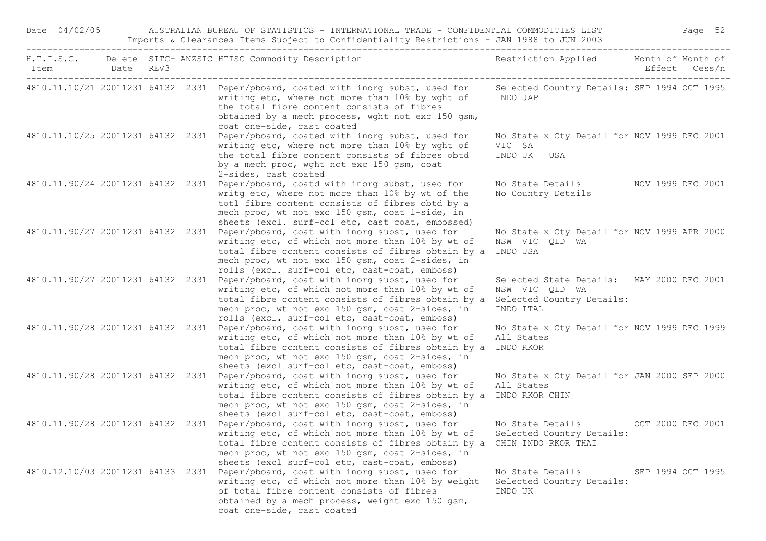| H.T.I.S.C. Item | Delete Date | SITC-REV3 | ANZSIC | HTISC Commodity Description | Restriction Applied | Month of Effect | Month of Cess/n |
|---|---|---|---|---|---|---|---|
| 4810.11.10/21 | 20011231 | 64132 | 2331 | Paper/pboard, coated with inorg subst, used for writing etc, where not more than 10% by wght of the total fibre content consists of fibres obtained by a mech process, wght not exc 150 gsm, coat one-side, cast coated | Selected Country Details: INDO JAP | SEP 1994 | OCT 1995 |
| 4810.11.10/25 | 20011231 | 64132 | 2331 | Paper/pboard, coated with inorg subst, used for writing etc, where not more than 10% by wght of the total fibre content consists of fibres obtd by a mech proc, wght not exc 150 gsm, coat 2-sides, cast coated | No State x Cty Detail for VIC SA INDO UK USA | NOV 1999 | DEC 2001 |
| 4810.11.90/24 | 20011231 | 64132 | 2331 | Paper/pboard, coatd with inorg subst, used for writg etc, where not more than 10% by wt of the totl fibre content consists of fibres obtd by a mech proc, wt not exc 150 gsm, coat 1-side, in sheets (excl. surf-col etc, cast coat, embossed) | No State Details No Country Details | NOV 1999 | DEC 2001 |
| 4810.11.90/27 | 20011231 | 64132 | 2331 | Paper/pboard, coat with inorg subst, used for writing etc, of which not more than 10% by wt of total fibre content consists of fibres obtain by a mech proc, wt not exc 150 gsm, coat 2-sides, in rolls (excl. surf-col etc, cast-coat, emboss) | No State x Cty Detail for NSW VIC QLD WA INDO USA | NOV 1999 | APR 2000 |
| 4810.11.90/27 | 20011231 | 64132 | 2331 | Paper/pboard, coat with inorg subst, used for writing etc, of which not more than 10% by wt of total fibre content consists of fibres obtain by a mech proc, wt not exc 150 gsm, coat 2-sides, in rolls (excl. surf-col etc, cast-coat, emboss) | Selected State Details: NSW VIC QLD WA Selected Country Details: INDO ITAL | MAY 2000 | DEC 2001 |
| 4810.11.90/28 | 20011231 | 64132 | 2331 | Paper/pboard, coat with inorg subst, used for writing etc, of which not more than 10% by wt of total fibre content consists of fibres obtain by a mech proc, wt not exc 150 gsm, coat 2-sides, in sheets (excl surf-col etc, cast-coat, emboss) | No State x Cty Detail for All States INDO RKOR | NOV 1999 | DEC 1999 |
| 4810.11.90/28 | 20011231 | 64132 | 2331 | Paper/pboard, coat with inorg subst, used for writing etc, of which not more than 10% by wt of total fibre content consists of fibres obtain by a mech proc, wt not exc 150 gsm, coat 2-sides, in sheets (excl surf-col etc, cast-coat, emboss) | No State x Cty Detail for All States INDO RKOR CHIN | JAN 2000 | SEP 2000 |
| 4810.11.90/28 | 20011231 | 64132 | 2331 | Paper/pboard, coat with inorg subst, used for writing etc, of which not more than 10% by wt of total fibre content consists of fibres obtain by a mech proc, wt not exc 150 gsm, coat 2-sides, in sheets (excl surf-col etc, cast-coat, emboss) | No State Details Selected Country Details: CHIN INDO RKOR THAI | OCT 2000 | DEC 2001 |
| 4810.12.10/03 | 20011231 | 64133 | 2331 | Paper/pboard, coat with inorg subst, used for writing etc, of which not more than 10% by weight of total fibre content consists of fibres obtained by a mech process, weight exc 150 gsm, coat one-side, cast coated | No State Details Selected Country Details: INDO UK | SEP 1994 | OCT 1995 |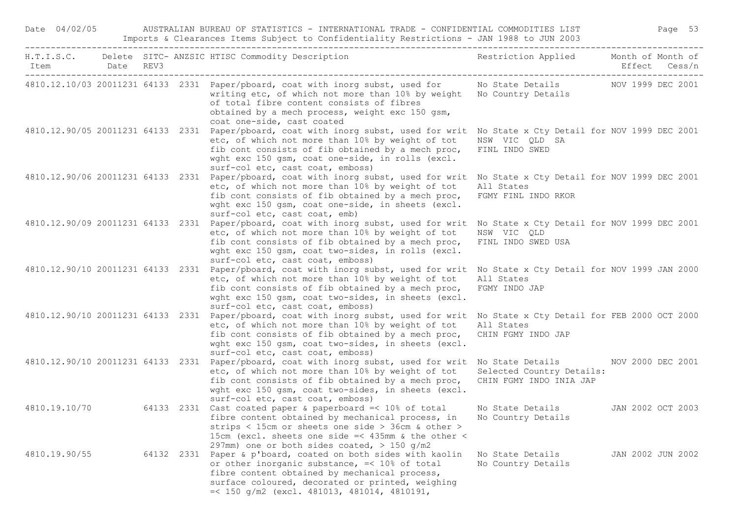| H.T.I.S.C. Item | Delete Date | SITC-REV3 | ANZSIC | HTISC Commodity Description | Restriction Applied | Month of Effect | Month of Cess/n |
|---|---|---|---|---|---|---|---|
| 4810.12.10/03 | 20011231 | 64133 | 2331 | Paper/pboard, coat with inorg subst, used for writing etc, of which not more than 10% by weight of total fibre content consists of fibres obtained by a mech process, weight exc 150 gsm, coat one-side, cast coated | No State Details No Country Details | NOV 1999 | DEC 2001 |
| 4810.12.90/05 | 20011231 | 64133 | 2331 | Paper/pboard, coat with inorg subst, used for writ etc, of which not more than 10% by weight of tot fib cont consists of fib obtained by a mech proc, wght exc 150 gsm, coat one-side, in rolls (excl. surf-col etc, cast coat, emboss) | No State x Cty Detail for NSW VIC QLD SA FINL INDO SWED | NOV 1999 | DEC 2001 |
| 4810.12.90/06 | 20011231 | 64133 | 2331 | Paper/pboard, coat with inorg subst, used for writ etc, of which not more than 10% by weight of tot fib cont consists of fib obtained by a mech proc, wght exc 150 gsm, coat one-side, in sheets (excl. surf-col etc, cast coat, emb) | No State x Cty Detail for All States FGMY FINL INDO RKOR | NOV 1999 | DEC 2001 |
| 4810.12.90/09 | 20011231 | 64133 | 2331 | Paper/pboard, coat with inorg subst, used for writ etc, of which not more than 10% by weight of tot fib cont consists of fib obtained by a mech proc, wght exc 150 gsm, coat two-sides, in rolls (excl. surf-col etc, cast coat, emboss) | No State x Cty Detail for NSW VIC QLD FINL INDO SWED USA | NOV 1999 | DEC 2001 |
| 4810.12.90/10 | 20011231 | 64133 | 2331 | Paper/pboard, coat with inorg subst, used for writ etc, of which not more than 10% by weight of tot fib cont consists of fib obtained by a mech proc, wght exc 150 gsm, coat two-sides, in sheets (excl. surf-col etc, cast coat, emboss) | No State x Cty Detail for All States FGMY INDO JAP | NOV 1999 | JAN 2000 |
| 4810.12.90/10 | 20011231 | 64133 | 2331 | Paper/pboard, coat with inorg subst, used for writ etc, of which not more than 10% by weight of tot fib cont consists of fib obtained by a mech proc, wght exc 150 gsm, coat two-sides, in sheets (excl. surf-col etc, cast coat, emboss) | No State x Cty Detail for All States CHIN FGMY INDO JAP | FEB 2000 | OCT 2000 |
| 4810.12.90/10 | 20011231 | 64133 | 2331 | Paper/pboard, coat with inorg subst, used for writ etc, of which not more than 10% by weight of tot fib cont consists of fib obtained by a mech proc, wght exc 150 gsm, coat two-sides, in sheets (excl. surf-col etc, cast coat, emboss) | No State Details Selected Country Details: CHIN FGMY INDO INIA JAP | NOV 2000 | DEC 2001 |
| 4810.19.10/70 | | 64133 | 2331 | Cast coated paper & paperboard =< 10% of total fibre content obtained by mechanical process, in strips < 15cm or sheets one side > 36cm & other > 15cm (excl. sheets one side =< 435mm & the other < 297mm) one or both sides coated, > 150 g/m2 | No State Details No Country Details | JAN 2002 | OCT 2003 |
| 4810.19.90/55 | | 64132 | 2331 | Paper & p'board, coated on both sides with kaolin or other inorganic substance, =< 10% of total fibre content obtained by mechanical process, surface coloured, decorated or printed, weighing =< 150 g/m2 (excl. 481013, 481014, 4810191, | No State Details No Country Details | JAN 2002 | JUN 2002 |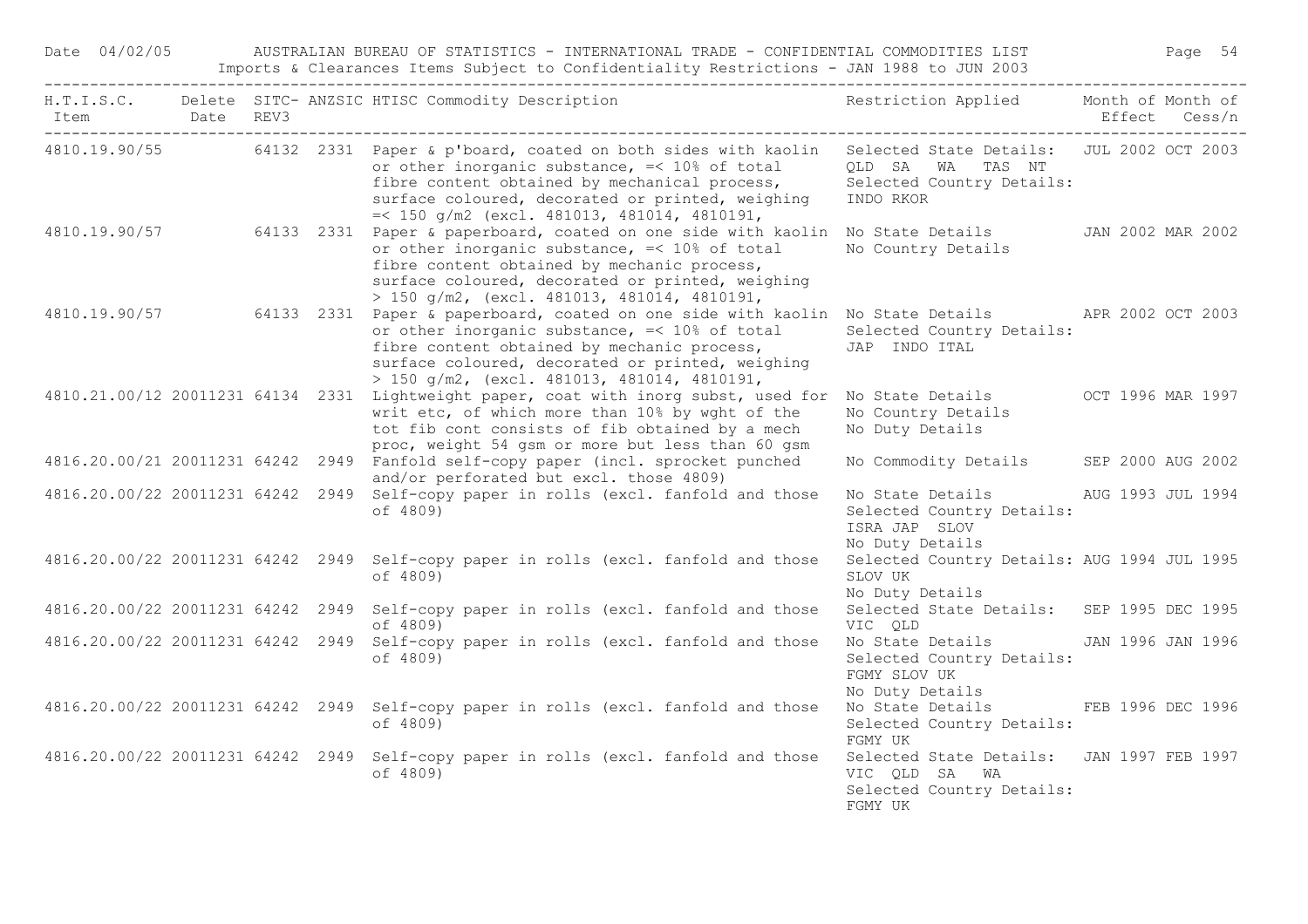| H.T.I.S.C. Item | Delete Date | SITC- REV3 | ANZSIC | HTISC Commodity Description | Restriction Applied | Month of Effect | Month of Cess/n |
|---|---|---|---|---|---|---|---|
| 4810.19.90/55 | | 64132 | 2331 | Paper & p'board, coated on both sides with kaolin or other inorganic substance, =< 10% of total fibre content obtained by mechanical process, surface coloured, decorated or printed, weighing =< 150 g/m2 (excl. 481013, 481014, 4810191, | Selected State Details: QLD SA WA TAS NT Selected Country Details: INDO RKOR | JUL 2002 | OCT 2003 |
| 4810.19.90/57 | | 64133 | 2331 | Paper & paperboard, coated on one side with kaolin or other inorganic substance, =< 10% of total fibre content obtained by mechanic process, surface coloured, decorated or printed, weighing > 150 g/m2, (excl. 481013, 481014, 4810191, | No State Details No Country Details | JAN 2002 | MAR 2002 |
| 4810.19.90/57 | | 64133 | 2331 | Paper & paperboard, coated on one side with kaolin or other inorganic substance, =< 10% of total fibre content obtained by mechanic process, surface coloured, decorated or printed, weighing > 150 g/m2, (excl. 481013, 481014, 4810191, | No State Details Selected Country Details: JAP INDO ITAL | APR 2002 | OCT 2003 |
| 4810.21.00/12 | 20011231 | 64134 | 2331 | Lightweight paper, coat with inorg subst, used for writ etc, of which more than 10% by wght of the tot fib cont consists of fib obtained by a mech proc, weight 54 gsm or more but less than 60 gsm | No State Details No Country Details No Duty Details | OCT 1996 | MAR 1997 |
| 4816.20.00/21 | 20011231 | 64242 | 2949 | Fanfold self-copy paper (incl. sprocket punched and/or perforated but excl. those 4809) | No Commodity Details | SEP 2000 | AUG 2002 |
| 4816.20.00/22 | 20011231 | 64242 | 2949 | Self-copy paper in rolls (excl. fanfold and those of 4809) | No State Details Selected Country Details: ISRA JAP SLOV No Duty Details | AUG 1993 | JUL 1994 |
| 4816.20.00/22 | 20011231 | 64242 | 2949 | Self-copy paper in rolls (excl. fanfold and those of 4809) | Selected Country Details: SLOV UK No Duty Details | AUG 1994 | JUL 1995 |
| 4816.20.00/22 | 20011231 | 64242 | 2949 | Self-copy paper in rolls (excl. fanfold and those of 4809) | Selected State Details: VIC QLD | SEP 1995 | DEC 1995 |
| 4816.20.00/22 | 20011231 | 64242 | 2949 | Self-copy paper in rolls (excl. fanfold and those of 4809) | No State Details Selected Country Details: FGMY SLOV UK No Duty Details | JAN 1996 | JAN 1996 |
| 4816.20.00/22 | 20011231 | 64242 | 2949 | Self-copy paper in rolls (excl. fanfold and those of 4809) | No State Details Selected Country Details: FGMY UK | FEB 1996 | DEC 1996 |
| 4816.20.00/22 | 20011231 | 64242 | 2949 | Self-copy paper in rolls (excl. fanfold and those of 4809) | Selected State Details: VIC QLD SA WA Selected Country Details: FGMY UK | JAN 1997 | FEB 1997 |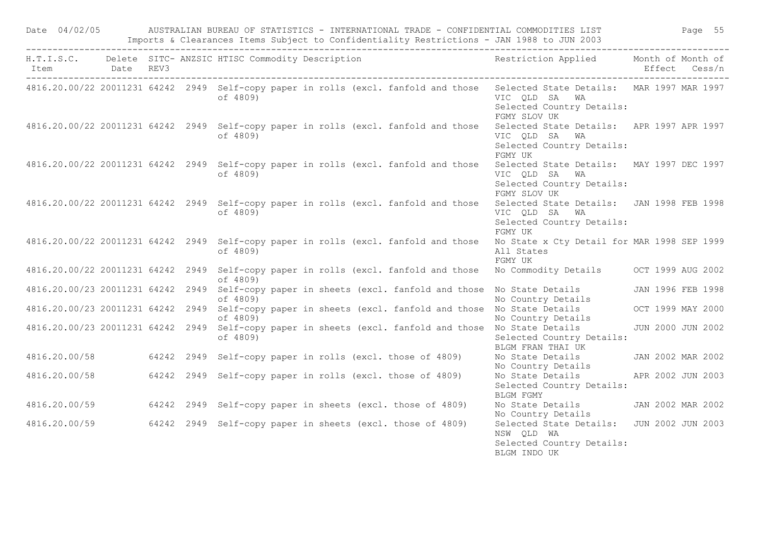| H.T.I.S.C. Item | Delete Date | SITC-REV3 | ANZSIC | HTISC Commodity Description | Restriction Applied | Month of Effect | Month of Cess/n |
|---|---|---|---|---|---|---|---|
| 4816.20.00/22 | 20011231 | 64242 | 2949 | Self-copy paper in rolls (excl. fanfold and those of 4809) | Selected State Details: VIC QLD SA WA Selected Country Details: FGMY SLOV UK | MAR 1997 | MAR 1997 |
| 4816.20.00/22 | 20011231 | 64242 | 2949 | Self-copy paper in rolls (excl. fanfold and those of 4809) | Selected State Details: VIC QLD SA WA Selected Country Details: FGMY UK | APR 1997 | APR 1997 |
| 4816.20.00/22 | 20011231 | 64242 | 2949 | Self-copy paper in rolls (excl. fanfold and those of 4809) | Selected State Details: VIC QLD SA WA Selected Country Details: FGMY SLOV UK | MAY 1997 | DEC 1997 |
| 4816.20.00/22 | 20011231 | 64242 | 2949 | Self-copy paper in rolls (excl. fanfold and those of 4809) | Selected State Details: VIC QLD SA WA Selected Country Details: FGMY UK | JAN 1998 | FEB 1998 |
| 4816.20.00/22 | 20011231 | 64242 | 2949 | Self-copy paper in rolls (excl. fanfold and those of 4809) | No State x Cty Detail for All States FGMY UK | MAR 1998 | SEP 1999 |
| 4816.20.00/22 | 20011231 | 64242 | 2949 | Self-copy paper in rolls (excl. fanfold and those of 4809) | No Commodity Details | OCT 1999 | AUG 2002 |
| 4816.20.00/23 | 20011231 | 64242 | 2949 | Self-copy paper in sheets (excl. fanfold and those of 4809) | No State Details No Country Details | JAN 1996 | FEB 1998 |
| 4816.20.00/23 | 20011231 | 64242 | 2949 | Self-copy paper in sheets (excl. fanfold and those of 4809) | No State Details No Country Details | OCT 1999 | MAY 2000 |
| 4816.20.00/23 | 20011231 | 64242 | 2949 | Self-copy paper in sheets (excl. fanfold and those of 4809) | No State Details Selected Country Details: BLGM FRAN THAI UK | JUN 2000 | JUN 2002 |
| 4816.20.00/58 | | 64242 | 2949 | Self-copy paper in rolls (excl. those of 4809) | No State Details No Country Details | JAN 2002 | MAR 2002 |
| 4816.20.00/58 | | 64242 | 2949 | Self-copy paper in rolls (excl. those of 4809) | No State Details Selected Country Details: BLGM FGMY | APR 2002 | JUN 2003 |
| 4816.20.00/59 | | 64242 | 2949 | Self-copy paper in sheets (excl. those of 4809) | No State Details No Country Details | JAN 2002 | MAR 2002 |
| 4816.20.00/59 | | 64242 | 2949 | Self-copy paper in sheets (excl. those of 4809) | Selected State Details: NSW QLD WA Selected Country Details: BLGM INDO UK | JUN 2002 | JUN 2003 |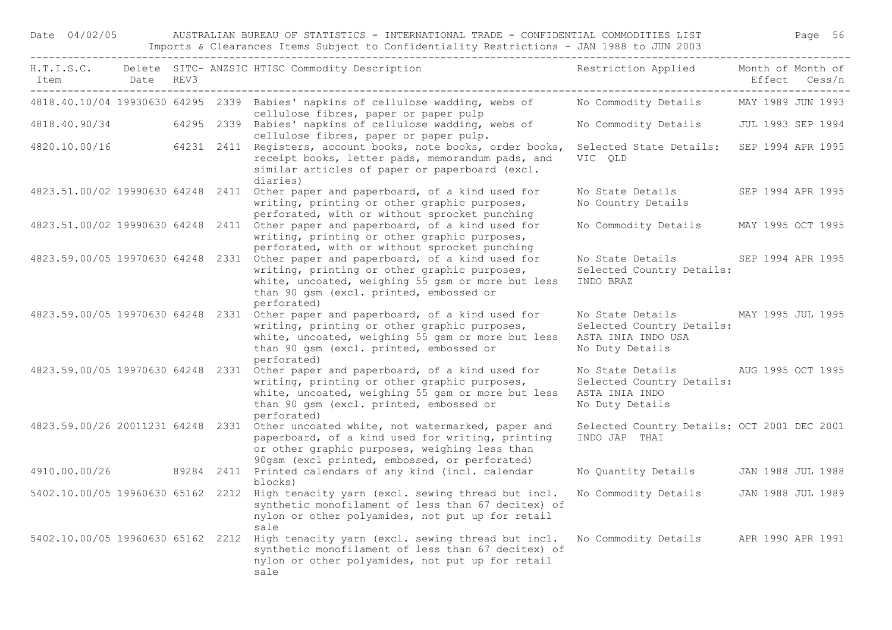| H.T.I.S.C. Item | Delete Date | SITC-REV3 | ANZSIC | HTISC Commodity Description | Restriction Applied | Month of Effect | Month of Cess/n |
|---|---|---|---|---|---|---|---|
| 4818.40.10/04 | 19930630 | 64295 | 2339 | Babies' napkins of cellulose wadding, webs of cellulose fibres, paper or paper pulp | No Commodity Details | MAY 1989 | JUN 1993 |
| 4818.40.90/34 | | 64295 | 2339 | Babies' napkins of cellulose wadding, webs of cellulose fibres, paper or paper pulp. | No Commodity Details | JUL 1993 | SEP 1994 |
| 4820.10.00/16 | | 64231 | 2411 | Registers, account books, note books, order books, receipt books, letter pads, memorandum pads, and similar articles of paper or paperboard (excl. diaries) | Selected State Details: VIC QLD | SEP 1994 | APR 1995 |
| 4823.51.00/02 | 19990630 | 64248 | 2411 | Other paper and paperboard, of a kind used for writing, printing or other graphic purposes, perforated, with or without sprocket punching | No State Details No Country Details | SEP 1994 | APR 1995 |
| 4823.51.00/02 | 19990630 | 64248 | 2411 | Other paper and paperboard, of a kind used for writing, printing or other graphic purposes, perforated, with or without sprocket punching | No Commodity Details | MAY 1995 | OCT 1995 |
| 4823.59.00/05 | 19970630 | 64248 | 2331 | Other paper and paperboard, of a kind used for writing, printing or other graphic purposes, white, uncoated, weighing 55 gsm or more but less than 90 gsm (excl. printed, embossed or perforated) | No State Details Selected Country Details: INDO BRAZ | SEP 1994 | APR 1995 |
| 4823.59.00/05 | 19970630 | 64248 | 2331 | Other paper and paperboard, of a kind used for writing, printing or other graphic purposes, white, uncoated, weighing 55 gsm or more but less than 90 gsm (excl. printed, embossed or perforated) | No State Details Selected Country Details: ASTA INIA INDO USA No Duty Details | MAY 1995 | JUL 1995 |
| 4823.59.00/05 | 19970630 | 64248 | 2331 | Other paper and paperboard, of a kind used for writing, printing or other graphic purposes, white, uncoated, weighing 55 gsm or more but less than 90 gsm (excl. printed, embossed or perforated) | No State Details Selected Country Details: ASTA INIA INDO No Duty Details | AUG 1995 | OCT 1995 |
| 4823.59.00/26 | 20011231 | 64248 | 2331 | Other uncoated white, not watermarked, paper and paperboard, of a kind used for writing, printing or other graphic purposes, weighing less than 90gsm (excl printed, embossed, or perforated) | Selected Country Details: INDO JAP THAI | OCT 2001 | DEC 2001 |
| 4910.00.00/26 | | 89284 | 2411 | Printed calendars of any kind (incl. calendar blocks) | No Quantity Details | JAN 1988 | JUL 1988 |
| 5402.10.00/05 | 19960630 | 65162 | 2212 | High tenacity yarn (excl. sewing thread but incl. synthetic monofilament of less than 67 decitex) of nylon or other polyamides, not put up for retail sale | No Commodity Details | JAN 1988 | JUL 1989 |
| 5402.10.00/05 | 19960630 | 65162 | 2212 | High tenacity yarn (excl. sewing thread but incl. synthetic monofilament of less than 67 decitex) of nylon or other polyamides, not put up for retail sale | No Commodity Details | APR 1990 | APR 1991 |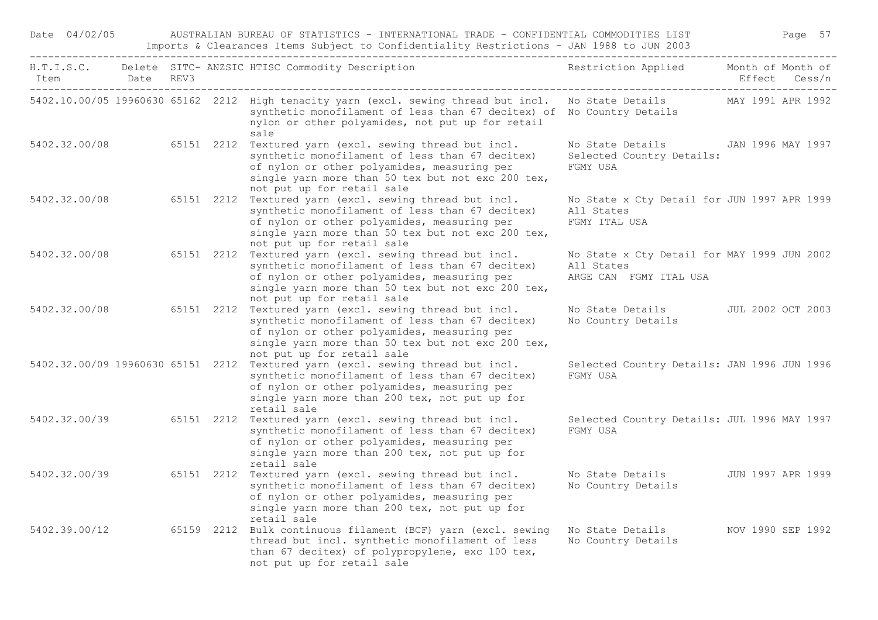| H.T.I.S.C. Item | Delete Date | SITC-REV3 | ANZSIC | HTISC Commodity Description | Restriction Applied | Month of Effect | Month of Cess/n |
|---|---|---|---|---|---|---|---|
| 5402.10.00/05 | 19960630 | 65162 | 2212 | High tenacity yarn (excl. sewing thread but incl. synthetic monofilament of less than 67 decitex) of nylon or other polyamides, not put up for retail sale | No State Details No Country Details | MAY 1991 | APR 1992 |
| 5402.32.00/08 | | 65151 | 2212 | Textured yarn (excl. sewing thread but incl. synthetic monofilament of less than 67 decitex) of nylon or other polyamides, measuring per single yarn more than 50 tex but not exc 200 tex, not put up for retail sale | No State Details Selected Country Details: FGMY USA | JAN 1996 | MAY 1997 |
| 5402.32.00/08 | | 65151 | 2212 | Textured yarn (excl. sewing thread but incl. synthetic monofilament of less than 67 decitex) of nylon or other polyamides, measuring per single yarn more than 50 tex but not exc 200 tex, not put up for retail sale | No State x Cty Detail for All States FGMY ITAL USA | JUN 1997 | APR 1999 |
| 5402.32.00/08 | | 65151 | 2212 | Textured yarn (excl. sewing thread but incl. synthetic monofilament of less than 67 decitex) of nylon or other polyamides, measuring per single yarn more than 50 tex but not exc 200 tex, not put up for retail sale | No State x Cty Detail for All States ARGE CAN FGMY ITAL USA | MAY 1999 | JUN 2002 |
| 5402.32.00/08 | | 65151 | 2212 | Textured yarn (excl. sewing thread but incl. synthetic monofilament of less than 67 decitex) of nylon or other polyamides, measuring per single yarn more than 50 tex but not exc 200 tex, not put up for retail sale | No State Details No Country Details | JUL 2002 | OCT 2003 |
| 5402.32.00/09 | 19960630 | 65151 | 2212 | Textured yarn (excl. sewing thread but incl. synthetic monofilament of less than 67 decitex) of nylon or other polyamides, measuring per single yarn more than 200 tex, not put up for retail sale | Selected Country Details: FGMY USA | JAN 1996 | JUN 1996 |
| 5402.32.00/39 | | 65151 | 2212 | Textured yarn (excl. sewing thread but incl. synthetic monofilament of less than 67 decitex) of nylon or other polyamides, measuring per single yarn more than 200 tex, not put up for retail sale | Selected Country Details: FGMY USA | JUL 1996 | MAY 1997 |
| 5402.32.00/39 | | 65151 | 2212 | Textured yarn (excl. sewing thread but incl. synthetic monofilament of less than 67 decitex) of nylon or other polyamides, measuring per single yarn more than 200 tex, not put up for retail sale | No State Details No Country Details | JUN 1997 | APR 1999 |
| 5402.39.00/12 | | 65159 | 2212 | Bulk continuous filament (BCF) yarn (excl. sewing thread but incl. synthetic monofilament of less than 67 decitex) of polypropylene, exc 100 tex, not put up for retail sale | No State Details No Country Details | NOV 1990 | SEP 1992 |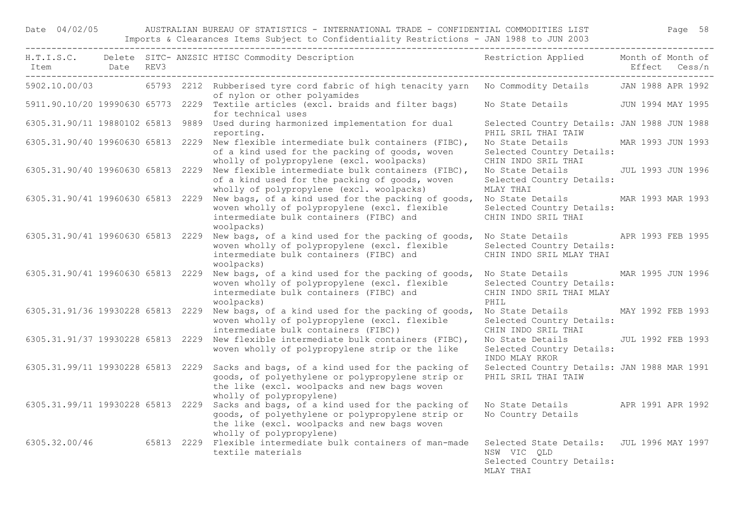| H.T.I.S.C. Item | Delete Date | SITC- REV3 | ANZSIC | HTISC Commodity Description | Restriction Applied | Month of Effect | Month of Cess/n |
|---|---|---|---|---|---|---|---|
| 5902.10.00/03 | | 65793 | 2212 | Rubberised tyre cord fabric of high tenacity yarn of nylon or other polyamides | No Commodity Details | JAN 1988 | APR 1992 |
| 5911.90.10/20 | 19990630 | 65773 | 2229 | Textile articles (excl. braids and filter bags) for technical uses | No State Details | JUN 1994 | MAY 1995 |
| 6305.31.90/11 | 19880102 | 65813 | 9889 | Used during harmonized implementation for dual reporting. | Selected Country Details: PHIL SRIL THAI TAIW | JAN 1988 | JUN 1988 |
| 6305.31.90/40 | 19960630 | 65813 | 2229 | New flexible intermediate bulk containers (FIBC), of a kind used for the packing of goods, woven wholly of polypropylene (excl. woolpacks) | No State Details Selected Country Details: CHIN INDO SRIL THAI | MAR 1993 | JUN 1993 |
| 6305.31.90/40 | 19960630 | 65813 | 2229 | New flexible intermediate bulk containers (FIBC), of a kind used for the packing of goods, woven wholly of polypropylene (excl. woolpacks) | No State Details Selected Country Details: MLAY THAI | JUL 1993 | JUN 1996 |
| 6305.31.90/41 | 19960630 | 65813 | 2229 | New bags, of a kind used for the packing of goods, woven wholly of polypropylene (excl. flexible intermediate bulk containers (FIBC) and woolpacks) | No State Details Selected Country Details: CHIN INDO SRIL THAI | MAR 1993 | MAR 1993 |
| 6305.31.90/41 | 19960630 | 65813 | 2229 | New bags, of a kind used for the packing of goods, woven wholly of polypropylene (excl. flexible intermediate bulk containers (FIBC) and woolpacks) | No State Details Selected Country Details: CHIN INDO SRIL MLAY THAI | APR 1993 | FEB 1995 |
| 6305.31.90/41 | 19960630 | 65813 | 2229 | New bags, of a kind used for the packing of goods, woven wholly of polypropylene (excl. flexible intermediate bulk containers (FIBC) and woolpacks) | No State Details Selected Country Details: CHIN INDO SRIL THAI MLAY PHIL | MAR 1995 | JUN 1996 |
| 6305.31.91/36 | 19930228 | 65813 | 2229 | New bags, of a kind used for the packing of goods, woven wholly of polypropylene (excl. flexible intermediate bulk containers (FIBC)) | No State Details Selected Country Details: CHIN INDO SRIL THAI | MAY 1992 | FEB 1993 |
| 6305.31.91/37 | 19930228 | 65813 | 2229 | New flexible intermediate bulk containers (FIBC), woven wholly of polypropylene strip or the like | No State Details Selected Country Details: INDO MLAY RKOR | JUL 1992 | FEB 1993 |
| 6305.31.99/11 | 19930228 | 65813 | 2229 | Sacks and bags, of a kind used for the packing of goods, of polyethylene or polypropylene strip or the like (excl. woolpacks and new bags woven wholly of polypropylene) | Selected Country Details: PHIL SRIL THAI TAIW | JAN 1988 | MAR 1991 |
| 6305.31.99/11 | 19930228 | 65813 | 2229 | Sacks and bags, of a kind used for the packing of goods, of polyethylene or polypropylene strip or the like (excl. woolpacks and new bags woven wholly of polypropylene) | No State Details No Country Details | APR 1991 | APR 1992 |
| 6305.32.00/46 | | 65813 | 2229 | Flexible intermediate bulk containers of man-made textile materials | Selected State Details: NSW VIC QLD Selected Country Details: MLAY THAI | JUL 1996 | MAY 1997 |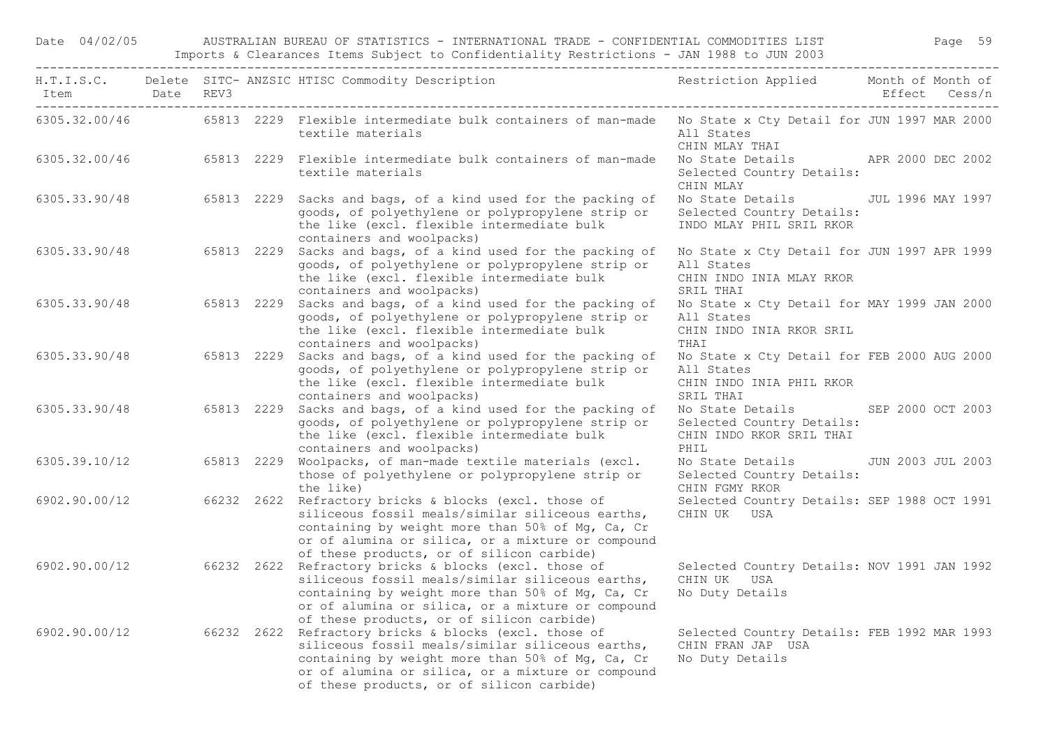| H.T.I.S.C. Item | Delete Date | SITC- REV3 | ANZSIC | HTISC Commodity Description | Restriction Applied | Month of Effect | Month of Cess/n |
|---|---|---|---|---|---|---|---|
| 6305.32.00/46 | | 65813 | 2229 | Flexible intermediate bulk containers of man-made textile materials | No State x Cty Detail for All States CHIN MLAY THAI | JUN 1997 | MAR 2000 |
| 6305.32.00/46 | | 65813 | 2229 | Flexible intermediate bulk containers of man-made textile materials | No State Details Selected Country Details: CHIN MLAY | APR 2000 | DEC 2002 |
| 6305.33.90/48 | | 65813 | 2229 | Sacks and bags, of a kind used for the packing of goods, of polyethylene or polypropylene strip or the like (excl. flexible intermediate bulk containers and woolpacks) | No State Details Selected Country Details: INDO MLAY PHIL SRIL RKOR | JUL 1996 | MAY 1997 |
| 6305.33.90/48 | | 65813 | 2229 | Sacks and bags, of a kind used for the packing of goods, of polyethylene or polypropylene strip or the like (excl. flexible intermediate bulk containers and woolpacks) | No State x Cty Detail for All States CHIN INDO INIA MLAY RKOR SRIL THAI | JUN 1997 | APR 1999 |
| 6305.33.90/48 | | 65813 | 2229 | Sacks and bags, of a kind used for the packing of goods, of polyethylene or polypropylene strip or the like (excl. flexible intermediate bulk containers and woolpacks) | No State x Cty Detail for All States CHIN INDO INIA RKOR SRIL THAI | MAY 1999 | JAN 2000 |
| 6305.33.90/48 | | 65813 | 2229 | Sacks and bags, of a kind used for the packing of goods, of polyethylene or polypropylene strip or the like (excl. flexible intermediate bulk containers and woolpacks) | No State x Cty Detail for All States CHIN INDO INIA PHIL RKOR SRIL THAI | FEB 2000 | AUG 2000 |
| 6305.33.90/48 | | 65813 | 2229 | Sacks and bags, of a kind used for the packing of goods, of polyethylene or polypropylene strip or the like (excl. flexible intermediate bulk containers and woolpacks) | No State Details Selected Country Details: CHIN INDO RKOR SRIL THAI PHIL | SEP 2000 | OCT 2003 |
| 6305.39.10/12 | | 65813 | 2229 | Woolpacks, of man-made textile materials (excl. those of polyethylene or polypropylene strip or the like) | No State Details Selected Country Details: CHIN FGMY RKOR | JUN 2003 | JUL 2003 |
| 6902.90.00/12 | | 66232 | 2622 | Refractory bricks & blocks (excl. those of siliceous fossil meals/similar siliceous earths, containing by weight more than 50% of Mg, Ca, Cr or of alumina or silica, or a mixture or compound of these products, or of silicon carbide) | Selected Country Details: CHIN UK USA | SEP 1988 | OCT 1991 |
| 6902.90.00/12 | | 66232 | 2622 | Refractory bricks & blocks (excl. those of siliceous fossil meals/similar siliceous earths, containing by weight more than 50% of Mg, Ca, Cr or of alumina or silica, or a mixture or compound of these products, or of silicon carbide) | Selected Country Details: CHIN UK USA No Duty Details | NOV 1991 | JAN 1992 |
| 6902.90.00/12 | | 66232 | 2622 | Refractory bricks & blocks (excl. those of siliceous fossil meals/similar siliceous earths, containing by weight more than 50% of Mg, Ca, Cr or of alumina or silica, or a mixture or compound of these products, or of silicon carbide) | Selected Country Details: CHIN FRAN JAP USA No Duty Details | FEB 1992 | MAR 1993 |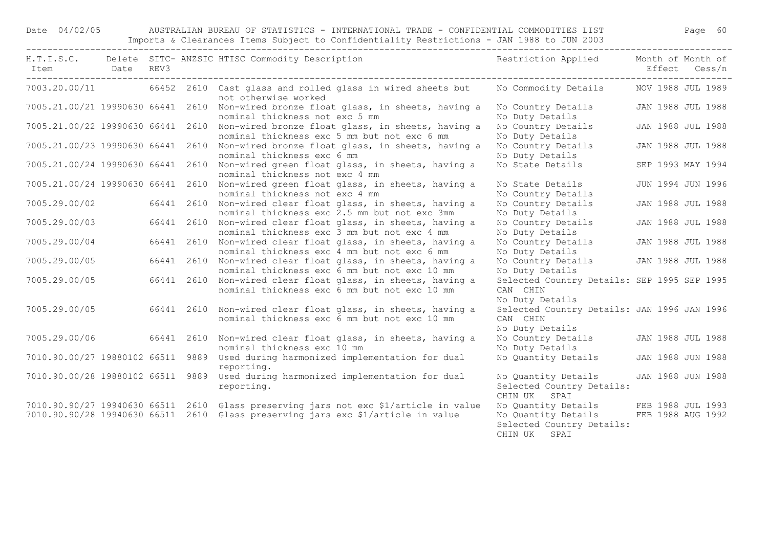| H.T.I.S.C. Item | Delete Date | SITC-REV3 | ANZSIC | HTISC Commodity Description | Restriction Applied | Month of Effect | Month of Cess/n |
|---|---|---|---|---|---|---|---|
| 7003.20.00/11 | | 66452 | 2610 | Cast glass and rolled glass in wired sheets but not otherwise worked | No Commodity Details | NOV 1988 | JUL 1989 |
| 7005.21.00/21 | 19990630 | 66441 | 2610 | Non-wired bronze float glass, in sheets, having a nominal thickness not exc 5 mm | No Country Details<br>No Duty Details | JAN 1988 | JUL 1988 |
| 7005.21.00/22 | 19990630 | 66441 | 2610 | Non-wired bronze float glass, in sheets, having a nominal thickness exc 5 mm but not exc 6 mm | No Country Details<br>No Duty Details | JAN 1988 | JUL 1988 |
| 7005.21.00/23 | 19990630 | 66441 | 2610 | Non-wired bronze float glass, in sheets, having a nominal thickness exc 6 mm | No Country Details<br>No Duty Details | JAN 1988 | JUL 1988 |
| 7005.21.00/24 | 19990630 | 66441 | 2610 | Non-wired green float glass, in sheets, having a nominal thickness not exc 4 mm | No State Details | SEP 1993 | MAY 1994 |
| 7005.21.00/24 | 19990630 | 66441 | 2610 | Non-wired green float glass, in sheets, having a nominal thickness not exc 4 mm | No State Details<br>No Country Details | JUN 1994 | JUN 1996 |
| 7005.29.00/02 | | 66441 | 2610 | Non-wired clear float glass, in sheets, having a nominal thickness exc 2.5 mm but not exc 3mm | No Country Details<br>No Duty Details | JAN 1988 | JUL 1988 |
| 7005.29.00/03 | | 66441 | 2610 | Non-wired clear float glass, in sheets, having a nominal thickness exc 3 mm but not exc 4 mm | No Country Details<br>No Duty Details | JAN 1988 | JUL 1988 |
| 7005.29.00/04 | | 66441 | 2610 | Non-wired clear float glass, in sheets, having a nominal thickness exc 4 mm but not exc 6 mm | No Country Details<br>No Duty Details | JAN 1988 | JUL 1988 |
| 7005.29.00/05 | | 66441 | 2610 | Non-wired clear float glass, in sheets, having a nominal thickness exc 6 mm but not exc 10 mm | No Country Details<br>No Duty Details | JAN 1988 | JUL 1988 |
| 7005.29.00/05 | | 66441 | 2610 | Non-wired clear float glass, in sheets, having a nominal thickness exc 6 mm but not exc 10 mm | Selected Country Details: CAN CHIN<br>No Duty Details | SEP 1995 | SEP 1995 |
| 7005.29.00/05 | | 66441 | 2610 | Non-wired clear float glass, in sheets, having a nominal thickness exc 6 mm but not exc 10 mm | Selected Country Details: CAN CHIN<br>No Duty Details | JAN 1996 | JAN 1996 |
| 7005.29.00/06 | | 66441 | 2610 | Non-wired clear float glass, in sheets, having a nominal thickness exc 10 mm | No Country Details<br>No Duty Details | JAN 1988 | JUL 1988 |
| 7010.90.00/27 | 19880102 | 66511 | 9889 | Used during harmonized implementation for dual reporting. | No Quantity Details | JAN 1988 | JUN 1988 |
| 7010.90.00/28 | 19880102 | 66511 | 9889 | Used during harmonized implementation for dual reporting. | No Quantity Details<br>Selected Country Details: CHIN UK SPAI | JAN 1988 | JUN 1988 |
| 7010.90.90/27 | 19940630 | 66511 | 2610 | Glass preserving jars not exc $1/article in value | No Quantity Details | FEB 1988 | JUL 1993 |
| 7010.90.90/28 | 19940630 | 66511 | 2610 | Glass preserving jars exc $1/article in value | No Quantity Details<br>Selected Country Details: CHIN UK SPAI | FEB 1988 | AUG 1992 |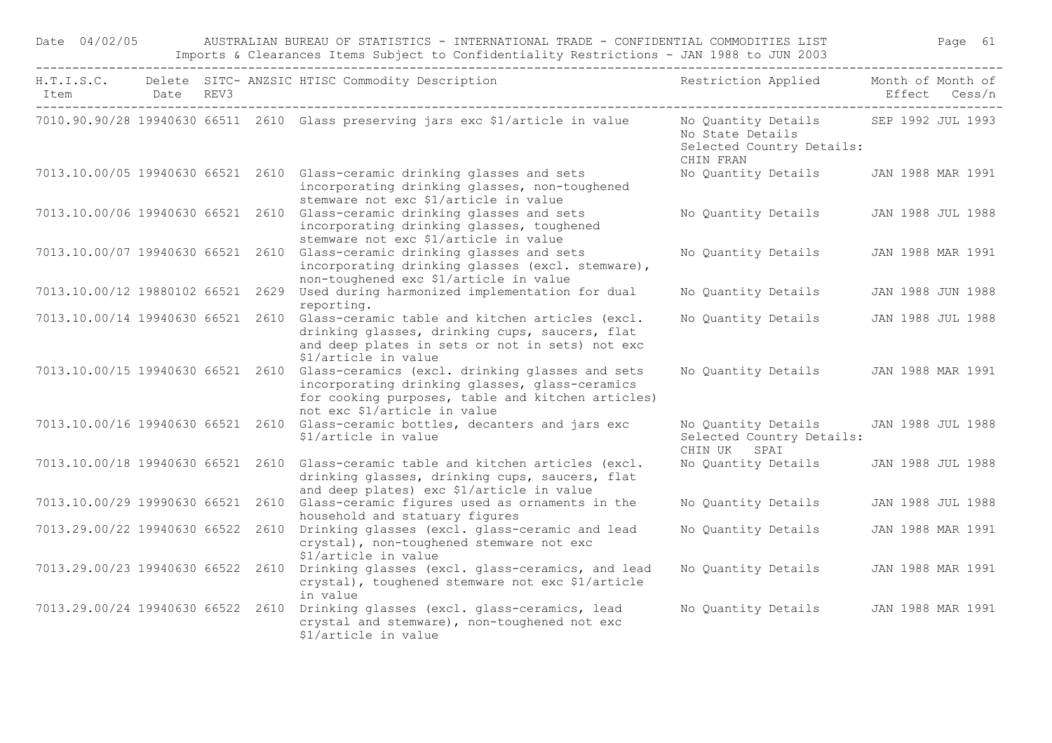| H.T.I.S.C. Item | Delete Date | SITC-REV3 | ANZSIC | HTISC Commodity Description | Restriction Applied | Month of Effect | Month of Cess/n |
|---|---|---|---|---|---|---|---|
| 7010.90.90/28 | 19940630 | 66511 | 2610 | Glass preserving jars exc $1/article in value | No Quantity Details No State Details Selected Country Details: CHIN FRAN | SEP 1992 | JUL 1993 |
| 7013.10.00/05 | 19940630 | 66521 | 2610 | Glass-ceramic drinking glasses and sets incorporating drinking glasses, non-toughened stemware not exc $1/article in value | No Quantity Details | JAN 1988 | MAR 1991 |
| 7013.10.00/06 | 19940630 | 66521 | 2610 | Glass-ceramic drinking glasses and sets incorporating drinking glasses, toughened stemware not exc $1/article in value | No Quantity Details | JAN 1988 | JUL 1988 |
| 7013.10.00/07 | 19940630 | 66521 | 2610 | Glass-ceramic drinking glasses and sets incorporating drinking glasses (excl. stemware), non-toughened exc $1/article in value | No Quantity Details | JAN 1988 | MAR 1991 |
| 7013.10.00/12 | 19880102 | 66521 | 2629 | Used during harmonized implementation for dual reporting. | No Quantity Details | JAN 1988 | JUN 1988 |
| 7013.10.00/14 | 19940630 | 66521 | 2610 | Glass-ceramic table and kitchen articles (excl. drinking glasses, drinking cups, saucers, flat and deep plates in sets or not in sets) not exc $1/article in value | No Quantity Details | JAN 1988 | JUL 1988 |
| 7013.10.00/15 | 19940630 | 66521 | 2610 | Glass-ceramics (excl. drinking glasses and sets incorporating drinking glasses, glass-ceramics for cooking purposes, table and kitchen articles) not exc $1/article in value | No Quantity Details | JAN 1988 | MAR 1991 |
| 7013.10.00/16 | 19940630 | 66521 | 2610 | Glass-ceramic bottles, decanters and jars exc $1/article in value | No Quantity Details Selected Country Details: CHIN UK SPAI | JAN 1988 | JUL 1988 |
| 7013.10.00/18 | 19940630 | 66521 | 2610 | Glass-ceramic table and kitchen articles (excl. drinking glasses, drinking cups, saucers, flat and deep plates) exc $1/article in value | No Quantity Details | JAN 1988 | JUL 1988 |
| 7013.10.00/29 | 19990630 | 66521 | 2610 | Glass-ceramic figures used as ornaments in the household and statuary figures | No Quantity Details | JAN 1988 | JUL 1988 |
| 7013.29.00/22 | 19940630 | 66522 | 2610 | Drinking glasses (excl. glass-ceramic and lead crystal), non-toughened stemware not exc $1/article in value | No Quantity Details | JAN 1988 | MAR 1991 |
| 7013.29.00/23 | 19940630 | 66522 | 2610 | Drinking glasses (excl. glass-ceramics, and lead crystal), toughened stemware not exc $1/article in value | No Quantity Details | JAN 1988 | MAR 1991 |
| 7013.29.00/24 | 19940630 | 66522 | 2610 | Drinking glasses (excl. glass-ceramics, lead crystal and stemware), non-toughened not exc $1/article in value | No Quantity Details | JAN 1988 | MAR 1991 |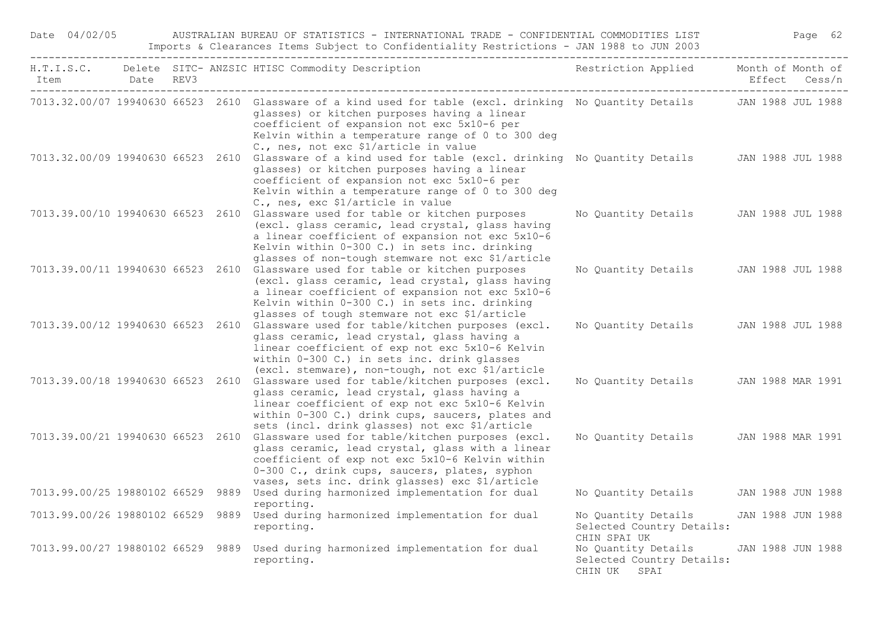| H.T.I.S.C. Item | Delete Date | SITC- REV3 | ANZSIC | HTISC Commodity Description | Restriction Applied | Month of Effect | Month of Cess/n |
|---|---|---|---|---|---|---|---|
| 7013.32.00/07 | 19940630 | 66523 | 2610 | Glassware of a kind used for table (excl. drinking glasses) or kitchen purposes having a linear coefficient of expansion not exc 5x10-6 per Kelvin within a temperature range of 0 to 300 deg C., nes, not exc $1/article in value | No Quantity Details | JAN 1988 | JUL 1988 |
| 7013.32.00/09 | 19940630 | 66523 | 2610 | Glassware of a kind used for table (excl. drinking glasses) or kitchen purposes having a linear coefficient of expansion not exc 5x10-6 per Kelvin within a temperature range of 0 to 300 deg C., nes, exc $1/article in value | No Quantity Details | JAN 1988 | JUL 1988 |
| 7013.39.00/10 | 19940630 | 66523 | 2610 | Glassware used for table or kitchen purposes (excl. glass ceramic, lead crystal, glass having a linear coefficient of expansion not exc 5x10-6 Kelvin within 0-300 C.) in sets inc. drinking glasses of non-tough stemware not exc $1/article | No Quantity Details | JAN 1988 | JUL 1988 |
| 7013.39.00/11 | 19940630 | 66523 | 2610 | Glassware used for table or kitchen purposes (excl. glass ceramic, lead crystal, glass having a linear coefficient of expansion not exc 5x10-6 Kelvin within 0-300 C.) in sets inc. drinking glasses of tough stemware not exc $1/article | No Quantity Details | JAN 1988 | JUL 1988 |
| 7013.39.00/12 | 19940630 | 66523 | 2610 | Glassware used for table/kitchen purposes (excl. glass ceramic, lead crystal, glass having a linear coefficient of exp not exc 5x10-6 Kelvin within 0-300 C.) in sets inc. drink glasses (excl. stemware), non-tough, not exc $1/article | No Quantity Details | JAN 1988 | JUL 1988 |
| 7013.39.00/18 | 19940630 | 66523 | 2610 | Glassware used for table/kitchen purposes (excl. glass ceramic, lead crystal, glass having a linear coefficient of exp not exc 5x10-6 Kelvin within 0-300 C.) drink cups, saucers, plates and sets (incl. drink glasses) not exc $1/article | No Quantity Details | JAN 1988 | MAR 1991 |
| 7013.39.00/21 | 19940630 | 66523 | 2610 | Glassware used for table/kitchen purposes (excl. glass ceramic, lead crystal, glass with a linear coefficient of exp not exc 5x10-6 Kelvin within 0-300 C., drink cups, saucers, plates, syphon vases, sets inc. drink glasses) exc $1/article | No Quantity Details | JAN 1988 | MAR 1991 |
| 7013.99.00/25 | 19880102 | 66529 | 9889 | Used during harmonized implementation for dual reporting. | No Quantity Details | JAN 1988 | JUN 1988 |
| 7013.99.00/26 | 19880102 | 66529 | 9889 | Used during harmonized implementation for dual reporting. | No Quantity Details Selected Country Details: CHIN SPAI UK | JAN 1988 | JUN 1988 |
| 7013.99.00/27 | 19880102 | 66529 | 9889 | Used during harmonized implementation for dual reporting. | No Quantity Details Selected Country Details: CHIN UK SPAI | JAN 1988 | JUN 1988 |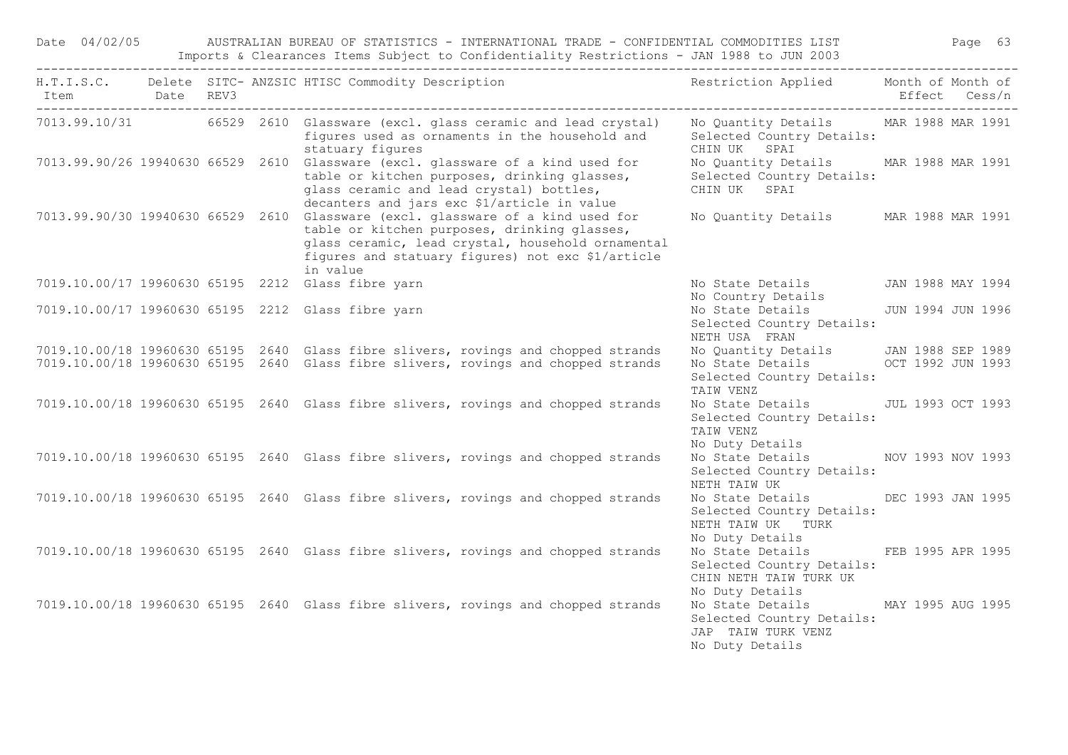Date 04/02/05 AUSTRALIAN BUREAU OF STATISTICS - INTERNATIONAL TRADE - CONFIDENTIAL COMMODITIES LIST

Imports & Clearances Items Subject to Confidentiality Restrictions - JAN 1988 to JUN 2003

| H.T.I.S.C. Item | Delete Date | SITC-REV3 | ANZSIC | HTISC Commodity Description | Restriction Applied | Month of Effect | Month of Cess/n |
|---|---|---|---|---|---|---|---|
| 7013.99.10/31 | | 66529 | 2610 | Glassware (excl. glass ceramic and lead crystal) figures used as ornaments in the household and statuary figures | No Quantity Details Selected Country Details: CHIN UK SPAI | MAR 1988 | MAR 1991 |
| 7013.99.90/26 | 19940630 | 66529 | 2610 | Glassware (excl. glassware of a kind used for table or kitchen purposes, drinking glasses, glass ceramic and lead crystal) bottles, decanters and jars exc $1/article in value | No Quantity Details Selected Country Details: CHIN UK SPAI | MAR 1988 | MAR 1991 |
| 7013.99.90/30 | 19940630 | 66529 | 2610 | Glassware (excl. glassware of a kind used for table or kitchen purposes, drinking glasses, glass ceramic, lead crystal, household ornamental figures and statuary figures) not exc $1/article in value | No Quantity Details | MAR 1988 | MAR 1991 |
| 7019.10.00/17 | 19960630 | 65195 | 2212 | Glass fibre yarn | No State Details No Country Details | JAN 1988 | MAY 1994 |
| 7019.10.00/17 | 19960630 | 65195 | 2212 | Glass fibre yarn | No State Details Selected Country Details: NETH USA FRAN | JUN 1994 | JUN 1996 |
| 7019.10.00/18 | 19960630 | 65195 | 2640 | Glass fibre slivers, rovings and chopped strands | No Quantity Details | JAN 1988 | SEP 1989 |
| 7019.10.00/18 | 19960630 | 65195 | 2640 | Glass fibre slivers, rovings and chopped strands | No State Details Selected Country Details: TAIW VENZ | OCT 1992 | JUN 1993 |
| 7019.10.00/18 | 19960630 | 65195 | 2640 | Glass fibre slivers, rovings and chopped strands | No State Details Selected Country Details: TAIW VENZ No Duty Details | JUL 1993 | OCT 1993 |
| 7019.10.00/18 | 19960630 | 65195 | 2640 | Glass fibre slivers, rovings and chopped strands | No State Details Selected Country Details: NETH TAIW UK | NOV 1993 | NOV 1993 |
| 7019.10.00/18 | 19960630 | 65195 | 2640 | Glass fibre slivers, rovings and chopped strands | No State Details Selected Country Details: NETH TAIW UK TURK No Duty Details | DEC 1993 | JAN 1995 |
| 7019.10.00/18 | 19960630 | 65195 | 2640 | Glass fibre slivers, rovings and chopped strands | No State Details Selected Country Details: CHIN NETH TAIW TURK UK No Duty Details | FEB 1995 | APR 1995 |
| 7019.10.00/18 | 19960630 | 65195 | 2640 | Glass fibre slivers, rovings and chopped strands | No State Details Selected Country Details: JAP TAIW TURK VENZ No Duty Details | MAY 1995 | AUG 1995 |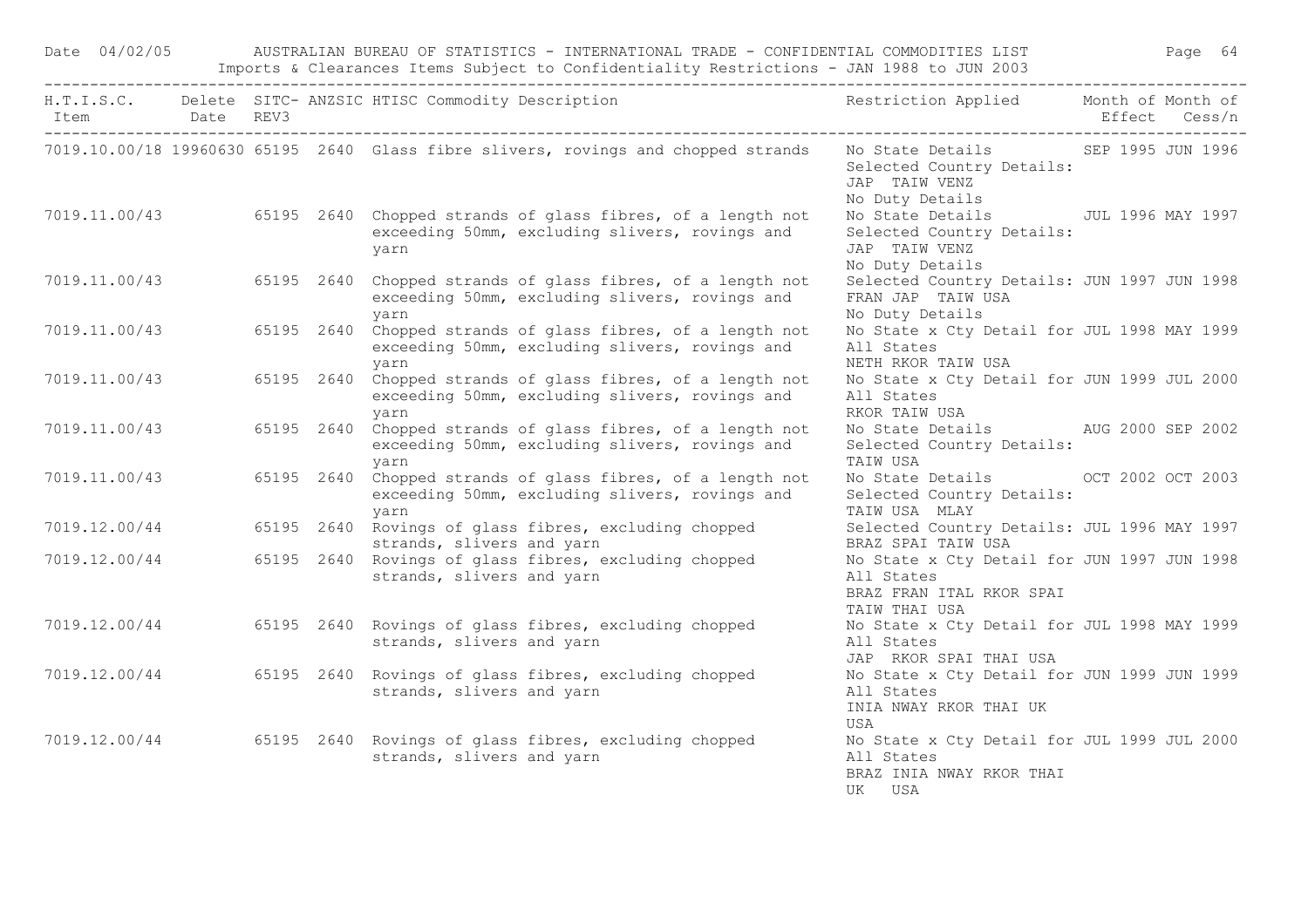| H.T.I.S.C. Item | Delete Date | SITC- REV3 | ANZSIC | HTISC Commodity Description | Restriction Applied | Month of Effect | Month of Cess/n |
|---|---|---|---|---|---|---|---|
| 7019.10.00/18 | 19960630 | 65195 | 2640 | Glass fibre slivers, rovings and chopped strands | No State Details<br>Selected Country Details:<br>JAP TAIW VENZ<br>No Duty Details | SEP 1995 | JUN 1996 |
| 7019.11.00/43 | | 65195 | 2640 | Chopped strands of glass fibres, of a length not exceeding 50mm, excluding slivers, rovings and yarn | No State Details<br>Selected Country Details:<br>JAP TAIW VENZ<br>No Duty Details | JUL 1996 | MAY 1997 |
| 7019.11.00/43 | | 65195 | 2640 | Chopped strands of glass fibres, of a length not exceeding 50mm, excluding slivers, rovings and yarn | Selected Country Details:<br>FRAN JAP TAIW USA<br>No Duty Details | JUN 1997 | JUN 1998 |
| 7019.11.00/43 | | 65195 | 2640 | Chopped strands of glass fibres, of a length not exceeding 50mm, excluding slivers, rovings and yarn | No State x Cty Detail for<br>All States<br>NETH RKOR TAIW USA | JUL 1998 | MAY 1999 |
| 7019.11.00/43 | | 65195 | 2640 | Chopped strands of glass fibres, of a length not exceeding 50mm, excluding slivers, rovings and yarn | No State x Cty Detail for<br>All States<br>RKOR TAIW USA | JUN 1999 | JUL 2000 |
| 7019.11.00/43 | | 65195 | 2640 | Chopped strands of glass fibres, of a length not exceeding 50mm, excluding slivers, rovings and yarn | No State Details<br>Selected Country Details:<br>TAIW USA | AUG 2000 | SEP 2002 |
| 7019.11.00/43 | | 65195 | 2640 | Chopped strands of glass fibres, of a length not exceeding 50mm, excluding slivers, rovings and yarn | No State Details<br>Selected Country Details:<br>TAIW USA MLAY | OCT 2002 | OCT 2003 |
| 7019.12.00/44 | | 65195 | 2640 | Rovings of glass fibres, excluding chopped strands, slivers and yarn | Selected Country Details:<br>BRAZ SPAI TAIW USA | JUL 1996 | MAY 1997 |
| 7019.12.00/44 | | 65195 | 2640 | Rovings of glass fibres, excluding chopped strands, slivers and yarn | No State x Cty Detail for<br>All States<br>BRAZ FRAN ITAL RKOR SPAI<br>TAIW THAI USA | JUN 1997 | JUN 1998 |
| 7019.12.00/44 | | 65195 | 2640 | Rovings of glass fibres, excluding chopped strands, slivers and yarn | No State x Cty Detail for<br>All States<br>JAP RKOR SPAI THAI USA | JUL 1998 | MAY 1999 |
| 7019.12.00/44 | | 65195 | 2640 | Rovings of glass fibres, excluding chopped strands, slivers and yarn | No State x Cty Detail for<br>All States<br>INIA NWAY RKOR THAI UK<br>USA | JUN 1999 | JUN 1999 |
| 7019.12.00/44 | | 65195 | 2640 | Rovings of glass fibres, excluding chopped strands, slivers and yarn | No State x Cty Detail for<br>All States<br>BRAZ INIA NWAY RKOR THAI<br>UK USA | JUL 1999 | JUL 2000 |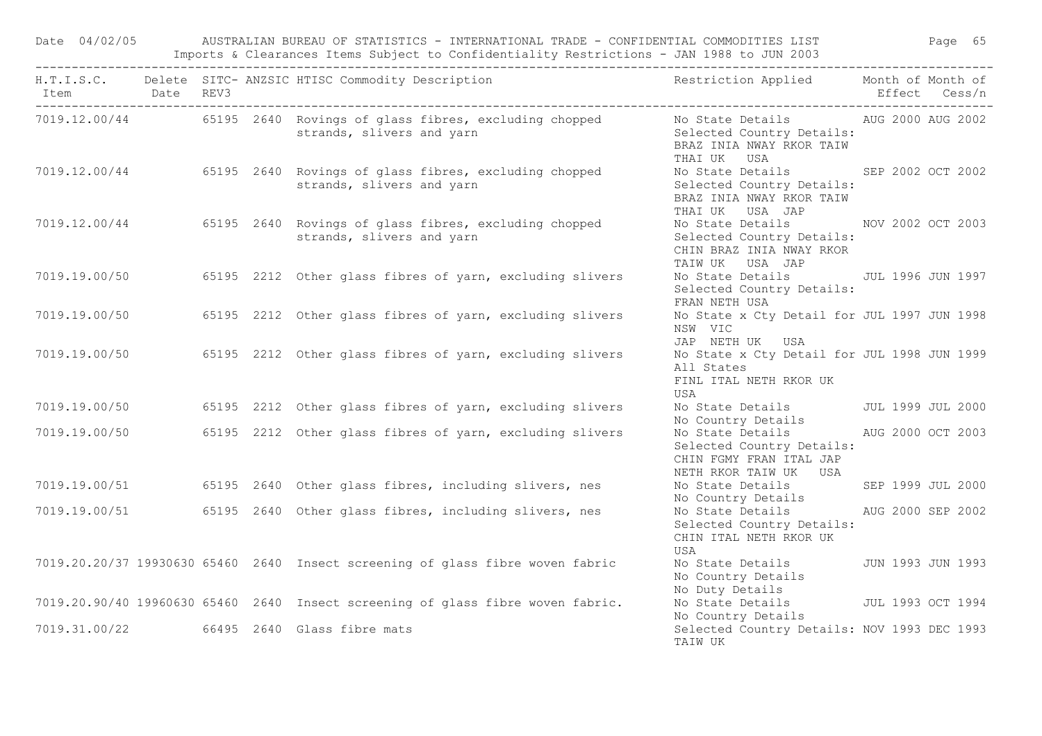| H.T.I.S.C. Item | Delete Date | SITC-REV3 | ANZSIC | HTISC Commodity Description | Restriction Applied | Month of Effect | Month of Cess/n |
|---|---|---|---|---|---|---|---|
| 7019.12.00/44 | | 65195 | 2640 | Rovings of glass fibres, excluding chopped strands, slivers and yarn | No State Details Selected Country Details: BRAZ INIA NWAY RKOR TAIW THAI UK USA | AUG 2000 | AUG 2002 |
| 7019.12.00/44 | | 65195 | 2640 | Rovings of glass fibres, excluding chopped strands, slivers and yarn | No State Details Selected Country Details: BRAZ INIA NWAY RKOR TAIW THAI UK USA JAP | SEP 2002 | OCT 2002 |
| 7019.12.00/44 | | 65195 | 2640 | Rovings of glass fibres, excluding chopped strands, slivers and yarn | No State Details Selected Country Details: CHIN BRAZ INIA NWAY RKOR TAIW UK USA JAP | NOV 2002 | OCT 2003 |
| 7019.19.00/50 | | 65195 | 2212 | Other glass fibres of yarn, excluding slivers | No State Details Selected Country Details: FRAN NETH USA | JUL 1996 | JUN 1997 |
| 7019.19.00/50 | | 65195 | 2212 | Other glass fibres of yarn, excluding slivers | No State x Cty Detail for NSW VIC JAP NETH UK USA | JUL 1997 | JUN 1998 |
| 7019.19.00/50 | | 65195 | 2212 | Other glass fibres of yarn, excluding slivers | No State x Cty Detail for All States FINL ITAL NETH RKOR UK USA | JUL 1998 | JUN 1999 |
| 7019.19.00/50 | | 65195 | 2212 | Other glass fibres of yarn, excluding slivers | No State Details No Country Details | JUL 1999 | JUL 2000 |
| 7019.19.00/50 | | 65195 | 2212 | Other glass fibres of yarn, excluding slivers | No State Details Selected Country Details: CHIN FGMY FRAN ITAL JAP NETH RKOR TAIW UK USA | AUG 2000 | OCT 2003 |
| 7019.19.00/51 | | 65195 | 2640 | Other glass fibres, including slivers, nes | No State Details No Country Details | SEP 1999 | JUL 2000 |
| 7019.19.00/51 | | 65195 | 2640 | Other glass fibres, including slivers, nes | No State Details Selected Country Details: CHIN ITAL NETH RKOR UK USA | AUG 2000 | SEP 2002 |
| 7019.20.20/37 | 19930630 | 65460 | 2640 | Insect screening of glass fibre woven fabric | No State Details No Country Details No Duty Details | JUN 1993 | JUN 1993 |
| 7019.20.90/40 | 19960630 | 65460 | 2640 | Insect screening of glass fibre woven fabric. | No State Details No Country Details | JUL 1993 | OCT 1994 |
| 7019.31.00/22 | | 66495 | 2640 | Glass fibre mats | Selected Country Details: TAIW UK | NOV 1993 | DEC 1993 |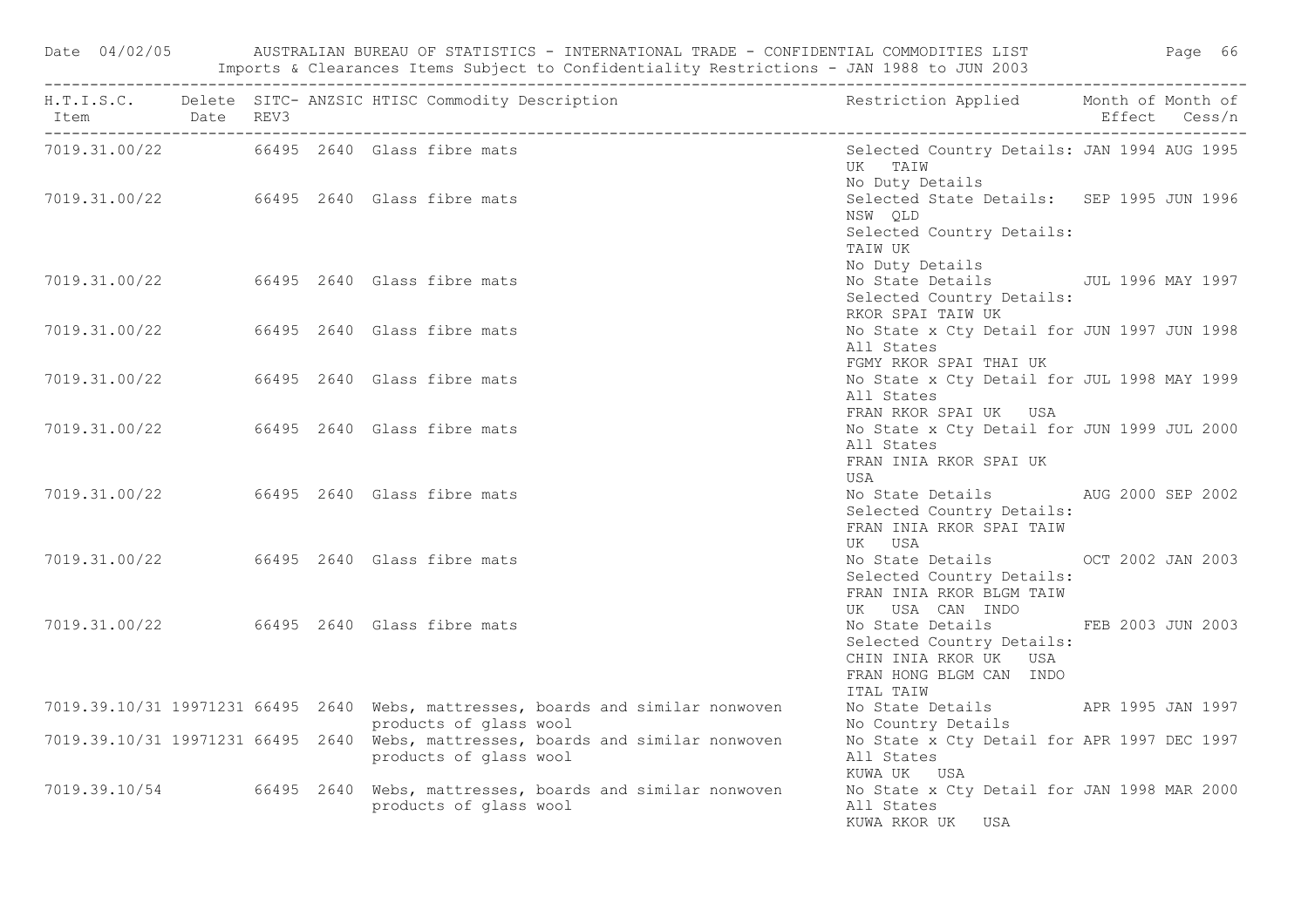| H.T.I.S.C. Item | Delete Date | SITC-REV3 | ANZSIC | HTISC Commodity Description | Restriction Applied | Month of Effect | Month of Cess/n |
|---|---|---|---|---|---|---|---|
| 7019.31.00/22 | | 66495 | 2640 | Glass fibre mats | Selected Country Details: UK TAIW No Duty Details | JAN 1994 | AUG 1995 |
| 7019.31.00/22 | | 66495 | 2640 | Glass fibre mats | Selected State Details: NSW QLD Selected Country Details: TAIW UK No Duty Details | SEP 1995 | JUN 1996 |
| 7019.31.00/22 | | 66495 | 2640 | Glass fibre mats | No State Details Selected Country Details: RKOR SPAI TAIW UK | JUL 1996 | MAY 1997 |
| 7019.31.00/22 | | 66495 | 2640 | Glass fibre mats | No State x Cty Detail for All States FGMY RKOR SPAI THAI UK | JUN 1997 | JUN 1998 |
| 7019.31.00/22 | | 66495 | 2640 | Glass fibre mats | No State x Cty Detail for All States FRAN RKOR SPAI UK USA | JUL 1998 | MAY 1999 |
| 7019.31.00/22 | | 66495 | 2640 | Glass fibre mats | No State x Cty Detail for All States FRAN INIA RKOR SPAI UK USA | JUN 1999 | JUL 2000 |
| 7019.31.00/22 | | 66495 | 2640 | Glass fibre mats | No State Details Selected Country Details: FRAN INIA RKOR SPAI TAIW UK USA | AUG 2000 | SEP 2002 |
| 7019.31.00/22 | | 66495 | 2640 | Glass fibre mats | No State Details Selected Country Details: FRAN INIA RKOR BLGM TAIW UK USA CAN INDO | OCT 2002 | JAN 2003 |
| 7019.31.00/22 | | 66495 | 2640 | Glass fibre mats | No State Details Selected Country Details: CHIN INIA RKOR UK USA FRAN HONG BLGM CAN INDO ITAL TAIW | FEB 2003 | JUN 2003 |
| 7019.39.10/31 | 19971231 | 66495 | 2640 | Webs, mattresses, boards and similar nonwoven products of glass wool | No State Details No Country Details | APR 1995 | JAN 1997 |
| 7019.39.10/31 | 19971231 | 66495 | 2640 | Webs, mattresses, boards and similar nonwoven products of glass wool | No State x Cty Detail for All States KUWA UK USA | APR 1997 | DEC 1997 |
| 7019.39.10/54 | | 66495 | 2640 | Webs, mattresses, boards and similar nonwoven products of glass wool | No State x Cty Detail for All States KUWA RKOR UK USA | JAN 1998 | MAR 2000 |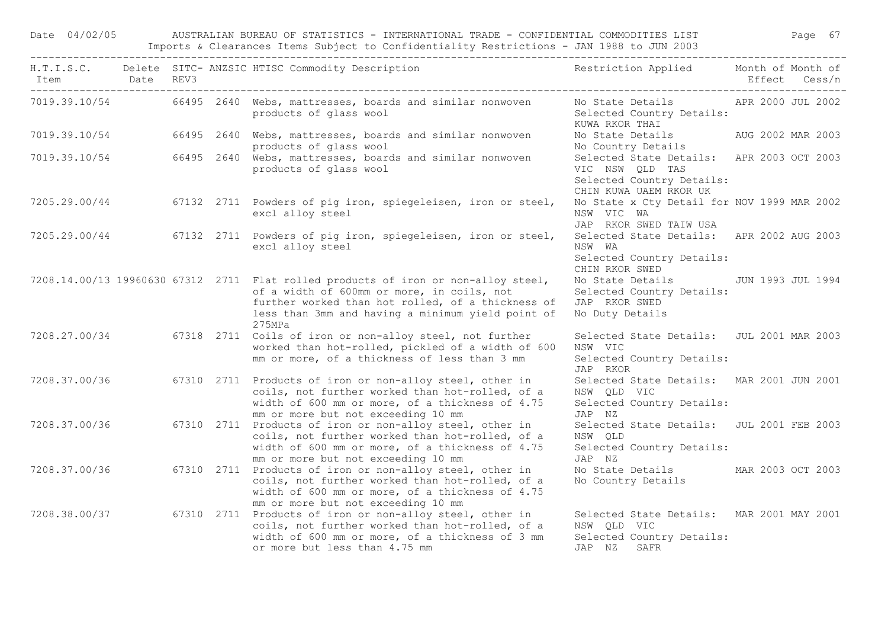| H.T.I.S.C. Item | Delete Date | SITC-REV3 | ANZSIC | HTISC Commodity Description | Restriction Applied | Month of Effect | Month of Cess/n |
|---|---|---|---|---|---|---|---|
| 7019.39.10/54 | | 66495 | 2640 | Webs, mattresses, boards and similar nonwoven products of glass wool | No State Details Selected Country Details: KUWA RKOR THAI | APR 2000 | JUL 2002 |
| 7019.39.10/54 | | 66495 | 2640 | Webs, mattresses, boards and similar nonwoven products of glass wool | No State Details No Country Details | AUG 2002 | MAR 2003 |
| 7019.39.10/54 | | 66495 | 2640 | Webs, mattresses, boards and similar nonwoven products of glass wool | Selected State Details: VIC NSW QLD TAS Selected Country Details: CHIN KUWA UAEM RKOR UK | APR 2003 | OCT 2003 |
| 7205.29.00/44 | | 67132 | 2711 | Powders of pig iron, spiegeleisen, iron or steel, excl alloy steel | No State x Cty Detail for NSW VIC WA JAP RKOR SWED TAIW USA | NOV 1999 | MAR 2002 |
| 7205.29.00/44 | | 67132 | 2711 | Powders of pig iron, spiegeleisen, iron or steel, excl alloy steel | Selected State Details: NSW WA Selected Country Details: CHIN RKOR SWED | APR 2002 | AUG 2003 |
| 7208.14.00/13 | 19960630 | 67312 | 2711 | Flat rolled products of iron or non-alloy steel, of a width of 600mm or more, in coils, not further worked than hot rolled, of a thickness of less than 3mm and having a minimum yield point of 275MPa | No State Details Selected Country Details: JAP RKOR SWED No Duty Details | JUN 1993 | JUL 1994 |
| 7208.27.00/34 | | 67318 | 2711 | Coils of iron or non-alloy steel, not further worked than hot-rolled, pickled of a width of 600 mm or more, of a thickness of less than 3 mm | Selected State Details: NSW VIC Selected Country Details: JAP RKOR | JUL 2001 | MAR 2003 |
| 7208.37.00/36 | | 67310 | 2711 | Products of iron or non-alloy steel, other in coils, not further worked than hot-rolled, of a width of 600 mm or more, of a thickness of 4.75 mm or more but not exceeding 10 mm | Selected State Details: NSW QLD VIC Selected Country Details: JAP NZ | MAR 2001 | JUN 2001 |
| 7208.37.00/36 | | 67310 | 2711 | Products of iron or non-alloy steel, other in coils, not further worked than hot-rolled, of a width of 600 mm or more, of a thickness of 4.75 mm or more but not exceeding 10 mm | Selected State Details: NSW QLD Selected Country Details: JAP NZ | JUL 2001 | FEB 2003 |
| 7208.37.00/36 | | 67310 | 2711 | Products of iron or non-alloy steel, other in coils, not further worked than hot-rolled, of a width of 600 mm or more, of a thickness of 4.75 mm or more but not exceeding 10 mm | No State Details No Country Details | MAR 2003 | OCT 2003 |
| 7208.38.00/37 | | 67310 | 2711 | Products of iron or non-alloy steel, other in coils, not further worked than hot-rolled, of a width of 600 mm or more, of a thickness of 3 mm or more but less than 4.75 mm | Selected State Details: NSW QLD VIC Selected Country Details: JAP NZ SAFR | MAR 2001 | MAY 2001 |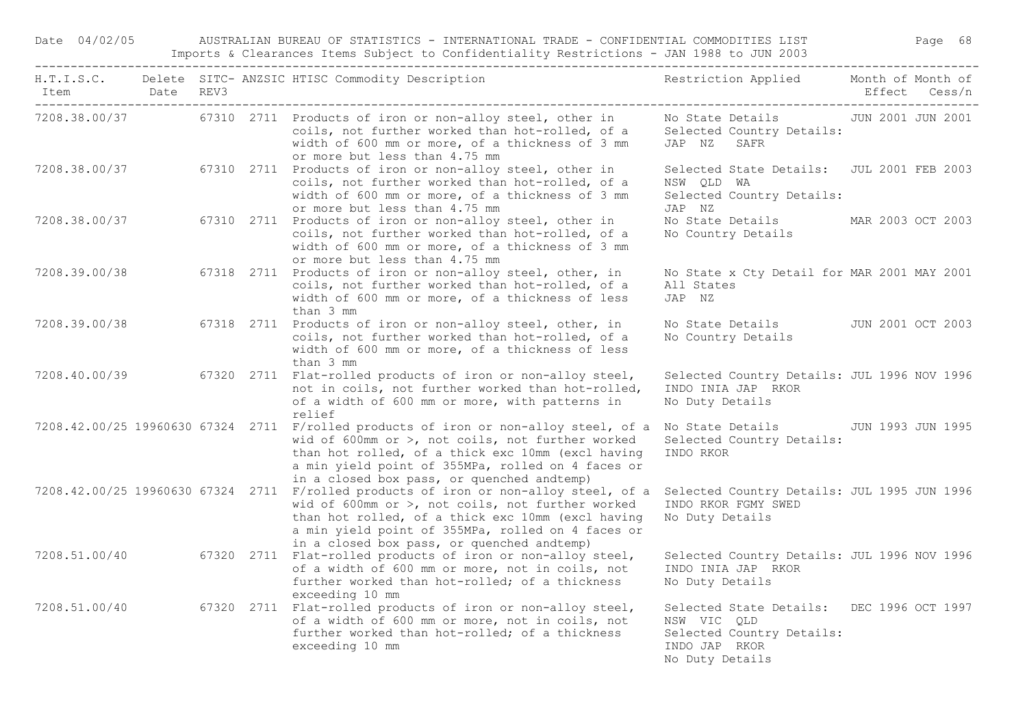| H.T.I.S.C. Item | Delete Date | SITC-REV3 | ANZSIC | HTISC Commodity Description | Restriction Applied | Month of Effect | Month of Cess/n |
|---|---|---|---|---|---|---|---|
| 7208.38.00/37 | | 67310 | 2711 | Products of iron or non-alloy steel, other in coils, not further worked than hot-rolled, of a width of 600 mm or more, of a thickness of 3 mm or more but less than 4.75 mm | No State Details Selected Country Details: JAP NZ SAFR | JUN 2001 | JUN 2001 |
| 7208.38.00/37 | | 67310 | 2711 | Products of iron or non-alloy steel, other in coils, not further worked than hot-rolled, of a width of 600 mm or more, of a thickness of 3 mm or more but less than 4.75 mm | Selected State Details: NSW QLD WA Selected Country Details: JAP NZ | JUL 2001 | FEB 2003 |
| 7208.38.00/37 | | 67310 | 2711 | Products of iron or non-alloy steel, other in coils, not further worked than hot-rolled, of a width of 600 mm or more, of a thickness of 3 mm or more but less than 4.75 mm | No State Details No Country Details | MAR 2003 | OCT 2003 |
| 7208.39.00/38 | | 67318 | 2711 | Products of iron or non-alloy steel, other, in coils, not further worked than hot-rolled, of a width of 600 mm or more, of a thickness of less than 3 mm | No State x Cty Detail for All States JAP NZ | MAR 2001 | MAY 2001 |
| 7208.39.00/38 | | 67318 | 2711 | Products of iron or non-alloy steel, other, in coils, not further worked than hot-rolled, of a width of 600 mm or more, of a thickness of less than 3 mm | No State Details No Country Details | JUN 2001 | OCT 2003 |
| 7208.40.00/39 | | 67320 | 2711 | Flat-rolled products of iron or non-alloy steel, not in coils, not further worked than hot-rolled, of a width of 600 mm or more, with patterns in relief | Selected Country Details: INDO INIA JAP RKOR No Duty Details | JUL 1996 | NOV 1996 |
| 7208.42.00/25 | 19960630 | 67324 | 2711 | F/rolled products of iron or non-alloy steel, of a wid of 600mm or >, not coils, not further worked than hot rolled, of a thick exc 10mm (excl having a min yield point of 355MPa, rolled on 4 faces or in a closed box pass, or quenched andtemp) | No State Details Selected Country Details: INDO RKOR | JUN 1993 | JUN 1995 |
| 7208.42.00/25 | 19960630 | 67324 | 2711 | F/rolled products of iron or non-alloy steel, of a wid of 600mm or >, not coils, not further worked than hot rolled, of a thick exc 10mm (excl having a min yield point of 355MPa, rolled on 4 faces or in a closed box pass, or quenched andtemp) | Selected Country Details: INDO RKOR FGMY SWED No Duty Details | JUL 1995 | JUN 1996 |
| 7208.51.00/40 | | 67320 | 2711 | Flat-rolled products of iron or non-alloy steel, of a width of 600 mm or more, not in coils, not further worked than hot-rolled; of a thickness exceeding 10 mm | Selected Country Details: INDO INIA JAP RKOR No Duty Details | JUL 1996 | NOV 1996 |
| 7208.51.00/40 | | 67320 | 2711 | Flat-rolled products of iron or non-alloy steel, of a width of 600 mm or more, not in coils, not further worked than hot-rolled; of a thickness exceeding 10 mm | Selected State Details: NSW VIC QLD Selected Country Details: INDO JAP RKOR No Duty Details | DEC 1996 | OCT 1997 |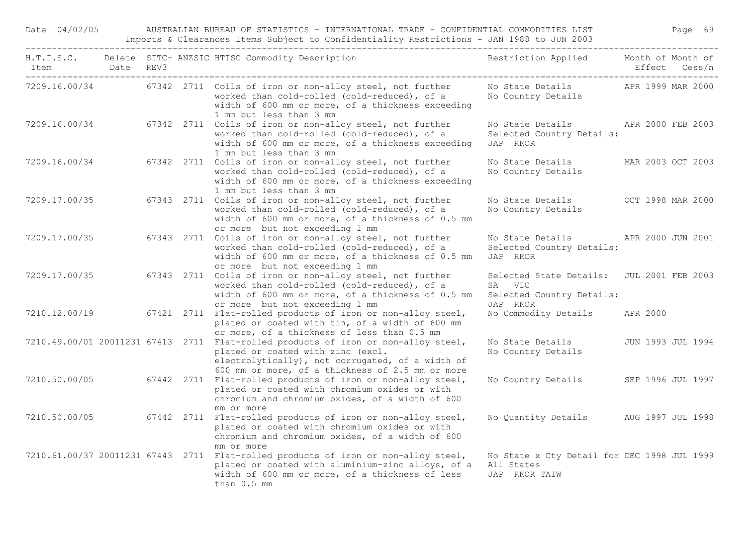| H.T.I.S.C. Item | Delete Date | SITC-REV3 | ANZSIC | HTISC Commodity Description | Restriction Applied | Month of Effect | Month of Cess/n |
|---|---|---|---|---|---|---|---|
| 7209.16.00/34 | | 67342 | 2711 | Coils of iron or non-alloy steel, not further worked than cold-rolled (cold-reduced), of a width of 600 mm or more, of a thickness exceeding 1 mm but less than 3 mm | No State Details No Country Details | APR 1999 | MAR 2000 |
| 7209.16.00/34 | | 67342 | 2711 | Coils of iron or non-alloy steel, not further worked than cold-rolled (cold-reduced), of a width of 600 mm or more, of a thickness exceeding 1 mm but less than 3 mm | No State Details Selected Country Details: JAP RKOR | APR 2000 | FEB 2003 |
| 7209.16.00/34 | | 67342 | 2711 | Coils of iron or non-alloy steel, not further worked than cold-rolled (cold-reduced), of a width of 600 mm or more, of a thickness exceeding 1 mm but less than 3 mm | No State Details No Country Details | MAR 2003 | OCT 2003 |
| 7209.17.00/35 | | 67343 | 2711 | Coils of iron or non-alloy steel, not further worked than cold-rolled (cold-reduced), of a width of 600 mm or more, of a thickness of 0.5 mm or more but not exceeding 1 mm | No State Details No Country Details | OCT 1998 | MAR 2000 |
| 7209.17.00/35 | | 67343 | 2711 | Coils of iron or non-alloy steel, not further worked than cold-rolled (cold-reduced), of a width of 600 mm or more, of a thickness of 0.5 mm or more but not exceeding 1 mm | No State Details Selected Country Details: JAP RKOR | APR 2000 | JUN 2001 |
| 7209.17.00/35 | | 67343 | 2711 | Coils of iron or non-alloy steel, not further worked than cold-rolled (cold-reduced), of a width of 600 mm or more, of a thickness of 0.5 mm or more but not exceeding 1 mm | Selected State Details: SA VIC Selected Country Details: JAP RKOR | JUL 2001 | FEB 2003 |
| 7210.12.00/19 | | 67421 | 2711 | Flat-rolled products of iron or non-alloy steel, plated or coated with tin, of a width of 600 mm or more, of a thickness of less than 0.5 mm | No Commodity Details | APR 2000 | |
| 7210.49.00/01 | 20011231 | 67413 | 2711 | Flat-rolled products of iron or non-alloy steel, plated or coated with zinc (excl. electrolytically), not corrugated, of a width of 600 mm or more, of a thickness of 2.5 mm or more | No State Details No Country Details | JUN 1993 | JUL 1994 |
| 7210.50.00/05 | | 67442 | 2711 | Flat-rolled products of iron or non-alloy steel, plated or coated with chromium oxides or with chromium and chromium oxides, of a width of 600 mm or more | No Country Details | SEP 1996 | JUL 1997 |
| 7210.50.00/05 | | 67442 | 2711 | Flat-rolled products of iron or non-alloy steel, plated or coated with chromium oxides or with chromium and chromium oxides, of a width of 600 mm or more | No Quantity Details | AUG 1997 | JUL 1998 |
| 7210.61.00/37 | 20011231 | 67443 | 2711 | Flat-rolled products of iron or non-alloy steel, plated or coated with aluminium-zinc alloys, of a width of 600 mm or more, of a thickness of less than 0.5 mm | No State x Cty Detail for All States JAP RKOR TAIW | DEC 1998 | JUL 1999 |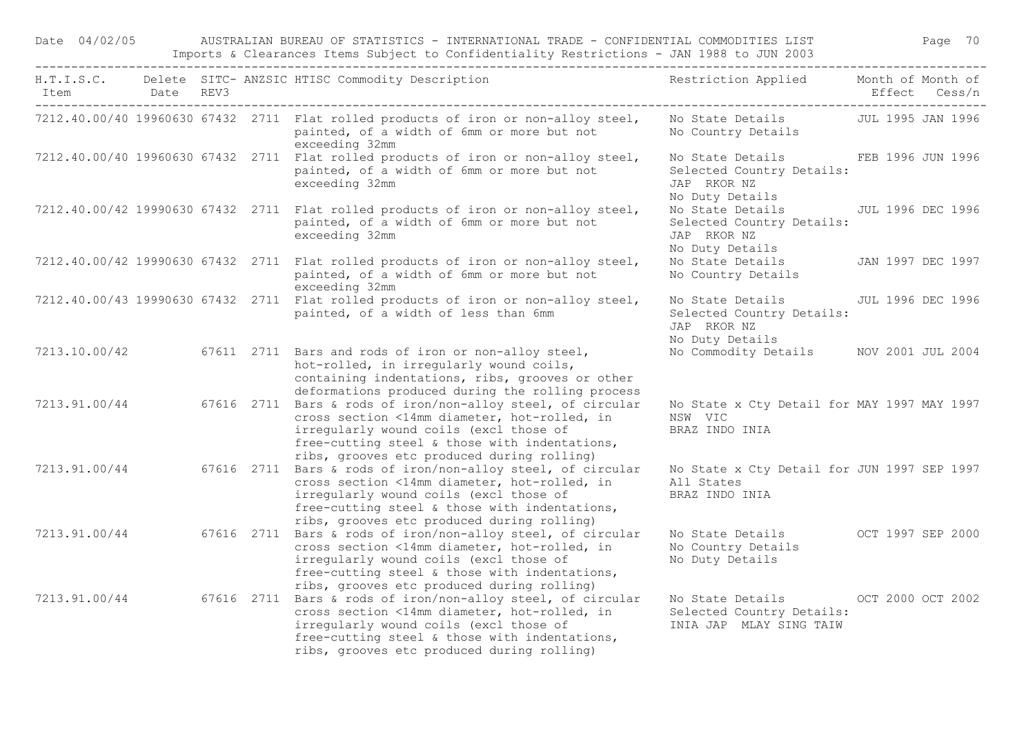| H.T.I.S.C. Item | Delete Date | SITC- REV3 | ANZSIC | HTISC Commodity Description | Restriction Applied | Month of Effect | Month of Cess/n |
|---|---|---|---|---|---|---|---|
| 7212.40.00/40 | 19960630 | 67432 | 2711 | Flat rolled products of iron or non-alloy steel, painted, of a width of 6mm or more but not exceeding 32mm | No State Details No Country Details | JUL 1995 | JAN 1996 |
| 7212.40.00/40 | 19960630 | 67432 | 2711 | Flat rolled products of iron or non-alloy steel, painted, of a width of 6mm or more but not exceeding 32mm | No State Details Selected Country Details: JAP RKOR NZ No Duty Details | FEB 1996 | JUN 1996 |
| 7212.40.00/42 | 19990630 | 67432 | 2711 | Flat rolled products of iron or non-alloy steel, painted, of a width of 6mm or more but not exceeding 32mm | No State Details Selected Country Details: JAP RKOR NZ No Duty Details | JUL 1996 | DEC 1996 |
| 7212.40.00/42 | 19990630 | 67432 | 2711 | Flat rolled products of iron or non-alloy steel, painted, of a width of 6mm or more but not exceeding 32mm | No State Details No Country Details | JAN 1997 | DEC 1997 |
| 7212.40.00/43 | 19990630 | 67432 | 2711 | Flat rolled products of iron or non-alloy steel, painted, of a width of less than 6mm | No State Details Selected Country Details: JAP RKOR NZ No Duty Details | JUL 1996 | DEC 1996 |
| 7213.10.00/42 | | 67611 | 2711 | Bars and rods of iron or non-alloy steel, hot-rolled, in irregularly wound coils, containing indentations, ribs, grooves or other deformations produced during the rolling process | No Commodity Details | NOV 2001 | JUL 2004 |
| 7213.91.00/44 | | 67616 | 2711 | Bars & rods of iron/non-alloy steel, of circular cross section <14mm diameter, hot-rolled, in irregularly wound coils (excl those of free-cutting steel & those with indentations, ribs, grooves etc produced during rolling) | No State x Cty Detail for NSW VIC BRAZ INDO INIA | MAY 1997 | MAY 1997 |
| 7213.91.00/44 | | 67616 | 2711 | Bars & rods of iron/non-alloy steel, of circular cross section <14mm diameter, hot-rolled, in irregularly wound coils (excl those of free-cutting steel & those with indentations, ribs, grooves etc produced during rolling) | No State x Cty Detail for All States BRAZ INDO INIA | JUN 1997 | SEP 1997 |
| 7213.91.00/44 | | 67616 | 2711 | Bars & rods of iron/non-alloy steel, of circular cross section <14mm diameter, hot-rolled, in irregularly wound coils (excl those of free-cutting steel & those with indentations, ribs, grooves etc produced during rolling) | No State Details No Country Details No Duty Details | OCT 1997 | SEP 2000 |
| 7213.91.00/44 | | 67616 | 2711 | Bars & rods of iron/non-alloy steel, of circular cross section <14mm diameter, hot-rolled, in irregularly wound coils (excl those of free-cutting steel & those with indentations, ribs, grooves etc produced during rolling) | No State Details Selected Country Details: INIA JAP MLAY SING TAIW | OCT 2000 | OCT 2002 |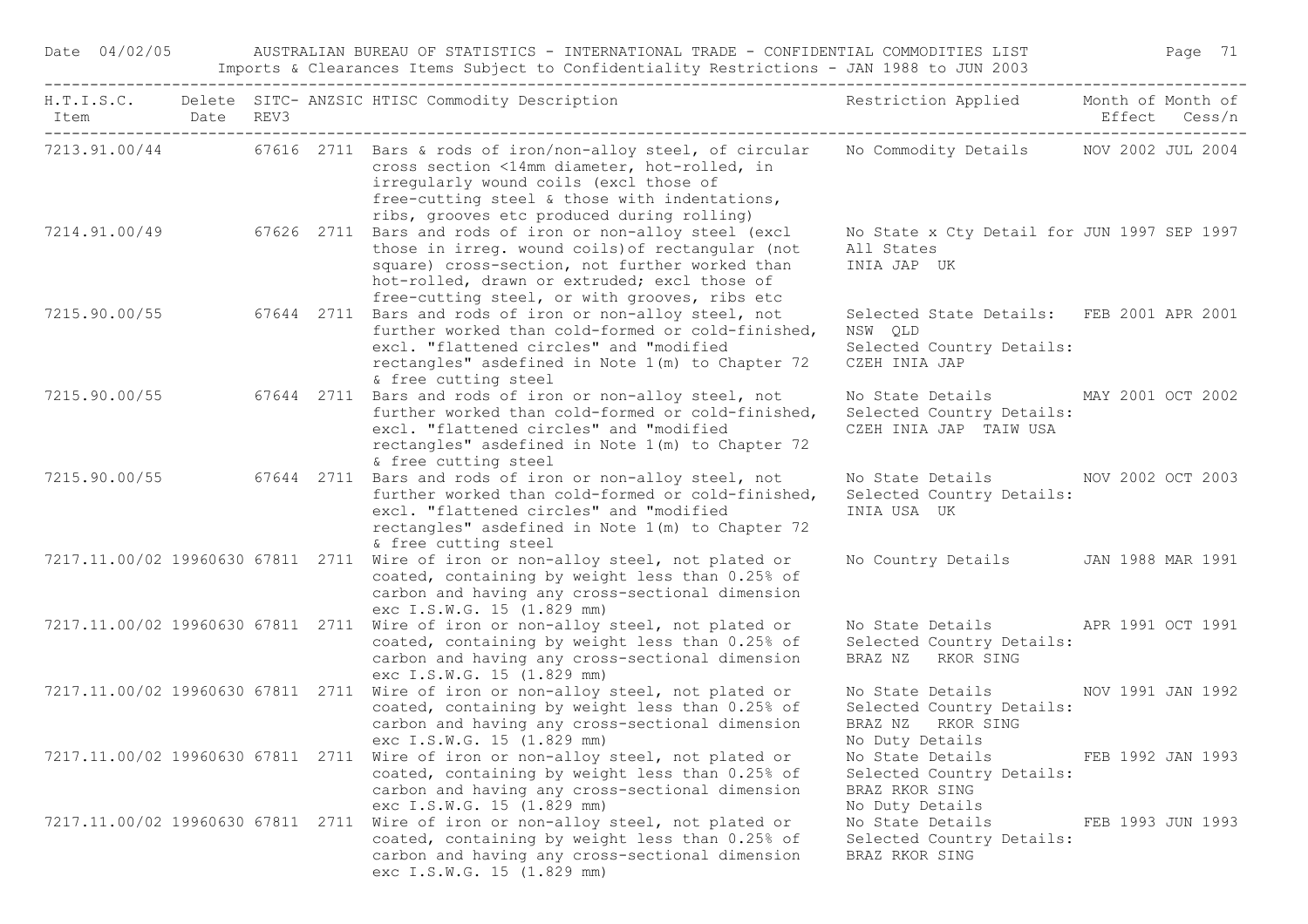| H.T.I.S.C. Item | Delete Date | SITC- REV3 | ANZSIC | HTISC Commodity Description | Restriction Applied | Month of Effect | Month of Cess/n |
|---|---|---|---|---|---|---|---|
| 7213.91.00/44 | | 67616 | 2711 | Bars & rods of iron/non-alloy steel, of circular cross section <14mm diameter, hot-rolled, in irregularly wound coils (excl those of free-cutting steel & those with indentations, ribs, grooves etc produced during rolling) | No Commodity Details | NOV 2002 | JUL 2004 |
| 7214.91.00/49 | | 67626 | 2711 | Bars and rods of iron or non-alloy steel (excl those in irreg. wound coils)of rectangular (not square) cross-section, not further worked than hot-rolled, drawn or extruded; excl those of free-cutting steel, or with grooves, ribs etc | No State x Cty Detail for All States INIA JAP UK | JUN 1997 | SEP 1997 |
| 7215.90.00/55 | | 67644 | 2711 | Bars and rods of iron or non-alloy steel, not further worked than cold-formed or cold-finished, excl. "flattened circles" and "modified rectangles" asdefined in Note 1(m) to Chapter 72 & free cutting steel | Selected State Details: NSW QLD Selected Country Details: CZEH INIA JAP | FEB 2001 | APR 2001 |
| 7215.90.00/55 | | 67644 | 2711 | Bars and rods of iron or non-alloy steel, not further worked than cold-formed or cold-finished, excl. "flattened circles" and "modified rectangles" asdefined in Note 1(m) to Chapter 72 & free cutting steel | No State Details Selected Country Details: CZEH INIA JAP TAIW USA | MAY 2001 | OCT 2002 |
| 7215.90.00/55 | | 67644 | 2711 | Bars and rods of iron or non-alloy steel, not further worked than cold-formed or cold-finished, excl. "flattened circles" and "modified rectangles" asdefined in Note 1(m) to Chapter 72 & free cutting steel | No State Details Selected Country Details: INIA USA UK | NOV 2002 | OCT 2003 |
| 7217.11.00/02 | 19960630 | 67811 | 2711 | Wire of iron or non-alloy steel, not plated or coated, containing by weight less than 0.25% of carbon and having any cross-sectional dimension exc I.S.W.G. 15 (1.829 mm) | No Country Details | JAN 1988 | MAR 1991 |
| 7217.11.00/02 | 19960630 | 67811 | 2711 | Wire of iron or non-alloy steel, not plated or coated, containing by weight less than 0.25% of carbon and having any cross-sectional dimension exc I.S.W.G. 15 (1.829 mm) | No State Details Selected Country Details: BRAZ NZ RKOR SING | APR 1991 | OCT 1991 |
| 7217.11.00/02 | 19960630 | 67811 | 2711 | Wire of iron or non-alloy steel, not plated or coated, containing by weight less than 0.25% of carbon and having any cross-sectional dimension exc I.S.W.G. 15 (1.829 mm) | No State Details Selected Country Details: BRAZ NZ RKOR SING No Duty Details | NOV 1991 | JAN 1992 |
| 7217.11.00/02 | 19960630 | 67811 | 2711 | Wire of iron or non-alloy steel, not plated or coated, containing by weight less than 0.25% of carbon and having any cross-sectional dimension exc I.S.W.G. 15 (1.829 mm) | No State Details Selected Country Details: BRAZ RKOR SING No Duty Details | FEB 1992 | JAN 1993 |
| 7217.11.00/02 | 19960630 | 67811 | 2711 | Wire of iron or non-alloy steel, not plated or coated, containing by weight less than 0.25% of carbon and having any cross-sectional dimension exc I.S.W.G. 15 (1.829 mm) | No State Details Selected Country Details: BRAZ RKOR SING | FEB 1993 | JUN 1993 |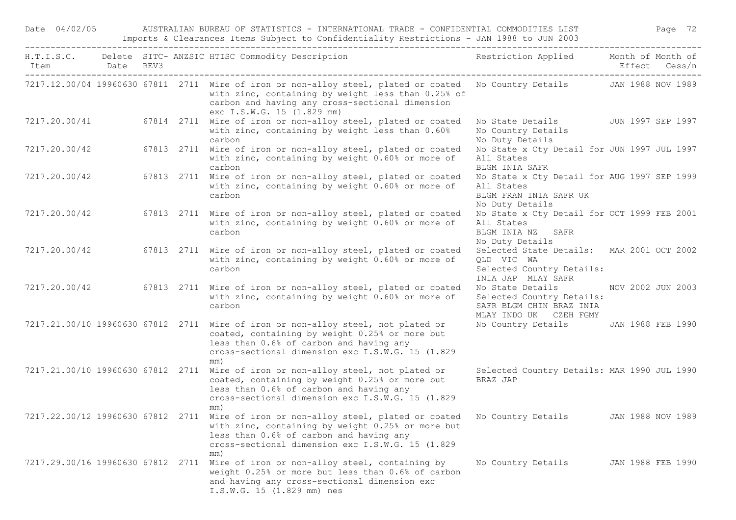| H.T.I.S.C. Item | Delete Date | SITC-REV3 | ANZSIC | HTISC Commodity Description | Restriction Applied | Month of Effect | Month of Cess/n |
|---|---|---|---|---|---|---|---|
| 7217.12.00/04 | 19960630 | 67811 | 2711 | Wire of iron or non-alloy steel, plated or coated with zinc, containing by weight less than 0.25% of carbon and having any cross-sectional dimension exc I.S.W.G. 15 (1.829 mm) | No Country Details | JAN 1988 | NOV 1989 |
| 7217.20.00/41 | | 67814 | 2711 | Wire of iron or non-alloy steel, plated or coated with zinc, containing by weight less than 0.60% carbon | No State Details No Country Details No Duty Details | JUN 1997 | SEP 1997 |
| 7217.20.00/42 | | 67813 | 2711 | Wire of iron or non-alloy steel, plated or coated with zinc, containing by weight 0.60% or more of carbon | No State x Cty Detail for All States BLGM INIA SAFR | JUN 1997 | JUL 1997 |
| 7217.20.00/42 | | 67813 | 2711 | Wire of iron or non-alloy steel, plated or coated with zinc, containing by weight 0.60% or more of carbon | No State x Cty Detail for All States BLGM FRAN INIA SAFR UK No Duty Details | AUG 1997 | SEP 1999 |
| 7217.20.00/42 | | 67813 | 2711 | Wire of iron or non-alloy steel, plated or coated with zinc, containing by weight 0.60% or more of carbon | No State x Cty Detail for All States BLGM INIA NZ SAFR No Duty Details | OCT 1999 | FEB 2001 |
| 7217.20.00/42 | | 67813 | 2711 | Wire of iron or non-alloy steel, plated or coated with zinc, containing by weight 0.60% or more of carbon | Selected State Details: QLD VIC WA Selected Country Details: INIA JAP MLAY SAFR | MAR 2001 | OCT 2002 |
| 7217.20.00/42 | | 67813 | 2711 | Wire of iron or non-alloy steel, plated or coated with zinc, containing by weight 0.60% or more of carbon | No State Details Selected Country Details: SAFR BLGM CHIN BRAZ INIA MLAY INDO UK CZEH FGMY | NOV 2002 | JUN 2003 |
| 7217.21.00/10 | 19960630 | 67812 | 2711 | Wire of iron or non-alloy steel, not plated or coated, containing by weight 0.25% or more but less than 0.6% of carbon and having any cross-sectional dimension exc I.S.W.G. 15 (1.829 mm) | No Country Details | JAN 1988 | FEB 1990 |
| 7217.21.00/10 | 19960630 | 67812 | 2711 | Wire of iron or non-alloy steel, not plated or coated, containing by weight 0.25% or more but less than 0.6% of carbon and having any cross-sectional dimension exc I.S.W.G. 15 (1.829 mm) | Selected Country Details: BRAZ JAP | MAR 1990 | JUL 1990 |
| 7217.22.00/12 | 19960630 | 67812 | 2711 | Wire of iron or non-alloy steel, plated or coated with zinc, containing by weight 0.25% or more but less than 0.6% of carbon and having any cross-sectional dimension exc I.S.W.G. 15 (1.829 mm) | No Country Details | JAN 1988 | NOV 1989 |
| 7217.29.00/16 | 19960630 | 67812 | 2711 | Wire of iron or non-alloy steel, containing by weight 0.25% or more but less than 0.6% of carbon and having any cross-sectional dimension exc I.S.W.G. 15 (1.829 mm) nes | No Country Details | JAN 1988 | FEB 1990 |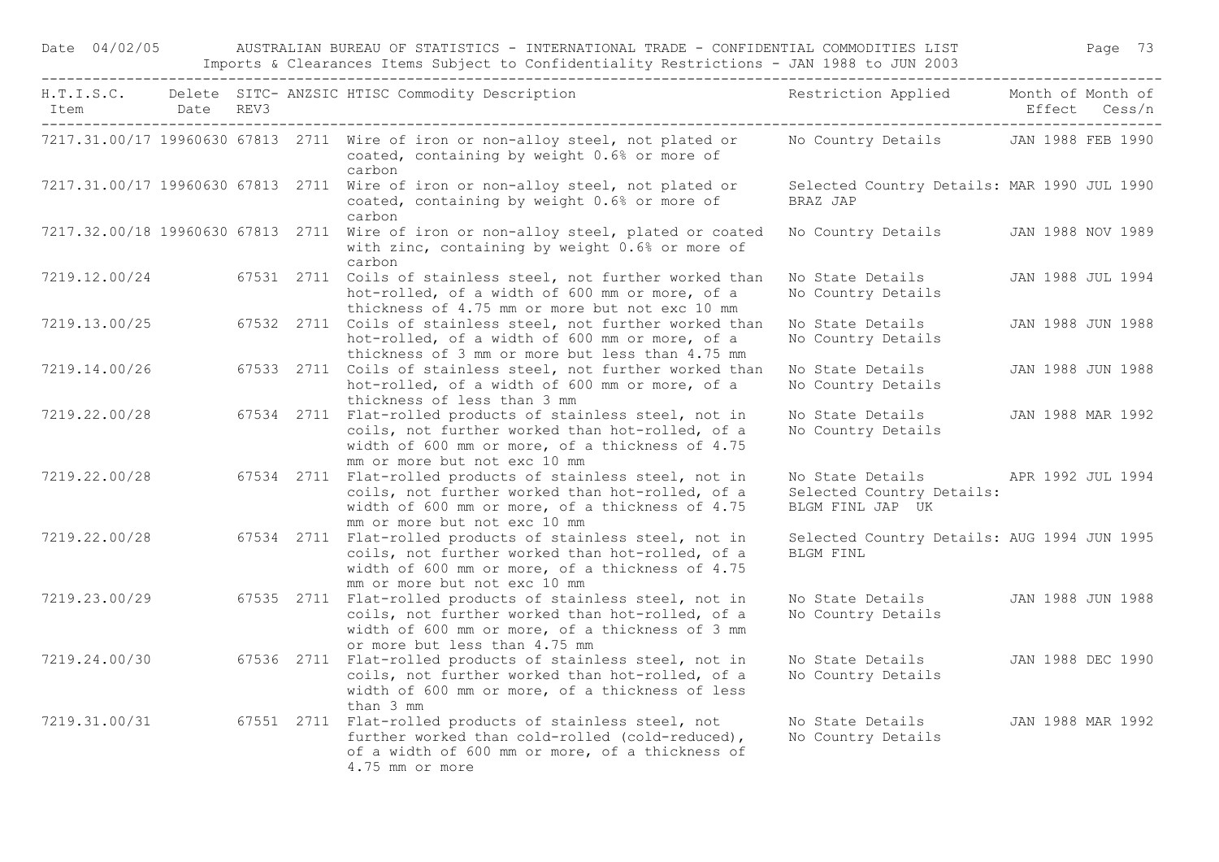| H.T.I.S.C. Item | Delete Date | SITC-REV3 | ANZSIC | HTISC Commodity Description | Restriction Applied | Month of Effect | Month of Cess/n |
|---|---|---|---|---|---|---|---|
| 7217.31.00/17 | 19960630 | 67813 | 2711 | Wire of iron or non-alloy steel, not plated or coated, containing by weight 0.6% or more of carbon | No Country Details | JAN 1988 | FEB 1990 |
| 7217.31.00/17 | 19960630 | 67813 | 2711 | Wire of iron or non-alloy steel, not plated or coated, containing by weight 0.6% or more of carbon | Selected Country Details: BRAZ JAP | MAR 1990 | JUL 1990 |
| 7217.32.00/18 | 19960630 | 67813 | 2711 | Wire of iron or non-alloy steel, plated or coated with zinc, containing by weight 0.6% or more of carbon | No Country Details | JAN 1988 | NOV 1989 |
| 7219.12.00/24 | | 67531 | 2711 | Coils of stainless steel, not further worked than hot-rolled, of a width of 600 mm or more, of a thickness of 4.75 mm or more but not exc 10 mm | No State Details No Country Details | JAN 1988 | JUL 1994 |
| 7219.13.00/25 | | 67532 | 2711 | Coils of stainless steel, not further worked than hot-rolled, of a width of 600 mm or more, of a thickness of 3 mm or more but less than 4.75 mm | No State Details No Country Details | JAN 1988 | JUN 1988 |
| 7219.14.00/26 | | 67533 | 2711 | Coils of stainless steel, not further worked than hot-rolled, of a width of 600 mm or more, of a thickness of less than 3 mm | No State Details No Country Details | JAN 1988 | JUN 1988 |
| 7219.22.00/28 | | 67534 | 2711 | Flat-rolled products of stainless steel, not in coils, not further worked than hot-rolled, of a width of 600 mm or more, of a thickness of 4.75 mm or more but not exc 10 mm | No State Details No Country Details | JAN 1988 | MAR 1992 |
| 7219.22.00/28 | | 67534 | 2711 | Flat-rolled products of stainless steel, not in coils, not further worked than hot-rolled, of a width of 600 mm or more, of a thickness of 4.75 mm or more but not exc 10 mm | No State Details Selected Country Details: BLGM FINL JAP UK | APR 1992 | JUL 1994 |
| 7219.22.00/28 | | 67534 | 2711 | Flat-rolled products of stainless steel, not in coils, not further worked than hot-rolled, of a width of 600 mm or more, of a thickness of 4.75 mm or more but not exc 10 mm | Selected Country Details: BLGM FINL | AUG 1994 | JUN 1995 |
| 7219.23.00/29 | | 67535 | 2711 | Flat-rolled products of stainless steel, not in coils, not further worked than hot-rolled, of a width of 600 mm or more, of a thickness of 3 mm or more but less than 4.75 mm | No State Details No Country Details | JAN 1988 | JUN 1988 |
| 7219.24.00/30 | | 67536 | 2711 | Flat-rolled products of stainless steel, not in coils, not further worked than hot-rolled, of a width of 600 mm or more, of a thickness of less than 3 mm | No State Details No Country Details | JAN 1988 | DEC 1990 |
| 7219.31.00/31 | | 67551 | 2711 | Flat-rolled products of stainless steel, not further worked than cold-rolled (cold-reduced), of a width of 600 mm or more, of a thickness of 4.75 mm or more | No State Details No Country Details | JAN 1988 | MAR 1992 |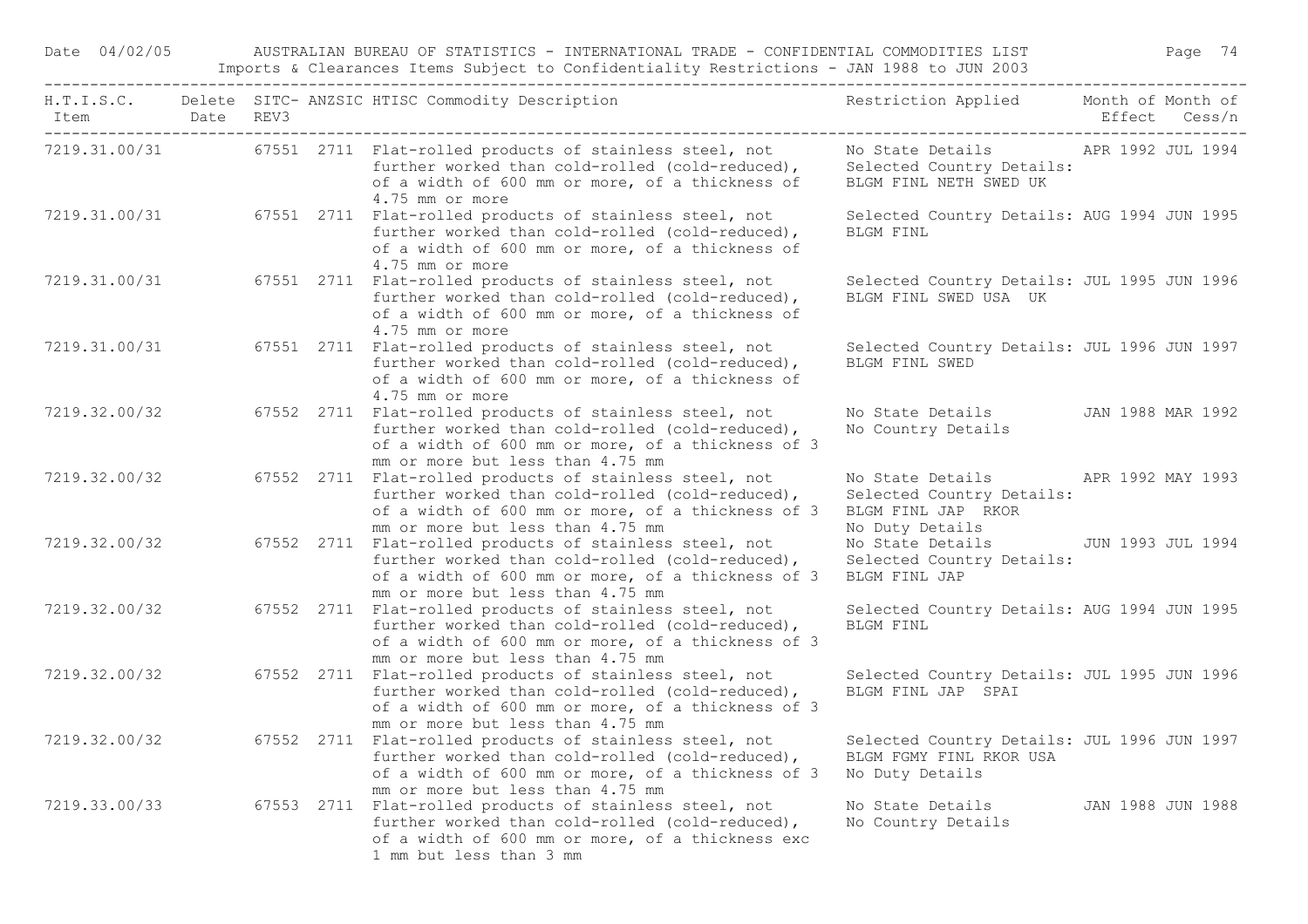| H.T.I.S.C. Item | Delete Date | SITC-REV3 | ANZSIC | HTISC Commodity Description | Restriction Applied | Month of Effect | Month of Cess/n |
|---|---|---|---|---|---|---|---|
| 7219.31.00/31 | | 67551 | 2711 | Flat-rolled products of stainless steel, not further worked than cold-rolled (cold-reduced), of a width of 600 mm or more, of a thickness of 4.75 mm or more | No State Details<br>Selected Country Details:<br>BLGM FINL NETH SWED UK | APR 1992 | JUL 1994 |
| 7219.31.00/31 | | 67551 | 2711 | Flat-rolled products of stainless steel, not further worked than cold-rolled (cold-reduced), of a width of 600 mm or more, of a thickness of 4.75 mm or more | Selected Country Details:<br>BLGM FINL | AUG 1994 | JUN 1995 |
| 7219.31.00/31 | | 67551 | 2711 | Flat-rolled products of stainless steel, not further worked than cold-rolled (cold-reduced), of a width of 600 mm or more, of a thickness of 4.75 mm or more | Selected Country Details:<br>BLGM FINL SWED USA UK | JUL 1995 | JUN 1996 |
| 7219.31.00/31 | | 67551 | 2711 | Flat-rolled products of stainless steel, not further worked than cold-rolled (cold-reduced), of a width of 600 mm or more, of a thickness of 4.75 mm or more | Selected Country Details:<br>BLGM FINL SWED | JUL 1996 | JUN 1997 |
| 7219.32.00/32 | | 67552 | 2711 | Flat-rolled products of stainless steel, not further worked than cold-rolled (cold-reduced), of a width of 600 mm or more, of a thickness of 3 mm or more but less than 4.75 mm | No State Details<br>No Country Details | JAN 1988 | MAR 1992 |
| 7219.32.00/32 | | 67552 | 2711 | Flat-rolled products of stainless steel, not further worked than cold-rolled (cold-reduced), of a width of 600 mm or more, of a thickness of 3 mm or more but less than 4.75 mm | No State Details<br>Selected Country Details:<br>BLGM FINL JAP RKOR<br>No Duty Details | APR 1992 | MAY 1993 |
| 7219.32.00/32 | | 67552 | 2711 | Flat-rolled products of stainless steel, not further worked than cold-rolled (cold-reduced), of a width of 600 mm or more, of a thickness of 3 mm or more but less than 4.75 mm | No State Details<br>Selected Country Details:<br>BLGM FINL JAP | JUN 1993 | JUL 1994 |
| 7219.32.00/32 | | 67552 | 2711 | Flat-rolled products of stainless steel, not further worked than cold-rolled (cold-reduced), of a width of 600 mm or more, of a thickness of 3 mm or more but less than 4.75 mm | Selected Country Details:<br>BLGM FINL | AUG 1994 | JUN 1995 |
| 7219.32.00/32 | | 67552 | 2711 | Flat-rolled products of stainless steel, not further worked than cold-rolled (cold-reduced), of a width of 600 mm or more, of a thickness of 3 mm or more but less than 4.75 mm | Selected Country Details:<br>BLGM FINL JAP SPAI | JUL 1995 | JUN 1996 |
| 7219.32.00/32 | | 67552 | 2711 | Flat-rolled products of stainless steel, not further worked than cold-rolled (cold-reduced), of a width of 600 mm or more, of a thickness of 3 mm or more but less than 4.75 mm | Selected Country Details:<br>BLGM FGMY FINL RKOR USA<br>No Duty Details | JUL 1996 | JUN 1997 |
| 7219.33.00/33 | | 67553 | 2711 | Flat-rolled products of stainless steel, not further worked than cold-rolled (cold-reduced), of a width of 600 mm or more, of a thickness exc 1 mm but less than 3 mm | No State Details<br>No Country Details | JAN 1988 | JUN 1988 |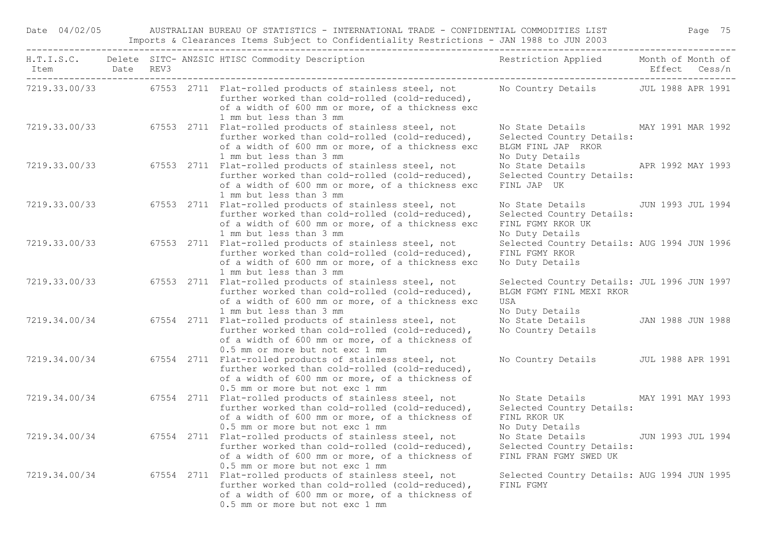| H.T.I.S.C. Item | Delete Date | SITC-REV3 | ANZSIC | HTISC Commodity Description | Restriction Applied | Month of Effect | Month of Cess/n |
|---|---|---|---|---|---|---|---|
| 7219.33.00/33 | | 67553 | 2711 | Flat-rolled products of stainless steel, not further worked than cold-rolled (cold-reduced), of a width of 600 mm or more, of a thickness exc 1 mm but less than 3 mm | No Country Details | JUL 1988 | APR 1991 |
| 7219.33.00/33 | | 67553 | 2711 | Flat-rolled products of stainless steel, not further worked than cold-rolled (cold-reduced), of a width of 600 mm or more, of a thickness exc 1 mm but less than 3 mm | No State Details Selected Country Details: BLGM FINL JAP RKOR No Duty Details | MAY 1991 | MAR 1992 |
| 7219.33.00/33 | | 67553 | 2711 | Flat-rolled products of stainless steel, not further worked than cold-rolled (cold-reduced), of a width of 600 mm or more, of a thickness exc 1 mm but less than 3 mm | No State Details Selected Country Details: FINL JAP UK | APR 1992 | MAY 1993 |
| 7219.33.00/33 | | 67553 | 2711 | Flat-rolled products of stainless steel, not further worked than cold-rolled (cold-reduced), of a width of 600 mm or more, of a thickness exc 1 mm but less than 3 mm | No State Details Selected Country Details: FINL FGMY RKOR UK No Duty Details | JUN 1993 | JUL 1994 |
| 7219.33.00/33 | | 67553 | 2711 | Flat-rolled products of stainless steel, not further worked than cold-rolled (cold-reduced), of a width of 600 mm or more, of a thickness exc 1 mm but less than 3 mm | Selected Country Details: FINL FGMY RKOR No Duty Details | AUG 1994 | JUN 1996 |
| 7219.33.00/33 | | 67553 | 2711 | Flat-rolled products of stainless steel, not further worked than cold-rolled (cold-reduced), of a width of 600 mm or more, of a thickness exc 1 mm but less than 3 mm | Selected Country Details: BLGM FGMY FINL MEXI RKOR USA No Duty Details | JUL 1996 | JUN 1997 |
| 7219.34.00/34 | | 67554 | 2711 | Flat-rolled products of stainless steel, not further worked than cold-rolled (cold-reduced), of a width of 600 mm or more, of a thickness of 0.5 mm or more but not exc 1 mm | No State Details No Country Details | JAN 1988 | JUN 1988 |
| 7219.34.00/34 | | 67554 | 2711 | Flat-rolled products of stainless steel, not further worked than cold-rolled (cold-reduced), of a width of 600 mm or more, of a thickness of 0.5 mm or more but not exc 1 mm | No Country Details | JUL 1988 | APR 1991 |
| 7219.34.00/34 | | 67554 | 2711 | Flat-rolled products of stainless steel, not further worked than cold-rolled (cold-reduced), of a width of 600 mm or more, of a thickness of 0.5 mm or more but not exc 1 mm | No State Details Selected Country Details: FINL RKOR UK No Duty Details | MAY 1991 | MAY 1993 |
| 7219.34.00/34 | | 67554 | 2711 | Flat-rolled products of stainless steel, not further worked than cold-rolled (cold-reduced), of a width of 600 mm or more, of a thickness of 0.5 mm or more but not exc 1 mm | No State Details Selected Country Details: FINL FRAN FGMY SWED UK | JUN 1993 | JUL 1994 |
| 7219.34.00/34 | | 67554 | 2711 | Flat-rolled products of stainless steel, not further worked than cold-rolled (cold-reduced), of a width of 600 mm or more, of a thickness of 0.5 mm or more but not exc 1 mm | Selected Country Details: FINL FGMY | AUG 1994 | JUN 1995 |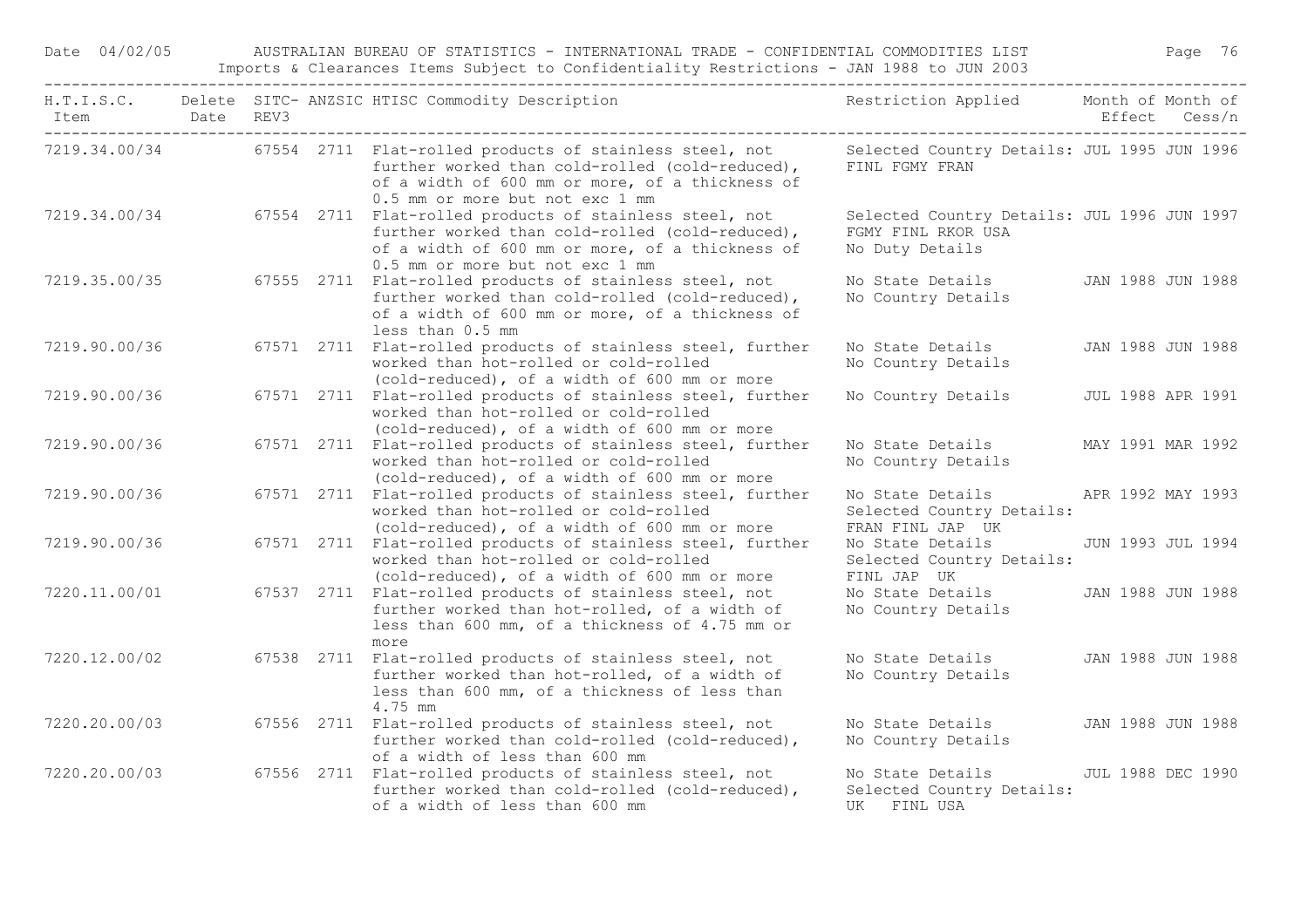| H.T.I.S.C. Item | Delete Date | SITC- REV3 | ANZSIC | HTISC Commodity Description | Restriction Applied | Month of Effect | Month of Cess/n |
|---|---|---|---|---|---|---|---|
| 7219.34.00/34 | | 67554 | 2711 | Flat-rolled products of stainless steel, not further worked than cold-rolled (cold-reduced), of a width of 600 mm or more, of a thickness of 0.5 mm or more but not exc 1 mm | Selected Country Details: FINL FGMY FRAN | JUL 1995 | JUN 1996 |
| 7219.34.00/34 | | 67554 | 2711 | Flat-rolled products of stainless steel, not further worked than cold-rolled (cold-reduced), of a width of 600 mm or more, of a thickness of 0.5 mm or more but not exc 1 mm | Selected Country Details: FGMY FINL RKOR USA No Duty Details | JUL 1996 | JUN 1997 |
| 7219.35.00/35 | | 67555 | 2711 | Flat-rolled products of stainless steel, not further worked than cold-rolled (cold-reduced), of a width of 600 mm or more, of a thickness of less than 0.5 mm | No State Details No Country Details | JAN 1988 | JUN 1988 |
| 7219.90.00/36 | | 67571 | 2711 | Flat-rolled products of stainless steel, further worked than hot-rolled or cold-rolled (cold-reduced), of a width of 600 mm or more | No State Details No Country Details | JAN 1988 | JUN 1988 |
| 7219.90.00/36 | | 67571 | 2711 | Flat-rolled products of stainless steel, further worked than hot-rolled or cold-rolled (cold-reduced), of a width of 600 mm or more | No Country Details | JUL 1988 | APR 1991 |
| 7219.90.00/36 | | 67571 | 2711 | Flat-rolled products of stainless steel, further worked than hot-rolled or cold-rolled (cold-reduced), of a width of 600 mm or more | No State Details No Country Details | MAY 1991 | MAR 1992 |
| 7219.90.00/36 | | 67571 | 2711 | Flat-rolled products of stainless steel, further worked than hot-rolled or cold-rolled (cold-reduced), of a width of 600 mm or more | No State Details Selected Country Details: FRAN FINL JAP UK | APR 1992 | MAY 1993 |
| 7219.90.00/36 | | 67571 | 2711 | Flat-rolled products of stainless steel, further worked than hot-rolled or cold-rolled (cold-reduced), of a width of 600 mm or more | No State Details Selected Country Details: FINL JAP UK | JUN 1993 | JUL 1994 |
| 7220.11.00/01 | | 67537 | 2711 | Flat-rolled products of stainless steel, not further worked than hot-rolled, of a width of less than 600 mm, of a thickness of 4.75 mm or more | No State Details No Country Details | JAN 1988 | JUN 1988 |
| 7220.12.00/02 | | 67538 | 2711 | Flat-rolled products of stainless steel, not further worked than hot-rolled, of a width of less than 600 mm, of a thickness of less than 4.75 mm | No State Details No Country Details | JAN 1988 | JUN 1988 |
| 7220.20.00/03 | | 67556 | 2711 | Flat-rolled products of stainless steel, not further worked than cold-rolled (cold-reduced), of a width of less than 600 mm | No State Details No Country Details | JAN 1988 | JUN 1988 |
| 7220.20.00/03 | | 67556 | 2711 | Flat-rolled products of stainless steel, not further worked than cold-rolled (cold-reduced), of a width of less than 600 mm | No State Details Selected Country Details: UK FINL USA | JUL 1988 | DEC 1990 |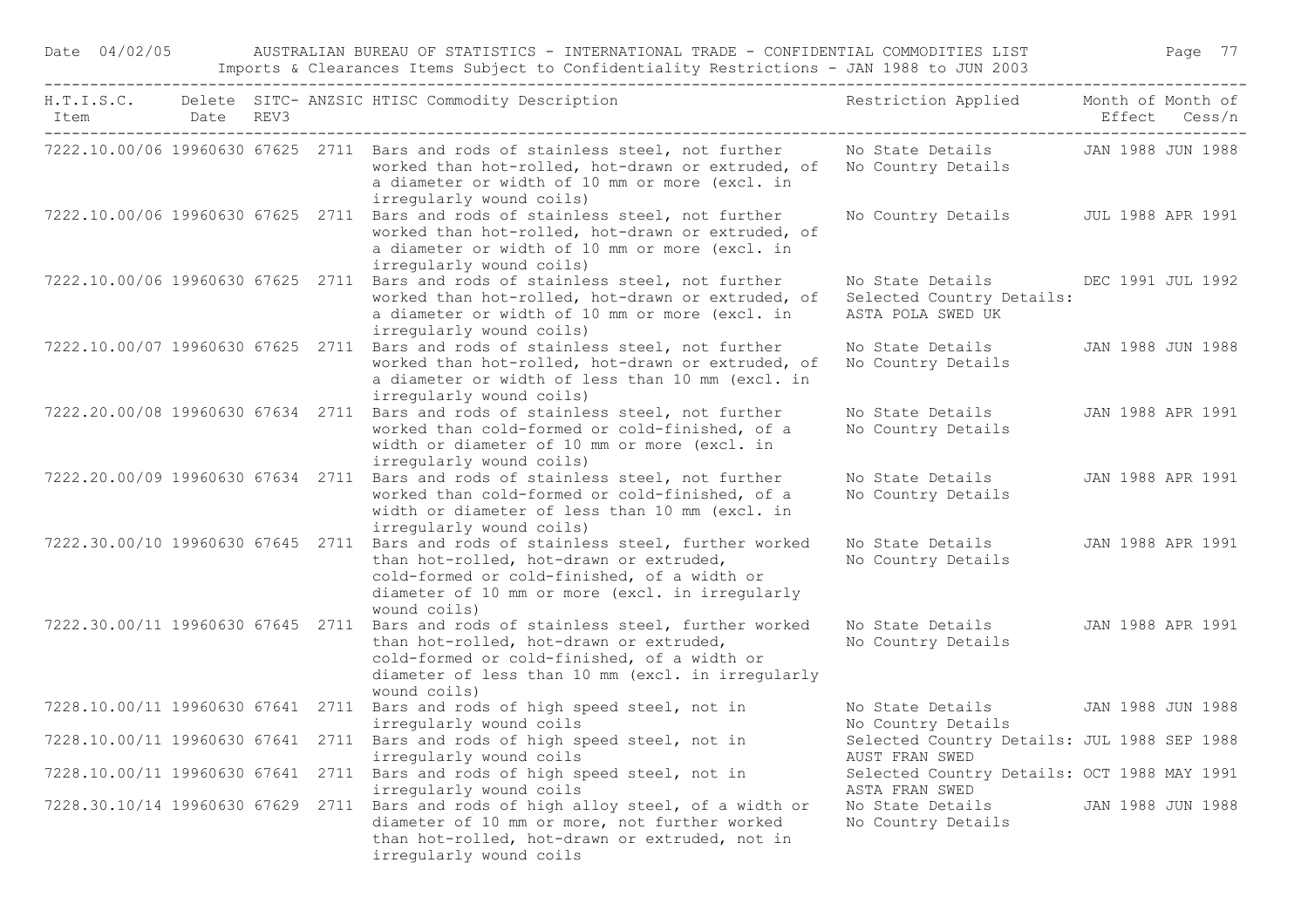| H.T.I.S.C. Item | Delete Date | SITC-REV3 | ANZSIC | HTISC Commodity Description | Restriction Applied | Month of Effect | Month of Cess/n |
|---|---|---|---|---|---|---|---|
| 7222.10.00/06 | 19960630 | 67625 | 2711 | Bars and rods of stainless steel, not further worked than hot-rolled, hot-drawn or extruded, of a diameter or width of 10 mm or more (excl. in irregularly wound coils) | No State Details No Country Details | JAN 1988 | JUN 1988 |
| 7222.10.00/06 | 19960630 | 67625 | 2711 | Bars and rods of stainless steel, not further worked than hot-rolled, hot-drawn or extruded, of a diameter or width of 10 mm or more (excl. in irregularly wound coils) | No Country Details | JUL 1988 | APR 1991 |
| 7222.10.00/06 | 19960630 | 67625 | 2711 | Bars and rods of stainless steel, not further worked than hot-rolled, hot-drawn or extruded, of a diameter or width of 10 mm or more (excl. in irregularly wound coils) | No State Details Selected Country Details: ASTA POLA SWED UK | DEC 1991 | JUL 1992 |
| 7222.10.00/07 | 19960630 | 67625 | 2711 | Bars and rods of stainless steel, not further worked than hot-rolled, hot-drawn or extruded, of a diameter or width of less than 10 mm (excl. in irregularly wound coils) | No State Details No Country Details | JAN 1988 | JUN 1988 |
| 7222.20.00/08 | 19960630 | 67634 | 2711 | Bars and rods of stainless steel, not further worked than cold-formed or cold-finished, of a width or diameter of 10 mm or more (excl. in irregularly wound coils) | No State Details No Country Details | JAN 1988 | APR 1991 |
| 7222.20.00/09 | 19960630 | 67634 | 2711 | Bars and rods of stainless steel, not further worked than cold-formed or cold-finished, of a width or diameter of less than 10 mm (excl. in irregularly wound coils) | No State Details No Country Details | JAN 1988 | APR 1991 |
| 7222.30.00/10 | 19960630 | 67645 | 2711 | Bars and rods of stainless steel, further worked than hot-rolled, hot-drawn or extruded, cold-formed or cold-finished, of a width or diameter of 10 mm or more (excl. in irregularly wound coils) | No State Details No Country Details | JAN 1988 | APR 1991 |
| 7222.30.00/11 | 19960630 | 67645 | 2711 | Bars and rods of stainless steel, further worked than hot-rolled, hot-drawn or extruded, cold-formed or cold-finished, of a width or diameter of less than 10 mm (excl. in irregularly wound coils) | No State Details No Country Details | JAN 1988 | APR 1991 |
| 7228.10.00/11 | 19960630 | 67641 | 2711 | Bars and rods of high speed steel, not in irregularly wound coils | No State Details No Country Details | JAN 1988 | JUN 1988 |
| 7228.10.00/11 | 19960630 | 67641 | 2711 | Bars and rods of high speed steel, not in irregularly wound coils | Selected Country Details: AUST FRAN SWED | JUL 1988 | SEP 1988 |
| 7228.10.00/11 | 19960630 | 67641 | 2711 | Bars and rods of high speed steel, not in irregularly wound coils | Selected Country Details: ASTA FRAN SWED | OCT 1988 | MAY 1991 |
| 7228.30.10/14 | 19960630 | 67629 | 2711 | Bars and rods of high alloy steel, of a width or diameter of 10 mm or more, not further worked than hot-rolled, hot-drawn or extruded, not in irregularly wound coils | No State Details No Country Details | JAN 1988 | JUN 1988 |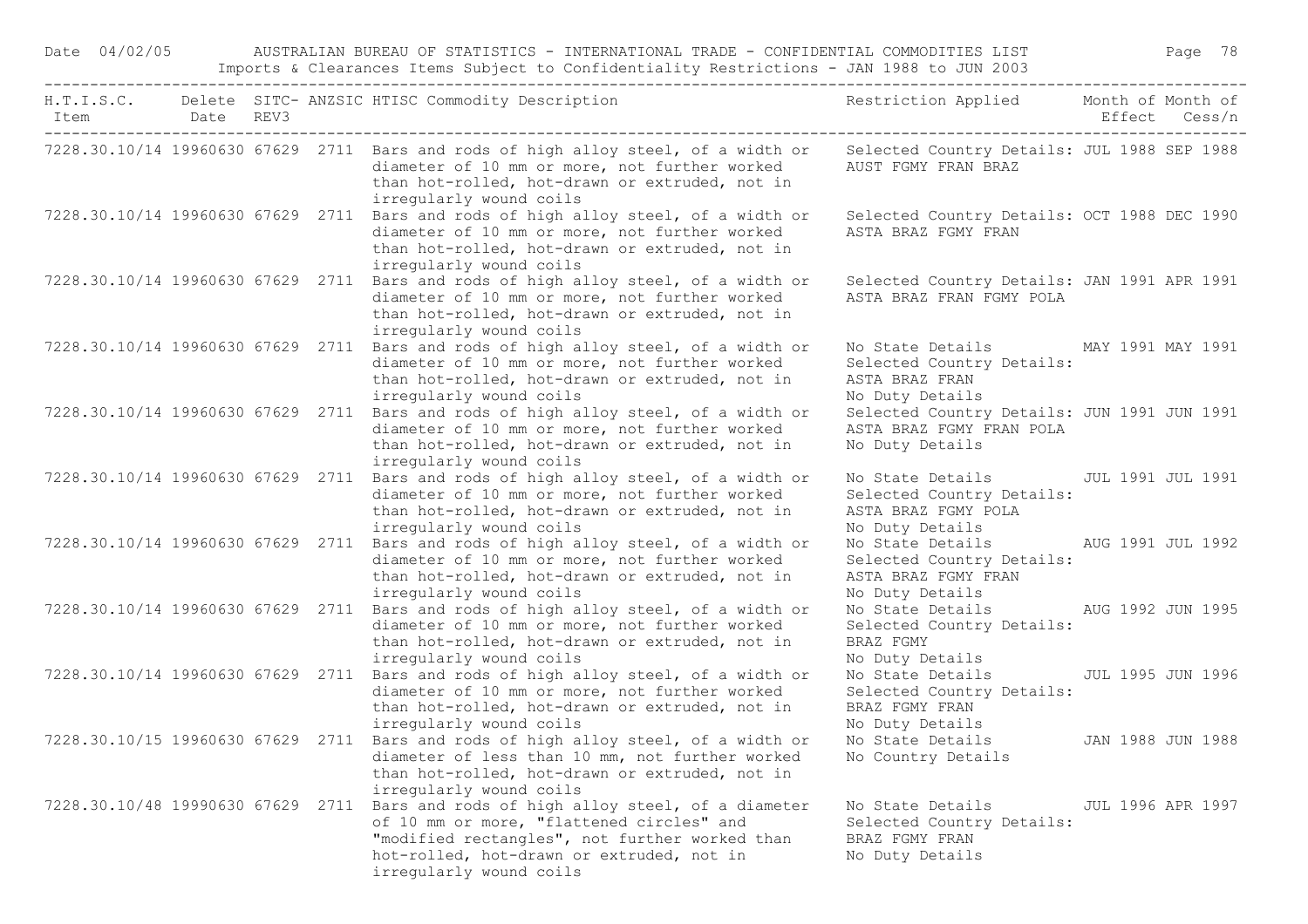| H.T.I.S.C. Item | Delete Date | SITC- REV3 | ANZSIC | HTISC Commodity Description | Restriction Applied | Month of Effect | Month of Cess/n |
|---|---|---|---|---|---|---|---|
| 7228.30.10/14 | 19960630 | 67629 | 2711 | Bars and rods of high alloy steel, of a width or diameter of 10 mm or more, not further worked than hot-rolled, hot-drawn or extruded, not in irregularly wound coils | Selected Country Details: AUST FGMY FRAN BRAZ | JUL 1988 | SEP 1988 |
| 7228.30.10/14 | 19960630 | 67629 | 2711 | Bars and rods of high alloy steel, of a width or diameter of 10 mm or more, not further worked than hot-rolled, hot-drawn or extruded, not in irregularly wound coils | Selected Country Details: ASTA BRAZ FGMY FRAN | OCT 1988 | DEC 1990 |
| 7228.30.10/14 | 19960630 | 67629 | 2711 | Bars and rods of high alloy steel, of a width or diameter of 10 mm or more, not further worked than hot-rolled, hot-drawn or extruded, not in irregularly wound coils | Selected Country Details: ASTA BRAZ FRAN FGMY POLA | JAN 1991 | APR 1991 |
| 7228.30.10/14 | 19960630 | 67629 | 2711 | Bars and rods of high alloy steel, of a width or diameter of 10 mm or more, not further worked than hot-rolled, hot-drawn or extruded, not in irregularly wound coils | No State Details Selected Country Details: ASTA BRAZ FRAN No Duty Details | MAY 1991 | MAY 1991 |
| 7228.30.10/14 | 19960630 | 67629 | 2711 | Bars and rods of high alloy steel, of a width or diameter of 10 mm or more, not further worked than hot-rolled, hot-drawn or extruded, not in irregularly wound coils | Selected Country Details: ASTA BRAZ FGMY FRAN POLA No Duty Details | JUN 1991 | JUN 1991 |
| 7228.30.10/14 | 19960630 | 67629 | 2711 | Bars and rods of high alloy steel, of a width or diameter of 10 mm or more, not further worked than hot-rolled, hot-drawn or extruded, not in irregularly wound coils | No State Details Selected Country Details: ASTA BRAZ FGMY POLA No Duty Details | JUL 1991 | JUL 1991 |
| 7228.30.10/14 | 19960630 | 67629 | 2711 | Bars and rods of high alloy steel, of a width or diameter of 10 mm or more, not further worked than hot-rolled, hot-drawn or extruded, not in irregularly wound coils | No State Details Selected Country Details: ASTA BRAZ FGMY FRAN No Duty Details | AUG 1991 | JUL 1992 |
| 7228.30.10/14 | 19960630 | 67629 | 2711 | Bars and rods of high alloy steel, of a width or diameter of 10 mm or more, not further worked than hot-rolled, hot-drawn or extruded, not in irregularly wound coils | No State Details Selected Country Details: BRAZ FGMY No Duty Details | AUG 1992 | JUN 1995 |
| 7228.30.10/14 | 19960630 | 67629 | 2711 | Bars and rods of high alloy steel, of a width or diameter of 10 mm or more, not further worked than hot-rolled, hot-drawn or extruded, not in irregularly wound coils | No State Details Selected Country Details: BRAZ FGMY FRAN No Duty Details | JUL 1995 | JUN 1996 |
| 7228.30.10/15 | 19960630 | 67629 | 2711 | Bars and rods of high alloy steel, of a width or diameter of less than 10 mm, not further worked than hot-rolled, hot-drawn or extruded, not in irregularly wound coils | No State Details No Country Details | JAN 1988 | JUN 1988 |
| 7228.30.10/48 | 19990630 | 67629 | 2711 | Bars and rods of high alloy steel, of a diameter of 10 mm or more, "flattened circles" and "modified rectangles", not further worked than hot-rolled, hot-drawn or extruded, not in irregularly wound coils | No State Details Selected Country Details: BRAZ FGMY FRAN No Duty Details | JUL 1996 | APR 1997 |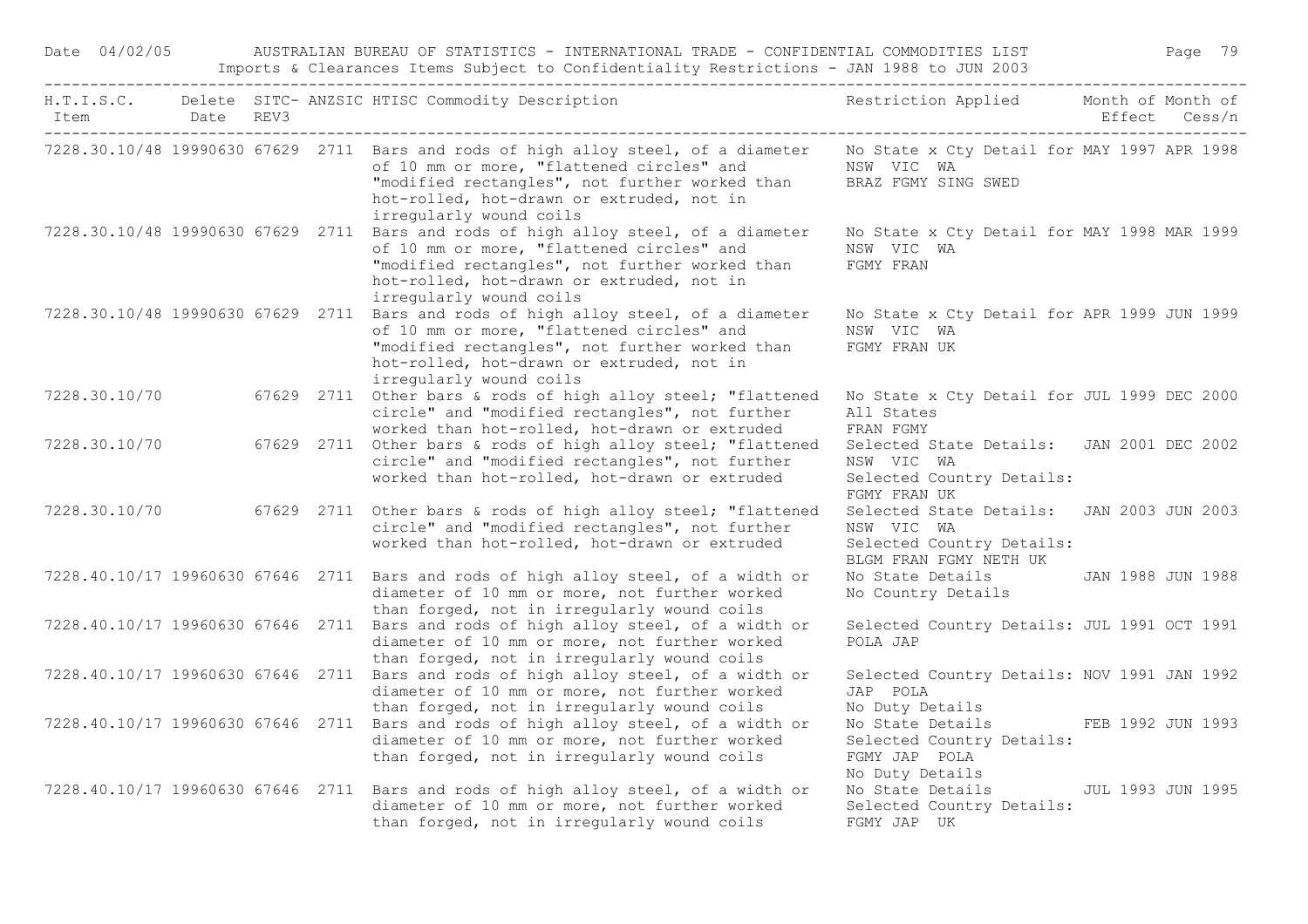| H.T.I.S.C. Item | Delete Date | SITC-REV3 | ANZSIC | HTISC Commodity Description | Restriction Applied | Month of Effect | Month of Cess/n |
|---|---|---|---|---|---|---|---|
| 7228.30.10/48 | 19990630 | 67629 | 2711 | Bars and rods of high alloy steel, of a diameter of 10 mm or more, "flattened circles" and "modified rectangles", not further worked than hot-rolled, hot-drawn or extruded, not in irregularly wound coils | No State x Cty Detail for NSW VIC WA BRAZ FGMY SING SWED | MAY 1997 | APR 1998 |
| 7228.30.10/48 | 19990630 | 67629 | 2711 | Bars and rods of high alloy steel, of a diameter of 10 mm or more, "flattened circles" and "modified rectangles", not further worked than hot-rolled, hot-drawn or extruded, not in irregularly wound coils | No State x Cty Detail for NSW VIC WA FGMY FRAN | MAY 1998 | MAR 1999 |
| 7228.30.10/48 | 19990630 | 67629 | 2711 | Bars and rods of high alloy steel, of a diameter of 10 mm or more, "flattened circles" and "modified rectangles", not further worked than hot-rolled, hot-drawn or extruded, not in irregularly wound coils | No State x Cty Detail for NSW VIC WA FGMY FRAN UK | APR 1999 | JUN 1999 |
| 7228.30.10/70 | | 67629 | 2711 | Other bars & rods of high alloy steel; "flattened circle" and "modified rectangles", not further worked than hot-rolled, hot-drawn or extruded | No State x Cty Detail for All States FRAN FGMY | JUL 1999 | DEC 2000 |
| 7228.30.10/70 | | 67629 | 2711 | Other bars & rods of high alloy steel; "flattened circle" and "modified rectangles", not further worked than hot-rolled, hot-drawn or extruded | Selected State Details: NSW VIC WA Selected Country Details: FGMY FRAN UK | JAN 2001 | DEC 2002 |
| 7228.30.10/70 | | 67629 | 2711 | Other bars & rods of high alloy steel; "flattened circle" and "modified rectangles", not further worked than hot-rolled, hot-drawn or extruded | Selected State Details: NSW VIC WA Selected Country Details: BLGM FRAN FGMY NETH UK | JAN 2003 | JUN 2003 |
| 7228.40.10/17 | 19960630 | 67646 | 2711 | Bars and rods of high alloy steel, of a width or diameter of 10 mm or more, not further worked than forged, not in irregularly wound coils | No State Details No Country Details | JAN 1988 | JUN 1988 |
| 7228.40.10/17 | 19960630 | 67646 | 2711 | Bars and rods of high alloy steel, of a width or diameter of 10 mm or more, not further worked than forged, not in irregularly wound coils | Selected Country Details: POLA JAP | JUL 1991 | OCT 1991 |
| 7228.40.10/17 | 19960630 | 67646 | 2711 | Bars and rods of high alloy steel, of a width or diameter of 10 mm or more, not further worked than forged, not in irregularly wound coils | Selected Country Details: JAP POLA No Duty Details | NOV 1991 | JAN 1992 |
| 7228.40.10/17 | 19960630 | 67646 | 2711 | Bars and rods of high alloy steel, of a width or diameter of 10 mm or more, not further worked than forged, not in irregularly wound coils | No State Details Selected Country Details: FGMY JAP POLA No Duty Details | FEB 1992 | JUN 1993 |
| 7228.40.10/17 | 19960630 | 67646 | 2711 | Bars and rods of high alloy steel, of a width or diameter of 10 mm or more, not further worked than forged, not in irregularly wound coils | No State Details Selected Country Details: FGMY JAP UK | JUL 1993 | JUN 1995 |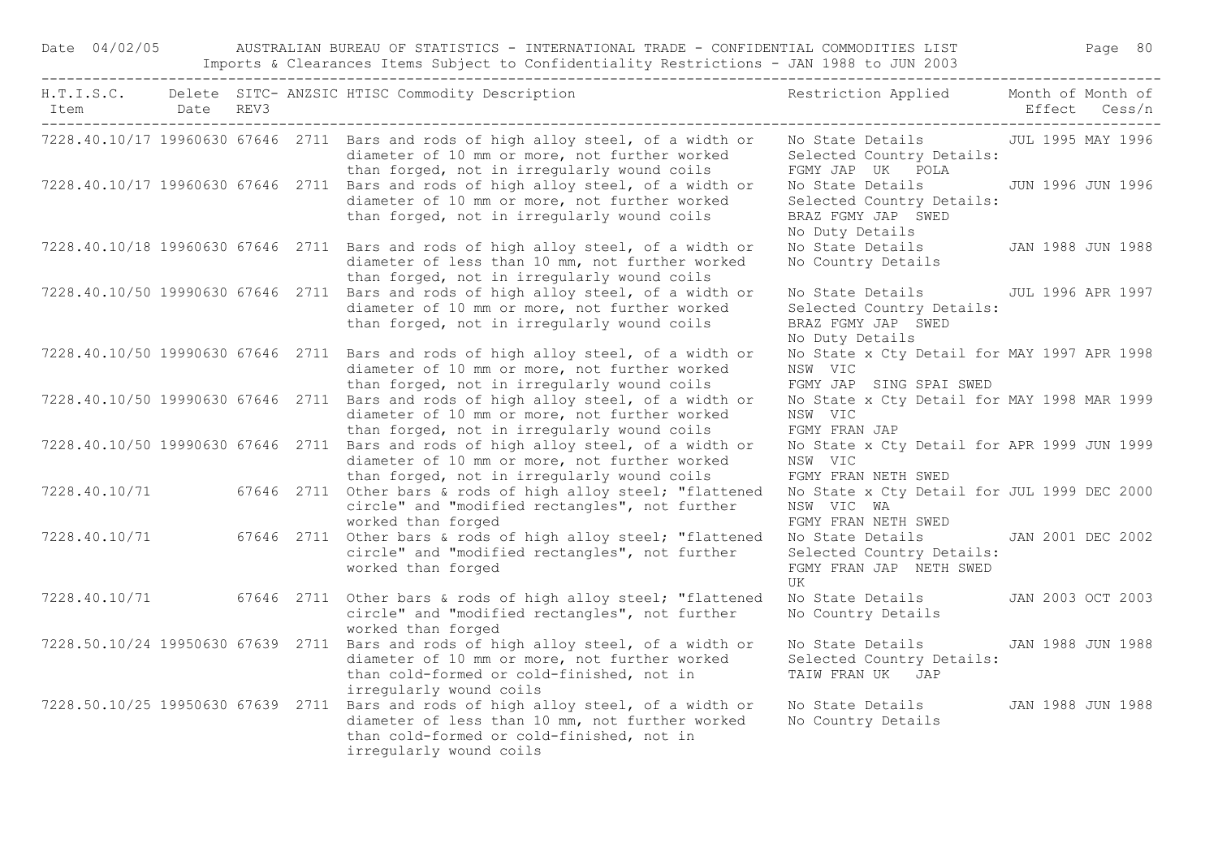| H.T.I.S.C. Item | Delete Date | SITC- REV3 | ANZSIC | HTISC Commodity Description | Restriction Applied | Month of Effect | Month of Cess/n |
|---|---|---|---|---|---|---|---|
| 7228.40.10/17 | 19960630 | 67646 | 2711 | Bars and rods of high alloy steel, of a width or diameter of 10 mm or more, not further worked than forged, not in irregularly wound coils | No State Details Selected Country Details: FGMY JAP UK POLA | JUL 1995 | MAY 1996 |
| 7228.40.10/17 | 19960630 | 67646 | 2711 | Bars and rods of high alloy steel, of a width or diameter of 10 mm or more, not further worked than forged, not in irregularly wound coils | No State Details Selected Country Details: BRAZ FGMY JAP SWED No Duty Details | JUN 1996 | JUN 1996 |
| 7228.40.10/18 | 19960630 | 67646 | 2711 | Bars and rods of high alloy steel, of a width or diameter of less than 10 mm, not further worked than forged, not in irregularly wound coils | No State Details No Country Details | JAN 1988 | JUN 1988 |
| 7228.40.10/50 | 19990630 | 67646 | 2711 | Bars and rods of high alloy steel, of a width or diameter of 10 mm or more, not further worked than forged, not in irregularly wound coils | No State Details Selected Country Details: BRAZ FGMY JAP SWED No Duty Details | JUL 1996 | APR 1997 |
| 7228.40.10/50 | 19990630 | 67646 | 2711 | Bars and rods of high alloy steel, of a width or diameter of 10 mm or more, not further worked than forged, not in irregularly wound coils | No State x Cty Detail for NSW VIC FGMY JAP SING SPAI SWED | MAY 1997 | APR 1998 |
| 7228.40.10/50 | 19990630 | 67646 | 2711 | Bars and rods of high alloy steel, of a width or diameter of 10 mm or more, not further worked than forged, not in irregularly wound coils | No State x Cty Detail for NSW VIC FGMY FRAN JAP | MAY 1998 | MAR 1999 |
| 7228.40.10/50 | 19990630 | 67646 | 2711 | Bars and rods of high alloy steel, of a width or diameter of 10 mm or more, not further worked than forged, not in irregularly wound coils | No State x Cty Detail for NSW VIC FGMY FRAN NETH SWED | APR 1999 | JUN 1999 |
| 7228.40.10/71 | | 67646 | 2711 | Other bars & rods of high alloy steel; "flattened circle" and "modified rectangles", not further worked than forged | No State x Cty Detail for NSW VIC WA FGMY FRAN NETH SWED | JUL 1999 | DEC 2000 |
| 7228.40.10/71 | | 67646 | 2711 | Other bars & rods of high alloy steel; "flattened circle" and "modified rectangles", not further worked than forged | No State Details Selected Country Details: FGMY FRAN JAP NETH SWED UK | JAN 2001 | DEC 2002 |
| 7228.40.10/71 | | 67646 | 2711 | Other bars & rods of high alloy steel; "flattened circle" and "modified rectangles", not further worked than forged | No State Details No Country Details | JAN 2003 | OCT 2003 |
| 7228.50.10/24 | 19950630 | 67639 | 2711 | Bars and rods of high alloy steel, of a width or diameter of 10 mm or more, not further worked than cold-formed or cold-finished, not in irregularly wound coils | No State Details Selected Country Details: TAIW FRAN UK JAP | JAN 1988 | JUN 1988 |
| 7228.50.10/25 | 19950630 | 67639 | 2711 | Bars and rods of high alloy steel, of a width or diameter of less than 10 mm, not further worked than cold-formed or cold-finished, not in irregularly wound coils | No State Details No Country Details | JAN 1988 | JUN 1988 |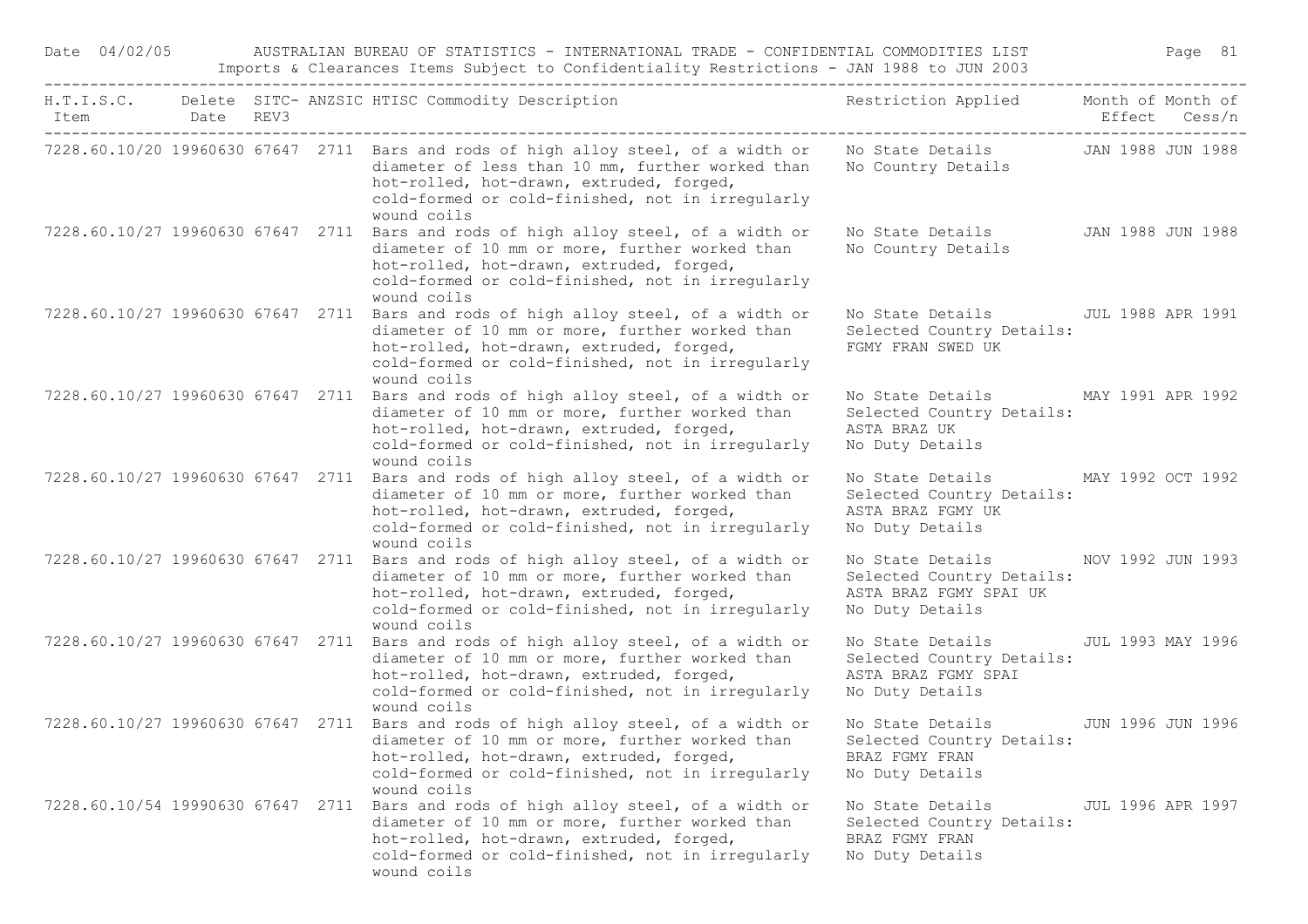| H.T.I.S.C. Item | Delete Date | SITC-REV3 | ANZSIC | HTISC Commodity Description | Restriction Applied | Month of Effect | Month of Cess/n |
|---|---|---|---|---|---|---|---|
| 7228.60.10/20 | 19960630 | 67647 | 2711 | Bars and rods of high alloy steel, of a width or diameter of less than 10 mm, further worked than hot-rolled, hot-drawn, extruded, forged, cold-formed or cold-finished, not in irregularly wound coils | No State Details No Country Details | JAN 1988 | JUN 1988 |
| 7228.60.10/27 | 19960630 | 67647 | 2711 | Bars and rods of high alloy steel, of a width or diameter of 10 mm or more, further worked than hot-rolled, hot-drawn, extruded, forged, cold-formed or cold-finished, not in irregularly wound coils | No State Details No Country Details | JAN 1988 | JUN 1988 |
| 7228.60.10/27 | 19960630 | 67647 | 2711 | Bars and rods of high alloy steel, of a width or diameter of 10 mm or more, further worked than hot-rolled, hot-drawn, extruded, forged, cold-formed or cold-finished, not in irregularly wound coils | No State Details Selected Country Details: FGMY FRAN SWED UK | JUL 1988 | APR 1991 |
| 7228.60.10/27 | 19960630 | 67647 | 2711 | Bars and rods of high alloy steel, of a width or diameter of 10 mm or more, further worked than hot-rolled, hot-drawn, extruded, forged, cold-formed or cold-finished, not in irregularly wound coils | No State Details Selected Country Details: ASTA BRAZ UK No Duty Details | MAY 1991 | APR 1992 |
| 7228.60.10/27 | 19960630 | 67647 | 2711 | Bars and rods of high alloy steel, of a width or diameter of 10 mm or more, further worked than hot-rolled, hot-drawn, extruded, forged, cold-formed or cold-finished, not in irregularly wound coils | No State Details Selected Country Details: ASTA BRAZ FGMY UK No Duty Details | MAY 1992 | OCT 1992 |
| 7228.60.10/27 | 19960630 | 67647 | 2711 | Bars and rods of high alloy steel, of a width or diameter of 10 mm or more, further worked than hot-rolled, hot-drawn, extruded, forged, cold-formed or cold-finished, not in irregularly wound coils | No State Details Selected Country Details: ASTA BRAZ FGMY SPAI UK No Duty Details | NOV 1992 | JUN 1993 |
| 7228.60.10/27 | 19960630 | 67647 | 2711 | Bars and rods of high alloy steel, of a width or diameter of 10 mm or more, further worked than hot-rolled, hot-drawn, extruded, forged, cold-formed or cold-finished, not in irregularly wound coils | No State Details Selected Country Details: ASTA BRAZ FGMY SPAI No Duty Details | JUL 1993 | MAY 1996 |
| 7228.60.10/27 | 19960630 | 67647 | 2711 | Bars and rods of high alloy steel, of a width or diameter of 10 mm or more, further worked than hot-rolled, hot-drawn, extruded, forged, cold-formed or cold-finished, not in irregularly wound coils | No State Details Selected Country Details: BRAZ FGMY FRAN No Duty Details | JUN 1996 | JUN 1996 |
| 7228.60.10/54 | 19990630 | 67647 | 2711 | Bars and rods of high alloy steel, of a width or diameter of 10 mm or more, further worked than hot-rolled, hot-drawn, extruded, forged, cold-formed or cold-finished, not in irregularly wound coils | No State Details Selected Country Details: BRAZ FGMY FRAN No Duty Details | JUL 1996 | APR 1997 |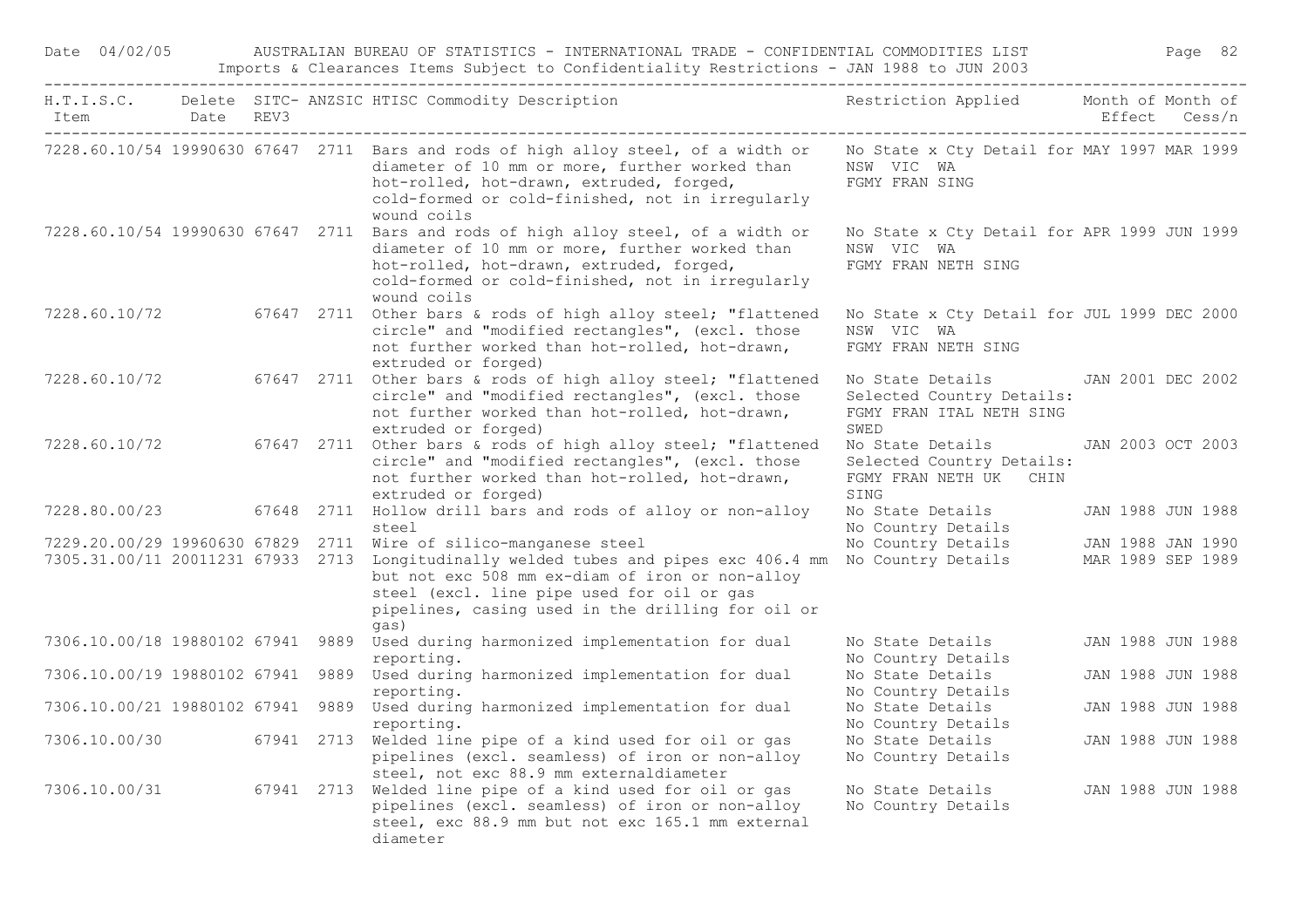| H.T.I.S.C. Item | Delete Date | SITC- REV3 | ANZSIC | HTISC Commodity Description | Restriction Applied | Month of Effect | Month of Cess/n |
|---|---|---|---|---|---|---|---|
| 7228.60.10/54 | 19990630 | 67647 | 2711 | Bars and rods of high alloy steel, of a width or diameter of 10 mm or more, further worked than hot-rolled, hot-drawn, extruded, forged, cold-formed or cold-finished, not in irregularly wound coils | No State x Cty Detail for NSW VIC WA FGMY FRAN SING | MAY 1997 | MAR 1999 |
| 7228.60.10/54 | 19990630 | 67647 | 2711 | Bars and rods of high alloy steel, of a width or diameter of 10 mm or more, further worked than hot-rolled, hot-drawn, extruded, forged, cold-formed or cold-finished, not in irregularly wound coils | No State x Cty Detail for NSW VIC WA FGMY FRAN NETH SING | APR 1999 | JUN 1999 |
| 7228.60.10/72 | | 67647 | 2711 | Other bars & rods of high alloy steel; "flattened circle" and "modified rectangles", (excl. those not further worked than hot-rolled, hot-drawn, extruded or forged) | No State x Cty Detail for NSW VIC WA FGMY FRAN NETH SING | JUL 1999 | DEC 2000 |
| 7228.60.10/72 | | 67647 | 2711 | Other bars & rods of high alloy steel; "flattened circle" and "modified rectangles", (excl. those not further worked than hot-rolled, hot-drawn, extruded or forged) | No State Details Selected Country Details: FGMY FRAN ITAL NETH SING SWED | JAN 2001 | DEC 2002 |
| 7228.60.10/72 | | 67647 | 2711 | Other bars & rods of high alloy steel; "flattened circle" and "modified rectangles", (excl. those not further worked than hot-rolled, hot-drawn, extruded or forged) | No State Details Selected Country Details: FGMY FRAN NETH UK CHIN SING | JAN 2003 | OCT 2003 |
| 7228.80.00/23 | | 67648 | 2711 | Hollow drill bars and rods of alloy or non-alloy steel | No State Details No Country Details | JAN 1988 | JUN 1988 |
| 7229.20.00/29 | 19960630 | 67829 | 2711 | Wire of silico-manganese steel | No Country Details | JAN 1988 | JAN 1990 |
| 7305.31.00/11 | 20011231 | 67933 | 2713 | Longitudinally welded tubes and pipes exc 406.4 mm but not exc 508 mm ex-diam of iron or non-alloy steel (excl. line pipe used for oil or gas pipelines, casing used in the drilling for oil or gas) | No Country Details | MAR 1989 | SEP 1989 |
| 7306.10.00/18 | 19880102 | 67941 | 9889 | Used during harmonized implementation for dual reporting. | No State Details No Country Details | JAN 1988 | JUN 1988 |
| 7306.10.00/19 | 19880102 | 67941 | 9889 | Used during harmonized implementation for dual reporting. | No State Details No Country Details | JAN 1988 | JUN 1988 |
| 7306.10.00/21 | 19880102 | 67941 | 9889 | Used during harmonized implementation for dual reporting. | No State Details No Country Details | JAN 1988 | JUN 1988 |
| 7306.10.00/30 | | 67941 | 2713 | Welded line pipe of a kind used for oil or gas pipelines (excl. seamless) of iron or non-alloy steel, not exc 88.9 mm externaldiameter | No State Details No Country Details | JAN 1988 | JUN 1988 |
| 7306.10.00/31 | | 67941 | 2713 | Welded line pipe of a kind used for oil or gas pipelines (excl. seamless) of iron or non-alloy steel, exc 88.9 mm but not exc 165.1 mm external diameter | No State Details No Country Details | JAN 1988 | JUN 1988 |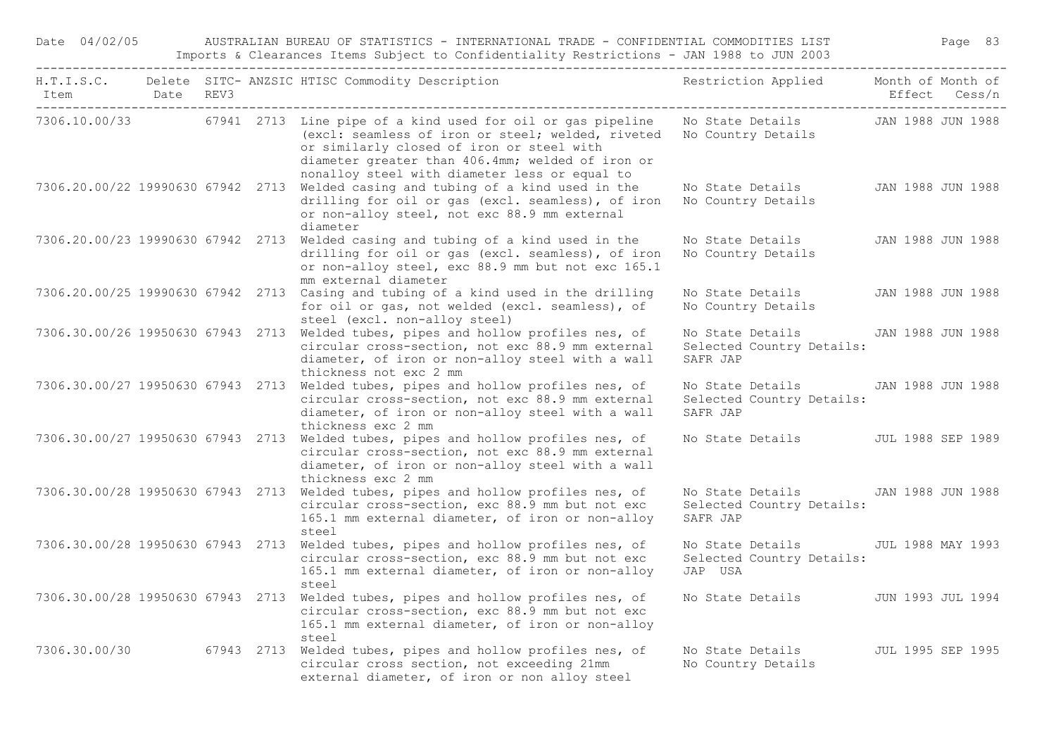| H.T.I.S.C. Item | Delete Date | SITC- REV3 | ANZSIC | HTISC Commodity Description | Restriction Applied | Month of Effect | Month of Cess/n |
|---|---|---|---|---|---|---|---|
| 7306.10.00/33 | | 67941 | 2713 | Line pipe of a kind used for oil or gas pipeline (excl: seamless of iron or steel; welded, riveted or similarly closed of iron or steel with diameter greater than 406.4mm; welded of iron or nonalloy steel with diameter less or equal to | No State Details No Country Details | JAN 1988 | JUN 1988 |
| 7306.20.00/22 | 19990630 | 67942 | 2713 | Welded casing and tubing of a kind used in the drilling for oil or gas (excl. seamless), of iron or non-alloy steel, not exc 88.9 mm external diameter | No State Details No Country Details | JAN 1988 | JUN 1988 |
| 7306.20.00/23 | 19990630 | 67942 | 2713 | Welded casing and tubing of a kind used in the drilling for oil or gas (excl. seamless), of iron or non-alloy steel, exc 88.9 mm but not exc 165.1 mm external diameter | No State Details No Country Details | JAN 1988 | JUN 1988 |
| 7306.20.00/25 | 19990630 | 67942 | 2713 | Casing and tubing of a kind used in the drilling for oil or gas, not welded (excl. seamless), of steel (excl. non-alloy steel) | No State Details No Country Details | JAN 1988 | JUN 1988 |
| 7306.30.00/26 | 19950630 | 67943 | 2713 | Welded tubes, pipes and hollow profiles nes, of circular cross-section, not exc 88.9 mm external diameter, of iron or non-alloy steel with a wall thickness not exc 2 mm | No State Details Selected Country Details: SAFR JAP | JAN 1988 | JUN 1988 |
| 7306.30.00/27 | 19950630 | 67943 | 2713 | Welded tubes, pipes and hollow profiles nes, of circular cross-section, not exc 88.9 mm external diameter, of iron or non-alloy steel with a wall thickness exc 2 mm | No State Details Selected Country Details: SAFR JAP | JAN 1988 | JUN 1988 |
| 7306.30.00/27 | 19950630 | 67943 | 2713 | Welded tubes, pipes and hollow profiles nes, of circular cross-section, not exc 88.9 mm external diameter, of iron or non-alloy steel with a wall thickness exc 2 mm | No State Details | JUL 1988 | SEP 1989 |
| 7306.30.00/28 | 19950630 | 67943 | 2713 | Welded tubes, pipes and hollow profiles nes, of circular cross-section, exc 88.9 mm but not exc 165.1 mm external diameter, of iron or non-alloy steel | No State Details Selected Country Details: SAFR JAP | JAN 1988 | JUN 1988 |
| 7306.30.00/28 | 19950630 | 67943 | 2713 | Welded tubes, pipes and hollow profiles nes, of circular cross-section, exc 88.9 mm but not exc 165.1 mm external diameter, of iron or non-alloy steel | No State Details Selected Country Details: JAP USA | JUL 1988 | MAY 1993 |
| 7306.30.00/28 | 19950630 | 67943 | 2713 | Welded tubes, pipes and hollow profiles nes, of circular cross-section, exc 88.9 mm but not exc 165.1 mm external diameter, of iron or non-alloy steel | No State Details | JUN 1993 | JUL 1994 |
| 7306.30.00/30 | | 67943 | 2713 | Welded tubes, pipes and hollow profiles nes, of circular cross section, not exceeding 21mm external diameter, of iron or non alloy steel | No State Details No Country Details | JUL 1995 | SEP 1995 |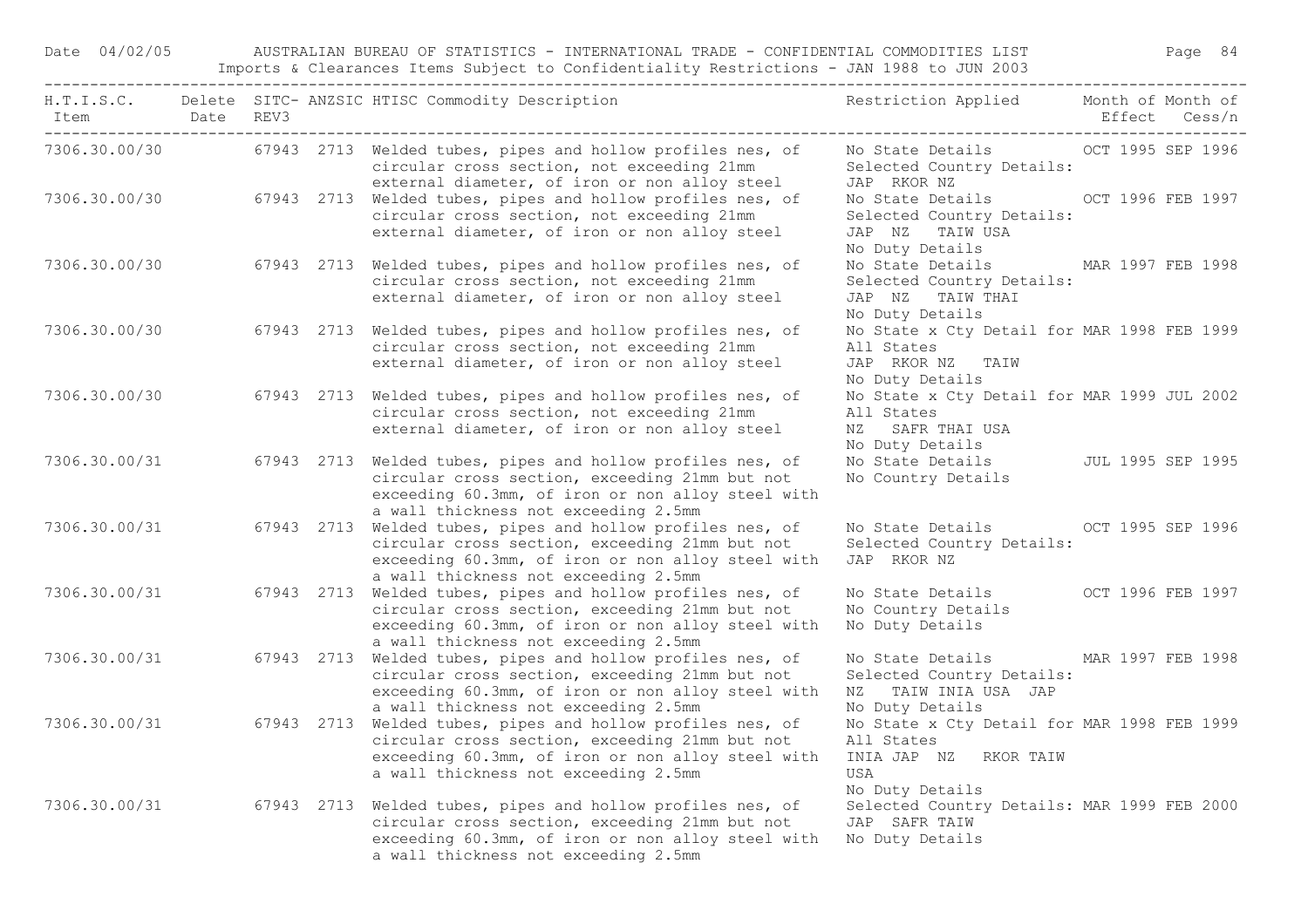| H.T.I.S.C. Item | Delete Date | SITC-REV3 | ANZSIC | HTISC Commodity Description | Restriction Applied | Month of Effect | Month of Cess/n |
|---|---|---|---|---|---|---|---|
| 7306.30.00/30 | | 67943 | 2713 | Welded tubes, pipes and hollow profiles nes, of circular cross section, not exceeding 21mm external diameter, of iron or non alloy steel | No State Details Selected Country Details: JAP RKOR NZ | OCT 1995 | SEP 1996 |
| 7306.30.00/30 | | 67943 | 2713 | Welded tubes, pipes and hollow profiles nes, of circular cross section, not exceeding 21mm external diameter, of iron or non alloy steel | No State Details Selected Country Details: JAP NZ TAIW USA No Duty Details | OCT 1996 | FEB 1997 |
| 7306.30.00/30 | | 67943 | 2713 | Welded tubes, pipes and hollow profiles nes, of circular cross section, not exceeding 21mm external diameter, of iron or non alloy steel | No State Details Selected Country Details: JAP NZ TAIW THAI No Duty Details | MAR 1997 | FEB 1998 |
| 7306.30.00/30 | | 67943 | 2713 | Welded tubes, pipes and hollow profiles nes, of circular cross section, not exceeding 21mm external diameter, of iron or non alloy steel | No State x Cty Detail for All States JAP RKOR NZ TAIW No Duty Details | MAR 1998 | FEB 1999 |
| 7306.30.00/30 | | 67943 | 2713 | Welded tubes, pipes and hollow profiles nes, of circular cross section, not exceeding 21mm external diameter, of iron or non alloy steel | No State x Cty Detail for All States NZ SAFR THAI USA No Duty Details | MAR 1999 | JUL 2002 |
| 7306.30.00/31 | | 67943 | 2713 | Welded tubes, pipes and hollow profiles nes, of circular cross section, exceeding 21mm but not exceeding 60.3mm, of iron or non alloy steel with a wall thickness not exceeding 2.5mm | No State Details No Country Details | JUL 1995 | SEP 1995 |
| 7306.30.00/31 | | 67943 | 2713 | Welded tubes, pipes and hollow profiles nes, of circular cross section, exceeding 21mm but not exceeding 60.3mm, of iron or non alloy steel with a wall thickness not exceeding 2.5mm | No State Details Selected Country Details: JAP RKOR NZ | OCT 1995 | SEP 1996 |
| 7306.30.00/31 | | 67943 | 2713 | Welded tubes, pipes and hollow profiles nes, of circular cross section, exceeding 21mm but not exceeding 60.3mm, of iron or non alloy steel with a wall thickness not exceeding 2.5mm | No State Details No Country Details No Duty Details | OCT 1996 | FEB 1997 |
| 7306.30.00/31 | | 67943 | 2713 | Welded tubes, pipes and hollow profiles nes, of circular cross section, exceeding 21mm but not exceeding 60.3mm, of iron or non alloy steel with a wall thickness not exceeding 2.5mm | No State Details Selected Country Details: NZ TAIW INIA USA JAP No Duty Details | MAR 1997 | FEB 1998 |
| 7306.30.00/31 | | 67943 | 2713 | Welded tubes, pipes and hollow profiles nes, of circular cross section, exceeding 21mm but not exceeding 60.3mm, of iron or non alloy steel with a wall thickness not exceeding 2.5mm | No State x Cty Detail for All States INIA JAP NZ RKOR TAIW USA No Duty Details | MAR 1998 | FEB 1999 |
| 7306.30.00/31 | | 67943 | 2713 | Welded tubes, pipes and hollow profiles nes, of circular cross section, exceeding 21mm but not exceeding 60.3mm, of iron or non alloy steel with a wall thickness not exceeding 2.5mm | Selected Country Details: JAP SAFR TAIW No Duty Details | MAR 1999 | FEB 2000 |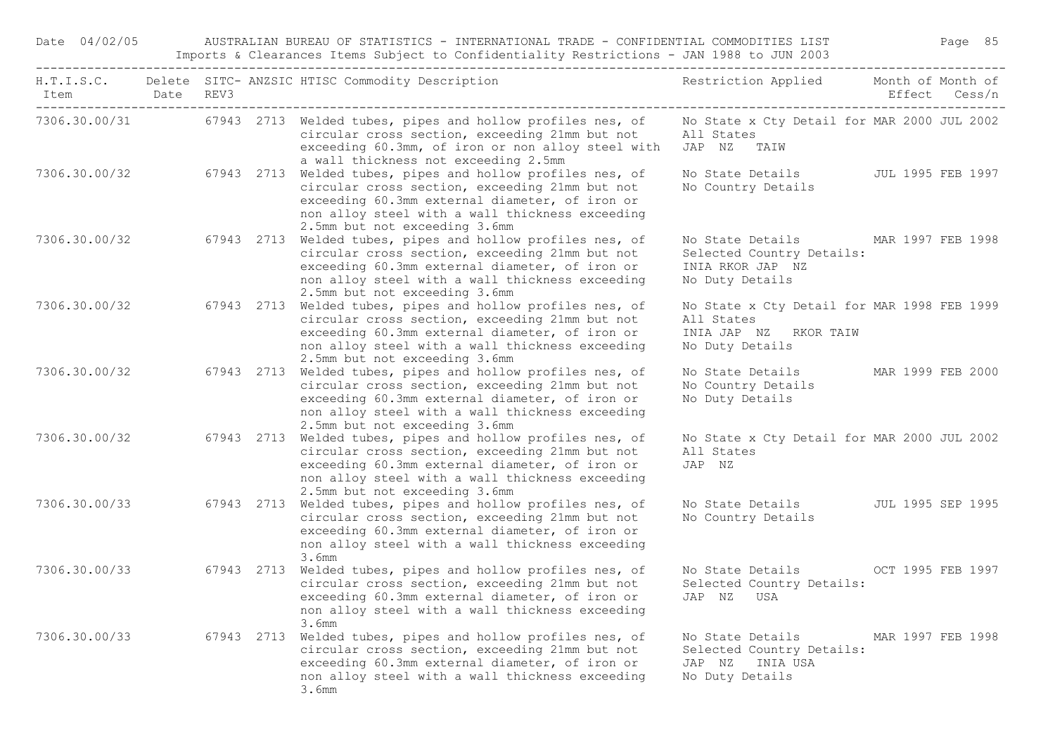| H.T.I.S.C. Item | Delete Date | SITC-REV3 | ANZSIC | HTISC Commodity Description | Restriction Applied | Month of Effect | Month of Cess/n |
|---|---|---|---|---|---|---|---|
| 7306.30.00/31 | | 67943 | 2713 | Welded tubes, pipes and hollow profiles nes, of circular cross section, exceeding 21mm but not exceeding 60.3mm, of iron or non alloy steel with a wall thickness not exceeding 2.5mm | No State x Cty Detail for All States JAP NZ TAIW | MAR 2000 | JUL 2002 |
| 7306.30.00/32 | | 67943 | 2713 | Welded tubes, pipes and hollow profiles nes, of circular cross section, exceeding 21mm but not exceeding 60.3mm external diameter, of iron or non alloy steel with a wall thickness exceeding 2.5mm but not exceeding 3.6mm | No State Details No Country Details | JUL 1995 | FEB 1997 |
| 7306.30.00/32 | | 67943 | 2713 | Welded tubes, pipes and hollow profiles nes, of circular cross section, exceeding 21mm but not exceeding 60.3mm external diameter, of iron or non alloy steel with a wall thickness exceeding 2.5mm but not exceeding 3.6mm | No State Details Selected Country Details: INIA RKOR JAP NZ No Duty Details | MAR 1997 | FEB 1998 |
| 7306.30.00/32 | | 67943 | 2713 | Welded tubes, pipes and hollow profiles nes, of circular cross section, exceeding 21mm but not exceeding 60.3mm external diameter, of iron or non alloy steel with a wall thickness exceeding 2.5mm but not exceeding 3.6mm | No State x Cty Detail for All States INIA JAP NZ RKOR TAIW No Duty Details | MAR 1998 | FEB 1999 |
| 7306.30.00/32 | | 67943 | 2713 | Welded tubes, pipes and hollow profiles nes, of circular cross section, exceeding 21mm but not exceeding 60.3mm external diameter, of iron or non alloy steel with a wall thickness exceeding 2.5mm but not exceeding 3.6mm | No State Details No Country Details No Duty Details | MAR 1999 | FEB 2000 |
| 7306.30.00/32 | | 67943 | 2713 | Welded tubes, pipes and hollow profiles nes, of circular cross section, exceeding 21mm but not exceeding 60.3mm external diameter, of iron or non alloy steel with a wall thickness exceeding 2.5mm but not exceeding 3.6mm | No State x Cty Detail for All States JAP NZ | MAR 2000 | JUL 2002 |
| 7306.30.00/33 | | 67943 | 2713 | Welded tubes, pipes and hollow profiles nes, of circular cross section, exceeding 21mm but not exceeding 60.3mm external diameter, of iron or non alloy steel with a wall thickness exceeding 3.6mm | No State Details No Country Details | JUL 1995 | SEP 1995 |
| 7306.30.00/33 | | 67943 | 2713 | Welded tubes, pipes and hollow profiles nes, of circular cross section, exceeding 21mm but not exceeding 60.3mm external diameter, of iron or non alloy steel with a wall thickness exceeding 3.6mm | No State Details Selected Country Details: JAP NZ USA | OCT 1995 | FEB 1997 |
| 7306.30.00/33 | | 67943 | 2713 | Welded tubes, pipes and hollow profiles nes, of circular cross section, exceeding 21mm but not exceeding 60.3mm external diameter, of iron or non alloy steel with a wall thickness exceeding 3.6mm | No State Details Selected Country Details: JAP NZ INIA USA No Duty Details | MAR 1997 | FEB 1998 |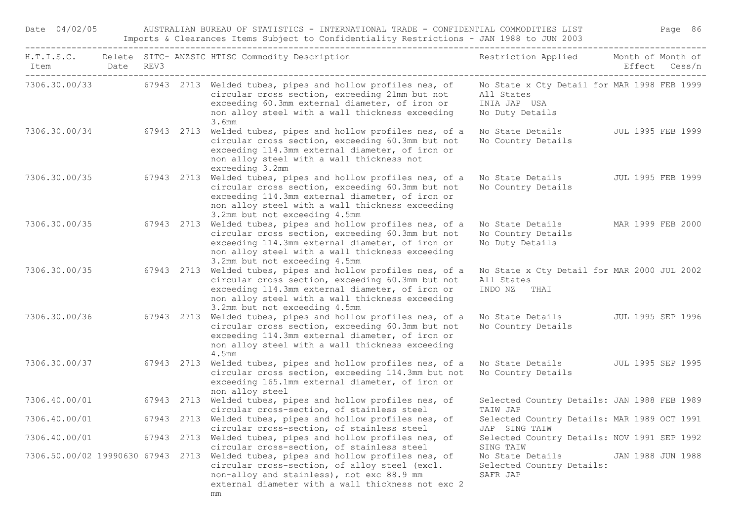| H.T.I.S.C. Item | Delete Date | SITC-REV3 | ANZSIC | HTISC Commodity Description | Restriction Applied | Month of Effect | Month of Cess/n |
|---|---|---|---|---|---|---|---|
| 7306.30.00/33 | | 67943 | 2713 | Welded tubes, pipes and hollow profiles nes, of circular cross section, exceeding 21mm but not exceeding 60.3mm external diameter, of iron or non alloy steel with a wall thickness exceeding 3.6mm | No State x Cty Detail for All States INIA JAP USA No Duty Details | MAR 1998 | FEB 1999 |
| 7306.30.00/34 | | 67943 | 2713 | Welded tubes, pipes and hollow profiles nes, of a circular cross section, exceeding 60.3mm but not exceeding 114.3mm external diameter, of iron or non alloy steel with a wall thickness not exceeding 3.2mm | No State Details No Country Details | JUL 1995 | FEB 1999 |
| 7306.30.00/35 | | 67943 | 2713 | Welded tubes, pipes and hollow profiles nes, of a circular cross section, exceeding 60.3mm but not exceeding 114.3mm external diameter, of iron or non alloy steel with a wall thickness exceeding 3.2mm but not exceeding 4.5mm | No State Details No Country Details | JUL 1995 | FEB 1999 |
| 7306.30.00/35 | | 67943 | 2713 | Welded tubes, pipes and hollow profiles nes, of a circular cross section, exceeding 60.3mm but not exceeding 114.3mm external diameter, of iron or non alloy steel with a wall thickness exceeding 3.2mm but not exceeding 4.5mm | No State Details No Country Details No Duty Details | MAR 1999 | FEB 2000 |
| 7306.30.00/35 | | 67943 | 2713 | Welded tubes, pipes and hollow profiles nes, of a circular cross section, exceeding 60.3mm but not exceeding 114.3mm external diameter, of iron or non alloy steel with a wall thickness exceeding 3.2mm but not exceeding 4.5mm | No State x Cty Detail for All States INDO NZ THAI | MAR 2000 | JUL 2002 |
| 7306.30.00/36 | | 67943 | 2713 | Welded tubes, pipes and hollow profiles nes, of a circular cross section, exceeding 60.3mm but not exceeding 114.3mm external diameter, of iron or non alloy steel with a wall thickness exceeding 4.5mm | No State Details No Country Details | JUL 1995 | SEP 1996 |
| 7306.30.00/37 | | 67943 | 2713 | Welded tubes, pipes and hollow profiles nes, of a circular cross section, exceeding 114.3mm but not exceeding 165.1mm external diameter, of iron or non alloy steel | No State Details No Country Details | JUL 1995 | SEP 1995 |
| 7306.40.00/01 | | 67943 | 2713 | Welded tubes, pipes and hollow profiles nes, of circular cross-section, of stainless steel | Selected Country Details: TAIW JAP | JAN 1988 | FEB 1989 |
| 7306.40.00/01 | | 67943 | 2713 | Welded tubes, pipes and hollow profiles nes, of circular cross-section, of stainless steel | Selected Country Details: JAP SING TAIW | MAR 1989 | OCT 1991 |
| 7306.40.00/01 | | 67943 | 2713 | Welded tubes, pipes and hollow profiles nes, of circular cross-section, of stainless steel | Selected Country Details: SING TAIW | NOV 1991 | SEP 1992 |
| 7306.50.00/02 | 19990630 | 67943 | 2713 | Welded tubes, pipes and hollow profiles nes, of circular cross-section, of alloy steel (excl. non-alloy and stainless), not exc 88.9 mm external diameter with a wall thickness not exc 2 mm | No State Details Selected Country Details: SAFR JAP | JAN 1988 | JUN 1988 |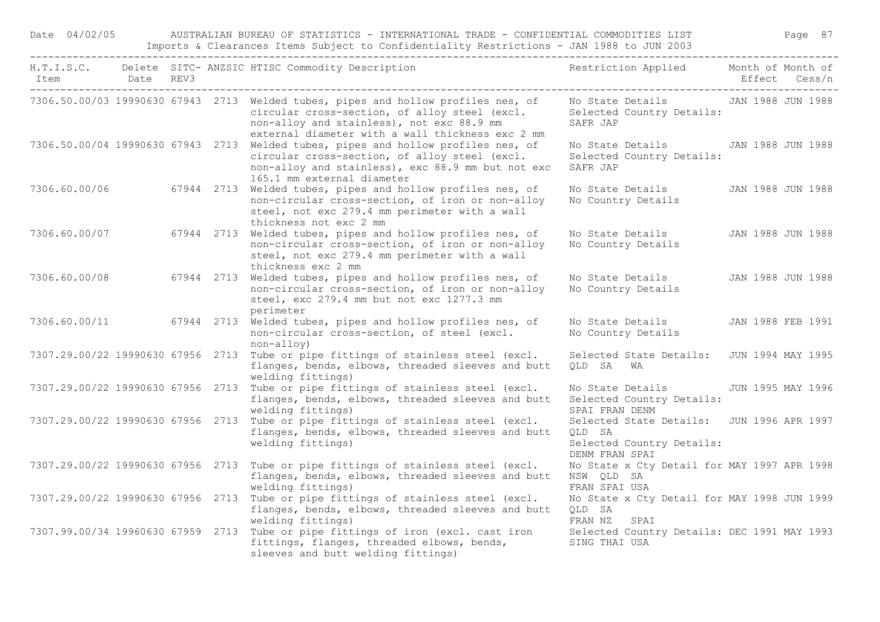| H.T.I.S.C. Item | Delete Date | SITC-REV3 | ANZSIC | HTISC Commodity Description | Restriction Applied | Month of Effect | Month of Cess/n |
|---|---|---|---|---|---|---|---|
| 7306.50.00/03 | 19990630 | 67943 | 2713 | Welded tubes, pipes and hollow profiles nes, of circular cross-section, of alloy steel (excl. non-alloy and stainless), not exc 88.9 mm external diameter with a wall thickness exc 2 mm | No State Details Selected Country Details: SAFR JAP | JAN 1988 | JUN 1988 |
| 7306.50.00/04 | 19990630 | 67943 | 2713 | Welded tubes, pipes and hollow profiles nes, of circular cross-section, of alloy steel (excl. non-alloy and stainless), exc 88.9 mm but not exc 165.1 mm external diameter | No State Details Selected Country Details: SAFR JAP | JAN 1988 | JUN 1988 |
| 7306.60.00/06 | | 67944 | 2713 | Welded tubes, pipes and hollow profiles nes, of non-circular cross-section, of iron or non-alloy steel, not exc 279.4 mm perimeter with a wall thickness not exc 2 mm | No State Details No Country Details | JAN 1988 | JUN 1988 |
| 7306.60.00/07 | | 67944 | 2713 | Welded tubes, pipes and hollow profiles nes, of non-circular cross-section, of iron or non-alloy steel, not exc 279.4 mm perimeter with a wall thickness exc 2 mm | No State Details No Country Details | JAN 1988 | JUN 1988 |
| 7306.60.00/08 | | 67944 | 2713 | Welded tubes, pipes and hollow profiles nes, of non-circular cross-section, of iron or non-alloy steel, exc 279.4 mm but not exc 1277.3 mm perimeter | No State Details No Country Details | JAN 1988 | JUN 1988 |
| 7306.60.00/11 | | 67944 | 2713 | Welded tubes, pipes and hollow profiles nes, of non-circular cross-section, of steel (excl. non-alloy) | No State Details No Country Details | JAN 1988 | FEB 1991 |
| 7307.29.00/22 | 19990630 | 67956 | 2713 | Tube or pipe fittings of stainless steel (excl. flanges, bends, elbows, threaded sleeves and butt welding fittings) | Selected State Details: QLD SA WA | JUN 1994 | MAY 1995 |
| 7307.29.00/22 | 19990630 | 67956 | 2713 | Tube or pipe fittings of stainless steel (excl. flanges, bends, elbows, threaded sleeves and butt welding fittings) | No State Details Selected Country Details: SPAI FRAN DENM | JUN 1995 | MAY 1996 |
| 7307.29.00/22 | 19990630 | 67956 | 2713 | Tube or pipe fittings of stainless steel (excl. flanges, bends, elbows, threaded sleeves and butt welding fittings) | Selected State Details: QLD SA Selected Country Details: DENM FRAN SPAI | JUN 1996 | APR 1997 |
| 7307.29.00/22 | 19990630 | 67956 | 2713 | Tube or pipe fittings of stainless steel (excl. flanges, bends, elbows, threaded sleeves and butt welding fittings) | No State x Cty Detail for NSW QLD SA FRAN SPAI USA | MAY 1997 | APR 1998 |
| 7307.29.00/22 | 19990630 | 67956 | 2713 | Tube or pipe fittings of stainless steel (excl. flanges, bends, elbows, threaded sleeves and butt welding fittings) | No State x Cty Detail for QLD SA FRAN NZ SPAI | MAY 1998 | JUN 1999 |
| 7307.99.00/34 | 19960630 | 67959 | 2713 | Tube or pipe fittings of iron (excl. cast iron fittings, flanges, threaded elbows, bends, sleeves and butt welding fittings) | Selected Country Details: SING THAI USA | DEC 1991 | MAY 1993 |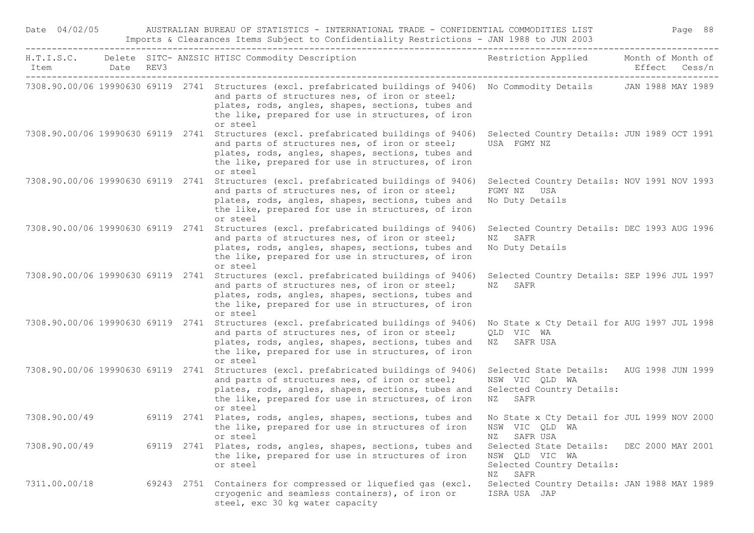| H.T.I.S.C. Item | Delete Date | SITC-REV3 | ANZSIC | HTISC Commodity Description | Restriction Applied | Month of Effect | Month of Cess/n |
|---|---|---|---|---|---|---|---|
| 7308.90.00/06 | 19990630 | 69119 | 2741 | Structures (excl. prefabricated buildings of 9406) and parts of structures nes, of iron or steel; plates, rods, angles, shapes, sections, tubes and the like, prepared for use in structures, of iron or steel | No Commodity Details | JAN 1988 | MAY 1989 |
| 7308.90.00/06 | 19990630 | 69119 | 2741 | Structures (excl. prefabricated buildings of 9406) and parts of structures nes, of iron or steel; plates, rods, angles, shapes, sections, tubes and the like, prepared for use in structures, of iron or steel | Selected Country Details: USA FGMY NZ | JUN 1989 | OCT 1991 |
| 7308.90.00/06 | 19990630 | 69119 | 2741 | Structures (excl. prefabricated buildings of 9406) and parts of structures nes, of iron or steel; plates, rods, angles, shapes, sections, tubes and the like, prepared for use in structures, of iron or steel | Selected Country Details: FGMY NZ USA No Duty Details | NOV 1991 | NOV 1993 |
| 7308.90.00/06 | 19990630 | 69119 | 2741 | Structures (excl. prefabricated buildings of 9406) and parts of structures nes, of iron or steel; plates, rods, angles, shapes, sections, tubes and the like, prepared for use in structures, of iron or steel | Selected Country Details: NZ SAFR No Duty Details | DEC 1993 | AUG 1996 |
| 7308.90.00/06 | 19990630 | 69119 | 2741 | Structures (excl. prefabricated buildings of 9406) and parts of structures nes, of iron or steel; plates, rods, angles, shapes, sections, tubes and the like, prepared for use in structures, of iron or steel | Selected Country Details: NZ SAFR | SEP 1996 | JUL 1997 |
| 7308.90.00/06 | 19990630 | 69119 | 2741 | Structures (excl. prefabricated buildings of 9406) and parts of structures nes, of iron or steel; plates, rods, angles, shapes, sections, tubes and the like, prepared for use in structures, of iron or steel | No State x Cty Detail for QLD VIC WA NZ SAFR USA | AUG 1997 | JUL 1998 |
| 7308.90.00/06 | 19990630 | 69119 | 2741 | Structures (excl. prefabricated buildings of 9406) and parts of structures nes, of iron or steel; plates, rods, angles, shapes, sections, tubes and the like, prepared for use in structures, of iron or steel | Selected State Details: NSW VIC QLD WA Selected Country Details: NZ SAFR | AUG 1998 | JUN 1999 |
| 7308.90.00/49 | | 69119 | 2741 | Plates, rods, angles, shapes, sections, tubes and the like, prepared for use in structures of iron or steel | No State x Cty Detail for NSW VIC QLD WA NZ SAFR USA | JUL 1999 | NOV 2000 |
| 7308.90.00/49 | | 69119 | 2741 | Plates, rods, angles, shapes, sections, tubes and the like, prepared for use in structures of iron or steel | Selected State Details: NSW QLD VIC WA Selected Country Details: NZ SAFR | DEC 2000 | MAY 2001 |
| 7311.00.00/18 | | 69243 | 2751 | Containers for compressed or liquefied gas (excl. cryogenic and seamless containers), of iron or steel, exc 30 kg water capacity | Selected Country Details: ISRA USA JAP | JAN 1988 | MAY 1989 |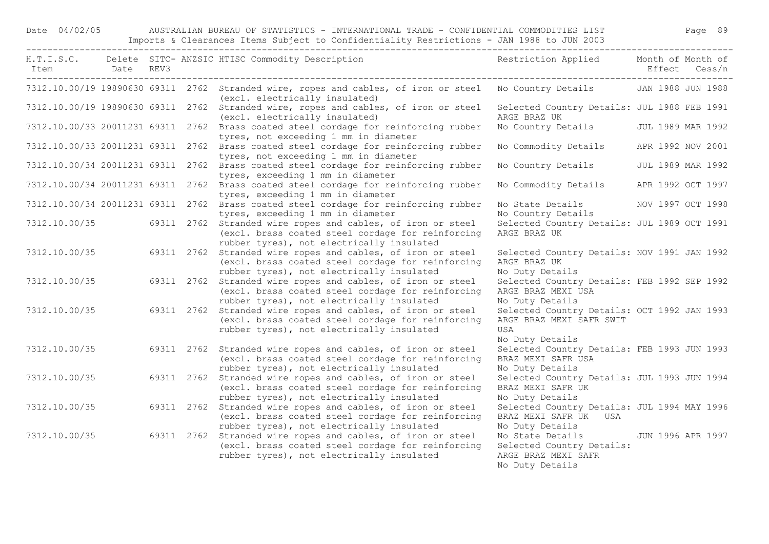| H.T.I.S.C. Item | Delete Date | SITC-REV3 | ANZSIC | HTISC Commodity Description | Restriction Applied | Month of Effect | Month of Cess/n |
|---|---|---|---|---|---|---|---|
| 7312.10.00/19 | 19890630 | 69311 | 2762 | Stranded wire, ropes and cables, of iron or steel (excl. electrically insulated) | No Country Details | JAN 1988 | JUN 1988 |
| 7312.10.00/19 | 19890630 | 69311 | 2762 | Stranded wire, ropes and cables, of iron or steel (excl. electrically insulated) | Selected Country Details: ARGE BRAZ UK | JUL 1988 | FEB 1991 |
| 7312.10.00/33 | 20011231 | 69311 | 2762 | Brass coated steel cordage for reinforcing rubber tyres, not exceeding 1 mm in diameter | No Country Details | JUL 1989 | MAR 1992 |
| 7312.10.00/33 | 20011231 | 69311 | 2762 | Brass coated steel cordage for reinforcing rubber tyres, not exceeding 1 mm in diameter | No Commodity Details | APR 1992 | NOV 2001 |
| 7312.10.00/34 | 20011231 | 69311 | 2762 | Brass coated steel cordage for reinforcing rubber tyres, exceeding 1 mm in diameter | No Country Details | JUL 1989 | MAR 1992 |
| 7312.10.00/34 | 20011231 | 69311 | 2762 | Brass coated steel cordage for reinforcing rubber tyres, exceeding 1 mm in diameter | No Commodity Details | APR 1992 | OCT 1997 |
| 7312.10.00/34 | 20011231 | 69311 | 2762 | Brass coated steel cordage for reinforcing rubber tyres, exceeding 1 mm in diameter | No State Details No Country Details | NOV 1997 | OCT 1998 |
| 7312.10.00/35 | | 69311 | 2762 | Stranded wire ropes and cables, of iron or steel (excl. brass coated steel cordage for reinforcing rubber tyres), not electrically insulated | Selected Country Details: ARGE BRAZ UK | JUL 1989 | OCT 1991 |
| 7312.10.00/35 | | 69311 | 2762 | Stranded wire ropes and cables, of iron or steel (excl. brass coated steel cordage for reinforcing rubber tyres), not electrically insulated | Selected Country Details: ARGE BRAZ UK No Duty Details | NOV 1991 | JAN 1992 |
| 7312.10.00/35 | | 69311 | 2762 | Stranded wire ropes and cables, of iron or steel (excl. brass coated steel cordage for reinforcing rubber tyres), not electrically insulated | Selected Country Details: ARGE BRAZ MEXI USA No Duty Details | FEB 1992 | SEP 1992 |
| 7312.10.00/35 | | 69311 | 2762 | Stranded wire ropes and cables, of iron or steel (excl. brass coated steel cordage for reinforcing rubber tyres), not electrically insulated | Selected Country Details: ARGE BRAZ MEXI SAFR SWIT USA No Duty Details | OCT 1992 | JAN 1993 |
| 7312.10.00/35 | | 69311 | 2762 | Stranded wire ropes and cables, of iron or steel (excl. brass coated steel cordage for reinforcing rubber tyres), not electrically insulated | Selected Country Details: BRAZ MEXI SAFR USA No Duty Details | FEB 1993 | JUN 1993 |
| 7312.10.00/35 | | 69311 | 2762 | Stranded wire ropes and cables, of iron or steel (excl. brass coated steel cordage for reinforcing rubber tyres), not electrically insulated | Selected Country Details: BRAZ MEXI SAFR UK No Duty Details | JUL 1993 | JUN 1994 |
| 7312.10.00/35 | | 69311 | 2762 | Stranded wire ropes and cables, of iron or steel (excl. brass coated steel cordage for reinforcing rubber tyres), not electrically insulated | Selected Country Details: BRAZ MEXI SAFR UK USA No Duty Details | JUL 1994 | MAY 1996 |
| 7312.10.00/35 | | 69311 | 2762 | Stranded wire ropes and cables, of iron or steel (excl. brass coated steel cordage for reinforcing rubber tyres), not electrically insulated | No State Details Selected Country Details: ARGE BRAZ MEXI SAFR No Duty Details | JUN 1996 | APR 1997 |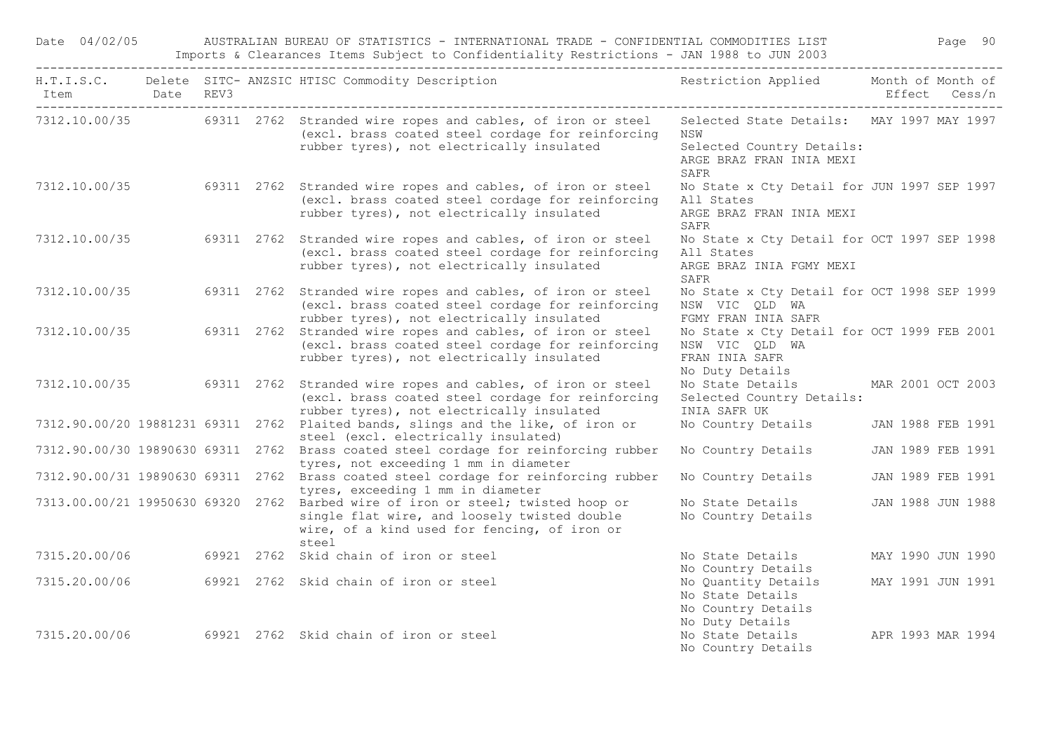| H.T.I.S.C. Item | Delete Date | SITC-REV3 | ANZSIC | HTISC Commodity Description | Restriction Applied | Month of Effect | Month of Cess/n |
|---|---|---|---|---|---|---|---|
| 7312.10.00/35 | | 69311 | 2762 | Stranded wire ropes and cables, of iron or steel (excl. brass coated steel cordage for reinforcing rubber tyres), not electrically insulated | Selected State Details: NSW Selected Country Details: ARGE BRAZ FRAN INIA MEXI SAFR | MAY 1997 | MAY 1997 |
| 7312.10.00/35 | | 69311 | 2762 | Stranded wire ropes and cables, of iron or steel (excl. brass coated steel cordage for reinforcing rubber tyres), not electrically insulated | No State x Cty Detail for All States ARGE BRAZ FRAN INIA MEXI SAFR | JUN 1997 | SEP 1997 |
| 7312.10.00/35 | | 69311 | 2762 | Stranded wire ropes and cables, of iron or steel (excl. brass coated steel cordage for reinforcing rubber tyres), not electrically insulated | No State x Cty Detail for All States ARGE BRAZ INIA FGMY MEXI SAFR | OCT 1997 | SEP 1998 |
| 7312.10.00/35 | | 69311 | 2762 | Stranded wire ropes and cables, of iron or steel (excl. brass coated steel cordage for reinforcing rubber tyres), not electrically insulated | No State x Cty Detail for NSW VIC QLD WA FGMY FRAN INIA SAFR | OCT 1998 | SEP 1999 |
| 7312.10.00/35 | | 69311 | 2762 | Stranded wire ropes and cables, of iron or steel (excl. brass coated steel cordage for reinforcing rubber tyres), not electrically insulated | No State x Cty Detail for NSW VIC QLD WA FRAN INIA SAFR No Duty Details | OCT 1999 | FEB 2001 |
| 7312.10.00/35 | | 69311 | 2762 | Stranded wire ropes and cables, of iron or steel (excl. brass coated steel cordage for reinforcing rubber tyres), not electrically insulated | No State Details Selected Country Details: INIA SAFR UK | MAR 2001 | OCT 2003 |
| 7312.90.00/20 | 19881231 | 69311 | 2762 | Plaited bands, slings and the like, of iron or steel (excl. electrically insulated) | No Country Details | JAN 1988 | FEB 1991 |
| 7312.90.00/30 | 19890630 | 69311 | 2762 | Brass coated steel cordage for reinforcing rubber tyres, not exceeding 1 mm in diameter | No Country Details | JAN 1989 | FEB 1991 |
| 7312.90.00/31 | 19890630 | 69311 | 2762 | Brass coated steel cordage for reinforcing rubber tyres, exceeding 1 mm in diameter | No Country Details | JAN 1989 | FEB 1991 |
| 7313.00.00/21 | 19950630 | 69320 | 2762 | Barbed wire of iron or steel; twisted hoop or single flat wire, and loosely twisted double wire, of a kind used for fencing, of iron or steel | No State Details No Country Details | JAN 1988 | JUN 1988 |
| 7315.20.00/06 | | 69921 | 2762 | Skid chain of iron or steel | No State Details No Country Details | MAY 1990 | JUN 1990 |
| 7315.20.00/06 | | 69921 | 2762 | Skid chain of iron or steel | No Quantity Details No State Details No Country Details No Duty Details | MAY 1991 | JUN 1991 |
| 7315.20.00/06 | | 69921 | 2762 | Skid chain of iron or steel | No State Details No Country Details | APR 1993 | MAR 1994 |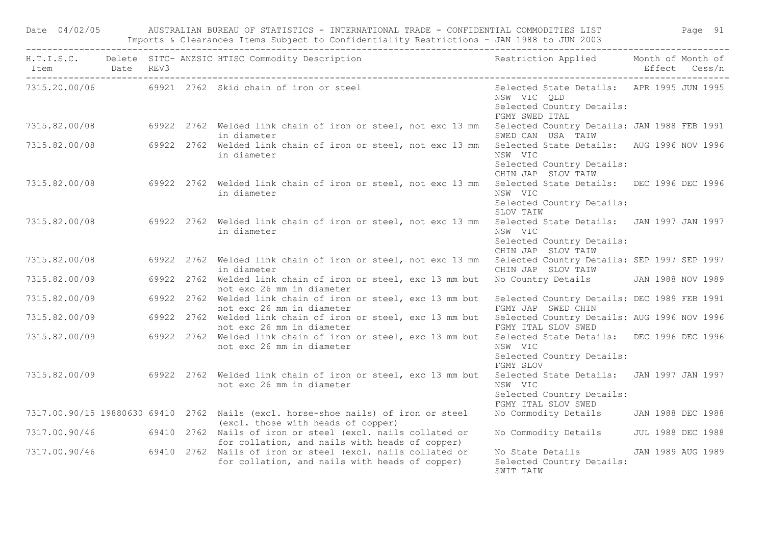| H.T.I.S.C. Item | Delete Date | SITC-REV3 | ANZSIC | HTISC Commodity Description | Restriction Applied | Month of Effect | Month of Cess/n |
|---|---|---|---|---|---|---|---|
| 7315.20.00/06 | | 69921 | 2762 | Skid chain of iron or steel | Selected State Details: NSW VIC QLD Selected Country Details: FGMY SWED ITAL | APR 1995 | JUN 1995 |
| 7315.82.00/08 | | 69922 | 2762 | Welded link chain of iron or steel, not exc 13 mm in diameter | Selected Country Details: SWED CAN USA TAIW | JAN 1988 | FEB 1991 |
| 7315.82.00/08 | | 69922 | 2762 | Welded link chain of iron or steel, not exc 13 mm in diameter | Selected State Details: NSW VIC Selected Country Details: CHIN JAP SLOV TAIW | AUG 1996 | NOV 1996 |
| 7315.82.00/08 | | 69922 | 2762 | Welded link chain of iron or steel, not exc 13 mm in diameter | Selected State Details: NSW VIC Selected Country Details: SLOV TAIW | DEC 1996 | DEC 1996 |
| 7315.82.00/08 | | 69922 | 2762 | Welded link chain of iron or steel, not exc 13 mm in diameter | Selected State Details: NSW VIC Selected Country Details: CHIN JAP SLOV TAIW | JAN 1997 | JAN 1997 |
| 7315.82.00/08 | | 69922 | 2762 | Welded link chain of iron or steel, not exc 13 mm in diameter | Selected Country Details: CHIN JAP SLOV TAIW | SEP 1997 | SEP 1997 |
| 7315.82.00/09 | | 69922 | 2762 | Welded link chain of iron or steel, exc 13 mm but not exc 26 mm in diameter | No Country Details | JAN 1988 | NOV 1989 |
| 7315.82.00/09 | | 69922 | 2762 | Welded link chain of iron or steel, exc 13 mm but not exc 26 mm in diameter | Selected Country Details: FGMY JAP SWED CHIN | DEC 1989 | FEB 1991 |
| 7315.82.00/09 | | 69922 | 2762 | Welded link chain of iron or steel, exc 13 mm but not exc 26 mm in diameter | Selected Country Details: FGMY ITAL SLOV SWED | AUG 1996 | NOV 1996 |
| 7315.82.00/09 | | 69922 | 2762 | Welded link chain of iron or steel, exc 13 mm but not exc 26 mm in diameter | Selected State Details: NSW VIC Selected Country Details: FGMY SLOV | DEC 1996 | DEC 1996 |
| 7315.82.00/09 | | 69922 | 2762 | Welded link chain of iron or steel, exc 13 mm but not exc 26 mm in diameter | Selected State Details: NSW VIC Selected Country Details: FGMY ITAL SLOV SWED | JAN 1997 | JAN 1997 |
| 7317.00.90/15 | 19880630 | 69410 | 2762 | Nails (excl. horse-shoe nails) of iron or steel (excl. those with heads of copper) | No Commodity Details | JAN 1988 | DEC 1988 |
| 7317.00.90/46 | | 69410 | 2762 | Nails of iron or steel (excl. nails collated or for collation, and nails with heads of copper) | No Commodity Details | JUL 1988 | DEC 1988 |
| 7317.00.90/46 | | 69410 | 2762 | Nails of iron or steel (excl. nails collated or for collation, and nails with heads of copper) | No State Details Selected Country Details: SWIT TAIW | JAN 1989 | AUG 1989 |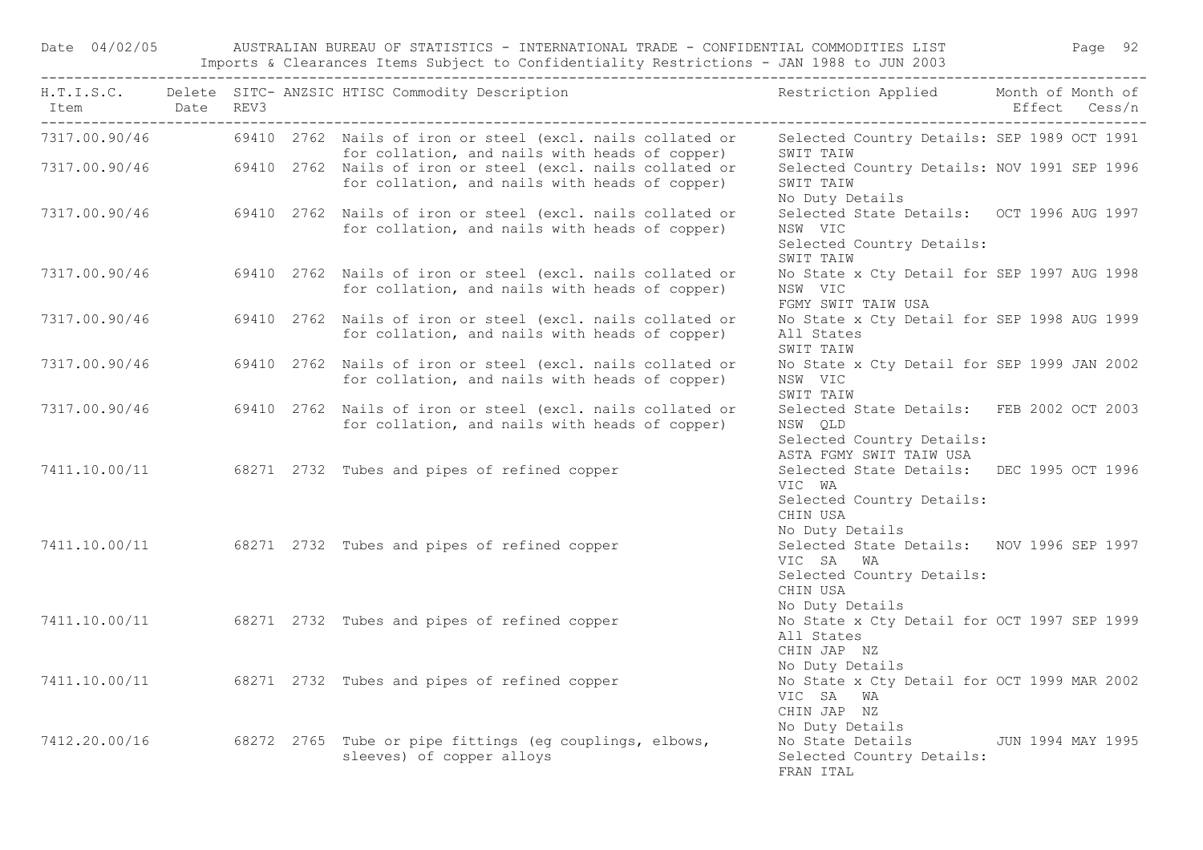| H.T.I.S.C. Item | Delete Date | SITC-REV3 | ANZSIC | HTISC Commodity Description | Restriction Applied | Month of Effect | Month of Cess/n |
|---|---|---|---|---|---|---|---|
| 7317.00.90/46 | | 69410 | 2762 | Nails of iron or steel (excl. nails collated or for collation, and nails with heads of copper) | Selected Country Details: SWIT TAIW | SEP 1989 | OCT 1991 |
| 7317.00.90/46 | | 69410 | 2762 | Nails of iron or steel (excl. nails collated or for collation, and nails with heads of copper) | Selected Country Details: SWIT TAIW No Duty Details | NOV 1991 | SEP 1996 |
| 7317.00.90/46 | | 69410 | 2762 | Nails of iron or steel (excl. nails collated or for collation, and nails with heads of copper) | Selected State Details: NSW VIC Selected Country Details: SWIT TAIW | OCT 1996 | AUG 1997 |
| 7317.00.90/46 | | 69410 | 2762 | Nails of iron or steel (excl. nails collated or for collation, and nails with heads of copper) | No State x Cty Detail for NSW VIC FGMY SWIT TAIW USA | SEP 1997 | AUG 1998 |
| 7317.00.90/46 | | 69410 | 2762 | Nails of iron or steel (excl. nails collated or for collation, and nails with heads of copper) | No State x Cty Detail for All States SWIT TAIW | SEP 1998 | AUG 1999 |
| 7317.00.90/46 | | 69410 | 2762 | Nails of iron or steel (excl. nails collated or for collation, and nails with heads of copper) | No State x Cty Detail for NSW VIC SWIT TAIW | SEP 1999 | JAN 2002 |
| 7317.00.90/46 | | 69410 | 2762 | Nails of iron or steel (excl. nails collated or for collation, and nails with heads of copper) | Selected State Details: NSW QLD Selected Country Details: ASTA FGMY SWIT TAIW USA | FEB 2002 | OCT 2003 |
| 7411.10.00/11 | | 68271 | 2732 | Tubes and pipes of refined copper | Selected State Details: VIC WA Selected Country Details: CHIN USA No Duty Details | DEC 1995 | OCT 1996 |
| 7411.10.00/11 | | 68271 | 2732 | Tubes and pipes of refined copper | Selected State Details: VIC SA WA Selected Country Details: CHIN USA No Duty Details | NOV 1996 | SEP 1997 |
| 7411.10.00/11 | | 68271 | 2732 | Tubes and pipes of refined copper | No State x Cty Detail for All States CHIN JAP NZ No Duty Details | OCT 1997 | SEP 1999 |
| 7411.10.00/11 | | 68271 | 2732 | Tubes and pipes of refined copper | No State x Cty Detail for VIC SA WA CHIN JAP NZ No Duty Details | OCT 1999 | MAR 2002 |
| 7412.20.00/16 | | 68272 | 2765 | Tube or pipe fittings (eg couplings, elbows, sleeves) of copper alloys | No State Details Selected Country Details: FRAN ITAL | JUN 1994 | MAY 1995 |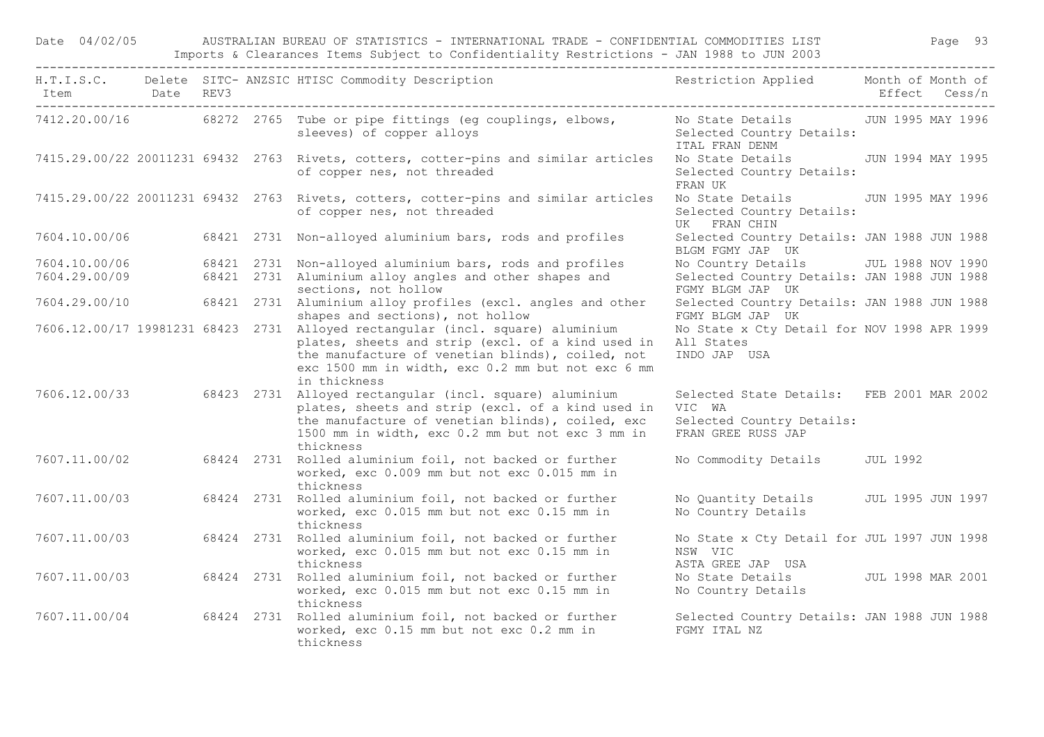| H.T.I.S.C. Item | Delete Date | SITC- REV3 | ANZSIC | HTISC Commodity Description | Restriction Applied | Month of Effect | Month of Cess/n |
|---|---|---|---|---|---|---|---|
| 7412.20.00/16 | | 68272 | 2765 | Tube or pipe fittings (eg couplings, elbows, sleeves) of copper alloys | No State Details Selected Country Details: ITAL FRAN DENM | JUN 1995 | MAY 1996 |
| 7415.29.00/22 | 20011231 | 69432 | 2763 | Rivets, cotters, cotter-pins and similar articles of copper nes, not threaded | No State Details Selected Country Details: FRAN UK | JUN 1994 | MAY 1995 |
| 7415.29.00/22 | 20011231 | 69432 | 2763 | Rivets, cotters, cotter-pins and similar articles of copper nes, not threaded | No State Details Selected Country Details: UK FRAN CHIN | JUN 1995 | MAY 1996 |
| 7604.10.00/06 | | 68421 | 2731 | Non-alloyed aluminium bars, rods and profiles | Selected Country Details: BLGM FGMY JAP UK | JAN 1988 | JUN 1988 |
| 7604.10.00/06 | | 68421 | 2731 | Non-alloyed aluminium bars, rods and profiles | No Country Details | JUL 1988 | NOV 1990 |
| 7604.29.00/09 | | 68421 | 2731 | Aluminium alloy angles and other shapes and sections, not hollow | Selected Country Details: FGMY BLGM JAP UK | JAN 1988 | JUN 1988 |
| 7604.29.00/10 | | 68421 | 2731 | Aluminium alloy profiles (excl. angles and other shapes and sections), not hollow | Selected Country Details: FGMY BLGM JAP UK | JAN 1988 | JUN 1988 |
| 7606.12.00/17 | 19981231 | 68423 | 2731 | Alloyed rectangular (incl. square) aluminium plates, sheets and strip (excl. of a kind used in the manufacture of venetian blinds), coiled, not exc 1500 mm in width, exc 0.2 mm but not exc 6 mm in thickness | No State x Cty Detail for All States INDO JAP USA | NOV 1998 | APR 1999 |
| 7606.12.00/33 | | 68423 | 2731 | Alloyed rectangular (incl. square) aluminium plates, sheets and strip (excl. of a kind used in the manufacture of venetian blinds), coiled, exc 1500 mm in width, exc 0.2 mm but not exc 3 mm in thickness | Selected State Details: VIC WA Selected Country Details: FRAN GREE RUSS JAP | FEB 2001 | MAR 2002 |
| 7607.11.00/02 | | 68424 | 2731 | Rolled aluminium foil, not backed or further worked, exc 0.009 mm but not exc 0.015 mm in thickness | No Commodity Details | JUL 1992 | |
| 7607.11.00/03 | | 68424 | 2731 | Rolled aluminium foil, not backed or further worked, exc 0.015 mm but not exc 0.15 mm in thickness | No Quantity Details No Country Details | JUL 1995 | JUN 1997 |
| 7607.11.00/03 | | 68424 | 2731 | Rolled aluminium foil, not backed or further worked, exc 0.015 mm but not exc 0.15 mm in thickness | No State x Cty Detail for NSW VIC ASTA GREE JAP USA | JUL 1997 | JUN 1998 |
| 7607.11.00/03 | | 68424 | 2731 | Rolled aluminium foil, not backed or further worked, exc 0.015 mm but not exc 0.15 mm in thickness | No State Details No Country Details | JUL 1998 | MAR 2001 |
| 7607.11.00/04 | | 68424 | 2731 | Rolled aluminium foil, not backed or further worked, exc 0.15 mm but not exc 0.2 mm in thickness | Selected Country Details: FGMY ITAL NZ | JAN 1988 | JUN 1988 |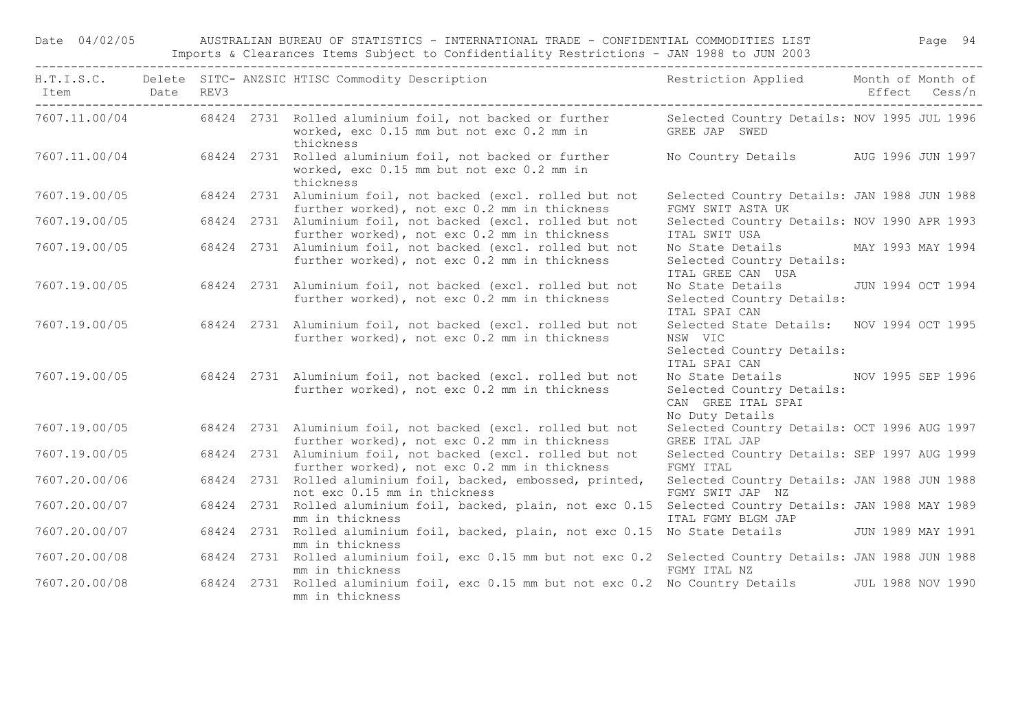Date 04/02/05 AUSTRALIAN BUREAU OF STATISTICS - INTERNATIONAL TRADE - CONFIDENTIAL COMMODITIES LIST

Imports & Clearances Items Subject to Confidentiality Restrictions - JAN 1988 to JUN 2003

| H.T.I.S.C. Item | Delete Date | SITC-REV3 | ANZSIC | HTISC Commodity Description | Restriction Applied | Month of Effect | Month of Cess/n |
|---|---|---|---|---|---|---|---|
| 7607.11.00/04 | | 68424 | 2731 | Rolled aluminium foil, not backed or further worked, exc 0.15 mm but not exc 0.2 mm in thickness | Selected Country Details: GREE JAP SWED | NOV 1995 | JUL 1996 |
| 7607.11.00/04 | | 68424 | 2731 | Rolled aluminium foil, not backed or further worked, exc 0.15 mm but not exc 0.2 mm in thickness | No Country Details | AUG 1996 | JUN 1997 |
| 7607.19.00/05 | | 68424 | 2731 | Aluminium foil, not backed (excl. rolled but not further worked), not exc 0.2 mm in thickness | Selected Country Details: FGMY SWIT ASTA UK | JAN 1988 | JUN 1988 |
| 7607.19.00/05 | | 68424 | 2731 | Aluminium foil, not backed (excl. rolled but not further worked), not exc 0.2 mm in thickness | Selected Country Details: ITAL SWIT USA | NOV 1990 | APR 1993 |
| 7607.19.00/05 | | 68424 | 2731 | Aluminium foil, not backed (excl. rolled but not further worked), not exc 0.2 mm in thickness | No State Details Selected Country Details: ITAL GREE CAN USA | MAY 1993 | MAY 1994 |
| 7607.19.00/05 | | 68424 | 2731 | Aluminium foil, not backed (excl. rolled but not further worked), not exc 0.2 mm in thickness | No State Details Selected Country Details: ITAL SPAI CAN | JUN 1994 | OCT 1994 |
| 7607.19.00/05 | | 68424 | 2731 | Aluminium foil, not backed (excl. rolled but not further worked), not exc 0.2 mm in thickness | Selected State Details: NSW VIC Selected Country Details: ITAL SPAI CAN | NOV 1994 | OCT 1995 |
| 7607.19.00/05 | | 68424 | 2731 | Aluminium foil, not backed (excl. rolled but not further worked), not exc 0.2 mm in thickness | No State Details Selected Country Details: CAN GREE ITAL SPAI No Duty Details | NOV 1995 | SEP 1996 |
| 7607.19.00/05 | | 68424 | 2731 | Aluminium foil, not backed (excl. rolled but not further worked), not exc 0.2 mm in thickness | Selected Country Details: GREE ITAL JAP | OCT 1996 | AUG 1997 |
| 7607.19.00/05 | | 68424 | 2731 | Aluminium foil, not backed (excl. rolled but not further worked), not exc 0.2 mm in thickness | Selected Country Details: FGMY ITAL | SEP 1997 | AUG 1999 |
| 7607.20.00/06 | | 68424 | 2731 | Rolled aluminium foil, backed, embossed, printed, not exc 0.15 mm in thickness | Selected Country Details: FGMY SWIT JAP NZ | JAN 1988 | JUN 1988 |
| 7607.20.00/07 | | 68424 | 2731 | Rolled aluminium foil, backed, plain, not exc 0.15 mm in thickness | Selected Country Details: ITAL FGMY BLGM JAP | JAN 1988 | MAY 1989 |
| 7607.20.00/07 | | 68424 | 2731 | Rolled aluminium foil, backed, plain, not exc 0.15 mm in thickness | No State Details | JUN 1989 | MAY 1991 |
| 7607.20.00/08 | | 68424 | 2731 | Rolled aluminium foil, exc 0.15 mm but not exc 0.2 mm in thickness | Selected Country Details: FGMY ITAL NZ | JAN 1988 | JUN 1988 |
| 7607.20.00/08 | | 68424 | 2731 | Rolled aluminium foil, exc 0.15 mm but not exc 0.2 mm in thickness | No Country Details | JUL 1988 | NOV 1990 |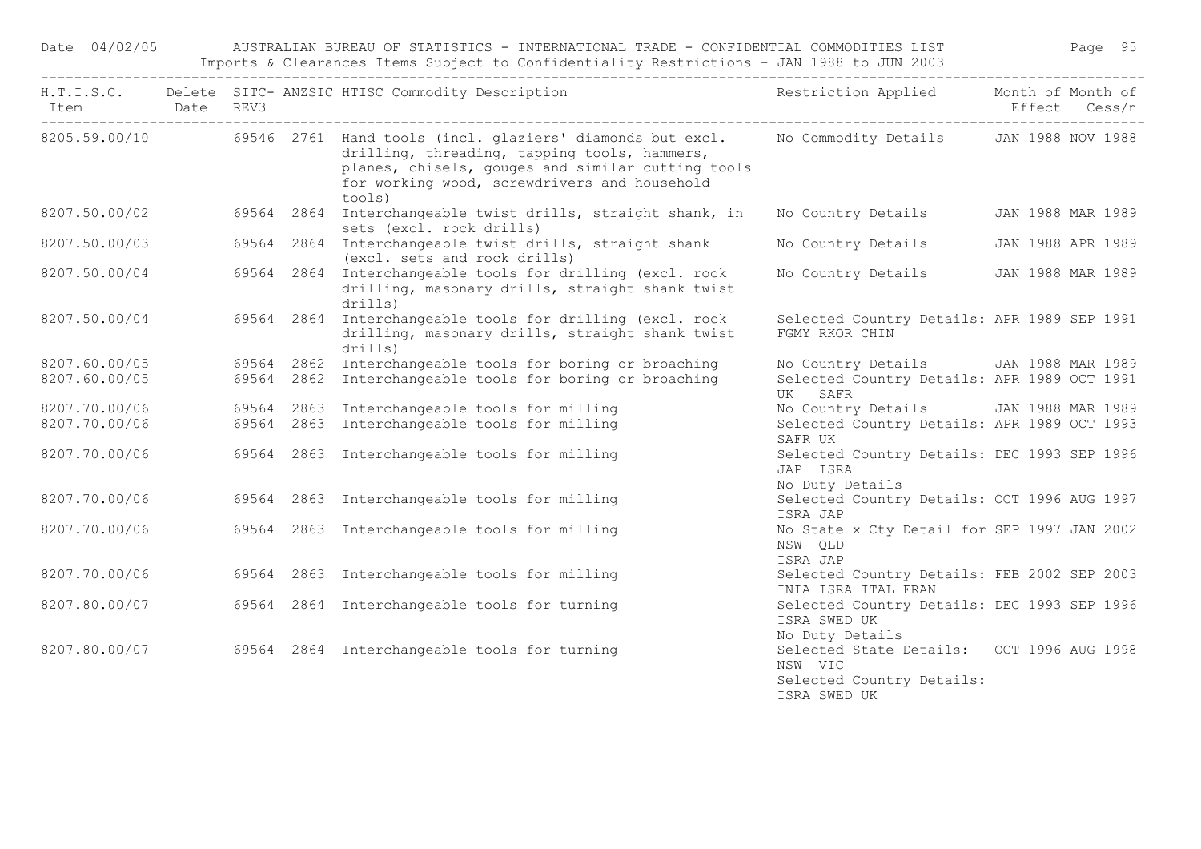| H.T.I.S.C. Item | Delete Date | SITC-REV3 | ANZSIC | HTISC Commodity Description | Restriction Applied | Month of Effect | Month of Cess/n |
|---|---|---|---|---|---|---|---|
| 8205.59.00/10 | | 69546 | 2761 | Hand tools (incl. glaziers' diamonds but excl. drilling, threading, tapping tools, hammers, planes, chisels, gouges and similar cutting tools for working wood, screwdrivers and household tools) | No Commodity Details | JAN 1988 | NOV 1988 |
| 8207.50.00/02 | | 69564 | 2864 | Interchangeable twist drills, straight shank, in sets (excl. rock drills) | No Country Details | JAN 1988 | MAR 1989 |
| 8207.50.00/03 | | 69564 | 2864 | Interchangeable twist drills, straight shank (excl. sets and rock drills) | No Country Details | JAN 1988 | APR 1989 |
| 8207.50.00/04 | | 69564 | 2864 | Interchangeable tools for drilling (excl. rock drilling, masonary drills, straight shank twist drills) | No Country Details | JAN 1988 | MAR 1989 |
| 8207.50.00/04 | | 69564 | 2864 | Interchangeable tools for drilling (excl. rock drilling, masonary drills, straight shank twist drills) | Selected Country Details: FGMY RKOR CHIN | APR 1989 | SEP 1991 |
| 8207.60.00/05 | | 69564 | 2862 | Interchangeable tools for boring or broaching | No Country Details | JAN 1988 | MAR 1989 |
| 8207.60.00/05 | | 69564 | 2862 | Interchangeable tools for boring or broaching | Selected Country Details: UK SAFR | APR 1989 | OCT 1991 |
| 8207.70.00/06 | | 69564 | 2863 | Interchangeable tools for milling | No Country Details | JAN 1988 | MAR 1989 |
| 8207.70.00/06 | | 69564 | 2863 | Interchangeable tools for milling | Selected Country Details: SAFR UK | APR 1989 | OCT 1993 |
| 8207.70.00/06 | | 69564 | 2863 | Interchangeable tools for milling | Selected Country Details: JAP ISRA No Duty Details | DEC 1993 | SEP 1996 |
| 8207.70.00/06 | | 69564 | 2863 | Interchangeable tools for milling | Selected Country Details: ISRA JAP | OCT 1996 | AUG 1997 |
| 8207.70.00/06 | | 69564 | 2863 | Interchangeable tools for milling | No State x Cty Detail for NSW QLD ISRA JAP | SEP 1997 | JAN 2002 |
| 8207.70.00/06 | | 69564 | 2863 | Interchangeable tools for milling | Selected Country Details: INIA ISRA ITAL FRAN | FEB 2002 | SEP 2003 |
| 8207.80.00/07 | | 69564 | 2864 | Interchangeable tools for turning | Selected Country Details: ISRA SWED UK No Duty Details | DEC 1993 | SEP 1996 |
| 8207.80.00/07 | | 69564 | 2864 | Interchangeable tools for turning | Selected State Details: NSW VIC Selected Country Details: ISRA SWED UK | OCT 1996 | AUG 1998 |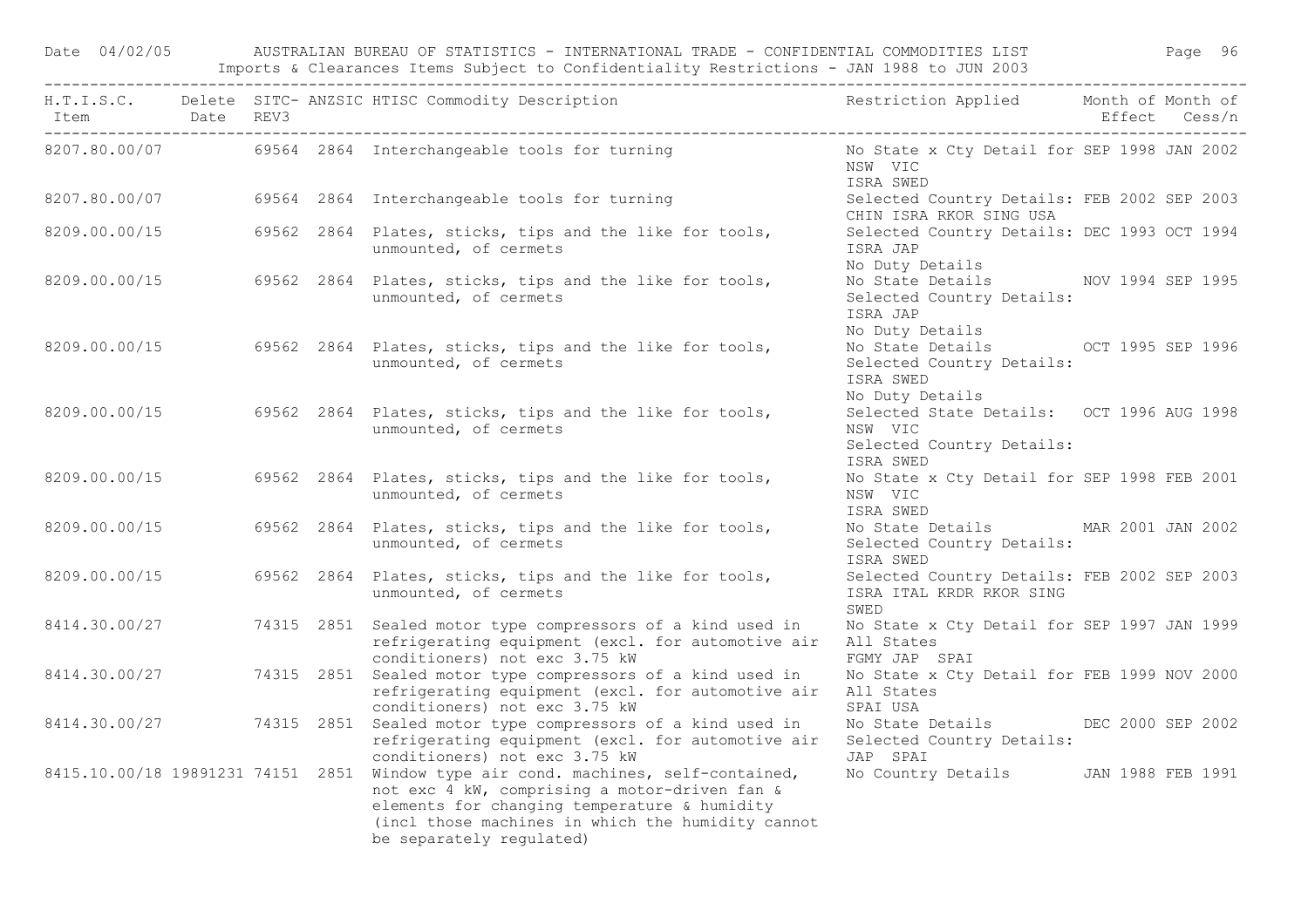| H.T.I.S.C. Item | Delete Date | SITC-REV3 | ANZSIC | HTISC Commodity Description | Restriction Applied | Month of Effect | Month of Cess/n |
|---|---|---|---|---|---|---|---|
| 8207.80.00/07 | | 69564 | 2864 | Interchangeable tools for turning | No State x Cty Detail for NSW VIC ISRA SWED | SEP 1998 | JAN 2002 |
| 8207.80.00/07 | | 69564 | 2864 | Interchangeable tools for turning | Selected Country Details: CHIN ISRA RKOR SING USA | FEB 2002 | SEP 2003 |
| 8209.00.00/15 | | 69562 | 2864 | Plates, sticks, tips and the like for tools, unmounted, of cermets | Selected Country Details: ISRA JAP No Duty Details | DEC 1993 | OCT 1994 |
| 8209.00.00/15 | | 69562 | 2864 | Plates, sticks, tips and the like for tools, unmounted, of cermets | No State Details Selected Country Details: ISRA JAP No Duty Details | NOV 1994 | SEP 1995 |
| 8209.00.00/15 | | 69562 | 2864 | Plates, sticks, tips and the like for tools, unmounted, of cermets | No State Details Selected Country Details: ISRA SWED No Duty Details | OCT 1995 | SEP 1996 |
| 8209.00.00/15 | | 69562 | 2864 | Plates, sticks, tips and the like for tools, unmounted, of cermets | Selected State Details: NSW VIC Selected Country Details: ISRA SWED | OCT 1996 | AUG 1998 |
| 8209.00.00/15 | | 69562 | 2864 | Plates, sticks, tips and the like for tools, unmounted, of cermets | No State x Cty Detail for NSW VIC ISRA SWED | SEP 1998 | FEB 2001 |
| 8209.00.00/15 | | 69562 | 2864 | Plates, sticks, tips and the like for tools, unmounted, of cermets | No State Details Selected Country Details: ISRA SWED | MAR 2001 | JAN 2002 |
| 8209.00.00/15 | | 69562 | 2864 | Plates, sticks, tips and the like for tools, unmounted, of cermets | Selected Country Details: ISRA ITAL KRDR RKOR SING SWED | FEB 2002 | SEP 2003 |
| 8414.30.00/27 | | 74315 | 2851 | Sealed motor type compressors of a kind used in refrigerating equipment (excl. for automotive air conditioners) not exc 3.75 kW | No State x Cty Detail for All States FGMY JAP SPAI | SEP 1997 | JAN 1999 |
| 8414.30.00/27 | | 74315 | 2851 | Sealed motor type compressors of a kind used in refrigerating equipment (excl. for automotive air conditioners) not exc 3.75 kW | No State x Cty Detail for All States SPAI USA | FEB 1999 | NOV 2000 |
| 8414.30.00/27 | | 74315 | 2851 | Sealed motor type compressors of a kind used in refrigerating equipment (excl. for automotive air conditioners) not exc 3.75 kW | No State Details Selected Country Details: JAP SPAI | DEC 2000 | SEP 2002 |
| 8415.10.00/18 | 19891231 | 74151 | 2851 | Window type air cond. machines, self-contained, not exc 4 kW, comprising a motor-driven fan & elements for changing temperature & humidity (incl those machines in which the humidity cannot be separately regulated) | No Country Details | JAN 1988 | FEB 1991 |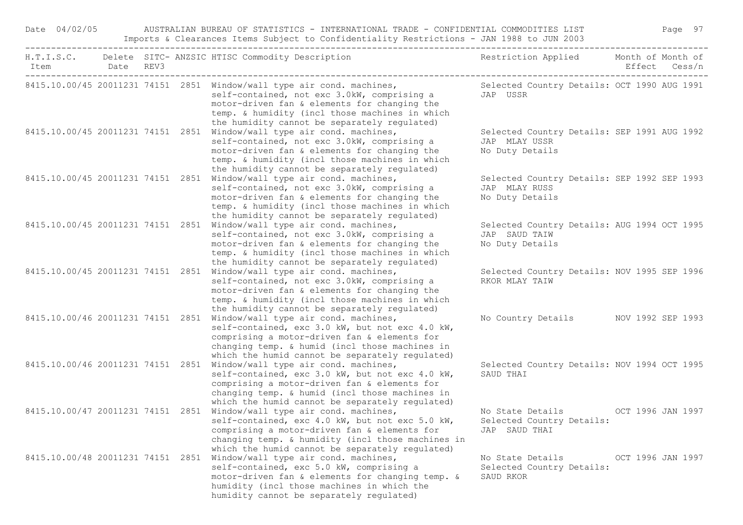| H.T.I.S.C. Item | Delete Date | SITC-REV3 | ANZSIC | HTISC Commodity Description | Restriction Applied | Month of Effect | Month of Cess/n |
|---|---|---|---|---|---|---|---|
| 8415.10.00/45 | 20011231 | 74151 | 2851 | Window/wall type air cond. machines, self-contained, not exc 3.0kW, comprising a motor-driven fan & elements for changing the temp. & humidity (incl those machines in which the humidity cannot be separately regulated) | Selected Country Details: JAP USSR | OCT 1990 | AUG 1991 |
| 8415.10.00/45 | 20011231 | 74151 | 2851 | Window/wall type air cond. machines, self-contained, not exc 3.0kW, comprising a motor-driven fan & elements for changing the temp. & humidity (incl those machines in which the humidity cannot be separately regulated) | Selected Country Details: JAP MLAY USSR No Duty Details | SEP 1991 | AUG 1992 |
| 8415.10.00/45 | 20011231 | 74151 | 2851 | Window/wall type air cond. machines, self-contained, not exc 3.0kW, comprising a motor-driven fan & elements for changing the temp. & humidity (incl those machines in which the humidity cannot be separately regulated) | Selected Country Details: JAP MLAY RUSS No Duty Details | SEP 1992 | SEP 1993 |
| 8415.10.00/45 | 20011231 | 74151 | 2851 | Window/wall type air cond. machines, self-contained, not exc 3.0kW, comprising a motor-driven fan & elements for changing the temp. & humidity (incl those machines in which the humidity cannot be separately regulated) | Selected Country Details: JAP SAUD TAIW No Duty Details | AUG 1994 | OCT 1995 |
| 8415.10.00/45 | 20011231 | 74151 | 2851 | Window/wall type air cond. machines, self-contained, not exc 3.0kW, comprising a motor-driven fan & elements for changing the temp. & humidity (incl those machines in which the humidity cannot be separately regulated) | Selected Country Details: RKOR MLAY TAIW | NOV 1995 | SEP 1996 |
| 8415.10.00/46 | 20011231 | 74151 | 2851 | Window/wall type air cond. machines, self-contained, exc 3.0 kW, but not exc 4.0 kW, comprising a motor-driven fan & elements for changing temp. & humid (incl those machines in which the humid cannot be separately regulated) | No Country Details | NOV 1992 | SEP 1993 |
| 8415.10.00/46 | 20011231 | 74151 | 2851 | Window/wall type air cond. machines, self-contained, exc 3.0 kW, but not exc 4.0 kW, comprising a motor-driven fan & elements for changing temp. & humid (incl those machines in which the humid cannot be separately regulated) | Selected Country Details: SAUD THAI | NOV 1994 | OCT 1995 |
| 8415.10.00/47 | 20011231 | 74151 | 2851 | Window/wall type air cond. machines, self-contained, exc 4.0 kW, but not exc 5.0 kW, comprising a motor-driven fan & elements for changing temp. & humidity (incl those machines in which the humid cannot be separately regulated) | No State Details Selected Country Details: JAP SAUD THAI | OCT 1996 | JAN 1997 |
| 8415.10.00/48 | 20011231 | 74151 | 2851 | Window/wall type air cond. machines, self-contained, exc 5.0 kW, comprising a motor-driven fan & elements for changing temp. & humidity (incl those machines in which the humidity cannot be separately regulated) | No State Details Selected Country Details: SAUD RKOR | OCT 1996 | JAN 1997 |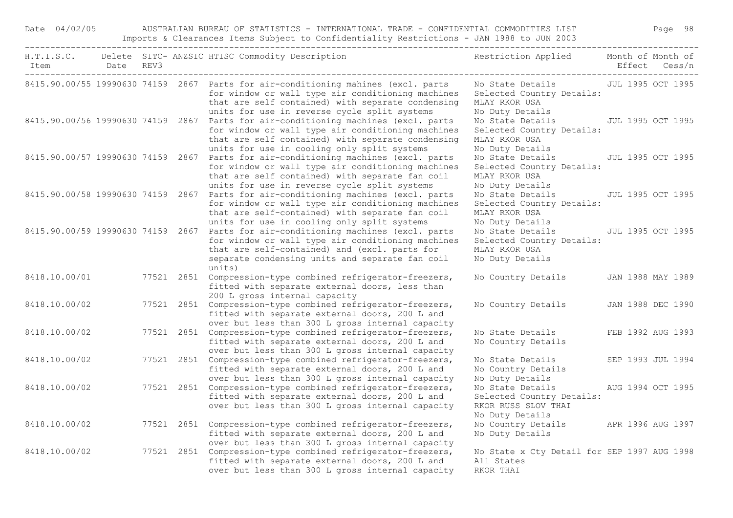| H.T.I.S.C. Item | Delete Date | SITC- REV3 | ANZSIC | HTISC Commodity Description | Restriction Applied | Month of Effect | Month of Cess/n |
|---|---|---|---|---|---|---|---|
| 8415.90.00/55 | 19990630 | 74159 | 2867 | Parts for air-conditioning mahines (excl. parts for window or wall type air conditioning machines that are self contained) with separate condensing units for use in reverse cycle split systems | No State Details Selected Country Details: MLAY RKOR USA No Duty Details | JUL 1995 | OCT 1995 |
| 8415.90.00/56 | 19990630 | 74159 | 2867 | Parts for air-conditioning machines (excl. parts for window or wall type air conditioning machines that are self contained) with separate condensing units for use in cooling only split systems | No State Details Selected Country Details: MLAY RKOR USA No Duty Details | JUL 1995 | OCT 1995 |
| 8415.90.00/57 | 19990630 | 74159 | 2867 | Parts for air-conditioning machines (excl. parts for window or wall type air conditioning machines that are self contained) with separate fan coil units for use in reverse cycle split systems | No State Details Selected Country Details: MLAY RKOR USA No Duty Details | JUL 1995 | OCT 1995 |
| 8415.90.00/58 | 19990630 | 74159 | 2867 | Parts for air-conditioning machines (excl. parts for window or wall type air conditioning machines that are self-contained) with separate fan coil units for use in cooling only split systems | No State Details Selected Country Details: MLAY RKOR USA No Duty Details | JUL 1995 | OCT 1995 |
| 8415.90.00/59 | 19990630 | 74159 | 2867 | Parts for air-conditioning machines (excl. parts for window or wall type air conditioning machines that are self-contained) and (excl. parts for separate condensing units and separate fan coil units) | No State Details Selected Country Details: MLAY RKOR USA No Duty Details | JUL 1995 | OCT 1995 |
| 8418.10.00/01 | | 77521 | 2851 | Compression-type combined refrigerator-freezers, fitted with separate external doors, less than 200 L gross internal capacity | No Country Details | JAN 1988 | MAY 1989 |
| 8418.10.00/02 | | 77521 | 2851 | Compression-type combined refrigerator-freezers, fitted with separate external doors, 200 L and over but less than 300 L gross internal capacity | No Country Details | JAN 1988 | DEC 1990 |
| 8418.10.00/02 | | 77521 | 2851 | Compression-type combined refrigerator-freezers, fitted with separate external doors, 200 L and over but less than 300 L gross internal capacity | No State Details No Country Details | FEB 1992 | AUG 1993 |
| 8418.10.00/02 | | 77521 | 2851 | Compression-type combined refrigerator-freezers, fitted with separate external doors, 200 L and over but less than 300 L gross internal capacity | No State Details No Country Details No Duty Details | SEP 1993 | JUL 1994 |
| 8418.10.00/02 | | 77521 | 2851 | Compression-type combined refrigerator-freezers, fitted with separate external doors, 200 L and over but less than 300 L gross internal capacity | No State Details Selected Country Details: RKOR RUSS SLOV THAI No Duty Details | AUG 1994 | OCT 1995 |
| 8418.10.00/02 | | 77521 | 2851 | Compression-type combined refrigerator-freezers, fitted with separate external doors, 200 L and over but less than 300 L gross internal capacity | No Country Details No Duty Details | APR 1996 | AUG 1997 |
| 8418.10.00/02 | | 77521 | 2851 | Compression-type combined refrigerator-freezers, fitted with separate external doors, 200 L and over but less than 300 L gross internal capacity | No State x Cty Detail for All States RKOR THAI | SEP 1997 | AUG 1998 |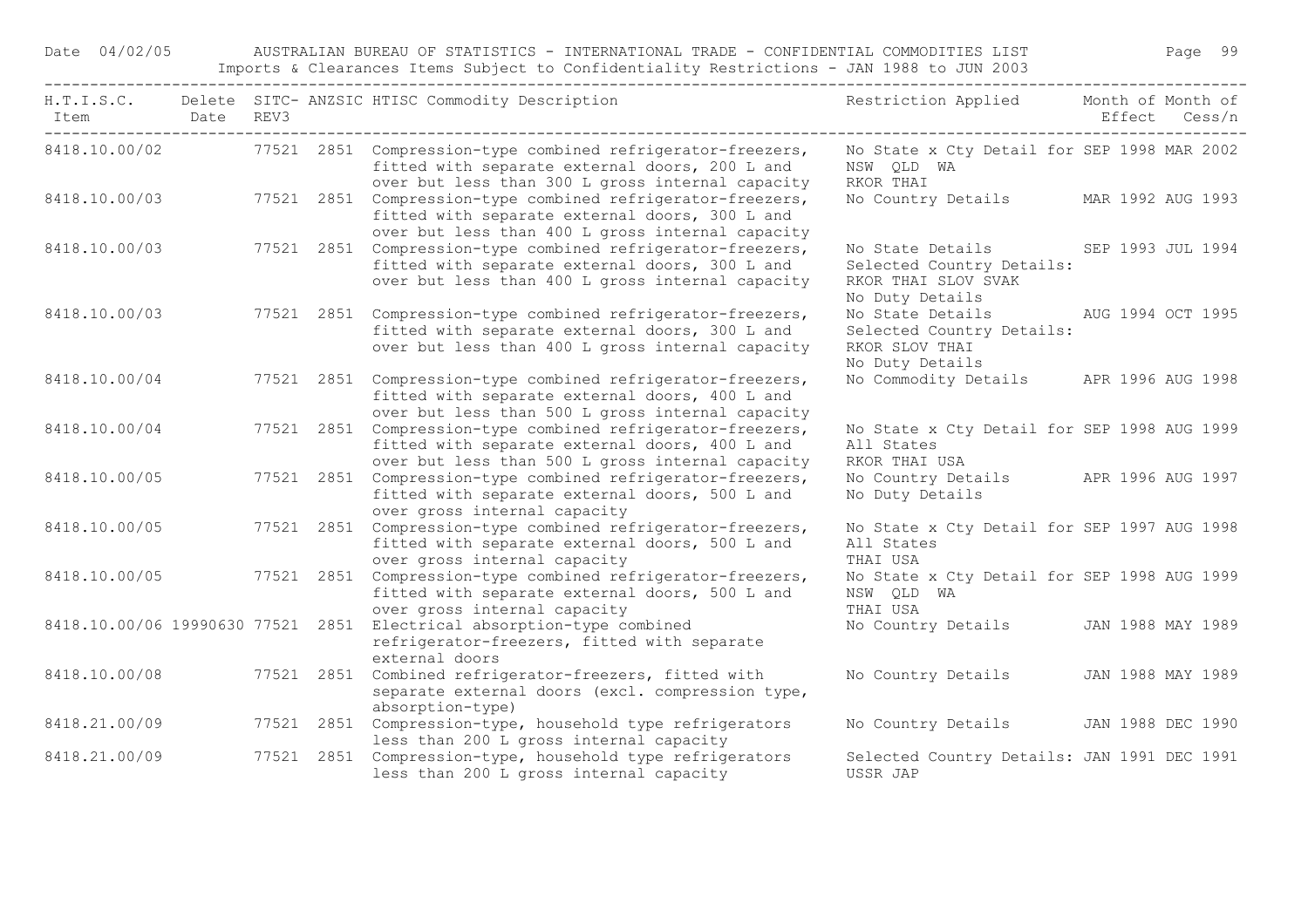| H.T.I.S.C. Item | Delete Date | SITC-REV3 | ANZSIC | HTISC Commodity Description | Restriction Applied | Month of Effect | Month of Cess/n |
|---|---|---|---|---|---|---|---|
| 8418.10.00/02 | | 77521 | 2851 | Compression-type combined refrigerator-freezers, fitted with separate external doors, 200 L and over but less than 300 L gross internal capacity | No State x Cty Detail for NSW QLD WA RKOR THAI | SEP 1998 | MAR 2002 |
| 8418.10.00/03 | | 77521 | 2851 | Compression-type combined refrigerator-freezers, fitted with separate external doors, 300 L and over but less than 400 L gross internal capacity | No Country Details | MAR 1992 | AUG 1993 |
| 8418.10.00/03 | | 77521 | 2851 | Compression-type combined refrigerator-freezers, fitted with separate external doors, 300 L and over but less than 400 L gross internal capacity | No State Details Selected Country Details: RKOR THAI SLOV SVAK No Duty Details | SEP 1993 | JUL 1994 |
| 8418.10.00/03 | | 77521 | 2851 | Compression-type combined refrigerator-freezers, fitted with separate external doors, 300 L and over but less than 400 L gross internal capacity | No State Details Selected Country Details: RKOR SLOV THAI No Duty Details | AUG 1994 | OCT 1995 |
| 8418.10.00/04 | | 77521 | 2851 | Compression-type combined refrigerator-freezers, fitted with separate external doors, 400 L and over but less than 500 L gross internal capacity | No Commodity Details | APR 1996 | AUG 1998 |
| 8418.10.00/04 | | 77521 | 2851 | Compression-type combined refrigerator-freezers, fitted with separate external doors, 400 L and over but less than 500 L gross internal capacity | No State x Cty Detail for All States RKOR THAI USA | SEP 1998 | AUG 1999 |
| 8418.10.00/05 | | 77521 | 2851 | Compression-type combined refrigerator-freezers, fitted with separate external doors, 500 L and over gross internal capacity | No Country Details No Duty Details | APR 1996 | AUG 1997 |
| 8418.10.00/05 | | 77521 | 2851 | Compression-type combined refrigerator-freezers, fitted with separate external doors, 500 L and over gross internal capacity | No State x Cty Detail for All States THAI USA | SEP 1997 | AUG 1998 |
| 8418.10.00/05 | | 77521 | 2851 | Compression-type combined refrigerator-freezers, fitted with separate external doors, 500 L and over gross internal capacity | No State x Cty Detail for NSW QLD WA THAI USA | SEP 1998 | AUG 1999 |
| 8418.10.00/06 | 19990630 | 77521 | 2851 | Electrical absorption-type combined refrigerator-freezers, fitted with separate external doors | No Country Details | JAN 1988 | MAY 1989 |
| 8418.10.00/08 | | 77521 | 2851 | Combined refrigerator-freezers, fitted with separate external doors (excl. compression type, absorption-type) | No Country Details | JAN 1988 | MAY 1989 |
| 8418.21.00/09 | | 77521 | 2851 | Compression-type, household type refrigerators less than 200 L gross internal capacity | No Country Details | JAN 1988 | DEC 1990 |
| 8418.21.00/09 | | 77521 | 2851 | Compression-type, household type refrigerators less than 200 L gross internal capacity | Selected Country Details: USSR JAP | JAN 1991 | DEC 1991 |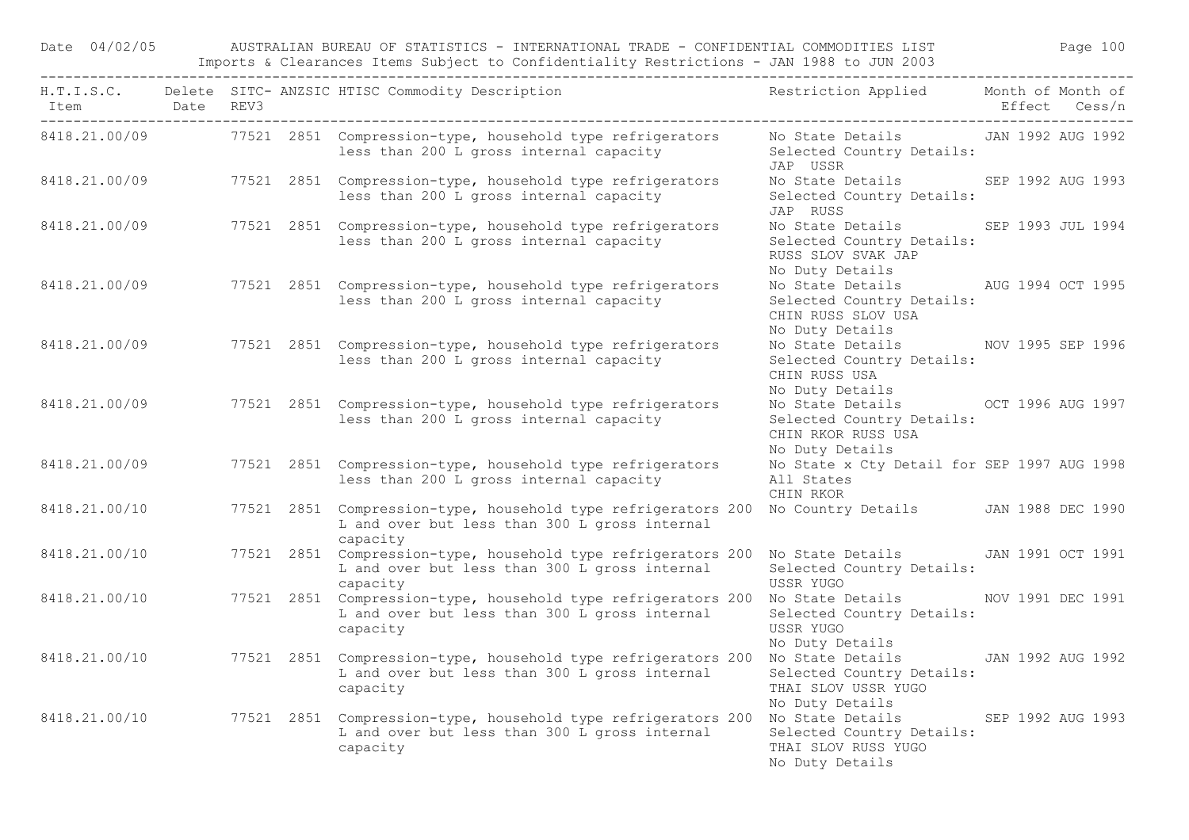| H.T.I.S.C. Item | Delete Date | SITC- REV3 | ANZSIC | HTISC Commodity Description | Restriction Applied | Month of Effect | Month of Cess/n |
|---|---|---|---|---|---|---|---|
| 8418.21.00/09 | | 77521 | 2851 | Compression-type, household type refrigerators less than 200 L gross internal capacity | No State Details Selected Country Details: JAP USSR | JAN 1992 | AUG 1992 |
| 8418.21.00/09 | | 77521 | 2851 | Compression-type, household type refrigerators less than 200 L gross internal capacity | No State Details Selected Country Details: JAP RUSS | SEP 1992 | AUG 1993 |
| 8418.21.00/09 | | 77521 | 2851 | Compression-type, household type refrigerators less than 200 L gross internal capacity | No State Details Selected Country Details: RUSS SLOV SVAK JAP No Duty Details | SEP 1993 | JUL 1994 |
| 8418.21.00/09 | | 77521 | 2851 | Compression-type, household type refrigerators less than 200 L gross internal capacity | No State Details Selected Country Details: CHIN RUSS SLOV USA No Duty Details | AUG 1994 | OCT 1995 |
| 8418.21.00/09 | | 77521 | 2851 | Compression-type, household type refrigerators less than 200 L gross internal capacity | No State Details Selected Country Details: CHIN RUSS USA No Duty Details | NOV 1995 | SEP 1996 |
| 8418.21.00/09 | | 77521 | 2851 | Compression-type, household type refrigerators less than 200 L gross internal capacity | No State Details Selected Country Details: CHIN RKOR RUSS USA No Duty Details | OCT 1996 | AUG 1997 |
| 8418.21.00/09 | | 77521 | 2851 | Compression-type, household type refrigerators less than 200 L gross internal capacity | No State x Cty Detail for All States CHIN RKOR | SEP 1997 | AUG 1998 |
| 8418.21.00/10 | | 77521 | 2851 | Compression-type, household type refrigerators 200 L and over but less than 300 L gross internal capacity | No Country Details | JAN 1988 | DEC 1990 |
| 8418.21.00/10 | | 77521 | 2851 | Compression-type, household type refrigerators 200 L and over but less than 300 L gross internal capacity | No State Details Selected Country Details: USSR YUGO | JAN 1991 | OCT 1991 |
| 8418.21.00/10 | | 77521 | 2851 | Compression-type, household type refrigerators 200 L and over but less than 300 L gross internal capacity | No State Details Selected Country Details: USSR YUGO No Duty Details | NOV 1991 | DEC 1991 |
| 8418.21.00/10 | | 77521 | 2851 | Compression-type, household type refrigerators 200 L and over but less than 300 L gross internal capacity | No State Details Selected Country Details: THAI SLOV USSR YUGO No Duty Details | JAN 1992 | AUG 1992 |
| 8418.21.00/10 | | 77521 | 2851 | Compression-type, household type refrigerators 200 L and over but less than 300 L gross internal capacity | No State Details Selected Country Details: THAI SLOV RUSS YUGO No Duty Details | SEP 1992 | AUG 1993 |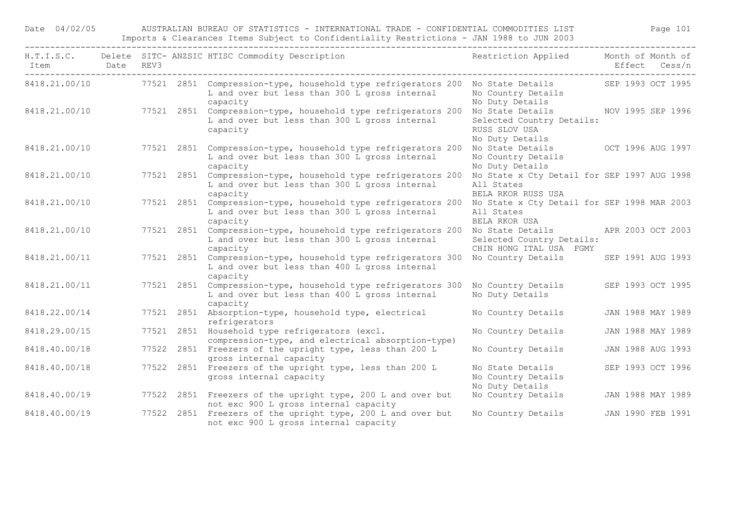| H.T.I.S.C. Item | Delete Date | SITC-REV3 | ANZSIC | HTISC Commodity Description | Restriction Applied | Month of Effect | Month of Cess/n |
|---|---|---|---|---|---|---|---|
| 8418.21.00/10 | | 77521 | 2851 | Compression-type, household type refrigerators 200 L and over but less than 300 L gross internal capacity | No State Details No Country Details No Duty Details | SEP 1993 | OCT 1995 |
| 8418.21.00/10 | | 77521 | 2851 | Compression-type, household type refrigerators 200 L and over but less than 300 L gross internal capacity | No State Details Selected Country Details: RUSS SLOV USA No Duty Details | NOV 1995 | SEP 1996 |
| 8418.21.00/10 | | 77521 | 2851 | Compression-type, household type refrigerators 200 L and over but less than 300 L gross internal capacity | No State Details No Country Details No Duty Details | OCT 1996 | AUG 1997 |
| 8418.21.00/10 | | 77521 | 2851 | Compression-type, household type refrigerators 200 L and over but less than 300 L gross internal capacity | No State x Cty Detail for All States BELA RKOR RUSS USA | SEP 1997 | AUG 1998 |
| 8418.21.00/10 | | 77521 | 2851 | Compression-type, household type refrigerators 200 L and over but less than 300 L gross internal capacity | No State x Cty Detail for All States BELA RKOR USA | SEP 1998 | MAR 2003 |
| 8418.21.00/10 | | 77521 | 2851 | Compression-type, household type refrigerators 200 L and over but less than 300 L gross internal capacity | No State Details Selected Country Details: CHIN HONG ITAL USA FGMY | APR 2003 | OCT 2003 |
| 8418.21.00/11 | | 77521 | 2851 | Compression-type, household type refrigerators 300 L and over but less than 400 L gross internal capacity | No Country Details | SEP 1991 | AUG 1993 |
| 8418.21.00/11 | | 77521 | 2851 | Compression-type, household type refrigerators 300 L and over but less than 400 L gross internal capacity | No Country Details No Duty Details | SEP 1993 | OCT 1995 |
| 8418.22.00/14 | | 77521 | 2851 | Absorption-type, household type, electrical refrigerators | No Country Details | JAN 1988 | MAY 1989 |
| 8418.29.00/15 | | 77521 | 2851 | Household type refrigerators (excl. compression-type, and electrical absorption-type) | No Country Details | JAN 1988 | MAY 1989 |
| 8418.40.00/18 | | 77522 | 2851 | Freezers of the upright type, less than 200 L gross internal capacity | No Country Details | JAN 1988 | AUG 1993 |
| 8418.40.00/18 | | 77522 | 2851 | Freezers of the upright type, less than 200 L gross internal capacity | No State Details No Country Details No Duty Details | SEP 1993 | OCT 1996 |
| 8418.40.00/19 | | 77522 | 2851 | Freezers of the upright type, 200 L and over but not exc 900 L gross internal capacity | No Country Details | JAN 1988 | MAY 1989 |
| 8418.40.00/19 | | 77522 | 2851 | Freezers of the upright type, 200 L and over but not exc 900 L gross internal capacity | No Country Details | JAN 1990 | FEB 1991 |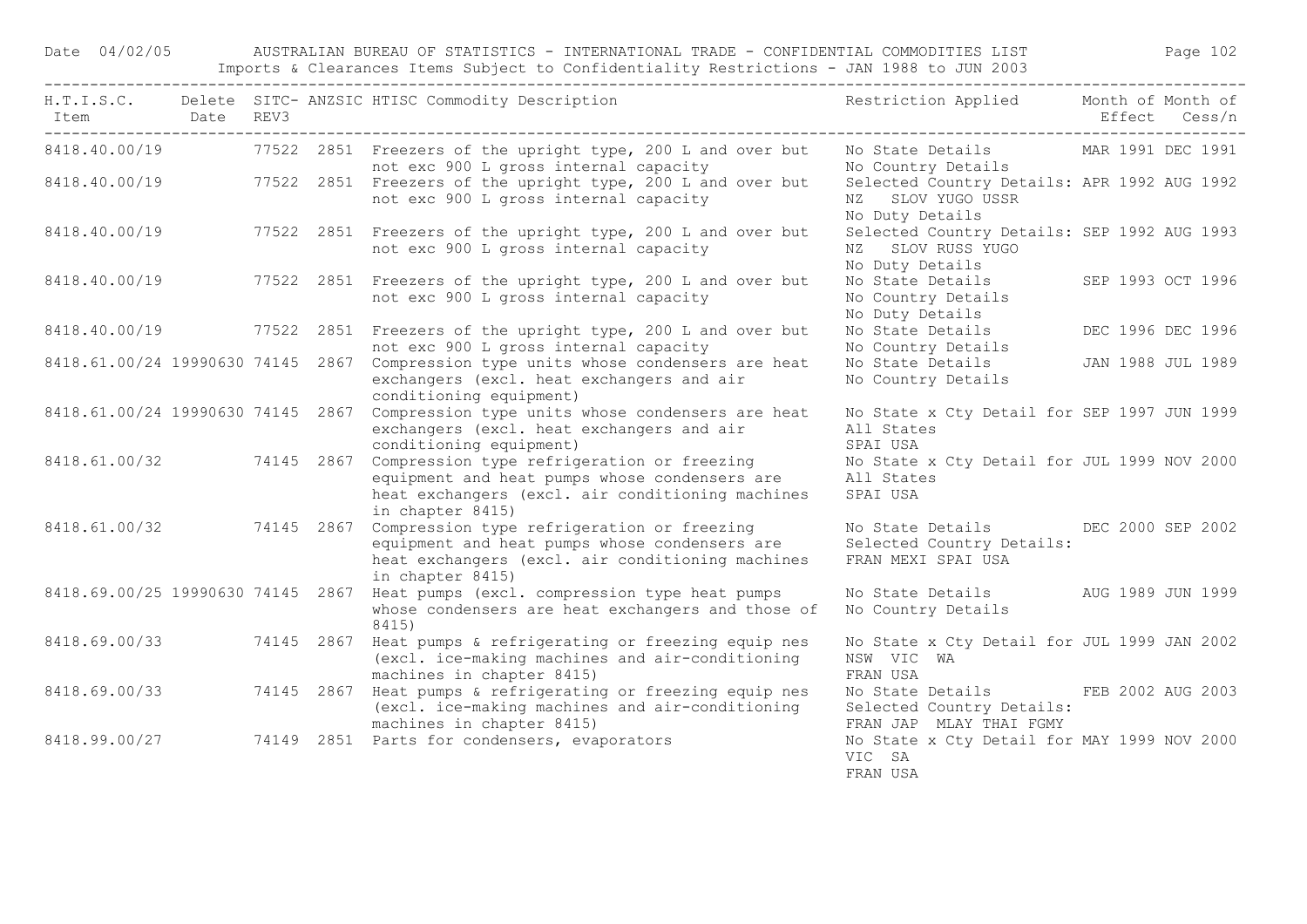| H.T.I.S.C. Item | Delete Date | SITC-REV3 | ANZSIC | HTISC Commodity Description | Restriction Applied | Month of Effect | Month of Cess/n |
|---|---|---|---|---|---|---|---|
| 8418.40.00/19 | | 77522 | 2851 | Freezers of the upright type, 200 L and over but not exc 900 L gross internal capacity | No State Details<br>No Country Details | MAR 1991 | DEC 1991 |
| 8418.40.00/19 | | 77522 | 2851 | Freezers of the upright type, 200 L and over but not exc 900 L gross internal capacity | Selected Country Details:<br>NZ SLOV YUGO USSR<br>No Duty Details | APR 1992 | AUG 1992 |
| 8418.40.00/19 | | 77522 | 2851 | Freezers of the upright type, 200 L and over but not exc 900 L gross internal capacity | Selected Country Details:<br>NZ SLOV RUSS YUGO<br>No Duty Details | SEP 1992 | AUG 1993 |
| 8418.40.00/19 | | 77522 | 2851 | Freezers of the upright type, 200 L and over but not exc 900 L gross internal capacity | No State Details<br>No Country Details<br>No Duty Details | SEP 1993 | OCT 1996 |
| 8418.40.00/19 | | 77522 | 2851 | Freezers of the upright type, 200 L and over but not exc 900 L gross internal capacity | No State Details<br>No Country Details | DEC 1996 | DEC 1996 |
| 8418.61.00/24 | 19990630 | 74145 | 2867 | Compression type units whose condensers are heat exchangers (excl. heat exchangers and air conditioning equipment) | No State Details<br>No Country Details | JAN 1988 | JUL 1989 |
| 8418.61.00/24 | 19990630 | 74145 | 2867 | Compression type units whose condensers are heat exchangers (excl. heat exchangers and air conditioning equipment) | No State x Cty Detail for<br>All States<br>SPAI USA | SEP 1997 | JUN 1999 |
| 8418.61.00/32 | | 74145 | 2867 | Compression type refrigeration or freezing equipment and heat pumps whose condensers are heat exchangers (excl. air conditioning machines in chapter 8415) | No State x Cty Detail for<br>All States<br>SPAI USA | JUL 1999 | NOV 2000 |
| 8418.61.00/32 | | 74145 | 2867 | Compression type refrigeration or freezing equipment and heat pumps whose condensers are heat exchangers (excl. air conditioning machines in chapter 8415) | No State Details<br>Selected Country Details:<br>FRAN MEXI SPAI USA | DEC 2000 | SEP 2002 |
| 8418.69.00/25 | 19990630 | 74145 | 2867 | Heat pumps (excl. compression type heat pumps whose condensers are heat exchangers and those of 8415) | No State Details<br>No Country Details | AUG 1989 | JUN 1999 |
| 8418.69.00/33 | | 74145 | 2867 | Heat pumps & refrigerating or freezing equip nes (excl. ice-making machines and air-conditioning machines in chapter 8415) | No State x Cty Detail for<br>NSW VIC WA<br>FRAN USA | JUL 1999 | JAN 2002 |
| 8418.69.00/33 | | 74145 | 2867 | Heat pumps & refrigerating or freezing equip nes (excl. ice-making machines and air-conditioning machines in chapter 8415) | No State Details<br>Selected Country Details:<br>FRAN JAP MLAY THAI FGMY | FEB 2002 | AUG 2003 |
| 8418.99.00/27 | | 74149 | 2851 | Parts for condensers, evaporators | No State x Cty Detail for<br>VIC SA<br>FRAN USA | MAY 1999 | NOV 2000 |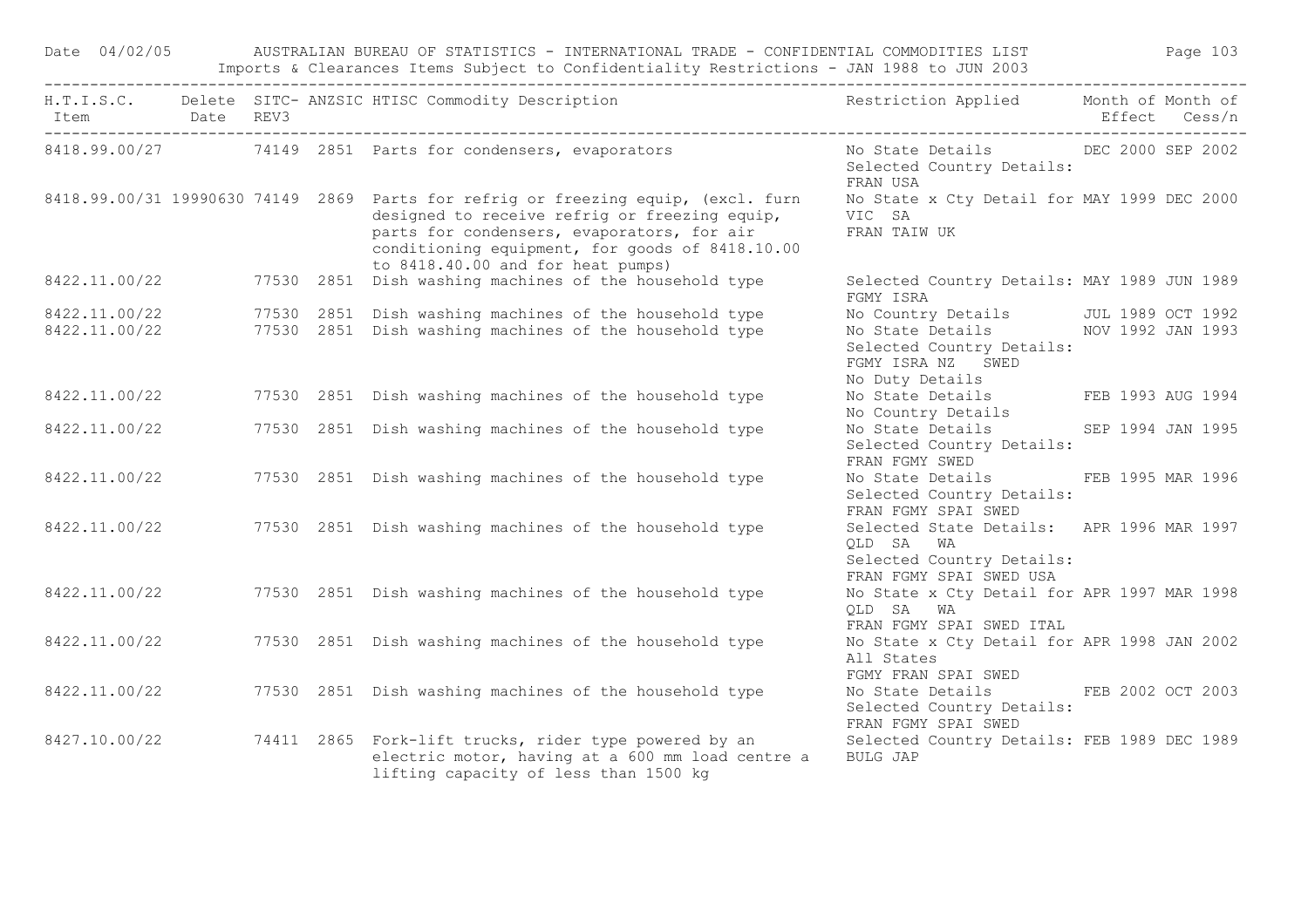Date 04/02/05 AUSTRALIAN BUREAU OF STATISTICS - INTERNATIONAL TRADE - CONFIDENTIAL COMMODITIES LIST

Imports & Clearances Items Subject to Confidentiality Restrictions - JAN 1988 to JUN 2003

| H.T.I.S.C. Item | Delete Date | SITC-REV3 | ANZSIC | HTISC Commodity Description | Restriction Applied | Month of Effect | Month of Cess/n |
|---|---|---|---|---|---|---|---|
| 8418.99.00/27 | | 74149 | 2851 | Parts for condensers, evaporators | No State Details<br>Selected Country Details:<br>FRAN USA | DEC 2000 | SEP 2002 |
| 8418.99.00/31 | 19990630 | 74149 | 2869 | Parts for refrig or freezing equip, (excl. furn designed to receive refrig or freezing equip, parts for condensers, evaporators, for air conditioning equipment, for goods of 8418.10.00 to 8418.40.00 and for heat pumps) | No State x Cty Detail for<br>VIC SA<br>FRAN TAIW UK | MAY 1999 | DEC 2000 |
| 8422.11.00/22 | | 77530 | 2851 | Dish washing machines of the household type | Selected Country Details:<br>FGMY ISRA | MAY 1989 | JUN 1989 |
| 8422.11.00/22 | | 77530 | 2851 | Dish washing machines of the household type | No Country Details | JUL 1989 | OCT 1992 |
| 8422.11.00/22 | | 77530 | 2851 | Dish washing machines of the household type | No State Details<br>Selected Country Details:<br>FGMY ISRA NZ SWED<br>No Duty Details | NOV 1992 | JAN 1993 |
| 8422.11.00/22 | | 77530 | 2851 | Dish washing machines of the household type | No State Details<br>No Country Details | FEB 1993 | AUG 1994 |
| 8422.11.00/22 | | 77530 | 2851 | Dish washing machines of the household type | No State Details<br>Selected Country Details:<br>FRAN FGMY SWED | SEP 1994 | JAN 1995 |
| 8422.11.00/22 | | 77530 | 2851 | Dish washing machines of the household type | No State Details<br>Selected Country Details:<br>FRAN FGMY SPAI SWED | FEB 1995 | MAR 1996 |
| 8422.11.00/22 | | 77530 | 2851 | Dish washing machines of the household type | Selected State Details:<br>QLD SA WA<br>Selected Country Details:<br>FRAN FGMY SPAI SWED USA | APR 1996 | MAR 1997 |
| 8422.11.00/22 | | 77530 | 2851 | Dish washing machines of the household type | No State x Cty Detail for<br>QLD SA WA<br>FRAN FGMY SPAI SWED ITAL | APR 1997 | MAR 1998 |
| 8422.11.00/22 | | 77530 | 2851 | Dish washing machines of the household type | No State x Cty Detail for<br>All States<br>FGMY FRAN SPAI SWED | APR 1998 | JAN 2002 |
| 8422.11.00/22 | | 77530 | 2851 | Dish washing machines of the household type | No State Details<br>Selected Country Details:<br>FRAN FGMY SPAI SWED | FEB 2002 | OCT 2003 |
| 8427.10.00/22 | | 74411 | 2865 | Fork-lift trucks, rider type powered by an electric motor, having at a 600 mm load centre a lifting capacity of less than 1500 kg | Selected Country Details:<br>BULG JAP | FEB 1989 | DEC 1989 |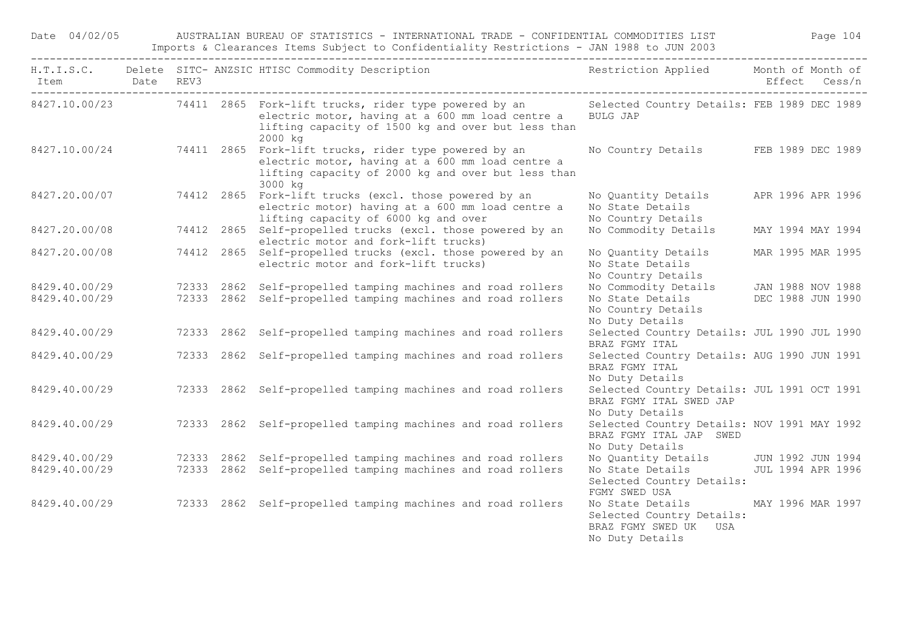| H.T.I.S.C. Item | Delete Date | SITC-REV3 | ANZSIC | HTISC Commodity Description | Restriction Applied | Month of Effect | Month of Cess/n |
|---|---|---|---|---|---|---|---|
| 8427.10.00/23 | | 74411 | 2865 | Fork-lift trucks, rider type powered by an electric motor, having at a 600 mm load centre a lifting capacity of 1500 kg and over but less than 2000 kg | Selected Country Details: BULG JAP | FEB 1989 | DEC 1989 |
| 8427.10.00/24 | | 74411 | 2865 | Fork-lift trucks, rider type powered by an electric motor, having at a 600 mm load centre a lifting capacity of 2000 kg and over but less than 3000 kg | No Country Details | FEB 1989 | DEC 1989 |
| 8427.20.00/07 | | 74412 | 2865 | Fork-lift trucks (excl. those powered by an electric motor) having at a 600 mm load centre a lifting capacity of 6000 kg and over | No Quantity Details<br>No State Details<br>No Country Details | APR 1996 | APR 1996 |
| 8427.20.00/08 | | 74412 | 2865 | Self-propelled trucks (excl. those powered by an electric motor and fork-lift trucks) | No Commodity Details | MAY 1994 | MAY 1994 |
| 8427.20.00/08 | | 74412 | 2865 | Self-propelled trucks (excl. those powered by an electric motor and fork-lift trucks) | No Quantity Details<br>No State Details<br>No Country Details | MAR 1995 | MAR 1995 |
| 8429.40.00/29 | | 72333 | 2862 | Self-propelled tamping machines and road rollers | No Commodity Details | JAN 1988 | NOV 1988 |
| 8429.40.00/29 | | 72333 | 2862 | Self-propelled tamping machines and road rollers | No State Details<br>No Country Details<br>No Duty Details | DEC 1988 | JUN 1990 |
| 8429.40.00/29 | | 72333 | 2862 | Self-propelled tamping machines and road rollers | Selected Country Details: BRAZ FGMY ITAL | JUL 1990 | JUL 1990 |
| 8429.40.00/29 | | 72333 | 2862 | Self-propelled tamping machines and road rollers | Selected Country Details: BRAZ FGMY ITAL<br>No Duty Details | AUG 1990 | JUN 1991 |
| 8429.40.00/29 | | 72333 | 2862 | Self-propelled tamping machines and road rollers | Selected Country Details: BRAZ FGMY ITAL SWED JAP<br>No Duty Details | JUL 1991 | OCT 1991 |
| 8429.40.00/29 | | 72333 | 2862 | Self-propelled tamping machines and road rollers | Selected Country Details: BRAZ FGMY ITAL JAP SWED<br>No Duty Details | NOV 1991 | MAY 1992 |
| 8429.40.00/29 | | 72333 | 2862 | Self-propelled tamping machines and road rollers | No Quantity Details | JUN 1992 | JUN 1994 |
| 8429.40.00/29 | | 72333 | 2862 | Self-propelled tamping machines and road rollers | No State Details<br>Selected Country Details: FGMY SWED USA | JUL 1994 | APR 1996 |
| 8429.40.00/29 | | 72333 | 2862 | Self-propelled tamping machines and road rollers | No State Details<br>Selected Country Details: BRAZ FGMY SWED UK USA<br>No Duty Details | MAY 1996 | MAR 1997 |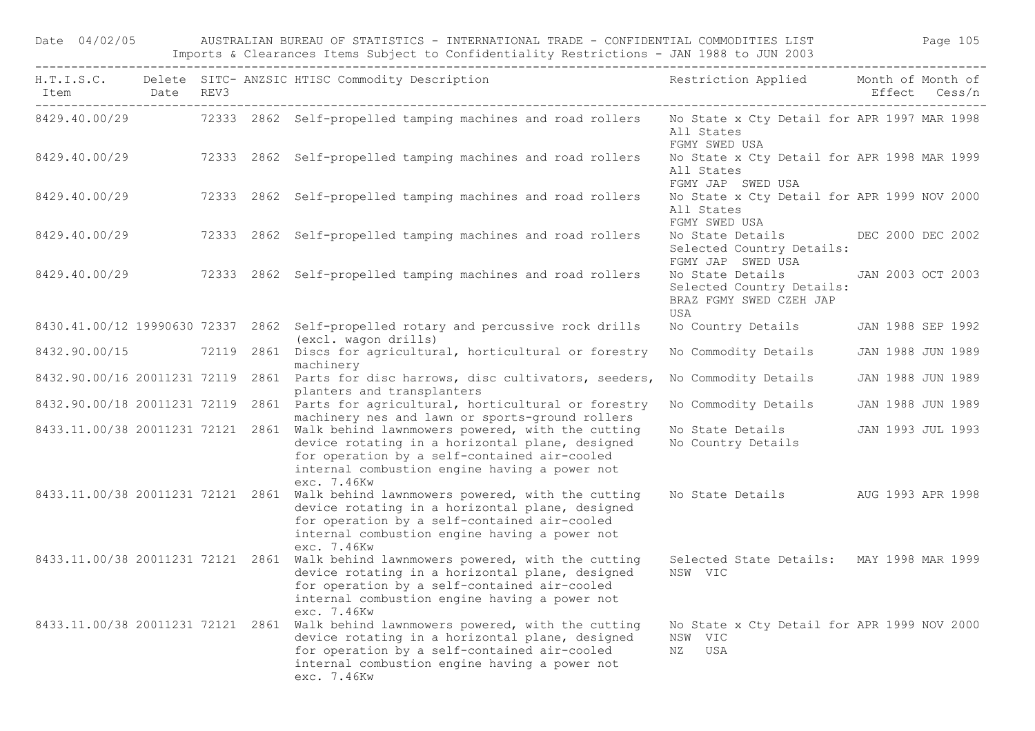| H.T.I.S.C. Item | Delete Date | SITC- REV3 | ANZSIC | HTISC Commodity Description | Restriction Applied | Month of Effect | Month of Cess/n |
|---|---|---|---|---|---|---|---|
| 8429.40.00/29 | | 72333 | 2862 | Self-propelled tamping machines and road rollers | No State x Cty Detail for All States FGMY SWED USA | APR 1997 | MAR 1998 |
| 8429.40.00/29 | | 72333 | 2862 | Self-propelled tamping machines and road rollers | No State x Cty Detail for All States FGMY JAP SWED USA | APR 1998 | MAR 1999 |
| 8429.40.00/29 | | 72333 | 2862 | Self-propelled tamping machines and road rollers | No State x Cty Detail for All States FGMY SWED USA | APR 1999 | NOV 2000 |
| 8429.40.00/29 | | 72333 | 2862 | Self-propelled tamping machines and road rollers | No State Details Selected Country Details: FGMY JAP SWED USA | DEC 2000 | DEC 2002 |
| 8429.40.00/29 | | 72333 | 2862 | Self-propelled tamping machines and road rollers | No State Details Selected Country Details: BRAZ FGMY SWED CZEH JAP USA | JAN 2003 | OCT 2003 |
| 8430.41.00/12 | 19990630 | 72337 | 2862 | Self-propelled rotary and percussive rock drills (excl. wagon drills) | No Country Details | JAN 1988 | SEP 1992 |
| 8432.90.00/15 | | 72119 | 2861 | Discs for agricultural, horticultural or forestry machinery | No Commodity Details | JAN 1988 | JUN 1989 |
| 8432.90.00/16 | 20011231 | 72119 | 2861 | Parts for disc harrows, disc cultivators, seeders, planters and transplanters | No Commodity Details | JAN 1988 | JUN 1989 |
| 8432.90.00/18 | 20011231 | 72119 | 2861 | Parts for agricultural, horticultural or forestry machinery nes and lawn or sports-ground rollers | No Commodity Details | JAN 1988 | JUN 1989 |
| 8433.11.00/38 | 20011231 | 72121 | 2861 | Walk behind lawnmowers powered, with the cutting device rotating in a horizontal plane, designed for operation by a self-contained air-cooled internal combustion engine having a power not exc. 7.46Kw | No State Details No Country Details | JAN 1993 | JUL 1993 |
| 8433.11.00/38 | 20011231 | 72121 | 2861 | Walk behind lawnmowers powered, with the cutting device rotating in a horizontal plane, designed for operation by a self-contained air-cooled internal combustion engine having a power not exc. 7.46Kw | No State Details | AUG 1993 | APR 1998 |
| 8433.11.00/38 | 20011231 | 72121 | 2861 | Walk behind lawnmowers powered, with the cutting device rotating in a horizontal plane, designed for operation by a self-contained air-cooled internal combustion engine having a power not exc. 7.46Kw | Selected State Details: NSW VIC | MAY 1998 | MAR 1999 |
| 8433.11.00/38 | 20011231 | 72121 | 2861 | Walk behind lawnmowers powered, with the cutting device rotating in a horizontal plane, designed for operation by a self-contained air-cooled internal combustion engine having a power not exc. 7.46Kw | No State x Cty Detail for NSW VIC NZ USA | APR 1999 | NOV 2000 |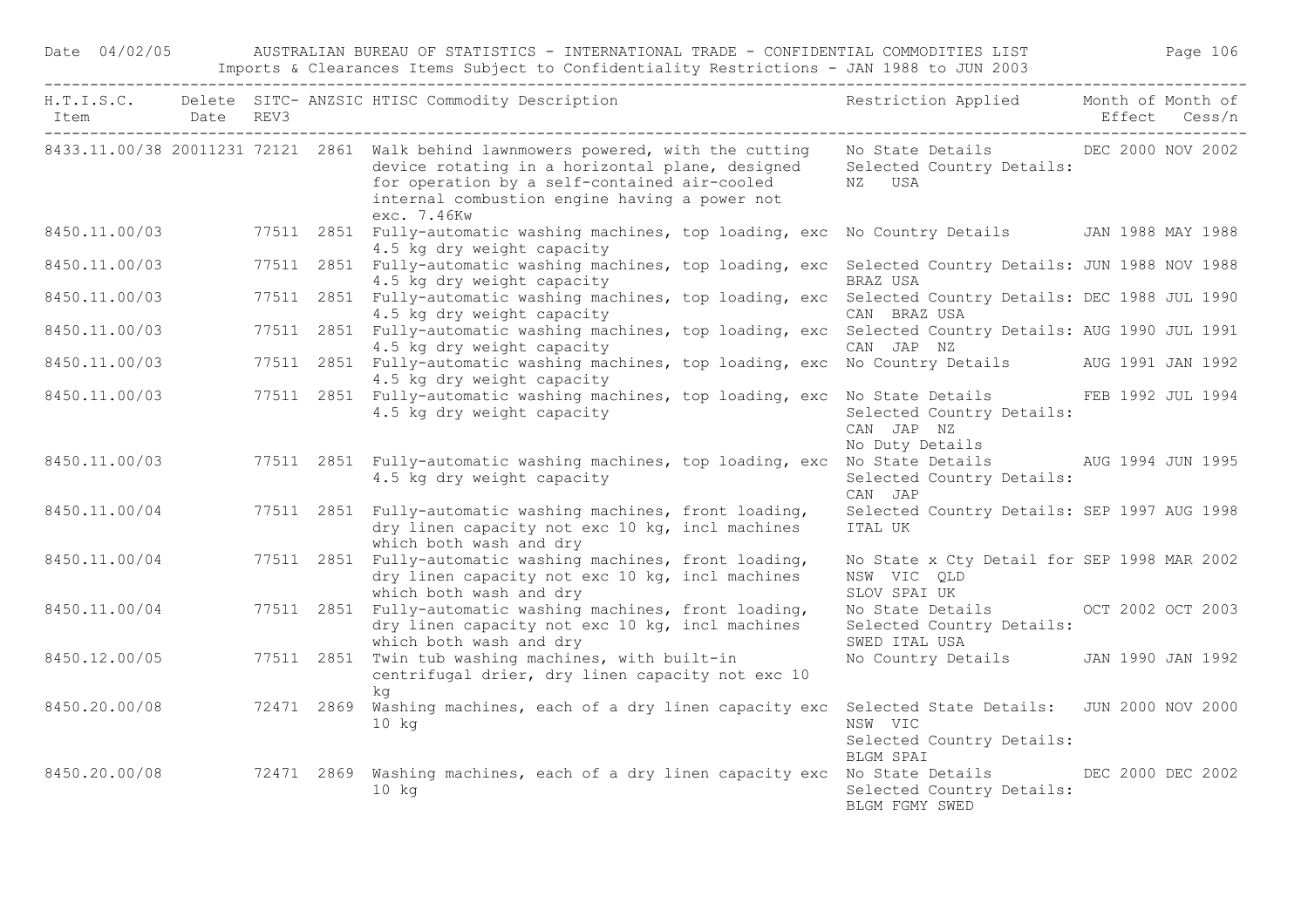| H.T.I.S.C. Item | Delete Date | SITC-REV3 | ANZSIC | HTISC Commodity Description | Restriction Applied | Month of Effect | Month of Cess/n |
|---|---|---|---|---|---|---|---|
| 8433.11.00/38 | 20011231 | 72121 | 2861 | Walk behind lawnmowers powered, with the cutting device rotating in a horizontal plane, designed for operation by a self-contained air-cooled internal combustion engine having a power not exc. 7.46Kw | No State Details Selected Country Details: NZ USA | DEC 2000 | NOV 2002 |
| 8450.11.00/03 | | 77511 | 2851 | Fully-automatic washing machines, top loading, exc 4.5 kg dry weight capacity | No Country Details | JAN 1988 | MAY 1988 |
| 8450.11.00/03 | | 77511 | 2851 | Fully-automatic washing machines, top loading, exc 4.5 kg dry weight capacity | Selected Country Details: BRAZ USA | JUN 1988 | NOV 1988 |
| 8450.11.00/03 | | 77511 | 2851 | Fully-automatic washing machines, top loading, exc 4.5 kg dry weight capacity | Selected Country Details: CAN BRAZ USA | DEC 1988 | JUL 1990 |
| 8450.11.00/03 | | 77511 | 2851 | Fully-automatic washing machines, top loading, exc 4.5 kg dry weight capacity | Selected Country Details: CAN JAP NZ | AUG 1990 | JUL 1991 |
| 8450.11.00/03 | | 77511 | 2851 | Fully-automatic washing machines, top loading, exc 4.5 kg dry weight capacity | No Country Details | AUG 1991 | JAN 1992 |
| 8450.11.00/03 | | 77511 | 2851 | Fully-automatic washing machines, top loading, exc 4.5 kg dry weight capacity | No State Details Selected Country Details: CAN JAP NZ No Duty Details | FEB 1992 | JUL 1994 |
| 8450.11.00/03 | | 77511 | 2851 | Fully-automatic washing machines, top loading, exc 4.5 kg dry weight capacity | No State Details Selected Country Details: CAN JAP | AUG 1994 | JUN 1995 |
| 8450.11.00/04 | | 77511 | 2851 | Fully-automatic washing machines, front loading, dry linen capacity not exc 10 kg, incl machines which both wash and dry | Selected Country Details: ITAL UK | SEP 1997 | AUG 1998 |
| 8450.11.00/04 | | 77511 | 2851 | Fully-automatic washing machines, front loading, dry linen capacity not exc 10 kg, incl machines which both wash and dry | No State x Cty Detail for NSW VIC QLD SLOV SPAI UK | SEP 1998 | MAR 2002 |
| 8450.11.00/04 | | 77511 | 2851 | Fully-automatic washing machines, front loading, dry linen capacity not exc 10 kg, incl machines which both wash and dry | No State Details Selected Country Details: SWED ITAL USA | OCT 2002 | OCT 2003 |
| 8450.12.00/05 | | 77511 | 2851 | Twin tub washing machines, with built-in centrifugal drier, dry linen capacity not exc 10 kg | No Country Details | JAN 1990 | JAN 1992 |
| 8450.20.00/08 | | 72471 | 2869 | Washing machines, each of a dry linen capacity exc 10 kg | Selected State Details: NSW VIC Selected Country Details: BLGM SPAI | JUN 2000 | NOV 2000 |
| 8450.20.00/08 | | 72471 | 2869 | Washing machines, each of a dry linen capacity exc 10 kg | No State Details Selected Country Details: BLGM FGMY SWED | DEC 2000 | DEC 2002 |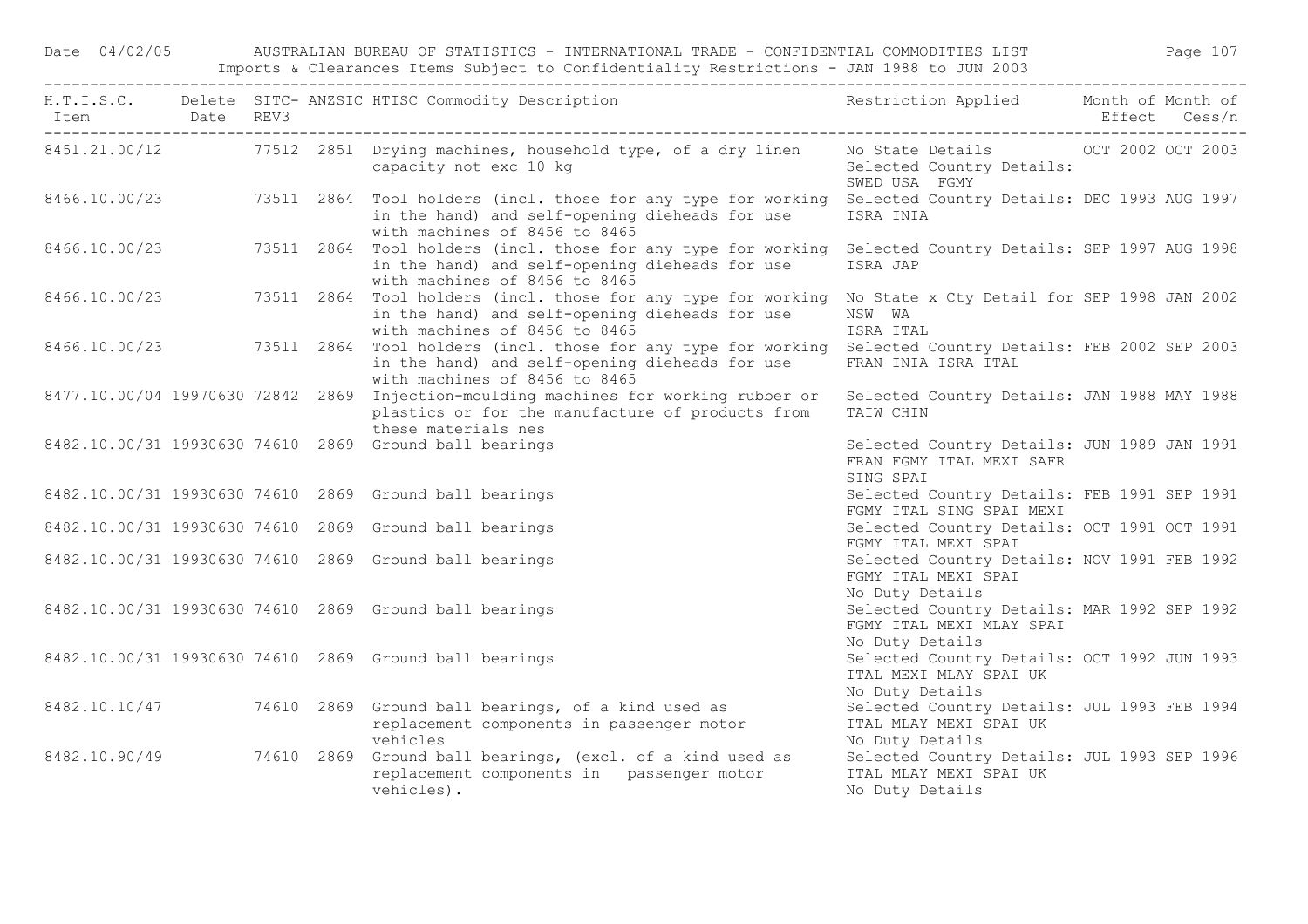| H.T.I.S.C. Item | Delete Date | SITC-REV3 | ANZSIC | HTISC Commodity Description | Restriction Applied | Month of Effect | Month of Cess/n |
|---|---|---|---|---|---|---|---|
| 8451.21.00/12 | | 77512 | 2851 | Drying machines, household type, of a dry linen capacity not exc 10 kg | No State Details Selected Country Details: SWED USA FGMY | OCT 2002 | OCT 2003 |
| 8466.10.00/23 | | 73511 | 2864 | Tool holders (incl. those for any type for working in the hand) and self-opening dieheads for use with machines of 8456 to 8465 | Selected Country Details: ISRA INIA | DEC 1993 | AUG 1997 |
| 8466.10.00/23 | | 73511 | 2864 | Tool holders (incl. those for any type for working in the hand) and self-opening dieheads for use with machines of 8456 to 8465 | Selected Country Details: ISRA JAP | SEP 1997 | AUG 1998 |
| 8466.10.00/23 | | 73511 | 2864 | Tool holders (incl. those for any type for working in the hand) and self-opening dieheads for use with machines of 8456 to 8465 | No State x Cty Detail for NSW WA ISRA ITAL | SEP 1998 | JAN 2002 |
| 8466.10.00/23 | | 73511 | 2864 | Tool holders (incl. those for any type for working in the hand) and self-opening dieheads for use with machines of 8456 to 8465 | Selected Country Details: FRAN INIA ISRA ITAL | FEB 2002 | SEP 2003 |
| 8477.10.00/04 | 19970630 | 72842 | 2869 | Injection-moulding machines for working rubber or plastics or for the manufacture of products from these materials nes | Selected Country Details: TAIW CHIN | JAN 1988 | MAY 1988 |
| 8482.10.00/31 | 19930630 | 74610 | 2869 | Ground ball bearings | Selected Country Details: FRAN FGMY ITAL MEXI SAFR SING SPAI | JUN 1989 | JAN 1991 |
| 8482.10.00/31 | 19930630 | 74610 | 2869 | Ground ball bearings | Selected Country Details: FGMY ITAL SING SPAI MEXI | FEB 1991 | SEP 1991 |
| 8482.10.00/31 | 19930630 | 74610 | 2869 | Ground ball bearings | Selected Country Details: FGMY ITAL MEXI SPAI | OCT 1991 | OCT 1991 |
| 8482.10.00/31 | 19930630 | 74610 | 2869 | Ground ball bearings | Selected Country Details: FGMY ITAL MEXI SPAI No Duty Details | NOV 1991 | FEB 1992 |
| 8482.10.00/31 | 19930630 | 74610 | 2869 | Ground ball bearings | Selected Country Details: FGMY ITAL MEXI MLAY SPAI No Duty Details | MAR 1992 | SEP 1992 |
| 8482.10.00/31 | 19930630 | 74610 | 2869 | Ground ball bearings | Selected Country Details: ITAL MEXI MLAY SPAI UK No Duty Details | OCT 1992 | JUN 1993 |
| 8482.10.10/47 | | 74610 | 2869 | Ground ball bearings, of a kind used as replacement components in passenger motor vehicles | Selected Country Details: ITAL MLAY MEXI SPAI UK No Duty Details | JUL 1993 | FEB 1994 |
| 8482.10.90/49 | | 74610 | 2869 | Ground ball bearings, (excl. of a kind used as replacement components in passenger motor vehicles). | Selected Country Details: ITAL MLAY MEXI SPAI UK No Duty Details | JUL 1993 | SEP 1996 |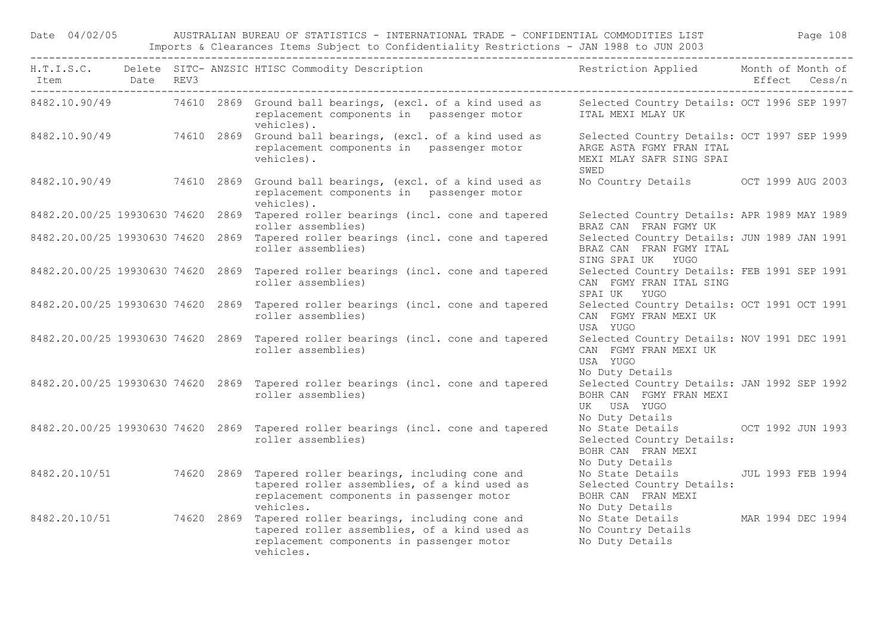Date 04/02/05 AUSTRALIAN BUREAU OF STATISTICS - INTERNATIONAL TRADE - CONFIDENTIAL COMMODITIES LIST

Imports & Clearances Items Subject to Confidentiality Restrictions - JAN 1988 to JUN 2003

| H.T.I.S.C. Item | Delete Date | SITC-REV3 | ANZSIC | HTISC Commodity Description | Restriction Applied | Month of Effect | Month of Cess/n |
|---|---|---|---|---|---|---|---|
| 8482.10.90/49 | | 74610 | 2869 | Ground ball bearings, (excl. of a kind used as replacement components in passenger motor vehicles). | Selected Country Details: ITAL MEXI MLAY UK | OCT 1996 | SEP 1997 |
| 8482.10.90/49 | | 74610 | 2869 | Ground ball bearings, (excl. of a kind used as replacement components in passenger motor vehicles). | Selected Country Details: ARGE ASTA FGMY FRAN ITAL MEXI MLAY SAFR SING SPAI SWED | OCT 1997 | SEP 1999 |
| 8482.10.90/49 | | 74610 | 2869 | Ground ball bearings, (excl. of a kind used as replacement components in passenger motor vehicles). | No Country Details | OCT 1999 | AUG 2003 |
| 8482.20.00/25 | 19930630 | 74620 | 2869 | Tapered roller bearings (incl. cone and tapered roller assemblies) | Selected Country Details: BRAZ CAN FRAN FGMY UK | APR 1989 | MAY 1989 |
| 8482.20.00/25 | 19930630 | 74620 | 2869 | Tapered roller bearings (incl. cone and tapered roller assemblies) | Selected Country Details: BRAZ CAN FRAN FGMY ITAL SING SPAI UK YUGO | JUN 1989 | JAN 1991 |
| 8482.20.00/25 | 19930630 | 74620 | 2869 | Tapered roller bearings (incl. cone and tapered roller assemblies) | Selected Country Details: CAN FGMY FRAN ITAL SING SPAI UK YUGO | FEB 1991 | SEP 1991 |
| 8482.20.00/25 | 19930630 | 74620 | 2869 | Tapered roller bearings (incl. cone and tapered roller assemblies) | Selected Country Details: CAN FGMY FRAN MEXI UK USA YUGO | OCT 1991 | OCT 1991 |
| 8482.20.00/25 | 19930630 | 74620 | 2869 | Tapered roller bearings (incl. cone and tapered roller assemblies) | Selected Country Details: CAN FGMY FRAN MEXI UK USA YUGO No Duty Details | NOV 1991 | DEC 1991 |
| 8482.20.00/25 | 19930630 | 74620 | 2869 | Tapered roller bearings (incl. cone and tapered roller assemblies) | Selected Country Details: BOHR CAN FGMY FRAN MEXI UK USA YUGO No Duty Details | JAN 1992 | SEP 1992 |
| 8482.20.00/25 | 19930630 | 74620 | 2869 | Tapered roller bearings (incl. cone and tapered roller assemblies) | No State Details Selected Country Details: BOHR CAN FRAN MEXI No Duty Details | OCT 1992 | JUN 1993 |
| 8482.20.10/51 | | 74620 | 2869 | Tapered roller bearings, including cone and tapered roller assemblies, of a kind used as replacement components in passenger motor vehicles. | No State Details Selected Country Details: BOHR CAN FRAN MEXI No Duty Details | JUL 1993 | FEB 1994 |
| 8482.20.10/51 | | 74620 | 2869 | Tapered roller bearings, including cone and tapered roller assemblies, of a kind used as replacement components in passenger motor vehicles. | No State Details No Country Details No Duty Details | MAR 1994 | DEC 1994 |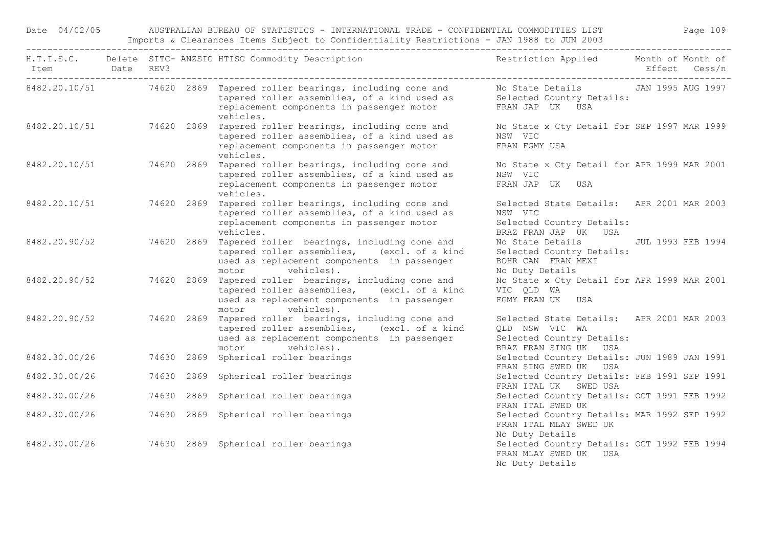| H.T.I.S.C. Item | Delete Date | SITC-REV3 | ANZSIC | HTISC Commodity Description | Restriction Applied | Month of Effect | Month of Cess/n |
|---|---|---|---|---|---|---|---|
| 8482.20.10/51 | | 74620 | 2869 | Tapered roller bearings, including cone and tapered roller assemblies, of a kind used as replacement components in passenger motor vehicles. | No State Details Selected Country Details: FRAN JAP UK USA | JAN 1995 | AUG 1997 |
| 8482.20.10/51 | | 74620 | 2869 | Tapered roller bearings, including cone and tapered roller assemblies, of a kind used as replacement components in passenger motor vehicles. | No State x Cty Detail for NSW VIC FRAN FGMY USA | SEP 1997 | MAR 1999 |
| 8482.20.10/51 | | 74620 | 2869 | Tapered roller bearings, including cone and tapered roller assemblies, of a kind used as replacement components in passenger motor vehicles. | No State x Cty Detail for NSW VIC FRAN JAP UK USA | APR 1999 | MAR 2001 |
| 8482.20.10/51 | | 74620 | 2869 | Tapered roller bearings, including cone and tapered roller assemblies, of a kind used as replacement components in passenger motor vehicles. | Selected State Details: NSW VIC Selected Country Details: BRAZ FRAN JAP UK USA | APR 2001 | MAR 2003 |
| 8482.20.90/52 | | 74620 | 2869 | Tapered roller bearings, including cone and tapered roller assemblies, (excl. of a kind used as replacement components in passenger motor vehicles). | No State Details Selected Country Details: BOHR CAN FRAN MEXI No Duty Details | JUL 1993 | FEB 1994 |
| 8482.20.90/52 | | 74620 | 2869 | Tapered roller bearings, including cone and tapered roller assemblies, (excl. of a kind used as replacement components in passenger motor vehicles). | No State x Cty Detail for VIC QLD WA FGMY FRAN UK USA | APR 1999 | MAR 2001 |
| 8482.20.90/52 | | 74620 | 2869 | Tapered roller bearings, including cone and tapered roller assemblies, (excl. of a kind used as replacement components in passenger motor vehicles). | Selected State Details: QLD NSW VIC WA Selected Country Details: BRAZ FRAN SING UK USA | APR 2001 | MAR 2003 |
| 8482.30.00/26 | | 74630 | 2869 | Spherical roller bearings | Selected Country Details: FRAN SING SWED UK USA | JUN 1989 | JAN 1991 |
| 8482.30.00/26 | | 74630 | 2869 | Spherical roller bearings | Selected Country Details: FRAN ITAL UK SWED USA | FEB 1991 | SEP 1991 |
| 8482.30.00/26 | | 74630 | 2869 | Spherical roller bearings | Selected Country Details: FRAN ITAL SWED UK | OCT 1991 | FEB 1992 |
| 8482.30.00/26 | | 74630 | 2869 | Spherical roller bearings | Selected Country Details: FRAN ITAL MLAY SWED UK No Duty Details | MAR 1992 | SEP 1992 |
| 8482.30.00/26 | | 74630 | 2869 | Spherical roller bearings | Selected Country Details: FRAN MLAY SWED UK USA No Duty Details | OCT 1992 | FEB 1994 |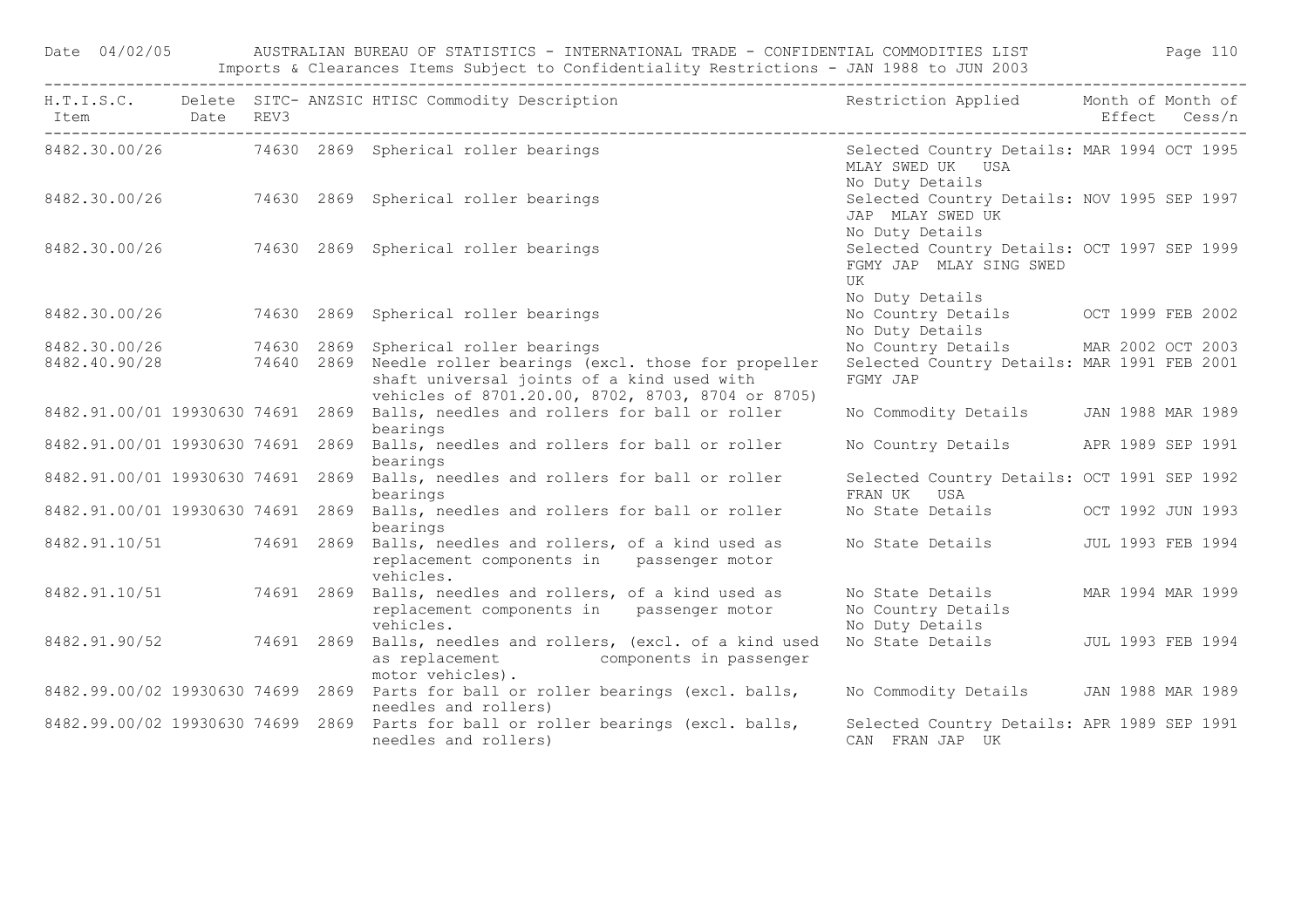| H.T.I.S.C. Item | Delete Date | SITC-REV3 | ANZSIC | HTISC Commodity Description | Restriction Applied | Month of Effect | Month of Cess/n |
|---|---|---|---|---|---|---|---|
| 8482.30.00/26 | | 74630 | 2869 | Spherical roller bearings | Selected Country Details: MLAY SWED UK USA No Duty Details | MAR 1994 | OCT 1995 |
| 8482.30.00/26 | | 74630 | 2869 | Spherical roller bearings | Selected Country Details: JAP MLAY SWED UK No Duty Details | NOV 1995 | SEP 1997 |
| 8482.30.00/26 | | 74630 | 2869 | Spherical roller bearings | Selected Country Details: FGMY JAP MLAY SING SWED UK No Duty Details | OCT 1997 | SEP 1999 |
| 8482.30.00/26 | | 74630 | 2869 | Spherical roller bearings | No Country Details No Duty Details | OCT 1999 | FEB 2002 |
| 8482.30.00/26 | | 74630 | 2869 | Spherical roller bearings | No Country Details | MAR 2002 | OCT 2003 |
| 8482.40.90/28 | | 74640 | 2869 | Needle roller bearings (excl. those for propeller shaft universal joints of a kind used with vehicles of 8701.20.00, 8702, 8703, 8704 or 8705) | Selected Country Details: FGMY JAP | MAR 1991 | FEB 2001 |
| 8482.91.00/01 | 19930630 | 74691 | 2869 | Balls, needles and rollers for ball or roller bearings | No Commodity Details | JAN 1988 | MAR 1989 |
| 8482.91.00/01 | 19930630 | 74691 | 2869 | Balls, needles and rollers for ball or roller bearings | No Country Details | APR 1989 | SEP 1991 |
| 8482.91.00/01 | 19930630 | 74691 | 2869 | Balls, needles and rollers for ball or roller bearings | Selected Country Details: FRAN UK USA | OCT 1991 | SEP 1992 |
| 8482.91.00/01 | 19930630 | 74691 | 2869 | Balls, needles and rollers for ball or roller bearings | No State Details | OCT 1992 | JUN 1993 |
| 8482.91.10/51 | | 74691 | 2869 | Balls, needles and rollers, of a kind used as replacement components in passenger motor vehicles. | No State Details | JUL 1993 | FEB 1994 |
| 8482.91.10/51 | | 74691 | 2869 | Balls, needles and rollers, of a kind used as replacement components in passenger motor vehicles. | No State Details No Country Details No Duty Details | MAR 1994 | MAR 1999 |
| 8482.91.90/52 | | 74691 | 2869 | Balls, needles and rollers, (excl. of a kind used as replacement components in passenger motor vehicles). | No State Details | JUL 1993 | FEB 1994 |
| 8482.99.00/02 | 19930630 | 74699 | 2869 | Parts for ball or roller bearings (excl. balls, needles and rollers) | No Commodity Details | JAN 1988 | MAR 1989 |
| 8482.99.00/02 | 19930630 | 74699 | 2869 | Parts for ball or roller bearings (excl. balls, needles and rollers) | Selected Country Details: CAN FRAN JAP UK | APR 1989 | SEP 1991 |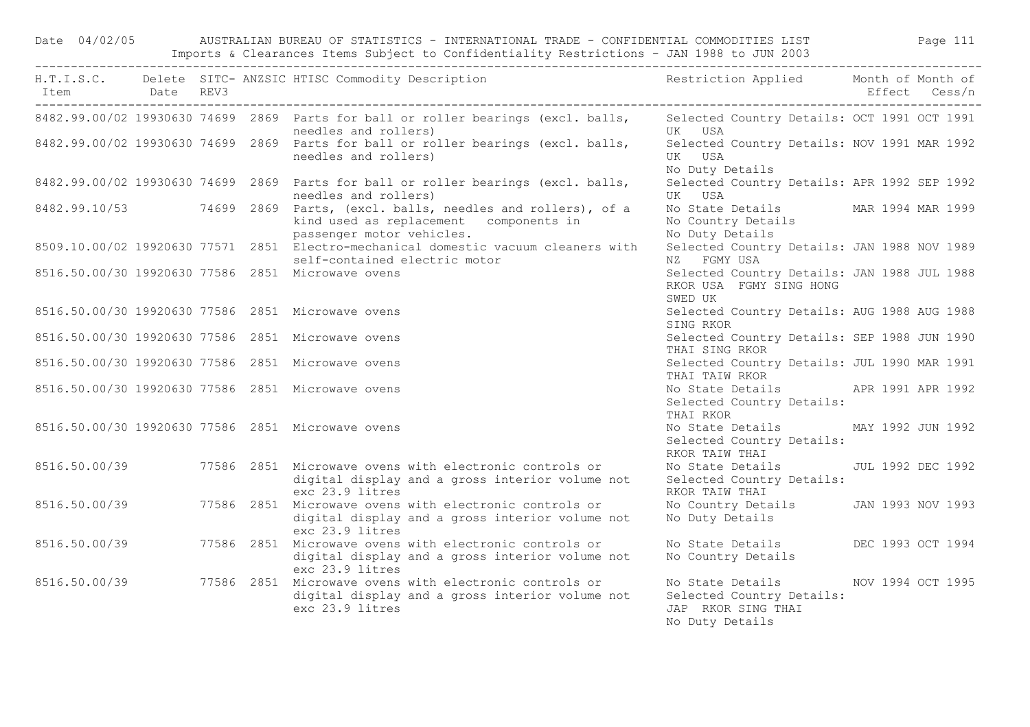| H.T.I.S.C. Item | Delete Date | SITC-REV3 | ANZSIC | HTISC Commodity Description | Restriction Applied | Month of Effect | Month of Cess/n |
|---|---|---|---|---|---|---|---|
| 8482.99.00/02 | 19930630 | 74699 | 2869 | Parts for ball or roller bearings (excl. balls, needles and rollers) | Selected Country Details: UK USA | OCT 1991 | OCT 1991 |
| 8482.99.00/02 | 19930630 | 74699 | 2869 | Parts for ball or roller bearings (excl. balls, needles and rollers) | Selected Country Details: UK USA No Duty Details | NOV 1991 | MAR 1992 |
| 8482.99.00/02 | 19930630 | 74699 | 2869 | Parts for ball or roller bearings (excl. balls, needles and rollers) | Selected Country Details: UK USA | APR 1992 | SEP 1992 |
| 8482.99.10/53 | | 74699 | 2869 | Parts, (excl. balls, needles and rollers), of a kind used as replacement components in passenger motor vehicles. | No State Details No Country Details No Duty Details | MAR 1994 | MAR 1999 |
| 8509.10.00/02 | 19920630 | 77571 | 2851 | Electro-mechanical domestic vacuum cleaners with self-contained electric motor | Selected Country Details: NZ FGMY USA | JAN 1988 | NOV 1989 |
| 8516.50.00/30 | 19920630 | 77586 | 2851 | Microwave ovens | Selected Country Details: RKOR USA FGMY SING HONG SWED UK | JAN 1988 | JUL 1988 |
| 8516.50.00/30 | 19920630 | 77586 | 2851 | Microwave ovens | Selected Country Details: SING RKOR | AUG 1988 | AUG 1988 |
| 8516.50.00/30 | 19920630 | 77586 | 2851 | Microwave ovens | Selected Country Details: THAI SING RKOR | SEP 1988 | JUN 1990 |
| 8516.50.00/30 | 19920630 | 77586 | 2851 | Microwave ovens | Selected Country Details: THAI TAIW RKOR | JUL 1990 | MAR 1991 |
| 8516.50.00/30 | 19920630 | 77586 | 2851 | Microwave ovens | No State Details Selected Country Details: THAI RKOR | APR 1991 | APR 1992 |
| 8516.50.00/30 | 19920630 | 77586 | 2851 | Microwave ovens | No State Details Selected Country Details: RKOR TAIW THAI | MAY 1992 | JUN 1992 |
| 8516.50.00/39 | | 77586 | 2851 | Microwave ovens with electronic controls or digital display and a gross interior volume not exc 23.9 litres | No State Details Selected Country Details: RKOR TAIW THAI | JUL 1992 | DEC 1992 |
| 8516.50.00/39 | | 77586 | 2851 | Microwave ovens with electronic controls or digital display and a gross interior volume not exc 23.9 litres | No Country Details No Duty Details | JAN 1993 | NOV 1993 |
| 8516.50.00/39 | | 77586 | 2851 | Microwave ovens with electronic controls or digital display and a gross interior volume not exc 23.9 litres | No State Details No Country Details | DEC 1993 | OCT 1994 |
| 8516.50.00/39 | | 77586 | 2851 | Microwave ovens with electronic controls or digital display and a gross interior volume not exc 23.9 litres | No State Details Selected Country Details: JAP RKOR SING THAI No Duty Details | NOV 1994 | OCT 1995 |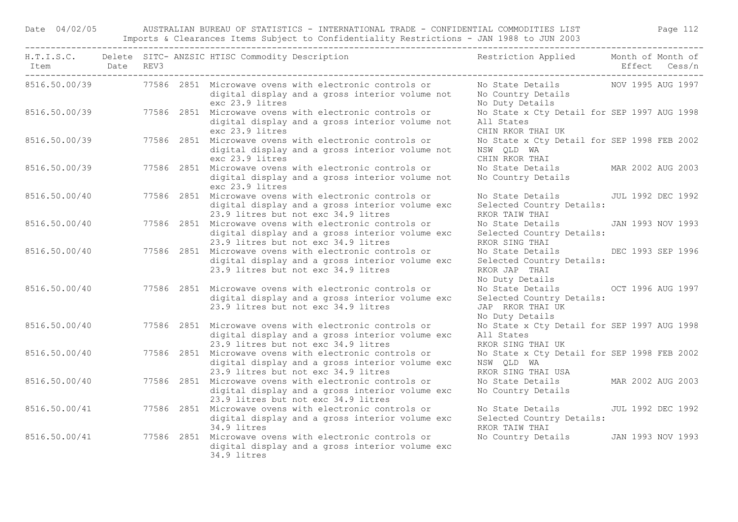Date 04/02/05 AUSTRALIAN BUREAU OF STATISTICS - INTERNATIONAL TRADE - CONFIDENTIAL COMMODITIES LIST

Imports & Clearances Items Subject to Confidentiality Restrictions - JAN 1988 to JUN 2003

| H.T.I.S.C. Item | Delete Date | SITC-REV3 | ANZSIC | HTISC Commodity Description | Restriction Applied | Month of Effect | Month of Cess/n |
|---|---|---|---|---|---|---|---|
| 8516.50.00/39 | | 77586 | 2851 | Microwave ovens with electronic controls or digital display and a gross interior volume not exc 23.9 litres | No State Details No Country Details No Duty Details | NOV 1995 | AUG 1997 |
| 8516.50.00/39 | | 77586 | 2851 | Microwave ovens with electronic controls or digital display and a gross interior volume not exc 23.9 litres | No State x Cty Detail for All States CHIN RKOR THAI UK | SEP 1997 | AUG 1998 |
| 8516.50.00/39 | | 77586 | 2851 | Microwave ovens with electronic controls or digital display and a gross interior volume not exc 23.9 litres | No State x Cty Detail for NSW QLD WA CHIN RKOR THAI | SEP 1998 | FEB 2002 |
| 8516.50.00/39 | | 77586 | 2851 | Microwave ovens with electronic controls or digital display and a gross interior volume not exc 23.9 litres | No State Details No Country Details | MAR 2002 | AUG 2003 |
| 8516.50.00/40 | | 77586 | 2851 | Microwave ovens with electronic controls or digital display and a gross interior volume exc 23.9 litres but not exc 34.9 litres | No State Details Selected Country Details: RKOR TAIW THAI | JUL 1992 | DEC 1992 |
| 8516.50.00/40 | | 77586 | 2851 | Microwave ovens with electronic controls or digital display and a gross interior volume exc 23.9 litres but not exc 34.9 litres | No State Details Selected Country Details: RKOR SING THAI | JAN 1993 | NOV 1993 |
| 8516.50.00/40 | | 77586 | 2851 | Microwave ovens with electronic controls or digital display and a gross interior volume exc 23.9 litres but not exc 34.9 litres | No State Details Selected Country Details: RKOR JAP THAI No Duty Details | DEC 1993 | SEP 1996 |
| 8516.50.00/40 | | 77586 | 2851 | Microwave ovens with electronic controls or digital display and a gross interior volume exc 23.9 litres but not exc 34.9 litres | No State Details Selected Country Details: JAP RKOR THAI UK No Duty Details | OCT 1996 | AUG 1997 |
| 8516.50.00/40 | | 77586 | 2851 | Microwave ovens with electronic controls or digital display and a gross interior volume exc 23.9 litres but not exc 34.9 litres | No State x Cty Detail for All States RKOR SING THAI UK | SEP 1997 | AUG 1998 |
| 8516.50.00/40 | | 77586 | 2851 | Microwave ovens with electronic controls or digital display and a gross interior volume exc 23.9 litres but not exc 34.9 litres | No State x Cty Detail for NSW QLD WA RKOR SING THAI USA | SEP 1998 | FEB 2002 |
| 8516.50.00/40 | | 77586 | 2851 | Microwave ovens with electronic controls or digital display and a gross interior volume exc 23.9 litres but not exc 34.9 litres | No State Details No Country Details | MAR 2002 | AUG 2003 |
| 8516.50.00/41 | | 77586 | 2851 | Microwave ovens with electronic controls or digital display and a gross interior volume exc 34.9 litres | No State Details Selected Country Details: RKOR TAIW THAI | JUL 1992 | DEC 1992 |
| 8516.50.00/41 | | 77586 | 2851 | Microwave ovens with electronic controls or digital display and a gross interior volume exc 34.9 litres | No Country Details | JAN 1993 | NOV 1993 |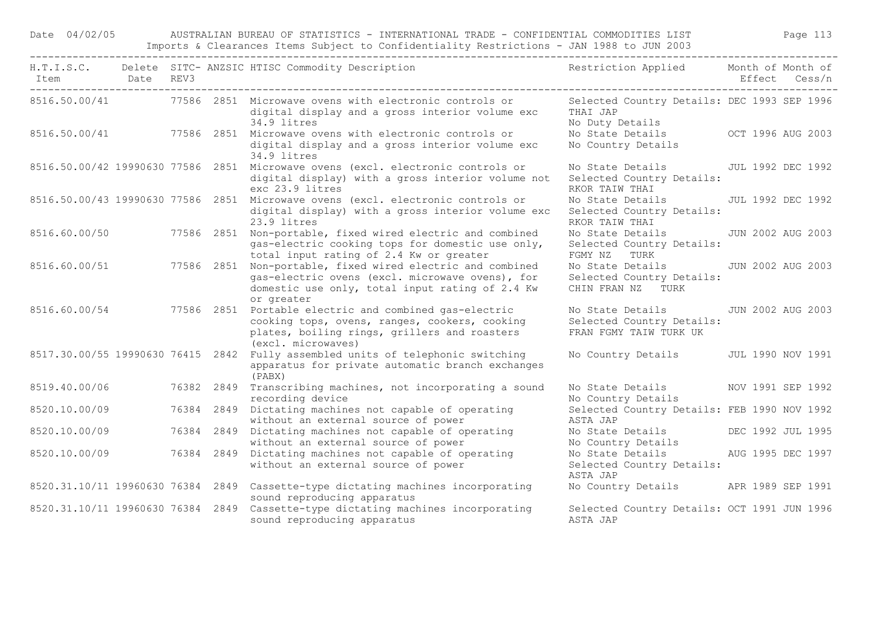| H.T.I.S.C. Item | Delete Date | SITC-REV3 | ANZSIC | HTISC Commodity Description | Restriction Applied | Month of Effect | Month of Cess/n |
|---|---|---|---|---|---|---|---|
| 8516.50.00/41 | | 77586 | 2851 | Microwave ovens with electronic controls or digital display and a gross interior volume exc 34.9 litres | Selected Country Details: THAI JAP No Duty Details | DEC 1993 | SEP 1996 |
| 8516.50.00/41 | | 77586 | 2851 | Microwave ovens with electronic controls or digital display and a gross interior volume exc 34.9 litres | No State Details No Country Details | OCT 1996 | AUG 2003 |
| 8516.50.00/42 | 19990630 | 77586 | 2851 | Microwave ovens (excl. electronic controls or digital display) with a gross interior volume not exc 23.9 litres | No State Details Selected Country Details: RKOR TAIW THAI | JUL 1992 | DEC 1992 |
| 8516.50.00/43 | 19990630 | 77586 | 2851 | Microwave ovens (excl. electronic controls or digital display) with a gross interior volume exc 23.9 litres | No State Details Selected Country Details: RKOR TAIW THAI | JUL 1992 | DEC 1992 |
| 8516.60.00/50 | | 77586 | 2851 | Non-portable, fixed wired electric and combined gas-electric cooking tops for domestic use only, total input rating of 2.4 Kw or greater | No State Details Selected Country Details: FGMY NZ TURK | JUN 2002 | AUG 2003 |
| 8516.60.00/51 | | 77586 | 2851 | Non-portable, fixed wired electric and combined gas-electric ovens (excl. microwave ovens), for domestic use only, total input rating of 2.4 Kw or greater | No State Details Selected Country Details: CHIN FRAN NZ TURK | JUN 2002 | AUG 2003 |
| 8516.60.00/54 | | 77586 | 2851 | Portable electric and combined gas-electric cooking tops, ovens, ranges, cookers, cooking plates, boiling rings, grillers and roasters (excl. microwaves) | No State Details Selected Country Details: FRAN FGMY TAIW TURK UK | JUN 2002 | AUG 2003 |
| 8517.30.00/55 | 19990630 | 76415 | 2842 | Fully assembled units of telephonic switching apparatus for private automatic branch exchanges (PABX) | No Country Details | JUL 1990 | NOV 1991 |
| 8519.40.00/06 | | 76382 | 2849 | Transcribing machines, not incorporating a sound recording device | No State Details No Country Details | NOV 1991 | SEP 1992 |
| 8520.10.00/09 | | 76384 | 2849 | Dictating machines not capable of operating without an external source of power | Selected Country Details: ASTA JAP | FEB 1990 | NOV 1992 |
| 8520.10.00/09 | | 76384 | 2849 | Dictating machines not capable of operating without an external source of power | No State Details No Country Details | DEC 1992 | JUL 1995 |
| 8520.10.00/09 | | 76384 | 2849 | Dictating machines not capable of operating without an external source of power | No State Details Selected Country Details: ASTA JAP | AUG 1995 | DEC 1997 |
| 8520.31.10/11 | 19960630 | 76384 | 2849 | Cassette-type dictating machines incorporating sound reproducing apparatus | No Country Details | APR 1989 | SEP 1991 |
| 8520.31.10/11 | 19960630 | 76384 | 2849 | Cassette-type dictating machines incorporating sound reproducing apparatus | Selected Country Details: ASTA JAP | OCT 1991 | JUN 1996 |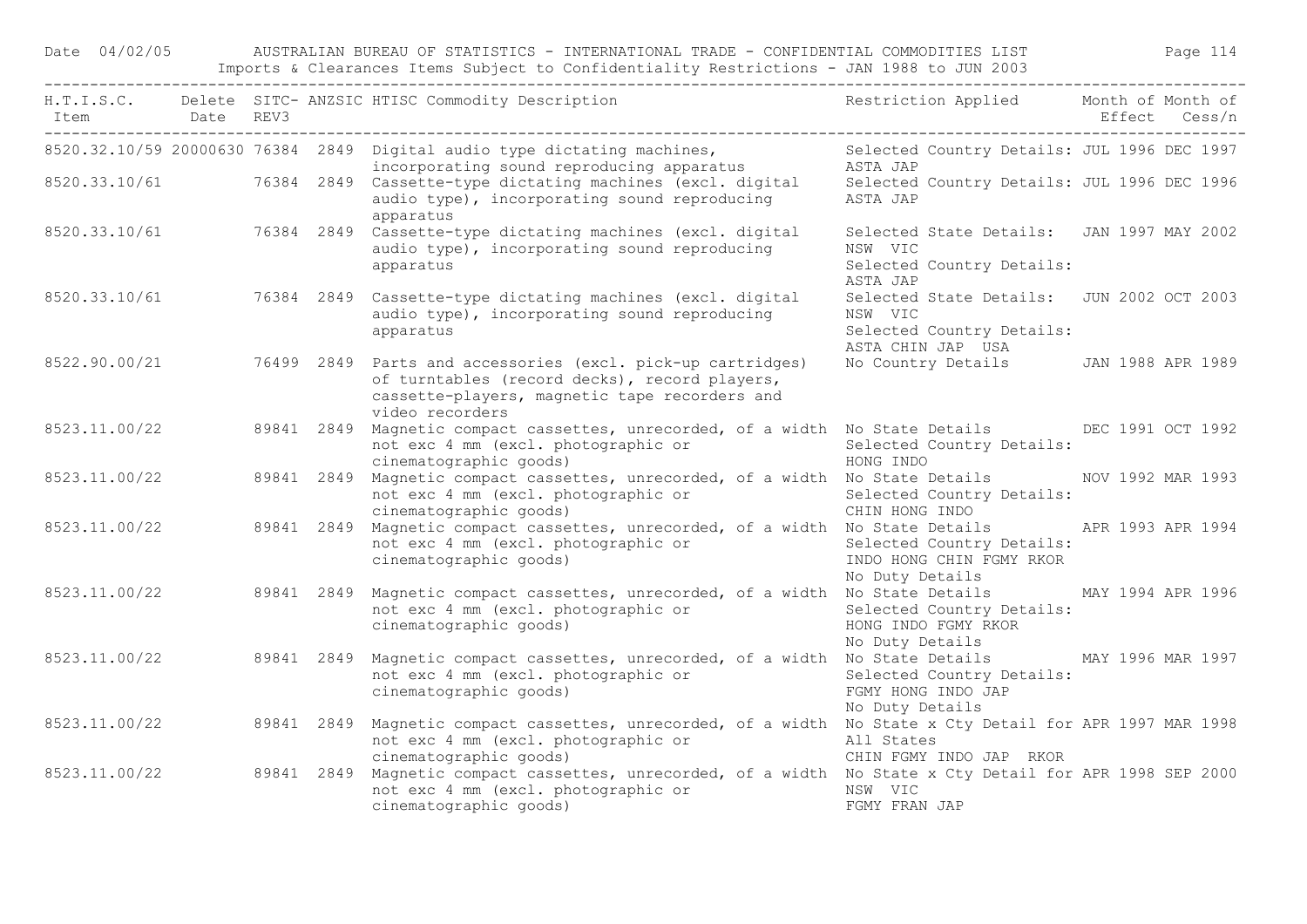| H.T.I.S.C. Item | Delete Date | SITC-REV3 | ANZSIC | HTISC Commodity Description | Restriction Applied | Month of Effect | Month of Cess/n |
|---|---|---|---|---|---|---|---|
| 8520.32.10/59 | 20000630 | 76384 | 2849 | Digital audio type dictating machines, incorporating sound reproducing apparatus | Selected Country Details: ASTA JAP | JUL 1996 | DEC 1997 |
| 8520.33.10/61 | | 76384 | 2849 | Cassette-type dictating machines (excl. digital audio type), incorporating sound reproducing apparatus | Selected Country Details: ASTA JAP | JUL 1996 | DEC 1996 |
| 8520.33.10/61 | | 76384 | 2849 | Cassette-type dictating machines (excl. digital audio type), incorporating sound reproducing apparatus | Selected State Details: NSW VIC Selected Country Details: ASTA JAP | JAN 1997 | MAY 2002 |
| 8520.33.10/61 | | 76384 | 2849 | Cassette-type dictating machines (excl. digital audio type), incorporating sound reproducing apparatus | Selected State Details: NSW VIC Selected Country Details: ASTA CHIN JAP USA | JUN 2002 | OCT 2003 |
| 8522.90.00/21 | | 76499 | 2849 | Parts and accessories (excl. pick-up cartridges) of turntables (record decks), record players, cassette-players, magnetic tape recorders and video recorders | No Country Details | JAN 1988 | APR 1989 |
| 8523.11.00/22 | | 89841 | 2849 | Magnetic compact cassettes, unrecorded, of a width not exc 4 mm (excl. photographic or cinematographic goods) | No State Details Selected Country Details: HONG INDO | DEC 1991 | OCT 1992 |
| 8523.11.00/22 | | 89841 | 2849 | Magnetic compact cassettes, unrecorded, of a width not exc 4 mm (excl. photographic or cinematographic goods) | No State Details Selected Country Details: CHIN HONG INDO | NOV 1992 | MAR 1993 |
| 8523.11.00/22 | | 89841 | 2849 | Magnetic compact cassettes, unrecorded, of a width not exc 4 mm (excl. photographic or cinematographic goods) | No State Details Selected Country Details: INDO HONG CHIN FGMY RKOR No Duty Details | APR 1993 | APR 1994 |
| 8523.11.00/22 | | 89841 | 2849 | Magnetic compact cassettes, unrecorded, of a width not exc 4 mm (excl. photographic or cinematographic goods) | No State Details Selected Country Details: HONG INDO FGMY RKOR No Duty Details | MAY 1994 | APR 1996 |
| 8523.11.00/22 | | 89841 | 2849 | Magnetic compact cassettes, unrecorded, of a width not exc 4 mm (excl. photographic or cinematographic goods) | No State Details Selected Country Details: FGMY HONG INDO JAP No Duty Details | MAY 1996 | MAR 1997 |
| 8523.11.00/22 | | 89841 | 2849 | Magnetic compact cassettes, unrecorded, of a width not exc 4 mm (excl. photographic or cinematographic goods) | No State x Cty Detail for All States CHIN FGMY INDO JAP RKOR | APR 1997 | MAR 1998 |
| 8523.11.00/22 | | 89841 | 2849 | Magnetic compact cassettes, unrecorded, of a width not exc 4 mm (excl. photographic or cinematographic goods) | No State x Cty Detail for NSW VIC FGMY FRAN JAP | APR 1998 | SEP 2000 |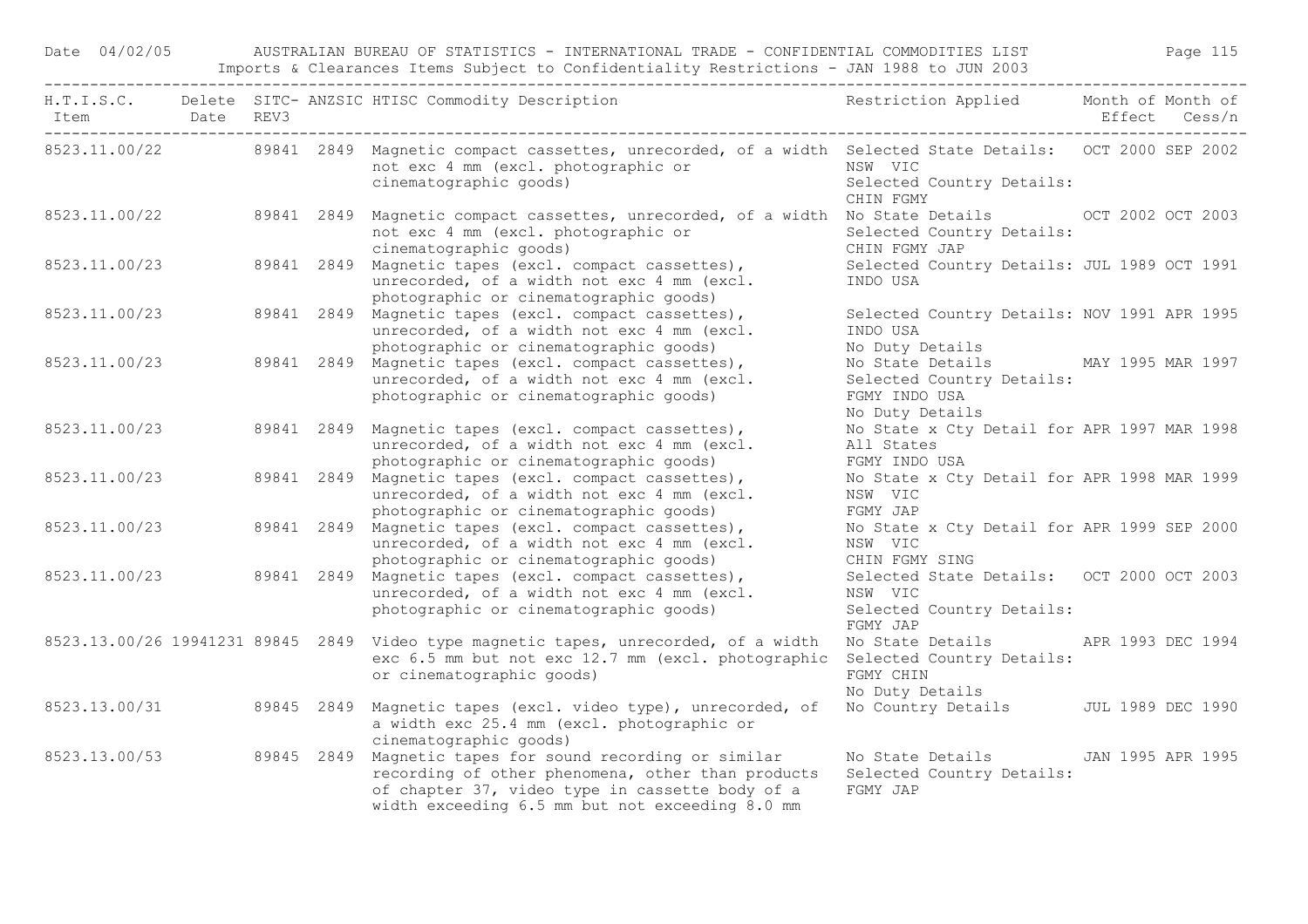| H.T.I.S.C. Item | Delete Date | SITC-REV3 | ANZSIC | HTISC Commodity Description | Restriction Applied | Month of Effect | Month of Cess/n |
|---|---|---|---|---|---|---|---|
| 8523.11.00/22 | | 89841 | 2849 | Magnetic compact cassettes, unrecorded, of a width not exc 4 mm (excl. photographic or cinematographic goods) | Selected State Details: NSW VIC Selected Country Details: CHIN FGMY | OCT 2000 | SEP 2002 |
| 8523.11.00/22 | | 89841 | 2849 | Magnetic compact cassettes, unrecorded, of a width not exc 4 mm (excl. photographic or cinematographic goods) | No State Details Selected Country Details: CHIN FGMY JAP | OCT 2002 | OCT 2003 |
| 8523.11.00/23 | | 89841 | 2849 | Magnetic tapes (excl. compact cassettes), unrecorded, of a width not exc 4 mm (excl. photographic or cinematographic goods) | Selected Country Details: INDO USA | JUL 1989 | OCT 1991 |
| 8523.11.00/23 | | 89841 | 2849 | Magnetic tapes (excl. compact cassettes), unrecorded, of a width not exc 4 mm (excl. photographic or cinematographic goods) | Selected Country Details: INDO USA No Duty Details | NOV 1991 | APR 1995 |
| 8523.11.00/23 | | 89841 | 2849 | Magnetic tapes (excl. compact cassettes), unrecorded, of a width not exc 4 mm (excl. photographic or cinematographic goods) | No State Details Selected Country Details: FGMY INDO USA No Duty Details | MAY 1995 | MAR 1997 |
| 8523.11.00/23 | | 89841 | 2849 | Magnetic tapes (excl. compact cassettes), unrecorded, of a width not exc 4 mm (excl. photographic or cinematographic goods) | No State x Cty Detail for All States FGMY INDO USA | APR 1997 | MAR 1998 |
| 8523.11.00/23 | | 89841 | 2849 | Magnetic tapes (excl. compact cassettes), unrecorded, of a width not exc 4 mm (excl. photographic or cinematographic goods) | No State x Cty Detail for NSW VIC FGMY JAP | APR 1998 | MAR 1999 |
| 8523.11.00/23 | | 89841 | 2849 | Magnetic tapes (excl. compact cassettes), unrecorded, of a width not exc 4 mm (excl. photographic or cinematographic goods) | No State x Cty Detail for NSW VIC CHIN FGMY SING | APR 1999 | SEP 2000 |
| 8523.11.00/23 | | 89841 | 2849 | Magnetic tapes (excl. compact cassettes), unrecorded, of a width not exc 4 mm (excl. photographic or cinematographic goods) | Selected State Details: NSW VIC Selected Country Details: FGMY JAP | OCT 2000 | OCT 2003 |
| 8523.13.00/26 | 19941231 | 89845 | 2849 | Video type magnetic tapes, unrecorded, of a width exc 6.5 mm but not exc 12.7 mm (excl. photographic or cinematographic goods) | No State Details Selected Country Details: FGMY CHIN No Duty Details | APR 1993 | DEC 1994 |
| 8523.13.00/31 | | 89845 | 2849 | Magnetic tapes (excl. video type), unrecorded, of a width exc 25.4 mm (excl. photographic or cinematographic goods) | No Country Details | JUL 1989 | DEC 1990 |
| 8523.13.00/53 | | 89845 | 2849 | Magnetic tapes for sound recording or similar recording of other phenomena, other than products of chapter 37, video type in cassette body of a width exceeding 6.5 mm but not exceeding 8.0 mm | No State Details Selected Country Details: FGMY JAP | JAN 1995 | APR 1995 |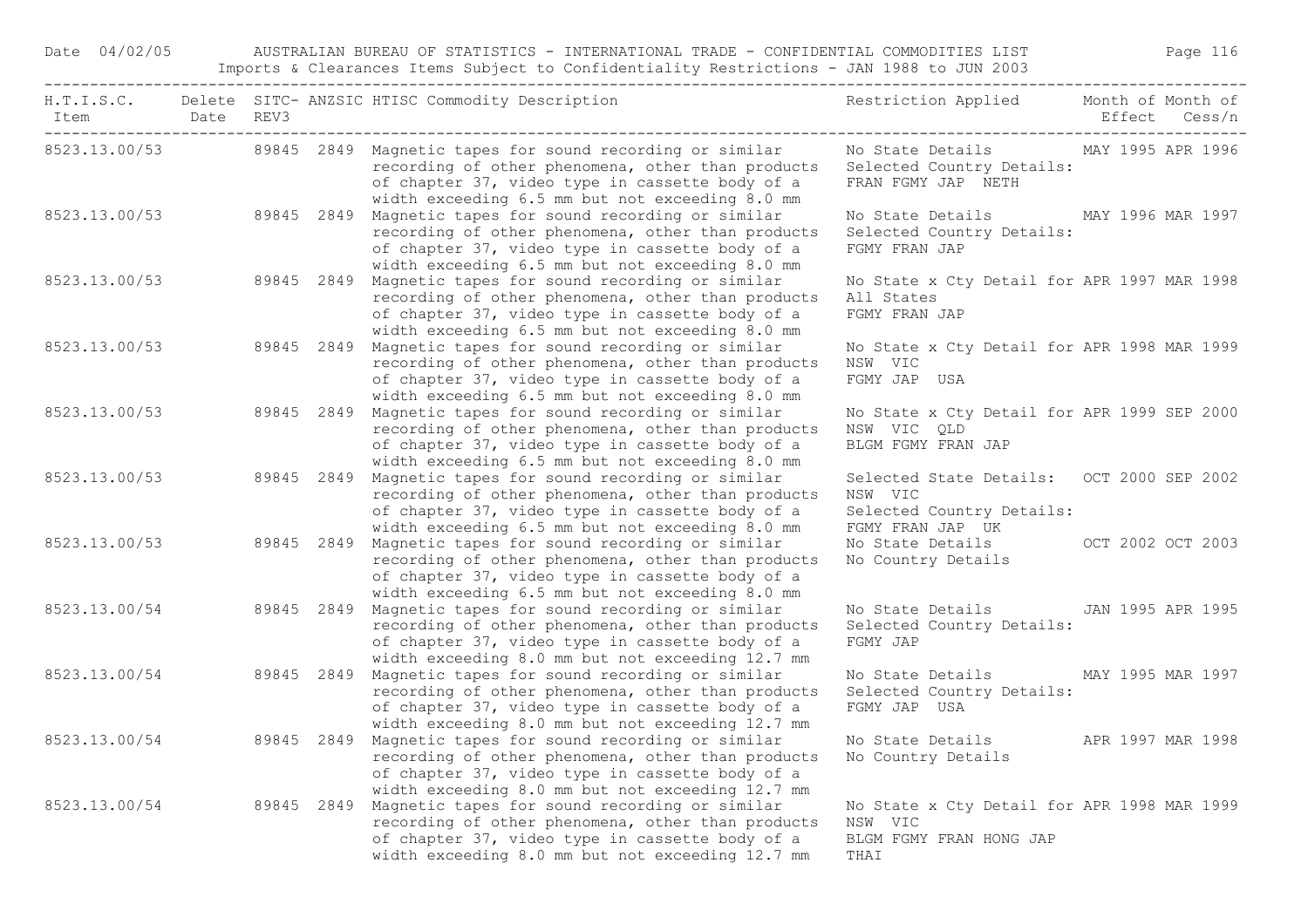| H.T.I.S.C. Item | Delete Date | SITC- REV3 | ANZSIC | HTISC Commodity Description | Restriction Applied | Month of Effect | Month of Cess/n |
|---|---|---|---|---|---|---|---|
| 8523.13.00/53 | | 89845 | 2849 | Magnetic tapes for sound recording or similar recording of other phenomena, other than products of chapter 37, video type in cassette body of a width exceeding 6.5 mm but not exceeding 8.0 mm | No State Details Selected Country Details: FRAN FGMY JAP NETH | MAY 1995 | APR 1996 |
| 8523.13.00/53 | | 89845 | 2849 | Magnetic tapes for sound recording or similar recording of other phenomena, other than products of chapter 37, video type in cassette body of a width exceeding 6.5 mm but not exceeding 8.0 mm | No State Details Selected Country Details: FGMY FRAN JAP | MAY 1996 | MAR 1997 |
| 8523.13.00/53 | | 89845 | 2849 | Magnetic tapes for sound recording or similar recording of other phenomena, other than products of chapter 37, video type in cassette body of a width exceeding 6.5 mm but not exceeding 8.0 mm | No State x Cty Detail for All States FGMY FRAN JAP | APR 1997 | MAR 1998 |
| 8523.13.00/53 | | 89845 | 2849 | Magnetic tapes for sound recording or similar recording of other phenomena, other than products of chapter 37, video type in cassette body of a width exceeding 6.5 mm but not exceeding 8.0 mm | No State x Cty Detail for NSW VIC FGMY JAP USA | APR 1998 | MAR 1999 |
| 8523.13.00/53 | | 89845 | 2849 | Magnetic tapes for sound recording or similar recording of other phenomena, other than products of chapter 37, video type in cassette body of a width exceeding 6.5 mm but not exceeding 8.0 mm | No State x Cty Detail for NSW VIC QLD BLGM FGMY FRAN JAP | APR 1999 | SEP 2000 |
| 8523.13.00/53 | | 89845 | 2849 | Magnetic tapes for sound recording or similar recording of other phenomena, other than products of chapter 37, video type in cassette body of a width exceeding 6.5 mm but not exceeding 8.0 mm | Selected State Details: NSW VIC Selected Country Details: FGMY FRAN JAP UK | OCT 2000 | SEP 2002 |
| 8523.13.00/53 | | 89845 | 2849 | Magnetic tapes for sound recording or similar recording of other phenomena, other than products of chapter 37, video type in cassette body of a width exceeding 6.5 mm but not exceeding 8.0 mm | No State Details No Country Details | OCT 2002 | OCT 2003 |
| 8523.13.00/54 | | 89845 | 2849 | Magnetic tapes for sound recording or similar recording of other phenomena, other than products of chapter 37, video type in cassette body of a width exceeding 8.0 mm but not exceeding 12.7 mm | No State Details Selected Country Details: FGMY JAP | JAN 1995 | APR 1995 |
| 8523.13.00/54 | | 89845 | 2849 | Magnetic tapes for sound recording or similar recording of other phenomena, other than products of chapter 37, video type in cassette body of a width exceeding 8.0 mm but not exceeding 12.7 mm | No State Details Selected Country Details: FGMY JAP USA | MAY 1995 | MAR 1997 |
| 8523.13.00/54 | | 89845 | 2849 | Magnetic tapes for sound recording or similar recording of other phenomena, other than products of chapter 37, video type in cassette body of a width exceeding 8.0 mm but not exceeding 12.7 mm | No State Details No Country Details | APR 1997 | MAR 1998 |
| 8523.13.00/54 | | 89845 | 2849 | Magnetic tapes for sound recording or similar recording of other phenomena, other than products of chapter 37, video type in cassette body of a width exceeding 8.0 mm but not exceeding 12.7 mm | No State x Cty Detail for NSW VIC BLGM FGMY FRAN HONG JAP THAI | APR 1998 | MAR 1999 |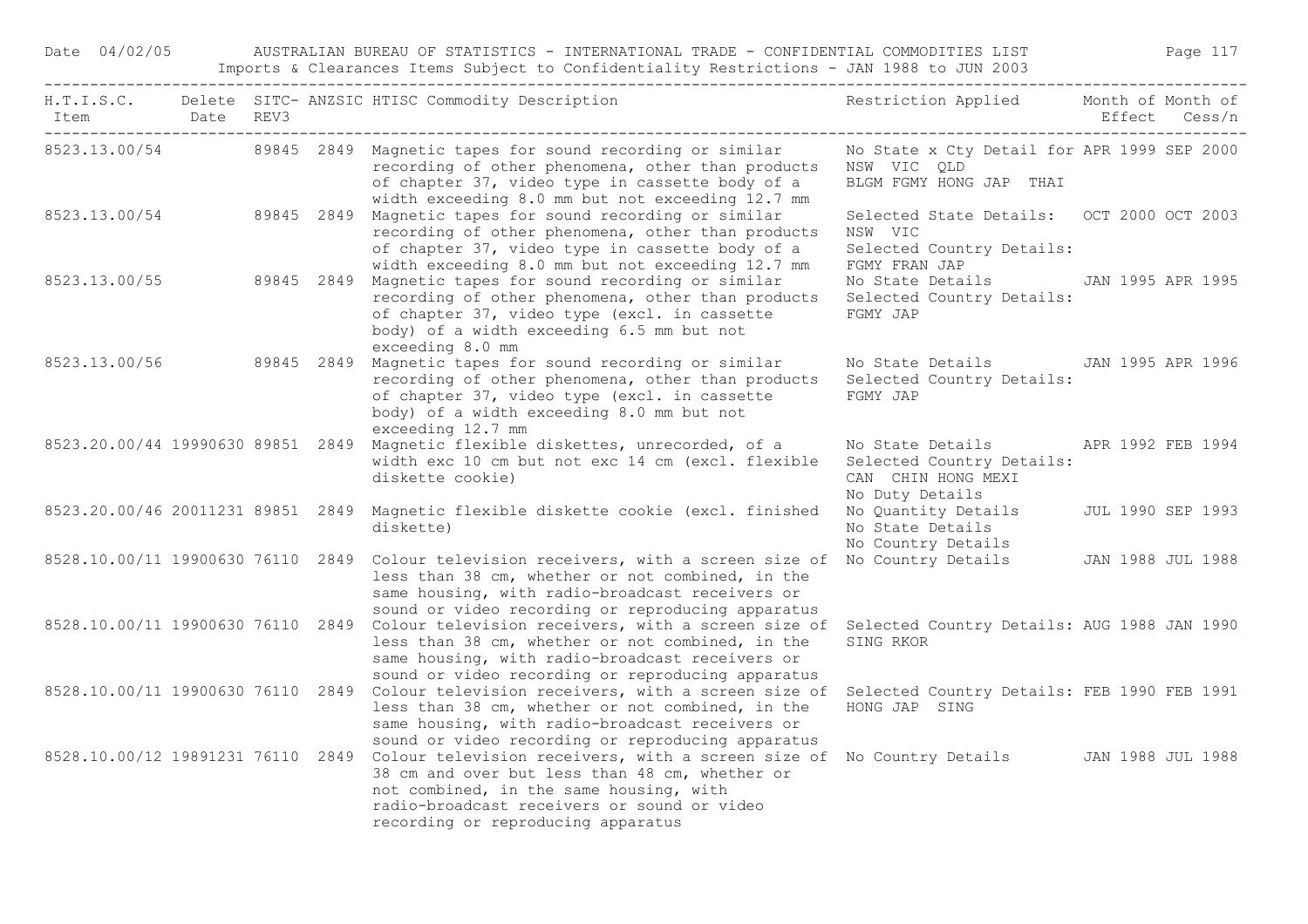| H.T.I.S.C. Item | Delete Date | SITC-REV3 | ANZSIC | HTISC Commodity Description | Restriction Applied | Month of Effect | Month of Cess/n |
|---|---|---|---|---|---|---|---|
| 8523.13.00/54 | | 89845 | 2849 | Magnetic tapes for sound recording or similar recording of other phenomena, other than products of chapter 37, video type in cassette body of a width exceeding 8.0 mm but not exceeding 12.7 mm | No State x Cty Detail for NSW VIC QLD BLGM FGMY HONG JAP THAI | APR 1999 | SEP 2000 |
| 8523.13.00/54 | | 89845 | 2849 | Magnetic tapes for sound recording or similar recording of other phenomena, other than products of chapter 37, video type in cassette body of a width exceeding 8.0 mm but not exceeding 12.7 mm | Selected State Details: NSW VIC Selected Country Details: FGMY FRAN JAP | OCT 2000 | OCT 2003 |
| 8523.13.00/55 | | 89845 | 2849 | Magnetic tapes for sound recording or similar recording of other phenomena, other than products of chapter 37, video type (excl. in cassette body) of a width exceeding 6.5 mm but not exceeding 8.0 mm | No State Details Selected Country Details: FGMY JAP | JAN 1995 | APR 1995 |
| 8523.13.00/56 | | 89845 | 2849 | Magnetic tapes for sound recording or similar recording of other phenomena, other than products of chapter 37, video type (excl. in cassette body) of a width exceeding 8.0 mm but not exceeding 12.7 mm | No State Details Selected Country Details: FGMY JAP | JAN 1995 | APR 1996 |
| 8523.20.00/44 | 19990630 | 89851 | 2849 | Magnetic flexible diskettes, unrecorded, of a width exc 10 cm but not exc 14 cm (excl. flexible diskette cookie) | No State Details Selected Country Details: CAN CHIN HONG MEXI No Duty Details | APR 1992 | FEB 1994 |
| 8523.20.00/46 | 20011231 | 89851 | 2849 | Magnetic flexible diskette cookie (excl. finished diskette) | No Quantity Details No State Details No Country Details | JUL 1990 | SEP 1993 |
| 8528.10.00/11 | 19900630 | 76110 | 2849 | Colour television receivers, with a screen size of less than 38 cm, whether or not combined, in the same housing, with radio-broadcast receivers or sound or video recording or reproducing apparatus | No Country Details | JAN 1988 | JUL 1988 |
| 8528.10.00/11 | 19900630 | 76110 | 2849 | Colour television receivers, with a screen size of less than 38 cm, whether or not combined, in the same housing, with radio-broadcast receivers or sound or video recording or reproducing apparatus | Selected Country Details: SING RKOR | AUG 1988 | JAN 1990 |
| 8528.10.00/11 | 19900630 | 76110 | 2849 | Colour television receivers, with a screen size of less than 38 cm, whether or not combined, in the same housing, with radio-broadcast receivers or sound or video recording or reproducing apparatus | Selected Country Details: HONG JAP SING | FEB 1990 | FEB 1991 |
| 8528.10.00/12 | 19891231 | 76110 | 2849 | Colour television receivers, with a screen size of 38 cm and over but less than 48 cm, whether or not combined, in the same housing, with radio-broadcast receivers or sound or video recording or reproducing apparatus | No Country Details | JAN 1988 | JUL 1988 |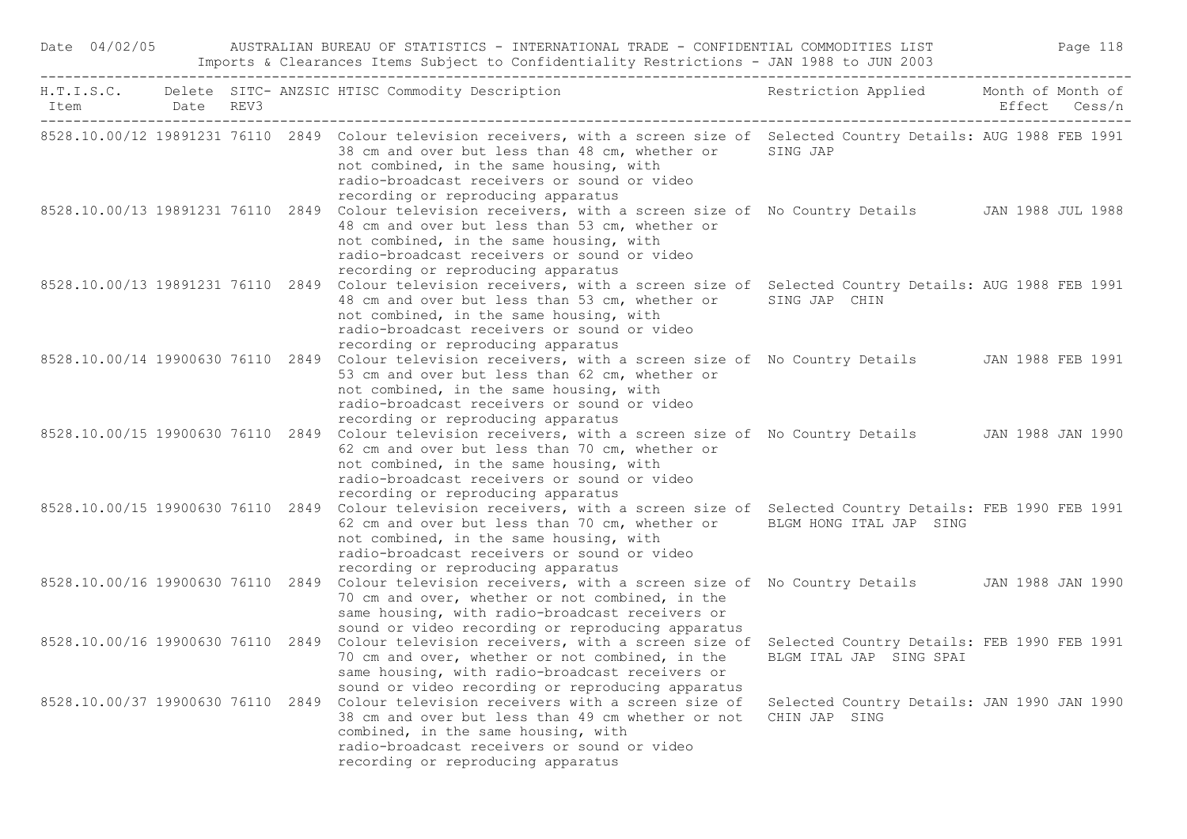Date 04/02/05 AUSTRALIAN BUREAU OF STATISTICS - INTERNATIONAL TRADE - CONFIDENTIAL COMMODITIES LIST

Imports & Clearances Items Subject to Confidentiality Restrictions - JAN 1988 to JUN 2003

| H.T.I.S.C. Item | Delete Date | SITC-REV3 | ANZSIC | HTISC Commodity Description | Restriction Applied | Month of Effect | Month of Cess/n |
|---|---|---|---|---|---|---|---|
| 8528.10.00/12 | 19891231 | 76110 | 2849 | Colour television receivers, with a screen size of 38 cm and over but less than 48 cm, whether or not combined, in the same housing, with radio-broadcast receivers or sound or video recording or reproducing apparatus | Selected Country Details: SING JAP | AUG 1988 | FEB 1991 |
| 8528.10.00/13 | 19891231 | 76110 | 2849 | Colour television receivers, with a screen size of 48 cm and over but less than 53 cm, whether or not combined, in the same housing, with radio-broadcast receivers or sound or video recording or reproducing apparatus | No Country Details | JAN 1988 | JUL 1988 |
| 8528.10.00/13 | 19891231 | 76110 | 2849 | Colour television receivers, with a screen size of 48 cm and over but less than 53 cm, whether or not combined, in the same housing, with radio-broadcast receivers or sound or video recording or reproducing apparatus | Selected Country Details: SING JAP CHIN | AUG 1988 | FEB 1991 |
| 8528.10.00/14 | 19900630 | 76110 | 2849 | Colour television receivers, with a screen size of 53 cm and over but less than 62 cm, whether or not combined, in the same housing, with radio-broadcast receivers or sound or video recording or reproducing apparatus | No Country Details | JAN 1988 | FEB 1991 |
| 8528.10.00/15 | 19900630 | 76110 | 2849 | Colour television receivers, with a screen size of 62 cm and over but less than 70 cm, whether or not combined, in the same housing, with radio-broadcast receivers or sound or video recording or reproducing apparatus | No Country Details | JAN 1988 | JAN 1990 |
| 8528.10.00/15 | 19900630 | 76110 | 2849 | Colour television receivers, with a screen size of 62 cm and over but less than 70 cm, whether or not combined, in the same housing, with radio-broadcast receivers or sound or video recording or reproducing apparatus | Selected Country Details: BLGM HONG ITAL JAP SING | FEB 1990 | FEB 1991 |
| 8528.10.00/16 | 19900630 | 76110 | 2849 | Colour television receivers, with a screen size of 70 cm and over, whether or not combined, in the same housing, with radio-broadcast receivers or sound or video recording or reproducing apparatus | No Country Details | JAN 1988 | JAN 1990 |
| 8528.10.00/16 | 19900630 | 76110 | 2849 | Colour television receivers, with a screen size of 70 cm and over, whether or not combined, in the same housing, with radio-broadcast receivers or sound or video recording or reproducing apparatus | Selected Country Details: BLGM ITAL JAP SING SPAI | FEB 1990 | FEB 1991 |
| 8528.10.00/37 | 19900630 | 76110 | 2849 | Colour television receivers with a screen size of 38 cm and over but less than 49 cm whether or not combined, in the same housing, with radio-broadcast receivers or sound or video recording or reproducing apparatus | Selected Country Details: CHIN JAP SING | JAN 1990 | JAN 1990 |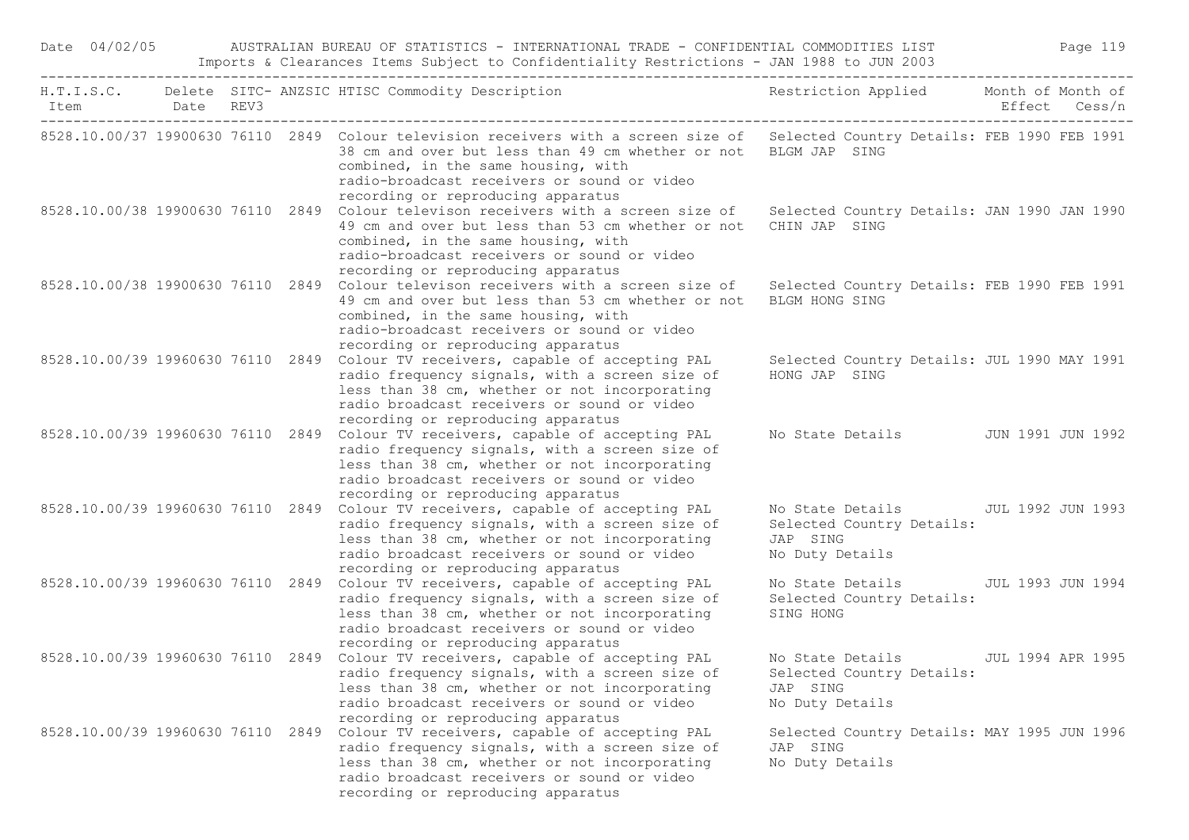| H.T.I.S.C. Item | Delete Date | SITC-REV3 | ANZSIC | HTISC Commodity Description | Restriction Applied | Month of Effect | Month of Cess/n |
|---|---|---|---|---|---|---|---|
| 8528.10.00/37 | 19900630 | 76110 | 2849 | Colour television receivers with a screen size of 38 cm and over but less than 49 cm whether or not combined, in the same housing, with radio-broadcast receivers or sound or video recording or reproducing apparatus | Selected Country Details: BLGM JAP SING | FEB 1990 | FEB 1991 |
| 8528.10.00/38 | 19900630 | 76110 | 2849 | Colour televison receivers with a screen size of 49 cm and over but less than 53 cm whether or not combined, in the same housing, with radio-broadcast receivers or sound or video recording or reproducing apparatus | Selected Country Details: CHIN JAP SING | JAN 1990 | JAN 1990 |
| 8528.10.00/38 | 19900630 | 76110 | 2849 | Colour televison receivers with a screen size of 49 cm and over but less than 53 cm whether or not combined, in the same housing, with radio-broadcast receivers or sound or video recording or reproducing apparatus | Selected Country Details: BLGM HONG SING | FEB 1990 | FEB 1991 |
| 8528.10.00/39 | 19960630 | 76110 | 2849 | Colour TV receivers, capable of accepting PAL radio frequency signals, with a screen size of less than 38 cm, whether or not incorporating radio broadcast receivers or sound or video recording or reproducing apparatus | Selected Country Details: HONG JAP SING | JUL 1990 | MAY 1991 |
| 8528.10.00/39 | 19960630 | 76110 | 2849 | Colour TV receivers, capable of accepting PAL radio frequency signals, with a screen size of less than 38 cm, whether or not incorporating radio broadcast receivers or sound or video recording or reproducing apparatus | No State Details | JUN 1991 | JUN 1992 |
| 8528.10.00/39 | 19960630 | 76110 | 2849 | Colour TV receivers, capable of accepting PAL radio frequency signals, with a screen size of less than 38 cm, whether or not incorporating radio broadcast receivers or sound or video recording or reproducing apparatus | No State Details<br>Selected Country Details: JAP SING<br>No Duty Details | JUL 1992 | JUN 1993 |
| 8528.10.00/39 | 19960630 | 76110 | 2849 | Colour TV receivers, capable of accepting PAL radio frequency signals, with a screen size of less than 38 cm, whether or not incorporating radio broadcast receivers or sound or video recording or reproducing apparatus | No State Details<br>Selected Country Details: SING HONG | JUL 1993 | JUN 1994 |
| 8528.10.00/39 | 19960630 | 76110 | 2849 | Colour TV receivers, capable of accepting PAL radio frequency signals, with a screen size of less than 38 cm, whether or not incorporating radio broadcast receivers or sound or video recording or reproducing apparatus | No State Details<br>Selected Country Details: JAP SING<br>No Duty Details | JUL 1994 | APR 1995 |
| 8528.10.00/39 | 19960630 | 76110 | 2849 | Colour TV receivers, capable of accepting PAL radio frequency signals, with a screen size of less than 38 cm, whether or not incorporating radio broadcast receivers or sound or video recording or reproducing apparatus | Selected Country Details: JAP SING<br>No Duty Details | MAY 1995 | JUN 1996 |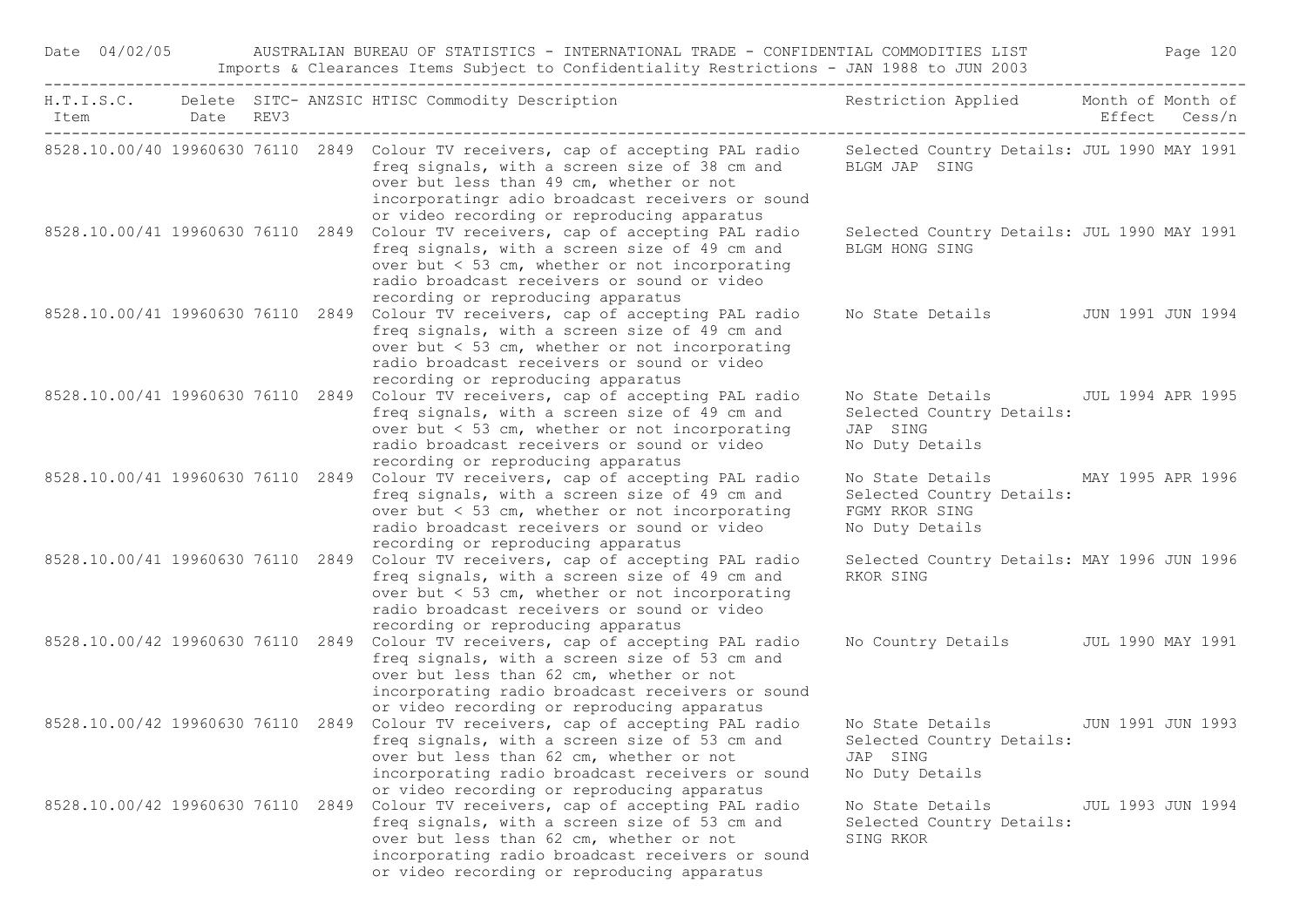| H.T.I.S.C. Item | Delete Date | SITC-REV3 | ANZSIC | HTISC Commodity Description | Restriction Applied | Month of Effect | Month of Cess/n |
|---|---|---|---|---|---|---|---|
| 8528.10.00/40 | 19960630 | 76110 | 2849 | Colour TV receivers, cap of accepting PAL radio freq signals, with a screen size of 38 cm and over but less than 49 cm, whether or not incorporatingr adio broadcast receivers or sound or video recording or reproducing apparatus | Selected Country Details: BLGM JAP SING | JUL 1990 | MAY 1991 |
| 8528.10.00/41 | 19960630 | 76110 | 2849 | Colour TV receivers, cap of accepting PAL radio freq signals, with a screen size of 49 cm and over but < 53 cm, whether or not incorporating radio broadcast receivers or sound or video recording or reproducing apparatus | Selected Country Details: BLGM HONG SING | JUL 1990 | MAY 1991 |
| 8528.10.00/41 | 19960630 | 76110 | 2849 | Colour TV receivers, cap of accepting PAL radio freq signals, with a screen size of 49 cm and over but < 53 cm, whether or not incorporating radio broadcast receivers or sound or video recording or reproducing apparatus | No State Details | JUN 1991 | JUN 1994 |
| 8528.10.00/41 | 19960630 | 76110 | 2849 | Colour TV receivers, cap of accepting PAL radio freq signals, with a screen size of 49 cm and over but < 53 cm, whether or not incorporating radio broadcast receivers or sound or video recording or reproducing apparatus | No State Details<br>Selected Country Details: JAP SING<br>No Duty Details | JUL 1994 | APR 1995 |
| 8528.10.00/41 | 19960630 | 76110 | 2849 | Colour TV receivers, cap of accepting PAL radio freq signals, with a screen size of 49 cm and over but < 53 cm, whether or not incorporating radio broadcast receivers or sound or video recording or reproducing apparatus | No State Details<br>Selected Country Details: FGMY RKOR SING<br>No Duty Details | MAY 1995 | APR 1996 |
| 8528.10.00/41 | 19960630 | 76110 | 2849 | Colour TV receivers, cap of accepting PAL radio freq signals, with a screen size of 49 cm and over but < 53 cm, whether or not incorporating radio broadcast receivers or sound or video recording or reproducing apparatus | Selected Country Details: RKOR SING | MAY 1996 | JUN 1996 |
| 8528.10.00/42 | 19960630 | 76110 | 2849 | Colour TV receivers, cap of accepting PAL radio freq signals, with a screen size of 53 cm and over but less than 62 cm, whether or not incorporating radio broadcast receivers or sound or video recording or reproducing apparatus | No Country Details | JUL 1990 | MAY 1991 |
| 8528.10.00/42 | 19960630 | 76110 | 2849 | Colour TV receivers, cap of accepting PAL radio freq signals, with a screen size of 53 cm and over but less than 62 cm, whether or not incorporating radio broadcast receivers or sound or video recording or reproducing apparatus | No State Details<br>Selected Country Details: JAP SING<br>No Duty Details | JUN 1991 | JUN 1993 |
| 8528.10.00/42 | 19960630 | 76110 | 2849 | Colour TV receivers, cap of accepting PAL radio freq signals, with a screen size of 53 cm and over but less than 62 cm, whether or not incorporating radio broadcast receivers or sound or video recording or reproducing apparatus | No State Details<br>Selected Country Details: SING RKOR | JUL 1993 | JUN 1994 |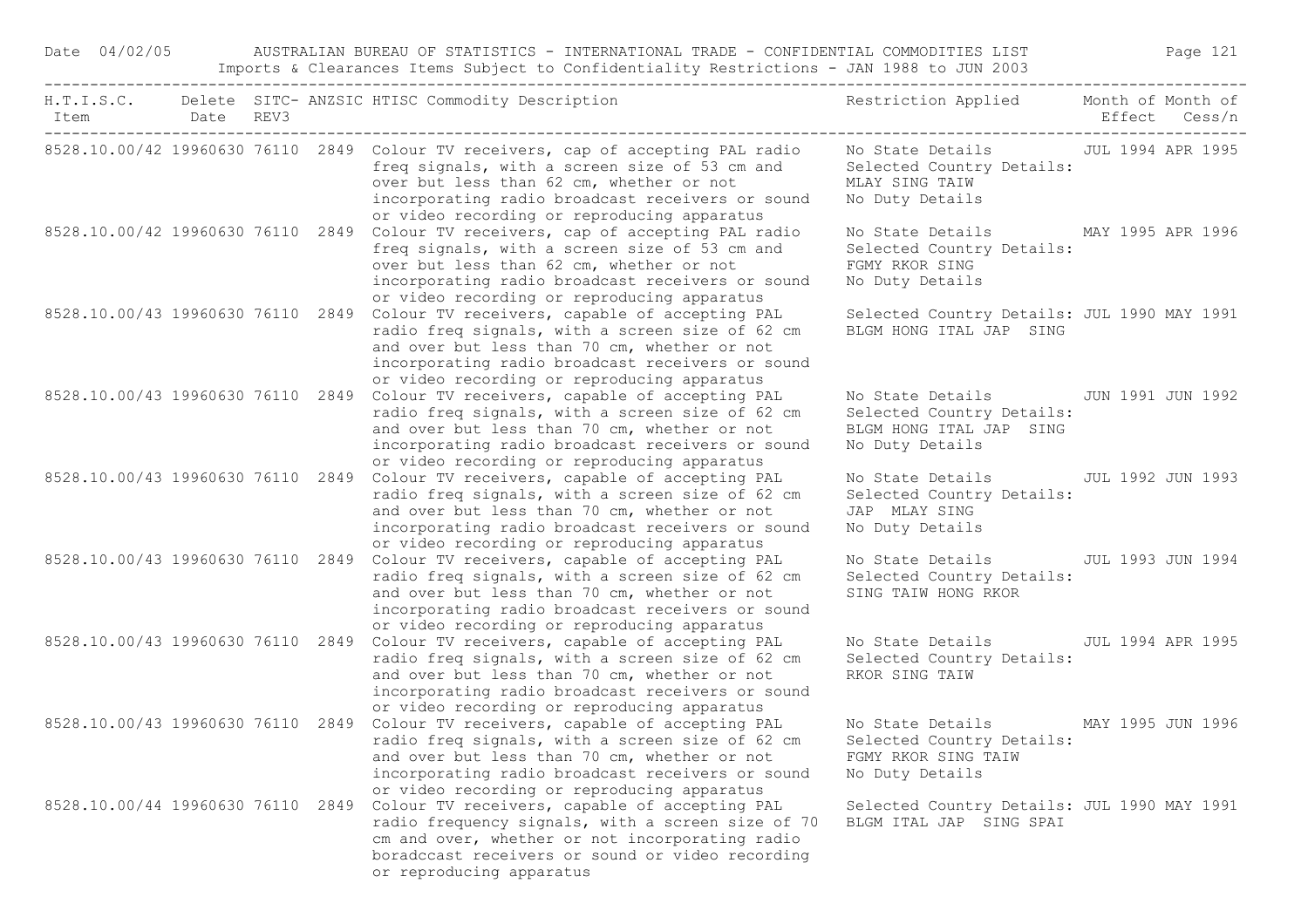| H.T.I.S.C. Item | Delete Date | SITC-REV3 | ANZSIC | HTISC Commodity Description | Restriction Applied | Month of Effect | Month of Cess/n |
|---|---|---|---|---|---|---|---|
| 8528.10.00/42 | 19960630 | 76110 | 2849 | Colour TV receivers, cap of accepting PAL radio freq signals, with a screen size of 53 cm and over but less than 62 cm, whether or not incorporating radio broadcast receivers or sound or video recording or reproducing apparatus | No State Details Selected Country Details: MLAY SING TAIW No Duty Details | JUL 1994 | APR 1995 |
| 8528.10.00/42 | 19960630 | 76110 | 2849 | Colour TV receivers, cap of accepting PAL radio freq signals, with a screen size of 53 cm and over but less than 62 cm, whether or not incorporating radio broadcast receivers or sound or video recording or reproducing apparatus | No State Details Selected Country Details: FGMY RKOR SING No Duty Details | MAY 1995 | APR 1996 |
| 8528.10.00/43 | 19960630 | 76110 | 2849 | Colour TV receivers, capable of accepting PAL radio freq signals, with a screen size of 62 cm and over but less than 70 cm, whether or not incorporating radio broadcast receivers or sound or video recording or reproducing apparatus | Selected Country Details: BLGM HONG ITAL JAP SING | JUL 1990 | MAY 1991 |
| 8528.10.00/43 | 19960630 | 76110 | 2849 | Colour TV receivers, capable of accepting PAL radio freq signals, with a screen size of 62 cm and over but less than 70 cm, whether or not incorporating radio broadcast receivers or sound or video recording or reproducing apparatus | No State Details Selected Country Details: BLGM HONG ITAL JAP SING No Duty Details | JUN 1991 | JUN 1992 |
| 8528.10.00/43 | 19960630 | 76110 | 2849 | Colour TV receivers, capable of accepting PAL radio freq signals, with a screen size of 62 cm and over but less than 70 cm, whether or not incorporating radio broadcast receivers or sound or video recording or reproducing apparatus | No State Details Selected Country Details: JAP MLAY SING No Duty Details | JUL 1992 | JUN 1993 |
| 8528.10.00/43 | 19960630 | 76110 | 2849 | Colour TV receivers, capable of accepting PAL radio freq signals, with a screen size of 62 cm and over but less than 70 cm, whether or not incorporating radio broadcast receivers or sound or video recording or reproducing apparatus | No State Details Selected Country Details: SING TAIW HONG RKOR | JUL 1993 | JUN 1994 |
| 8528.10.00/43 | 19960630 | 76110 | 2849 | Colour TV receivers, capable of accepting PAL radio freq signals, with a screen size of 62 cm and over but less than 70 cm, whether or not incorporating radio broadcast receivers or sound or video recording or reproducing apparatus | No State Details Selected Country Details: RKOR SING TAIW | JUL 1994 | APR 1995 |
| 8528.10.00/43 | 19960630 | 76110 | 2849 | Colour TV receivers, capable of accepting PAL radio freq signals, with a screen size of 62 cm and over but less than 70 cm, whether or not incorporating radio broadcast receivers or sound or video recording or reproducing apparatus | No State Details Selected Country Details: FGMY RKOR SING TAIW No Duty Details | MAY 1995 | JUN 1996 |
| 8528.10.00/44 | 19960630 | 76110 | 2849 | Colour TV receivers, capable of accepting PAL radio frequency signals, with a screen size of 70 cm and over, whether or not incorporating radio boradccast receivers or sound or video recording or reproducing apparatus | Selected Country Details: BLGM ITAL JAP SING SPAI | JUL 1990 | MAY 1991 |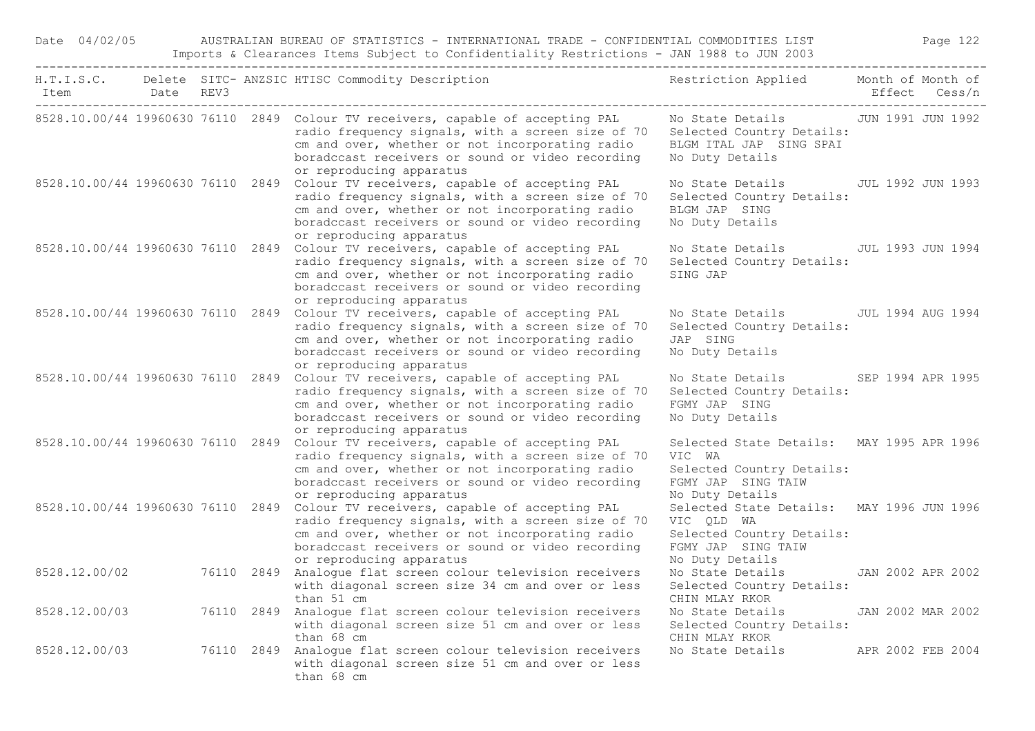| H.T.I.S.C. Item | Delete Date | SITC-REV3 | ANZSIC | HTISC Commodity Description | Restriction Applied | Month of Effect | Month of Cess/n |
|---|---|---|---|---|---|---|---|
| 8528.10.00/44 | 19960630 | 76110 | 2849 | Colour TV receivers, capable of accepting PAL radio frequency signals, with a screen size of 70 cm and over, whether or not incorporating radio boradcast receivers or sound or video recording or reproducing apparatus | No State Details Selected Country Details: BLGM ITAL JAP SING SPAI No Duty Details | JUN 1991 | JUN 1992 |
| 8528.10.00/44 | 19960630 | 76110 | 2849 | Colour TV receivers, capable of accepting PAL radio frequency signals, with a screen size of 70 cm and over, whether or not incorporating radio boradcast receivers or sound or video recording or reproducing apparatus | No State Details Selected Country Details: BLGM JAP SING No Duty Details | JUL 1992 | JUN 1993 |
| 8528.10.00/44 | 19960630 | 76110 | 2849 | Colour TV receivers, capable of accepting PAL radio frequency signals, with a screen size of 70 cm and over, whether or not incorporating radio boradcast receivers or sound or video recording or reproducing apparatus | No State Details Selected Country Details: SING JAP | JUL 1993 | JUN 1994 |
| 8528.10.00/44 | 19960630 | 76110 | 2849 | Colour TV receivers, capable of accepting PAL radio frequency signals, with a screen size of 70 cm and over, whether or not incorporating radio boradcast receivers or sound or video recording or reproducing apparatus | No State Details Selected Country Details: JAP SING No Duty Details | JUL 1994 | AUG 1994 |
| 8528.10.00/44 | 19960630 | 76110 | 2849 | Colour TV receivers, capable of accepting PAL radio frequency signals, with a screen size of 70 cm and over, whether or not incorporating radio boradcast receivers or sound or video recording or reproducing apparatus | No State Details Selected Country Details: FGMY JAP SING No Duty Details | SEP 1994 | APR 1995 |
| 8528.10.00/44 | 19960630 | 76110 | 2849 | Colour TV receivers, capable of accepting PAL radio frequency signals, with a screen size of 70 cm and over, whether or not incorporating radio boradcast receivers or sound or video recording or reproducing apparatus | Selected State Details: VIC WA Selected Country Details: FGMY JAP SING TAIW No Duty Details | MAY 1995 | APR 1996 |
| 8528.10.00/44 | 19960630 | 76110 | 2849 | Colour TV receivers, capable of accepting PAL radio frequency signals, with a screen size of 70 cm and over, whether or not incorporating radio boradcast receivers or sound or video recording or reproducing apparatus | Selected State Details: VIC QLD WA Selected Country Details: FGMY JAP SING TAIW No Duty Details | MAY 1996 | JUN 1996 |
| 8528.12.00/02 | | 76110 | 2849 | Analogue flat screen colour television receivers with diagonal screen size 34 cm and over or less than 51 cm | No State Details Selected Country Details: CHIN MLAY RKOR | JAN 2002 | APR 2002 |
| 8528.12.00/03 | | 76110 | 2849 | Analogue flat screen colour television receivers with diagonal screen size 51 cm and over or less than 68 cm | No State Details Selected Country Details: CHIN MLAY RKOR | JAN 2002 | MAR 2002 |
| 8528.12.00/03 | | 76110 | 2849 | Analogue flat screen colour television receivers with diagonal screen size 51 cm and over or less than 68 cm | No State Details | APR 2002 | FEB 2004 |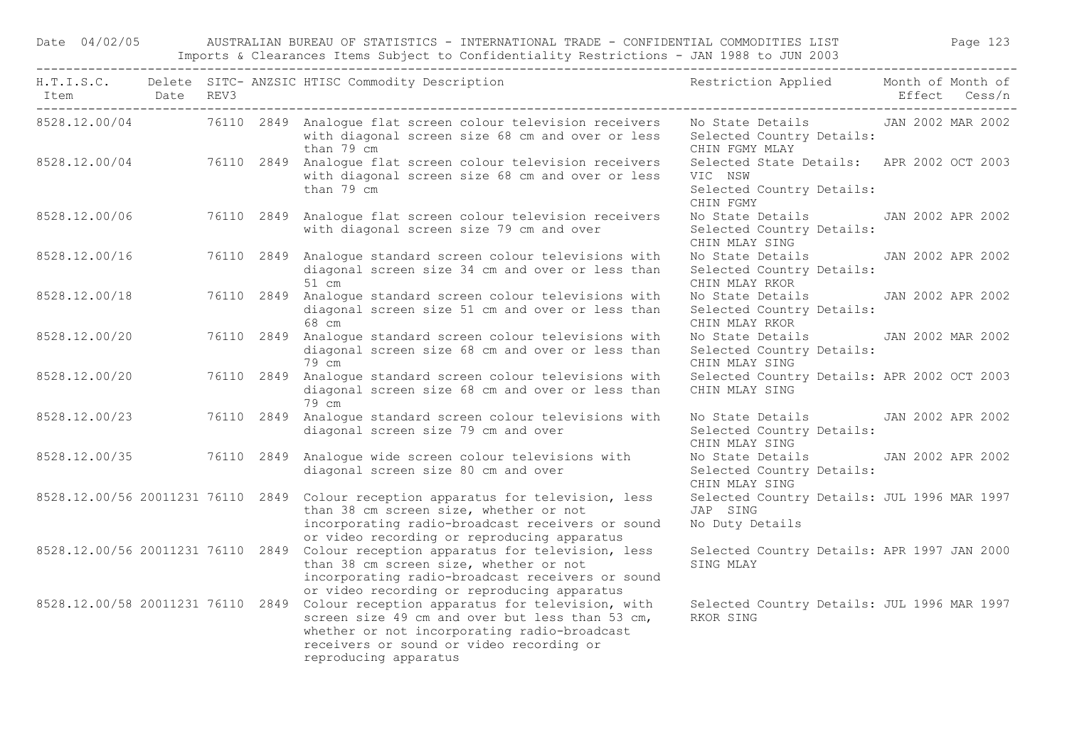| H.T.I.S.C. Item | Delete Date | SITC-REV3 | ANZSIC | HTISC Commodity Description | Restriction Applied | Month of Effect | Month of Cess/n |
|---|---|---|---|---|---|---|---|
| 8528.12.00/04 | | 76110 | 2849 | Analogue flat screen colour television receivers with diagonal screen size 68 cm and over or less than 79 cm | No State Details Selected Country Details: CHIN FGMY MLAY | JAN 2002 | MAR 2002 |
| 8528.12.00/04 | | 76110 | 2849 | Analogue flat screen colour television receivers with diagonal screen size 68 cm and over or less than 79 cm | Selected State Details: VIC NSW Selected Country Details: CHIN FGMY | APR 2002 | OCT 2003 |
| 8528.12.00/06 | | 76110 | 2849 | Analogue flat screen colour television receivers with diagonal screen size 79 cm and over | No State Details Selected Country Details: CHIN MLAY SING | JAN 2002 | APR 2002 |
| 8528.12.00/16 | | 76110 | 2849 | Analogue standard screen colour televisions with diagonal screen size 34 cm and over or less than 51 cm | No State Details Selected Country Details: CHIN MLAY RKOR | JAN 2002 | APR 2002 |
| 8528.12.00/18 | | 76110 | 2849 | Analogue standard screen colour televisions with diagonal screen size 51 cm and over or less than 68 cm | No State Details Selected Country Details: CHIN MLAY RKOR | JAN 2002 | APR 2002 |
| 8528.12.00/20 | | 76110 | 2849 | Analogue standard screen colour televisions with diagonal screen size 68 cm and over or less than 79 cm | No State Details Selected Country Details: CHIN MLAY SING | JAN 2002 | MAR 2002 |
| 8528.12.00/20 | | 76110 | 2849 | Analogue standard screen colour televisions with diagonal screen size 68 cm and over or less than 79 cm | Selected Country Details: CHIN MLAY SING | APR 2002 | OCT 2003 |
| 8528.12.00/23 | | 76110 | 2849 | Analogue standard screen colour televisions with diagonal screen size 79 cm and over | No State Details Selected Country Details: CHIN MLAY SING | JAN 2002 | APR 2002 |
| 8528.12.00/35 | | 76110 | 2849 | Analogue wide screen colour televisions with diagonal screen size 80 cm and over | No State Details Selected Country Details: CHIN MLAY SING | JAN 2002 | APR 2002 |
| 8528.12.00/56 | 20011231 | 76110 | 2849 | Colour reception apparatus for television, less than 38 cm screen size, whether or not incorporating radio-broadcast receivers or sound or video recording or reproducing apparatus | Selected Country Details: JAP SING No Duty Details | JUL 1996 | MAR 1997 |
| 8528.12.00/56 | 20011231 | 76110 | 2849 | Colour reception apparatus for television, less than 38 cm screen size, whether or not incorporating radio-broadcast receivers or sound or video recording or reproducing apparatus | Selected Country Details: SING MLAY | APR 1997 | JAN 2000 |
| 8528.12.00/58 | 20011231 | 76110 | 2849 | Colour reception apparatus for television, with screen size 49 cm and over but less than 53 cm, whether or not incorporating radio-broadcast receivers or sound or video recording or reproducing apparatus | Selected Country Details: RKOR SING | JUL 1996 | MAR 1997 |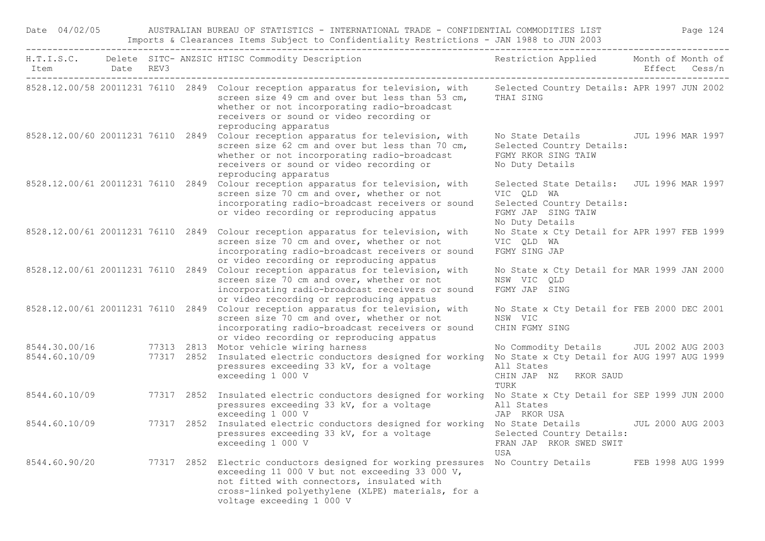| H.T.I.S.C. Item | Delete Date | SITC-REV3 | ANZSIC | HTISC Commodity Description | Restriction Applied | Month of Effect | Month of Cess/n |
|---|---|---|---|---|---|---|---|
| 8528.12.00/58 | 20011231 | 76110 | 2849 | Colour reception apparatus for television, with screen size 49 cm and over but less than 53 cm, whether or not incorporating radio-broadcast receivers or sound or video recording or reproducing apparatus | Selected Country Details: THAI SING | APR 1997 | JUN 2002 |
| 8528.12.00/60 | 20011231 | 76110 | 2849 | Colour reception apparatus for television, with screen size 62 cm and over but less than 70 cm, whether or not incorporating radio-broadcast receivers or sound or video recording or reproducing apparatus | No State Details Selected Country Details: FGMY RKOR SING TAIW No Duty Details | JUL 1996 | MAR 1997 |
| 8528.12.00/61 | 20011231 | 76110 | 2849 | Colour reception apparatus for television, with screen size 70 cm and over, whether or not incorporating radio-broadcast receivers or sound or video recording or reproducing appatus | Selected State Details: VIC QLD WA Selected Country Details: FGMY JAP SING TAIW No Duty Details | JUL 1996 | MAR 1997 |
| 8528.12.00/61 | 20011231 | 76110 | 2849 | Colour reception apparatus for television, with screen size 70 cm and over, whether or not incorporating radio-broadcast receivers or sound or video recording or reproducing appatus | No State x Cty Detail for VIC QLD WA FGMY SING JAP | APR 1997 | FEB 1999 |
| 8528.12.00/61 | 20011231 | 76110 | 2849 | Colour reception apparatus for television, with screen size 70 cm and over, whether or not incorporating radio-broadcast receivers or sound or video recording or reproducing appatus | No State x Cty Detail for NSW VIC QLD FGMY JAP SING | MAR 1999 | JAN 2000 |
| 8528.12.00/61 | 20011231 | 76110 | 2849 | Colour reception apparatus for television, with screen size 70 cm and over, whether or not incorporating radio-broadcast receivers or sound or video recording or reproducing appatus | No State x Cty Detail for NSW VIC CHIN FGMY SING | FEB 2000 | DEC 2001 |
| 8544.30.00/16 | | 77313 | 2813 | Motor vehicle wiring harness | No Commodity Details | JUL 2002 | AUG 2003 |
| 8544.60.10/09 | | 77317 | 2852 | Insulated electric conductors designed for working pressures exceeding 33 kV, for a voltage exceeding 1 000 V | No State x Cty Detail for All States CHIN JAP NZ RKOR SAUD TURK | AUG 1997 | AUG 1999 |
| 8544.60.10/09 | | 77317 | 2852 | Insulated electric conductors designed for working pressures exceeding 33 kV, for a voltage exceeding 1 000 V | No State x Cty Detail for All States JAP RKOR USA | SEP 1999 | JUN 2000 |
| 8544.60.10/09 | | 77317 | 2852 | Insulated electric conductors designed for working pressures exceeding 33 kV, for a voltage exceeding 1 000 V | No State Details Selected Country Details: FRAN JAP RKOR SWED SWIT USA | JUL 2000 | AUG 2003 |
| 8544.60.90/20 | | 77317 | 2852 | Electric conductors designed for working pressures exceeding 11 000 V but not exceeding 33 000 V, not fitted with connectors, insulated with cross-linked polyethylene (XLPE) materials, for a voltage exceeding 1 000 V | No Country Details | FEB 1998 | AUG 1999 |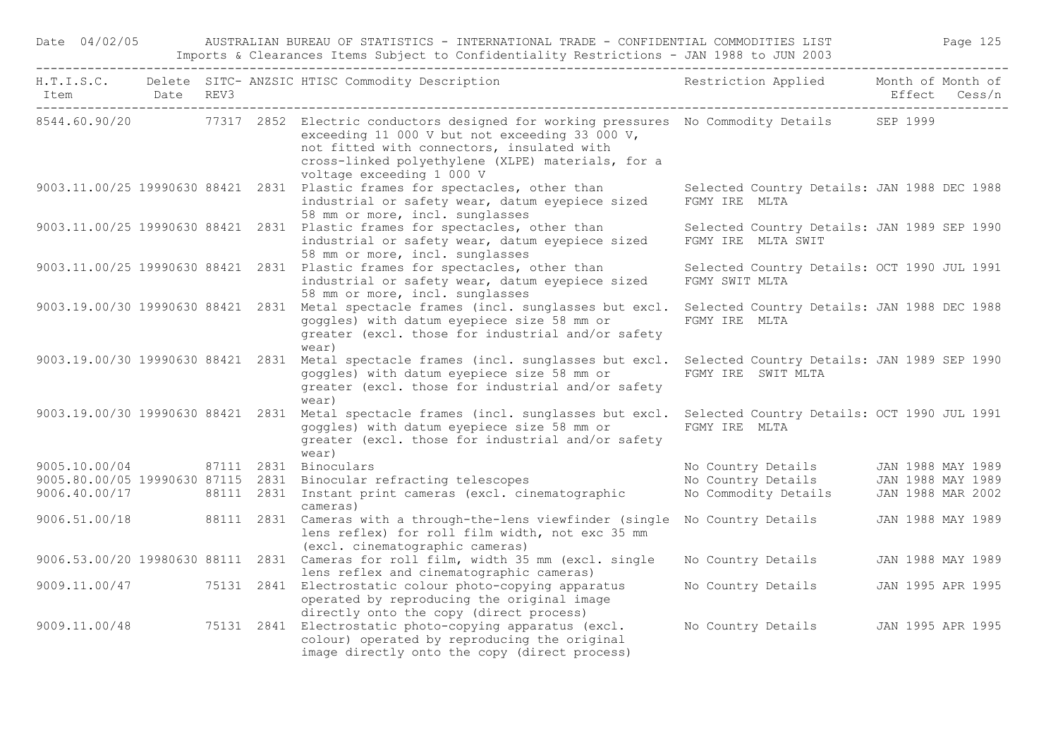| H.T.I.S.C. Item | Delete Date | SITC-REV3 | ANZSIC | HTISC Commodity Description | Restriction Applied | Month of Effect | Month of Cess/n |
|---|---|---|---|---|---|---|---|
| 8544.60.90/20 | | 77317 | 2852 | Electric conductors designed for working pressures exceeding 11 000 V but not exceeding 33 000 V, not fitted with connectors, insulated with cross-linked polyethylene (XLPE) materials, for a voltage exceeding 1 000 V | No Commodity Details | SEP 1999 | |
| 9003.11.00/25 | 19990630 | 88421 | 2831 | Plastic frames for spectacles, other than industrial or safety wear, datum eyepiece sized 58 mm or more, incl. sunglasses | Selected Country Details: FGMY IRE MLTA | JAN 1988 | DEC 1988 |
| 9003.11.00/25 | 19990630 | 88421 | 2831 | Plastic frames for spectacles, other than industrial or safety wear, datum eyepiece sized 58 mm or more, incl. sunglasses | Selected Country Details: FGMY IRE MLTA SWIT | JAN 1989 | SEP 1990 |
| 9003.11.00/25 | 19990630 | 88421 | 2831 | Plastic frames for spectacles, other than industrial or safety wear, datum eyepiece sized 58 mm or more, incl. sunglasses | Selected Country Details: FGMY SWIT MLTA | OCT 1990 | JUL 1991 |
| 9003.19.00/30 | 19990630 | 88421 | 2831 | Metal spectacle frames (incl. sunglasses but excl. goggles) with datum eyepiece size 58 mm or greater (excl. those for industrial and/or safety wear) | Selected Country Details: FGMY IRE MLTA | JAN 1988 | DEC 1988 |
| 9003.19.00/30 | 19990630 | 88421 | 2831 | Metal spectacle frames (incl. sunglasses but excl. goggles) with datum eyepiece size 58 mm or greater (excl. those for industrial and/or safety wear) | Selected Country Details: FGMY IRE SWIT MLTA | JAN 1989 | SEP 1990 |
| 9003.19.00/30 | 19990630 | 88421 | 2831 | Metal spectacle frames (incl. sunglasses but excl. goggles) with datum eyepiece size 58 mm or greater (excl. those for industrial and/or safety wear) | Selected Country Details: FGMY IRE MLTA | OCT 1990 | JUL 1991 |
| 9005.10.00/04 | | 87111 | 2831 | Binoculars | No Country Details | JAN 1988 | MAY 1989 |
| 9005.80.00/05 | 19990630 | 87115 | 2831 | Binocular refracting telescopes | No Country Details | JAN 1988 | MAY 1989 |
| 9006.40.00/17 | | 88111 | 2831 | Instant print cameras (excl. cinematographic cameras) | No Commodity Details | JAN 1988 | MAR 2002 |
| 9006.51.00/18 | | 88111 | 2831 | Cameras with a through-the-lens viewfinder (single lens reflex) for roll film width, not exc 35 mm (excl. cinematographic cameras) | No Country Details | JAN 1988 | MAY 1989 |
| 9006.53.00/20 | 19980630 | 88111 | 2831 | Cameras for roll film, width 35 mm (excl. single lens reflex and cinematographic cameras) | No Country Details | JAN 1988 | MAY 1989 |
| 9009.11.00/47 | | 75131 | 2841 | Electrostatic colour photo-copying apparatus operated by reproducing the original image directly onto the copy (direct process) | No Country Details | JAN 1995 | APR 1995 |
| 9009.11.00/48 | | 75131 | 2841 | Electrostatic photo-copying apparatus (excl. colour) operated by reproducing the original image directly onto the copy (direct process) | No Country Details | JAN 1995 | APR 1995 |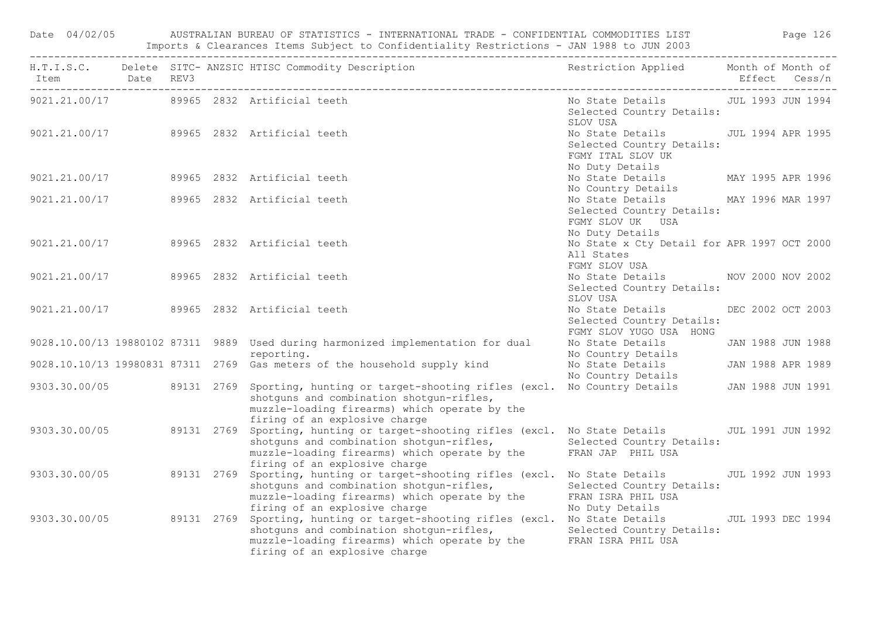| H.T.I.S.C. Item | Delete Date | SITC-REV3 | ANZSIC | HTISC Commodity Description | Restriction Applied | Month of Effect | Month of Cess/n |
|---|---|---|---|---|---|---|---|
| 9021.21.00/17 | | 89965 | 2832 | Artificial teeth | No State Details Selected Country Details: SLOV USA | JUL 1993 | JUN 1994 |
| 9021.21.00/17 | | 89965 | 2832 | Artificial teeth | No State Details Selected Country Details: FGMY ITAL SLOV UK No Duty Details | JUL 1994 | APR 1995 |
| 9021.21.00/17 | | 89965 | 2832 | Artificial teeth | No State Details No Country Details | MAY 1995 | APR 1996 |
| 9021.21.00/17 | | 89965 | 2832 | Artificial teeth | No State Details Selected Country Details: FGMY SLOV UK USA No Duty Details | MAY 1996 | MAR 1997 |
| 9021.21.00/17 | | 89965 | 2832 | Artificial teeth | No State x Cty Detail for All States FGMY SLOV USA | APR 1997 | OCT 2000 |
| 9021.21.00/17 | | 89965 | 2832 | Artificial teeth | No State Details Selected Country Details: SLOV USA | NOV 2000 | NOV 2002 |
| 9021.21.00/17 | | 89965 | 2832 | Artificial teeth | No State Details Selected Country Details: FGMY SLOV YUGO USA HONG | DEC 2002 | OCT 2003 |
| 9028.10.00/13 | 19880102 | 87311 | 9889 | Used during harmonized implementation for dual reporting. | No State Details No Country Details | JAN 1988 | JUN 1988 |
| 9028.10.10/13 | 19980831 | 87311 | 2769 | Gas meters of the household supply kind | No State Details No Country Details | JAN 1988 | APR 1989 |
| 9303.30.00/05 | | 89131 | 2769 | Sporting, hunting or target-shooting rifles (excl. shotguns and combination shotgun-rifles, muzzle-loading firearms) which operate by the firing of an explosive charge | No Country Details | JAN 1988 | JUN 1991 |
| 9303.30.00/05 | | 89131 | 2769 | Sporting, hunting or target-shooting rifles (excl. shotguns and combination shotgun-rifles, muzzle-loading firearms) which operate by the firing of an explosive charge | No State Details Selected Country Details: FRAN JAP PHIL USA | JUL 1991 | JUN 1992 |
| 9303.30.00/05 | | 89131 | 2769 | Sporting, hunting or target-shooting rifles (excl. shotguns and combination shotgun-rifles, muzzle-loading firearms) which operate by the firing of an explosive charge | No State Details Selected Country Details: FRAN ISRA PHIL USA No Duty Details | JUL 1992 | JUN 1993 |
| 9303.30.00/05 | | 89131 | 2769 | Sporting, hunting or target-shooting rifles (excl. shotguns and combination shotgun-rifles, muzzle-loading firearms) which operate by the firing of an explosive charge | No State Details Selected Country Details: FRAN ISRA PHIL USA | JUL 1993 | DEC 1994 |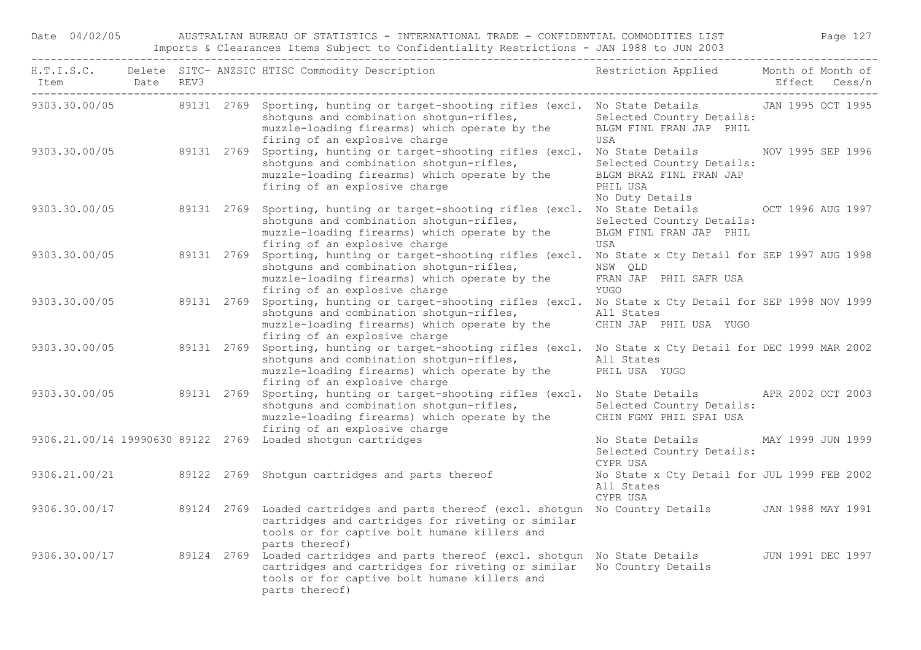| H.T.I.S.C. Item | Delete Date | SITC- REV3 | ANZSIC | HTISC Commodity Description | Restriction Applied | Month of Effect | Month of Cess/n |
|---|---|---|---|---|---|---|---|
| 9303.30.00/05 | | 89131 | 2769 | Sporting, hunting or target-shooting rifles (excl. shotguns and combination shotgun-rifles, muzzle-loading firearms) which operate by the firing of an explosive charge | No State Details Selected Country Details: BLGM FINL FRAN JAP PHIL USA | JAN 1995 | OCT 1995 |
| 9303.30.00/05 | | 89131 | 2769 | Sporting, hunting or target-shooting rifles (excl. shotguns and combination shotgun-rifles, muzzle-loading firearms) which operate by the firing of an explosive charge | No State Details Selected Country Details: BLGM BRAZ FINL FRAN JAP PHIL USA No Duty Details | NOV 1995 | SEP 1996 |
| 9303.30.00/05 | | 89131 | 2769 | Sporting, hunting or target-shooting rifles (excl. shotguns and combination shotgun-rifles, muzzle-loading firearms) which operate by the firing of an explosive charge | No State Details Selected Country Details: BLGM FINL FRAN JAP PHIL USA | OCT 1996 | AUG 1997 |
| 9303.30.00/05 | | 89131 | 2769 | Sporting, hunting or target-shooting rifles (excl. shotguns and combination shotgun-rifles, muzzle-loading firearms) which operate by the firing of an explosive charge | No State x Cty Detail for NSW QLD FRAN JAP PHIL SAFR USA YUGO | SEP 1997 | AUG 1998 |
| 9303.30.00/05 | | 89131 | 2769 | Sporting, hunting or target-shooting rifles (excl. shotguns and combination shotgun-rifles, muzzle-loading firearms) which operate by the firing of an explosive charge | No State x Cty Detail for All States CHIN JAP PHIL USA YUGO | SEP 1998 | NOV 1999 |
| 9303.30.00/05 | | 89131 | 2769 | Sporting, hunting or target-shooting rifles (excl. shotguns and combination shotgun-rifles, muzzle-loading firearms) which operate by the firing of an explosive charge | No State x Cty Detail for All States PHIL USA YUGO | DEC 1999 | MAR 2002 |
| 9303.30.00/05 | | 89131 | 2769 | Sporting, hunting or target-shooting rifles (excl. shotguns and combination shotgun-rifles, muzzle-loading firearms) which operate by the firing of an explosive charge | No State Details Selected Country Details: CHIN FGMY PHIL SPAI USA | APR 2002 | OCT 2003 |
| 9306.21.00/14 | 19990630 | 89122 | 2769 | Loaded shotgun cartridges | No State Details Selected Country Details: CYPR USA | MAY 1999 | JUN 1999 |
| 9306.21.00/21 | | 89122 | 2769 | Shotgun cartridges and parts thereof | No State x Cty Detail for All States CYPR USA | JUL 1999 | FEB 2002 |
| 9306.30.00/17 | | 89124 | 2769 | Loaded cartridges and parts thereof (excl. shotgun cartridges and cartridges for riveting or similar tools or for captive bolt humane killers and parts thereof) | No Country Details | JAN 1988 | MAY 1991 |
| 9306.30.00/17 | | 89124 | 2769 | Loaded cartridges and parts thereof (excl. shotgun cartridges and cartridges for riveting or similar tools or for captive bolt humane killers and parts thereof) | No State Details No Country Details | JUN 1991 | DEC 1997 |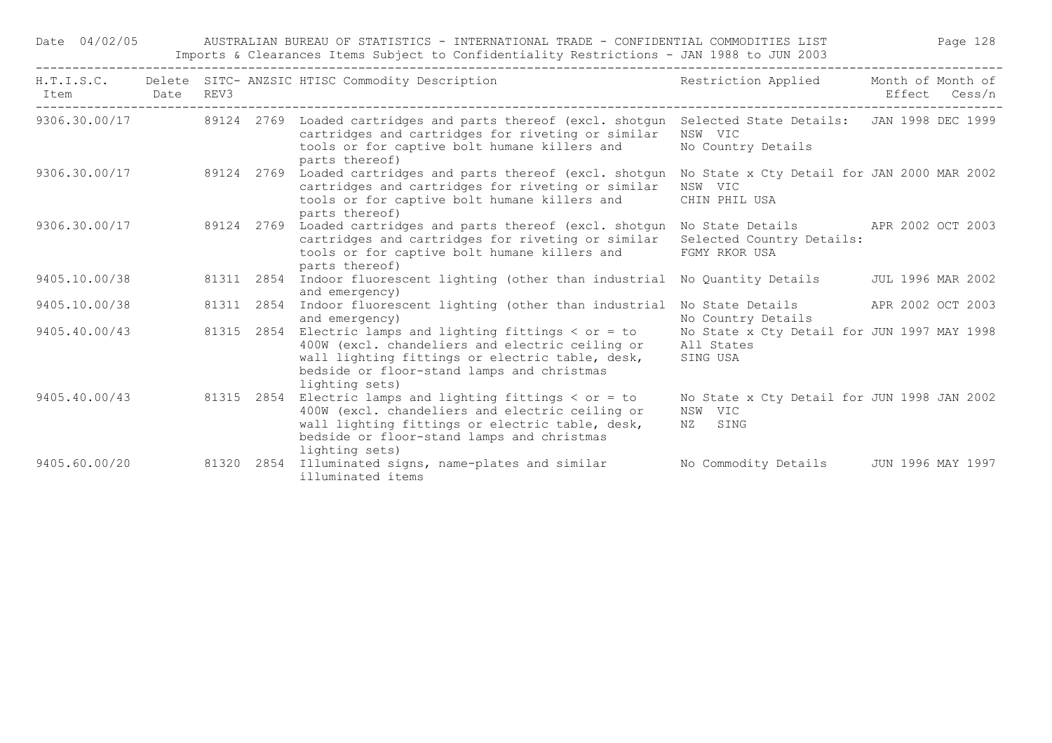| H.T.I.S.C. Item | Delete Date | SITC-REV3 | ANZSIC | HTISC Commodity Description | Restriction Applied | Month of Effect | Month of Cess/n |
|---|---|---|---|---|---|---|---|
| 9306.30.00/17 | | 89124 | 2769 | Loaded cartridges and parts thereof (excl. shotgun cartridges and cartridges for riveting or similar tools or for captive bolt humane killers and parts thereof) | Selected State Details: NSW VIC No Country Details | JAN 1998 | DEC 1999 |
| 9306.30.00/17 | | 89124 | 2769 | Loaded cartridges and parts thereof (excl. shotgun cartridges and cartridges for riveting or similar tools or for captive bolt humane killers and parts thereof) | No State x Cty Detail for NSW VIC CHIN PHIL USA | JAN 2000 | MAR 2002 |
| 9306.30.00/17 | | 89124 | 2769 | Loaded cartridges and parts thereof (excl. shotgun cartridges and cartridges for riveting or similar tools or for captive bolt humane killers and parts thereof) | No State Details Selected Country Details: FGMY RKOR USA | APR 2002 | OCT 2003 |
| 9405.10.00/38 | | 81311 | 2854 | Indoor fluorescent lighting (other than industrial and emergency) | No Quantity Details | JUL 1996 | MAR 2002 |
| 9405.10.00/38 | | 81311 | 2854 | Indoor fluorescent lighting (other than industrial and emergency) | No State Details No Country Details | APR 2002 | OCT 2003 |
| 9405.40.00/43 | | 81315 | 2854 | Electric lamps and lighting fittings < or = to 400W (excl. chandeliers and electric ceiling or wall lighting fittings or electric table, desk, bedside or floor-stand lamps and christmas lighting sets) | No State x Cty Detail for All States SING USA | JUN 1997 | MAY 1998 |
| 9405.40.00/43 | | 81315 | 2854 | Electric lamps and lighting fittings < or = to 400W (excl. chandeliers and electric ceiling or wall lighting fittings or electric table, desk, bedside or floor-stand lamps and christmas lighting sets) | No State x Cty Detail for NSW VIC NZ SING | JUN 1998 | JAN 2002 |
| 9405.60.00/20 | | 81320 | 2854 | Illuminated signs, name-plates and similar illuminated items | No Commodity Details | JUN 1996 | MAY 1997 |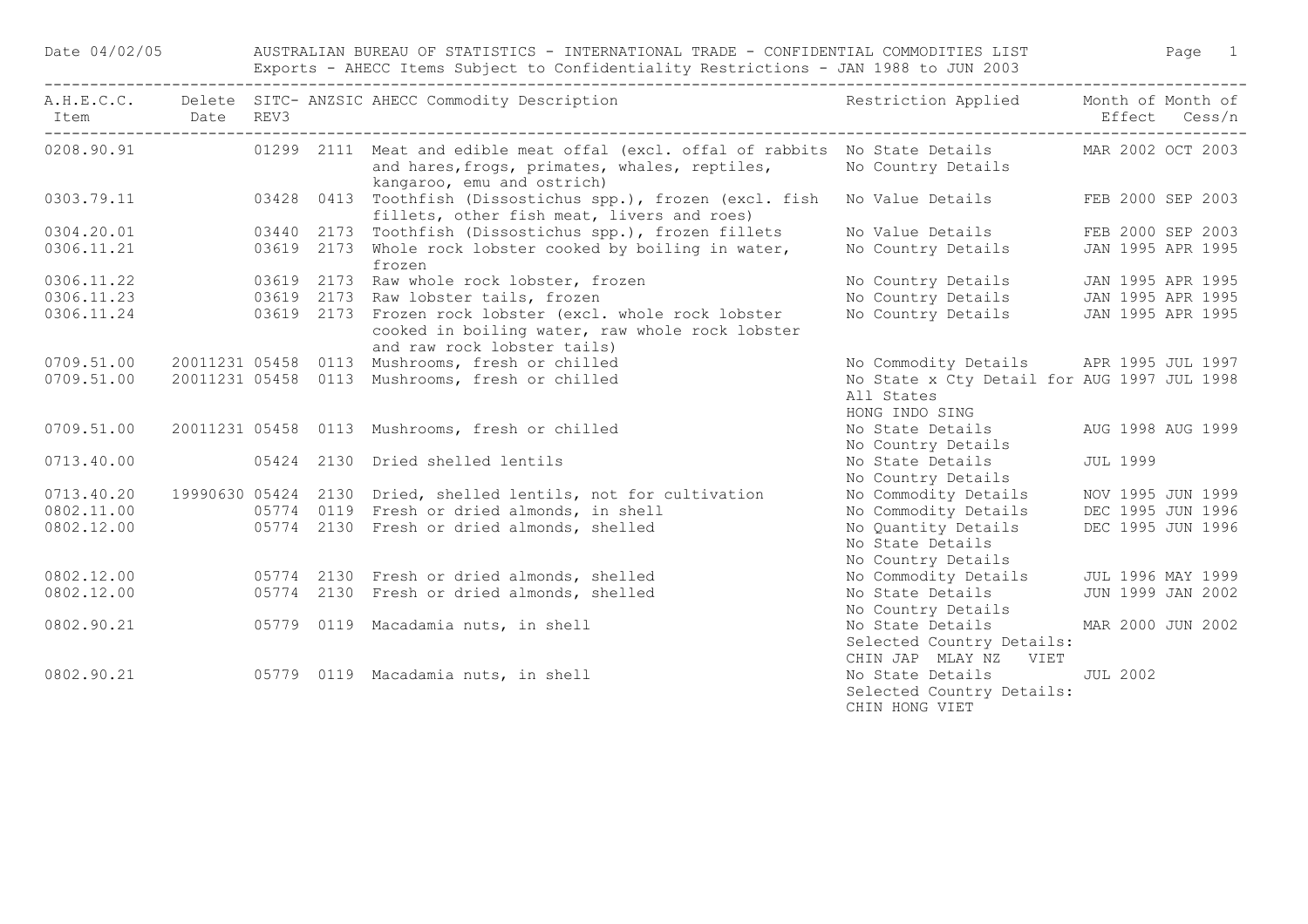# AUSTRALIAN BUREAU OF STATISTICS - INTERNATIONAL TRADE - CONFIDENTIAL COMMODITIES LIST

Date 04/02/05

Exports - AHECC Items Subject to Confidentiality Restrictions - JAN 1988 to JUN 2003

| A.H.E.C.C. Item | Delete Date | SITC-REV3 | ANZSIC | AHECC Commodity Description | Restriction Applied | Month of Effect | Month of Cess/n |
|---|---|---|---|---|---|---|---|
| 0208.90.91 | | 01299 | 2111 | Meat and edible meat offal (excl. offal of rabbits and hares,frogs, primates, whales, reptiles, kangaroo, emu and ostrich) | No State Details<br>No Country Details | MAR 2002 | OCT 2003 |
| 0303.79.11 | | 03428 | 0413 | Toothfish (Dissostichus spp.), frozen (excl. fish fillets, other fish meat, livers and roes) | No Value Details | FEB 2000 | SEP 2003 |
| 0304.20.01 | | 03440 | 2173 | Toothfish (Dissostichus spp.), frozen fillets | No Value Details | FEB 2000 | SEP 2003 |
| 0306.11.21 | | 03619 | 2173 | Whole rock lobster cooked by boiling in water, frozen | No Country Details | JAN 1995 | APR 1995 |
| 0306.11.22 | | 03619 | 2173 | Raw whole rock lobster, frozen | No Country Details | JAN 1995 | APR 1995 |
| 0306.11.23 | | 03619 | 2173 | Raw lobster tails, frozen | No Country Details | JAN 1995 | APR 1995 |
| 0306.11.24 | | 03619 | 2173 | Frozen rock lobster (excl. whole rock lobster cooked in boiling water, raw whole rock lobster and raw rock lobster tails) | No Country Details | JAN 1995 | APR 1995 |
| 0709.51.00 | 20011231 | 05458 | 0113 | Mushrooms, fresh or chilled | No Commodity Details | APR 1995 | JUL 1997 |
| 0709.51.00 | 20011231 | 05458 | 0113 | Mushrooms, fresh or chilled | No State x Cty Detail for All States<br>HONG INDO SING | AUG 1997 | JUL 1998 |
| 0709.51.00 | 20011231 | 05458 | 0113 | Mushrooms, fresh or chilled | No State Details<br>No Country Details | AUG 1998 | AUG 1999 |
| 0713.40.00 | | 05424 | 2130 | Dried shelled lentils | No State Details<br>No Country Details | JUL 1999 | |
| 0713.40.20 | 19990630 | 05424 | 2130 | Dried, shelled lentils, not for cultivation | No Commodity Details | NOV 1995 | JUN 1999 |
| 0802.11.00 | | 05774 | 0119 | Fresh or dried almonds, in shell | No Commodity Details | DEC 1995 | JUN 1996 |
| 0802.12.00 | | 05774 | 2130 | Fresh or dried almonds, shelled | No Quantity Details<br>No State Details<br>No Country Details | DEC 1995 | JUN 1996 |
| 0802.12.00 | | 05774 | 2130 | Fresh or dried almonds, shelled | No Commodity Details | JUL 1996 | MAY 1999 |
| 0802.12.00 | | 05774 | 2130 | Fresh or dried almonds, shelled | No State Details<br>No Country Details | JUN 1999 | JAN 2002 |
| 0802.90.21 | | 05779 | 0119 | Macadamia nuts, in shell | No State Details<br>Selected Country Details:<br>CHIN JAP MLAY NZ VIET | MAR 2000 | JUN 2002 |
| 0802.90.21 | | 05779 | 0119 | Macadamia nuts, in shell | No State Details<br>Selected Country Details:<br>CHIN HONG VIET | JUL 2002 | |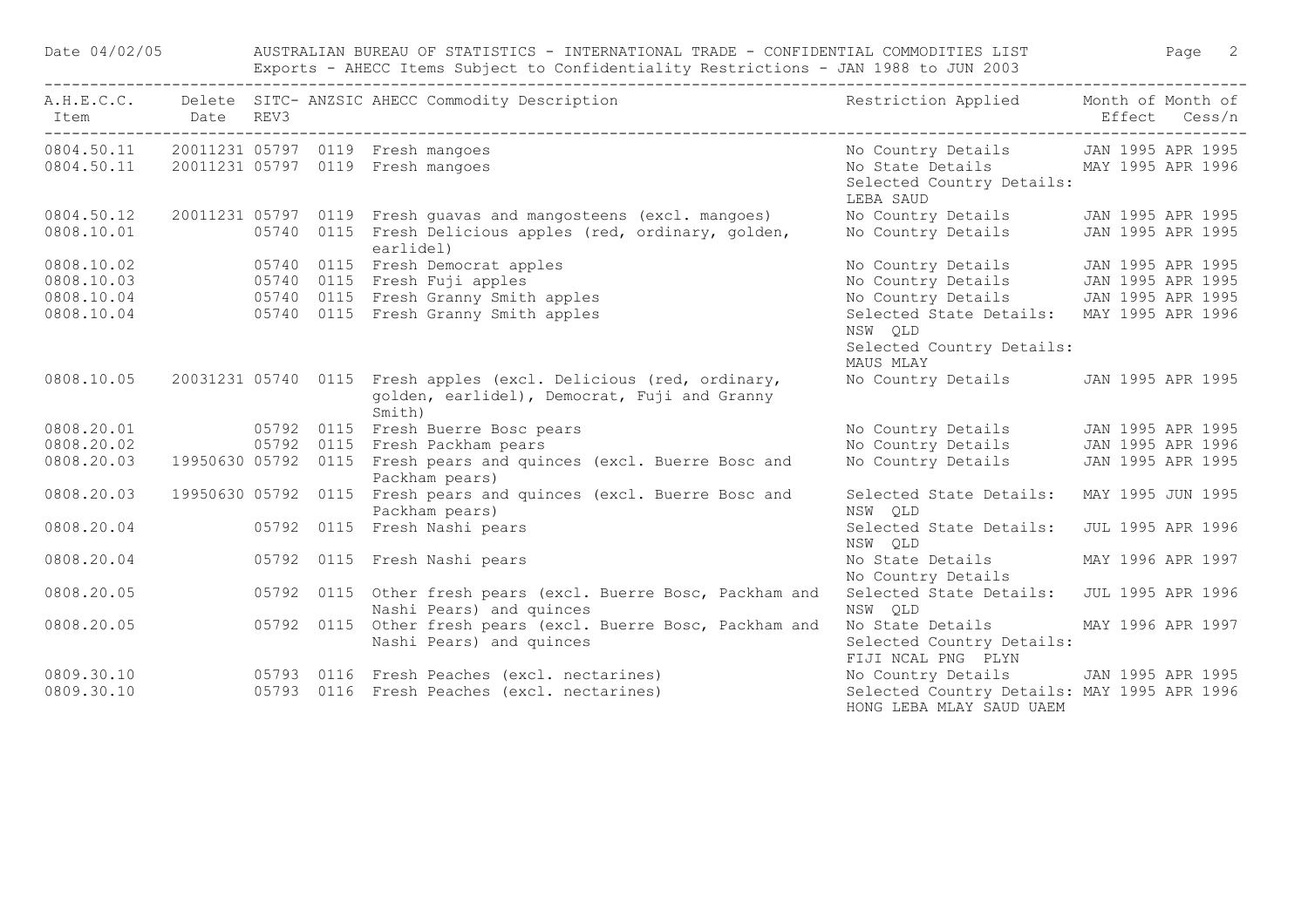| A.H.E.C.C. Item | Delete Date | SITC-REV3 | ANZSIC | AHECC Commodity Description | Restriction Applied | Month of Effect | Month of Cess/n |
|---|---|---|---|---|---|---|---|
| 0804.50.11 | 20011231 | 05797 | 0119 | Fresh mangoes | No Country Details | JAN 1995 | APR 1995 |
| 0804.50.11 | 20011231 | 05797 | 0119 | Fresh mangoes | No State Details Selected Country Details: LEBA SAUD | MAY 1995 | APR 1996 |
| 0804.50.12 | 20011231 | 05797 | 0119 | Fresh guavas and mangosteens (excl. mangoes) | No Country Details | JAN 1995 | APR 1995 |
| 0808.10.01 | | 05740 | 0115 | Fresh Delicious apples (red, ordinary, golden, earlidel) | No Country Details | JAN 1995 | APR 1995 |
| 0808.10.02 | | 05740 | 0115 | Fresh Democrat apples | No Country Details | JAN 1995 | APR 1995 |
| 0808.10.03 | | 05740 | 0115 | Fresh Fuji apples | No Country Details | JAN 1995 | APR 1995 |
| 0808.10.04 | | 05740 | 0115 | Fresh Granny Smith apples | No Country Details | JAN 1995 | APR 1995 |
| 0808.10.04 | | 05740 | 0115 | Fresh Granny Smith apples | Selected State Details: NSW QLD Selected Country Details: MAUS MLAY | MAY 1995 | APR 1996 |
| 0808.10.05 | 20031231 | 05740 | 0115 | Fresh apples (excl. Delicious (red, ordinary, golden, earlidel), Democrat, Fuji and Granny Smith) | No Country Details | JAN 1995 | APR 1995 |
| 0808.20.01 | | 05792 | 0115 | Fresh Buerre Bosc pears | No Country Details | JAN 1995 | APR 1995 |
| 0808.20.02 | | 05792 | 0115 | Fresh Packham pears | No Country Details | JAN 1995 | APR 1996 |
| 0808.20.03 | 19950630 | 05792 | 0115 | Fresh pears and quinces (excl. Buerre Bosc and Packham pears) | No Country Details | JAN 1995 | APR 1995 |
| 0808.20.03 | 19950630 | 05792 | 0115 | Fresh pears and quinces (excl. Buerre Bosc and Packham pears) | Selected State Details: NSW QLD | MAY 1995 | JUN 1995 |
| 0808.20.04 | | 05792 | 0115 | Fresh Nashi pears | Selected State Details: NSW QLD | JUL 1995 | APR 1996 |
| 0808.20.04 | | 05792 | 0115 | Fresh Nashi pears | No State Details No Country Details | MAY 1996 | APR 1997 |
| 0808.20.05 | | 05792 | 0115 | Other fresh pears (excl. Buerre Bosc, Packham and Nashi Pears) and quinces | Selected State Details: NSW QLD | JUL 1995 | APR 1996 |
| 0808.20.05 | | 05792 | 0115 | Other fresh pears (excl. Buerre Bosc, Packham and Nashi Pears) and quinces | No State Details Selected Country Details: FIJI NCAL PNG PLYN | MAY 1996 | APR 1997 |
| 0809.30.10 | | 05793 | 0116 | Fresh Peaches (excl. nectarines) | No Country Details | JAN 1995 | APR 1995 |
| 0809.30.10 | | 05793 | 0116 | Fresh Peaches (excl. nectarines) | Selected Country Details: HONG LEBA MLAY SAUD UAEM | MAY 1995 | APR 1996 |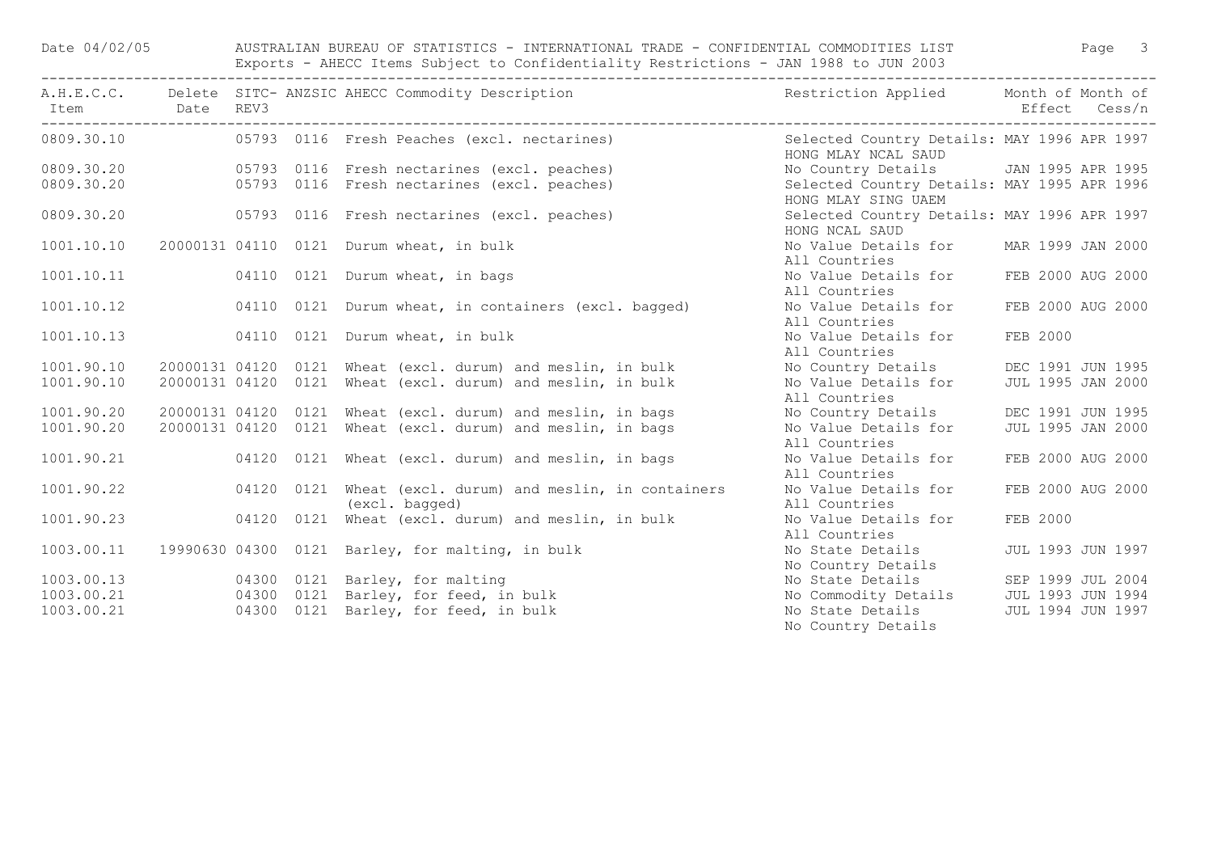| A.H.E.C.C. Item | Delete Date | SITC-REV3 | ANZSIC | AHECC Commodity Description | Restriction Applied | Month of Effect | Month of Cess/n |
|---|---|---|---|---|---|---|---|
| 0809.30.10 | | 05793 | 0116 | Fresh Peaches (excl. nectarines) | Selected Country Details: HONG MLAY NCAL SAUD | MAY 1996 | APR 1997 |
| 0809.30.20 | | 05793 | 0116 | Fresh nectarines (excl. peaches) | No Country Details | JAN 1995 | APR 1995 |
| 0809.30.20 | | 05793 | 0116 | Fresh nectarines (excl. peaches) | Selected Country Details: HONG MLAY SING UAEM | MAY 1995 | APR 1996 |
| 0809.30.20 | | 05793 | 0116 | Fresh nectarines (excl. peaches) | Selected Country Details: HONG NCAL SAUD | MAY 1996 | APR 1997 |
| 1001.10.10 | 20000131 | 04110 | 0121 | Durum wheat, in bulk | No Value Details for All Countries | MAR 1999 | JAN 2000 |
| 1001.10.11 | | 04110 | 0121 | Durum wheat, in bags | No Value Details for All Countries | FEB 2000 | AUG 2000 |
| 1001.10.12 | | 04110 | 0121 | Durum wheat, in containers (excl. bagged) | No Value Details for All Countries | FEB 2000 | AUG 2000 |
| 1001.10.13 | | 04110 | 0121 | Durum wheat, in bulk | No Value Details for All Countries | FEB 2000 | |
| 1001.90.10 | 20000131 | 04120 | 0121 | Wheat (excl. durum) and meslin, in bulk | No Country Details | DEC 1991 | JUN 1995 |
| 1001.90.10 | 20000131 | 04120 | 0121 | Wheat (excl. durum) and meslin, in bulk | No Value Details for All Countries | JUL 1995 | JAN 2000 |
| 1001.90.20 | 20000131 | 04120 | 0121 | Wheat (excl. durum) and meslin, in bags | No Country Details | DEC 1991 | JUN 1995 |
| 1001.90.20 | 20000131 | 04120 | 0121 | Wheat (excl. durum) and meslin, in bags | No Value Details for All Countries | JUL 1995 | JAN 2000 |
| 1001.90.21 | | 04120 | 0121 | Wheat (excl. durum) and meslin, in bags | No Value Details for All Countries | FEB 2000 | AUG 2000 |
| 1001.90.22 | | 04120 | 0121 | Wheat (excl. durum) and meslin, in containers (excl. bagged) | No Value Details for All Countries | FEB 2000 | AUG 2000 |
| 1001.90.23 | | 04120 | 0121 | Wheat (excl. durum) and meslin, in bulk | No Value Details for All Countries | FEB 2000 | |
| 1003.00.11 | 19990630 | 04300 | 0121 | Barley, for malting, in bulk | No State Details No Country Details | JUL 1993 | JUN 1997 |
| 1003.00.13 | | 04300 | 0121 | Barley, for malting | No State Details | SEP 1999 | JUL 2004 |
| 1003.00.21 | | 04300 | 0121 | Barley, for feed, in bulk | No Commodity Details | JUL 1993 | JUN 1994 |
| 1003.00.21 | | 04300 | 0121 | Barley, for feed, in bulk | No State Details No Country Details | JUL 1994 | JUN 1997 |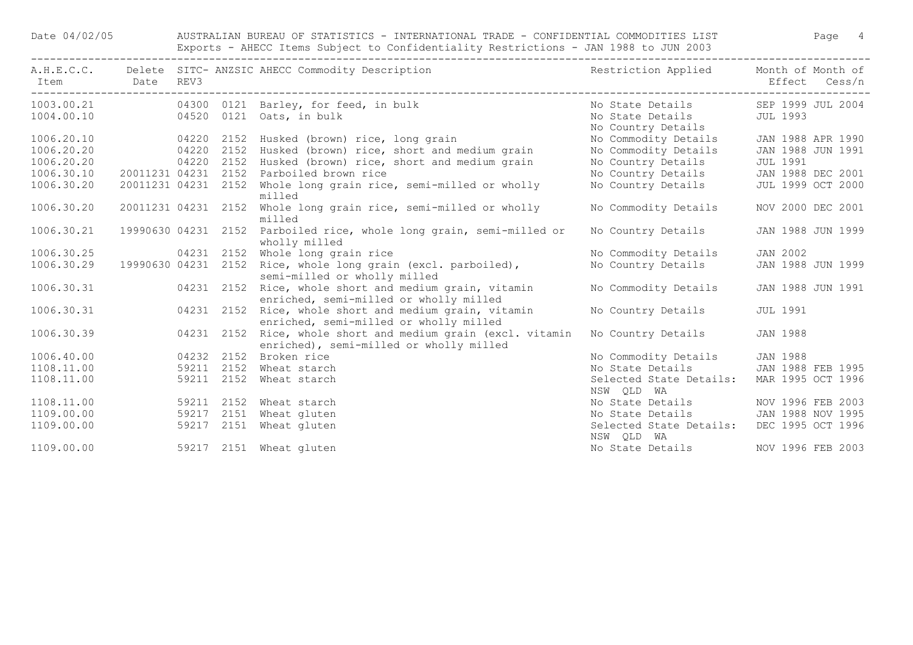| A.H.E.C.C. Item | Delete Date | SITC-REV3 | ANZSIC | AHECC Commodity Description | Restriction Applied | Month of Effect | Month of Cess/n |
|---|---|---|---|---|---|---|---|
| 1003.00.21 | | 04300 | 0121 | Barley, for feed, in bulk | No State Details | SEP 1999 | JUL 2004 |
| 1004.00.10 | | 04520 | 0121 | Oats, in bulk | No State Details<br>No Country Details | JUL 1993 | |
| 1006.20.10 | | 04220 | 2152 | Husked (brown) rice, long grain | No Commodity Details | JAN 1988 | APR 1990 |
| 1006.20.20 | | 04220 | 2152 | Husked (brown) rice, short and medium grain | No Commodity Details | JAN 1988 | JUN 1991 |
| 1006.20.20 | | 04220 | 2152 | Husked (brown) rice, short and medium grain | No Country Details | JUL 1991 | |
| 1006.30.10 | 20011231 | 04231 | 2152 | Parboiled brown rice | No Country Details | JAN 1988 | DEC 2001 |
| 1006.30.20 | 20011231 | 04231 | 2152 | Whole long grain rice, semi-milled or wholly milled | No Country Details | JUL 1999 | OCT 2000 |
| 1006.30.20 | 20011231 | 04231 | 2152 | Whole long grain rice, semi-milled or wholly milled | No Commodity Details | NOV 2000 | DEC 2001 |
| 1006.30.21 | 19990630 | 04231 | 2152 | Parboiled rice, whole long grain, semi-milled or wholly milled | No Country Details | JAN 1988 | JUN 1999 |
| 1006.30.25 | | 04231 | 2152 | Whole long grain rice | No Commodity Details | JAN 2002 | |
| 1006.30.29 | 19990630 | 04231 | 2152 | Rice, whole long grain (excl. parboiled), semi-milled or wholly milled | No Country Details | JAN 1988 | JUN 1999 |
| 1006.30.31 | | 04231 | 2152 | Rice, whole short and medium grain, vitamin enriched, semi-milled or wholly milled | No Commodity Details | JAN 1988 | JUN 1991 |
| 1006.30.31 | | 04231 | 2152 | Rice, whole short and medium grain, vitamin enriched, semi-milled or wholly milled | No Country Details | JUL 1991 | |
| 1006.30.39 | | 04231 | 2152 | Rice, whole short and medium grain (excl. vitamin enriched), semi-milled or wholly milled | No Country Details | JAN 1988 | |
| 1006.40.00 | | 04232 | 2152 | Broken rice | No Commodity Details | JAN 1988 | |
| 1108.11.00 | | 59211 | 2152 | Wheat starch | No State Details | JAN 1988 | FEB 1995 |
| 1108.11.00 | | 59211 | 2152 | Wheat starch | Selected State Details: NSW QLD WA | MAR 1995 | OCT 1996 |
| 1108.11.00 | | 59211 | 2152 | Wheat starch | No State Details | NOV 1996 | FEB 2003 |
| 1109.00.00 | | 59217 | 2151 | Wheat gluten | No State Details | JAN 1988 | NOV 1995 |
| 1109.00.00 | | 59217 | 2151 | Wheat gluten | Selected State Details: NSW QLD WA | DEC 1995 | OCT 1996 |
| 1109.00.00 | | 59217 | 2151 | Wheat gluten | No State Details | NOV 1996 | FEB 2003 |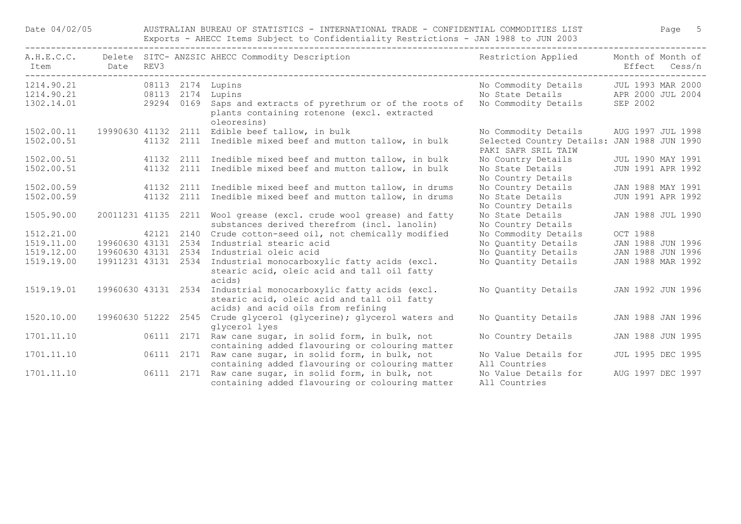AUSTRALIAN BUREAU OF STATISTICS - INTERNATIONAL TRADE - CONFIDENTIAL COMMODITIES LIST

Exports - AHECC Items Subject to Confidentiality Restrictions - JAN 1988 to JUN 2003

| A.H.E.C.C. Item | Delete Date | SITC-REV3 | ANZSIC | AHECC Commodity Description | Restriction Applied | Month of Effect | Month of Cess/n |
|---|---|---|---|---|---|---|---|
| 1214.90.21 | | 08113 | 2174 | Lupins | No Commodity Details | JUL 1993 | MAR 2000 |
| 1214.90.21 | | 08113 | 2174 | Lupins | No State Details | APR 2000 | JUL 2004 |
| 1302.14.01 | | 29294 | 0169 | Saps and extracts of pyrethrum or of the roots of plants containing rotenone (excl. extracted oleoresins) | No Commodity Details | SEP 2002 | |
| 1502.00.11 | 19990630 | 41132 | 2111 | Edible beef tallow, in bulk | No Commodity Details | AUG 1997 | JUL 1998 |
| 1502.00.51 | | 41132 | 2111 | Inedible mixed beef and mutton tallow, in bulk | Selected Country Details: PAKI SAFR SRIL TAIW | JAN 1988 | JUN 1990 |
| 1502.00.51 | | 41132 | 2111 | Inedible mixed beef and mutton tallow, in bulk | No Country Details | JUL 1990 | MAY 1991 |
| 1502.00.51 | | 41132 | 2111 | Inedible mixed beef and mutton tallow, in bulk | No State Details No Country Details | JUN 1991 | APR 1992 |
| 1502.00.59 | | 41132 | 2111 | Inedible mixed beef and mutton tallow, in drums | No Country Details | JAN 1988 | MAY 1991 |
| 1502.00.59 | | 41132 | 2111 | Inedible mixed beef and mutton tallow, in drums | No State Details No Country Details | JUN 1991 | APR 1992 |
| 1505.90.00 | 20011231 | 41135 | 2211 | Wool grease (excl. crude wool grease) and fatty substances derived therefrom (incl. lanolin) | No State Details No Country Details | JAN 1988 | JUL 1990 |
| 1512.21.00 | | 42121 | 2140 | Crude cotton-seed oil, not chemically modified | No Commodity Details | OCT 1988 | |
| 1519.11.00 | 19960630 | 43131 | 2534 | Industrial stearic acid | No Quantity Details | JAN 1988 | JUN 1996 |
| 1519.12.00 | 19960630 | 43131 | 2534 | Industrial oleic acid | No Quantity Details | JAN 1988 | JUN 1996 |
| 1519.19.00 | 19911231 | 43131 | 2534 | Industrial monocarboxylic fatty acids (excl. stearic acid, oleic acid and tall oil fatty acids) | No Quantity Details | JAN 1988 | MAR 1992 |
| 1519.19.01 | 19960630 | 43131 | 2534 | Industrial monocarboxylic fatty acids (excl. stearic acid, oleic acid and tall oil fatty acids) and acid oils from refining | No Quantity Details | JAN 1992 | JUN 1996 |
| 1520.10.00 | 19960630 | 51222 | 2545 | Crude glycerol (glycerine); glycerol waters and glycerol lyes | No Quantity Details | JAN 1988 | JAN 1996 |
| 1701.11.10 | | 06111 | 2171 | Raw cane sugar, in solid form, in bulk, not containing added flavouring or colouring matter | No Country Details | JAN 1988 | JUN 1995 |
| 1701.11.10 | | 06111 | 2171 | Raw cane sugar, in solid form, in bulk, not containing added flavouring or colouring matter | No Value Details for All Countries | JUL 1995 | DEC 1995 |
| 1701.11.10 | | 06111 | 2171 | Raw cane sugar, in solid form, in bulk, not containing added flavouring or colouring matter | No Value Details for All Countries | AUG 1997 | DEC 1997 |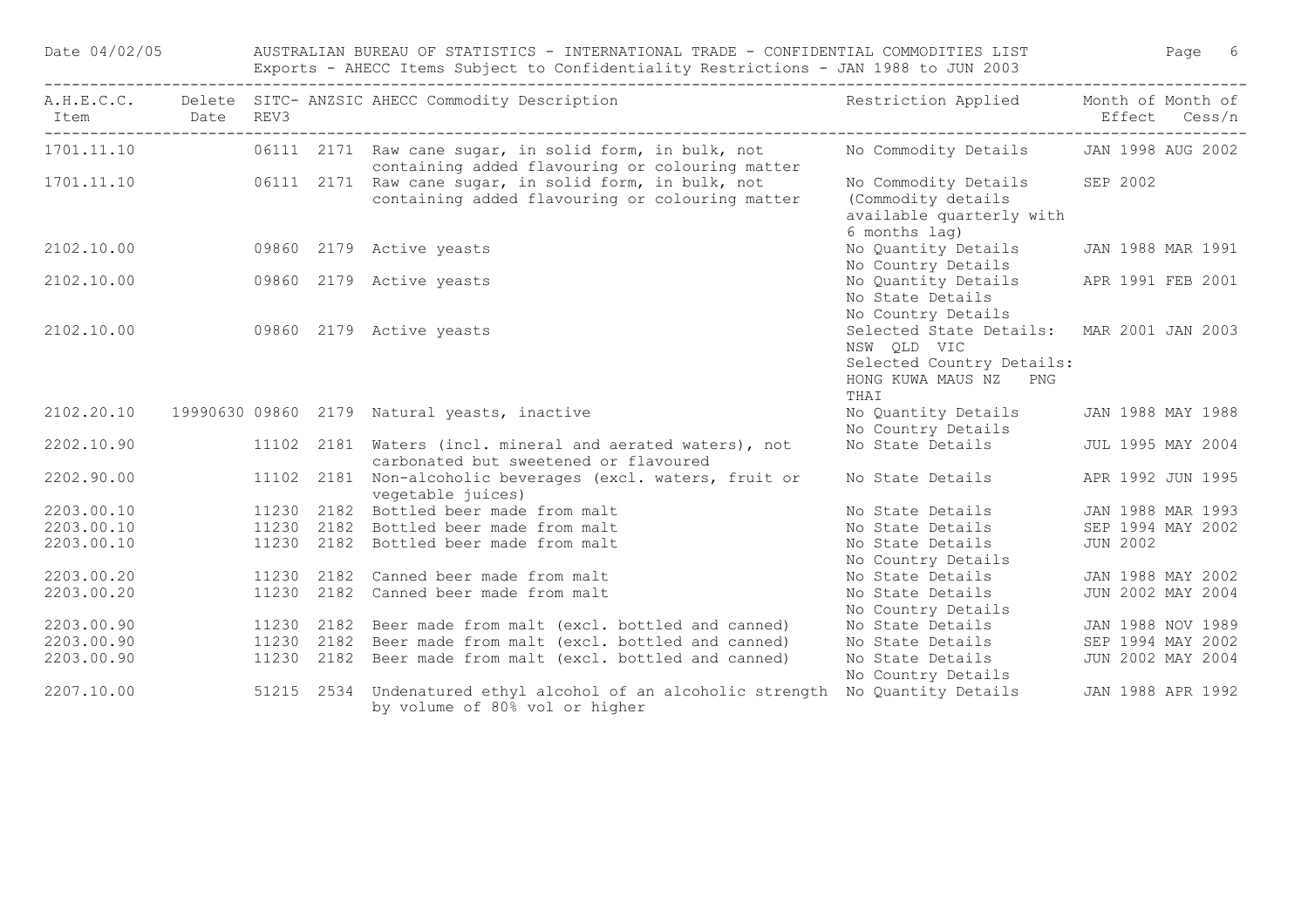| A.H.E.C.C. Item | Delete Date | SITC-REV3 | ANZSIC | AHECC Commodity Description | Restriction Applied | Month of Effect | Month of Cess/n |
|---|---|---|---|---|---|---|---|
| 1701.11.10 | | 06111 | 2171 | Raw cane sugar, in solid form, in bulk, not containing added flavouring or colouring matter | No Commodity Details | JAN 1998 | AUG 2002 |
| 1701.11.10 | | 06111 | 2171 | Raw cane sugar, in solid form, in bulk, not containing added flavouring or colouring matter | No Commodity Details (Commodity details available quarterly with 6 months lag) | SEP 2002 | |
| 2102.10.00 | | 09860 | 2179 | Active yeasts | No Quantity Details No Country Details | JAN 1988 | MAR 1991 |
| 2102.10.00 | | 09860 | 2179 | Active yeasts | No Quantity Details No State Details No Country Details | APR 1991 | FEB 2001 |
| 2102.10.00 | | 09860 | 2179 | Active yeasts | Selected State Details: NSW QLD VIC Selected Country Details: HONG KUWA MAUS NZ PNG THAI | MAR 2001 | JAN 2003 |
| 2102.20.10 | 19990630 | 09860 | 2179 | Natural yeasts, inactive | No Quantity Details No Country Details | JAN 1988 | MAY 1988 |
| 2202.10.90 | | 11102 | 2181 | Waters (incl. mineral and aerated waters), not carbonated but sweetened or flavoured | No State Details | JUL 1995 | MAY 2004 |
| 2202.90.00 | | 11102 | 2181 | Non-alcoholic beverages (excl. waters, fruit or vegetable juices) | No State Details | APR 1992 | JUN 1995 |
| 2203.00.10 | | 11230 | 2182 | Bottled beer made from malt | No State Details | JAN 1988 | MAR 1993 |
| 2203.00.10 | | 11230 | 2182 | Bottled beer made from malt | No State Details | SEP 1994 | MAY 2002 |
| 2203.00.10 | | 11230 | 2182 | Bottled beer made from malt | No State Details No Country Details | JUN 2002 | |
| 2203.00.20 | | 11230 | 2182 | Canned beer made from malt | No State Details | JAN 1988 | MAY 2002 |
| 2203.00.20 | | 11230 | 2182 | Canned beer made from malt | No State Details No Country Details | JUN 2002 | MAY 2004 |
| 2203.00.90 | | 11230 | 2182 | Beer made from malt (excl. bottled and canned) | No State Details | JAN 1988 | NOV 1989 |
| 2203.00.90 | | 11230 | 2182 | Beer made from malt (excl. bottled and canned) | No State Details | SEP 1994 | MAY 2002 |
| 2203.00.90 | | 11230 | 2182 | Beer made from malt (excl. bottled and canned) | No State Details No Country Details | JUN 2002 | MAY 2004 |
| 2207.10.00 | | 51215 | 2534 | Undenatured ethyl alcohol of an alcoholic strength by volume of 80% vol or higher | No Quantity Details | JAN 1988 | APR 1992 |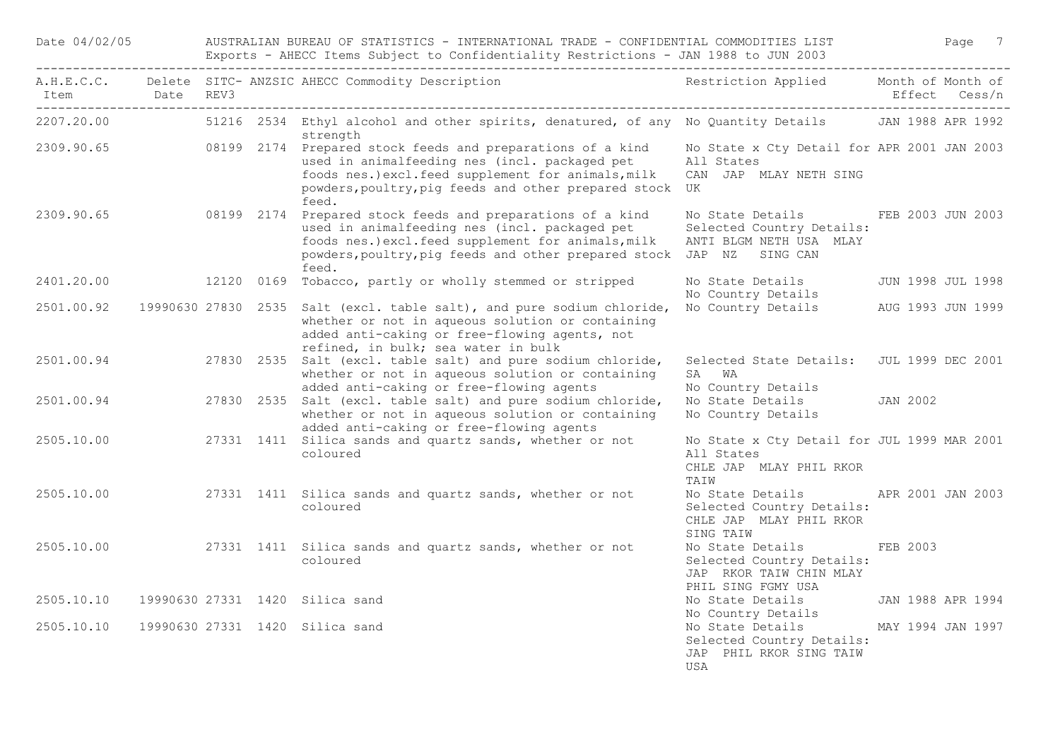| A.H.E.C.C. Item | Delete Date | SITC-REV3 | ANZSIC | AHECC Commodity Description | Restriction Applied | Month of Effect | Month of Cess/n |
|---|---|---|---|---|---|---|---|
| 2207.20.00 | | 51216 | 2534 | Ethyl alcohol and other spirits, denatured, of any strength | No Quantity Details | JAN 1988 | APR 1992 |
| 2309.90.65 | | 08199 | 2174 | Prepared stock feeds and preparations of a kind used in animalfeeding nes (incl. packaged pet foods nes.)excl.feed supplement for animals,milk powders,poultry,pig feeds and other prepared stock feed. | No State x Cty Detail for All States CAN JAP MLAY NETH SING UK | APR 2001 | JAN 2003 |
| 2309.90.65 | | 08199 | 2174 | Prepared stock feeds and preparations of a kind used in animalfeeding nes (incl. packaged pet foods nes.)excl.feed supplement for animals,milk powders,poultry,pig feeds and other prepared stock feed. | No State Details Selected Country Details: ANTI BLGM NETH USA MLAY JAP NZ SING CAN | FEB 2003 | JUN 2003 |
| 2401.20.00 | | 12120 | 0169 | Tobacco, partly or wholly stemmed or stripped | No State Details No Country Details | JUN 1998 | JUL 1998 |
| 2501.00.92 | 19990630 | 27830 | 2535 | Salt (excl. table salt), and pure sodium chloride, whether or not in aqueous solution or containing added anti-caking or free-flowing agents, not refined, in bulk; sea water in bulk | No Country Details | AUG 1993 | JUN 1999 |
| 2501.00.94 | | 27830 | 2535 | Salt (excl. table salt) and pure sodium chloride, whether or not in aqueous solution or containing added anti-caking or free-flowing agents | Selected State Details: SA WA No Country Details | JUL 1999 | DEC 2001 |
| 2501.00.94 | | 27830 | 2535 | Salt (excl. table salt) and pure sodium chloride, whether or not in aqueous solution or containing added anti-caking or free-flowing agents | No State Details No Country Details | JAN 2002 | |
| 2505.10.00 | | 27331 | 1411 | Silica sands and quartz sands, whether or not coloured | No State x Cty Detail for All States CHLE JAP MLAY PHIL RKOR TAIW | JUL 1999 | MAR 2001 |
| 2505.10.00 | | 27331 | 1411 | Silica sands and quartz sands, whether or not coloured | No State Details Selected Country Details: CHLE JAP MLAY PHIL RKOR SING TAIW | APR 2001 | JAN 2003 |
| 2505.10.00 | | 27331 | 1411 | Silica sands and quartz sands, whether or not coloured | No State Details Selected Country Details: JAP RKOR TAIW CHIN MLAY PHIL SING FGMY USA | FEB 2003 | |
| 2505.10.10 | 19990630 | 27331 | 1420 | Silica sand | No State Details No Country Details | JAN 1988 | APR 1994 |
| 2505.10.10 | 19990630 | 27331 | 1420 | Silica sand | No State Details Selected Country Details: JAP PHIL RKOR SING TAIW USA | MAY 1994 | JAN 1997 |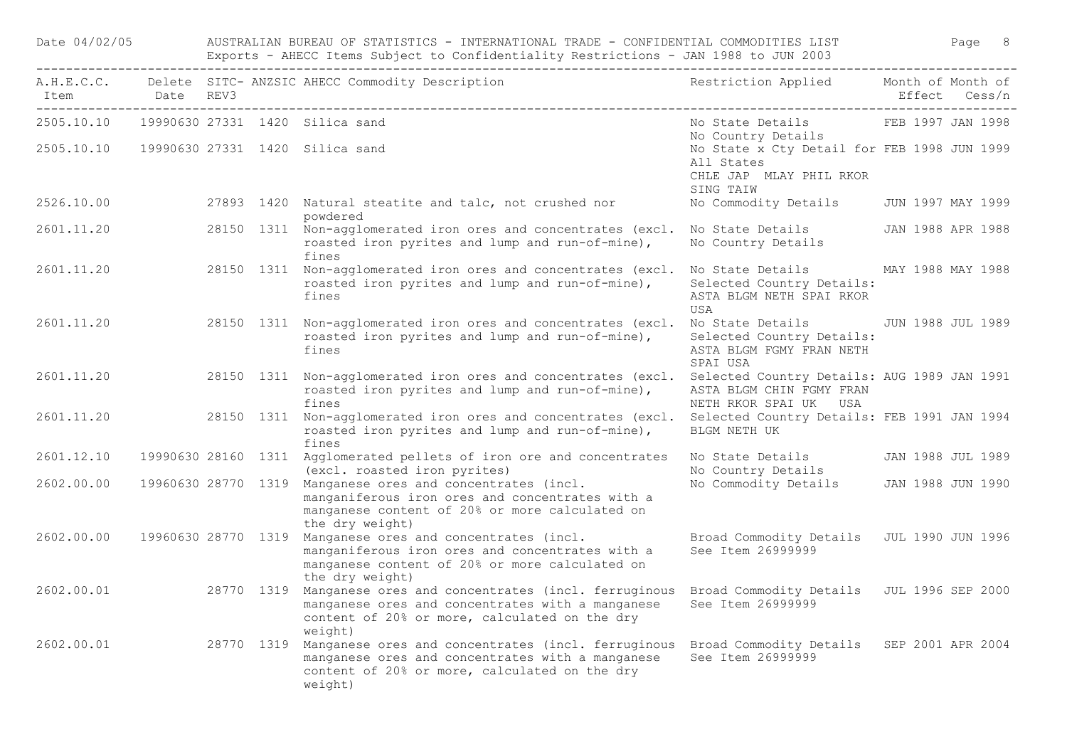| A.H.E.C.C. Item | Delete Date | SITC-REV3 | ANZSIC | AHECC Commodity Description | Restriction Applied | Month of Effect | Month of Cess/n |
|---|---|---|---|---|---|---|---|
| 2505.10.10 | 19990630 | 27331 | 1420 | Silica sand | No State Details No Country Details | FEB 1997 | JAN 1998 |
| 2505.10.10 | 19990630 | 27331 | 1420 | Silica sand | No State x Cty Detail for All States CHLE JAP MLAY PHIL RKOR SING TAIW | FEB 1998 | JUN 1999 |
| 2526.10.00 | | 27893 | 1420 | Natural steatite and talc, not crushed nor powdered | No Commodity Details | JUN 1997 | MAY 1999 |
| 2601.11.20 | | 28150 | 1311 | Non-agglomerated iron ores and concentrates (excl. roasted iron pyrites and lump and run-of-mine), fines | No State Details No Country Details | JAN 1988 | APR 1988 |
| 2601.11.20 | | 28150 | 1311 | Non-agglomerated iron ores and concentrates (excl. roasted iron pyrites and lump and run-of-mine), fines | No State Details Selected Country Details: ASTA BLGM NETH SPAI RKOR USA | MAY 1988 | MAY 1988 |
| 2601.11.20 | | 28150 | 1311 | Non-agglomerated iron ores and concentrates (excl. roasted iron pyrites and lump and run-of-mine), fines | No State Details Selected Country Details: ASTA BLGM FGMY FRAN NETH SPAI USA | JUN 1988 | JUL 1989 |
| 2601.11.20 | | 28150 | 1311 | Non-agglomerated iron ores and concentrates (excl. roasted iron pyrites and lump and run-of-mine), fines | Selected Country Details: ASTA BLGM CHIN FGMY FRAN NETH RKOR SPAI UK USA | AUG 1989 | JAN 1991 |
| 2601.11.20 | | 28150 | 1311 | Non-agglomerated iron ores and concentrates (excl. roasted iron pyrites and lump and run-of-mine), fines | Selected Country Details: BLGM NETH UK | FEB 1991 | JAN 1994 |
| 2601.12.10 | 19990630 | 28160 | 1311 | Agglomerated pellets of iron ore and concentrates (excl. roasted iron pyrites) | No State Details No Country Details | JAN 1988 | JUL 1989 |
| 2602.00.00 | 19960630 | 28770 | 1319 | Manganese ores and concentrates (incl. manganiferous iron ores and concentrates with a manganese content of 20% or more calculated on the dry weight) | No Commodity Details | JAN 1988 | JUN 1990 |
| 2602.00.00 | 19960630 | 28770 | 1319 | Manganese ores and concentrates (incl. manganiferous iron ores and concentrates with a manganese content of 20% or more calculated on the dry weight) | Broad Commodity Details See Item 26999999 | JUL 1990 | JUN 1996 |
| 2602.00.01 | | 28770 | 1319 | Manganese ores and concentrates (incl. ferruginous manganese ores and concentrates with a manganese content of 20% or more, calculated on the dry weight) | Broad Commodity Details See Item 26999999 | JUL 1996 | SEP 2000 |
| 2602.00.01 | | 28770 | 1319 | Manganese ores and concentrates (incl. ferruginous manganese ores and concentrates with a manganese content of 20% or more, calculated on the dry weight) | Broad Commodity Details See Item 26999999 | SEP 2001 | APR 2004 |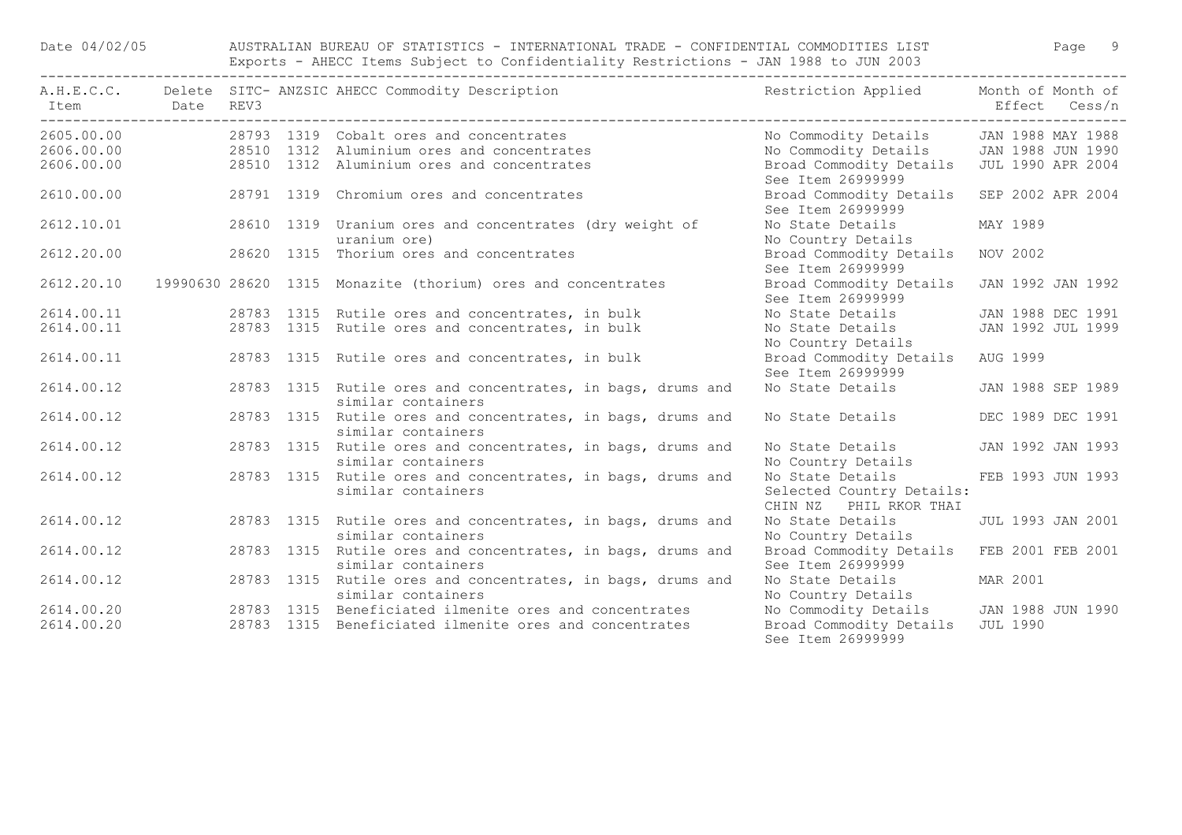| A.H.E.C.C. Item | Delete Date | SITC-REV3 | ANZSIC | AHECC Commodity Description | Restriction Applied | Month of Effect | Month of Cess/n |
|---|---|---|---|---|---|---|---|
| 2605.00.00 | | 28793 | 1319 | Cobalt ores and concentrates | No Commodity Details | JAN 1988 | MAY 1988 |
| 2606.00.00 | | 28510 | 1312 | Aluminium ores and concentrates | No Commodity Details | JAN 1988 | JUN 1990 |
| 2606.00.00 | | 28510 | 1312 | Aluminium ores and concentrates | Broad Commodity Details See Item 26999999 | JUL 1990 | APR 2004 |
| 2610.00.00 | | 28791 | 1319 | Chromium ores and concentrates | Broad Commodity Details See Item 26999999 | SEP 2002 | APR 2004 |
| 2612.10.01 | | 28610 | 1319 | Uranium ores and concentrates (dry weight of uranium ore) | No State Details No Country Details | MAY 1989 | |
| 2612.20.00 | | 28620 | 1315 | Thorium ores and concentrates | Broad Commodity Details See Item 26999999 | NOV 2002 | |
| 2612.20.10 | 19990630 | 28620 | 1315 | Monazite (thorium) ores and concentrates | Broad Commodity Details See Item 26999999 | JAN 1992 | JAN 1992 |
| 2614.00.11 | | 28783 | 1315 | Rutile ores and concentrates, in bulk | No State Details | JAN 1988 | DEC 1991 |
| 2614.00.11 | | 28783 | 1315 | Rutile ores and concentrates, in bulk | No State Details No Country Details | JAN 1992 | JUL 1999 |
| 2614.00.11 | | 28783 | 1315 | Rutile ores and concentrates, in bulk | Broad Commodity Details See Item 26999999 | AUG 1999 | |
| 2614.00.12 | | 28783 | 1315 | Rutile ores and concentrates, in bags, drums and similar containers | No State Details | JAN 1988 | SEP 1989 |
| 2614.00.12 | | 28783 | 1315 | Rutile ores and concentrates, in bags, drums and similar containers | No State Details | DEC 1989 | DEC 1991 |
| 2614.00.12 | | 28783 | 1315 | Rutile ores and concentrates, in bags, drums and similar containers | No State Details No Country Details | JAN 1992 | JAN 1993 |
| 2614.00.12 | | 28783 | 1315 | Rutile ores and concentrates, in bags, drums and similar containers | No State Details Selected Country Details: CHIN NZ PHIL RKOR THAI | FEB 1993 | JUN 1993 |
| 2614.00.12 | | 28783 | 1315 | Rutile ores and concentrates, in bags, drums and similar containers | No State Details No Country Details | JUL 1993 | JAN 2001 |
| 2614.00.12 | | 28783 | 1315 | Rutile ores and concentrates, in bags, drums and similar containers | Broad Commodity Details See Item 26999999 | FEB 2001 | FEB 2001 |
| 2614.00.12 | | 28783 | 1315 | Rutile ores and concentrates, in bags, drums and similar containers | No State Details No Country Details | MAR 2001 | |
| 2614.00.20 | | 28783 | 1315 | Beneficiated ilmenite ores and concentrates | No Commodity Details | JAN 1988 | JUN 1990 |
| 2614.00.20 | | 28783 | 1315 | Beneficiated ilmenite ores and concentrates | Broad Commodity Details See Item 26999999 | JUL 1990 | |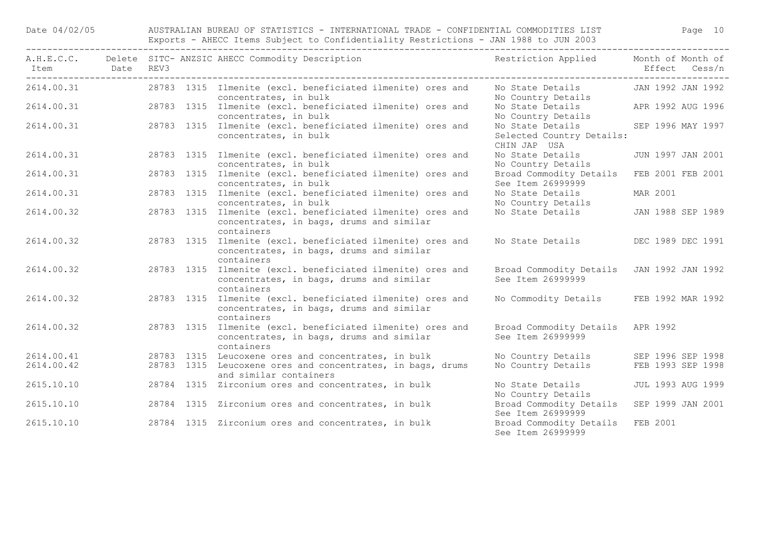| A.H.E.C.C. Item | Delete Date | SITC-REV3 | ANZSIC | AHECC Commodity Description | Restriction Applied | Month of Effect | Month of Cess/n |
|---|---|---|---|---|---|---|---|
| 2614.00.31 | | 28783 | 1315 | Ilmenite (excl. beneficiated ilmenite) ores and concentrates, in bulk | No State Details No Country Details | JAN 1992 | JAN 1992 |
| 2614.00.31 | | 28783 | 1315 | Ilmenite (excl. beneficiated ilmenite) ores and concentrates, in bulk | No State Details No Country Details | APR 1992 | AUG 1996 |
| 2614.00.31 | | 28783 | 1315 | Ilmenite (excl. beneficiated ilmenite) ores and concentrates, in bulk | No State Details Selected Country Details: CHIN JAP USA | SEP 1996 | MAY 1997 |
| 2614.00.31 | | 28783 | 1315 | Ilmenite (excl. beneficiated ilmenite) ores and concentrates, in bulk | No State Details No Country Details | JUN 1997 | JAN 2001 |
| 2614.00.31 | | 28783 | 1315 | Ilmenite (excl. beneficiated ilmenite) ores and concentrates, in bulk | Broad Commodity Details See Item 26999999 | FEB 2001 | FEB 2001 |
| 2614.00.31 | | 28783 | 1315 | Ilmenite (excl. beneficiated ilmenite) ores and concentrates, in bulk | No State Details No Country Details | MAR 2001 | |
| 2614.00.32 | | 28783 | 1315 | Ilmenite (excl. beneficiated ilmenite) ores and concentrates, in bags, drums and similar containers | No State Details | JAN 1988 | SEP 1989 |
| 2614.00.32 | | 28783 | 1315 | Ilmenite (excl. beneficiated ilmenite) ores and concentrates, in bags, drums and similar containers | No State Details | DEC 1989 | DEC 1991 |
| 2614.00.32 | | 28783 | 1315 | Ilmenite (excl. beneficiated ilmenite) ores and concentrates, in bags, drums and similar containers | Broad Commodity Details See Item 26999999 | JAN 1992 | JAN 1992 |
| 2614.00.32 | | 28783 | 1315 | Ilmenite (excl. beneficiated ilmenite) ores and concentrates, in bags, drums and similar containers | No Commodity Details | FEB 1992 | MAR 1992 |
| 2614.00.32 | | 28783 | 1315 | Ilmenite (excl. beneficiated ilmenite) ores and concentrates, in bags, drums and similar containers | Broad Commodity Details See Item 26999999 | APR 1992 | |
| 2614.00.41 | | 28783 | 1315 | Leucoxene ores and concentrates, in bulk | No Country Details | SEP 1996 | SEP 1998 |
| 2614.00.42 | | 28783 | 1315 | Leucoxene ores and concentrates, in bags, drums and similar containers | No Country Details | FEB 1993 | SEP 1998 |
| 2615.10.10 | | 28784 | 1315 | Zirconium ores and concentrates, in bulk | No State Details No Country Details | JUL 1993 | AUG 1999 |
| 2615.10.10 | | 28784 | 1315 | Zirconium ores and concentrates, in bulk | Broad Commodity Details See Item 26999999 | SEP 1999 | JAN 2001 |
| 2615.10.10 | | 28784 | 1315 | Zirconium ores and concentrates, in bulk | Broad Commodity Details See Item 26999999 | FEB 2001 | |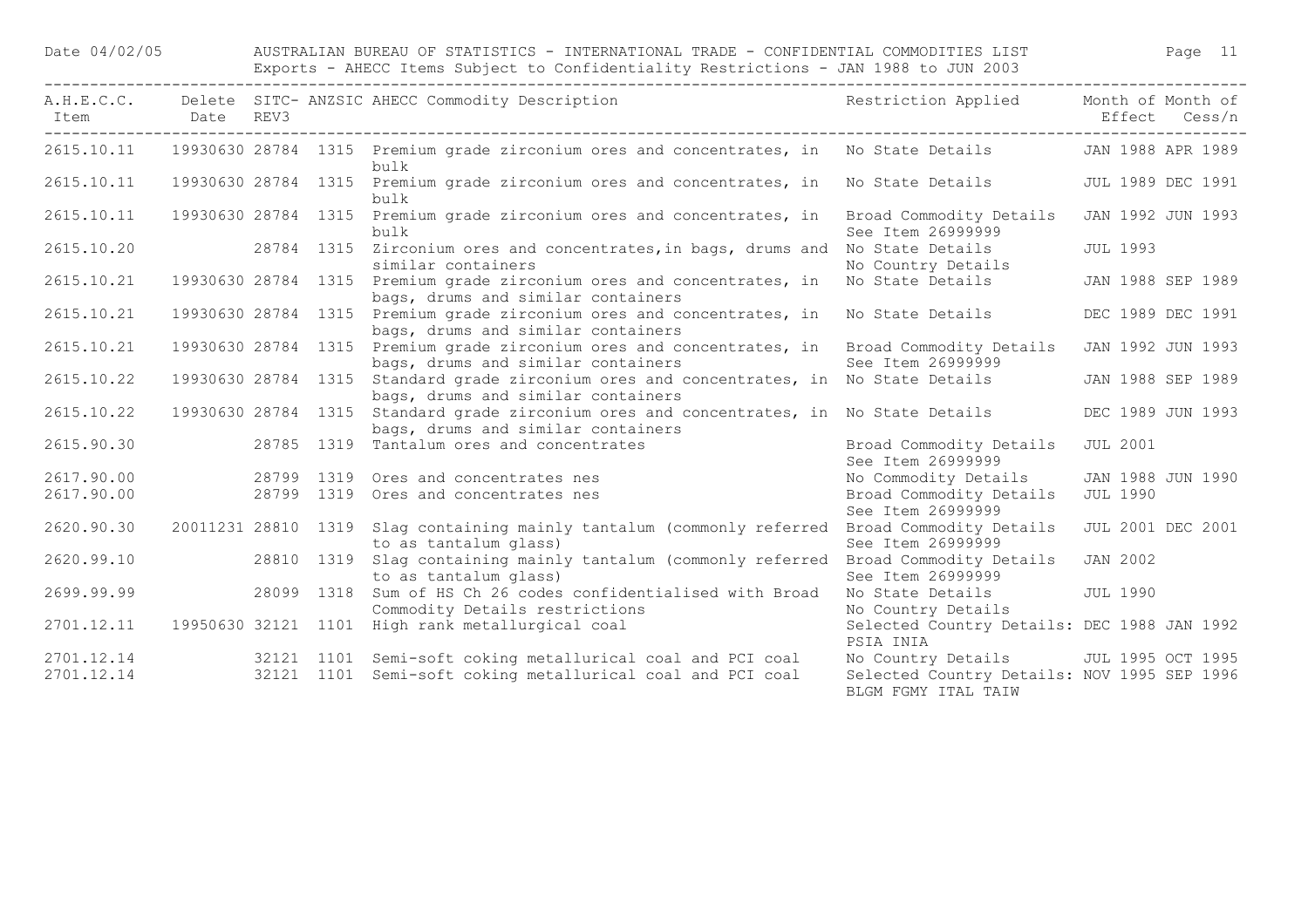| A.H.E.C.C. Item | Delete Date | SITC-REV3 | ANZSIC | AHECC Commodity Description | Restriction Applied | Month of Effect | Month of Cess/n |
|---|---|---|---|---|---|---|---|
| 2615.10.11 | 19930630 | 28784 | 1315 | Premium grade zirconium ores and concentrates, in bulk | No State Details | JAN 1988 | APR 1989 |
| 2615.10.11 | 19930630 | 28784 | 1315 | Premium grade zirconium ores and concentrates, in bulk | No State Details | JUL 1989 | DEC 1991 |
| 2615.10.11 | 19930630 | 28784 | 1315 | Premium grade zirconium ores and concentrates, in bulk | Broad Commodity Details See Item 26999999 | JAN 1992 | JUN 1993 |
| 2615.10.20 | | 28784 | 1315 | Zirconium ores and concentrates,in bags, drums and similar containers | No State Details No Country Details | JUL 1993 | |
| 2615.10.21 | 19930630 | 28784 | 1315 | Premium grade zirconium ores and concentrates, in bags, drums and similar containers | No State Details | JAN 1988 | SEP 1989 |
| 2615.10.21 | 19930630 | 28784 | 1315 | Premium grade zirconium ores and concentrates, in bags, drums and similar containers | No State Details | DEC 1989 | DEC 1991 |
| 2615.10.21 | 19930630 | 28784 | 1315 | Premium grade zirconium ores and concentrates, in bags, drums and similar containers | Broad Commodity Details See Item 26999999 | JAN 1992 | JUN 1993 |
| 2615.10.22 | 19930630 | 28784 | 1315 | Standard grade zirconium ores and concentrates, in bags, drums and similar containers | No State Details | JAN 1988 | SEP 1989 |
| 2615.10.22 | 19930630 | 28784 | 1315 | Standard grade zirconium ores and concentrates, in bags, drums and similar containers | No State Details | DEC 1989 | JUN 1993 |
| 2615.90.30 | | 28785 | 1319 | Tantalum ores and concentrates | Broad Commodity Details See Item 26999999 | JUL 2001 | |
| 2617.90.00 | | 28799 | 1319 | Ores and concentrates nes | No Commodity Details | JAN 1988 | JUN 1990 |
| 2617.90.00 | | 28799 | 1319 | Ores and concentrates nes | Broad Commodity Details See Item 26999999 | JUL 1990 | |
| 2620.90.30 | 20011231 | 28810 | 1319 | Slag containing mainly tantalum (commonly referred to as tantalum glass) | Broad Commodity Details See Item 26999999 | JUL 2001 | DEC 2001 |
| 2620.99.10 | | 28810 | 1319 | Slag containing mainly tantalum (commonly referred to as tantalum glass) | Broad Commodity Details See Item 26999999 | JAN 2002 | |
| 2699.99.99 | | 28099 | 1318 | Sum of HS Ch 26 codes confidentialised with Broad Commodity Details restrictions | No State Details No Country Details | JUL 1990 | |
| 2701.12.11 | 19950630 | 32121 | 1101 | High rank metallurgical coal | Selected Country Details: PSIA INIA | DEC 1988 | JAN 1992 |
| 2701.12.14 | | 32121 | 1101 | Semi-soft coking metallurical coal and PCI coal | No Country Details | JUL 1995 | OCT 1995 |
| 2701.12.14 | | 32121 | 1101 | Semi-soft coking metallurical coal and PCI coal | Selected Country Details: BLGM FGMY ITAL TAIW | NOV 1995 | SEP 1996 |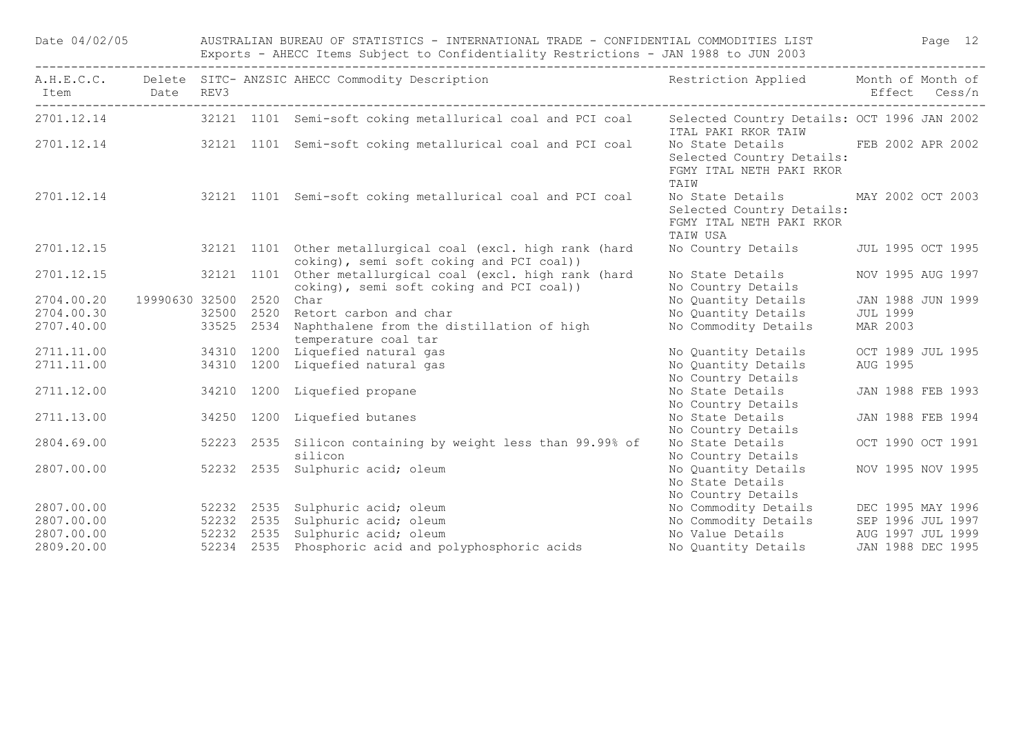| A.H.E.C.C. Item | Delete Date | SITC- REV3 | ANZSIC | AHECC Commodity Description | Restriction Applied | Month of Effect | Month of Cess/n |
|---|---|---|---|---|---|---|---|
| 2701.12.14 | | 32121 | 1101 | Semi-soft coking metallurical coal and PCI coal | Selected Country Details: ITAL PAKI RKOR TAIW | OCT 1996 | JAN 2002 |
| 2701.12.14 | | 32121 | 1101 | Semi-soft coking metallurical coal and PCI coal | No State Details Selected Country Details: FGMY ITAL NETH PAKI RKOR TAIW | FEB 2002 | APR 2002 |
| 2701.12.14 | | 32121 | 1101 | Semi-soft coking metallurical coal and PCI coal | No State Details Selected Country Details: FGMY ITAL NETH PAKI RKOR TAIW USA | MAY 2002 | OCT 2003 |
| 2701.12.15 | | 32121 | 1101 | Other metallurgical coal (excl. high rank (hard coking), semi soft coking and PCI coal)) | No Country Details | JUL 1995 | OCT 1995 |
| 2701.12.15 | | 32121 | 1101 | Other metallurgical coal (excl. high rank (hard coking), semi soft coking and PCI coal)) | No State Details No Country Details | NOV 1995 | AUG 1997 |
| 2704.00.20 | 19990630 | 32500 | 2520 | Char | No Quantity Details | JAN 1988 | JUN 1999 |
| 2704.00.30 | | 32500 | 2520 | Retort carbon and char | No Quantity Details | JUL 1999 | |
| 2707.40.00 | | 33525 | 2534 | Naphthalene from the distillation of high temperature coal tar | No Commodity Details | MAR 2003 | |
| 2711.11.00 | | 34310 | 1200 | Liquefied natural gas | No Quantity Details | OCT 1989 | JUL 1995 |
| 2711.11.00 | | 34310 | 1200 | Liquefied natural gas | No Quantity Details No Country Details | AUG 1995 | |
| 2711.12.00 | | 34210 | 1200 | Liquefied propane | No State Details No Country Details | JAN 1988 | FEB 1993 |
| 2711.13.00 | | 34250 | 1200 | Liquefied butanes | No State Details No Country Details | JAN 1988 | FEB 1994 |
| 2804.69.00 | | 52223 | 2535 | Silicon containing by weight less than 99.99% of silicon | No State Details No Country Details | OCT 1990 | OCT 1991 |
| 2807.00.00 | | 52232 | 2535 | Sulphuric acid; oleum | No Quantity Details No State Details No Country Details | NOV 1995 | NOV 1995 |
| 2807.00.00 | | 52232 | 2535 | Sulphuric acid; oleum | No Commodity Details | DEC 1995 | MAY 1996 |
| 2807.00.00 | | 52232 | 2535 | Sulphuric acid; oleum | No Commodity Details | SEP 1996 | JUL 1997 |
| 2807.00.00 | | 52232 | 2535 | Sulphuric acid; oleum | No Value Details | AUG 1997 | JUL 1999 |
| 2809.20.00 | | 52234 | 2535 | Phosphoric acid and polyphosphoric acids | No Quantity Details | JAN 1988 | DEC 1995 |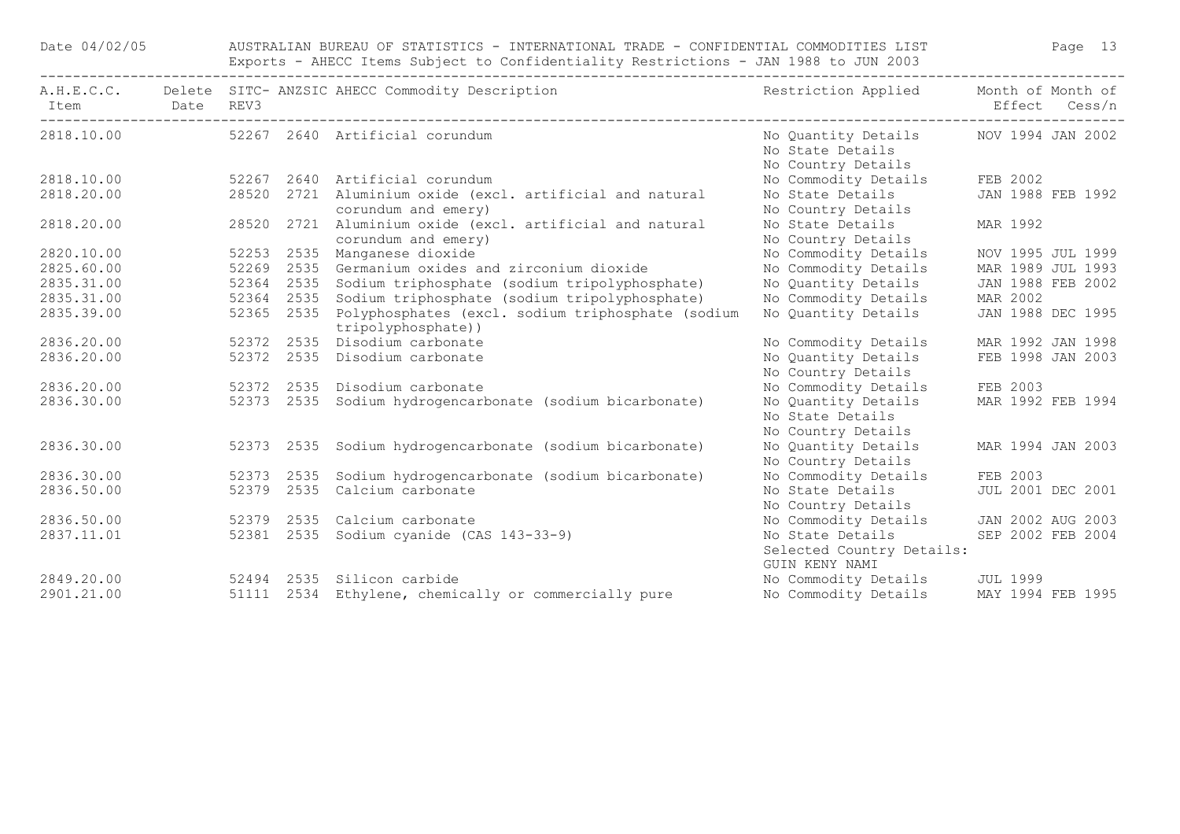| A.H.E.C.C. Item | Delete Date | SITC-REV3 | ANZSIC | AHECC Commodity Description | Restriction Applied | Month of Effect | Month of Cess/n |
|---|---|---|---|---|---|---|---|
| 2818.10.00 | | 52267 | 2640 | Artificial corundum | No Quantity Details<br>No State Details<br>No Country Details | NOV 1994 | JAN 2002 |
| 2818.10.00 | | 52267 | 2640 | Artificial corundum | No Commodity Details | FEB 2002 | |
| 2818.20.00 | | 28520 | 2721 | Aluminium oxide (excl. artificial and natural corundum and emery) | No State Details<br>No Country Details | JAN 1988 | FEB 1992 |
| 2818.20.00 | | 28520 | 2721 | Aluminium oxide (excl. artificial and natural corundum and emery) | No State Details<br>No Country Details | MAR 1992 | |
| 2820.10.00 | | 52253 | 2535 | Manganese dioxide | No Commodity Details | NOV 1995 | JUL 1999 |
| 2825.60.00 | | 52269 | 2535 | Germanium oxides and zirconium dioxide | No Commodity Details | MAR 1989 | JUL 1993 |
| 2835.31.00 | | 52364 | 2535 | Sodium triphosphate (sodium tripolyphosphate) | No Quantity Details | JAN 1988 | FEB 2002 |
| 2835.31.00 | | 52364 | 2535 | Sodium triphosphate (sodium tripolyphosphate) | No Commodity Details | MAR 2002 | |
| 2835.39.00 | | 52365 | 2535 | Polyphosphates (excl. sodium triphosphate (sodium tripolyphosphate)) | No Quantity Details | JAN 1988 | DEC 1995 |
| 2836.20.00 | | 52372 | 2535 | Disodium carbonate | No Commodity Details | MAR 1992 | JAN 1998 |
| 2836.20.00 | | 52372 | 2535 | Disodium carbonate | No Quantity Details<br>No Country Details | FEB 1998 | JAN 2003 |
| 2836.20.00 | | 52372 | 2535 | Disodium carbonate | No Commodity Details | FEB 2003 | |
| 2836.30.00 | | 52373 | 2535 | Sodium hydrogencarbonate (sodium bicarbonate) | No Quantity Details<br>No State Details<br>No Country Details | MAR 1992 | FEB 1994 |
| 2836.30.00 | | 52373 | 2535 | Sodium hydrogencarbonate (sodium bicarbonate) | No Quantity Details<br>No Country Details | MAR 1994 | JAN 2003 |
| 2836.30.00 | | 52373 | 2535 | Sodium hydrogencarbonate (sodium bicarbonate) | No Commodity Details | FEB 2003 | |
| 2836.50.00 | | 52379 | 2535 | Calcium carbonate | No State Details<br>No Country Details | JUL 2001 | DEC 2001 |
| 2836.50.00 | | 52379 | 2535 | Calcium carbonate | No Commodity Details | JAN 2002 | AUG 2003 |
| 2837.11.01 | | 52381 | 2535 | Sodium cyanide (CAS 143-33-9) | No State Details<br>Selected Country Details:<br>GUIN KENY NAMI | SEP 2002 | FEB 2004 |
| 2849.20.00 | | 52494 | 2535 | Silicon carbide | No Commodity Details | JUL 1999 | |
| 2901.21.00 | | 51111 | 2534 | Ethylene, chemically or commercially pure | No Commodity Details | MAY 1994 | FEB 1995 |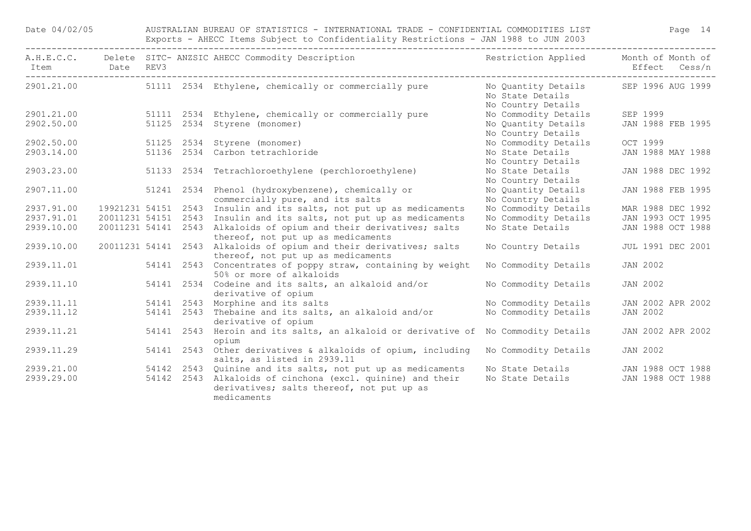Date 04/02/05 AUSTRALIAN BUREAU OF STATISTICS - INTERNATIONAL TRADE - CONFIDENTIAL COMMODITIES LIST

Exports - AHECC Items Subject to Confidentiality Restrictions - JAN 1988 to JUN 2003

| A.H.E.C.C. Item | Delete Date | SITC-REV3 | ANZSIC | AHECC Commodity Description | Restriction Applied | Month of Effect | Month of Cess/n |
|---|---|---|---|---|---|---|---|
| 2901.21.00 | | 51111 | 2534 | Ethylene, chemically or commercially pure | No Quantity Details<br>No State Details<br>No Country Details | SEP 1996 | AUG 1999 |
| 2901.21.00 | | 51111 | 2534 | Ethylene, chemically or commercially pure | No Commodity Details | SEP 1999 | |
| 2902.50.00 | | 51125 | 2534 | Styrene (monomer) | No Quantity Details<br>No Country Details | JAN 1988 | FEB 1995 |
| 2902.50.00 | | 51125 | 2534 | Styrene (monomer) | No Commodity Details | OCT 1999 | |
| 2903.14.00 | | 51136 | 2534 | Carbon tetrachloride | No State Details<br>No Country Details | JAN 1988 | MAY 1988 |
| 2903.23.00 | | 51133 | 2534 | Tetrachloroethylene (perchloroethylene) | No State Details<br>No Country Details | JAN 1988 | DEC 1992 |
| 2907.11.00 | | 51241 | 2534 | Phenol (hydroxybenzene), chemically or commercially pure, and its salts | No Quantity Details<br>No Country Details | JAN 1988 | FEB 1995 |
| 2937.91.00 | 19921231 | 54151 | 2543 | Insulin and its salts, not put up as medicaments | No Commodity Details | MAR 1988 | DEC 1992 |
| 2937.91.01 | 20011231 | 54151 | 2543 | Insulin and its salts, not put up as medicaments | No Commodity Details | JAN 1993 | OCT 1995 |
| 2939.10.00 | 20011231 | 54141 | 2543 | Alkaloids of opium and their derivatives; salts thereof, not put up as medicaments | No State Details | JAN 1988 | OCT 1988 |
| 2939.10.00 | 20011231 | 54141 | 2543 | Alkaloids of opium and their derivatives; salts thereof, not put up as medicaments | No Country Details | JUL 1991 | DEC 2001 |
| 2939.11.01 | | 54141 | 2543 | Concentrates of poppy straw, containing by weight 50% or more of alkaloids | No Commodity Details | JAN 2002 | |
| 2939.11.10 | | 54141 | 2534 | Codeine and its salts, an alkaloid and/or derivative of opium | No Commodity Details | JAN 2002 | |
| 2939.11.11 | | 54141 | 2543 | Morphine and its salts | No Commodity Details | JAN 2002 | APR 2002 |
| 2939.11.12 | | 54141 | 2543 | Thebaine and its salts, an alkaloid and/or derivative of opium | No Commodity Details | JAN 2002 | |
| 2939.11.21 | | 54141 | 2543 | Heroin and its salts, an alkaloid or derivative of opium | No Commodity Details | JAN 2002 | APR 2002 |
| 2939.11.29 | | 54141 | 2543 | Other derivatives & alkaloids of opium, including salts, as listed in 2939.11 | No Commodity Details | JAN 2002 | |
| 2939.21.00 | | 54142 | 2543 | Quinine and its salts, not put up as medicaments | No State Details | JAN 1988 | OCT 1988 |
| 2939.29.00 | | 54142 | 2543 | Alkaloids of cinchona (excl. quinine) and their derivatives; salts thereof, not put up as medicaments | No State Details | JAN 1988 | OCT 1988 |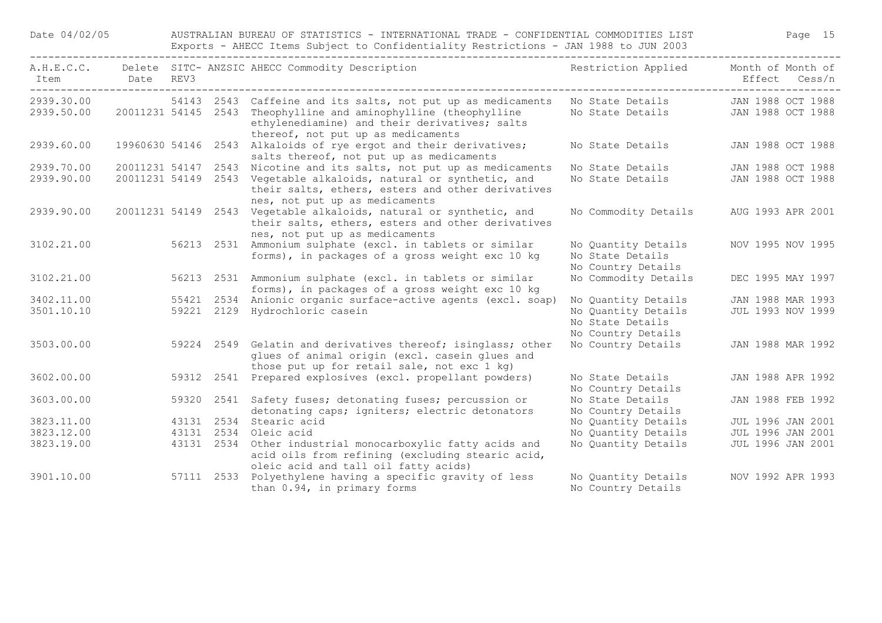| A.H.E.C.C. Item | Delete Date | SITC-REV3 | ANZSIC | AHECC Commodity Description | Restriction Applied | Month of Effect | Month of Cess/n |
|---|---|---|---|---|---|---|---|
| 2939.30.00 | | 54143 | 2543 | Caffeine and its salts, not put up as medicaments | No State Details | JAN 1988 | OCT 1988 |
| 2939.50.00 | 20011231 | 54145 | 2543 | Theophylline and aminophylline (theophylline ethylenediamine) and their derivatives; salts thereof, not put up as medicaments | No State Details | JAN 1988 | OCT 1988 |
| 2939.60.00 | 19960630 | 54146 | 2543 | Alkaloids of rye ergot and their derivatives; salts thereof, not put up as medicaments | No State Details | JAN 1988 | OCT 1988 |
| 2939.70.00 | 20011231 | 54147 | 2543 | Nicotine and its salts, not put up as medicaments | No State Details | JAN 1988 | OCT 1988 |
| 2939.90.00 | 20011231 | 54149 | 2543 | Vegetable alkaloids, natural or synthetic, and their salts, ethers, esters and other derivatives nes, not put up as medicaments | No State Details | JAN 1988 | OCT 1988 |
| 2939.90.00 | 20011231 | 54149 | 2543 | Vegetable alkaloids, natural or synthetic, and their salts, ethers, esters and other derivatives nes, not put up as medicaments | No Commodity Details | AUG 1993 | APR 2001 |
| 3102.21.00 | | 56213 | 2531 | Ammonium sulphate (excl. in tablets or similar forms), in packages of a gross weight exc 10 kg | No Quantity Details<br>No State Details<br>No Country Details | NOV 1995 | NOV 1995 |
| 3102.21.00 | | 56213 | 2531 | Ammonium sulphate (excl. in tablets or similar forms), in packages of a gross weight exc 10 kg | No Commodity Details | DEC 1995 | MAY 1997 |
| 3402.11.00 | | 55421 | 2534 | Anionic organic surface-active agents (excl. soap) | No Quantity Details | JAN 1988 | MAR 1993 |
| 3501.10.10 | | 59221 | 2129 | Hydrochloric casein | No Quantity Details<br>No State Details<br>No Country Details | JUL 1993 | NOV 1999 |
| 3503.00.00 | | 59224 | 2549 | Gelatin and derivatives thereof; isinglass; other glues of animal origin (excl. casein glues and those put up for retail sale, not exc 1 kg) | No Country Details | JAN 1988 | MAR 1992 |
| 3602.00.00 | | 59312 | 2541 | Prepared explosives (excl. propellant powders) | No State Details<br>No Country Details | JAN 1988 | APR 1992 |
| 3603.00.00 | | 59320 | 2541 | Safety fuses; detonating fuses; percussion or detonating caps; igniters; electric detonators | No State Details<br>No Country Details | JAN 1988 | FEB 1992 |
| 3823.11.00 | | 43131 | 2534 | Stearic acid | No Quantity Details | JUL 1996 | JAN 2001 |
| 3823.12.00 | | 43131 | 2534 | Oleic acid | No Quantity Details | JUL 1996 | JAN 2001 |
| 3823.19.00 | | 43131 | 2534 | Other industrial monocarboxylic fatty acids and acid oils from refining (excluding stearic acid, oleic acid and tall oil fatty acids) | No Quantity Details | JUL 1996 | JAN 2001 |
| 3901.10.00 | | 57111 | 2533 | Polyethylene having a specific gravity of less than 0.94, in primary forms | No Quantity Details<br>No Country Details | NOV 1992 | APR 1993 |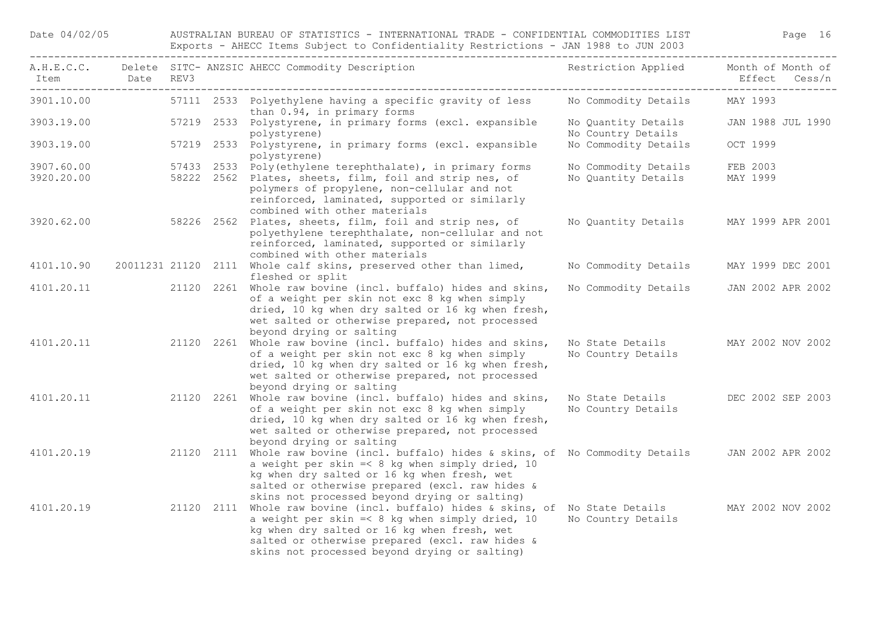| A.H.E.C.C. Item | Delete Date | SITC-REV3 | ANZSIC | AHECC Commodity Description | Restriction Applied | Month of Effect | Month of Cess/n |
|---|---|---|---|---|---|---|---|
| 3901.10.00 | | 57111 | 2533 | Polyethylene having a specific gravity of less than 0.94, in primary forms | No Commodity Details | MAY 1993 | |
| 3903.19.00 | | 57219 | 2533 | Polystyrene, in primary forms (excl. expansible polystyrene) | No Quantity Details<br>No Country Details | JAN 1988 | JUL 1990 |
| 3903.19.00 | | 57219 | 2533 | Polystyrene, in primary forms (excl. expansible polystyrene) | No Commodity Details | OCT 1999 | |
| 3907.60.00 | | 57433 | 2533 | Poly(ethylene terephthalate), in primary forms | No Commodity Details | FEB 2003 | |
| 3920.20.00 | | 58222 | 2562 | Plates, sheets, film, foil and strip nes, of polymers of propylene, non-cellular and not reinforced, laminated, supported or similarly combined with other materials | No Quantity Details | MAY 1999 | |
| 3920.62.00 | | 58226 | 2562 | Plates, sheets, film, foil and strip nes, of polyethylene terephthalate, non-cellular and not reinforced, laminated, supported or similarly combined with other materials | No Quantity Details | MAY 1999 | APR 2001 |
| 4101.10.90 | 20011231 | 21120 | 2111 | Whole calf skins, preserved other than limed, fleshed or split | No Commodity Details | MAY 1999 | DEC 2001 |
| 4101.20.11 | | 21120 | 2261 | Whole raw bovine (incl. buffalo) hides and skins, of a weight per skin not exc 8 kg when simply dried, 10 kg when dry salted or 16 kg when fresh, wet salted or otherwise prepared, not processed beyond drying or salting | No Commodity Details | JAN 2002 | APR 2002 |
| 4101.20.11 | | 21120 | 2261 | Whole raw bovine (incl. buffalo) hides and skins, of a weight per skin not exc 8 kg when simply dried, 10 kg when dry salted or 16 kg when fresh, wet salted or otherwise prepared, not processed beyond drying or salting | No State Details<br>No Country Details | MAY 2002 | NOV 2002 |
| 4101.20.11 | | 21120 | 2261 | Whole raw bovine (incl. buffalo) hides and skins, of a weight per skin not exc 8 kg when simply dried, 10 kg when dry salted or 16 kg when fresh, wet salted or otherwise prepared, not processed beyond drying or salting | No State Details<br>No Country Details | DEC 2002 | SEP 2003 |
| 4101.20.19 | | 21120 | 2111 | Whole raw bovine (incl. buffalo) hides & skins, of a weight per skin =< 8 kg when simply dried, 10 kg when dry salted or 16 kg when fresh, wet salted or otherwise prepared (excl. raw hides & skins not processed beyond drying or salting) | No Commodity Details | JAN 2002 | APR 2002 |
| 4101.20.19 | | 21120 | 2111 | Whole raw bovine (incl. buffalo) hides & skins, of a weight per skin =< 8 kg when simply dried, 10 kg when dry salted or 16 kg when fresh, wet salted or otherwise prepared (excl. raw hides & skins not processed beyond drying or salting) | No State Details<br>No Country Details | MAY 2002 | NOV 2002 |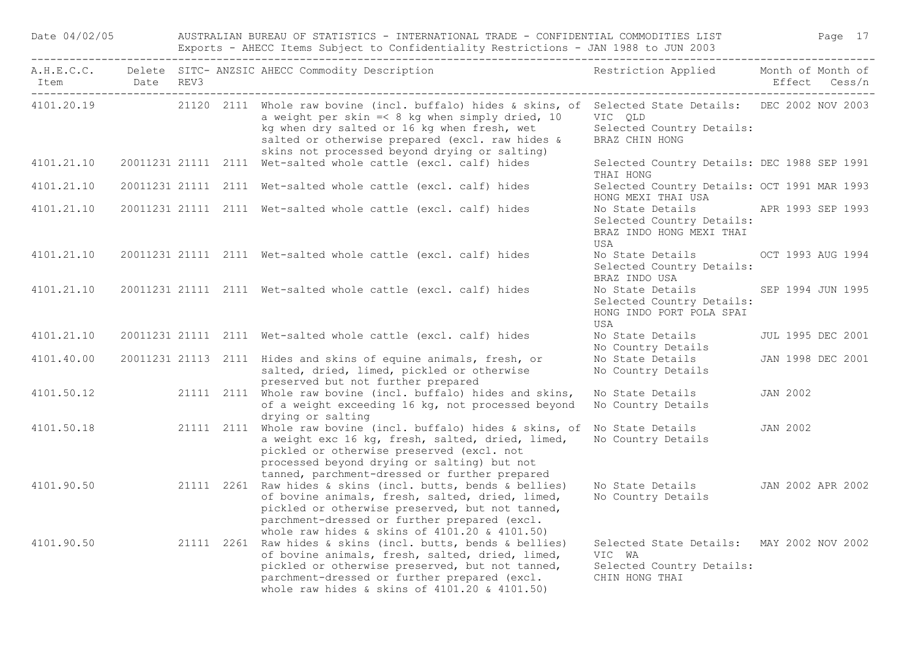| A.H.E.C.C. Item | Delete Date | SITC-REV3 | ANZSIC | AHECC Commodity Description | Restriction Applied | Month of Effect | Month of Cess/n |
|---|---|---|---|---|---|---|---|
| 4101.20.19 | | 21120 | 2111 | Whole raw bovine (incl. buffalo) hides & skins, of a weight per skin =< 8 kg when simply dried, 10 kg when dry salted or 16 kg when fresh, wet salted or otherwise prepared (excl. raw hides & skins not processed beyond drying or salting) | Selected State Details: VIC QLD Selected Country Details: BRAZ CHIN HONG | DEC 2002 | NOV 2003 |
| 4101.21.10 | 20011231 | 21111 | 2111 | Wet-salted whole cattle (excl. calf) hides | Selected Country Details: THAI HONG | DEC 1988 | SEP 1991 |
| 4101.21.10 | 20011231 | 21111 | 2111 | Wet-salted whole cattle (excl. calf) hides | Selected Country Details: HONG MEXI THAI USA | OCT 1991 | MAR 1993 |
| 4101.21.10 | 20011231 | 21111 | 2111 | Wet-salted whole cattle (excl. calf) hides | No State Details Selected Country Details: BRAZ INDO HONG MEXI THAI USA | APR 1993 | SEP 1993 |
| 4101.21.10 | 20011231 | 21111 | 2111 | Wet-salted whole cattle (excl. calf) hides | No State Details Selected Country Details: BRAZ INDO USA | OCT 1993 | AUG 1994 |
| 4101.21.10 | 20011231 | 21111 | 2111 | Wet-salted whole cattle (excl. calf) hides | No State Details Selected Country Details: HONG INDO PORT POLA SPAI USA | SEP 1994 | JUN 1995 |
| 4101.21.10 | 20011231 | 21111 | 2111 | Wet-salted whole cattle (excl. calf) hides | No State Details No Country Details | JUL 1995 | DEC 2001 |
| 4101.40.00 | 20011231 | 21113 | 2111 | Hides and skins of equine animals, fresh, or salted, dried, limed, pickled or otherwise preserved but not further prepared | No State Details No Country Details | JAN 1998 | DEC 2001 |
| 4101.50.12 | | 21111 | 2111 | Whole raw bovine (incl. buffalo) hides and skins, of a weight exceeding 16 kg, not processed beyond drying or salting | No State Details No Country Details | JAN 2002 | |
| 4101.50.18 | | 21111 | 2111 | Whole raw bovine (incl. buffalo) hides & skins, of a weight exc 16 kg, fresh, salted, dried, limed, pickled or otherwise preserved (excl. not processed beyond drying or salting) but not tanned, parchment-dressed or further prepared | No State Details No Country Details | JAN 2002 | |
| 4101.90.50 | | 21111 | 2261 | Raw hides & skins (incl. butts, bends & bellies) of bovine animals, fresh, salted, dried, limed, pickled or otherwise preserved, but not tanned, parchment-dressed or further prepared (excl. whole raw hides & skins of 4101.20 & 4101.50) | No State Details No Country Details | JAN 2002 | APR 2002 |
| 4101.90.50 | | 21111 | 2261 | Raw hides & skins (incl. butts, bends & bellies) of bovine animals, fresh, salted, dried, limed, pickled or otherwise preserved, but not tanned, parchment-dressed or further prepared (excl. whole raw hides & skins of 4101.20 & 4101.50) | Selected State Details: VIC WA Selected Country Details: CHIN HONG THAI | MAY 2002 | NOV 2002 |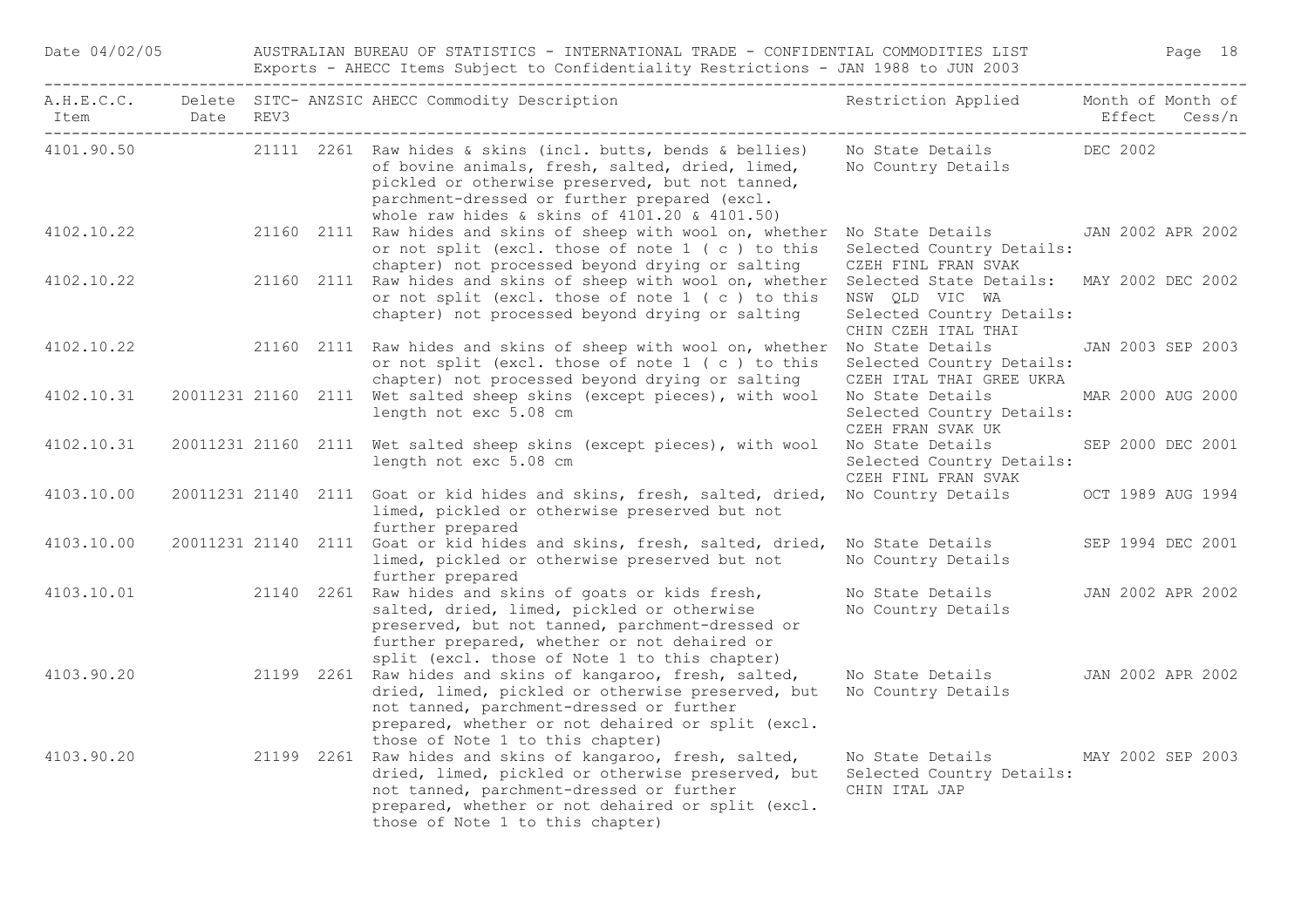| A.H.E.C.C. Item | Delete Date | SITC-REV3 | ANZSIC | AHECC Commodity Description | Restriction Applied | Month of Effect | Month of Cess/n |
|---|---|---|---|---|---|---|---|
| 4101.90.50 | | 21111 | 2261 | Raw hides & skins (incl. butts, bends & bellies) of bovine animals, fresh, salted, dried, limed, pickled or otherwise preserved, but not tanned, parchment-dressed or further prepared (excl. whole raw hides & skins of 4101.20 & 4101.50) | No State Details No Country Details | DEC 2002 | |
| 4102.10.22 | | 21160 | 2111 | Raw hides and skins of sheep with wool on, whether or not split (excl. those of note 1 ( c ) to this chapter) not processed beyond drying or salting | No State Details Selected Country Details: CZEH FINL FRAN SVAK | JAN 2002 | APR 2002 |
| 4102.10.22 | | 21160 | 2111 | Raw hides and skins of sheep with wool on, whether or not split (excl. those of note 1 ( c ) to this chapter) not processed beyond drying or salting | Selected State Details: NSW QLD VIC WA Selected Country Details: CHIN CZEH ITAL THAI | MAY 2002 | DEC 2002 |
| 4102.10.22 | | 21160 | 2111 | Raw hides and skins of sheep with wool on, whether or not split (excl. those of note 1 ( c ) to this chapter) not processed beyond drying or salting | No State Details Selected Country Details: CZEH ITAL THAI GREE UKRA | JAN 2003 | SEP 2003 |
| 4102.10.31 | 20011231 | 21160 | 2111 | Wet salted sheep skins (except pieces), with wool length not exc 5.08 cm | No State Details Selected Country Details: CZEH FRAN SVAK UK | MAR 2000 | AUG 2000 |
| 4102.10.31 | 20011231 | 21160 | 2111 | Wet salted sheep skins (except pieces), with wool length not exc 5.08 cm | No State Details Selected Country Details: CZEH FINL FRAN SVAK | SEP 2000 | DEC 2001 |
| 4103.10.00 | 20011231 | 21140 | 2111 | Goat or kid hides and skins, fresh, salted, dried, limed, pickled or otherwise preserved but not further prepared | No Country Details | OCT 1989 | AUG 1994 |
| 4103.10.00 | 20011231 | 21140 | 2111 | Goat or kid hides and skins, fresh, salted, dried, limed, pickled or otherwise preserved but not further prepared | No State Details No Country Details | SEP 1994 | DEC 2001 |
| 4103.10.01 | | 21140 | 2261 | Raw hides and skins of goats or kids fresh, salted, dried, limed, pickled or otherwise preserved, but not tanned, parchment-dressed or further prepared, whether or not dehaired or split (excl. those of Note 1 to this chapter) | No State Details No Country Details | JAN 2002 | APR 2002 |
| 4103.90.20 | | 21199 | 2261 | Raw hides and skins of kangaroo, fresh, salted, dried, limed, pickled or otherwise preserved, but not tanned, parchment-dressed or further prepared, whether or not dehaired or split (excl. those of Note 1 to this chapter) | No State Details No Country Details | JAN 2002 | APR 2002 |
| 4103.90.20 | | 21199 | 2261 | Raw hides and skins of kangaroo, fresh, salted, dried, limed, pickled or otherwise preserved, but not tanned, parchment-dressed or further prepared, whether or not dehaired or split (excl. those of Note 1 to this chapter) | No State Details Selected Country Details: CHIN ITAL JAP | MAY 2002 | SEP 2003 |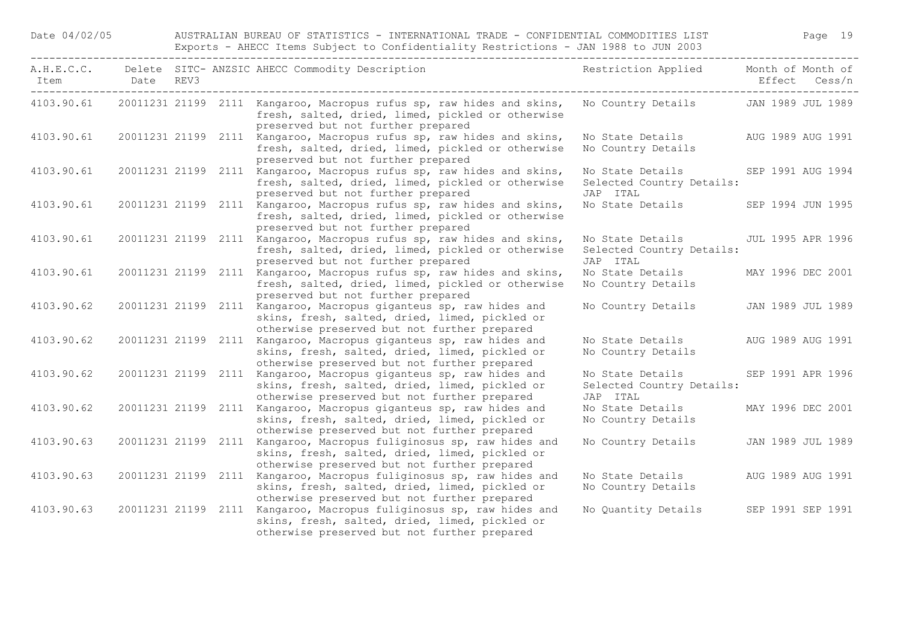| A.H.E.C.C. Item | Delete Date | SITC-REV3 | ANZSIC | AHECC Commodity Description | Restriction Applied | Month of Effect | Month of Cess/n |
|---|---|---|---|---|---|---|---|
| 4103.90.61 | 20011231 | 21199 | 2111 | Kangaroo, Macropus rufus sp, raw hides and skins, fresh, salted, dried, limed, pickled or otherwise preserved but not further prepared | No Country Details | JAN 1989 | JUL 1989 |
| 4103.90.61 | 20011231 | 21199 | 2111 | Kangaroo, Macropus rufus sp, raw hides and skins, fresh, salted, dried, limed, pickled or otherwise preserved but not further prepared | No State Details No Country Details | AUG 1989 | AUG 1991 |
| 4103.90.61 | 20011231 | 21199 | 2111 | Kangaroo, Macropus rufus sp, raw hides and skins, fresh, salted, dried, limed, pickled or otherwise preserved but not further prepared | No State Details Selected Country Details: JAP ITAL | SEP 1991 | AUG 1994 |
| 4103.90.61 | 20011231 | 21199 | 2111 | Kangaroo, Macropus rufus sp, raw hides and skins, fresh, salted, dried, limed, pickled or otherwise preserved but not further prepared | No State Details | SEP 1994 | JUN 1995 |
| 4103.90.61 | 20011231 | 21199 | 2111 | Kangaroo, Macropus rufus sp, raw hides and skins, fresh, salted, dried, limed, pickled or otherwise preserved but not further prepared | No State Details Selected Country Details: JAP ITAL | JUL 1995 | APR 1996 |
| 4103.90.61 | 20011231 | 21199 | 2111 | Kangaroo, Macropus rufus sp, raw hides and skins, fresh, salted, dried, limed, pickled or otherwise preserved but not further prepared | No State Details No Country Details | MAY 1996 | DEC 2001 |
| 4103.90.62 | 20011231 | 21199 | 2111 | Kangaroo, Macropus giganteus sp, raw hides and skins, fresh, salted, dried, limed, pickled or otherwise preserved but not further prepared | No Country Details | JAN 1989 | JUL 1989 |
| 4103.90.62 | 20011231 | 21199 | 2111 | Kangaroo, Macropus giganteus sp, raw hides and skins, fresh, salted, dried, limed, pickled or otherwise preserved but not further prepared | No State Details No Country Details | AUG 1989 | AUG 1991 |
| 4103.90.62 | 20011231 | 21199 | 2111 | Kangaroo, Macropus giganteus sp, raw hides and skins, fresh, salted, dried, limed, pickled or otherwise preserved but not further prepared | No State Details Selected Country Details: JAP ITAL | SEP 1991 | APR 1996 |
| 4103.90.62 | 20011231 | 21199 | 2111 | Kangaroo, Macropus giganteus sp, raw hides and skins, fresh, salted, dried, limed, pickled or otherwise preserved but not further prepared | No State Details No Country Details | MAY 1996 | DEC 2001 |
| 4103.90.63 | 20011231 | 21199 | 2111 | Kangaroo, Macropus fuliginosus sp, raw hides and skins, fresh, salted, dried, limed, pickled or otherwise preserved but not further prepared | No Country Details | JAN 1989 | JUL 1989 |
| 4103.90.63 | 20011231 | 21199 | 2111 | Kangaroo, Macropus fuliginosus sp, raw hides and skins, fresh, salted, dried, limed, pickled or otherwise preserved but not further prepared | No State Details No Country Details | AUG 1989 | AUG 1991 |
| 4103.90.63 | 20011231 | 21199 | 2111 | Kangaroo, Macropus fuliginosus sp, raw hides and skins, fresh, salted, dried, limed, pickled or otherwise preserved but not further prepared | No Quantity Details | SEP 1991 | SEP 1991 |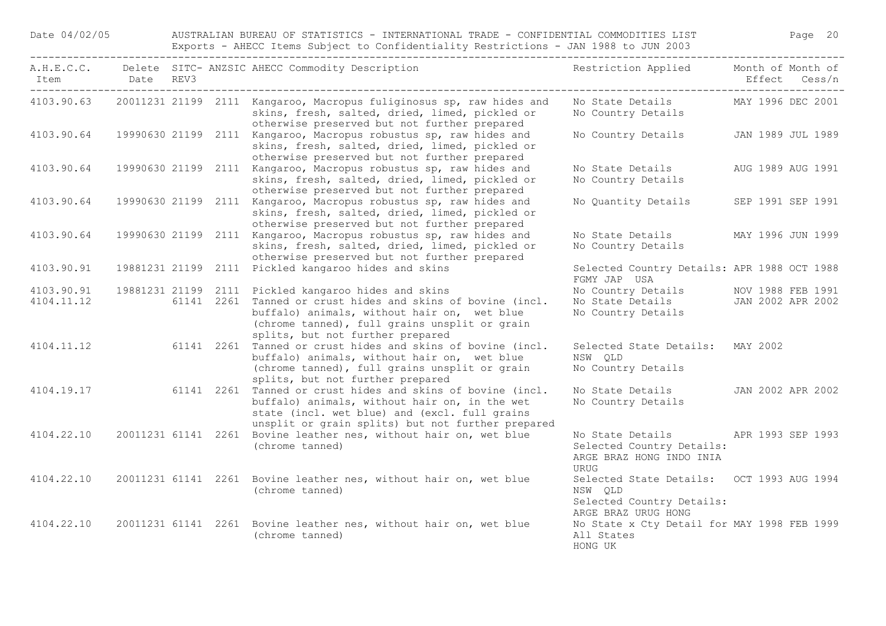| A.H.E.C.C. Item | Delete Date | SITC-REV3 | ANZSIC | AHECC Commodity Description | Restriction Applied | Month of Effect | Month of Cess/n |
|---|---|---|---|---|---|---|---|
| 4103.90.63 | 20011231 | 21199 | 2111 | Kangaroo, Macropus fuliginosus sp, raw hides and skins, fresh, salted, dried, limed, pickled or otherwise preserved but not further prepared | No State Details No Country Details | MAY 1996 | DEC 2001 |
| 4103.90.64 | 19990630 | 21199 | 2111 | Kangaroo, Macropus robustus sp, raw hides and skins, fresh, salted, dried, limed, pickled or otherwise preserved but not further prepared | No Country Details | JAN 1989 | JUL 1989 |
| 4103.90.64 | 19990630 | 21199 | 2111 | Kangaroo, Macropus robustus sp, raw hides and skins, fresh, salted, dried, limed, pickled or otherwise preserved but not further prepared | No State Details No Country Details | AUG 1989 | AUG 1991 |
| 4103.90.64 | 19990630 | 21199 | 2111 | Kangaroo, Macropus robustus sp, raw hides and skins, fresh, salted, dried, limed, pickled or otherwise preserved but not further prepared | No Quantity Details | SEP 1991 | SEP 1991 |
| 4103.90.64 | 19990630 | 21199 | 2111 | Kangaroo, Macropus robustus sp, raw hides and skins, fresh, salted, dried, limed, pickled or otherwise preserved but not further prepared | No State Details No Country Details | MAY 1996 | JUN 1999 |
| 4103.90.91 | 19881231 | 21199 | 2111 | Pickled kangaroo hides and skins | Selected Country Details: FGMY JAP USA | APR 1988 | OCT 1988 |
| 4103.90.91 | 19881231 | 21199 | 2111 | Pickled kangaroo hides and skins | No Country Details | NOV 1988 | FEB 1991 |
| 4104.11.12 | | 61141 | 2261 | Tanned or crust hides and skins of bovine (incl. buffalo) animals, without hair on, wet blue (chrome tanned), full grains unsplit or grain splits, but not further prepared | No State Details No Country Details | JAN 2002 | APR 2002 |
| 4104.11.12 | | 61141 | 2261 | Tanned or crust hides and skins of bovine (incl. buffalo) animals, without hair on, wet blue (chrome tanned), full grains unsplit or grain splits, but not further prepared | Selected State Details: NSW QLD No Country Details | MAY 2002 | |
| 4104.19.17 | | 61141 | 2261 | Tanned or crust hides and skins of bovine (incl. buffalo) animals, without hair on, in the wet state (incl. wet blue) and (excl. full grains unsplit or grain splits) but not further prepared | No State Details No Country Details | JAN 2002 | APR 2002 |
| 4104.22.10 | 20011231 | 61141 | 2261 | Bovine leather nes, without hair on, wet blue (chrome tanned) | No State Details Selected Country Details: ARGE BRAZ HONG INDO INIA URUG | APR 1993 | SEP 1993 |
| 4104.22.10 | 20011231 | 61141 | 2261 | Bovine leather nes, without hair on, wet blue (chrome tanned) | Selected State Details: NSW QLD Selected Country Details: ARGE BRAZ URUG HONG | OCT 1993 | AUG 1994 |
| 4104.22.10 | 20011231 | 61141 | 2261 | Bovine leather nes, without hair on, wet blue (chrome tanned) | No State x Cty Detail for All States HONG UK | MAY 1998 | FEB 1999 |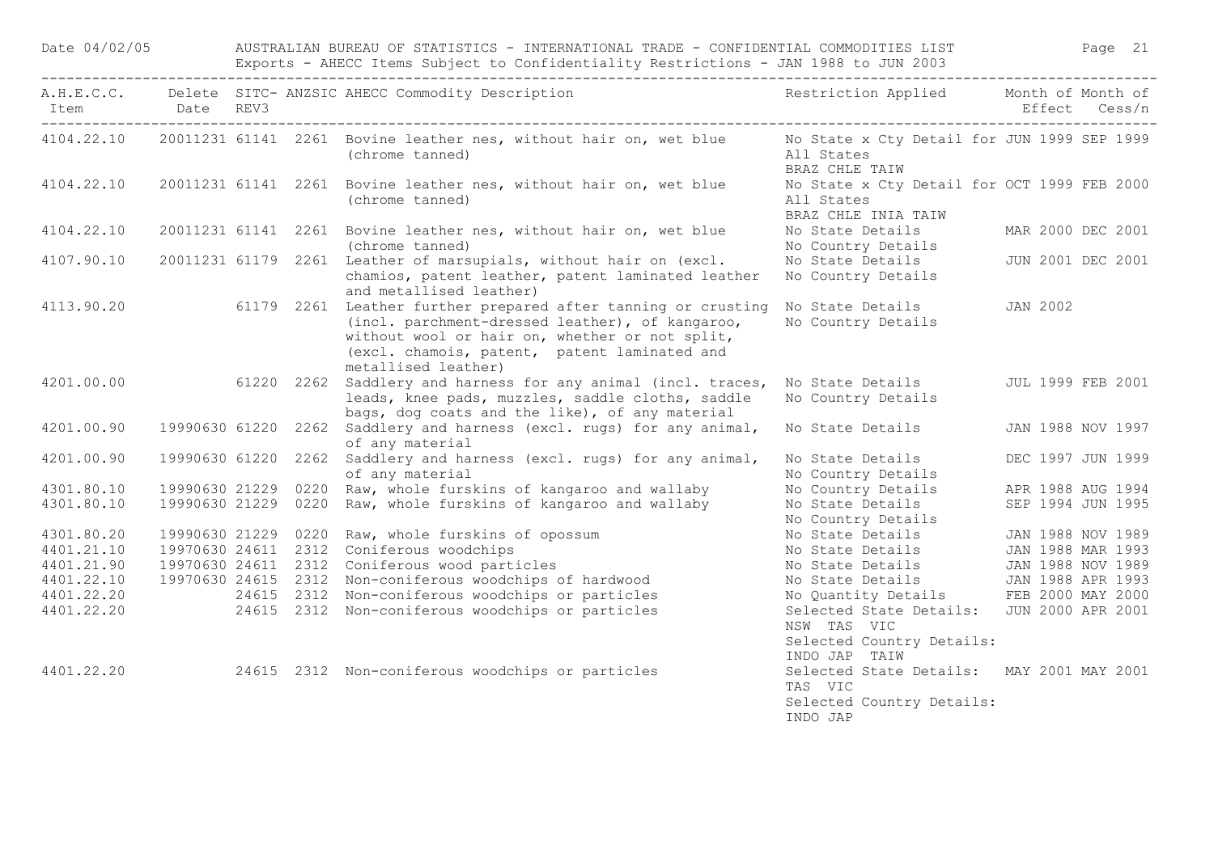| A.H.E.C.C. Item | Delete Date | SITC-REV3 | ANZSIC | AHECC Commodity Description | Restriction Applied | Month of Effect | Month of Cess/n |
|---|---|---|---|---|---|---|---|
| 4104.22.10 | 20011231 | 61141 | 2261 | Bovine leather nes, without hair on, wet blue (chrome tanned) | No State x Cty Detail for All States BRAZ CHLE TAIW | JUN 1999 | SEP 1999 |
| 4104.22.10 | 20011231 | 61141 | 2261 | Bovine leather nes, without hair on, wet blue (chrome tanned) | No State x Cty Detail for All States BRAZ CHLE INIA TAIW | OCT 1999 | FEB 2000 |
| 4104.22.10 | 20011231 | 61141 | 2261 | Bovine leather nes, without hair on, wet blue (chrome tanned) | No State Details No Country Details | MAR 2000 | DEC 2001 |
| 4107.90.10 | 20011231 | 61179 | 2261 | Leather of marsupials, without hair on (excl. chamios, patent leather, patent laminated leather and metallised leather) | No State Details No Country Details | JUN 2001 | DEC 2001 |
| 4113.90.20 | | 61179 | 2261 | Leather further prepared after tanning or crusting (incl. parchment-dressed leather), of kangaroo, without wool or hair on, whether or not split, (excl. chamois, patent, patent laminated and metallised leather) | No State Details No Country Details | JAN 2002 | |
| 4201.00.00 | | 61220 | 2262 | Saddlery and harness for any animal (incl. traces, leads, knee pads, muzzles, saddle cloths, saddle bags, dog coats and the like), of any material | No State Details No Country Details | JUL 1999 | FEB 2001 |
| 4201.00.90 | 19990630 | 61220 | 2262 | Saddlery and harness (excl. rugs) for any animal, of any material | No State Details | JAN 1988 | NOV 1997 |
| 4201.00.90 | 19990630 | 61220 | 2262 | Saddlery and harness (excl. rugs) for any animal, of any material | No State Details No Country Details | DEC 1997 | JUN 1999 |
| 4301.80.10 | 19990630 | 21229 | 0220 | Raw, whole furskins of kangaroo and wallaby | No Country Details | APR 1988 | AUG 1994 |
| 4301.80.10 | 19990630 | 21229 | 0220 | Raw, whole furskins of kangaroo and wallaby | No State Details No Country Details | SEP 1994 | JUN 1995 |
| 4301.80.20 | 19990630 | 21229 | 0220 | Raw, whole furskins of opossum | No State Details | JAN 1988 | NOV 1989 |
| 4401.21.10 | 19970630 | 24611 | 2312 | Coniferous woodchips | No State Details | JAN 1988 | MAR 1993 |
| 4401.21.90 | 19970630 | 24611 | 2312 | Coniferous wood particles | No State Details | JAN 1988 | NOV 1989 |
| 4401.22.10 | 19970630 | 24615 | 2312 | Non-coniferous woodchips of hardwood | No State Details | JAN 1988 | APR 1993 |
| 4401.22.20 | | 24615 | 2312 | Non-coniferous woodchips or particles | No Quantity Details | FEB 2000 | MAY 2000 |
| 4401.22.20 | | 24615 | 2312 | Non-coniferous woodchips or particles | Selected State Details: NSW TAS VIC Selected Country Details: INDO JAP TAIW | JUN 2000 | APR 2001 |
| 4401.22.20 | | 24615 | 2312 | Non-coniferous woodchips or particles | Selected State Details: TAS VIC Selected Country Details: INDO JAP | MAY 2001 | MAY 2001 |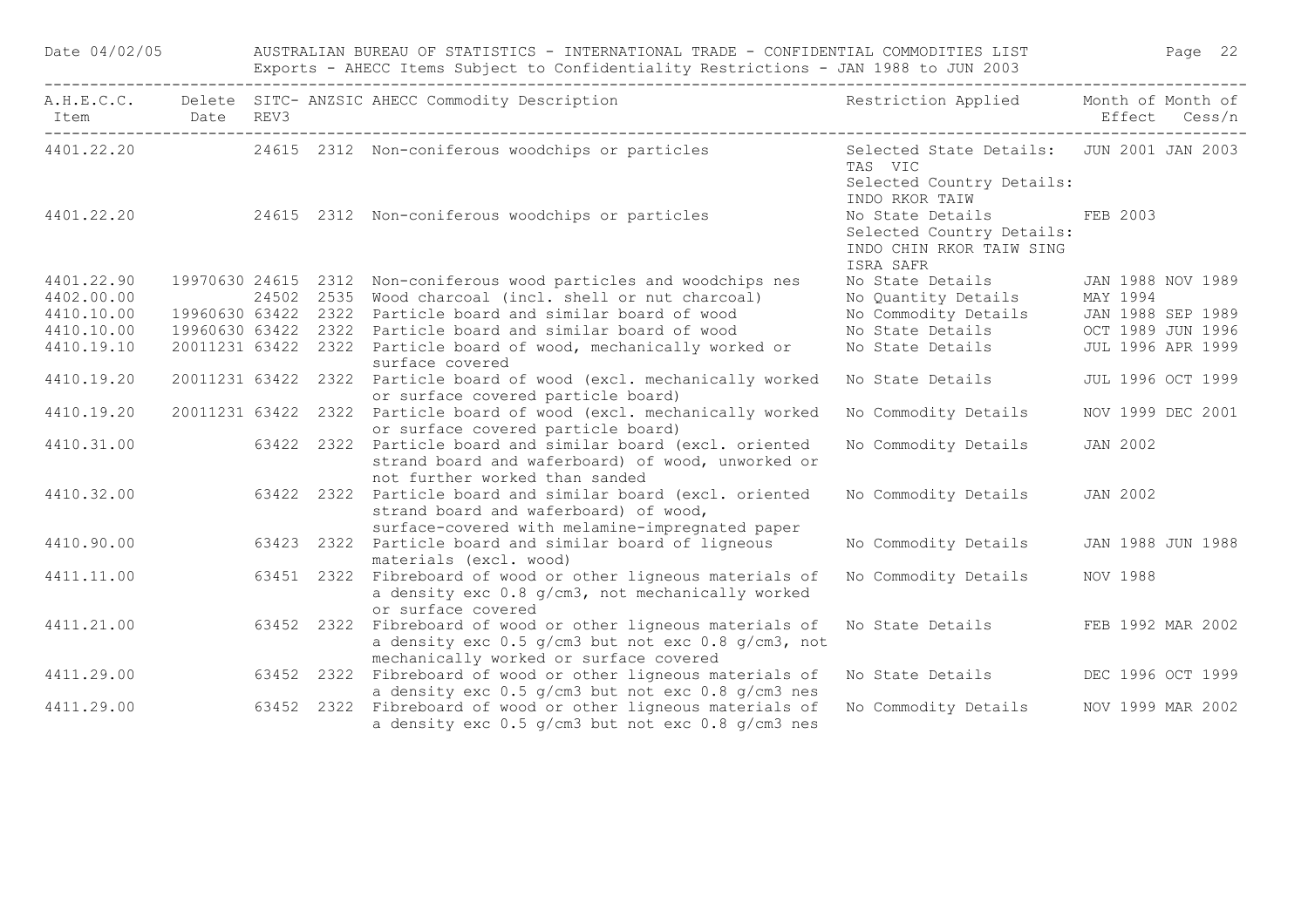| A.H.E.C.C. Item | Delete Date | SITC-REV3 | ANZSIC | AHECC Commodity Description | Restriction Applied | Month of Effect | Month of Cess/n |
|---|---|---|---|---|---|---|---|
| 4401.22.20 | | 24615 | 2312 | Non-coniferous woodchips or particles | Selected State Details: TAS VIC Selected Country Details: INDO RKOR TAIW | JUN 2001 | JAN 2003 |
| 4401.22.20 | | 24615 | 2312 | Non-coniferous woodchips or particles | No State Details Selected Country Details: INDO CHIN RKOR TAIW SING ISRA SAFR | FEB 2003 | |
| 4401.22.90 | 19970630 | 24615 | 2312 | Non-coniferous wood particles and woodchips nes | No State Details | JAN 1988 | NOV 1989 |
| 4402.00.00 | | 24502 | 2535 | Wood charcoal (incl. shell or nut charcoal) | No Quantity Details | MAY 1994 | |
| 4410.10.00 | 19960630 | 63422 | 2322 | Particle board and similar board of wood | No Commodity Details | JAN 1988 | SEP 1989 |
| 4410.10.00 | 19960630 | 63422 | 2322 | Particle board and similar board of wood | No State Details | OCT 1989 | JUN 1996 |
| 4410.19.10 | 20011231 | 63422 | 2322 | Particle board of wood, mechanically worked or surface covered | No State Details | JUL 1996 | APR 1999 |
| 4410.19.20 | 20011231 | 63422 | 2322 | Particle board of wood (excl. mechanically worked or surface covered particle board) | No State Details | JUL 1996 | OCT 1999 |
| 4410.19.20 | 20011231 | 63422 | 2322 | Particle board of wood (excl. mechanically worked or surface covered particle board) | No Commodity Details | NOV 1999 | DEC 2001 |
| 4410.31.00 | | 63422 | 2322 | Particle board and similar board (excl. oriented strand board and waferboard) of wood, unworked or not further worked than sanded | No Commodity Details | JAN 2002 | |
| 4410.32.00 | | 63422 | 2322 | Particle board and similar board (excl. oriented strand board and waferboard) of wood, surface-covered with melamine-impregnated paper | No Commodity Details | JAN 2002 | |
| 4410.90.00 | | 63423 | 2322 | Particle board and similar board of ligneous materials (excl. wood) | No Commodity Details | JAN 1988 | JUN 1988 |
| 4411.11.00 | | 63451 | 2322 | Fibreboard of wood or other ligneous materials of a density exc 0.8 g/cm3, not mechanically worked or surface covered | No Commodity Details | NOV 1988 | |
| 4411.21.00 | | 63452 | 2322 | Fibreboard of wood or other ligneous materials of a density exc 0.5 g/cm3 but not exc 0.8 g/cm3, not mechanically worked or surface covered | No State Details | FEB 1992 | MAR 2002 |
| 4411.29.00 | | 63452 | 2322 | Fibreboard of wood or other ligneous materials of a density exc 0.5 g/cm3 but not exc 0.8 g/cm3 nes | No State Details | DEC 1996 | OCT 1999 |
| 4411.29.00 | | 63452 | 2322 | Fibreboard of wood or other ligneous materials of a density exc 0.5 g/cm3 but not exc 0.8 g/cm3 nes | No Commodity Details | NOV 1999 | MAR 2002 |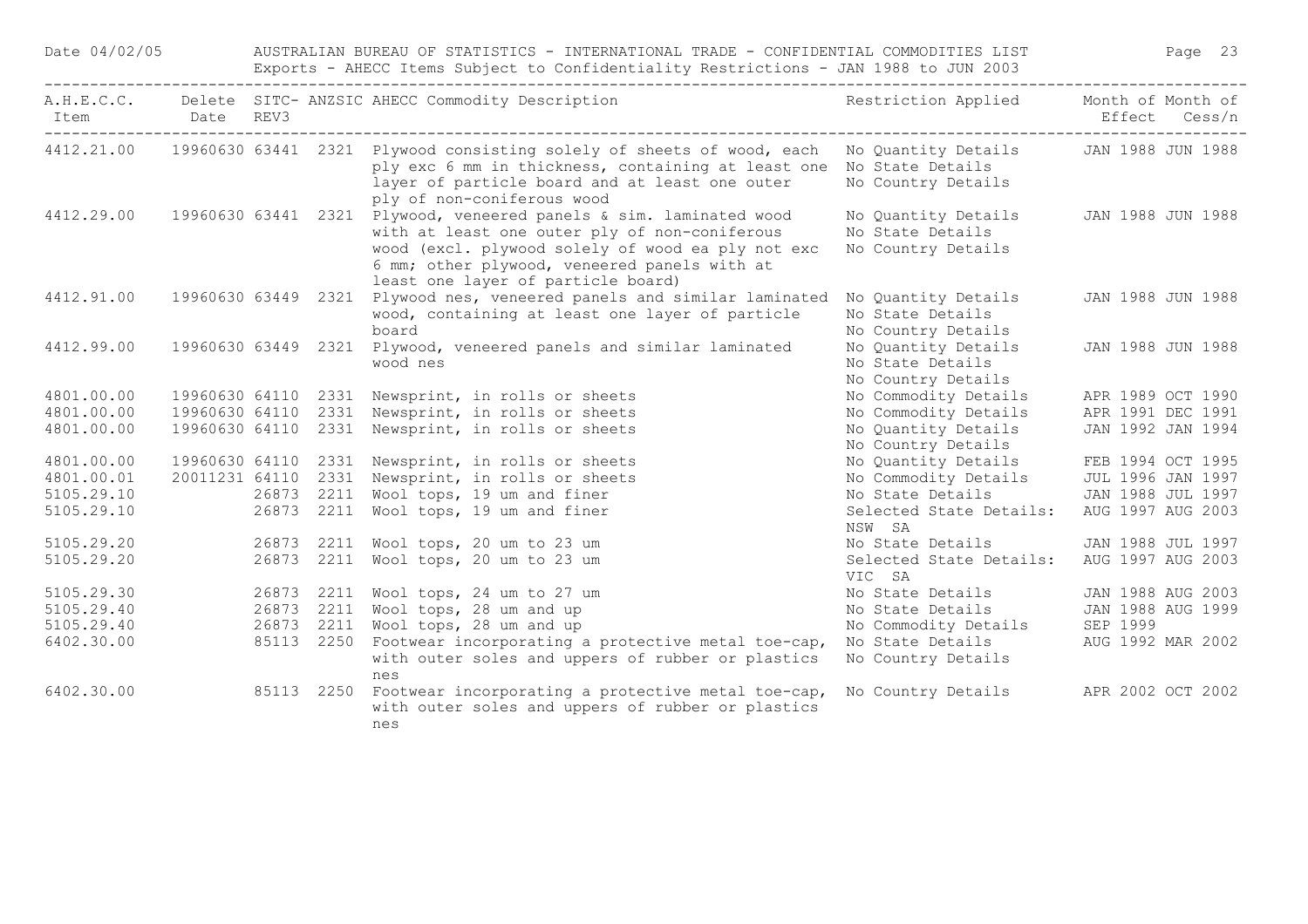Date 04/02/05 AUSTRALIAN BUREAU OF STATISTICS - INTERNATIONAL TRADE - CONFIDENTIAL COMMODITIES LIST

Exports - AHECC Items Subject to Confidentiality Restrictions - JAN 1988 to JUN 2003

| A.H.E.C.C. Item | Delete Date | SITC-REV3 | ANZSIC | AHECC Commodity Description | Restriction Applied | Month of Effect | Month of Cess/n |
|---|---|---|---|---|---|---|---|
| 4412.21.00 | 19960630 | 63441 | 2321 | Plywood consisting solely of sheets of wood, each ply exc 6 mm in thickness, containing at least one layer of particle board and at least one outer ply of non-coniferous wood | No Quantity Details<br>No State Details<br>No Country Details | JAN 1988 | JUN 1988 |
| 4412.29.00 | 19960630 | 63441 | 2321 | Plywood, veneered panels & sim. laminated wood with at least one outer ply of non-coniferous wood (excl. plywood solely of wood ea ply not exc 6 mm; other plywood, veneered panels with at least one layer of particle board) | No Quantity Details<br>No State Details<br>No Country Details | JAN 1988 | JUN 1988 |
| 4412.91.00 | 19960630 | 63449 | 2321 | Plywood nes, veneered panels and similar laminated wood, containing at least one layer of particle board | No Quantity Details<br>No State Details<br>No Country Details | JAN 1988 | JUN 1988 |
| 4412.99.00 | 19960630 | 63449 | 2321 | Plywood, veneered panels and similar laminated wood nes | No Quantity Details<br>No State Details<br>No Country Details | JAN 1988 | JUN 1988 |
| 4801.00.00 | 19960630 | 64110 | 2331 | Newsprint, in rolls or sheets | No Commodity Details | APR 1989 | OCT 1990 |
| 4801.00.00 | 19960630 | 64110 | 2331 | Newsprint, in rolls or sheets | No Commodity Details | APR 1991 | DEC 1991 |
| 4801.00.00 | 19960630 | 64110 | 2331 | Newsprint, in rolls or sheets | No Quantity Details<br>No Country Details | JAN 1992 | JAN 1994 |
| 4801.00.00 | 19960630 | 64110 | 2331 | Newsprint, in rolls or sheets | No Quantity Details | FEB 1994 | OCT 1995 |
| 4801.00.01 | 20011231 | 64110 | 2331 | Newsprint, in rolls or sheets | No Commodity Details | JUL 1996 | JAN 1997 |
| 5105.29.10 | | 26873 | 2211 | Wool tops, 19 um and finer | No State Details | JAN 1988 | JUL 1997 |
| 5105.29.10 | | 26873 | 2211 | Wool tops, 19 um and finer | Selected State Details:<br>NSW SA | AUG 1997 | AUG 2003 |
| 5105.29.20 | | 26873 | 2211 | Wool tops, 20 um to 23 um | No State Details | JAN 1988 | JUL 1997 |
| 5105.29.20 | | 26873 | 2211 | Wool tops, 20 um to 23 um | Selected State Details:<br>VIC SA | AUG 1997 | AUG 2003 |
| 5105.29.30 | | 26873 | 2211 | Wool tops, 24 um to 27 um | No State Details | JAN 1988 | AUG 2003 |
| 5105.29.40 | | 26873 | 2211 | Wool tops, 28 um and up | No State Details | JAN 1988 | AUG 1999 |
| 5105.29.40 | | 26873 | 2211 | Wool tops, 28 um and up | No Commodity Details | SEP 1999 | |
| 6402.30.00 | | 85113 | 2250 | Footwear incorporating a protective metal toe-cap, with outer soles and uppers of rubber or plastics nes | No State Details<br>No Country Details | AUG 1992 | MAR 2002 |
| 6402.30.00 | | 85113 | 2250 | Footwear incorporating a protective metal toe-cap, with outer soles and uppers of rubber or plastics nes | No Country Details | APR 2002 | OCT 2002 |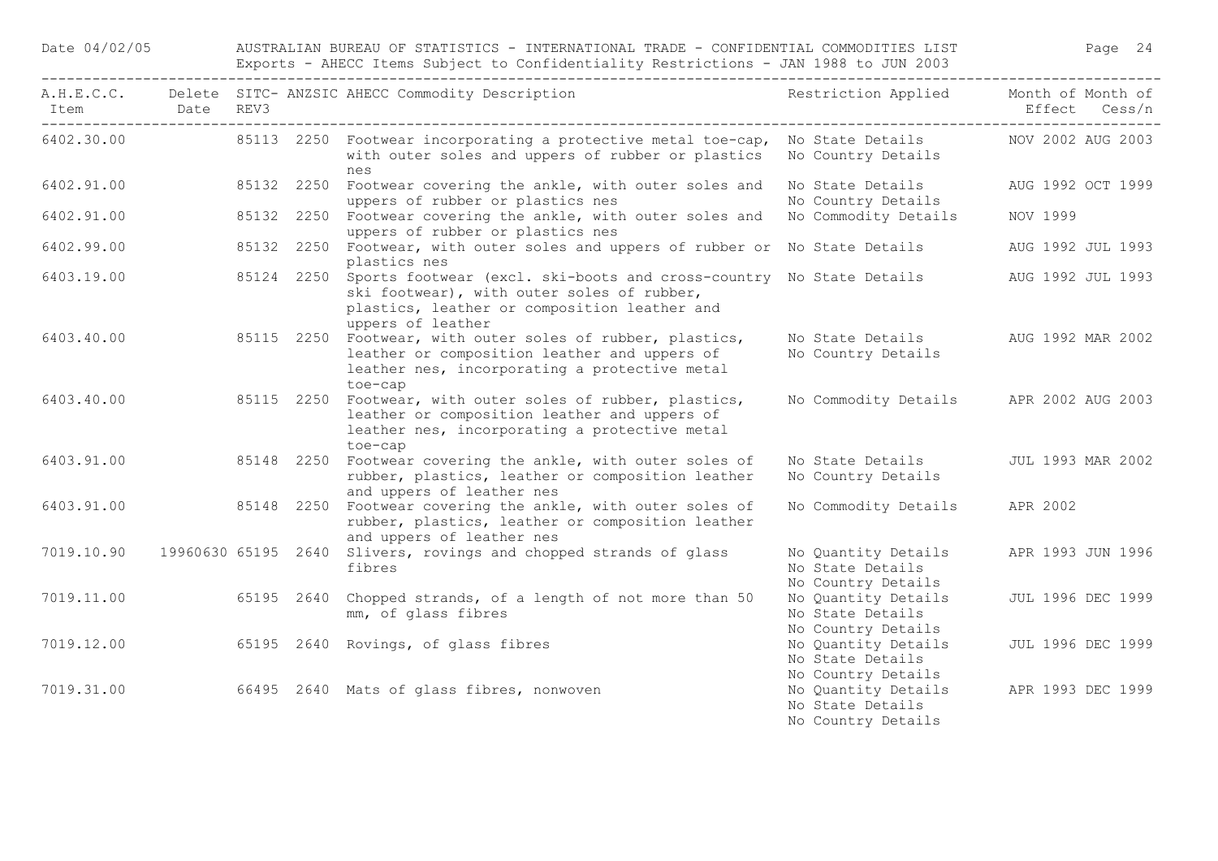# AUSTRALIAN BUREAU OF STATISTICS - INTERNATIONAL TRADE - CONFIDENTIAL COMMODITIES LIST

Exports - AHECC Items Subject to Confidentiality Restrictions - JAN 1988 to JUN 2003

Date 04/02/05

| A.H.E.C.C. Item | Delete Date | SITC-REV3 | ANZSIC | AHECC Commodity Description | Restriction Applied | Month of Effect | Month of Cess/n |
|---|---|---|---|---|---|---|---|
| 6402.30.00 | | 85113 | 2250 | Footwear incorporating a protective metal toe-cap, with outer soles and uppers of rubber or plastics nes | No State Details<br>No Country Details | NOV 2002 | AUG 2003 |
| 6402.91.00 | | 85132 | 2250 | Footwear covering the ankle, with outer soles and uppers of rubber or plastics nes | No State Details<br>No Country Details | AUG 1992 | OCT 1999 |
| 6402.91.00 | | 85132 | 2250 | Footwear covering the ankle, with outer soles and uppers of rubber or plastics nes | No Commodity Details | NOV 1999 | |
| 6402.99.00 | | 85132 | 2250 | Footwear, with outer soles and uppers of rubber or plastics nes | No State Details | AUG 1992 | JUL 1993 |
| 6403.19.00 | | 85124 | 2250 | Sports footwear (excl. ski-boots and cross-country ski footwear), with outer soles of rubber, plastics, leather or composition leather and uppers of leather | No State Details | AUG 1992 | JUL 1993 |
| 6403.40.00 | | 85115 | 2250 | Footwear, with outer soles of rubber, plastics, leather or composition leather and uppers of leather nes, incorporating a protective metal toe-cap | No State Details<br>No Country Details | AUG 1992 | MAR 2002 |
| 6403.40.00 | | 85115 | 2250 | Footwear, with outer soles of rubber, plastics, leather or composition leather and uppers of leather nes, incorporating a protective metal toe-cap | No Commodity Details | APR 2002 | AUG 2003 |
| 6403.91.00 | | 85148 | 2250 | Footwear covering the ankle, with outer soles of rubber, plastics, leather or composition leather and uppers of leather nes | No State Details<br>No Country Details | JUL 1993 | MAR 2002 |
| 6403.91.00 | | 85148 | 2250 | Footwear covering the ankle, with outer soles of rubber, plastics, leather or composition leather and uppers of leather nes | No Commodity Details | APR 2002 | |
| 7019.10.90 | 19960630 | 65195 | 2640 | Slivers, rovings and chopped strands of glass fibres | No Quantity Details<br>No State Details<br>No Country Details | APR 1993 | JUN 1996 |
| 7019.11.00 | | 65195 | 2640 | Chopped strands, of a length of not more than 50 mm, of glass fibres | No Quantity Details<br>No State Details<br>No Country Details | JUL 1996 | DEC 1999 |
| 7019.12.00 | | 65195 | 2640 | Rovings, of glass fibres | No Quantity Details<br>No State Details<br>No Country Details | JUL 1996 | DEC 1999 |
| 7019.31.00 | | 66495 | 2640 | Mats of glass fibres, nonwoven | No Quantity Details<br>No State Details<br>No Country Details | APR 1993 | DEC 1999 |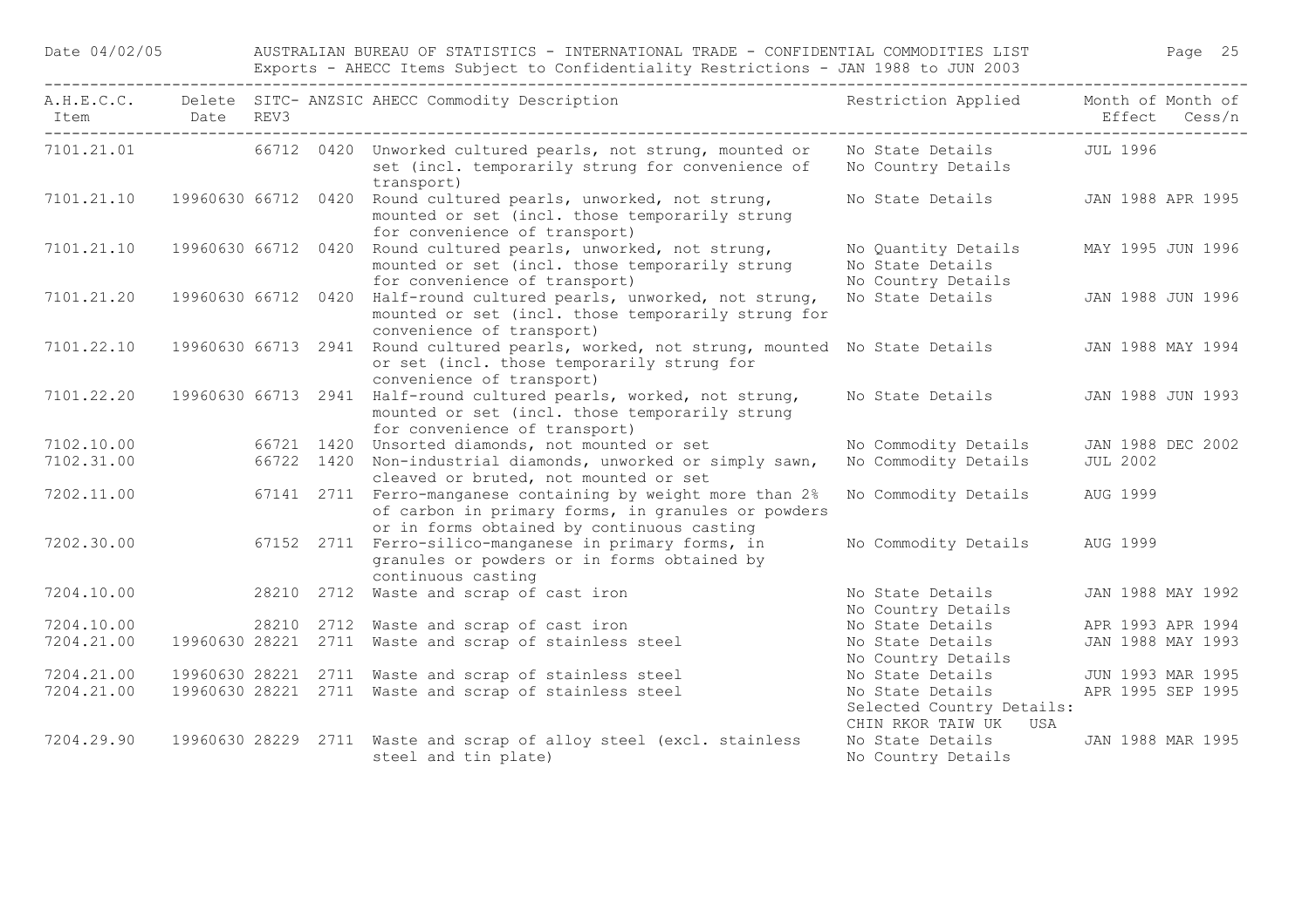| A.H.E.C.C. Item | Delete Date | SITC-REV3 | ANZSIC | AHECC Commodity Description | Restriction Applied | Month of Effect | Month of Cess/n |
|---|---|---|---|---|---|---|---|
| 7101.21.01 | | 66712 | 0420 | Unworked cultured pearls, not strung, mounted or set (incl. temporarily strung for convenience of transport) | No State Details<br>No Country Details | JUL 1996 | |
| 7101.21.10 | 19960630 | 66712 | 0420 | Round cultured pearls, unworked, not strung, mounted or set (incl. those temporarily strung for convenience of transport) | No State Details | JAN 1988 | APR 1995 |
| 7101.21.10 | 19960630 | 66712 | 0420 | Round cultured pearls, unworked, not strung, mounted or set (incl. those temporarily strung for convenience of transport) | No Quantity Details<br>No State Details<br>No Country Details | MAY 1995 | JUN 1996 |
| 7101.21.20 | 19960630 | 66712 | 0420 | Half-round cultured pearls, unworked, not strung, mounted or set (incl. those temporarily strung for convenience of transport) | No State Details | JAN 1988 | JUN 1996 |
| 7101.22.10 | 19960630 | 66713 | 2941 | Round cultured pearls, worked, not strung, mounted or set (incl. those temporarily strung for convenience of transport) | No State Details | JAN 1988 | MAY 1994 |
| 7101.22.20 | 19960630 | 66713 | 2941 | Half-round cultured pearls, worked, not strung, mounted or set (incl. those temporarily strung for convenience of transport) | No State Details | JAN 1988 | JUN 1993 |
| 7102.10.00 | | 66721 | 1420 | Unsorted diamonds, not mounted or set | No Commodity Details | JAN 1988 | DEC 2002 |
| 7102.31.00 | | 66722 | 1420 | Non-industrial diamonds, unworked or simply sawn, cleaved or bruted, not mounted or set | No Commodity Details | JUL 2002 | |
| 7202.11.00 | | 67141 | 2711 | Ferro-manganese containing by weight more than 2% of carbon in primary forms, in granules or powders or in forms obtained by continuous casting | No Commodity Details | AUG 1999 | |
| 7202.30.00 | | 67152 | 2711 | Ferro-silico-manganese in primary forms, in granules or powders or in forms obtained by continuous casting | No Commodity Details | AUG 1999 | |
| 7204.10.00 | | 28210 | 2712 | Waste and scrap of cast iron | No State Details<br>No Country Details | JAN 1988 | MAY 1992 |
| 7204.10.00 | | 28210 | 2712 | Waste and scrap of cast iron | No State Details | APR 1993 | APR 1994 |
| 7204.21.00 | 19960630 | 28221 | 2711 | Waste and scrap of stainless steel | No State Details<br>No Country Details | JAN 1988 | MAY 1993 |
| 7204.21.00 | 19960630 | 28221 | 2711 | Waste and scrap of stainless steel | No State Details | JUN 1993 | MAR 1995 |
| 7204.21.00 | 19960630 | 28221 | 2711 | Waste and scrap of stainless steel | No State Details<br>Selected Country Details:<br>CHIN RKOR TAIW UK USA | APR 1995 | SEP 1995 |
| 7204.29.90 | 19960630 | 28229 | 2711 | Waste and scrap of alloy steel (excl. stainless steel and tin plate) | No State Details<br>No Country Details | JAN 1988 | MAR 1995 |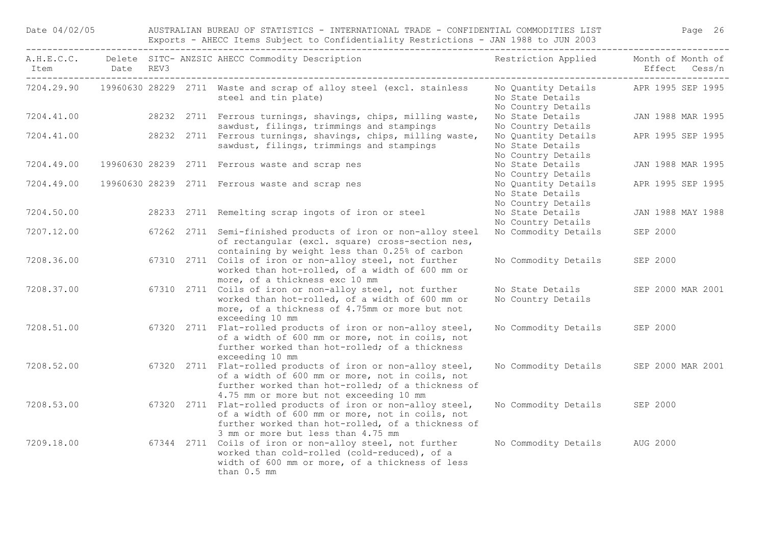| A.H.E.C.C. Item | Delete Date | SITC-REV3 | ANZSIC | AHECC Commodity Description | Restriction Applied | Month of Effect | Month of Cess/n |
|---|---|---|---|---|---|---|---|
| 7204.29.90 | 19960630 | 28229 | 2711 | Waste and scrap of alloy steel (excl. stainless steel and tin plate) | No Quantity Details<br>No State Details<br>No Country Details | APR 1995 | SEP 1995 |
| 7204.41.00 | | 28232 | 2711 | Ferrous turnings, shavings, chips, milling waste, sawdust, filings, trimmings and stampings | No State Details<br>No Country Details | JAN 1988 | MAR 1995 |
| 7204.41.00 | | 28232 | 2711 | Ferrous turnings, shavings, chips, milling waste, sawdust, filings, trimmings and stampings | No Quantity Details<br>No State Details<br>No Country Details | APR 1995 | SEP 1995 |
| 7204.49.00 | 19960630 | 28239 | 2711 | Ferrous waste and scrap nes | No State Details<br>No Country Details | JAN 1988 | MAR 1995 |
| 7204.49.00 | 19960630 | 28239 | 2711 | Ferrous waste and scrap nes | No Quantity Details<br>No State Details<br>No Country Details | APR 1995 | SEP 1995 |
| 7204.50.00 | | 28233 | 2711 | Remelting scrap ingots of iron or steel | No State Details<br>No Country Details | JAN 1988 | MAY 1988 |
| 7207.12.00 | | 67262 | 2711 | Semi-finished products of iron or non-alloy steel of rectangular (excl. square) cross-section nes, containing by weight less than 0.25% of carbon | No Commodity Details | SEP 2000 | |
| 7208.36.00 | | 67310 | 2711 | Coils of iron or non-alloy steel, not further worked than hot-rolled, of a width of 600 mm or more, of a thickness exc 10 mm | No Commodity Details | SEP 2000 | |
| 7208.37.00 | | 67310 | 2711 | Coils of iron or non-alloy steel, not further worked than hot-rolled, of a width of 600 mm or more, of a thickness of 4.75mm or more but not exceeding 10 mm | No State Details<br>No Country Details | SEP 2000 | MAR 2001 |
| 7208.51.00 | | 67320 | 2711 | Flat-rolled products of iron or non-alloy steel, of a width of 600 mm or more, not in coils, not further worked than hot-rolled; of a thickness exceeding 10 mm | No Commodity Details | SEP 2000 | |
| 7208.52.00 | | 67320 | 2711 | Flat-rolled products of iron or non-alloy steel, of a width of 600 mm or more, not in coils, not further worked than hot-rolled; of a thickness of 4.75 mm or more but not exceeding 10 mm | No Commodity Details | SEP 2000 | MAR 2001 |
| 7208.53.00 | | 67320 | 2711 | Flat-rolled products of iron or non-alloy steel, of a width of 600 mm or more, not in coils, not further worked than hot-rolled, of a thickness of 3 mm or more but less than 4.75 mm | No Commodity Details | SEP 2000 | |
| 7209.18.00 | | 67344 | 2711 | Coils of iron or non-alloy steel, not further worked than cold-rolled (cold-reduced), of a width of 600 mm or more, of a thickness of less than 0.5 mm | No Commodity Details | AUG 2000 | |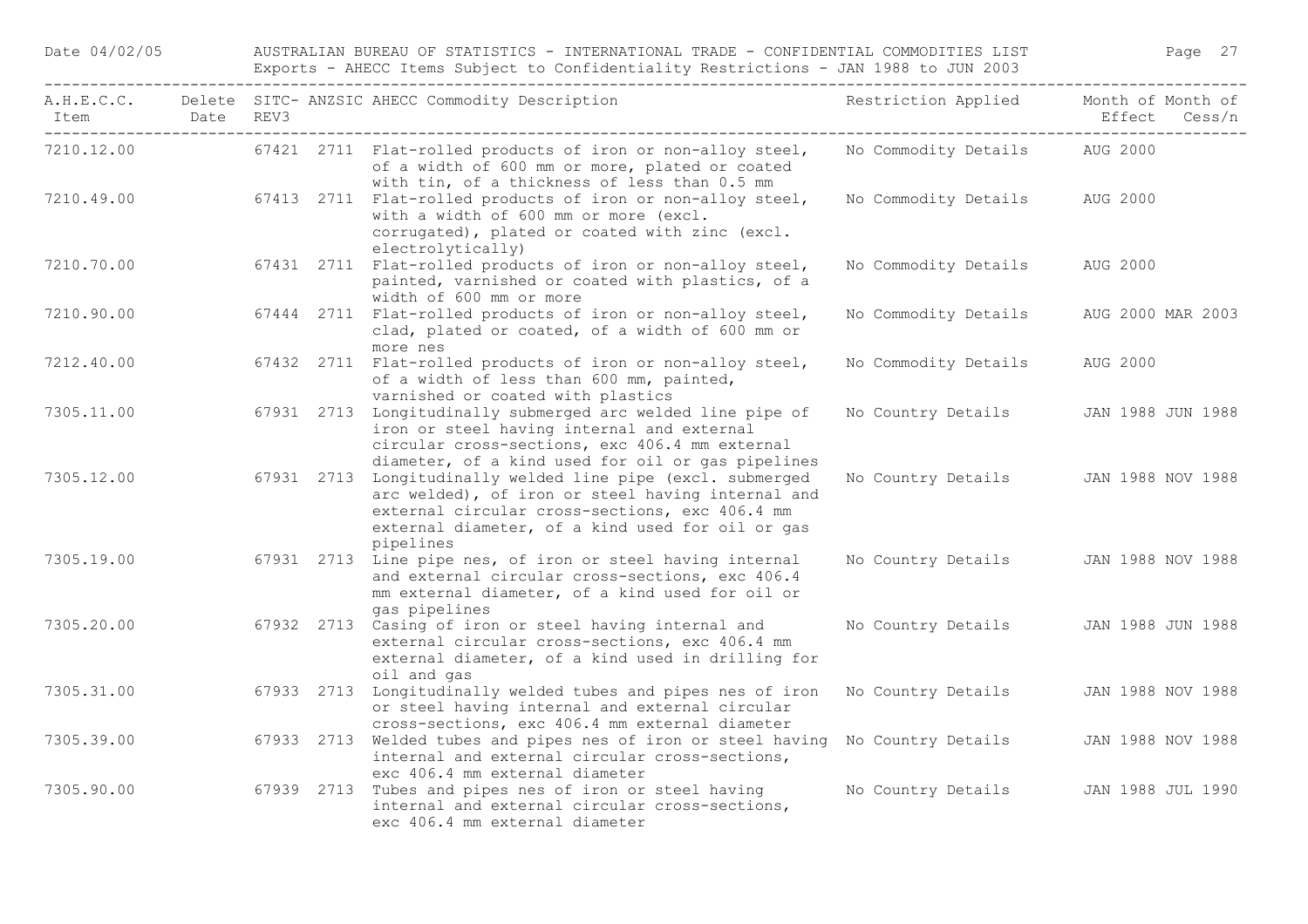| A.H.E.C.C. Item | Delete Date | SITC-REV3 | ANZSIC | AHECC Commodity Description | Restriction Applied | Month of Effect | Month of Cess/n |
|---|---|---|---|---|---|---|---|
| 7210.12.00 | | 67421 | 2711 | Flat-rolled products of iron or non-alloy steel, of a width of 600 mm or more, plated or coated with tin, of a thickness of less than 0.5 mm | No Commodity Details | AUG 2000 | |
| 7210.49.00 | | 67413 | 2711 | Flat-rolled products of iron or non-alloy steel, with a width of 600 mm or more (excl. corrugated), plated or coated with zinc (excl. electrolytically) | No Commodity Details | AUG 2000 | |
| 7210.70.00 | | 67431 | 2711 | Flat-rolled products of iron or non-alloy steel, painted, varnished or coated with plastics, of a width of 600 mm or more | No Commodity Details | AUG 2000 | |
| 7210.90.00 | | 67444 | 2711 | Flat-rolled products of iron or non-alloy steel, clad, plated or coated, of a width of 600 mm or more nes | No Commodity Details | AUG 2000 | MAR 2003 |
| 7212.40.00 | | 67432 | 2711 | Flat-rolled products of iron or non-alloy steel, of a width of less than 600 mm, painted, varnished or coated with plastics | No Commodity Details | AUG 2000 | |
| 7305.11.00 | | 67931 | 2713 | Longitudinally submerged arc welded line pipe of iron or steel having internal and external circular cross-sections, exc 406.4 mm external diameter, of a kind used for oil or gas pipelines | No Country Details | JAN 1988 | JUN 1988 |
| 7305.12.00 | | 67931 | 2713 | Longitudinally welded line pipe (excl. submerged arc welded), of iron or steel having internal and external circular cross-sections, exc 406.4 mm external diameter, of a kind used for oil or gas pipelines | No Country Details | JAN 1988 | NOV 1988 |
| 7305.19.00 | | 67931 | 2713 | Line pipe nes, of iron or steel having internal and external circular cross-sections, exc 406.4 mm external diameter, of a kind used for oil or gas pipelines | No Country Details | JAN 1988 | NOV 1988 |
| 7305.20.00 | | 67932 | 2713 | Casing of iron or steel having internal and external circular cross-sections, exc 406.4 mm external diameter, of a kind used in drilling for oil and gas | No Country Details | JAN 1988 | JUN 1988 |
| 7305.31.00 | | 67933 | 2713 | Longitudinally welded tubes and pipes nes of iron or steel having internal and external circular cross-sections, exc 406.4 mm external diameter | No Country Details | JAN 1988 | NOV 1988 |
| 7305.39.00 | | 67933 | 2713 | Welded tubes and pipes nes of iron or steel having internal and external circular cross-sections, exc 406.4 mm external diameter | No Country Details | JAN 1988 | NOV 1988 |
| 7305.90.00 | | 67939 | 2713 | Tubes and pipes nes of iron or steel having internal and external circular cross-sections, exc 406.4 mm external diameter | No Country Details | JAN 1988 | JUL 1990 |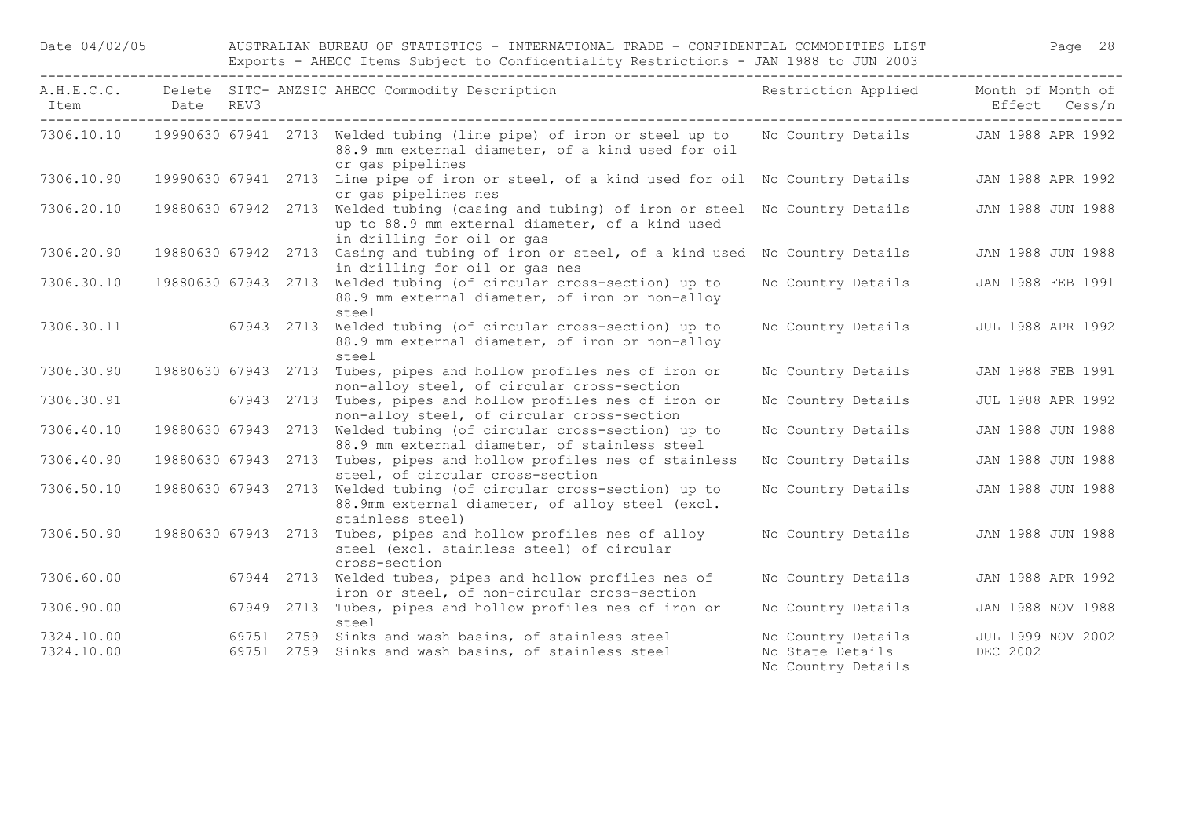| A.H.E.C.C. Item | Delete Date | SITC- REV3 | ANZSIC | AHECC Commodity Description | Restriction Applied | Month of Effect | Month of Cess/n |
|---|---|---|---|---|---|---|---|
| 7306.10.10 | 19990630 | 67941 | 2713 | Welded tubing (line pipe) of iron or steel up to 88.9 mm external diameter, of a kind used for oil or gas pipelines | No Country Details | JAN 1988 | APR 1992 |
| 7306.10.90 | 19990630 | 67941 | 2713 | Line pipe of iron or steel, of a kind used for oil or gas pipelines nes | No Country Details | JAN 1988 | APR 1992 |
| 7306.20.10 | 19880630 | 67942 | 2713 | Welded tubing (casing and tubing) of iron or steel up to 88.9 mm external diameter, of a kind used in drilling for oil or gas | No Country Details | JAN 1988 | JUN 1988 |
| 7306.20.90 | 19880630 | 67942 | 2713 | Casing and tubing of iron or steel, of a kind used in drilling for oil or gas nes | No Country Details | JAN 1988 | JUN 1988 |
| 7306.30.10 | 19880630 | 67943 | 2713 | Welded tubing (of circular cross-section) up to 88.9 mm external diameter, of iron or non-alloy steel | No Country Details | JAN 1988 | FEB 1991 |
| 7306.30.11 | | 67943 | 2713 | Welded tubing (of circular cross-section) up to 88.9 mm external diameter, of iron or non-alloy steel | No Country Details | JUL 1988 | APR 1992 |
| 7306.30.90 | 19880630 | 67943 | 2713 | Tubes, pipes and hollow profiles nes of iron or non-alloy steel, of circular cross-section | No Country Details | JAN 1988 | FEB 1991 |
| 7306.30.91 | | 67943 | 2713 | Tubes, pipes and hollow profiles nes of iron or non-alloy steel, of circular cross-section | No Country Details | JUL 1988 | APR 1992 |
| 7306.40.10 | 19880630 | 67943 | 2713 | Welded tubing (of circular cross-section) up to 88.9 mm external diameter, of stainless steel | No Country Details | JAN 1988 | JUN 1988 |
| 7306.40.90 | 19880630 | 67943 | 2713 | Tubes, pipes and hollow profiles nes of stainless steel, of circular cross-section | No Country Details | JAN 1988 | JUN 1988 |
| 7306.50.10 | 19880630 | 67943 | 2713 | Welded tubing (of circular cross-section) up to 88.9mm external diameter, of alloy steel (excl. stainless steel) | No Country Details | JAN 1988 | JUN 1988 |
| 7306.50.90 | 19880630 | 67943 | 2713 | Tubes, pipes and hollow profiles nes of alloy steel (excl. stainless steel) of circular cross-section | No Country Details | JAN 1988 | JUN 1988 |
| 7306.60.00 | | 67944 | 2713 | Welded tubes, pipes and hollow profiles nes of iron or steel, of non-circular cross-section | No Country Details | JAN 1988 | APR 1992 |
| 7306.90.00 | | 67949 | 2713 | Tubes, pipes and hollow profiles nes of iron or steel | No Country Details | JAN 1988 | NOV 1988 |
| 7324.10.00 | | 69751 | 2759 | Sinks and wash basins, of stainless steel | No Country Details | JUL 1999 | NOV 2002 |
| 7324.10.00 | | 69751 | 2759 | Sinks and wash basins, of stainless steel | No State Details No Country Details | DEC 2002 | |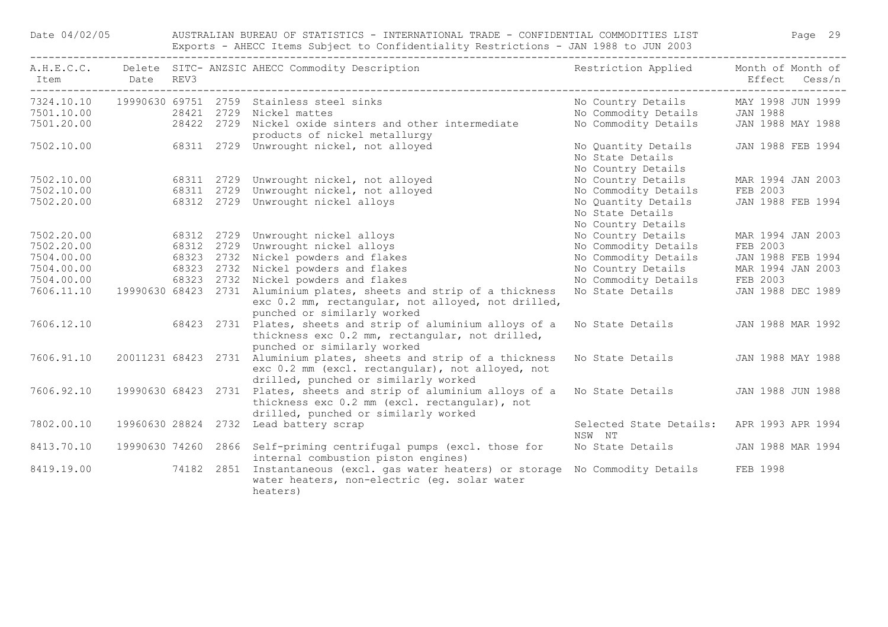| A.H.E.C.C. Item | Delete Date | SITC-REV3 | ANZSIC | AHECC Commodity Description | Restriction Applied | Month of Effect | Month of Cess/n |
|---|---|---|---|---|---|---|---|
| 7324.10.10 | 19990630 | 69751 | 2759 | Stainless steel sinks | No Country Details | MAY 1998 | JUN 1999 |
| 7501.10.00 | | 28421 | 2729 | Nickel mattes | No Commodity Details | JAN 1988 | |
| 7501.20.00 | | 28422 | 2729 | Nickel oxide sinters and other intermediate products of nickel metallurgy | No Commodity Details | JAN 1988 | MAY 1988 |
| 7502.10.00 | | 68311 | 2729 | Unwrought nickel, not alloyed | No Quantity Details<br>No State Details<br>No Country Details | JAN 1988 | FEB 1994 |
| 7502.10.00 | | 68311 | 2729 | Unwrought nickel, not alloyed | No Country Details | MAR 1994 | JAN 2003 |
| 7502.10.00 | | 68311 | 2729 | Unwrought nickel, not alloyed | No Commodity Details | FEB 2003 | |
| 7502.20.00 | | 68312 | 2729 | Unwrought nickel alloys | No Quantity Details<br>No State Details<br>No Country Details | JAN 1988 | FEB 1994 |
| 7502.20.00 | | 68312 | 2729 | Unwrought nickel alloys | No Country Details | MAR 1994 | JAN 2003 |
| 7502.20.00 | | 68312 | 2729 | Unwrought nickel alloys | No Commodity Details | FEB 2003 | |
| 7504.00.00 | | 68323 | 2732 | Nickel powders and flakes | No Commodity Details | JAN 1988 | FEB 1994 |
| 7504.00.00 | | 68323 | 2732 | Nickel powders and flakes | No Country Details | MAR 1994 | JAN 2003 |
| 7504.00.00 | | 68323 | 2732 | Nickel powders and flakes | No Commodity Details | FEB 2003 | |
| 7606.11.10 | 19990630 | 68423 | 2731 | Aluminium plates, sheets and strip of a thickness exc 0.2 mm, rectangular, not alloyed, not drilled, punched or similarly worked | No State Details | JAN 1988 | DEC 1989 |
| 7606.12.10 | | 68423 | 2731 | Plates, sheets and strip of aluminium alloys of a thickness exc 0.2 mm, rectangular, not drilled, punched or similarly worked | No State Details | JAN 1988 | MAR 1992 |
| 7606.91.10 | 20011231 | 68423 | 2731 | Aluminium plates, sheets and strip of a thickness exc 0.2 mm (excl. rectangular), not alloyed, not drilled, punched or similarly worked | No State Details | JAN 1988 | MAY 1988 |
| 7606.92.10 | 19990630 | 68423 | 2731 | Plates, sheets and strip of aluminium alloys of a thickness exc 0.2 mm (excl. rectangular), not drilled, punched or similarly worked | No State Details | JAN 1988 | JUN 1988 |
| 7802.00.10 | 19960630 | 28824 | 2732 | Lead battery scrap | Selected State Details: NSW NT | APR 1993 | APR 1994 |
| 8413.70.10 | 19990630 | 74260 | 2866 | Self-priming centrifugal pumps (excl. those for internal combustion piston engines) | No State Details | JAN 1988 | MAR 1994 |
| 8419.19.00 | | 74182 | 2851 | Instantaneous (excl. gas water heaters) or storage water heaters, non-electric (eg. solar water heaters) | No Commodity Details | FEB 1998 | |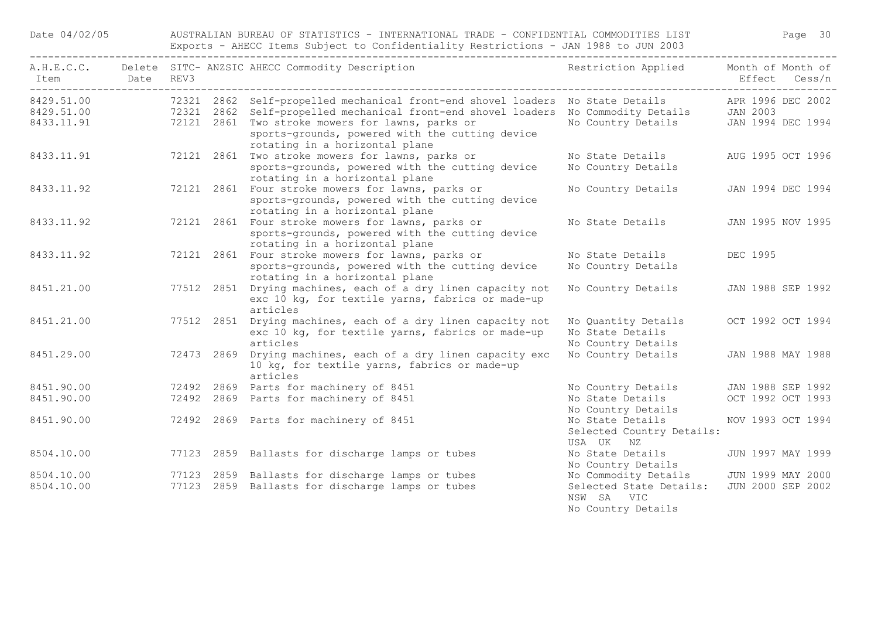| A.H.E.C.C. Item | Delete Date | SITC-REV3 | ANZSIC | AHECC Commodity Description | Restriction Applied | Month of Effect | Month of Cess/n |
|---|---|---|---|---|---|---|---|
| 8429.51.00 | | 72321 | 2862 | Self-propelled mechanical front-end shovel loaders | No State Details | APR 1996 | DEC 2002 |
| 8429.51.00 | | 72321 | 2862 | Self-propelled mechanical front-end shovel loaders | No Commodity Details | JAN 2003 | |
| 8433.11.91 | | 72121 | 2861 | Two stroke mowers for lawns, parks or sports-grounds, powered with the cutting device rotating in a horizontal plane | No Country Details | JAN 1994 | DEC 1994 |
| 8433.11.91 | | 72121 | 2861 | Two stroke mowers for lawns, parks or sports-grounds, powered with the cutting device rotating in a horizontal plane | No State Details<br>No Country Details | AUG 1995 | OCT 1996 |
| 8433.11.92 | | 72121 | 2861 | Four stroke mowers for lawns, parks or sports-grounds, powered with the cutting device rotating in a horizontal plane | No Country Details | JAN 1994 | DEC 1994 |
| 8433.11.92 | | 72121 | 2861 | Four stroke mowers for lawns, parks or sports-grounds, powered with the cutting device rotating in a horizontal plane | No State Details | JAN 1995 | NOV 1995 |
| 8433.11.92 | | 72121 | 2861 | Four stroke mowers for lawns, parks or sports-grounds, powered with the cutting device rotating in a horizontal plane | No State Details<br>No Country Details | DEC 1995 | |
| 8451.21.00 | | 77512 | 2851 | Drying machines, each of a dry linen capacity not exc 10 kg, for textile yarns, fabrics or made-up articles | No Country Details | JAN 1988 | SEP 1992 |
| 8451.21.00 | | 77512 | 2851 | Drying machines, each of a dry linen capacity not exc 10 kg, for textile yarns, fabrics or made-up articles | No Quantity Details<br>No State Details<br>No Country Details | OCT 1992 | OCT 1994 |
| 8451.29.00 | | 72473 | 2869 | Drying machines, each of a dry linen capacity exc 10 kg, for textile yarns, fabrics or made-up articles | No Country Details | JAN 1988 | MAY 1988 |
| 8451.90.00 | | 72492 | 2869 | Parts for machinery of 8451 | No Country Details | JAN 1988 | SEP 1992 |
| 8451.90.00 | | 72492 | 2869 | Parts for machinery of 8451 | No State Details<br>No Country Details | OCT 1992 | OCT 1993 |
| 8451.90.00 | | 72492 | 2869 | Parts for machinery of 8451 | No State Details<br>Selected Country Details:<br>USA UK NZ | NOV 1993 | OCT 1994 |
| 8504.10.00 | | 77123 | 2859 | Ballasts for discharge lamps or tubes | No State Details<br>No Country Details | JUN 1997 | MAY 1999 |
| 8504.10.00 | | 77123 | 2859 | Ballasts for discharge lamps or tubes | No Commodity Details | JUN 1999 | MAY 2000 |
| 8504.10.00 | | 77123 | 2859 | Ballasts for discharge lamps or tubes | Selected State Details:<br>NSW SA VIC<br>No Country Details | JUN 2000 | SEP 2002 |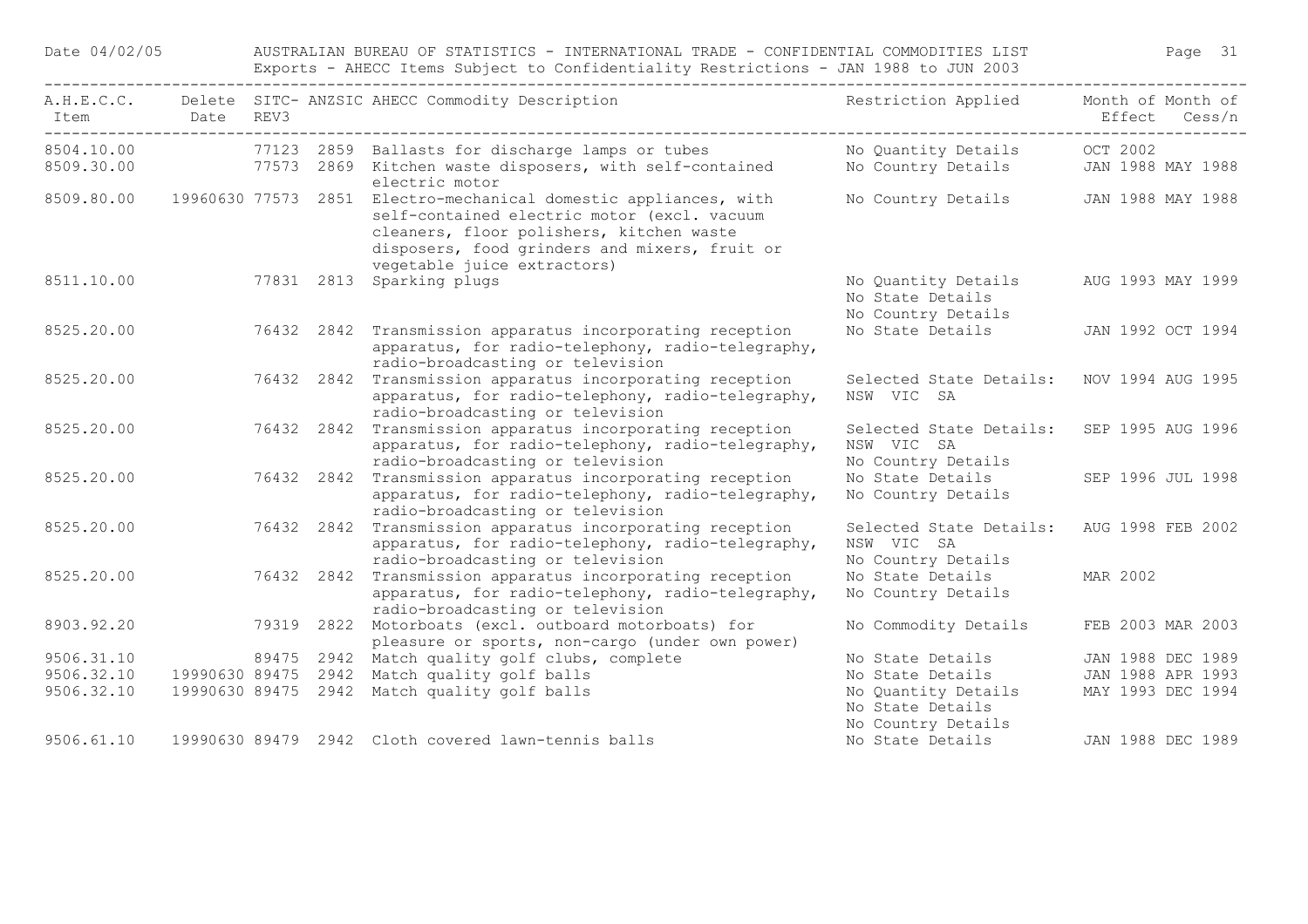Date 04/02/05 AUSTRALIAN BUREAU OF STATISTICS - INTERNATIONAL TRADE - CONFIDENTIAL COMMODITIES LIST

Exports - AHECC Items Subject to Confidentiality Restrictions - JAN 1988 to JUN 2003

| A.H.E.C.C. Item | Delete Date | SITC-REV3 | ANZSIC | AHECC Commodity Description | Restriction Applied | Month of Effect | Month of Cess/n |
|---|---|---|---|---|---|---|---|
| 8504.10.00 | | 77123 | 2859 | Ballasts for discharge lamps or tubes | No Quantity Details | OCT 2002 | |
| 8509.30.00 | | 77573 | 2869 | Kitchen waste disposers, with self-contained electric motor | No Country Details | JAN 1988 | MAY 1988 |
| 8509.80.00 | 19960630 | 77573 | 2851 | Electro-mechanical domestic appliances, with self-contained electric motor (excl. vacuum cleaners, floor polishers, kitchen waste disposers, food grinders and mixers, fruit or vegetable juice extractors) | No Country Details | JAN 1988 | MAY 1988 |
| 8511.10.00 | | 77831 | 2813 | Sparking plugs | No Quantity Details<br>No State Details<br>No Country Details | AUG 1993 | MAY 1999 |
| 8525.20.00 | | 76432 | 2842 | Transmission apparatus incorporating reception apparatus, for radio-telephony, radio-telegraphy, radio-broadcasting or television | No State Details | JAN 1992 | OCT 1994 |
| 8525.20.00 | | 76432 | 2842 | Transmission apparatus incorporating reception apparatus, for radio-telephony, radio-telegraphy, radio-broadcasting or television | Selected State Details: NSW VIC SA | NOV 1994 | AUG 1995 |
| 8525.20.00 | | 76432 | 2842 | Transmission apparatus incorporating reception apparatus, for radio-telephony, radio-telegraphy, radio-broadcasting or television | Selected State Details: NSW VIC SA<br>No Country Details | SEP 1995 | AUG 1996 |
| 8525.20.00 | | 76432 | 2842 | Transmission apparatus incorporating reception apparatus, for radio-telephony, radio-telegraphy, radio-broadcasting or television | No State Details<br>No Country Details | SEP 1996 | JUL 1998 |
| 8525.20.00 | | 76432 | 2842 | Transmission apparatus incorporating reception apparatus, for radio-telephony, radio-telegraphy, radio-broadcasting or television | Selected State Details: NSW VIC SA<br>No Country Details | AUG 1998 | FEB 2002 |
| 8525.20.00 | | 76432 | 2842 | Transmission apparatus incorporating reception apparatus, for radio-telephony, radio-telegraphy, radio-broadcasting or television | No State Details<br>No Country Details | MAR 2002 | |
| 8903.92.20 | | 79319 | 2822 | Motorboats (excl. outboard motorboats) for pleasure or sports, non-cargo (under own power) | No Commodity Details | FEB 2003 | MAR 2003 |
| 9506.31.10 | | 89475 | 2942 | Match quality golf clubs, complete | No State Details | JAN 1988 | DEC 1989 |
| 9506.32.10 | 19990630 | 89475 | 2942 | Match quality golf balls | No State Details | JAN 1988 | APR 1993 |
| 9506.32.10 | 19990630 | 89475 | 2942 | Match quality golf balls | No Quantity Details<br>No State Details<br>No Country Details | MAY 1993 | DEC 1994 |
| 9506.61.10 | 19990630 | 89479 | 2942 | Cloth covered lawn-tennis balls | No State Details | JAN 1988 | DEC 1989 |